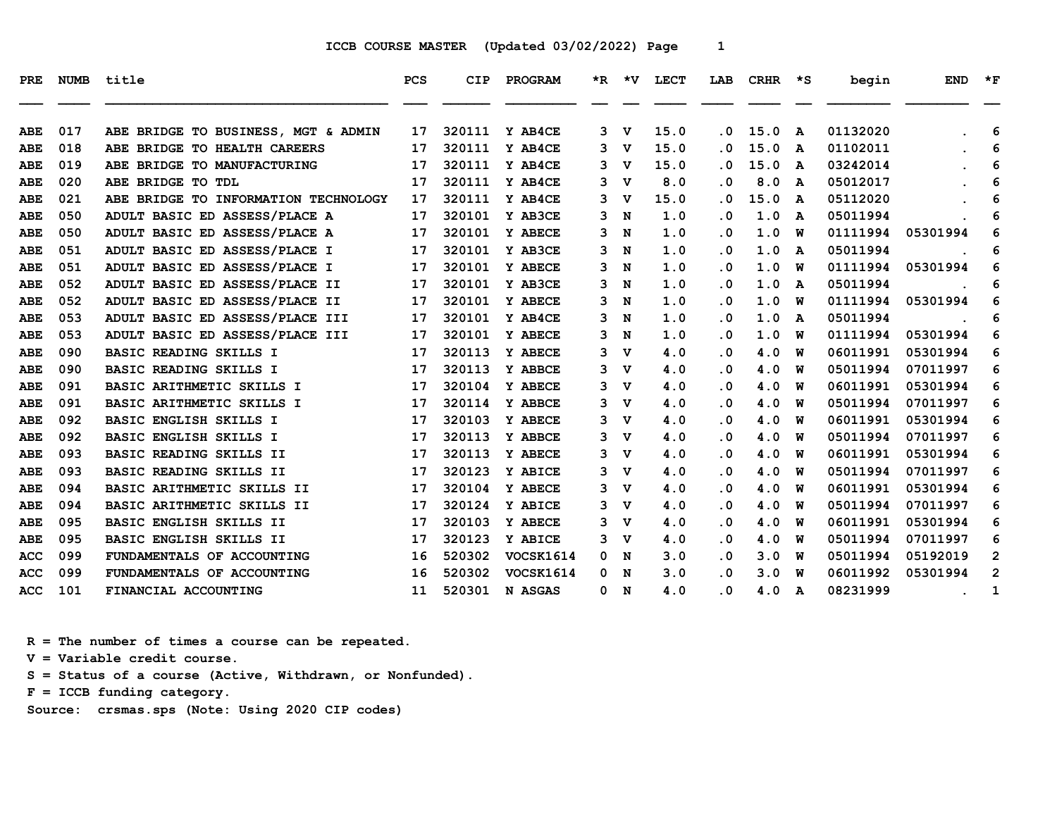# ICCB COURSE MASTER (Updated 03/02/2022)

| PRE | NUMB | title | PCS | CIP | PROGRAM | *R | *V | LECT | LAB | CRHR | *S | begin | END | *F |
|---|---|---|---|---|---|---|---|---|---|---|---|---|---|---|
| ABE | 017 | ABE BRIDGE TO BUSINESS, MGT & ADMIN | 17 | 320111 | Y AB4CE | 3 | V | 15.0 | .0 | 15.0 | A | 01132020 | . | 6 |
| ABE | 018 | ABE BRIDGE TO HEALTH CAREERS | 17 | 320111 | Y AB4CE | 3 | V | 15.0 | .0 | 15.0 | A | 01102011 | . | 6 |
| ABE | 019 | ABE BRIDGE TO MANUFACTURING | 17 | 320111 | Y AB4CE | 3 | V | 15.0 | .0 | 15.0 | A | 03242014 | . | 6 |
| ABE | 020 | ABE BRIDGE TO TDL | 17 | 320111 | Y AB4CE | 3 | V | 8.0 | .0 | 8.0 | A | 05012017 | . | 6 |
| ABE | 021 | ABE BRIDGE TO INFORMATION TECHNOLOGY | 17 | 320111 | Y AB4CE | 3 | V | 15.0 | .0 | 15.0 | A | 05112020 | . | 6 |
| ABE | 050 | ADULT BASIC ED ASSESS/PLACE A | 17 | 320101 | Y AB3CE | 3 | N | 1.0 | .0 | 1.0 | A | 05011994 | . | 6 |
| ABE | 050 | ADULT BASIC ED ASSESS/PLACE A | 17 | 320101 | Y ABECE | 3 | N | 1.0 | .0 | 1.0 | W | 01111994 | 05301994 | 6 |
| ABE | 051 | ADULT BASIC ED ASSESS/PLACE I | 17 | 320101 | Y AB3CE | 3 | N | 1.0 | .0 | 1.0 | A | 05011994 | . | 6 |
| ABE | 051 | ADULT BASIC ED ASSESS/PLACE I | 17 | 320101 | Y ABECE | 3 | N | 1.0 | .0 | 1.0 | W | 01111994 | 05301994 | 6 |
| ABE | 052 | ADULT BASIC ED ASSESS/PLACE II | 17 | 320101 | Y AB3CE | 3 | N | 1.0 | .0 | 1.0 | A | 05011994 | . | 6 |
| ABE | 052 | ADULT BASIC ED ASSESS/PLACE II | 17 | 320101 | Y ABECE | 3 | N | 1.0 | .0 | 1.0 | W | 01111994 | 05301994 | 6 |
| ABE | 053 | ADULT BASIC ED ASSESS/PLACE III | 17 | 320101 | Y AB4CE | 3 | N | 1.0 | .0 | 1.0 | A | 05011994 | . | 6 |
| ABE | 053 | ADULT BASIC ED ASSESS/PLACE III | 17 | 320101 | Y ABECE | 3 | N | 1.0 | .0 | 1.0 | W | 01111994 | 05301994 | 6 |
| ABE | 090 | BASIC READING SKILLS I | 17 | 320113 | Y ABECE | 3 | V | 4.0 | .0 | 4.0 | W | 06011991 | 05301994 | 6 |
| ABE | 090 | BASIC READING SKILLS I | 17 | 320113 | Y ABBCE | 3 | V | 4.0 | .0 | 4.0 | W | 05011994 | 07011997 | 6 |
| ABE | 091 | BASIC ARITHMETIC SKILLS I | 17 | 320104 | Y ABECE | 3 | V | 4.0 | .0 | 4.0 | W | 06011991 | 05301994 | 6 |
| ABE | 091 | BASIC ARITHMETIC SKILLS I | 17 | 320114 | Y ABBCE | 3 | V | 4.0 | .0 | 4.0 | W | 05011994 | 07011997 | 6 |
| ABE | 092 | BASIC ENGLISH SKILLS I | 17 | 320103 | Y ABECE | 3 | V | 4.0 | .0 | 4.0 | W | 06011991 | 05301994 | 6 |
| ABE | 092 | BASIC ENGLISH SKILLS I | 17 | 320113 | Y ABBCE | 3 | V | 4.0 | .0 | 4.0 | W | 05011994 | 07011997 | 6 |
| ABE | 093 | BASIC READING SKILLS II | 17 | 320113 | Y ABECE | 3 | V | 4.0 | .0 | 4.0 | W | 06011991 | 05301994 | 6 |
| ABE | 093 | BASIC READING SKILLS II | 17 | 320123 | Y ABICE | 3 | V | 4.0 | .0 | 4.0 | W | 05011994 | 07011997 | 6 |
| ABE | 094 | BASIC ARITHMETIC SKILLS II | 17 | 320104 | Y ABECE | 3 | V | 4.0 | .0 | 4.0 | W | 06011991 | 05301994 | 6 |
| ABE | 094 | BASIC ARITHMETIC SKILLS II | 17 | 320124 | Y ABICE | 3 | V | 4.0 | .0 | 4.0 | W | 05011994 | 07011997 | 6 |
| ABE | 095 | BASIC ENGLISH SKILLS II | 17 | 320103 | Y ABECE | 3 | V | 4.0 | .0 | 4.0 | W | 06011991 | 05301994 | 6 |
| ABE | 095 | BASIC ENGLISH SKILLS II | 17 | 320123 | Y ABICE | 3 | V | 4.0 | .0 | 4.0 | W | 05011994 | 07011997 | 6 |
| ACC | 099 | FUNDAMENTALS OF ACCOUNTING | 16 | 520302 | VOCSK1614 | 0 | N | 3.0 | .0 | 3.0 | W | 05011994 | 05192019 | 2 |
| ACC | 099 | FUNDAMENTALS OF ACCOUNTING | 16 | 520302 | VOCSK1614 | 0 | N | 3.0 | .0 | 3.0 | W | 06011992 | 05301994 | 2 |
| ACC | 101 | FINANCIAL ACCOUNTING | 11 | 520301 | N ASGAS | 0 | N | 4.0 | .0 | 4.0 | A | 08231999 | . | 1 |

R = The number of times a course can be repeated.
V = Variable credit course.
S = Status of a course (Active, Withdrawn, or Nonfunded).
F = ICCB funding category.
Source: crsmas.sps (Note: Using 2020 CIP codes)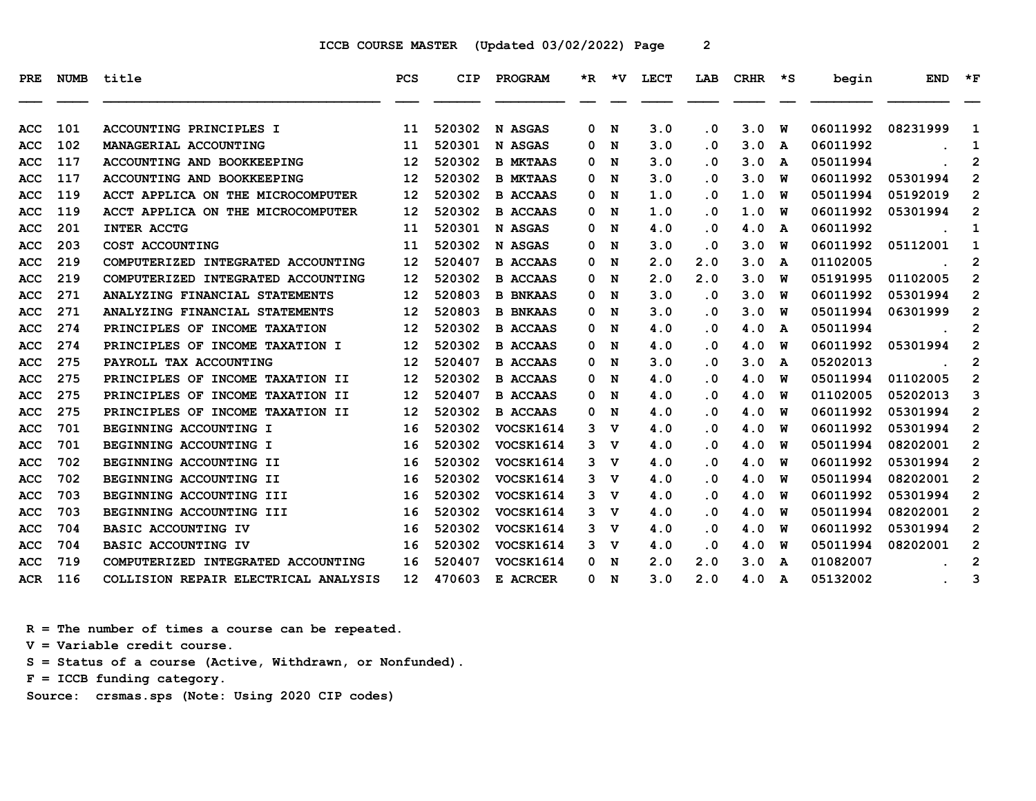# ICCB COURSE MASTER (Updated 03/02/2022)

| PRE | NUMB | title | PCS | CIP | PROGRAM | *R | *V | LECT | LAB | CRHR | *S | begin | END | *F |
|---|---|---|---|---|---|---|---|---|---|---|---|---|---|---|
| ACC | 101 | ACCOUNTING PRINCIPLES I | 11 | 520302 | N ASGAS | 0 | N | 3.0 | .0 | 3.0 | W | 06011992 | 08231999 | 1 |
| ACC | 102 | MANAGERIAL ACCOUNTING | 11 | 520301 | N ASGAS | 0 | N | 3.0 | .0 | 3.0 | A | 06011992 | . | 1 |
| ACC | 117 | ACCOUNTING AND BOOKKEEPING | 12 | 520302 | B MKTAAS | 0 | N | 3.0 | .0 | 3.0 | A | 05011994 | . | 2 |
| ACC | 117 | ACCOUNTING AND BOOKKEEPING | 12 | 520302 | B MKTAAS | 0 | N | 3.0 | .0 | 3.0 | W | 06011992 | 05301994 | 2 |
| ACC | 119 | ACCT APPLICA ON THE MICROCOMPUTER | 12 | 520302 | B ACCAAS | 0 | N | 1.0 | .0 | 1.0 | W | 05011994 | 05192019 | 2 |
| ACC | 119 | ACCT APPLICA ON THE MICROCOMPUTER | 12 | 520302 | B ACCAAS | 0 | N | 1.0 | .0 | 1.0 | W | 06011992 | 05301994 | 2 |
| ACC | 201 | INTER ACCTG | 11 | 520301 | N ASGAS | 0 | N | 4.0 | .0 | 4.0 | A | 06011992 | . | 1 |
| ACC | 203 | COST ACCOUNTING | 11 | 520302 | N ASGAS | 0 | N | 3.0 | .0 | 3.0 | W | 06011992 | 05112001 | 1 |
| ACC | 219 | COMPUTERIZED INTEGRATED ACCOUNTING | 12 | 520407 | B ACCAAS | 0 | N | 2.0 | 2.0 | 3.0 | A | 01102005 | . | 2 |
| ACC | 219 | COMPUTERIZED INTEGRATED ACCOUNTING | 12 | 520302 | B ACCAAS | 0 | N | 2.0 | 2.0 | 3.0 | W | 05191995 | 01102005 | 2 |
| ACC | 271 | ANALYZING FINANCIAL STATEMENTS | 12 | 520803 | B BNKAAS | 0 | N | 3.0 | .0 | 3.0 | W | 06011992 | 05301994 | 2 |
| ACC | 271 | ANALYZING FINANCIAL STATEMENTS | 12 | 520803 | B BNKAAS | 0 | N | 3.0 | .0 | 3.0 | W | 05011994 | 06301999 | 2 |
| ACC | 274 | PRINCIPLES OF INCOME TAXATION | 12 | 520302 | B ACCAAS | 0 | N | 4.0 | .0 | 4.0 | A | 05011994 | . | 2 |
| ACC | 274 | PRINCIPLES OF INCOME TAXATION I | 12 | 520302 | B ACCAAS | 0 | N | 4.0 | .0 | 4.0 | W | 06011992 | 05301994 | 2 |
| ACC | 275 | PAYROLL TAX ACCOUNTING | 12 | 520407 | B ACCAAS | 0 | N | 3.0 | .0 | 3.0 | A | 05202013 | . | 2 |
| ACC | 275 | PRINCIPLES OF INCOME TAXATION II | 12 | 520302 | B ACCAAS | 0 | N | 4.0 | .0 | 4.0 | W | 05011994 | 01102005 | 2 |
| ACC | 275 | PRINCIPLES OF INCOME TAXATION II | 12 | 520407 | B ACCAAS | 0 | N | 4.0 | .0 | 4.0 | W | 01102005 | 05202013 | 3 |
| ACC | 275 | PRINCIPLES OF INCOME TAXATION II | 12 | 520302 | B ACCAAS | 0 | N | 4.0 | .0 | 4.0 | W | 06011992 | 05301994 | 2 |
| ACC | 701 | BEGINNING ACCOUNTING I | 16 | 520302 | VOCSK1614 | 3 | V | 4.0 | .0 | 4.0 | W | 06011992 | 05301994 | 2 |
| ACC | 701 | BEGINNING ACCOUNTING I | 16 | 520302 | VOCSK1614 | 3 | V | 4.0 | .0 | 4.0 | W | 05011994 | 08202001 | 2 |
| ACC | 702 | BEGINNING ACCOUNTING II | 16 | 520302 | VOCSK1614 | 3 | V | 4.0 | .0 | 4.0 | W | 06011992 | 05301994 | 2 |
| ACC | 702 | BEGINNING ACCOUNTING II | 16 | 520302 | VOCSK1614 | 3 | V | 4.0 | .0 | 4.0 | W | 05011994 | 08202001 | 2 |
| ACC | 703 | BEGINNING ACCOUNTING III | 16 | 520302 | VOCSK1614 | 3 | V | 4.0 | .0 | 4.0 | W | 06011992 | 05301994 | 2 |
| ACC | 703 | BEGINNING ACCOUNTING III | 16 | 520302 | VOCSK1614 | 3 | V | 4.0 | .0 | 4.0 | W | 05011994 | 08202001 | 2 |
| ACC | 704 | BASIC ACCOUNTING IV | 16 | 520302 | VOCSK1614 | 3 | V | 4.0 | .0 | 4.0 | W | 06011992 | 05301994 | 2 |
| ACC | 704 | BASIC ACCOUNTING IV | 16 | 520302 | VOCSK1614 | 3 | V | 4.0 | .0 | 4.0 | W | 05011994 | 08202001 | 2 |
| ACC | 719 | COMPUTERIZED INTEGRATED ACCOUNTING | 16 | 520407 | VOCSK1614 | 0 | N | 2.0 | 2.0 | 3.0 | A | 01082007 | . | 2 |
| ACR | 116 | COLLISION REPAIR ELECTRICAL ANALYSIS | 12 | 470603 | E ACRCER | 0 | N | 3.0 | 2.0 | 4.0 | A | 05132002 | . | 3 |

R = The number of times a course can be repeated.
V = Variable credit course.
S = Status of a course (Active, Withdrawn, or Nonfunded).
F = ICCB funding category.
Source: crsmas.sps (Note: Using 2020 CIP codes)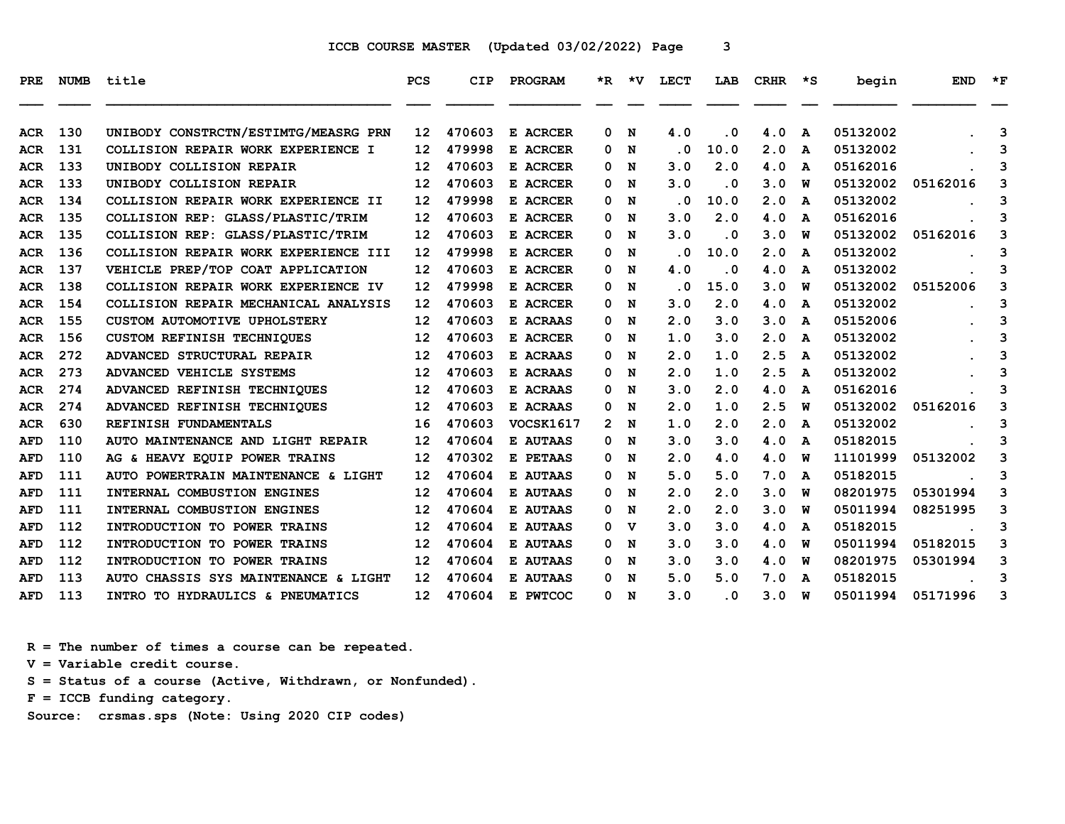ICCB COURSE MASTER (Updated 03/02/2022)

| PRE | NUMB | title | PCS | CIP | PROGRAM | *R | *V | LECT | LAB | CRHR | *S | begin | END | *F |
|---|---|---|---|---|---|---|---|---|---|---|---|---|---|---|
| ACR | 130 | UNIBODY CONSTRCTN/ESTIMTG/MEASRG PRN | 12 | 470603 | E ACRCER | 0 | N | 4.0 | .0 | 4.0 | A | 05132002 | . | 3 |
| ACR | 131 | COLLISION REPAIR WORK EXPERIENCE I | 12 | 479998 | E ACRCER | 0 | N | .0 | 10.0 | 2.0 | A | 05132002 | . | 3 |
| ACR | 133 | UNIBODY COLLISION REPAIR | 12 | 470603 | E ACRCER | 0 | N | 3.0 | 2.0 | 4.0 | A | 05162016 | . | 3 |
| ACR | 133 | UNIBODY COLLISION REPAIR | 12 | 470603 | E ACRCER | 0 | N | 3.0 | .0 | 3.0 | W | 05132002 | 05162016 | 3 |
| ACR | 134 | COLLISION REPAIR WORK EXPERIENCE II | 12 | 479998 | E ACRCER | 0 | N | .0 | 10.0 | 2.0 | A | 05132002 | . | 3 |
| ACR | 135 | COLLISION REP: GLASS/PLASTIC/TRIM | 12 | 470603 | E ACRCER | 0 | N | 3.0 | 2.0 | 4.0 | A | 05162016 | . | 3 |
| ACR | 135 | COLLISION REP: GLASS/PLASTIC/TRIM | 12 | 470603 | E ACRCER | 0 | N | 3.0 | .0 | 3.0 | W | 05132002 | 05162016 | 3 |
| ACR | 136 | COLLISION REPAIR WORK EXPERIENCE III | 12 | 479998 | E ACRCER | 0 | N | .0 | 10.0 | 2.0 | A | 05132002 | . | 3 |
| ACR | 137 | VEHICLE PREP/TOP COAT APPLICATION | 12 | 470603 | E ACRCER | 0 | N | 4.0 | .0 | 4.0 | A | 05132002 | . | 3 |
| ACR | 138 | COLLISION REPAIR WORK EXPERIENCE IV | 12 | 479998 | E ACRCER | 0 | N | .0 | 15.0 | 3.0 | W | 05132002 | 05152006 | 3 |
| ACR | 154 | COLLISION REPAIR MECHANICAL ANALYSIS | 12 | 470603 | E ACRCER | 0 | N | 3.0 | 2.0 | 4.0 | A | 05132002 | . | 3 |
| ACR | 155 | CUSTOM AUTOMOTIVE UPHOLSTERY | 12 | 470603 | E ACRAAS | 0 | N | 2.0 | 3.0 | 3.0 | A | 05152006 | . | 3 |
| ACR | 156 | CUSTOM REFINISH TECHNIQUES | 12 | 470603 | E ACRCER | 0 | N | 1.0 | 3.0 | 2.0 | A | 05132002 | . | 3 |
| ACR | 272 | ADVANCED STRUCTURAL REPAIR | 12 | 470603 | E ACRAAS | 0 | N | 2.0 | 1.0 | 2.5 | A | 05132002 | . | 3 |
| ACR | 273 | ADVANCED VEHICLE SYSTEMS | 12 | 470603 | E ACRAAS | 0 | N | 2.0 | 1.0 | 2.5 | A | 05132002 | . | 3 |
| ACR | 274 | ADVANCED REFINISH TECHNIQUES | 12 | 470603 | E ACRAAS | 0 | N | 3.0 | 2.0 | 4.0 | A | 05162016 | . | 3 |
| ACR | 274 | ADVANCED REFINISH TECHNIQUES | 12 | 470603 | E ACRAAS | 0 | N | 2.0 | 1.0 | 2.5 | W | 05132002 | 05162016 | 3 |
| ACR | 630 | REFINISH FUNDAMENTALS | 16 | 470603 | VOCSK1617 | 2 | N | 1.0 | 2.0 | 2.0 | A | 05132002 | . | 3 |
| AFD | 110 | AUTO MAINTENANCE AND LIGHT REPAIR | 12 | 470604 | E AUTAAS | 0 | N | 3.0 | 3.0 | 4.0 | A | 05182015 | . | 3 |
| AFD | 110 | AG & HEAVY EQUIP POWER TRAINS | 12 | 470302 | E PETAAS | 0 | N | 2.0 | 4.0 | 4.0 | W | 11101999 | 05132002 | 3 |
| AFD | 111 | AUTO POWERTRAIN MAINTENANCE & LIGHT | 12 | 470604 | E AUTAAS | 0 | N | 5.0 | 5.0 | 7.0 | A | 05182015 | . | 3 |
| AFD | 111 | INTERNAL COMBUSTION ENGINES | 12 | 470604 | E AUTAAS | 0 | N | 2.0 | 2.0 | 3.0 | W | 08201975 | 05301994 | 3 |
| AFD | 111 | INTERNAL COMBUSTION ENGINES | 12 | 470604 | E AUTAAS | 0 | N | 2.0 | 2.0 | 3.0 | W | 05011994 | 08251995 | 3 |
| AFD | 112 | INTRODUCTION TO POWER TRAINS | 12 | 470604 | E AUTAAS | 0 | V | 3.0 | 3.0 | 4.0 | A | 05182015 | . | 3 |
| AFD | 112 | INTRODUCTION TO POWER TRAINS | 12 | 470604 | E AUTAAS | 0 | N | 3.0 | 3.0 | 4.0 | W | 05011994 | 05182015 | 3 |
| AFD | 112 | INTRODUCTION TO POWER TRAINS | 12 | 470604 | E AUTAAS | 0 | N | 3.0 | 3.0 | 4.0 | W | 08201975 | 05301994 | 3 |
| AFD | 113 | AUTO CHASSIS SYS MAINTENANCE & LIGHT | 12 | 470604 | E AUTAAS | 0 | N | 5.0 | 5.0 | 7.0 | A | 05182015 | . | 3 |
| AFD | 113 | INTRO TO HYDRAULICS & PNEUMATICS | 12 | 470604 | E PWTCOC | 0 | N | 3.0 | .0 | 3.0 | W | 05011994 | 05171996 | 3 |

R = The number of times a course can be repeated.
V = Variable credit course.
S = Status of a course (Active, Withdrawn, or Nonfunded).
F = ICCB funding category.
Source: crsmas.sps (Note: Using 2020 CIP codes)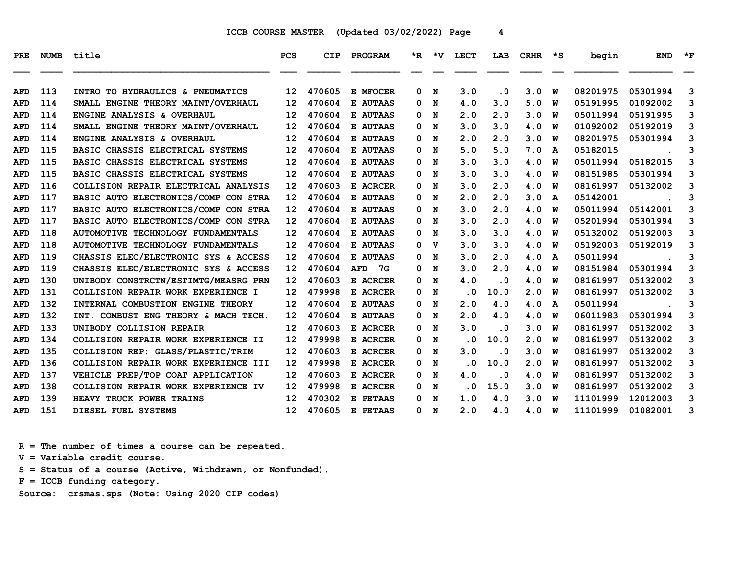ICCB COURSE MASTER (Updated 03/02/2022)

| PRE | NUMB | title | PCS | CIP | PROGRAM | *R | *V | LECT | LAB | CRHR | *S | begin | END | *F |
|---|---|---|---|---|---|---|---|---|---|---|---|---|---|---|
| AFD | 113 | INTRO TO HYDRAULICS & PNEUMATICS | 12 | 470605 | E MFOCER | 0 | N | 3.0 | .0 | 3.0 | W | 08201975 | 05301994 | 3 |
| AFD | 114 | SMALL ENGINE THEORY MAINT/OVERHAUL | 12 | 470604 | E AUTAAS | 0 | N | 4.0 | 3.0 | 5.0 | W | 05191995 | 01092002 | 3 |
| AFD | 114 | ENGINE ANALYSIS & OVERHAUL | 12 | 470604 | E AUTAAS | 0 | N | 2.0 | 2.0 | 3.0 | W | 05011994 | 05191995 | 3 |
| AFD | 114 | SMALL ENGINE THEORY MAINT/OVERHAUL | 12 | 470604 | E AUTAAS | 0 | N | 3.0 | 3.0 | 4.0 | W | 01092002 | 05192019 | 3 |
| AFD | 114 | ENGINE ANALYSIS & OVERHAUL | 12 | 470604 | E AUTAAS | 0 | N | 2.0 | 2.0 | 3.0 | W | 08201975 | 05301994 | 3 |
| AFD | 115 | BASIC CHASSIS ELECTRICAL SYSTEMS | 12 | 470604 | E AUTAAS | 0 | N | 5.0 | 5.0 | 7.0 | A | 05182015 | . | 3 |
| AFD | 115 | BASIC CHASSIS ELECTRICAL SYSTEMS | 12 | 470604 | E AUTAAS | 0 | N | 3.0 | 3.0 | 4.0 | W | 05011994 | 05182015 | 3 |
| AFD | 115 | BASIC CHASSIS ELECTRICAL SYSTEMS | 12 | 470604 | E AUTAAS | 0 | N | 3.0 | 3.0 | 4.0 | W | 08151985 | 05301994 | 3 |
| AFD | 116 | COLLISION REPAIR ELECTRICAL ANALYSIS | 12 | 470603 | E ACRCER | 0 | N | 3.0 | 2.0 | 4.0 | W | 08161997 | 05132002 | 3 |
| AFD | 117 | BASIC AUTO ELECTRONICS/COMP CON STRA | 12 | 470604 | E AUTAAS | 0 | N | 2.0 | 2.0 | 3.0 | A | 05142001 | . | 3 |
| AFD | 117 | BASIC AUTO ELECTRONICS/COMP CON STRA | 12 | 470604 | E AUTAAS | 0 | N | 3.0 | 2.0 | 4.0 | W | 05011994 | 05142001 | 3 |
| AFD | 117 | BASIC AUTO ELECTRONICS/COMP CON STRA | 12 | 470604 | E AUTAAS | 0 | N | 3.0 | 2.0 | 4.0 | W | 05201994 | 05301994 | 3 |
| AFD | 118 | AUTOMOTIVE TECHNOLOGY FUNDAMENTALS | 12 | 470604 | E AUTAAS | 0 | N | 3.0 | 3.0 | 4.0 | W | 05132002 | 05192003 | 3 |
| AFD | 118 | AUTOMOTIVE TECHNOLOGY FUNDAMENTALS | 12 | 470604 | E AUTAAS | 0 | V | 3.0 | 3.0 | 4.0 | W | 05192003 | 05192019 | 3 |
| AFD | 119 | CHASSIS ELEC/ELECTRONIC SYS & ACCESS | 12 | 470604 | E AUTAAS | 0 | N | 3.0 | 2.0 | 4.0 | A | 05011994 | . | 3 |
| AFD | 119 | CHASSIS ELEC/ELECTRONIC SYS & ACCESS | 12 | 470604 | AFD 7G | 0 | N | 3.0 | 2.0 | 4.0 | W | 08151984 | 05301994 | 3 |
| AFD | 130 | UNIBODY CONSTRCTN/ESTIMTG/MEASRG PRN | 12 | 470603 | E ACRCER | 0 | N | 4.0 | .0 | 4.0 | W | 08161997 | 05132002 | 3 |
| AFD | 131 | COLLISION REPAIR WORK EXPERIENCE I | 12 | 479998 | E ACRCER | 0 | N | .0 | 10.0 | 2.0 | W | 08161997 | 05132002 | 3 |
| AFD | 132 | INTERNAL COMBUSTION ENGINE THEORY | 12 | 470604 | E AUTAAS | 0 | N | 2.0 | 4.0 | 4.0 | A | 05011994 | . | 3 |
| AFD | 132 | INT. COMBUST ENG THEORY & MACH TECH. | 12 | 470604 | E AUTAAS | 0 | N | 2.0 | 4.0 | 4.0 | W | 06011983 | 05301994 | 3 |
| AFD | 133 | UNIBODY COLLISION REPAIR | 12 | 470603 | E ACRCER | 0 | N | 3.0 | .0 | 3.0 | W | 08161997 | 05132002 | 3 |
| AFD | 134 | COLLISION REPAIR WORK EXPERIENCE II | 12 | 479998 | E ACRCER | 0 | N | .0 | 10.0 | 2.0 | W | 08161997 | 05132002 | 3 |
| AFD | 135 | COLLISION REP: GLASS/PLASTIC/TRIM | 12 | 470603 | E ACRCER | 0 | N | 3.0 | .0 | 3.0 | W | 08161997 | 05132002 | 3 |
| AFD | 136 | COLLISION REPAIR WORK EXPERIENCE III | 12 | 479998 | E ACRCER | 0 | N | .0 | 10.0 | 2.0 | W | 08161997 | 05132002 | 3 |
| AFD | 137 | VEHICLE PREP/TOP COAT APPLICATION | 12 | 470603 | E ACRCER | 0 | N | 4.0 | .0 | 4.0 | W | 08161997 | 05132002 | 3 |
| AFD | 138 | COLLISION REPAIR WORK EXPERIENCE IV | 12 | 479998 | E ACRCER | 0 | N | .0 | 15.0 | 3.0 | W | 08161997 | 05132002 | 3 |
| AFD | 139 | HEAVY TRUCK POWER TRAINS | 12 | 470302 | E PETAAS | 0 | N | 1.0 | 4.0 | 3.0 | W | 11101999 | 12012003 | 3 |
| AFD | 151 | DIESEL FUEL SYSTEMS | 12 | 470605 | E PETAAS | 0 | N | 2.0 | 4.0 | 4.0 | W | 11101999 | 01082001 | 3 |

R = The number of times a course can be repeated.
V = Variable credit course.
S = Status of a course (Active, Withdrawn, or Nonfunded).
F = ICCB funding category.
Source: crsmas.sps (Note: Using 2020 CIP codes)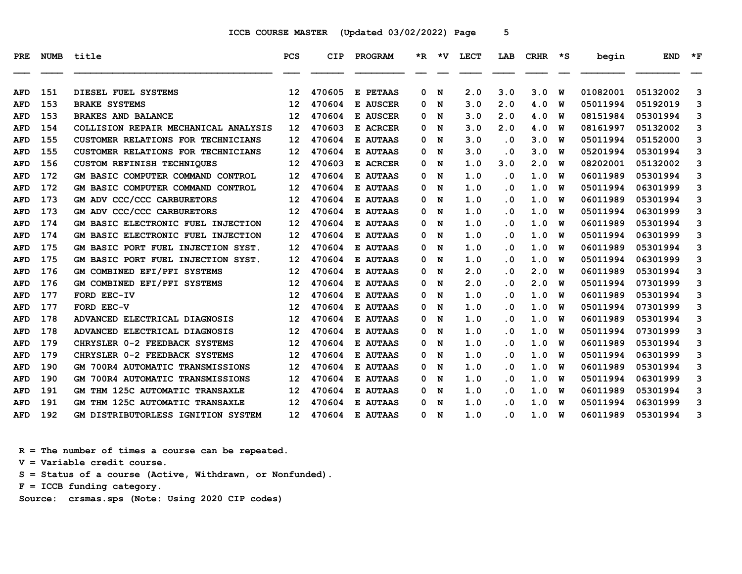ICCB COURSE MASTER (Updated 03/02/2022)

| PRE | NUMB | title | PCS | CIP | PROGRAM | *R | *V | LECT | LAB | CRHR | *S | begin | END | *F |
|---|---|---|---|---|---|---|---|---|---|---|---|---|---|---|
| AFD | 151 | DIESEL FUEL SYSTEMS | 12 | 470605 | E PETAAS | 0 | N | 2.0 | 3.0 | 3.0 | W | 01082001 | 05132002 | 3 |
| AFD | 153 | BRAKE SYSTEMS | 12 | 470604 | E AUSCER | 0 | N | 3.0 | 2.0 | 4.0 | W | 05011994 | 05192019 | 3 |
| AFD | 153 | BRAKES AND BALANCE | 12 | 470604 | E AUSCER | 0 | N | 3.0 | 2.0 | 4.0 | W | 08151984 | 05301994 | 3 |
| AFD | 154 | COLLISION REPAIR MECHANICAL ANALYSIS | 12 | 470603 | E ACRCER | 0 | N | 3.0 | 2.0 | 4.0 | W | 08161997 | 05132002 | 3 |
| AFD | 155 | CUSTOMER RELATIONS FOR TECHNICIANS | 12 | 470604 | E AUTAAS | 0 | N | 3.0 | .0 | 3.0 | W | 05011994 | 05152000 | 3 |
| AFD | 155 | CUSTOMER RELATIONS FOR TECHNICIANS | 12 | 470604 | E AUTAAS | 0 | N | 3.0 | .0 | 3.0 | W | 05201994 | 05301994 | 3 |
| AFD | 156 | CUSTOM REFINISH TECHNIQUES | 12 | 470603 | E ACRCER | 0 | N | 1.0 | 3.0 | 2.0 | W | 08202001 | 05132002 | 3 |
| AFD | 172 | GM BASIC COMPUTER COMMAND CONTROL | 12 | 470604 | E AUTAAS | 0 | N | 1.0 | .0 | 1.0 | W | 06011989 | 05301994 | 3 |
| AFD | 172 | GM BASIC COMPUTER COMMAND CONTROL | 12 | 470604 | E AUTAAS | 0 | N | 1.0 | .0 | 1.0 | W | 05011994 | 06301999 | 3 |
| AFD | 173 | GM ADV CCC/CCC CARBURETORS | 12 | 470604 | E AUTAAS | 0 | N | 1.0 | .0 | 1.0 | W | 06011989 | 05301994 | 3 |
| AFD | 173 | GM ADV CCC/CCC CARBURETORS | 12 | 470604 | E AUTAAS | 0 | N | 1.0 | .0 | 1.0 | W | 05011994 | 06301999 | 3 |
| AFD | 174 | GM BASIC ELECTRONIC FUEL INJECTION | 12 | 470604 | E AUTAAS | 0 | N | 1.0 | .0 | 1.0 | W | 06011989 | 05301994 | 3 |
| AFD | 174 | GM BASIC ELECTRONIC FUEL INJECTION | 12 | 470604 | E AUTAAS | 0 | N | 1.0 | .0 | 1.0 | W | 05011994 | 06301999 | 3 |
| AFD | 175 | GM BASIC PORT FUEL INJECTION SYST. | 12 | 470604 | E AUTAAS | 0 | N | 1.0 | .0 | 1.0 | W | 06011989 | 05301994 | 3 |
| AFD | 175 | GM BASIC PORT FUEL INJECTION SYST. | 12 | 470604 | E AUTAAS | 0 | N | 1.0 | .0 | 1.0 | W | 05011994 | 06301999 | 3 |
| AFD | 176 | GM COMBINED EFI/PFI SYSTEMS | 12 | 470604 | E AUTAAS | 0 | N | 2.0 | .0 | 2.0 | W | 06011989 | 05301994 | 3 |
| AFD | 176 | GM COMBINED EFI/PFI SYSTEMS | 12 | 470604 | E AUTAAS | 0 | N | 2.0 | .0 | 2.0 | W | 05011994 | 07301999 | 3 |
| AFD | 177 | FORD EEC-IV | 12 | 470604 | E AUTAAS | 0 | N | 1.0 | .0 | 1.0 | W | 06011989 | 05301994 | 3 |
| AFD | 177 | FORD EEC-V | 12 | 470604 | E AUTAAS | 0 | N | 1.0 | .0 | 1.0 | W | 05011994 | 07301999 | 3 |
| AFD | 178 | ADVANCED ELECTRICAL DIAGNOSIS | 12 | 470604 | E AUTAAS | 0 | N | 1.0 | .0 | 1.0 | W | 06011989 | 05301994 | 3 |
| AFD | 178 | ADVANCED ELECTRICAL DIAGNOSIS | 12 | 470604 | E AUTAAS | 0 | N | 1.0 | .0 | 1.0 | W | 05011994 | 07301999 | 3 |
| AFD | 179 | CHRYSLER 0-2 FEEDBACK SYSTEMS | 12 | 470604 | E AUTAAS | 0 | N | 1.0 | .0 | 1.0 | W | 06011989 | 05301994 | 3 |
| AFD | 179 | CHRYSLER 0-2 FEEDBACK SYSTEMS | 12 | 470604 | E AUTAAS | 0 | N | 1.0 | .0 | 1.0 | W | 05011994 | 06301999 | 3 |
| AFD | 190 | GM 700R4 AUTOMATIC TRANSMISSIONS | 12 | 470604 | E AUTAAS | 0 | N | 1.0 | .0 | 1.0 | W | 06011989 | 05301994 | 3 |
| AFD | 190 | GM 700R4 AUTOMATIC TRANSMISSIONS | 12 | 470604 | E AUTAAS | 0 | N | 1.0 | .0 | 1.0 | W | 05011994 | 06301999 | 3 |
| AFD | 191 | GM THM 125C AUTOMATIC TRANSAXLE | 12 | 470604 | E AUTAAS | 0 | N | 1.0 | .0 | 1.0 | W | 06011989 | 05301994 | 3 |
| AFD | 191 | GM THM 125C AUTOMATIC TRANSAXLE | 12 | 470604 | E AUTAAS | 0 | N | 1.0 | .0 | 1.0 | W | 05011994 | 06301999 | 3 |
| AFD | 192 | GM DISTRIBUTORLESS IGNITION SYSTEM | 12 | 470604 | E AUTAAS | 0 | N | 1.0 | .0 | 1.0 | W | 06011989 | 05301994 | 3 |

R = The number of times a course can be repeated.
V = Variable credit course.
S = Status of a course (Active, Withdrawn, or Nonfunded).
F = ICCB funding category.
Source: crsmas.sps (Note: Using 2020 CIP codes)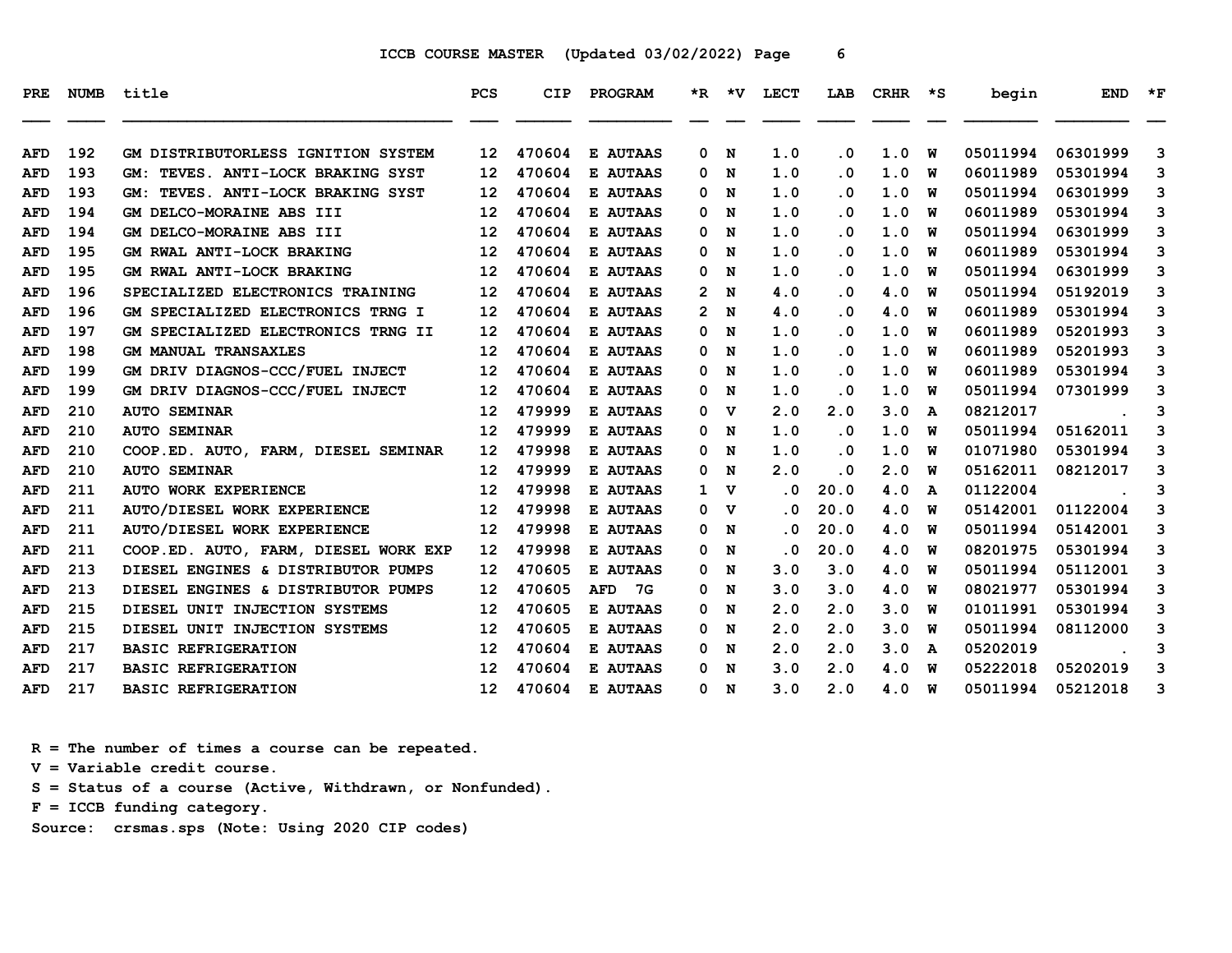ICCB COURSE MASTER (Updated 03/02/2022)

| PRE | NUMB | title | PCS | CIP | PROGRAM | *R | *V | LECT | LAB | CRHR | *S | begin | END | *F |
|---|---|---|---|---|---|---|---|---|---|---|---|---|---|---|
| AFD | 192 | GM DISTRIBUTORLESS IGNITION SYSTEM | 12 | 470604 | E AUTAAS | 0 | N | 1.0 | .0 | 1.0 | W | 05011994 | 06301999 | 3 |
| AFD | 193 | GM: TEVES. ANTI-LOCK BRAKING SYST | 12 | 470604 | E AUTAAS | 0 | N | 1.0 | .0 | 1.0 | W | 06011989 | 05301994 | 3 |
| AFD | 193 | GM: TEVES. ANTI-LOCK BRAKING SYST | 12 | 470604 | E AUTAAS | 0 | N | 1.0 | .0 | 1.0 | W | 05011994 | 06301999 | 3 |
| AFD | 194 | GM DELCO-MORAINE ABS III | 12 | 470604 | E AUTAAS | 0 | N | 1.0 | .0 | 1.0 | W | 06011989 | 05301994 | 3 |
| AFD | 194 | GM DELCO-MORAINE ABS III | 12 | 470604 | E AUTAAS | 0 | N | 1.0 | .0 | 1.0 | W | 05011994 | 06301999 | 3 |
| AFD | 195 | GM RWAL ANTI-LOCK BRAKING | 12 | 470604 | E AUTAAS | 0 | N | 1.0 | .0 | 1.0 | W | 06011989 | 05301994 | 3 |
| AFD | 195 | GM RWAL ANTI-LOCK BRAKING | 12 | 470604 | E AUTAAS | 0 | N | 1.0 | .0 | 1.0 | W | 05011994 | 06301999 | 3 |
| AFD | 196 | SPECIALIZED ELECTRONICS TRAINING | 12 | 470604 | E AUTAAS | 2 | N | 4.0 | .0 | 4.0 | W | 05011994 | 05192019 | 3 |
| AFD | 196 | GM SPECIALIZED ELECTRONICS TRNG I | 12 | 470604 | E AUTAAS | 2 | N | 4.0 | .0 | 4.0 | W | 06011989 | 05301994 | 3 |
| AFD | 197 | GM SPECIALIZED ELECTRONICS TRNG II | 12 | 470604 | E AUTAAS | 0 | N | 1.0 | .0 | 1.0 | W | 06011989 | 05201993 | 3 |
| AFD | 198 | GM MANUAL TRANSAXLES | 12 | 470604 | E AUTAAS | 0 | N | 1.0 | .0 | 1.0 | W | 06011989 | 05201993 | 3 |
| AFD | 199 | GM DRIV DIAGNOS-CCC/FUEL INJECT | 12 | 470604 | E AUTAAS | 0 | N | 1.0 | .0 | 1.0 | W | 06011989 | 05301994 | 3 |
| AFD | 199 | GM DRIV DIAGNOS-CCC/FUEL INJECT | 12 | 470604 | E AUTAAS | 0 | N | 1.0 | .0 | 1.0 | W | 05011994 | 07301999 | 3 |
| AFD | 210 | AUTO SEMINAR | 12 | 479999 | E AUTAAS | 0 | V | 2.0 | 2.0 | 3.0 | A | 08212017 | . | 3 |
| AFD | 210 | AUTO SEMINAR | 12 | 479999 | E AUTAAS | 0 | N | 1.0 | .0 | 1.0 | W | 05011994 | 05162011 | 3 |
| AFD | 210 | COOP.ED. AUTO, FARM, DIESEL SEMINAR | 12 | 479998 | E AUTAAS | 0 | N | 1.0 | .0 | 1.0 | W | 01071980 | 05301994 | 3 |
| AFD | 210 | AUTO SEMINAR | 12 | 479999 | E AUTAAS | 0 | N | 2.0 | .0 | 2.0 | W | 05162011 | 08212017 | 3 |
| AFD | 211 | AUTO WORK EXPERIENCE | 12 | 479998 | E AUTAAS | 1 | V | .0 | 20.0 | 4.0 | A | 01122004 | . | 3 |
| AFD | 211 | AUTO/DIESEL WORK EXPERIENCE | 12 | 479998 | E AUTAAS | 0 | V | .0 | 20.0 | 4.0 | W | 05142001 | 01122004 | 3 |
| AFD | 211 | AUTO/DIESEL WORK EXPERIENCE | 12 | 479998 | E AUTAAS | 0 | N | .0 | 20.0 | 4.0 | W | 05011994 | 05142001 | 3 |
| AFD | 211 | COOP.ED. AUTO, FARM, DIESEL WORK EXP | 12 | 479998 | E AUTAAS | 0 | N | .0 | 20.0 | 4.0 | W | 08201975 | 05301994 | 3 |
| AFD | 213 | DIESEL ENGINES & DISTRIBUTOR PUMPS | 12 | 470605 | E AUTAAS | 0 | N | 3.0 | 3.0 | 4.0 | W | 05011994 | 05112001 | 3 |
| AFD | 213 | DIESEL ENGINES & DISTRIBUTOR PUMPS | 12 | 470605 | AFD 7G | 0 | N | 3.0 | 3.0 | 4.0 | W | 08021977 | 05301994 | 3 |
| AFD | 215 | DIESEL UNIT INJECTION SYSTEMS | 12 | 470605 | E AUTAAS | 0 | N | 2.0 | 2.0 | 3.0 | W | 01011991 | 05301994 | 3 |
| AFD | 215 | DIESEL UNIT INJECTION SYSTEMS | 12 | 470605 | E AUTAAS | 0 | N | 2.0 | 2.0 | 3.0 | W | 05011994 | 08112000 | 3 |
| AFD | 217 | BASIC REFRIGERATION | 12 | 470604 | E AUTAAS | 0 | N | 2.0 | 2.0 | 3.0 | A | 05202019 | . | 3 |
| AFD | 217 | BASIC REFRIGERATION | 12 | 470604 | E AUTAAS | 0 | N | 3.0 | 2.0 | 4.0 | W | 05222018 | 05202019 | 3 |
| AFD | 217 | BASIC REFRIGERATION | 12 | 470604 | E AUTAAS | 0 | N | 3.0 | 2.0 | 4.0 | W | 05011994 | 05212018 | 3 |

R = The number of times a course can be repeated.
V = Variable credit course.
S = Status of a course (Active, Withdrawn, or Nonfunded).
F = ICCB funding category.
Source: crsmas.sps (Note: Using 2020 CIP codes)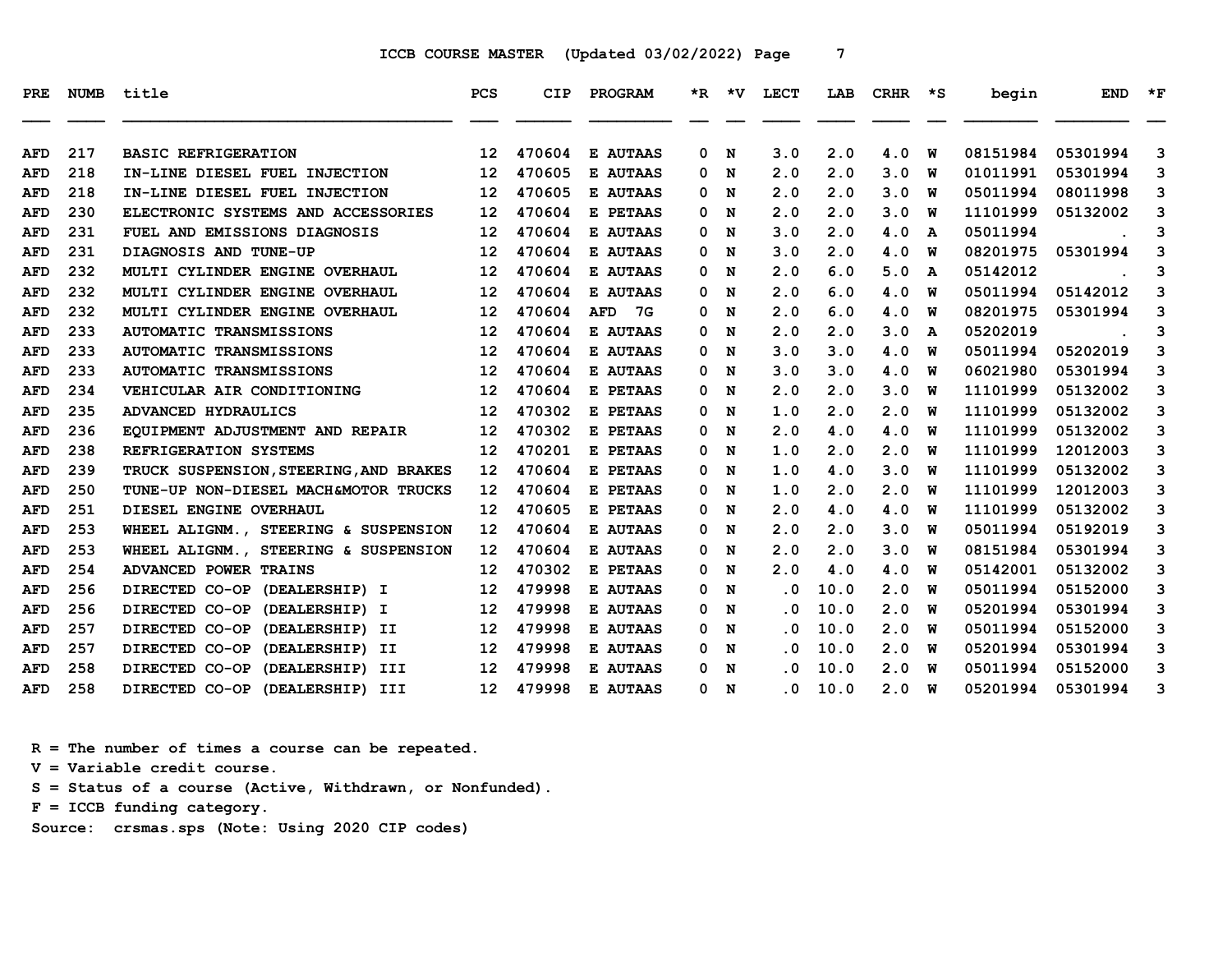ICCB COURSE MASTER (Updated 03/02/2022)

| PRE | NUMB | title | PCS | CIP | PROGRAM | *R | *V | LECT | LAB | CRHR | *S | begin | END | *F |
|---|---|---|---|---|---|---|---|---|---|---|---|---|---|---|
| AFD | 217 | BASIC REFRIGERATION | 12 | 470604 | E AUTAAS | 0 | N | 3.0 | 2.0 | 4.0 | W | 08151984 | 05301994 | 3 |
| AFD | 218 | IN-LINE DIESEL FUEL INJECTION | 12 | 470605 | E AUTAAS | 0 | N | 2.0 | 2.0 | 3.0 | W | 01011991 | 05301994 | 3 |
| AFD | 218 | IN-LINE DIESEL FUEL INJECTION | 12 | 470605 | E AUTAAS | 0 | N | 2.0 | 2.0 | 3.0 | W | 05011994 | 08011998 | 3 |
| AFD | 230 | ELECTRONIC SYSTEMS AND ACCESSORIES | 12 | 470604 | E PETAAS | 0 | N | 2.0 | 2.0 | 3.0 | W | 11101999 | 05132002 | 3 |
| AFD | 231 | FUEL AND EMISSIONS DIAGNOSIS | 12 | 470604 | E AUTAAS | 0 | N | 3.0 | 2.0 | 4.0 | A | 05011994 | . | 3 |
| AFD | 231 | DIAGNOSIS AND TUNE-UP | 12 | 470604 | E AUTAAS | 0 | N | 3.0 | 2.0 | 4.0 | W | 08201975 | 05301994 | 3 |
| AFD | 232 | MULTI CYLINDER ENGINE OVERHAUL | 12 | 470604 | E AUTAAS | 0 | N | 2.0 | 6.0 | 5.0 | A | 05142012 | . | 3 |
| AFD | 232 | MULTI CYLINDER ENGINE OVERHAUL | 12 | 470604 | E AUTAAS | 0 | N | 2.0 | 6.0 | 4.0 | W | 05011994 | 05142012 | 3 |
| AFD | 232 | MULTI CYLINDER ENGINE OVERHAUL | 12 | 470604 | AFD 7G | 0 | N | 2.0 | 6.0 | 4.0 | W | 08201975 | 05301994 | 3 |
| AFD | 233 | AUTOMATIC TRANSMISSIONS | 12 | 470604 | E AUTAAS | 0 | N | 2.0 | 2.0 | 3.0 | A | 05202019 | . | 3 |
| AFD | 233 | AUTOMATIC TRANSMISSIONS | 12 | 470604 | E AUTAAS | 0 | N | 3.0 | 3.0 | 4.0 | W | 05011994 | 05202019 | 3 |
| AFD | 233 | AUTOMATIC TRANSMISSIONS | 12 | 470604 | E AUTAAS | 0 | N | 3.0 | 3.0 | 4.0 | W | 06021980 | 05301994 | 3 |
| AFD | 234 | VEHICULAR AIR CONDITIONING | 12 | 470604 | E PETAAS | 0 | N | 2.0 | 2.0 | 3.0 | W | 11101999 | 05132002 | 3 |
| AFD | 235 | ADVANCED HYDRAULICS | 12 | 470302 | E PETAAS | 0 | N | 1.0 | 2.0 | 2.0 | W | 11101999 | 05132002 | 3 |
| AFD | 236 | EQUIPMENT ADJUSTMENT AND REPAIR | 12 | 470302 | E PETAAS | 0 | N | 2.0 | 4.0 | 4.0 | W | 11101999 | 05132002 | 3 |
| AFD | 238 | REFRIGERATION SYSTEMS | 12 | 470201 | E PETAAS | 0 | N | 1.0 | 2.0 | 2.0 | W | 11101999 | 12012003 | 3 |
| AFD | 239 | TRUCK SUSPENSION,STEERING,AND BRAKES | 12 | 470604 | E PETAAS | 0 | N | 1.0 | 4.0 | 3.0 | W | 11101999 | 05132002 | 3 |
| AFD | 250 | TUNE-UP NON-DIESEL MACH&MOTOR TRUCKS | 12 | 470604 | E PETAAS | 0 | N | 1.0 | 2.0 | 2.0 | W | 11101999 | 12012003 | 3 |
| AFD | 251 | DIESEL ENGINE OVERHAUL | 12 | 470605 | E PETAAS | 0 | N | 2.0 | 4.0 | 4.0 | W | 11101999 | 05132002 | 3 |
| AFD | 253 | WHEEL ALIGNM., STEERING & SUSPENSION | 12 | 470604 | E AUTAAS | 0 | N | 2.0 | 2.0 | 3.0 | W | 05011994 | 05192019 | 3 |
| AFD | 253 | WHEEL ALIGNM., STEERING & SUSPENSION | 12 | 470604 | E AUTAAS | 0 | N | 2.0 | 2.0 | 3.0 | W | 08151984 | 05301994 | 3 |
| AFD | 254 | ADVANCED POWER TRAINS | 12 | 470302 | E PETAAS | 0 | N | 2.0 | 4.0 | 4.0 | W | 05142001 | 05132002 | 3 |
| AFD | 256 | DIRECTED CO-OP (DEALERSHIP) I | 12 | 479998 | E AUTAAS | 0 | N | .0 | 10.0 | 2.0 | W | 05011994 | 05152000 | 3 |
| AFD | 256 | DIRECTED CO-OP (DEALERSHIP) I | 12 | 479998 | E AUTAAS | 0 | N | .0 | 10.0 | 2.0 | W | 05201994 | 05301994 | 3 |
| AFD | 257 | DIRECTED CO-OP (DEALERSHIP) II | 12 | 479998 | E AUTAAS | 0 | N | .0 | 10.0 | 2.0 | W | 05011994 | 05152000 | 3 |
| AFD | 257 | DIRECTED CO-OP (DEALERSHIP) II | 12 | 479998 | E AUTAAS | 0 | N | .0 | 10.0 | 2.0 | W | 05201994 | 05301994 | 3 |
| AFD | 258 | DIRECTED CO-OP (DEALERSHIP) III | 12 | 479998 | E AUTAAS | 0 | N | .0 | 10.0 | 2.0 | W | 05011994 | 05152000 | 3 |
| AFD | 258 | DIRECTED CO-OP (DEALERSHIP) III | 12 | 479998 | E AUTAAS | 0 | N | .0 | 10.0 | 2.0 | W | 05201994 | 05301994 | 3 |

R = The number of times a course can be repeated.
V = Variable credit course.
S = Status of a course (Active, Withdrawn, or Nonfunded).
F = ICCB funding category.
Source: crsmas.sps (Note: Using 2020 CIP codes)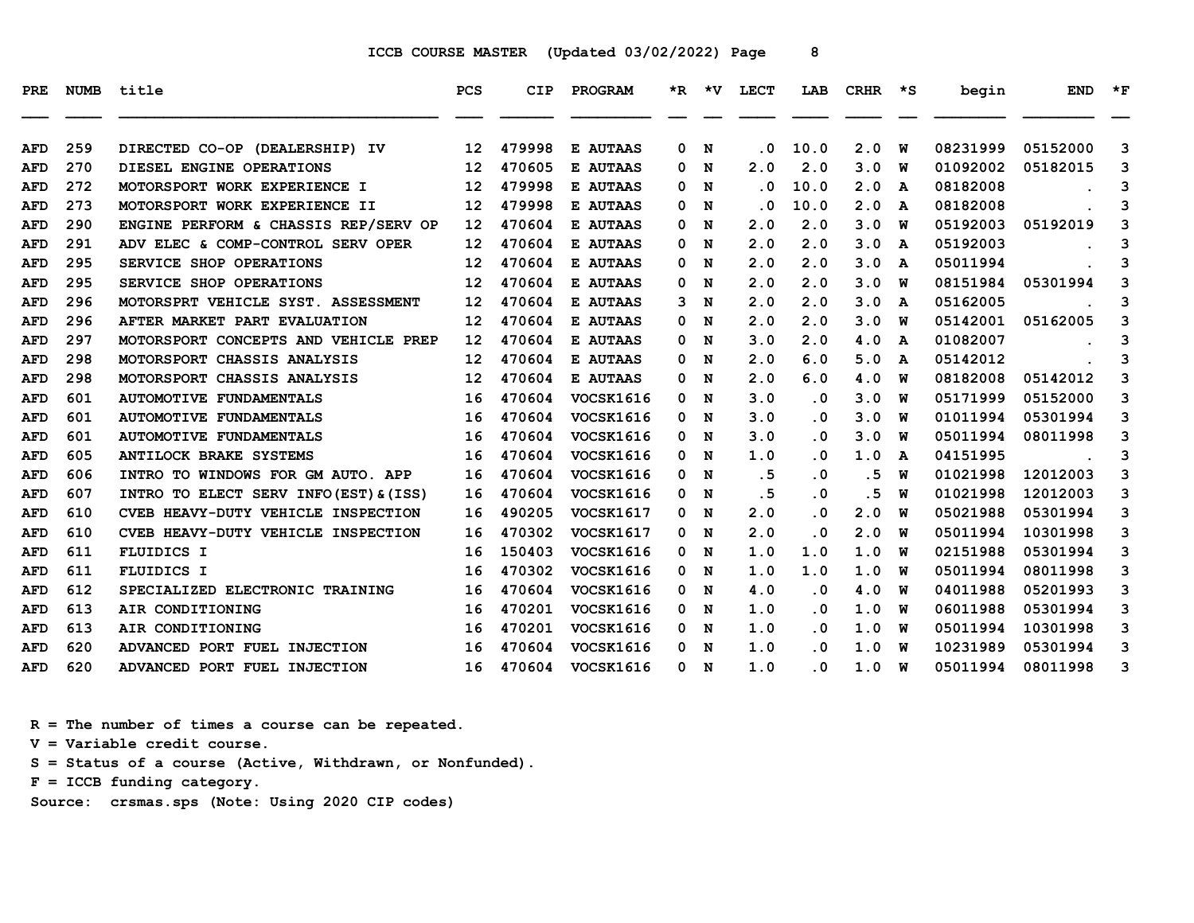ICCB COURSE MASTER (Updated 03/02/2022)

| PRE | NUMB | title | PCS | CIP | PROGRAM | *R | *V | LECT | LAB | CRHR | *S | begin | END | *F |
|---|---|---|---|---|---|---|---|---|---|---|---|---|---|---|
| AFD | 259 | DIRECTED CO-OP (DEALERSHIP) IV | 12 | 479998 | E AUTAAS | 0 | N | .0 | 10.0 | 2.0 | W | 08231999 | 05152000 | 3 |
| AFD | 270 | DIESEL ENGINE OPERATIONS | 12 | 470605 | E AUTAAS | 0 | N | 2.0 | 2.0 | 3.0 | W | 01092002 | 05182015 | 3 |
| AFD | 272 | MOTORSPORT WORK EXPERIENCE I | 12 | 479998 | E AUTAAS | 0 | N | .0 | 10.0 | 2.0 | A | 08182008 | . | 3 |
| AFD | 273 | MOTORSPORT WORK EXPERIENCE II | 12 | 479998 | E AUTAAS | 0 | N | .0 | 10.0 | 2.0 | A | 08182008 | . | 3 |
| AFD | 290 | ENGINE PERFORM & CHASSIS REP/SERV OP | 12 | 470604 | E AUTAAS | 0 | N | 2.0 | 2.0 | 3.0 | W | 05192003 | 05192019 | 3 |
| AFD | 291 | ADV ELEC & COMP-CONTROL SERV OPER | 12 | 470604 | E AUTAAS | 0 | N | 2.0 | 2.0 | 3.0 | A | 05192003 | . | 3 |
| AFD | 295 | SERVICE SHOP OPERATIONS | 12 | 470604 | E AUTAAS | 0 | N | 2.0 | 2.0 | 3.0 | A | 05011994 | . | 3 |
| AFD | 295 | SERVICE SHOP OPERATIONS | 12 | 470604 | E AUTAAS | 0 | N | 2.0 | 2.0 | 3.0 | W | 08151984 | 05301994 | 3 |
| AFD | 296 | MOTORSPRT VEHICLE SYST. ASSESSMENT | 12 | 470604 | E AUTAAS | 3 | N | 2.0 | 2.0 | 3.0 | A | 05162005 | . | 3 |
| AFD | 296 | AFTER MARKET PART EVALUATION | 12 | 470604 | E AUTAAS | 0 | N | 2.0 | 2.0 | 3.0 | W | 05142001 | 05162005 | 3 |
| AFD | 297 | MOTORSPORT CONCEPTS AND VEHICLE PREP | 12 | 470604 | E AUTAAS | 0 | N | 3.0 | 2.0 | 4.0 | A | 01082007 | . | 3 |
| AFD | 298 | MOTORSPORT CHASSIS ANALYSIS | 12 | 470604 | E AUTAAS | 0 | N | 2.0 | 6.0 | 5.0 | A | 05142012 | . | 3 |
| AFD | 298 | MOTORSPORT CHASSIS ANALYSIS | 12 | 470604 | E AUTAAS | 0 | N | 2.0 | 6.0 | 4.0 | W | 08182008 | 05142012 | 3 |
| AFD | 601 | AUTOMOTIVE FUNDAMENTALS | 16 | 470604 | VOCSK1616 | 0 | N | 3.0 | .0 | 3.0 | W | 05171999 | 05152000 | 3 |
| AFD | 601 | AUTOMOTIVE FUNDAMENTALS | 16 | 470604 | VOCSK1616 | 0 | N | 3.0 | .0 | 3.0 | W | 01011994 | 05301994 | 3 |
| AFD | 601 | AUTOMOTIVE FUNDAMENTALS | 16 | 470604 | VOCSK1616 | 0 | N | 3.0 | .0 | 3.0 | W | 05011994 | 08011998 | 3 |
| AFD | 605 | ANTILOCK BRAKE SYSTEMS | 16 | 470604 | VOCSK1616 | 0 | N | 1.0 | .0 | 1.0 | A | 04151995 | . | 3 |
| AFD | 606 | INTRO TO WINDOWS FOR GM AUTO. APP | 16 | 470604 | VOCSK1616 | 0 | N | .5 | .0 | .5 | W | 01021998 | 12012003 | 3 |
| AFD | 607 | INTRO TO ELECT SERV INFO(EST)&(ISS) | 16 | 470604 | VOCSK1616 | 0 | N | .5 | .0 | .5 | W | 01021998 | 12012003 | 3 |
| AFD | 610 | CVEB HEAVY-DUTY VEHICLE INSPECTION | 16 | 490205 | VOCSK1617 | 0 | N | 2.0 | .0 | 2.0 | W | 05021988 | 05301994 | 3 |
| AFD | 610 | CVEB HEAVY-DUTY VEHICLE INSPECTION | 16 | 470302 | VOCSK1617 | 0 | N | 2.0 | .0 | 2.0 | W | 05011994 | 10301998 | 3 |
| AFD | 611 | FLUIDICS I | 16 | 150403 | VOCSK1616 | 0 | N | 1.0 | 1.0 | 1.0 | W | 02151988 | 05301994 | 3 |
| AFD | 611 | FLUIDICS I | 16 | 470302 | VOCSK1616 | 0 | N | 1.0 | 1.0 | 1.0 | W | 05011994 | 08011998 | 3 |
| AFD | 612 | SPECIALIZED ELECTRONIC TRAINING | 16 | 470604 | VOCSK1616 | 0 | N | 4.0 | .0 | 4.0 | W | 04011988 | 05201993 | 3 |
| AFD | 613 | AIR CONDITIONING | 16 | 470201 | VOCSK1616 | 0 | N | 1.0 | .0 | 1.0 | W | 06011988 | 05301994 | 3 |
| AFD | 613 | AIR CONDITIONING | 16 | 470201 | VOCSK1616 | 0 | N | 1.0 | .0 | 1.0 | W | 05011994 | 10301998 | 3 |
| AFD | 620 | ADVANCED PORT FUEL INJECTION | 16 | 470604 | VOCSK1616 | 0 | N | 1.0 | .0 | 1.0 | W | 10231989 | 05301994 | 3 |
| AFD | 620 | ADVANCED PORT FUEL INJECTION | 16 | 470604 | VOCSK1616 | 0 | N | 1.0 | .0 | 1.0 | W | 05011994 | 08011998 | 3 |

R = The number of times a course can be repeated.
V = Variable credit course.
S = Status of a course (Active, Withdrawn, or Nonfunded).
F = ICCB funding category.
Source: crsmas.sps (Note: Using 2020 CIP codes)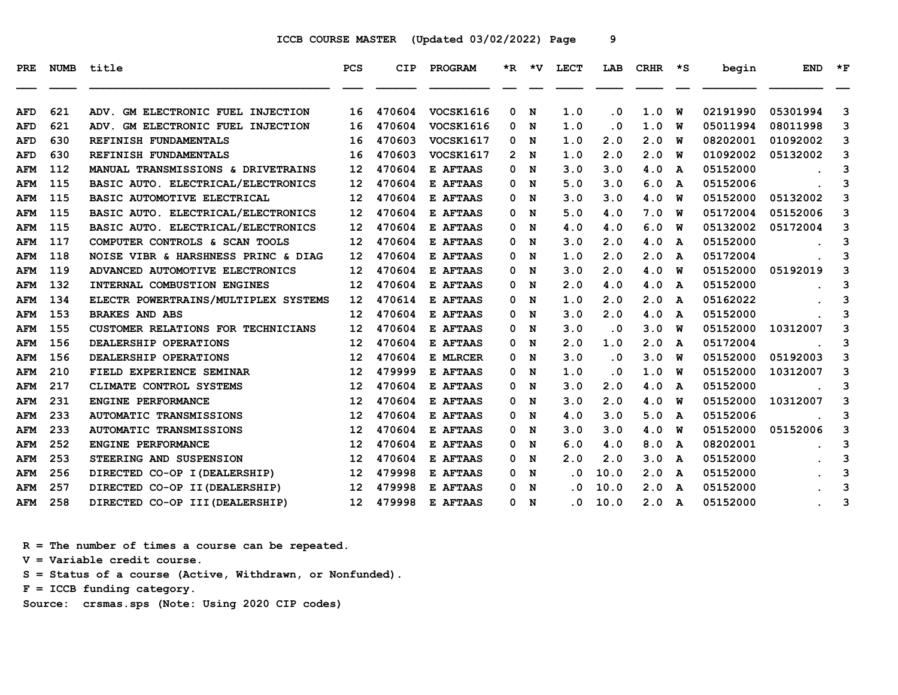# ICCB COURSE MASTER (Updated 03/02/2022)

| PRE | NUMB | title | PCS | CIP | PROGRAM | *R | *V | LECT | LAB | CRHR | *S | begin | END | *F |
|---|---|---|---|---|---|---|---|---|---|---|---|---|---|---|
| AFD | 621 | ADV. GM ELECTRONIC FUEL INJECTION | 16 | 470604 | VOCSK1616 | 0 | N | 1.0 | .0 | 1.0 | W | 02191990 | 05301994 | 3 |
| AFD | 621 | ADV. GM ELECTRONIC FUEL INJECTION | 16 | 470604 | VOCSK1616 | 0 | N | 1.0 | .0 | 1.0 | W | 05011994 | 08011998 | 3 |
| AFD | 630 | REFINISH FUNDAMENTALS | 16 | 470603 | VOCSK1617 | 0 | N | 1.0 | 2.0 | 2.0 | W | 08202001 | 01092002 | 3 |
| AFD | 630 | REFINISH FUNDAMENTALS | 16 | 470603 | VOCSK1617 | 2 | N | 1.0 | 2.0 | 2.0 | W | 01092002 | 05132002 | 3 |
| AFM | 112 | MANUAL TRANSMISSIONS & DRIVETRAINS | 12 | 470604 | E AFTAAS | 0 | N | 3.0 | 3.0 | 4.0 | A | 05152000 | . | 3 |
| AFM | 115 | BASIC AUTO. ELECTRICAL/ELECTRONICS | 12 | 470604 | E AFTAAS | 0 | N | 5.0 | 3.0 | 6.0 | A | 05152006 | . | 3 |
| AFM | 115 | BASIC AUTOMOTIVE ELECTRICAL | 12 | 470604 | E AFTAAS | 0 | N | 3.0 | 3.0 | 4.0 | W | 05152000 | 05132002 | 3 |
| AFM | 115 | BASIC AUTO. ELECTRICAL/ELECTRONICS | 12 | 470604 | E AFTAAS | 0 | N | 5.0 | 4.0 | 7.0 | W | 05172004 | 05152006 | 3 |
| AFM | 115 | BASIC AUTO. ELECTRICAL/ELECTRONICS | 12 | 470604 | E AFTAAS | 0 | N | 4.0 | 4.0 | 6.0 | W | 05132002 | 05172004 | 3 |
| AFM | 117 | COMPUTER CONTROLS & SCAN TOOLS | 12 | 470604 | E AFTAAS | 0 | N | 3.0 | 2.0 | 4.0 | A | 05152000 | . | 3 |
| AFM | 118 | NOISE VIBR & HARSHNESS PRINC & DIAG | 12 | 470604 | E AFTAAS | 0 | N | 1.0 | 2.0 | 2.0 | A | 05172004 | . | 3 |
| AFM | 119 | ADVANCED AUTOMOTIVE ELECTRONICS | 12 | 470604 | E AFTAAS | 0 | N | 3.0 | 2.0 | 4.0 | W | 05152000 | 05192019 | 3 |
| AFM | 132 | INTERNAL COMBUSTION ENGINES | 12 | 470604 | E AFTAAS | 0 | N | 2.0 | 4.0 | 4.0 | A | 05152000 | . | 3 |
| AFM | 134 | ELECTR POWERTRAINS/MULTIPLEX SYSTEMS | 12 | 470614 | E AFTAAS | 0 | N | 1.0 | 2.0 | 2.0 | A | 05162022 | . | 3 |
| AFM | 153 | BRAKES AND ABS | 12 | 470604 | E AFTAAS | 0 | N | 3.0 | 2.0 | 4.0 | A | 05152000 | . | 3 |
| AFM | 155 | CUSTOMER RELATIONS FOR TECHNICIANS | 12 | 470604 | E AFTAAS | 0 | N | 3.0 | .0 | 3.0 | W | 05152000 | 10312007 | 3 |
| AFM | 156 | DEALERSHIP OPERATIONS | 12 | 470604 | E AFTAAS | 0 | N | 2.0 | 1.0 | 2.0 | A | 05172004 | . | 3 |
| AFM | 156 | DEALERSHIP OPERATIONS | 12 | 470604 | E MLRCER | 0 | N | 3.0 | .0 | 3.0 | W | 05152000 | 05192003 | 3 |
| AFM | 210 | FIELD EXPERIENCE SEMINAR | 12 | 479999 | E AFTAAS | 0 | N | 1.0 | .0 | 1.0 | W | 05152000 | 10312007 | 3 |
| AFM | 217 | CLIMATE CONTROL SYSTEMS | 12 | 470604 | E AFTAAS | 0 | N | 3.0 | 2.0 | 4.0 | A | 05152000 | . | 3 |
| AFM | 231 | ENGINE PERFORMANCE | 12 | 470604 | E AFTAAS | 0 | N | 3.0 | 2.0 | 4.0 | W | 05152000 | 10312007 | 3 |
| AFM | 233 | AUTOMATIC TRANSMISSIONS | 12 | 470604 | E AFTAAS | 0 | N | 4.0 | 3.0 | 5.0 | A | 05152006 | . | 3 |
| AFM | 233 | AUTOMATIC TRANSMISSIONS | 12 | 470604 | E AFTAAS | 0 | N | 3.0 | 3.0 | 4.0 | W | 05152000 | 05152006 | 3 |
| AFM | 252 | ENGINE PERFORMANCE | 12 | 470604 | E AFTAAS | 0 | N | 6.0 | 4.0 | 8.0 | A | 08202001 | . | 3 |
| AFM | 253 | STEERING AND SUSPENSION | 12 | 470604 | E AFTAAS | 0 | N | 2.0 | 2.0 | 3.0 | A | 05152000 | . | 3 |
| AFM | 256 | DIRECTED CO-OP I(DEALERSHIP) | 12 | 479998 | E AFTAAS | 0 | N | .0 | 10.0 | 2.0 | A | 05152000 | . | 3 |
| AFM | 257 | DIRECTED CO-OP II(DEALERSHIP) | 12 | 479998 | E AFTAAS | 0 | N | .0 | 10.0 | 2.0 | A | 05152000 | . | 3 |
| AFM | 258 | DIRECTED CO-OP III(DEALERSHIP) | 12 | 479998 | E AFTAAS | 0 | N | .0 | 10.0 | 2.0 | A | 05152000 | . | 3 |

R = The number of times a course can be repeated.
V = Variable credit course.
S = Status of a course (Active, Withdrawn, or Nonfunded).
F = ICCB funding category.
Source: crsmas.sps (Note: Using 2020 CIP codes)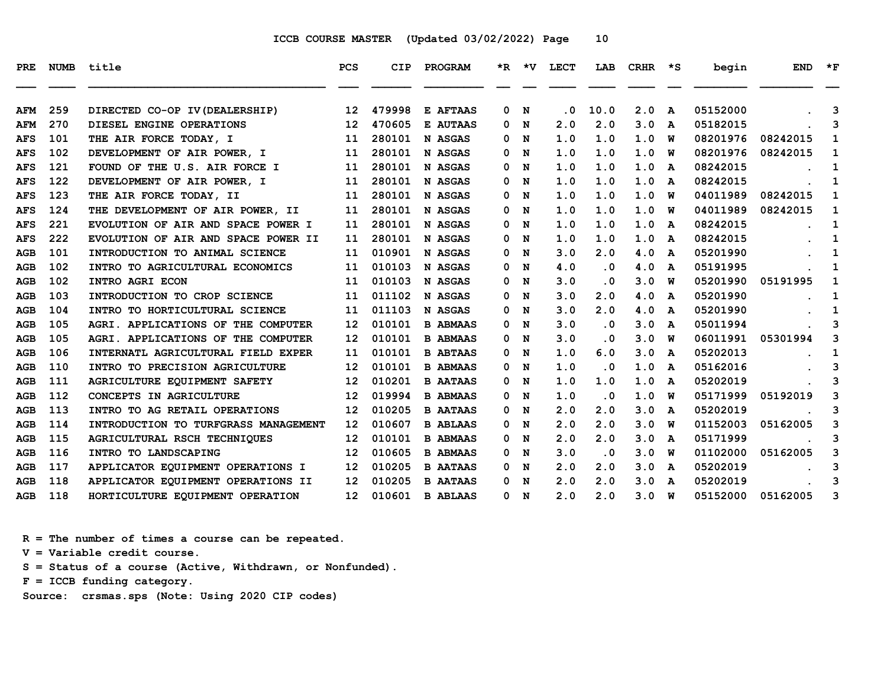ICCB COURSE MASTER (Updated 03/02/2022)

| PRE | NUMB | title | PCS | CIP | PROGRAM | *R | *V | LECT | LAB | CRHR | *S | begin | END | *F |
|---|---|---|---|---|---|---|---|---|---|---|---|---|---|---|
| AFM | 259 | DIRECTED CO-OP IV(DEALERSHIP) | 12 | 479998 | E AFTAAS | 0 | N | .0 | 10.0 | 2.0 | A | 05152000 | . | 3 |
| AFM | 270 | DIESEL ENGINE OPERATIONS | 12 | 470605 | E AUTAAS | 0 | N | 2.0 | 2.0 | 3.0 | A | 05182015 | . | 3 |
| AFS | 101 | THE AIR FORCE TODAY, I | 11 | 280101 | N ASGAS | 0 | N | 1.0 | 1.0 | 1.0 | W | 08201976 | 08242015 | 1 |
| AFS | 102 | DEVELOPMENT OF AIR POWER, I | 11 | 280101 | N ASGAS | 0 | N | 1.0 | 1.0 | 1.0 | W | 08201976 | 08242015 | 1 |
| AFS | 121 | FOUND OF THE U.S. AIR FORCE I | 11 | 280101 | N ASGAS | 0 | N | 1.0 | 1.0 | 1.0 | A | 08242015 | . | 1 |
| AFS | 122 | DEVELOPMENT OF AIR POWER, I | 11 | 280101 | N ASGAS | 0 | N | 1.0 | 1.0 | 1.0 | A | 08242015 | . | 1 |
| AFS | 123 | THE AIR FORCE TODAY, II | 11 | 280101 | N ASGAS | 0 | N | 1.0 | 1.0 | 1.0 | W | 04011989 | 08242015 | 1 |
| AFS | 124 | THE DEVELOPMENT OF AIR POWER, II | 11 | 280101 | N ASGAS | 0 | N | 1.0 | 1.0 | 1.0 | W | 04011989 | 08242015 | 1 |
| AFS | 221 | EVOLUTION OF AIR AND SPACE POWER I | 11 | 280101 | N ASGAS | 0 | N | 1.0 | 1.0 | 1.0 | A | 08242015 | . | 1 |
| AFS | 222 | EVOLUTION OF AIR AND SPACE POWER II | 11 | 280101 | N ASGAS | 0 | N | 1.0 | 1.0 | 1.0 | A | 08242015 | . | 1 |
| AGB | 101 | INTRODUCTION TO ANIMAL SCIENCE | 11 | 010901 | N ASGAS | 0 | N | 3.0 | 2.0 | 4.0 | A | 05201990 | . | 1 |
| AGB | 102 | INTRO TO AGRICULTURAL ECONOMICS | 11 | 010103 | N ASGAS | 0 | N | 4.0 | .0 | 4.0 | A | 05191995 | . | 1 |
| AGB | 102 | INTRO AGRI ECON | 11 | 010103 | N ASGAS | 0 | N | 3.0 | .0 | 3.0 | W | 05201990 | 05191995 | 1 |
| AGB | 103 | INTRODUCTION TO CROP SCIENCE | 11 | 011102 | N ASGAS | 0 | N | 3.0 | 2.0 | 4.0 | A | 05201990 | . | 1 |
| AGB | 104 | INTRO TO HORTICULTURAL SCIENCE | 11 | 011103 | N ASGAS | 0 | N | 3.0 | 2.0 | 4.0 | A | 05201990 | . | 1 |
| AGB | 105 | AGRI. APPLICATIONS OF THE COMPUTER | 12 | 010101 | B ABMAAS | 0 | N | 3.0 | .0 | 3.0 | A | 05011994 | . | 3 |
| AGB | 105 | AGRI. APPLICATIONS OF THE COMPUTER | 12 | 010101 | B ABMAAS | 0 | N | 3.0 | .0 | 3.0 | W | 06011991 | 05301994 | 3 |
| AGB | 106 | INTERNATL AGRICULTURAL FIELD EXPER | 11 | 010101 | B ABTAAS | 0 | N | 1.0 | 6.0 | 3.0 | A | 05202013 | . | 1 |
| AGB | 110 | INTRO TO PRECISION AGRICULTURE | 12 | 010101 | B ABMAAS | 0 | N | 1.0 | .0 | 1.0 | A | 05162016 | . | 3 |
| AGB | 111 | AGRICULTURE EQUIPMENT SAFETY | 12 | 010201 | B AATAAS | 0 | N | 1.0 | 1.0 | 1.0 | A | 05202019 | . | 3 |
| AGB | 112 | CONCEPTS IN AGRICULTURE | 12 | 019994 | B ABMAAS | 0 | N | 1.0 | .0 | 1.0 | W | 05171999 | 05192019 | 3 |
| AGB | 113 | INTRO TO AG RETAIL OPERATIONS | 12 | 010205 | B AATAAS | 0 | N | 2.0 | 2.0 | 3.0 | A | 05202019 | . | 3 |
| AGB | 114 | INTRODUCTION TO TURFGRASS MANAGEMENT | 12 | 010607 | B ABLAAS | 0 | N | 2.0 | 2.0 | 3.0 | W | 01152003 | 05162005 | 3 |
| AGB | 115 | AGRICULTURAL RSCH TECHNIQUES | 12 | 010101 | B ABMAAS | 0 | N | 2.0 | 2.0 | 3.0 | A | 05171999 | . | 3 |
| AGB | 116 | INTRO TO LANDSCAPING | 12 | 010605 | B ABMAAS | 0 | N | 3.0 | .0 | 3.0 | W | 01102000 | 05162005 | 3 |
| AGB | 117 | APPLICATOR EQUIPMENT OPERATIONS I | 12 | 010205 | B AATAAS | 0 | N | 2.0 | 2.0 | 3.0 | A | 05202019 | . | 3 |
| AGB | 118 | APPLICATOR EQUIPMENT OPERATIONS II | 12 | 010205 | B AATAAS | 0 | N | 2.0 | 2.0 | 3.0 | A | 05202019 | . | 3 |
| AGB | 118 | HORTICULTURE EQUIPMENT OPERATION | 12 | 010601 | B ABLAAS | 0 | N | 2.0 | 2.0 | 3.0 | W | 05152000 | 05162005 | 3 |

R = The number of times a course can be repeated.
V = Variable credit course.
S = Status of a course (Active, Withdrawn, or Nonfunded).
F = ICCB funding category.
Source: crsmas.sps (Note: Using 2020 CIP codes)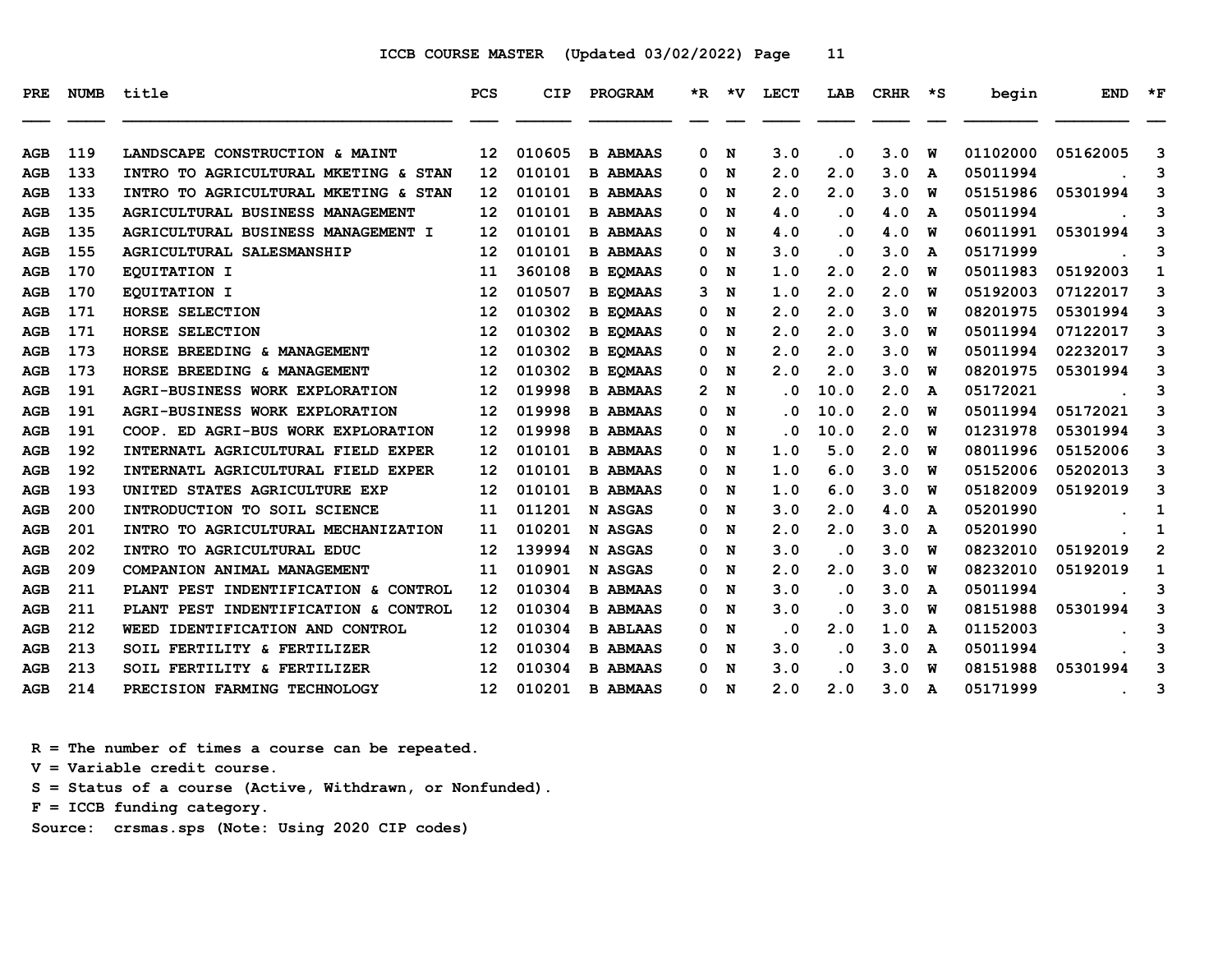ICCB COURSE MASTER (Updated 03/02/2022)

| PRE | NUMB | title | PCS | CIP | PROGRAM | *R | *V | LECT | LAB | CRHR | *S | begin | END | *F |
|---|---|---|---|---|---|---|---|---|---|---|---|---|---|---|
| AGB | 119 | LANDSCAPE CONSTRUCTION & MAINT | 12 | 010605 | B ABMAAS | 0 | N | 3.0 | .0 | 3.0 | W | 01102000 | 05162005 | 3 |
| AGB | 133 | INTRO TO AGRICULTURAL MKETING & STAN | 12 | 010101 | B ABMAAS | 0 | N | 2.0 | 2.0 | 3.0 | A | 05011994 | . | 3 |
| AGB | 133 | INTRO TO AGRICULTURAL MKETING & STAN | 12 | 010101 | B ABMAAS | 0 | N | 2.0 | 2.0 | 3.0 | W | 05151986 | 05301994 | 3 |
| AGB | 135 | AGRICULTURAL BUSINESS MANAGEMENT | 12 | 010101 | B ABMAAS | 0 | N | 4.0 | .0 | 4.0 | A | 05011994 | . | 3 |
| AGB | 135 | AGRICULTURAL BUSINESS MANAGEMENT I | 12 | 010101 | B ABMAAS | 0 | N | 4.0 | .0 | 4.0 | W | 06011991 | 05301994 | 3 |
| AGB | 155 | AGRICULTURAL SALESMANSHIP | 12 | 010101 | B ABMAAS | 0 | N | 3.0 | .0 | 3.0 | A | 05171999 | . | 3 |
| AGB | 170 | EQUITATION I | 11 | 360108 | B EQMAAS | 0 | N | 1.0 | 2.0 | 2.0 | W | 05011983 | 05192003 | 1 |
| AGB | 170 | EQUITATION I | 12 | 010507 | B EQMAAS | 3 | N | 1.0 | 2.0 | 2.0 | W | 05192003 | 07122017 | 3 |
| AGB | 171 | HORSE SELECTION | 12 | 010302 | B EQMAAS | 0 | N | 2.0 | 2.0 | 3.0 | W | 08201975 | 05301994 | 3 |
| AGB | 171 | HORSE SELECTION | 12 | 010302 | B EQMAAS | 0 | N | 2.0 | 2.0 | 3.0 | W | 05011994 | 07122017 | 3 |
| AGB | 173 | HORSE BREEDING & MANAGEMENT | 12 | 010302 | B EQMAAS | 0 | N | 2.0 | 2.0 | 3.0 | W | 05011994 | 02232017 | 3 |
| AGB | 173 | HORSE BREEDING & MANAGEMENT | 12 | 010302 | B EQMAAS | 0 | N | 2.0 | 2.0 | 3.0 | W | 08201975 | 05301994 | 3 |
| AGB | 191 | AGRI-BUSINESS WORK EXPLORATION | 12 | 019998 | B ABMAAS | 2 | N | .0 | 10.0 | 2.0 | A | 05172021 | . | 3 |
| AGB | 191 | AGRI-BUSINESS WORK EXPLORATION | 12 | 019998 | B ABMAAS | 0 | N | .0 | 10.0 | 2.0 | W | 05011994 | 05172021 | 3 |
| AGB | 191 | COOP. ED AGRI-BUS WORK EXPLORATION | 12 | 019998 | B ABMAAS | 0 | N | .0 | 10.0 | 2.0 | W | 01231978 | 05301994 | 3 |
| AGB | 192 | INTERNATL AGRICULTURAL FIELD EXPER | 12 | 010101 | B ABMAAS | 0 | N | 1.0 | 5.0 | 2.0 | W | 08011996 | 05152006 | 3 |
| AGB | 192 | INTERNATL AGRICULTURAL FIELD EXPER | 12 | 010101 | B ABMAAS | 0 | N | 1.0 | 6.0 | 3.0 | W | 05152006 | 05202013 | 3 |
| AGB | 193 | UNITED STATES AGRICULTURE EXP | 12 | 010101 | B ABMAAS | 0 | N | 1.0 | 6.0 | 3.0 | W | 05182009 | 05192019 | 3 |
| AGB | 200 | INTRODUCTION TO SOIL SCIENCE | 11 | 011201 | N ASGAS | 0 | N | 3.0 | 2.0 | 4.0 | A | 05201990 | . | 1 |
| AGB | 201 | INTRO TO AGRICULTURAL MECHANIZATION | 11 | 010201 | N ASGAS | 0 | N | 2.0 | 2.0 | 3.0 | A | 05201990 | . | 1 |
| AGB | 202 | INTRO TO AGRICULTURAL EDUC | 12 | 139994 | N ASGAS | 0 | N | 3.0 | .0 | 3.0 | W | 08232010 | 05192019 | 2 |
| AGB | 209 | COMPANION ANIMAL MANAGEMENT | 11 | 010901 | N ASGAS | 0 | N | 2.0 | 2.0 | 3.0 | W | 08232010 | 05192019 | 1 |
| AGB | 211 | PLANT PEST INDENTIFICATION & CONTROL | 12 | 010304 | B ABMAAS | 0 | N | 3.0 | .0 | 3.0 | A | 05011994 | . | 3 |
| AGB | 211 | PLANT PEST INDENTIFICATION & CONTROL | 12 | 010304 | B ABMAAS | 0 | N | 3.0 | .0 | 3.0 | W | 08151988 | 05301994 | 3 |
| AGB | 212 | WEED IDENTIFICATION AND CONTROL | 12 | 010304 | B ABLAAS | 0 | N | .0 | 2.0 | 1.0 | A | 01152003 | . | 3 |
| AGB | 213 | SOIL FERTILITY & FERTILIZER | 12 | 010304 | B ABMAAS | 0 | N | 3.0 | .0 | 3.0 | A | 05011994 | . | 3 |
| AGB | 213 | SOIL FERTILITY & FERTILIZER | 12 | 010304 | B ABMAAS | 0 | N | 3.0 | .0 | 3.0 | W | 08151988 | 05301994 | 3 |
| AGB | 214 | PRECISION FARMING TECHNOLOGY | 12 | 010201 | B ABMAAS | 0 | N | 2.0 | 2.0 | 3.0 | A | 05171999 | . | 3 |

R = The number of times a course can be repeated.
V = Variable credit course.
S = Status of a course (Active, Withdrawn, or Nonfunded).
F = ICCB funding category.
Source: crsmas.sps (Note: Using 2020 CIP codes)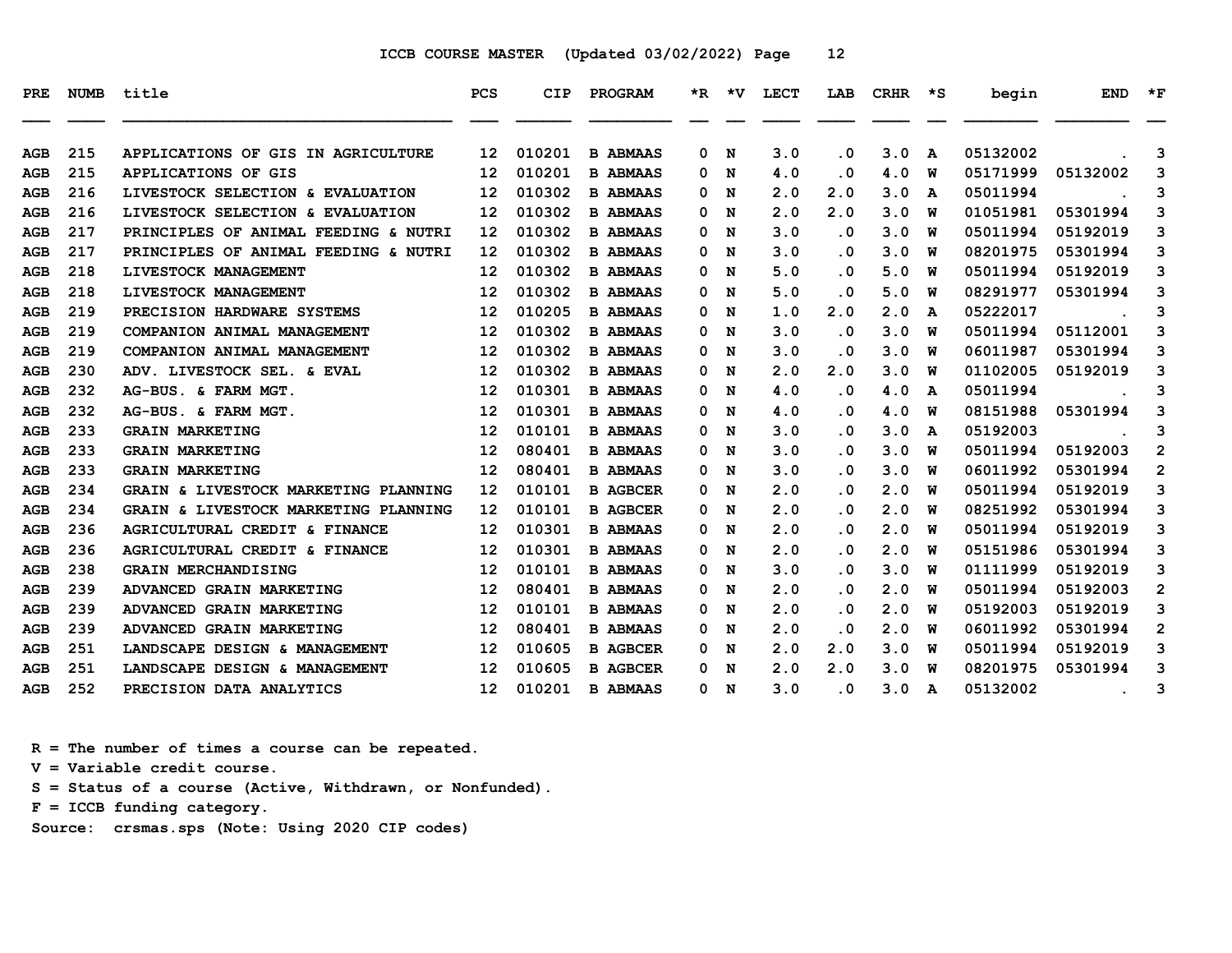ICCB COURSE MASTER (Updated 03/02/2022)

| PRE | NUMB | title | PCS | CIP | PROGRAM | *R | *V | LECT | LAB | CRHR | *S | begin | END | *F |
|---|---|---|---|---|---|---|---|---|---|---|---|---|---|---|
| AGB | 215 | APPLICATIONS OF GIS IN AGRICULTURE | 12 | 010201 | B ABMAAS | 0 | N | 3.0 | .0 | 3.0 | A | 05132002 | . | 3 |
| AGB | 215 | APPLICATIONS OF GIS | 12 | 010201 | B ABMAAS | 0 | N | 4.0 | .0 | 4.0 | W | 05171999 | 05132002 | 3 |
| AGB | 216 | LIVESTOCK SELECTION & EVALUATION | 12 | 010302 | B ABMAAS | 0 | N | 2.0 | 2.0 | 3.0 | A | 05011994 | . | 3 |
| AGB | 216 | LIVESTOCK SELECTION & EVALUATION | 12 | 010302 | B ABMAAS | 0 | N | 2.0 | 2.0 | 3.0 | W | 01051981 | 05301994 | 3 |
| AGB | 217 | PRINCIPLES OF ANIMAL FEEDING & NUTRI | 12 | 010302 | B ABMAAS | 0 | N | 3.0 | .0 | 3.0 | W | 05011994 | 05192019 | 3 |
| AGB | 217 | PRINCIPLES OF ANIMAL FEEDING & NUTRI | 12 | 010302 | B ABMAAS | 0 | N | 3.0 | .0 | 3.0 | W | 08201975 | 05301994 | 3 |
| AGB | 218 | LIVESTOCK MANAGEMENT | 12 | 010302 | B ABMAAS | 0 | N | 5.0 | .0 | 5.0 | W | 05011994 | 05192019 | 3 |
| AGB | 218 | LIVESTOCK MANAGEMENT | 12 | 010302 | B ABMAAS | 0 | N | 5.0 | .0 | 5.0 | W | 08291977 | 05301994 | 3 |
| AGB | 219 | PRECISION HARDWARE SYSTEMS | 12 | 010205 | B ABMAAS | 0 | N | 1.0 | 2.0 | 2.0 | A | 05222017 | . | 3 |
| AGB | 219 | COMPANION ANIMAL MANAGEMENT | 12 | 010302 | B ABMAAS | 0 | N | 3.0 | .0 | 3.0 | W | 05011994 | 05112001 | 3 |
| AGB | 219 | COMPANION ANIMAL MANAGEMENT | 12 | 010302 | B ABMAAS | 0 | N | 3.0 | .0 | 3.0 | W | 06011987 | 05301994 | 3 |
| AGB | 230 | ADV. LIVESTOCK SEL. & EVAL | 12 | 010302 | B ABMAAS | 0 | N | 2.0 | 2.0 | 3.0 | W | 01102005 | 05192019 | 3 |
| AGB | 232 | AG-BUS. & FARM MGT. | 12 | 010301 | B ABMAAS | 0 | N | 4.0 | .0 | 4.0 | A | 05011994 | . | 3 |
| AGB | 232 | AG-BUS. & FARM MGT. | 12 | 010301 | B ABMAAS | 0 | N | 4.0 | .0 | 4.0 | W | 08151988 | 05301994 | 3 |
| AGB | 233 | GRAIN MARKETING | 12 | 010101 | B ABMAAS | 0 | N | 3.0 | .0 | 3.0 | A | 05192003 | . | 3 |
| AGB | 233 | GRAIN MARKETING | 12 | 080401 | B ABMAAS | 0 | N | 3.0 | .0 | 3.0 | W | 05011994 | 05192003 | 2 |
| AGB | 233 | GRAIN MARKETING | 12 | 080401 | B ABMAAS | 0 | N | 3.0 | .0 | 3.0 | W | 06011992 | 05301994 | 2 |
| AGB | 234 | GRAIN & LIVESTOCK MARKETING PLANNING | 12 | 010101 | B AGBCER | 0 | N | 2.0 | .0 | 2.0 | W | 05011994 | 05192019 | 3 |
| AGB | 234 | GRAIN & LIVESTOCK MARKETING PLANNING | 12 | 010101 | B AGBCER | 0 | N | 2.0 | .0 | 2.0 | W | 08251992 | 05301994 | 3 |
| AGB | 236 | AGRICULTURAL CREDIT & FINANCE | 12 | 010301 | B ABMAAS | 0 | N | 2.0 | .0 | 2.0 | W | 05011994 | 05192019 | 3 |
| AGB | 236 | AGRICULTURAL CREDIT & FINANCE | 12 | 010301 | B ABMAAS | 0 | N | 2.0 | .0 | 2.0 | W | 05151986 | 05301994 | 3 |
| AGB | 238 | GRAIN MERCHANDISING | 12 | 010101 | B ABMAAS | 0 | N | 3.0 | .0 | 3.0 | W | 01111999 | 05192019 | 3 |
| AGB | 239 | ADVANCED GRAIN MARKETING | 12 | 080401 | B ABMAAS | 0 | N | 2.0 | .0 | 2.0 | W | 05011994 | 05192003 | 2 |
| AGB | 239 | ADVANCED GRAIN MARKETING | 12 | 010101 | B ABMAAS | 0 | N | 2.0 | .0 | 2.0 | W | 05192003 | 05192019 | 3 |
| AGB | 239 | ADVANCED GRAIN MARKETING | 12 | 080401 | B ABMAAS | 0 | N | 2.0 | .0 | 2.0 | W | 06011992 | 05301994 | 2 |
| AGB | 251 | LANDSCAPE DESIGN & MANAGEMENT | 12 | 010605 | B AGBCER | 0 | N | 2.0 | 2.0 | 3.0 | W | 05011994 | 05192019 | 3 |
| AGB | 251 | LANDSCAPE DESIGN & MANAGEMENT | 12 | 010605 | B AGBCER | 0 | N | 2.0 | 2.0 | 3.0 | W | 08201975 | 05301994 | 3 |
| AGB | 252 | PRECISION DATA ANALYTICS | 12 | 010201 | B ABMAAS | 0 | N | 3.0 | .0 | 3.0 | A | 05132002 | . | 3 |

R = The number of times a course can be repeated.
V = Variable credit course.
S = Status of a course (Active, Withdrawn, or Nonfunded).
F = ICCB funding category.
Source: crsmas.sps (Note: Using 2020 CIP codes)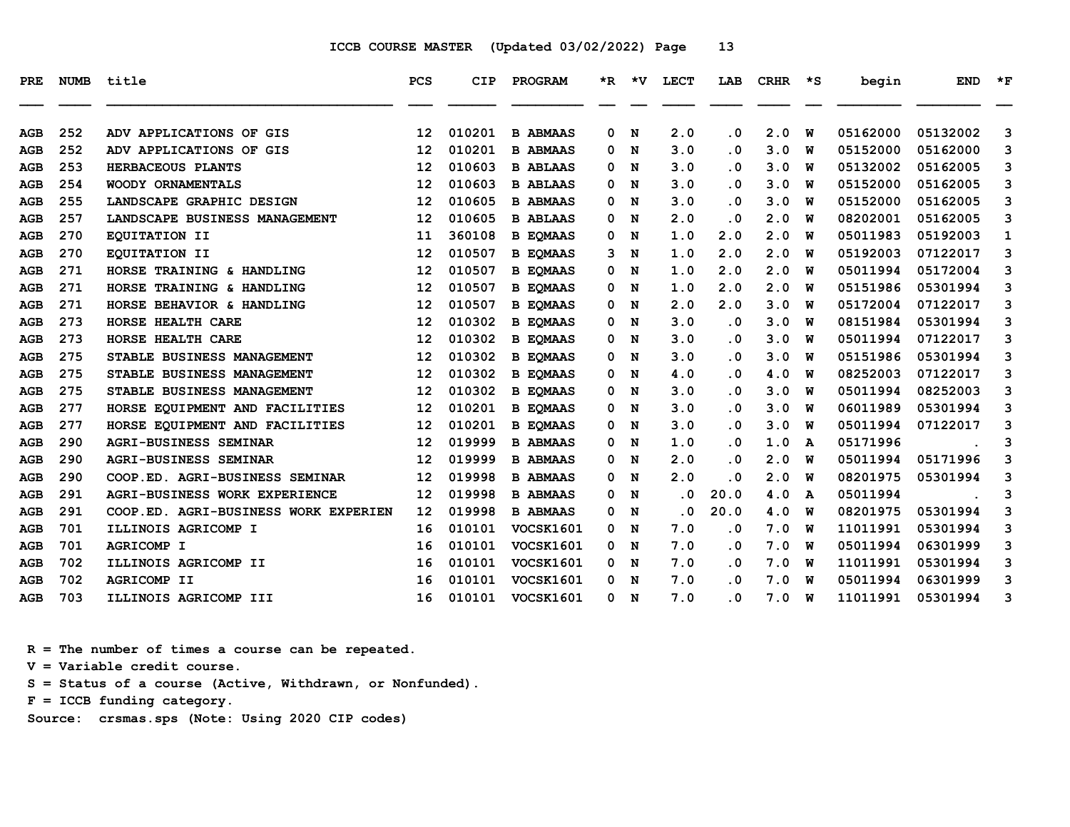ICCB COURSE MASTER (Updated 03/02/2022)

| PRE | NUMB | title | PCS | CIP | PROGRAM | *R | *V | LECT | LAB | CRHR | *S | begin | END | *F |
|---|---|---|---|---|---|---|---|---|---|---|---|---|---|---|
| AGB | 252 | ADV APPLICATIONS OF GIS | 12 | 010201 | B ABMAAS | 0 | N | 2.0 | .0 | 2.0 | W | 05162000 | 05132002 | 3 |
| AGB | 252 | ADV APPLICATIONS OF GIS | 12 | 010201 | B ABMAAS | 0 | N | 3.0 | .0 | 3.0 | W | 05152000 | 05162000 | 3 |
| AGB | 253 | HERBACEOUS PLANTS | 12 | 010603 | B ABLAAS | 0 | N | 3.0 | .0 | 3.0 | W | 05132002 | 05162005 | 3 |
| AGB | 254 | WOODY ORNAMENTALS | 12 | 010603 | B ABLAAS | 0 | N | 3.0 | .0 | 3.0 | W | 05152000 | 05162005 | 3 |
| AGB | 255 | LANDSCAPE GRAPHIC DESIGN | 12 | 010605 | B ABMAAS | 0 | N | 3.0 | .0 | 3.0 | W | 05152000 | 05162005 | 3 |
| AGB | 257 | LANDSCAPE BUSINESS MANAGEMENT | 12 | 010605 | B ABLAAS | 0 | N | 2.0 | .0 | 2.0 | W | 08202001 | 05162005 | 3 |
| AGB | 270 | EQUITATION II | 11 | 360108 | B EQMAAS | 0 | N | 1.0 | 2.0 | 2.0 | W | 05011983 | 05192003 | 1 |
| AGB | 270 | EQUITATION II | 12 | 010507 | B EQMAAS | 3 | N | 1.0 | 2.0 | 2.0 | W | 05192003 | 07122017 | 3 |
| AGB | 271 | HORSE TRAINING & HANDLING | 12 | 010507 | B EQMAAS | 0 | N | 1.0 | 2.0 | 2.0 | W | 05011994 | 05172004 | 3 |
| AGB | 271 | HORSE TRAINING & HANDLING | 12 | 010507 | B EQMAAS | 0 | N | 1.0 | 2.0 | 2.0 | W | 05151986 | 05301994 | 3 |
| AGB | 271 | HORSE BEHAVIOR & HANDLING | 12 | 010507 | B EQMAAS | 0 | N | 2.0 | 2.0 | 3.0 | W | 05172004 | 07122017 | 3 |
| AGB | 273 | HORSE HEALTH CARE | 12 | 010302 | B EQMAAS | 0 | N | 3.0 | .0 | 3.0 | W | 08151984 | 05301994 | 3 |
| AGB | 273 | HORSE HEALTH CARE | 12 | 010302 | B EQMAAS | 0 | N | 3.0 | .0 | 3.0 | W | 05011994 | 07122017 | 3 |
| AGB | 275 | STABLE BUSINESS MANAGEMENT | 12 | 010302 | B EQMAAS | 0 | N | 3.0 | .0 | 3.0 | W | 05151986 | 05301994 | 3 |
| AGB | 275 | STABLE BUSINESS MANAGEMENT | 12 | 010302 | B EQMAAS | 0 | N | 4.0 | .0 | 4.0 | W | 08252003 | 07122017 | 3 |
| AGB | 275 | STABLE BUSINESS MANAGEMENT | 12 | 010302 | B EQMAAS | 0 | N | 3.0 | .0 | 3.0 | W | 05011994 | 08252003 | 3 |
| AGB | 277 | HORSE EQUIPMENT AND FACILITIES | 12 | 010201 | B EQMAAS | 0 | N | 3.0 | .0 | 3.0 | W | 06011989 | 05301994 | 3 |
| AGB | 277 | HORSE EQUIPMENT AND FACILITIES | 12 | 010201 | B EQMAAS | 0 | N | 3.0 | .0 | 3.0 | W | 05011994 | 07122017 | 3 |
| AGB | 290 | AGRI-BUSINESS SEMINAR | 12 | 019999 | B ABMAAS | 0 | N | 1.0 | .0 | 1.0 | A | 05171996 | . | 3 |
| AGB | 290 | AGRI-BUSINESS SEMINAR | 12 | 019999 | B ABMAAS | 0 | N | 2.0 | .0 | 2.0 | W | 05011994 | 05171996 | 3 |
| AGB | 290 | COOP.ED. AGRI-BUSINESS SEMINAR | 12 | 019998 | B ABMAAS | 0 | N | 2.0 | .0 | 2.0 | W | 08201975 | 05301994 | 3 |
| AGB | 291 | AGRI-BUSINESS WORK EXPERIENCE | 12 | 019998 | B ABMAAS | 0 | N | .0 | 20.0 | 4.0 | A | 05011994 | . | 3 |
| AGB | 291 | COOP.ED. AGRI-BUSINESS WORK EXPERIEN | 12 | 019998 | B ABMAAS | 0 | N | .0 | 20.0 | 4.0 | W | 08201975 | 05301994 | 3 |
| AGB | 701 | ILLINOIS AGRICOMP I | 16 | 010101 | VOCSK1601 | 0 | N | 7.0 | .0 | 7.0 | W | 11011991 | 05301994 | 3 |
| AGB | 701 | AGRICOMP I | 16 | 010101 | VOCSK1601 | 0 | N | 7.0 | .0 | 7.0 | W | 05011994 | 06301999 | 3 |
| AGB | 702 | ILLINOIS AGRICOMP II | 16 | 010101 | VOCSK1601 | 0 | N | 7.0 | .0 | 7.0 | W | 11011991 | 05301994 | 3 |
| AGB | 702 | AGRICOMP II | 16 | 010101 | VOCSK1601 | 0 | N | 7.0 | .0 | 7.0 | W | 05011994 | 06301999 | 3 |
| AGB | 703 | ILLINOIS AGRICOMP III | 16 | 010101 | VOCSK1601 | 0 | N | 7.0 | .0 | 7.0 | W | 11011991 | 05301994 | 3 |

R = The number of times a course can be repeated.
V = Variable credit course.
S = Status of a course (Active, Withdrawn, or Nonfunded).
F = ICCB funding category.
Source: crsmas.sps (Note: Using 2020 CIP codes)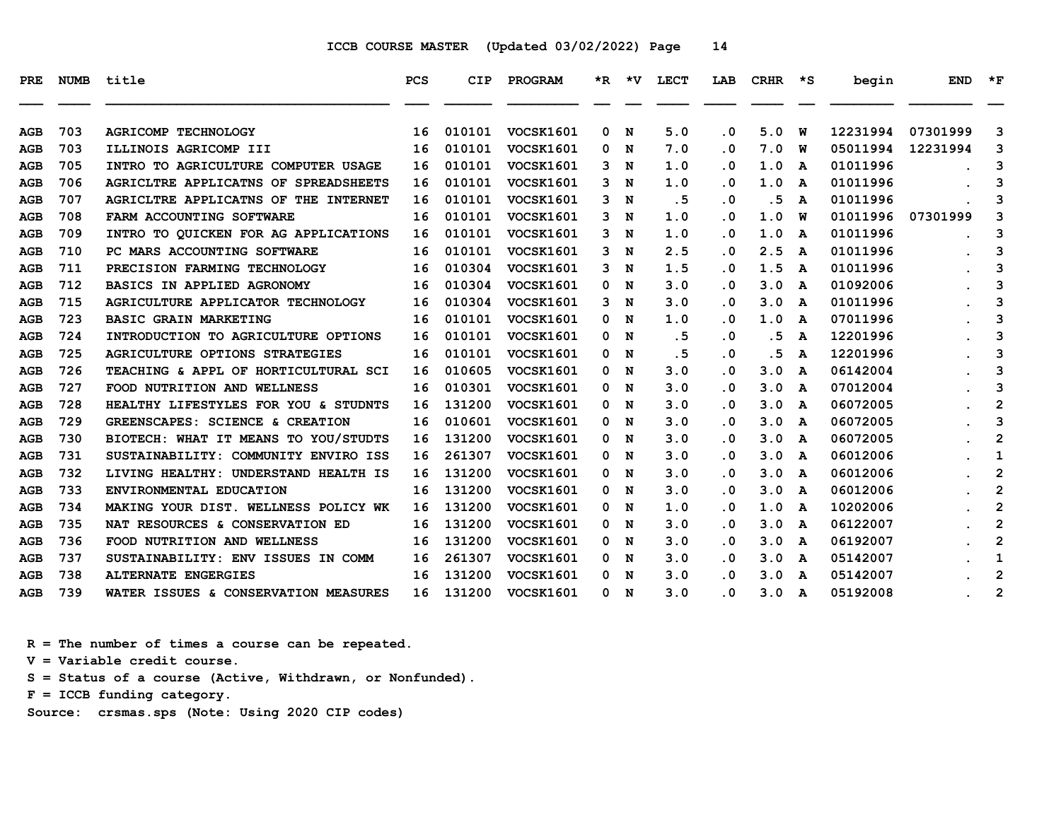# ICCB COURSE MASTER (Updated 03/02/2022)

| PRE | NUMB | title | PCS | CIP | PROGRAM | *R | *V | LECT | LAB | CRHR | *S | begin | END | *F |
|---|---|---|---|---|---|---|---|---|---|---|---|---|---|---|
| AGB | 703 | AGRICOMP TECHNOLOGY | 16 | 010101 | VOCSK1601 | 0 | N | 5.0 | .0 | 5.0 | W | 12231994 | 07301999 | 3 |
| AGB | 703 | ILLINOIS AGRICOMP III | 16 | 010101 | VOCSK1601 | 0 | N | 7.0 | .0 | 7.0 | W | 05011994 | 12231994 | 3 |
| AGB | 705 | INTRO TO AGRICULTURE COMPUTER USAGE | 16 | 010101 | VOCSK1601 | 3 | N | 1.0 | .0 | 1.0 | A | 01011996 | . | 3 |
| AGB | 706 | AGRICLTRE APPLICATNS OF SPREADSHEETS | 16 | 010101 | VOCSK1601 | 3 | N | 1.0 | .0 | 1.0 | A | 01011996 | . | 3 |
| AGB | 707 | AGRICLTRE APPLICATNS OF THE INTERNET | 16 | 010101 | VOCSK1601 | 3 | N | .5 | .0 | .5 | A | 01011996 | . | 3 |
| AGB | 708 | FARM ACCOUNTING SOFTWARE | 16 | 010101 | VOCSK1601 | 3 | N | 1.0 | .0 | 1.0 | W | 01011996 | 07301999 | 3 |
| AGB | 709 | INTRO TO QUICKEN FOR AG APPLICATIONS | 16 | 010101 | VOCSK1601 | 3 | N | 1.0 | .0 | 1.0 | A | 01011996 | . | 3 |
| AGB | 710 | PC MARS ACCOUNTING SOFTWARE | 16 | 010101 | VOCSK1601 | 3 | N | 2.5 | .0 | 2.5 | A | 01011996 | . | 3 |
| AGB | 711 | PRECISION FARMING TECHNOLOGY | 16 | 010304 | VOCSK1601 | 3 | N | 1.5 | .0 | 1.5 | A | 01011996 | . | 3 |
| AGB | 712 | BASICS IN APPLIED AGRONOMY | 16 | 010304 | VOCSK1601 | 0 | N | 3.0 | .0 | 3.0 | A | 01092006 | . | 3 |
| AGB | 715 | AGRICULTURE APPLICATOR TECHNOLOGY | 16 | 010304 | VOCSK1601 | 3 | N | 3.0 | .0 | 3.0 | A | 01011996 | . | 3 |
| AGB | 723 | BASIC GRAIN MARKETING | 16 | 010101 | VOCSK1601 | 0 | N | 1.0 | .0 | 1.0 | A | 07011996 | . | 3 |
| AGB | 724 | INTRODUCTION TO AGRICULTURE OPTIONS | 16 | 010101 | VOCSK1601 | 0 | N | .5 | .0 | .5 | A | 12201996 | . | 3 |
| AGB | 725 | AGRICULTURE OPTIONS STRATEGIES | 16 | 010101 | VOCSK1601 | 0 | N | .5 | .0 | .5 | A | 12201996 | . | 3 |
| AGB | 726 | TEACHING & APPL OF HORTICULTURAL SCI | 16 | 010605 | VOCSK1601 | 0 | N | 3.0 | .0 | 3.0 | A | 06142004 | . | 3 |
| AGB | 727 | FOOD NUTRITION AND WELLNESS | 16 | 010301 | VOCSK1601 | 0 | N | 3.0 | .0 | 3.0 | A | 07012004 | . | 3 |
| AGB | 728 | HEALTHY LIFESTYLES FOR YOU & STUDNTS | 16 | 131200 | VOCSK1601 | 0 | N | 3.0 | .0 | 3.0 | A | 06072005 | . | 2 |
| AGB | 729 | GREENSCAPES: SCIENCE & CREATION | 16 | 010601 | VOCSK1601 | 0 | N | 3.0 | .0 | 3.0 | A | 06072005 | . | 3 |
| AGB | 730 | BIOTECH: WHAT IT MEANS TO YOU/STUDTS | 16 | 131200 | VOCSK1601 | 0 | N | 3.0 | .0 | 3.0 | A | 06072005 | . | 2 |
| AGB | 731 | SUSTAINABILITY: COMMUNITY ENVIRO ISS | 16 | 261307 | VOCSK1601 | 0 | N | 3.0 | .0 | 3.0 | A | 06012006 | . | 1 |
| AGB | 732 | LIVING HEALTHY: UNDERSTAND HEALTH IS | 16 | 131200 | VOCSK1601 | 0 | N | 3.0 | .0 | 3.0 | A | 06012006 | . | 2 |
| AGB | 733 | ENVIRONMENTAL EDUCATION | 16 | 131200 | VOCSK1601 | 0 | N | 3.0 | .0 | 3.0 | A | 06012006 | . | 2 |
| AGB | 734 | MAKING YOUR DIST. WELLNESS POLICY WK | 16 | 131200 | VOCSK1601 | 0 | N | 1.0 | .0 | 1.0 | A | 10202006 | . | 2 |
| AGB | 735 | NAT RESOURCES & CONSERVATION ED | 16 | 131200 | VOCSK1601 | 0 | N | 3.0 | .0 | 3.0 | A | 06122007 | . | 2 |
| AGB | 736 | FOOD NUTRITION AND WELLNESS | 16 | 131200 | VOCSK1601 | 0 | N | 3.0 | .0 | 3.0 | A | 06192007 | . | 2 |
| AGB | 737 | SUSTAINABILITY: ENV ISSUES IN COMM | 16 | 261307 | VOCSK1601 | 0 | N | 3.0 | .0 | 3.0 | A | 05142007 | . | 1 |
| AGB | 738 | ALTERNATE ENGERGIES | 16 | 131200 | VOCSK1601 | 0 | N | 3.0 | .0 | 3.0 | A | 05142007 | . | 2 |
| AGB | 739 | WATER ISSUES & CONSERVATION MEASURES | 16 | 131200 | VOCSK1601 | 0 | N | 3.0 | .0 | 3.0 | A | 05192008 | . | 2 |

R = The number of times a course can be repeated.
V = Variable credit course.
S = Status of a course (Active, Withdrawn, or Nonfunded).
F = ICCB funding category.
Source: crsmas.sps (Note: Using 2020 CIP codes)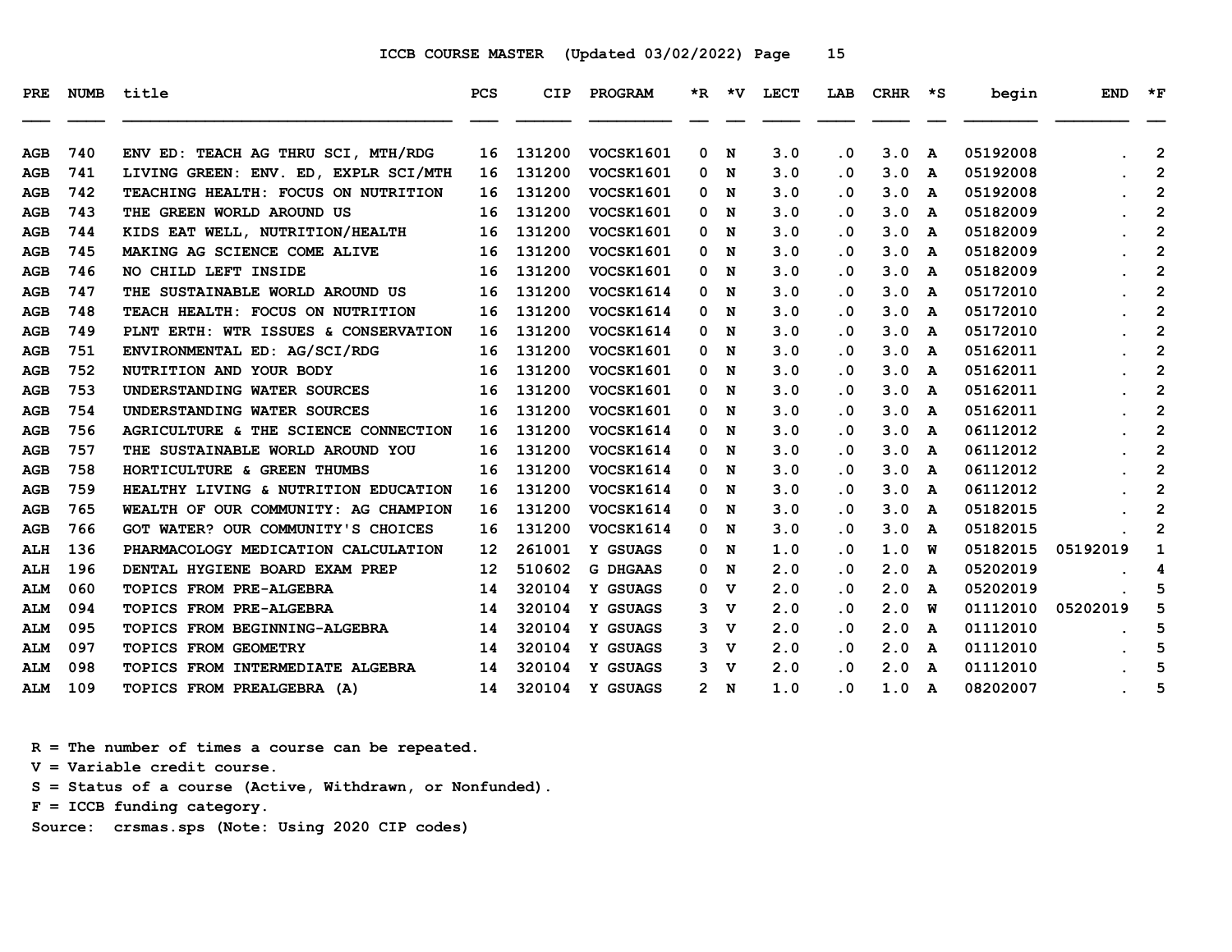ICCB COURSE MASTER (Updated 03/02/2022)

| PRE | NUMB | title | PCS | CIP | PROGRAM | *R | *V | LECT | LAB | CRHR | *S | begin | END | *F |
|---|---|---|---|---|---|---|---|---|---|---|---|---|---|---|
| AGB | 740 | ENV ED: TEACH AG THRU SCI, MTH/RDG | 16 | 131200 | VOCSK1601 | 0 | N | 3.0 | .0 | 3.0 | A | 05192008 | . | 2 |
| AGB | 741 | LIVING GREEN: ENV. ED, EXPLR SCI/MTH | 16 | 131200 | VOCSK1601 | 0 | N | 3.0 | .0 | 3.0 | A | 05192008 | . | 2 |
| AGB | 742 | TEACHING HEALTH: FOCUS ON NUTRITION | 16 | 131200 | VOCSK1601 | 0 | N | 3.0 | .0 | 3.0 | A | 05192008 | . | 2 |
| AGB | 743 | THE GREEN WORLD AROUND US | 16 | 131200 | VOCSK1601 | 0 | N | 3.0 | .0 | 3.0 | A | 05182009 | . | 2 |
| AGB | 744 | KIDS EAT WELL, NUTRITION/HEALTH | 16 | 131200 | VOCSK1601 | 0 | N | 3.0 | .0 | 3.0 | A | 05182009 | . | 2 |
| AGB | 745 | MAKING AG SCIENCE COME ALIVE | 16 | 131200 | VOCSK1601 | 0 | N | 3.0 | .0 | 3.0 | A | 05182009 | . | 2 |
| AGB | 746 | NO CHILD LEFT INSIDE | 16 | 131200 | VOCSK1601 | 0 | N | 3.0 | .0 | 3.0 | A | 05182009 | . | 2 |
| AGB | 747 | THE SUSTAINABLE WORLD AROUND US | 16 | 131200 | VOCSK1614 | 0 | N | 3.0 | .0 | 3.0 | A | 05172010 | . | 2 |
| AGB | 748 | TEACH HEALTH: FOCUS ON NUTRITION | 16 | 131200 | VOCSK1614 | 0 | N | 3.0 | .0 | 3.0 | A | 05172010 | . | 2 |
| AGB | 749 | PLNT ERTH: WTR ISSUES & CONSERVATION | 16 | 131200 | VOCSK1614 | 0 | N | 3.0 | .0 | 3.0 | A | 05172010 | . | 2 |
| AGB | 751 | ENVIRONMENTAL ED: AG/SCI/RDG | 16 | 131200 | VOCSK1601 | 0 | N | 3.0 | .0 | 3.0 | A | 05162011 | . | 2 |
| AGB | 752 | NUTRITION AND YOUR BODY | 16 | 131200 | VOCSK1601 | 0 | N | 3.0 | .0 | 3.0 | A | 05162011 | . | 2 |
| AGB | 753 | UNDERSTANDING WATER SOURCES | 16 | 131200 | VOCSK1601 | 0 | N | 3.0 | .0 | 3.0 | A | 05162011 | . | 2 |
| AGB | 754 | UNDERSTANDING WATER SOURCES | 16 | 131200 | VOCSK1601 | 0 | N | 3.0 | .0 | 3.0 | A | 05162011 | . | 2 |
| AGB | 756 | AGRICULTURE & THE SCIENCE CONNECTION | 16 | 131200 | VOCSK1614 | 0 | N | 3.0 | .0 | 3.0 | A | 06112012 | . | 2 |
| AGB | 757 | THE SUSTAINABLE WORLD AROUND YOU | 16 | 131200 | VOCSK1614 | 0 | N | 3.0 | .0 | 3.0 | A | 06112012 | . | 2 |
| AGB | 758 | HORTICULTURE & GREEN THUMBS | 16 | 131200 | VOCSK1614 | 0 | N | 3.0 | .0 | 3.0 | A | 06112012 | . | 2 |
| AGB | 759 | HEALTHY LIVING & NUTRITION EDUCATION | 16 | 131200 | VOCSK1614 | 0 | N | 3.0 | .0 | 3.0 | A | 06112012 | . | 2 |
| AGB | 765 | WEALTH OF OUR COMMUNITY: AG CHAMPION | 16 | 131200 | VOCSK1614 | 0 | N | 3.0 | .0 | 3.0 | A | 05182015 | . | 2 |
| AGB | 766 | GOT WATER? OUR COMMUNITY'S CHOICES | 16 | 131200 | VOCSK1614 | 0 | N | 3.0 | .0 | 3.0 | A | 05182015 | . | 2 |
| ALH | 136 | PHARMACOLOGY MEDICATION CALCULATION | 12 | 261001 | Y GSUAGS | 0 | N | 1.0 | .0 | 1.0 | W | 05182015 | 05192019 | 1 |
| ALH | 196 | DENTAL HYGIENE BOARD EXAM PREP | 12 | 510602 | G DHGAAS | 0 | N | 2.0 | .0 | 2.0 | A | 05202019 | . | 4 |
| ALM | 060 | TOPICS FROM PRE-ALGEBRA | 14 | 320104 | Y GSUAGS | 0 | V | 2.0 | .0 | 2.0 | A | 05202019 | . | 5 |
| ALM | 094 | TOPICS FROM PRE-ALGEBRA | 14 | 320104 | Y GSUAGS | 3 | V | 2.0 | .0 | 2.0 | W | 01112010 | 05202019 | 5 |
| ALM | 095 | TOPICS FROM BEGINNING-ALGEBRA | 14 | 320104 | Y GSUAGS | 3 | V | 2.0 | .0 | 2.0 | A | 01112010 | . | 5 |
| ALM | 097 | TOPICS FROM GEOMETRY | 14 | 320104 | Y GSUAGS | 3 | V | 2.0 | .0 | 2.0 | A | 01112010 | . | 5 |
| ALM | 098 | TOPICS FROM INTERMEDIATE ALGEBRA | 14 | 320104 | Y GSUAGS | 3 | V | 2.0 | .0 | 2.0 | A | 01112010 | . | 5 |
| ALM | 109 | TOPICS FROM PREALGEBRA (A) | 14 | 320104 | Y GSUAGS | 2 | N | 1.0 | .0 | 1.0 | A | 08202007 | . | 5 |

R = The number of times a course can be repeated.
V = Variable credit course.
S = Status of a course (Active, Withdrawn, or Nonfunded).
F = ICCB funding category.
Source: crsmas.sps (Note: Using 2020 CIP codes)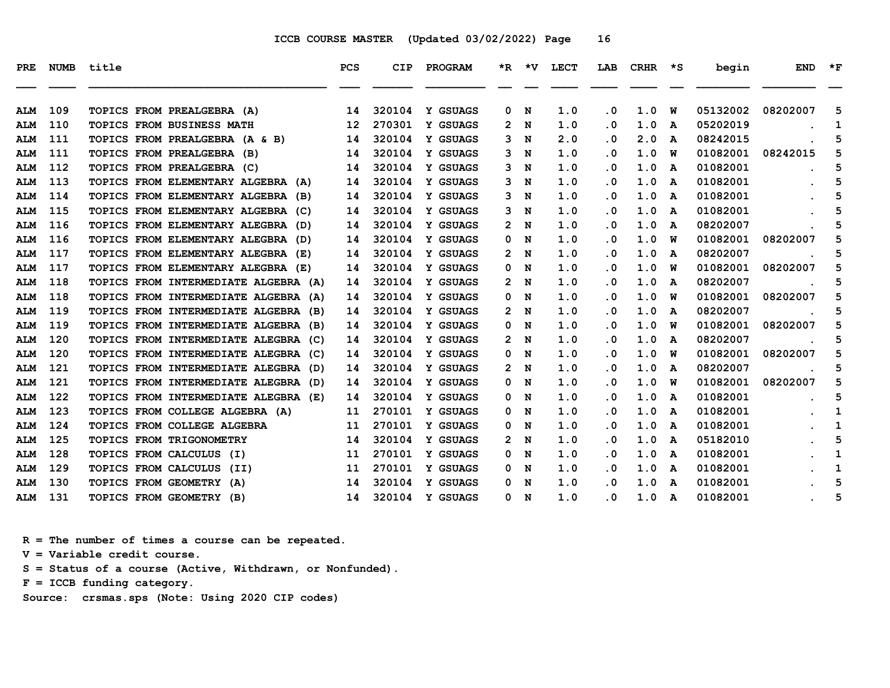ICCB COURSE MASTER (Updated 03/02/2022)

| PRE | NUMB | title | PCS | CIP | PROGRAM | *R | *V | LECT | LAB | CRHR | *S | begin | END | *F |
|---|---|---|---|---|---|---|---|---|---|---|---|---|---|---|
| ALM | 109 | TOPICS FROM PREALGEBRA (A) | 14 | 320104 | Y GSUAGS | 0 | N | 1.0 | .0 | 1.0 | W | 05132002 | 08202007 | 5 |
| ALM | 110 | TOPICS FROM BUSINESS MATH | 12 | 270301 | Y GSUAGS | 2 | N | 1.0 | .0 | 1.0 | A | 05202019 | . | 1 |
| ALM | 111 | TOPICS FROM PREALGEBRA (A & B) | 14 | 320104 | Y GSUAGS | 3 | N | 2.0 | .0 | 2.0 | A | 08242015 | . | 5 |
| ALM | 111 | TOPICS FROM PREALGEBRA (B) | 14 | 320104 | Y GSUAGS | 3 | N | 1.0 | .0 | 1.0 | W | 01082001 | 08242015 | 5 |
| ALM | 112 | TOPICS FROM PREALGEBRA (C) | 14 | 320104 | Y GSUAGS | 3 | N | 1.0 | .0 | 1.0 | A | 01082001 | . | 5 |
| ALM | 113 | TOPICS FROM ELEMENTARY ALGEBRA (A) | 14 | 320104 | Y GSUAGS | 3 | N | 1.0 | .0 | 1.0 | A | 01082001 | . | 5 |
| ALM | 114 | TOPICS FROM ELEMENTARY ALGEBRA (B) | 14 | 320104 | Y GSUAGS | 3 | N | 1.0 | .0 | 1.0 | A | 01082001 | . | 5 |
| ALM | 115 | TOPICS FROM ELEMENTARY ALGEBRA (C) | 14 | 320104 | Y GSUAGS | 3 | N | 1.0 | .0 | 1.0 | A | 01082001 | . | 5 |
| ALM | 116 | TOPICS FROM ELEMENTARY ALEGBRA (D) | 14 | 320104 | Y GSUAGS | 2 | N | 1.0 | .0 | 1.0 | A | 08202007 | . | 5 |
| ALM | 116 | TOPICS FROM ELEMENTARY ALEGBRA (D) | 14 | 320104 | Y GSUAGS | 0 | N | 1.0 | .0 | 1.0 | W | 01082001 | 08202007 | 5 |
| ALM | 117 | TOPICS FROM ELEMENTARY ALEGBRA (E) | 14 | 320104 | Y GSUAGS | 2 | N | 1.0 | .0 | 1.0 | A | 08202007 | . | 5 |
| ALM | 117 | TOPICS FROM ELEMENTARY ALEGBRA (E) | 14 | 320104 | Y GSUAGS | 0 | N | 1.0 | .0 | 1.0 | W | 01082001 | 08202007 | 5 |
| ALM | 118 | TOPICS FROM INTERMEDIATE ALGEBRA (A) | 14 | 320104 | Y GSUAGS | 2 | N | 1.0 | .0 | 1.0 | A | 08202007 | . | 5 |
| ALM | 118 | TOPICS FROM INTERMEDIATE ALGEBRA (A) | 14 | 320104 | Y GSUAGS | 0 | N | 1.0 | .0 | 1.0 | W | 01082001 | 08202007 | 5 |
| ALM | 119 | TOPICS FROM INTERMEDIATE ALGEBRA (B) | 14 | 320104 | Y GSUAGS | 2 | N | 1.0 | .0 | 1.0 | A | 08202007 | . | 5 |
| ALM | 119 | TOPICS FROM INTERMEDIATE ALGEBRA (B) | 14 | 320104 | Y GSUAGS | 0 | N | 1.0 | .0 | 1.0 | W | 01082001 | 08202007 | 5 |
| ALM | 120 | TOPICS FROM INTERMEDIATE ALEGBRA (C) | 14 | 320104 | Y GSUAGS | 2 | N | 1.0 | .0 | 1.0 | A | 08202007 | . | 5 |
| ALM | 120 | TOPICS FROM INTERMEDIATE ALEGBRA (C) | 14 | 320104 | Y GSUAGS | 0 | N | 1.0 | .0 | 1.0 | W | 01082001 | 08202007 | 5 |
| ALM | 121 | TOPICS FROM INTERMEDIATE ALEGBRA (D) | 14 | 320104 | Y GSUAGS | 2 | N | 1.0 | .0 | 1.0 | A | 08202007 | . | 5 |
| ALM | 121 | TOPICS FROM INTERMEDIATE ALEGBRA (D) | 14 | 320104 | Y GSUAGS | 0 | N | 1.0 | .0 | 1.0 | W | 01082001 | 08202007 | 5 |
| ALM | 122 | TOPICS FROM INTERMEDIATE ALEGBRA (E) | 14 | 320104 | Y GSUAGS | 0 | N | 1.0 | .0 | 1.0 | A | 01082001 | . | 5 |
| ALM | 123 | TOPICS FROM COLLEGE ALGEBRA (A) | 11 | 270101 | Y GSUAGS | 0 | N | 1.0 | .0 | 1.0 | A | 01082001 | . | 1 |
| ALM | 124 | TOPICS FROM COLLEGE ALGEBRA | 11 | 270101 | Y GSUAGS | 0 | N | 1.0 | .0 | 1.0 | A | 01082001 | . | 1 |
| ALM | 125 | TOPICS FROM TRIGONOMETRY | 14 | 320104 | Y GSUAGS | 2 | N | 1.0 | .0 | 1.0 | A | 05182010 | . | 5 |
| ALM | 128 | TOPICS FROM CALCULUS (I) | 11 | 270101 | Y GSUAGS | 0 | N | 1.0 | .0 | 1.0 | A | 01082001 | . | 1 |
| ALM | 129 | TOPICS FROM CALCULUS (II) | 11 | 270101 | Y GSUAGS | 0 | N | 1.0 | .0 | 1.0 | A | 01082001 | . | 1 |
| ALM | 130 | TOPICS FROM GEOMETRY (A) | 14 | 320104 | Y GSUAGS | 0 | N | 1.0 | .0 | 1.0 | A | 01082001 | . | 5 |
| ALM | 131 | TOPICS FROM GEOMETRY (B) | 14 | 320104 | Y GSUAGS | 0 | N | 1.0 | .0 | 1.0 | A | 01082001 | . | 5 |

R = The number of times a course can be repeated.
V = Variable credit course.
S = Status of a course (Active, Withdrawn, or Nonfunded).
F = ICCB funding category.
Source: crsmas.sps (Note: Using 2020 CIP codes)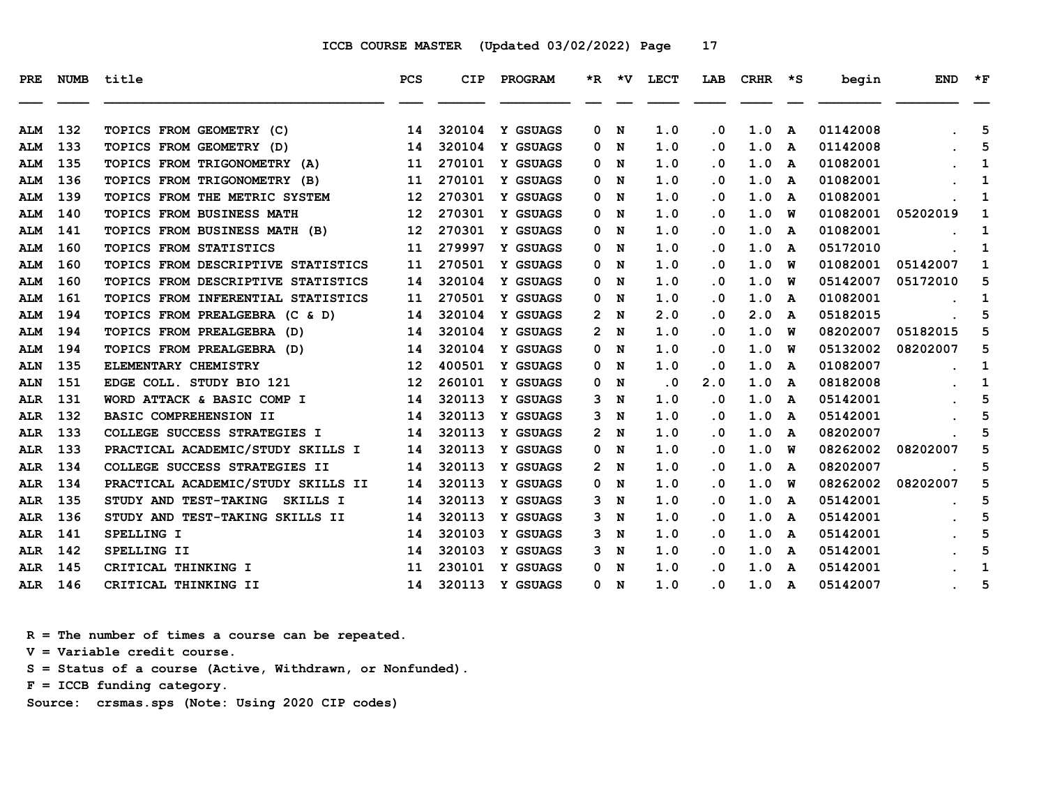ICCB COURSE MASTER (Updated 03/02/2022)

| PRE | NUMB | title | PCS | CIP | PROGRAM | *R | *V | LECT | LAB | CRHR | *S | begin | END | *F |
|---|---|---|---|---|---|---|---|---|---|---|---|---|---|---|
| ALM | 132 | TOPICS FROM GEOMETRY (C) | 14 | 320104 | Y GSUAGS | 0 | N | 1.0 | .0 | 1.0 | A | 01142008 | . | 5 |
| ALM | 133 | TOPICS FROM GEOMETRY (D) | 14 | 320104 | Y GSUAGS | 0 | N | 1.0 | .0 | 1.0 | A | 01142008 | . | 5 |
| ALM | 135 | TOPICS FROM TRIGONOMETRY (A) | 11 | 270101 | Y GSUAGS | 0 | N | 1.0 | .0 | 1.0 | A | 01082001 | . | 1 |
| ALM | 136 | TOPICS FROM TRIGONOMETRY (B) | 11 | 270101 | Y GSUAGS | 0 | N | 1.0 | .0 | 1.0 | A | 01082001 | . | 1 |
| ALM | 139 | TOPICS FROM THE METRIC SYSTEM | 12 | 270301 | Y GSUAGS | 0 | N | 1.0 | .0 | 1.0 | A | 01082001 | . | 1 |
| ALM | 140 | TOPICS FROM BUSINESS MATH | 12 | 270301 | Y GSUAGS | 0 | N | 1.0 | .0 | 1.0 | W | 01082001 | 05202019 | 1 |
| ALM | 141 | TOPICS FROM BUSINESS MATH (B) | 12 | 270301 | Y GSUAGS | 0 | N | 1.0 | .0 | 1.0 | A | 01082001 | . | 1 |
| ALM | 160 | TOPICS FROM STATISTICS | 11 | 279997 | Y GSUAGS | 0 | N | 1.0 | .0 | 1.0 | A | 05172010 | . | 1 |
| ALM | 160 | TOPICS FROM DESCRIPTIVE STATISTICS | 11 | 270501 | Y GSUAGS | 0 | N | 1.0 | .0 | 1.0 | W | 01082001 | 05142007 | 1 |
| ALM | 160 | TOPICS FROM DESCRIPTIVE STATISTICS | 14 | 320104 | Y GSUAGS | 0 | N | 1.0 | .0 | 1.0 | W | 05142007 | 05172010 | 5 |
| ALM | 161 | TOPICS FROM INFERENTIAL STATISTICS | 11 | 270501 | Y GSUAGS | 0 | N | 1.0 | .0 | 1.0 | A | 01082001 | . | 1 |
| ALM | 194 | TOPICS FROM PREALGEBRA (C & D) | 14 | 320104 | Y GSUAGS | 2 | N | 2.0 | .0 | 2.0 | A | 05182015 | . | 5 |
| ALM | 194 | TOPICS FROM PREALGEBRA (D) | 14 | 320104 | Y GSUAGS | 2 | N | 1.0 | .0 | 1.0 | W | 08202007 | 05182015 | 5 |
| ALM | 194 | TOPICS FROM PREALGEBRA (D) | 14 | 320104 | Y GSUAGS | 0 | N | 1.0 | .0 | 1.0 | W | 05132002 | 08202007 | 5 |
| ALN | 135 | ELEMENTARY CHEMISTRY | 12 | 400501 | Y GSUAGS | 0 | N | 1.0 | .0 | 1.0 | A | 01082007 | . | 1 |
| ALN | 151 | EDGE COLL. STUDY BIO 121 | 12 | 260101 | Y GSUAGS | 0 | N | .0 | 2.0 | 1.0 | A | 08182008 | . | 1 |
| ALR | 131 | WORD ATTACK & BASIC COMP I | 14 | 320113 | Y GSUAGS | 3 | N | 1.0 | .0 | 1.0 | A | 05142001 | . | 5 |
| ALR | 132 | BASIC COMPREHENSION II | 14 | 320113 | Y GSUAGS | 3 | N | 1.0 | .0 | 1.0 | A | 05142001 | . | 5 |
| ALR | 133 | COLLEGE SUCCESS STRATEGIES I | 14 | 320113 | Y GSUAGS | 2 | N | 1.0 | .0 | 1.0 | A | 08202007 | . | 5 |
| ALR | 133 | PRACTICAL ACADEMIC/STUDY SKILLS I | 14 | 320113 | Y GSUAGS | 0 | N | 1.0 | .0 | 1.0 | W | 08262002 | 08202007 | 5 |
| ALR | 134 | COLLEGE SUCCESS STRATEGIES II | 14 | 320113 | Y GSUAGS | 2 | N | 1.0 | .0 | 1.0 | A | 08202007 | . | 5 |
| ALR | 134 | PRACTICAL ACADEMIC/STUDY SKILLS II | 14 | 320113 | Y GSUAGS | 0 | N | 1.0 | .0 | 1.0 | W | 08262002 | 08202007 | 5 |
| ALR | 135 | STUDY AND TEST-TAKING SKILLS I | 14 | 320113 | Y GSUAGS | 3 | N | 1.0 | .0 | 1.0 | A | 05142001 | . | 5 |
| ALR | 136 | STUDY AND TEST-TAKING SKILLS II | 14 | 320113 | Y GSUAGS | 3 | N | 1.0 | .0 | 1.0 | A | 05142001 | . | 5 |
| ALR | 141 | SPELLING I | 14 | 320103 | Y GSUAGS | 3 | N | 1.0 | .0 | 1.0 | A | 05142001 | . | 5 |
| ALR | 142 | SPELLING II | 14 | 320103 | Y GSUAGS | 3 | N | 1.0 | .0 | 1.0 | A | 05142001 | . | 5 |
| ALR | 145 | CRITICAL THINKING I | 11 | 230101 | Y GSUAGS | 0 | N | 1.0 | .0 | 1.0 | A | 05142001 | . | 1 |
| ALR | 146 | CRITICAL THINKING II | 14 | 320113 | Y GSUAGS | 0 | N | 1.0 | .0 | 1.0 | A | 05142007 | . | 5 |

R = The number of times a course can be repeated.
V = Variable credit course.
S = Status of a course (Active, Withdrawn, or Nonfunded).
F = ICCB funding category.
Source: crsmas.sps (Note: Using 2020 CIP codes)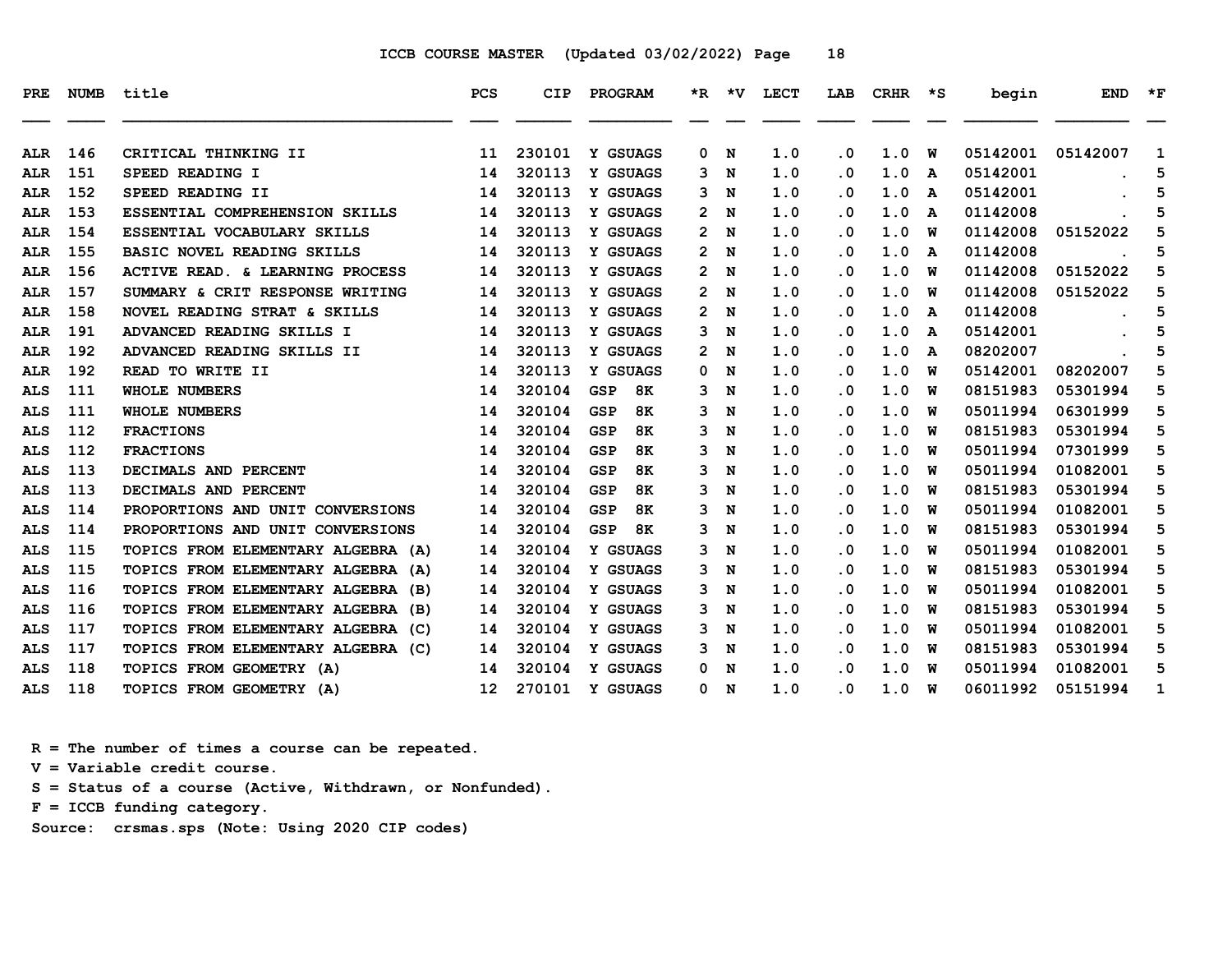ICCB COURSE MASTER (Updated 03/02/2022)

| PRE | NUMB | title | PCS | CIP | PROGRAM | *R | *V | LECT | LAB | CRHR | *S | begin | END | *F |
|---|---|---|---|---|---|---|---|---|---|---|---|---|---|---|
| ALR | 146 | CRITICAL THINKING II | 11 | 230101 | Y GSUAGS | 0 | N | 1.0 | .0 | 1.0 | W | 05142001 | 05142007 | 1 |
| ALR | 151 | SPEED READING I | 14 | 320113 | Y GSUAGS | 3 | N | 1.0 | .0 | 1.0 | A | 05142001 | . | 5 |
| ALR | 152 | SPEED READING II | 14 | 320113 | Y GSUAGS | 3 | N | 1.0 | .0 | 1.0 | A | 05142001 | . | 5 |
| ALR | 153 | ESSENTIAL COMPREHENSION SKILLS | 14 | 320113 | Y GSUAGS | 2 | N | 1.0 | .0 | 1.0 | A | 01142008 | . | 5 |
| ALR | 154 | ESSENTIAL VOCABULARY SKILLS | 14 | 320113 | Y GSUAGS | 2 | N | 1.0 | .0 | 1.0 | W | 01142008 | 05152022 | 5 |
| ALR | 155 | BASIC NOVEL READING SKILLS | 14 | 320113 | Y GSUAGS | 2 | N | 1.0 | .0 | 1.0 | A | 01142008 | . | 5 |
| ALR | 156 | ACTIVE READ. & LEARNING PROCESS | 14 | 320113 | Y GSUAGS | 2 | N | 1.0 | .0 | 1.0 | W | 01142008 | 05152022 | 5 |
| ALR | 157 | SUMMARY & CRIT RESPONSE WRITING | 14 | 320113 | Y GSUAGS | 2 | N | 1.0 | .0 | 1.0 | W | 01142008 | 05152022 | 5 |
| ALR | 158 | NOVEL READING STRAT & SKILLS | 14 | 320113 | Y GSUAGS | 2 | N | 1.0 | .0 | 1.0 | A | 01142008 | . | 5 |
| ALR | 191 | ADVANCED READING SKILLS I | 14 | 320113 | Y GSUAGS | 3 | N | 1.0 | .0 | 1.0 | A | 05142001 | . | 5 |
| ALR | 192 | ADVANCED READING SKILLS II | 14 | 320113 | Y GSUAGS | 2 | N | 1.0 | .0 | 1.0 | A | 08202007 | . | 5 |
| ALR | 192 | READ TO WRITE II | 14 | 320113 | Y GSUAGS | 0 | N | 1.0 | .0 | 1.0 | W | 05142001 | 08202007 | 5 |
| ALS | 111 | WHOLE NUMBERS | 14 | 320104 | GSP 8K | 3 | N | 1.0 | .0 | 1.0 | W | 08151983 | 05301994 | 5 |
| ALS | 111 | WHOLE NUMBERS | 14 | 320104 | GSP 8K | 3 | N | 1.0 | .0 | 1.0 | W | 05011994 | 06301999 | 5 |
| ALS | 112 | FRACTIONS | 14 | 320104 | GSP 8K | 3 | N | 1.0 | .0 | 1.0 | W | 08151983 | 05301994 | 5 |
| ALS | 112 | FRACTIONS | 14 | 320104 | GSP 8K | 3 | N | 1.0 | .0 | 1.0 | W | 05011994 | 07301999 | 5 |
| ALS | 113 | DECIMALS AND PERCENT | 14 | 320104 | GSP 8K | 3 | N | 1.0 | .0 | 1.0 | W | 05011994 | 01082001 | 5 |
| ALS | 113 | DECIMALS AND PERCENT | 14 | 320104 | GSP 8K | 3 | N | 1.0 | .0 | 1.0 | W | 08151983 | 05301994 | 5 |
| ALS | 114 | PROPORTIONS AND UNIT CONVERSIONS | 14 | 320104 | GSP 8K | 3 | N | 1.0 | .0 | 1.0 | W | 05011994 | 01082001 | 5 |
| ALS | 114 | PROPORTIONS AND UNIT CONVERSIONS | 14 | 320104 | GSP 8K | 3 | N | 1.0 | .0 | 1.0 | W | 08151983 | 05301994 | 5 |
| ALS | 115 | TOPICS FROM ELEMENTARY ALGEBRA (A) | 14 | 320104 | Y GSUAGS | 3 | N | 1.0 | .0 | 1.0 | W | 05011994 | 01082001 | 5 |
| ALS | 115 | TOPICS FROM ELEMENTARY ALGEBRA (A) | 14 | 320104 | Y GSUAGS | 3 | N | 1.0 | .0 | 1.0 | W | 08151983 | 05301994 | 5 |
| ALS | 116 | TOPICS FROM ELEMENTARY ALGEBRA (B) | 14 | 320104 | Y GSUAGS | 3 | N | 1.0 | .0 | 1.0 | W | 05011994 | 01082001 | 5 |
| ALS | 116 | TOPICS FROM ELEMENTARY ALGEBRA (B) | 14 | 320104 | Y GSUAGS | 3 | N | 1.0 | .0 | 1.0 | W | 08151983 | 05301994 | 5 |
| ALS | 117 | TOPICS FROM ELEMENTARY ALGEBRA (C) | 14 | 320104 | Y GSUAGS | 3 | N | 1.0 | .0 | 1.0 | W | 05011994 | 01082001 | 5 |
| ALS | 117 | TOPICS FROM ELEMENTARY ALGEBRA (C) | 14 | 320104 | Y GSUAGS | 3 | N | 1.0 | .0 | 1.0 | W | 08151983 | 05301994 | 5 |
| ALS | 118 | TOPICS FROM GEOMETRY (A) | 14 | 320104 | Y GSUAGS | 0 | N | 1.0 | .0 | 1.0 | W | 05011994 | 01082001 | 5 |
| ALS | 118 | TOPICS FROM GEOMETRY (A) | 12 | 270101 | Y GSUAGS | 0 | N | 1.0 | .0 | 1.0 | W | 06011992 | 05151994 | 1 |

R = The number of times a course can be repeated.
V = Variable credit course.
S = Status of a course (Active, Withdrawn, or Nonfunded).
F = ICCB funding category.
Source: crsmas.sps (Note: Using 2020 CIP codes)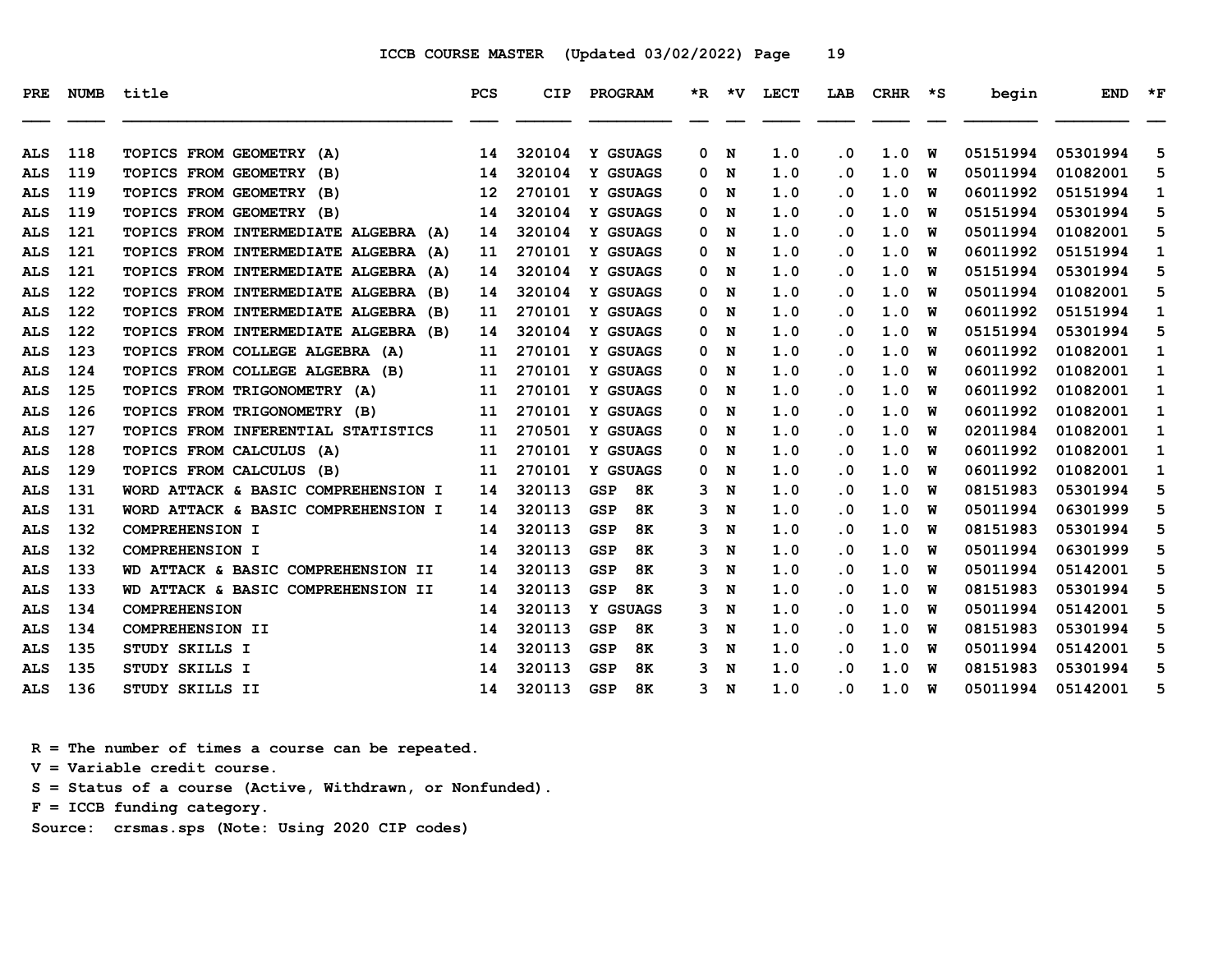ICCB COURSE MASTER (Updated 03/02/2022)

| PRE | NUMB | title | PCS | CIP | PROGRAM | *R | *V | LECT | LAB | CRHR | *S | begin | END | *F |
|---|---|---|---|---|---|---|---|---|---|---|---|---|---|---|
| ALS | 118 | TOPICS FROM GEOMETRY (A) | 14 | 320104 | Y GSUAGS | 0 | N | 1.0 | .0 | 1.0 | W | 05151994 | 05301994 | 5 |
| ALS | 119 | TOPICS FROM GEOMETRY (B) | 14 | 320104 | Y GSUAGS | 0 | N | 1.0 | .0 | 1.0 | W | 05011994 | 01082001 | 5 |
| ALS | 119 | TOPICS FROM GEOMETRY (B) | 12 | 270101 | Y GSUAGS | 0 | N | 1.0 | .0 | 1.0 | W | 06011992 | 05151994 | 1 |
| ALS | 119 | TOPICS FROM GEOMETRY (B) | 14 | 320104 | Y GSUAGS | 0 | N | 1.0 | .0 | 1.0 | W | 05151994 | 05301994 | 5 |
| ALS | 121 | TOPICS FROM INTERMEDIATE ALGEBRA (A) | 14 | 320104 | Y GSUAGS | 0 | N | 1.0 | .0 | 1.0 | W | 05011994 | 01082001 | 5 |
| ALS | 121 | TOPICS FROM INTERMEDIATE ALGEBRA (A) | 11 | 270101 | Y GSUAGS | 0 | N | 1.0 | .0 | 1.0 | W | 06011992 | 05151994 | 1 |
| ALS | 121 | TOPICS FROM INTERMEDIATE ALGEBRA (A) | 14 | 320104 | Y GSUAGS | 0 | N | 1.0 | .0 | 1.0 | W | 05151994 | 05301994 | 5 |
| ALS | 122 | TOPICS FROM INTERMEDIATE ALGEBRA (B) | 14 | 320104 | Y GSUAGS | 0 | N | 1.0 | .0 | 1.0 | W | 05011994 | 01082001 | 5 |
| ALS | 122 | TOPICS FROM INTERMEDIATE ALGEBRA (B) | 11 | 270101 | Y GSUAGS | 0 | N | 1.0 | .0 | 1.0 | W | 06011992 | 05151994 | 1 |
| ALS | 122 | TOPICS FROM INTERMEDIATE ALGEBRA (B) | 14 | 320104 | Y GSUAGS | 0 | N | 1.0 | .0 | 1.0 | W | 05151994 | 05301994 | 5 |
| ALS | 123 | TOPICS FROM COLLEGE ALGEBRA (A) | 11 | 270101 | Y GSUAGS | 0 | N | 1.0 | .0 | 1.0 | W | 06011992 | 01082001 | 1 |
| ALS | 124 | TOPICS FROM COLLEGE ALGEBRA (B) | 11 | 270101 | Y GSUAGS | 0 | N | 1.0 | .0 | 1.0 | W | 06011992 | 01082001 | 1 |
| ALS | 125 | TOPICS FROM TRIGONOMETRY (A) | 11 | 270101 | Y GSUAGS | 0 | N | 1.0 | .0 | 1.0 | W | 06011992 | 01082001 | 1 |
| ALS | 126 | TOPICS FROM TRIGONOMETRY (B) | 11 | 270101 | Y GSUAGS | 0 | N | 1.0 | .0 | 1.0 | W | 06011992 | 01082001 | 1 |
| ALS | 127 | TOPICS FROM INFERENTIAL STATISTICS | 11 | 270501 | Y GSUAGS | 0 | N | 1.0 | .0 | 1.0 | W | 02011984 | 01082001 | 1 |
| ALS | 128 | TOPICS FROM CALCULUS (A) | 11 | 270101 | Y GSUAGS | 0 | N | 1.0 | .0 | 1.0 | W | 06011992 | 01082001 | 1 |
| ALS | 129 | TOPICS FROM CALCULUS (B) | 11 | 270101 | Y GSUAGS | 0 | N | 1.0 | .0 | 1.0 | W | 06011992 | 01082001 | 1 |
| ALS | 131 | WORD ATTACK & BASIC COMPREHENSION I | 14 | 320113 | GSP 8K | 3 | N | 1.0 | .0 | 1.0 | W | 08151983 | 05301994 | 5 |
| ALS | 131 | WORD ATTACK & BASIC COMPREHENSION I | 14 | 320113 | GSP 8K | 3 | N | 1.0 | .0 | 1.0 | W | 05011994 | 06301999 | 5 |
| ALS | 132 | COMPREHENSION I | 14 | 320113 | GSP 8K | 3 | N | 1.0 | .0 | 1.0 | W | 08151983 | 05301994 | 5 |
| ALS | 132 | COMPREHENSION I | 14 | 320113 | GSP 8K | 3 | N | 1.0 | .0 | 1.0 | W | 05011994 | 06301999 | 5 |
| ALS | 133 | WD ATTACK & BASIC COMPREHENSION II | 14 | 320113 | GSP 8K | 3 | N | 1.0 | .0 | 1.0 | W | 05011994 | 05142001 | 5 |
| ALS | 133 | WD ATTACK & BASIC COMPREHENSION II | 14 | 320113 | GSP 8K | 3 | N | 1.0 | .0 | 1.0 | W | 08151983 | 05301994 | 5 |
| ALS | 134 | COMPREHENSION | 14 | 320113 | Y GSUAGS | 3 | N | 1.0 | .0 | 1.0 | W | 05011994 | 05142001 | 5 |
| ALS | 134 | COMPREHENSION II | 14 | 320113 | GSP 8K | 3 | N | 1.0 | .0 | 1.0 | W | 08151983 | 05301994 | 5 |
| ALS | 135 | STUDY SKILLS I | 14 | 320113 | GSP 8K | 3 | N | 1.0 | .0 | 1.0 | W | 05011994 | 05142001 | 5 |
| ALS | 135 | STUDY SKILLS I | 14 | 320113 | GSP 8K | 3 | N | 1.0 | .0 | 1.0 | W | 08151983 | 05301994 | 5 |
| ALS | 136 | STUDY SKILLS II | 14 | 320113 | GSP 8K | 3 | N | 1.0 | .0 | 1.0 | W | 05011994 | 05142001 | 5 |

R = The number of times a course can be repeated.
V = Variable credit course.
S = Status of a course (Active, Withdrawn, or Nonfunded).
F = ICCB funding category.
Source: crsmas.sps (Note: Using 2020 CIP codes)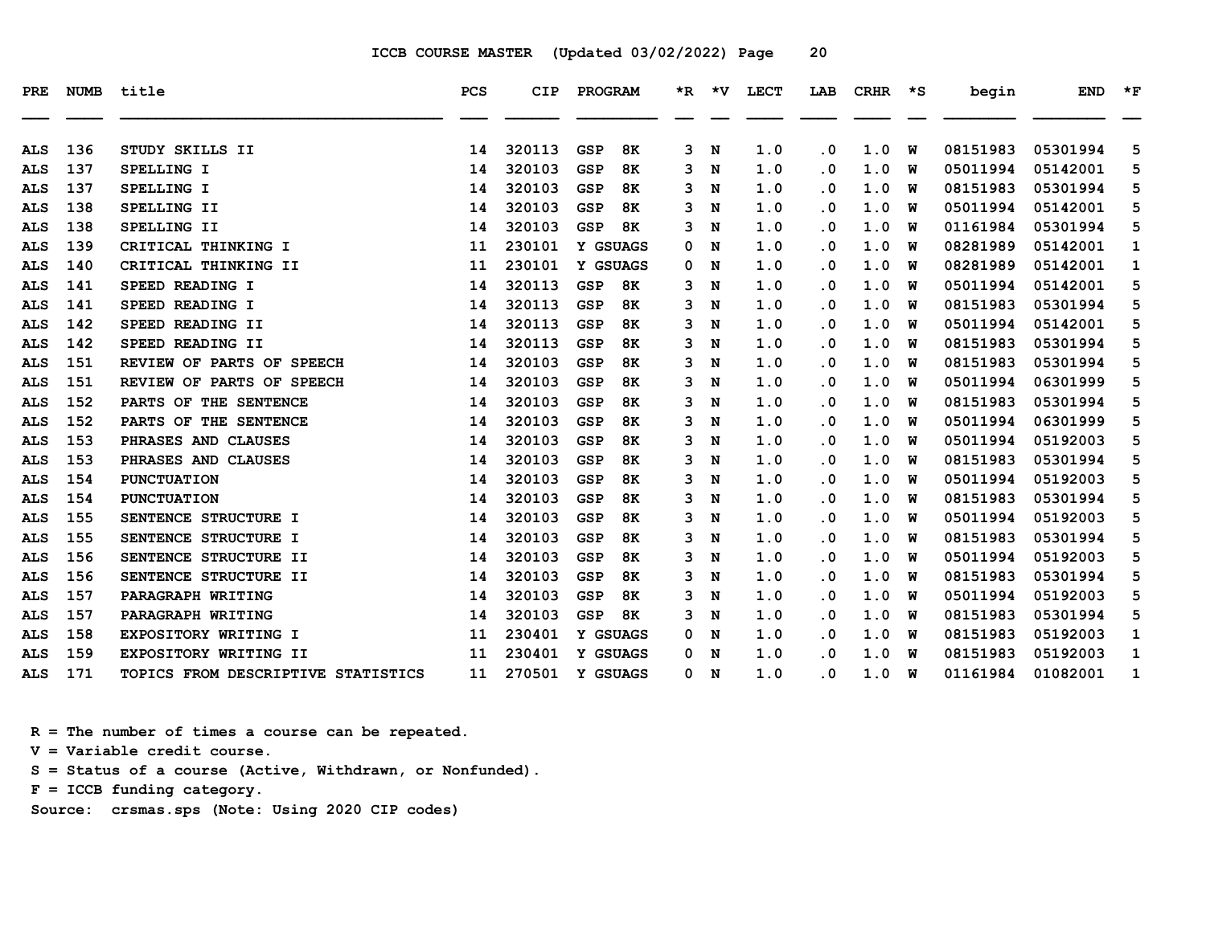ICCB COURSE MASTER (Updated 03/02/2022)

| PRE | NUMB | title | PCS | CIP | PROGRAM | *R | *V | LECT | LAB | CRHR | *S | begin | END | *F |
|---|---|---|---|---|---|---|---|---|---|---|---|---|---|---|
| ALS | 136 | STUDY SKILLS II | 14 | 320113 | GSP 8K | 3 | N | 1.0 | .0 | 1.0 | W | 08151983 | 05301994 | 5 |
| ALS | 137 | SPELLING I | 14 | 320103 | GSP 8K | 3 | N | 1.0 | .0 | 1.0 | W | 05011994 | 05142001 | 5 |
| ALS | 137 | SPELLING I | 14 | 320103 | GSP 8K | 3 | N | 1.0 | .0 | 1.0 | W | 08151983 | 05301994 | 5 |
| ALS | 138 | SPELLING II | 14 | 320103 | GSP 8K | 3 | N | 1.0 | .0 | 1.0 | W | 05011994 | 05142001 | 5 |
| ALS | 138 | SPELLING II | 14 | 320103 | GSP 8K | 3 | N | 1.0 | .0 | 1.0 | W | 01161984 | 05301994 | 5 |
| ALS | 139 | CRITICAL THINKING I | 11 | 230101 | Y GSUAGS | 0 | N | 1.0 | .0 | 1.0 | W | 08281989 | 05142001 | 1 |
| ALS | 140 | CRITICAL THINKING II | 11 | 230101 | Y GSUAGS | 0 | N | 1.0 | .0 | 1.0 | W | 08281989 | 05142001 | 1 |
| ALS | 141 | SPEED READING I | 14 | 320113 | GSP 8K | 3 | N | 1.0 | .0 | 1.0 | W | 05011994 | 05142001 | 5 |
| ALS | 141 | SPEED READING I | 14 | 320113 | GSP 8K | 3 | N | 1.0 | .0 | 1.0 | W | 08151983 | 05301994 | 5 |
| ALS | 142 | SPEED READING II | 14 | 320113 | GSP 8K | 3 | N | 1.0 | .0 | 1.0 | W | 05011994 | 05142001 | 5 |
| ALS | 142 | SPEED READING II | 14 | 320113 | GSP 8K | 3 | N | 1.0 | .0 | 1.0 | W | 08151983 | 05301994 | 5 |
| ALS | 151 | REVIEW OF PARTS OF SPEECH | 14 | 320103 | GSP 8K | 3 | N | 1.0 | .0 | 1.0 | W | 08151983 | 05301994 | 5 |
| ALS | 151 | REVIEW OF PARTS OF SPEECH | 14 | 320103 | GSP 8K | 3 | N | 1.0 | .0 | 1.0 | W | 05011994 | 06301999 | 5 |
| ALS | 152 | PARTS OF THE SENTENCE | 14 | 320103 | GSP 8K | 3 | N | 1.0 | .0 | 1.0 | W | 08151983 | 05301994 | 5 |
| ALS | 152 | PARTS OF THE SENTENCE | 14 | 320103 | GSP 8K | 3 | N | 1.0 | .0 | 1.0 | W | 05011994 | 06301999 | 5 |
| ALS | 153 | PHRASES AND CLAUSES | 14 | 320103 | GSP 8K | 3 | N | 1.0 | .0 | 1.0 | W | 05011994 | 05192003 | 5 |
| ALS | 153 | PHRASES AND CLAUSES | 14 | 320103 | GSP 8K | 3 | N | 1.0 | .0 | 1.0 | W | 08151983 | 05301994 | 5 |
| ALS | 154 | PUNCTUATION | 14 | 320103 | GSP 8K | 3 | N | 1.0 | .0 | 1.0 | W | 05011994 | 05192003 | 5 |
| ALS | 154 | PUNCTUATION | 14 | 320103 | GSP 8K | 3 | N | 1.0 | .0 | 1.0 | W | 08151983 | 05301994 | 5 |
| ALS | 155 | SENTENCE STRUCTURE I | 14 | 320103 | GSP 8K | 3 | N | 1.0 | .0 | 1.0 | W | 05011994 | 05192003 | 5 |
| ALS | 155 | SENTENCE STRUCTURE I | 14 | 320103 | GSP 8K | 3 | N | 1.0 | .0 | 1.0 | W | 08151983 | 05301994 | 5 |
| ALS | 156 | SENTENCE STRUCTURE II | 14 | 320103 | GSP 8K | 3 | N | 1.0 | .0 | 1.0 | W | 05011994 | 05192003 | 5 |
| ALS | 156 | SENTENCE STRUCTURE II | 14 | 320103 | GSP 8K | 3 | N | 1.0 | .0 | 1.0 | W | 08151983 | 05301994 | 5 |
| ALS | 157 | PARAGRAPH WRITING | 14 | 320103 | GSP 8K | 3 | N | 1.0 | .0 | 1.0 | W | 05011994 | 05192003 | 5 |
| ALS | 157 | PARAGRAPH WRITING | 14 | 320103 | GSP 8K | 3 | N | 1.0 | .0 | 1.0 | W | 08151983 | 05301994 | 5 |
| ALS | 158 | EXPOSITORY WRITING I | 11 | 230401 | Y GSUAGS | 0 | N | 1.0 | .0 | 1.0 | W | 08151983 | 05192003 | 1 |
| ALS | 159 | EXPOSITORY WRITING II | 11 | 230401 | Y GSUAGS | 0 | N | 1.0 | .0 | 1.0 | W | 08151983 | 05192003 | 1 |
| ALS | 171 | TOPICS FROM DESCRIPTIVE STATISTICS | 11 | 270501 | Y GSUAGS | 0 | N | 1.0 | .0 | 1.0 | W | 01161984 | 01082001 | 1 |

R = The number of times a course can be repeated.
V = Variable credit course.
S = Status of a course (Active, Withdrawn, or Nonfunded).
F = ICCB funding category.
Source: crsmas.sps (Note: Using 2020 CIP codes)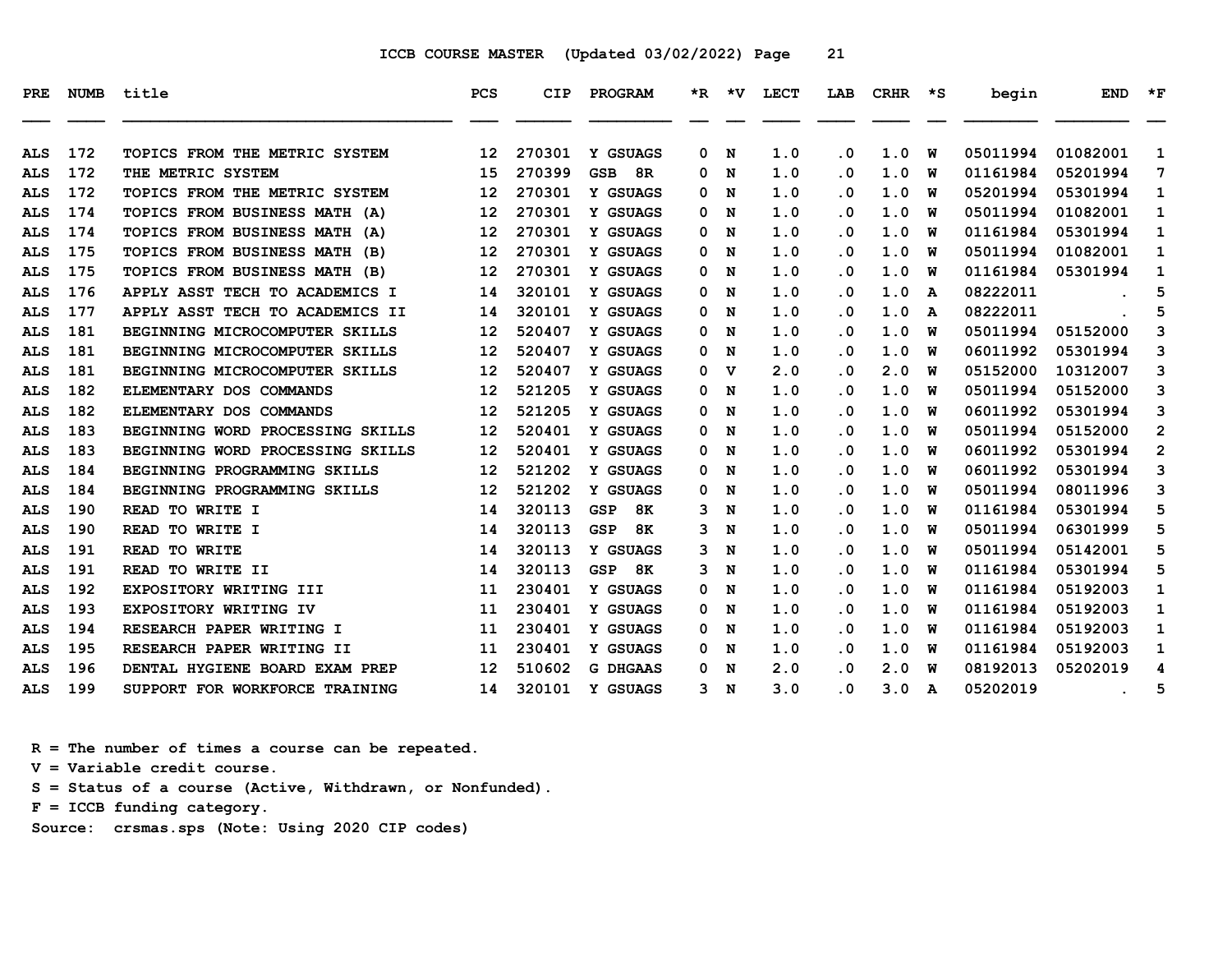ICCB COURSE MASTER (Updated 03/02/2022) Page 21

| PRE | NUMB | title | PCS | CIP | PROGRAM | *R | *V | LECT | LAB | CRHR | *S | begin | END | *F |
|---|---|---|---|---|---|---|---|---|---|---|---|---|---|---|
| ALS | 172 | TOPICS FROM THE METRIC SYSTEM | 12 | 270301 | Y GSUAGS | 0 | N | 1.0 | .0 | 1.0 | W | 05011994 | 01082001 | 1 |
| ALS | 172 | THE METRIC SYSTEM | 15 | 270399 | GSB 8R | 0 | N | 1.0 | .0 | 1.0 | W | 01161984 | 05201994 | 7 |
| ALS | 172 | TOPICS FROM THE METRIC SYSTEM | 12 | 270301 | Y GSUAGS | 0 | N | 1.0 | .0 | 1.0 | W | 05201994 | 05301994 | 1 |
| ALS | 174 | TOPICS FROM BUSINESS MATH (A) | 12 | 270301 | Y GSUAGS | 0 | N | 1.0 | .0 | 1.0 | W | 05011994 | 01082001 | 1 |
| ALS | 174 | TOPICS FROM BUSINESS MATH (A) | 12 | 270301 | Y GSUAGS | 0 | N | 1.0 | .0 | 1.0 | W | 01161984 | 05301994 | 1 |
| ALS | 175 | TOPICS FROM BUSINESS MATH (B) | 12 | 270301 | Y GSUAGS | 0 | N | 1.0 | .0 | 1.0 | W | 05011994 | 01082001 | 1 |
| ALS | 175 | TOPICS FROM BUSINESS MATH (B) | 12 | 270301 | Y GSUAGS | 0 | N | 1.0 | .0 | 1.0 | W | 01161984 | 05301994 | 1 |
| ALS | 176 | APPLY ASST TECH TO ACADEMICS I | 14 | 320101 | Y GSUAGS | 0 | N | 1.0 | .0 | 1.0 | A | 08222011 | . | 5 |
| ALS | 177 | APPLY ASST TECH TO ACADEMICS II | 14 | 320101 | Y GSUAGS | 0 | N | 1.0 | .0 | 1.0 | A | 08222011 | . | 5 |
| ALS | 181 | BEGINNING MICROCOMPUTER SKILLS | 12 | 520407 | Y GSUAGS | 0 | N | 1.0 | .0 | 1.0 | W | 05011994 | 05152000 | 3 |
| ALS | 181 | BEGINNING MICROCOMPUTER SKILLS | 12 | 520407 | Y GSUAGS | 0 | N | 1.0 | .0 | 1.0 | W | 06011992 | 05301994 | 3 |
| ALS | 181 | BEGINNING MICROCOMPUTER SKILLS | 12 | 520407 | Y GSUAGS | 0 | V | 2.0 | .0 | 2.0 | W | 05152000 | 10312007 | 3 |
| ALS | 182 | ELEMENTARY DOS COMMANDS | 12 | 521205 | Y GSUAGS | 0 | N | 1.0 | .0 | 1.0 | W | 05011994 | 05152000 | 3 |
| ALS | 182 | ELEMENTARY DOS COMMANDS | 12 | 521205 | Y GSUAGS | 0 | N | 1.0 | .0 | 1.0 | W | 06011992 | 05301994 | 3 |
| ALS | 183 | BEGINNING WORD PROCESSING SKILLS | 12 | 520401 | Y GSUAGS | 0 | N | 1.0 | .0 | 1.0 | W | 05011994 | 05152000 | 2 |
| ALS | 183 | BEGINNING WORD PROCESSING SKILLS | 12 | 520401 | Y GSUAGS | 0 | N | 1.0 | .0 | 1.0 | W | 06011992 | 05301994 | 2 |
| ALS | 184 | BEGINNING PROGRAMMING SKILLS | 12 | 521202 | Y GSUAGS | 0 | N | 1.0 | .0 | 1.0 | W | 06011992 | 05301994 | 3 |
| ALS | 184 | BEGINNING PROGRAMMING SKILLS | 12 | 521202 | Y GSUAGS | 0 | N | 1.0 | .0 | 1.0 | W | 05011994 | 08011996 | 3 |
| ALS | 190 | READ TO WRITE I | 14 | 320113 | GSP 8K | 3 | N | 1.0 | .0 | 1.0 | W | 01161984 | 05301994 | 5 |
| ALS | 190 | READ TO WRITE I | 14 | 320113 | GSP 8K | 3 | N | 1.0 | .0 | 1.0 | W | 05011994 | 06301999 | 5 |
| ALS | 191 | READ TO WRITE | 14 | 320113 | Y GSUAGS | 3 | N | 1.0 | .0 | 1.0 | W | 05011994 | 05142001 | 5 |
| ALS | 191 | READ TO WRITE II | 14 | 320113 | GSP 8K | 3 | N | 1.0 | .0 | 1.0 | W | 01161984 | 05301994 | 5 |
| ALS | 192 | EXPOSITORY WRITING III | 11 | 230401 | Y GSUAGS | 0 | N | 1.0 | .0 | 1.0 | W | 01161984 | 05192003 | 1 |
| ALS | 193 | EXPOSITORY WRITING IV | 11 | 230401 | Y GSUAGS | 0 | N | 1.0 | .0 | 1.0 | W | 01161984 | 05192003 | 1 |
| ALS | 194 | RESEARCH PAPER WRITING I | 11 | 230401 | Y GSUAGS | 0 | N | 1.0 | .0 | 1.0 | W | 01161984 | 05192003 | 1 |
| ALS | 195 | RESEARCH PAPER WRITING II | 11 | 230401 | Y GSUAGS | 0 | N | 1.0 | .0 | 1.0 | W | 01161984 | 05192003 | 1 |
| ALS | 196 | DENTAL HYGIENE BOARD EXAM PREP | 12 | 510602 | G DHGAAS | 0 | N | 2.0 | .0 | 2.0 | W | 08192013 | 05202019 | 4 |
| ALS | 199 | SUPPORT FOR WORKFORCE TRAINING | 14 | 320101 | Y GSUAGS | 3 | N | 3.0 | .0 | 3.0 | A | 05202019 | . | 5 |

R = The number of times a course can be repeated.
V = Variable credit course.
S = Status of a course (Active, Withdrawn, or Nonfunded).
F = ICCB funding category.
Source: crsmas.sps (Note: Using 2020 CIP codes)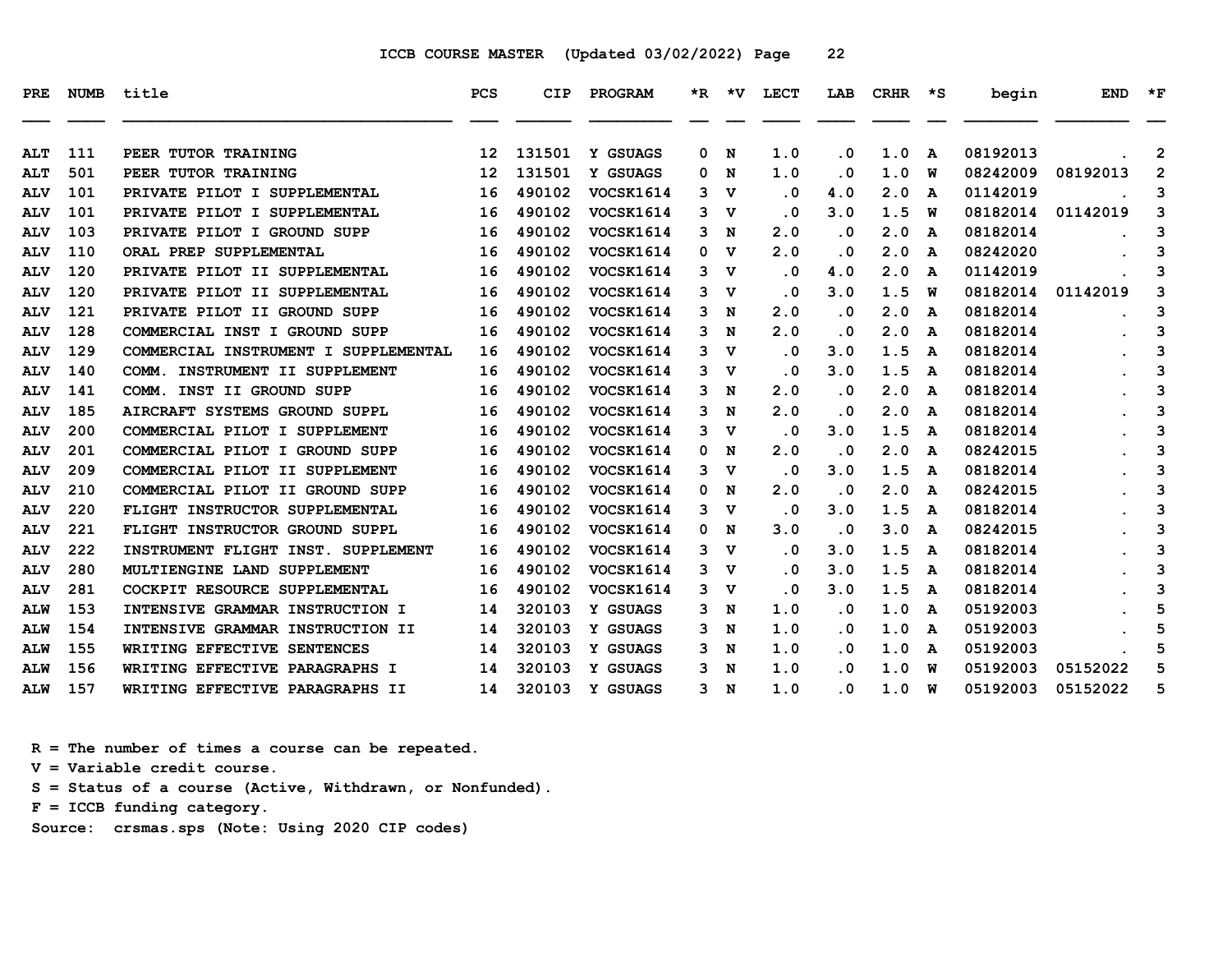ICCB COURSE MASTER (Updated 03/02/2022) Page 22

| PRE | NUMB | title | PCS | CIP | PROGRAM | *R | *V | LECT | LAB | CRHR | *S | begin | END | *F |
|---|---|---|---|---|---|---|---|---|---|---|---|---|---|---|
| ALT | 111 | PEER TUTOR TRAINING | 12 | 131501 | Y GSUAGS | 0 | N | 1.0 | .0 | 1.0 | A | 08192013 | . | 2 |
| ALT | 501 | PEER TUTOR TRAINING | 12 | 131501 | Y GSUAGS | 0 | N | 1.0 | .0 | 1.0 | W | 08242009 | 08192013 | 2 |
| ALV | 101 | PRIVATE PILOT I SUPPLEMENTAL | 16 | 490102 | VOCSK1614 | 3 | V | .0 | 4.0 | 2.0 | A | 01142019 | . | 3 |
| ALV | 101 | PRIVATE PILOT I SUPPLEMENTAL | 16 | 490102 | VOCSK1614 | 3 | V | .0 | 3.0 | 1.5 | W | 08182014 | 01142019 | 3 |
| ALV | 103 | PRIVATE PILOT I GROUND SUPP | 16 | 490102 | VOCSK1614 | 3 | N | 2.0 | .0 | 2.0 | A | 08182014 | . | 3 |
| ALV | 110 | ORAL PREP SUPPLEMENTAL | 16 | 490102 | VOCSK1614 | 0 | V | 2.0 | .0 | 2.0 | A | 08242020 | . | 3 |
| ALV | 120 | PRIVATE PILOT II SUPPLEMENTAL | 16 | 490102 | VOCSK1614 | 3 | V | .0 | 4.0 | 2.0 | A | 01142019 | . | 3 |
| ALV | 120 | PRIVATE PILOT II SUPPLEMENTAL | 16 | 490102 | VOCSK1614 | 3 | V | .0 | 3.0 | 1.5 | W | 08182014 | 01142019 | 3 |
| ALV | 121 | PRIVATE PILOT II GROUND SUPP | 16 | 490102 | VOCSK1614 | 3 | N | 2.0 | .0 | 2.0 | A | 08182014 | . | 3 |
| ALV | 128 | COMMERCIAL INST I GROUND SUPP | 16 | 490102 | VOCSK1614 | 3 | N | 2.0 | .0 | 2.0 | A | 08182014 | . | 3 |
| ALV | 129 | COMMERCIAL INSTRUMENT I SUPPLEMENTAL | 16 | 490102 | VOCSK1614 | 3 | V | .0 | 3.0 | 1.5 | A | 08182014 | . | 3 |
| ALV | 140 | COMM. INSTRUMENT II SUPPLEMENT | 16 | 490102 | VOCSK1614 | 3 | V | .0 | 3.0 | 1.5 | A | 08182014 | . | 3 |
| ALV | 141 | COMM. INST II GROUND SUPP | 16 | 490102 | VOCSK1614 | 3 | N | 2.0 | .0 | 2.0 | A | 08182014 | . | 3 |
| ALV | 185 | AIRCRAFT SYSTEMS GROUND SUPPL | 16 | 490102 | VOCSK1614 | 3 | N | 2.0 | .0 | 2.0 | A | 08182014 | . | 3 |
| ALV | 200 | COMMERCIAL PILOT I SUPPLEMENT | 16 | 490102 | VOCSK1614 | 3 | V | .0 | 3.0 | 1.5 | A | 08182014 | . | 3 |
| ALV | 201 | COMMERCIAL PILOT I GROUND SUPP | 16 | 490102 | VOCSK1614 | 0 | N | 2.0 | .0 | 2.0 | A | 08242015 | . | 3 |
| ALV | 209 | COMMERCIAL PILOT II SUPPLEMENT | 16 | 490102 | VOCSK1614 | 3 | V | .0 | 3.0 | 1.5 | A | 08182014 | . | 3 |
| ALV | 210 | COMMERCIAL PILOT II GROUND SUPP | 16 | 490102 | VOCSK1614 | 0 | N | 2.0 | .0 | 2.0 | A | 08242015 | . | 3 |
| ALV | 220 | FLIGHT INSTRUCTOR SUPPLEMENTAL | 16 | 490102 | VOCSK1614 | 3 | V | .0 | 3.0 | 1.5 | A | 08182014 | . | 3 |
| ALV | 221 | FLIGHT INSTRUCTOR GROUND SUPPL | 16 | 490102 | VOCSK1614 | 0 | N | 3.0 | .0 | 3.0 | A | 08242015 | . | 3 |
| ALV | 222 | INSTRUMENT FLIGHT INST. SUPPLEMENT | 16 | 490102 | VOCSK1614 | 3 | V | .0 | 3.0 | 1.5 | A | 08182014 | . | 3 |
| ALV | 280 | MULTIENGINE LAND SUPPLEMENT | 16 | 490102 | VOCSK1614 | 3 | V | .0 | 3.0 | 1.5 | A | 08182014 | . | 3 |
| ALV | 281 | COCKPIT RESOURCE SUPPLEMENTAL | 16 | 490102 | VOCSK1614 | 3 | V | .0 | 3.0 | 1.5 | A | 08182014 | . | 3 |
| ALW | 153 | INTENSIVE GRAMMAR INSTRUCTION I | 14 | 320103 | Y GSUAGS | 3 | N | 1.0 | .0 | 1.0 | A | 05192003 | . | 5 |
| ALW | 154 | INTENSIVE GRAMMAR INSTRUCTION II | 14 | 320103 | Y GSUAGS | 3 | N | 1.0 | .0 | 1.0 | A | 05192003 | . | 5 |
| ALW | 155 | WRITING EFFECTIVE SENTENCES | 14 | 320103 | Y GSUAGS | 3 | N | 1.0 | .0 | 1.0 | A | 05192003 | . | 5 |
| ALW | 156 | WRITING EFFECTIVE PARAGRAPHS I | 14 | 320103 | Y GSUAGS | 3 | N | 1.0 | .0 | 1.0 | W | 05192003 | 05152022 | 5 |
| ALW | 157 | WRITING EFFECTIVE PARAGRAPHS II | 14 | 320103 | Y GSUAGS | 3 | N | 1.0 | .0 | 1.0 | W | 05192003 | 05152022 | 5 |

R = The number of times a course can be repeated.
V = Variable credit course.
S = Status of a course (Active, Withdrawn, or Nonfunded).
F = ICCB funding category.
Source: crsmas.sps (Note: Using 2020 CIP codes)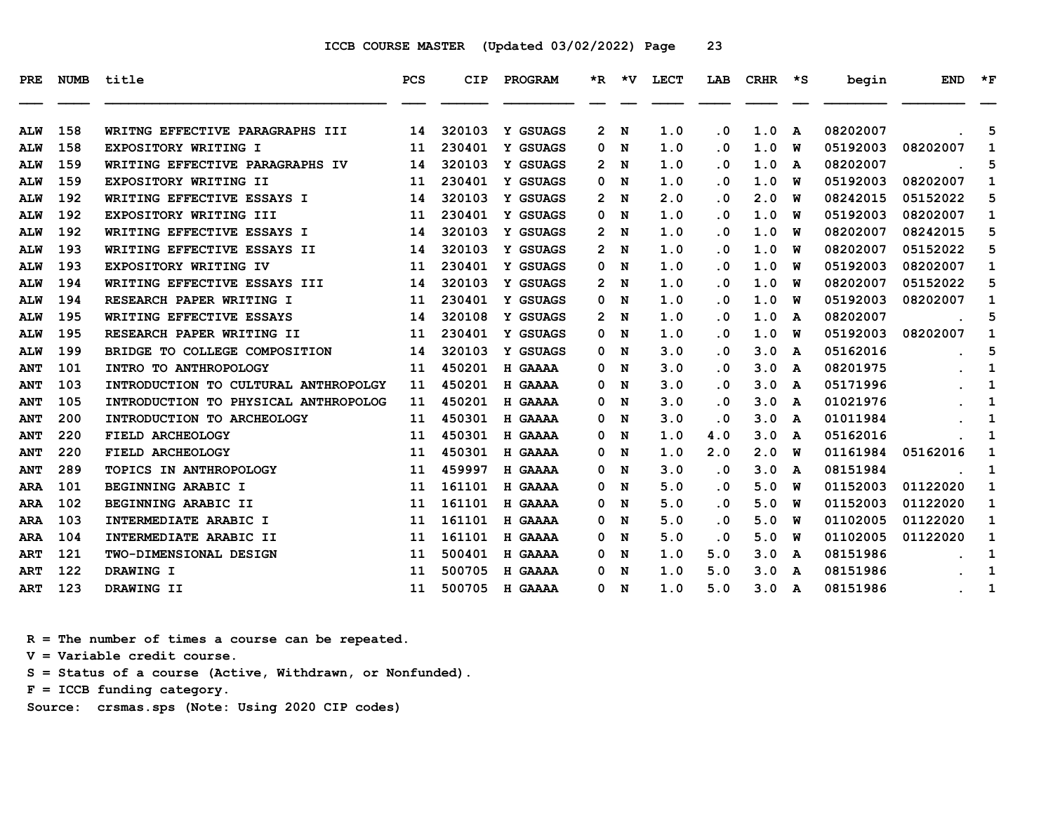# ICCB COURSE MASTER (Updated 03/02/2022)

| PRE | NUMB | title | PCS | CIP | PROGRAM | *R | *V | LECT | LAB | CRHR | *S | begin | END | *F |
|---|---|---|---|---|---|---|---|---|---|---|---|---|---|---|
| ALW | 158 | WRITNG EFFECTIVE PARAGRAPHS III | 14 | 320103 | Y GSUAGS | 2 | N | 1.0 | .0 | 1.0 | A | 08202007 | . | 5 |
| ALW | 158 | EXPOSITORY WRITING I | 11 | 230401 | Y GSUAGS | 0 | N | 1.0 | .0 | 1.0 | W | 05192003 | 08202007 | 1 |
| ALW | 159 | WRITING EFFECTIVE PARAGRAPHS IV | 14 | 320103 | Y GSUAGS | 2 | N | 1.0 | .0 | 1.0 | A | 08202007 | . | 5 |
| ALW | 159 | EXPOSITORY WRITING II | 11 | 230401 | Y GSUAGS | 0 | N | 1.0 | .0 | 1.0 | W | 05192003 | 08202007 | 1 |
| ALW | 192 | WRITING EFFECTIVE ESSAYS I | 14 | 320103 | Y GSUAGS | 2 | N | 2.0 | .0 | 2.0 | W | 08242015 | 05152022 | 5 |
| ALW | 192 | EXPOSITORY WRITING III | 11 | 230401 | Y GSUAGS | 0 | N | 1.0 | .0 | 1.0 | W | 05192003 | 08202007 | 1 |
| ALW | 192 | WRITING EFFECTIVE ESSAYS I | 14 | 320103 | Y GSUAGS | 2 | N | 1.0 | .0 | 1.0 | W | 08202007 | 08242015 | 5 |
| ALW | 193 | WRITING EFFECTIVE ESSAYS II | 14 | 320103 | Y GSUAGS | 2 | N | 1.0 | .0 | 1.0 | W | 08202007 | 05152022 | 5 |
| ALW | 193 | EXPOSITORY WRITING IV | 11 | 230401 | Y GSUAGS | 0 | N | 1.0 | .0 | 1.0 | W | 05192003 | 08202007 | 1 |
| ALW | 194 | WRITING EFFECTIVE ESSAYS III | 14 | 320103 | Y GSUAGS | 2 | N | 1.0 | .0 | 1.0 | W | 08202007 | 05152022 | 5 |
| ALW | 194 | RESEARCH PAPER WRITING I | 11 | 230401 | Y GSUAGS | 0 | N | 1.0 | .0 | 1.0 | W | 05192003 | 08202007 | 1 |
| ALW | 195 | WRITING EFFECTIVE ESSAYS | 14 | 320108 | Y GSUAGS | 2 | N | 1.0 | .0 | 1.0 | A | 08202007 | . | 5 |
| ALW | 195 | RESEARCH PAPER WRITING II | 11 | 230401 | Y GSUAGS | 0 | N | 1.0 | .0 | 1.0 | W | 05192003 | 08202007 | 1 |
| ALW | 199 | BRIDGE TO COLLEGE COMPOSITION | 14 | 320103 | Y GSUAGS | 0 | N | 3.0 | .0 | 3.0 | A | 05162016 | . | 5 |
| ANT | 101 | INTRO TO ANTHROPOLOGY | 11 | 450201 | H GAAAA | 0 | N | 3.0 | .0 | 3.0 | A | 08201975 | . | 1 |
| ANT | 103 | INTRODUCTION TO CULTURAL ANTHROPOLGY | 11 | 450201 | H GAAAA | 0 | N | 3.0 | .0 | 3.0 | A | 05171996 | . | 1 |
| ANT | 105 | INTRODUCTION TO PHYSICAL ANTHROPOLOG | 11 | 450201 | H GAAAA | 0 | N | 3.0 | .0 | 3.0 | A | 01021976 | . | 1 |
| ANT | 200 | INTRODUCTION TO ARCHEOLOGY | 11 | 450301 | H GAAAA | 0 | N | 3.0 | .0 | 3.0 | A | 01011984 | . | 1 |
| ANT | 220 | FIELD ARCHEOLOGY | 11 | 450301 | H GAAAA | 0 | N | 1.0 | 4.0 | 3.0 | A | 05162016 | . | 1 |
| ANT | 220 | FIELD ARCHEOLOGY | 11 | 450301 | H GAAAA | 0 | N | 1.0 | 2.0 | 2.0 | W | 01161984 | 05162016 | 1 |
| ANT | 289 | TOPICS IN ANTHROPOLOGY | 11 | 459997 | H GAAAA | 0 | N | 3.0 | .0 | 3.0 | A | 08151984 | . | 1 |
| ARA | 101 | BEGINNING ARABIC I | 11 | 161101 | H GAAAA | 0 | N | 5.0 | .0 | 5.0 | W | 01152003 | 01122020 | 1 |
| ARA | 102 | BEGINNING ARABIC II | 11 | 161101 | H GAAAA | 0 | N | 5.0 | .0 | 5.0 | W | 01152003 | 01122020 | 1 |
| ARA | 103 | INTERMEDIATE ARABIC I | 11 | 161101 | H GAAAA | 0 | N | 5.0 | .0 | 5.0 | W | 01102005 | 01122020 | 1 |
| ARA | 104 | INTERMEDIATE ARABIC II | 11 | 161101 | H GAAAA | 0 | N | 5.0 | .0 | 5.0 | W | 01102005 | 01122020 | 1 |
| ART | 121 | TWO-DIMENSIONAL DESIGN | 11 | 500401 | H GAAAA | 0 | N | 1.0 | 5.0 | 3.0 | A | 08151986 | . | 1 |
| ART | 122 | DRAWING I | 11 | 500705 | H GAAAA | 0 | N | 1.0 | 5.0 | 3.0 | A | 08151986 | . | 1 |
| ART | 123 | DRAWING II | 11 | 500705 | H GAAAA | 0 | N | 1.0 | 5.0 | 3.0 | A | 08151986 | . | 1 |

R = The number of times a course can be repeated.
V = Variable credit course.
S = Status of a course (Active, Withdrawn, or Nonfunded).
F = ICCB funding category.
Source: crsmas.sps (Note: Using 2020 CIP codes)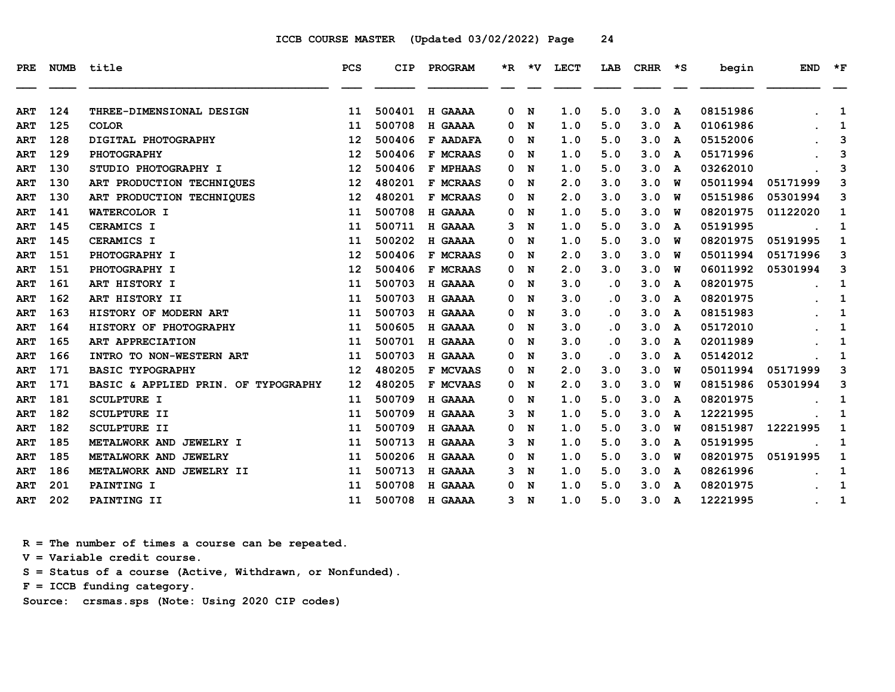ICCB COURSE MASTER (Updated 03/02/2022) Page 24

| PRE | NUMB | title | PCS | CIP | PROGRAM | *R | *V | LECT | LAB | CRHR | *S | begin | END | *F |
|---|---|---|---|---|---|---|---|---|---|---|---|---|---|---|
| ART | 124 | THREE-DIMENSIONAL DESIGN | 11 | 500401 | H GAAAA | 0 | N | 1.0 | 5.0 | 3.0 | A | 08151986 | . | 1 |
| ART | 125 | COLOR | 11 | 500708 | H GAAAA | 0 | N | 1.0 | 5.0 | 3.0 | A | 01061986 | . | 1 |
| ART | 128 | DIGITAL PHOTOGRAPHY | 12 | 500406 | F AADAFA | 0 | N | 1.0 | 5.0 | 3.0 | A | 05152006 | . | 3 |
| ART | 129 | PHOTOGRAPHY | 12 | 500406 | F MCRAAS | 0 | N | 1.0 | 5.0 | 3.0 | A | 05171996 | . | 3 |
| ART | 130 | STUDIO PHOTOGRAPHY I | 12 | 500406 | F MPHAAS | 0 | N | 1.0 | 5.0 | 3.0 | A | 03262010 | . | 3 |
| ART | 130 | ART PRODUCTION TECHNIQUES | 12 | 480201 | F MCRAAS | 0 | N | 2.0 | 3.0 | 3.0 | W | 05011994 | 05171999 | 3 |
| ART | 130 | ART PRODUCTION TECHNIQUES | 12 | 480201 | F MCRAAS | 0 | N | 2.0 | 3.0 | 3.0 | W | 05151986 | 05301994 | 3 |
| ART | 141 | WATERCOLOR I | 11 | 500708 | H GAAAA | 0 | N | 1.0 | 5.0 | 3.0 | W | 08201975 | 01122020 | 1 |
| ART | 145 | CERAMICS I | 11 | 500711 | H GAAAA | 3 | N | 1.0 | 5.0 | 3.0 | A | 05191995 | . | 1 |
| ART | 145 | CERAMICS I | 11 | 500202 | H GAAAA | 0 | N | 1.0 | 5.0 | 3.0 | W | 08201975 | 05191995 | 1 |
| ART | 151 | PHOTOGRAPHY I | 12 | 500406 | F MCRAAS | 0 | N | 2.0 | 3.0 | 3.0 | W | 05011994 | 05171996 | 3 |
| ART | 151 | PHOTOGRAPHY I | 12 | 500406 | F MCRAAS | 0 | N | 2.0 | 3.0 | 3.0 | W | 06011992 | 05301994 | 3 |
| ART | 161 | ART HISTORY I | 11 | 500703 | H GAAAA | 0 | N | 3.0 | .0 | 3.0 | A | 08201975 | . | 1 |
| ART | 162 | ART HISTORY II | 11 | 500703 | H GAAAA | 0 | N | 3.0 | .0 | 3.0 | A | 08201975 | . | 1 |
| ART | 163 | HISTORY OF MODERN ART | 11 | 500703 | H GAAAA | 0 | N | 3.0 | .0 | 3.0 | A | 08151983 | . | 1 |
| ART | 164 | HISTORY OF PHOTOGRAPHY | 11 | 500605 | H GAAAA | 0 | N | 3.0 | .0 | 3.0 | A | 05172010 | . | 1 |
| ART | 165 | ART APPRECIATION | 11 | 500701 | H GAAAA | 0 | N | 3.0 | .0 | 3.0 | A | 02011989 | . | 1 |
| ART | 166 | INTRO TO NON-WESTERN ART | 11 | 500703 | H GAAAA | 0 | N | 3.0 | .0 | 3.0 | A | 05142012 | . | 1 |
| ART | 171 | BASIC TYPOGRAPHY | 12 | 480205 | F MCVAAS | 0 | N | 2.0 | 3.0 | 3.0 | W | 05011994 | 05171999 | 3 |
| ART | 171 | BASIC & APPLIED PRIN. OF TYPOGRAPHY | 12 | 480205 | F MCVAAS | 0 | N | 2.0 | 3.0 | 3.0 | W | 08151986 | 05301994 | 3 |
| ART | 181 | SCULPTURE I | 11 | 500709 | H GAAAA | 0 | N | 1.0 | 5.0 | 3.0 | A | 08201975 | . | 1 |
| ART | 182 | SCULPTURE II | 11 | 500709 | H GAAAA | 3 | N | 1.0 | 5.0 | 3.0 | A | 12221995 | . | 1 |
| ART | 182 | SCULPTURE II | 11 | 500709 | H GAAAA | 0 | N | 1.0 | 5.0 | 3.0 | W | 08151987 | 12221995 | 1 |
| ART | 185 | METALWORK AND JEWELRY I | 11 | 500713 | H GAAAA | 3 | N | 1.0 | 5.0 | 3.0 | A | 05191995 | . | 1 |
| ART | 185 | METALWORK AND JEWELRY | 11 | 500206 | H GAAAA | 0 | N | 1.0 | 5.0 | 3.0 | W | 08201975 | 05191995 | 1 |
| ART | 186 | METALWORK AND JEWELRY II | 11 | 500713 | H GAAAA | 3 | N | 1.0 | 5.0 | 3.0 | A | 08261996 | . | 1 |
| ART | 201 | PAINTING I | 11 | 500708 | H GAAAA | 0 | N | 1.0 | 5.0 | 3.0 | A | 08201975 | . | 1 |
| ART | 202 | PAINTING II | 11 | 500708 | H GAAAA | 3 | N | 1.0 | 5.0 | 3.0 | A | 12221995 | . | 1 |

R = The number of times a course can be repeated.
V = Variable credit course.
S = Status of a course (Active, Withdrawn, or Nonfunded).
F = ICCB funding category.
Source: crsmas.sps (Note: Using 2020 CIP codes)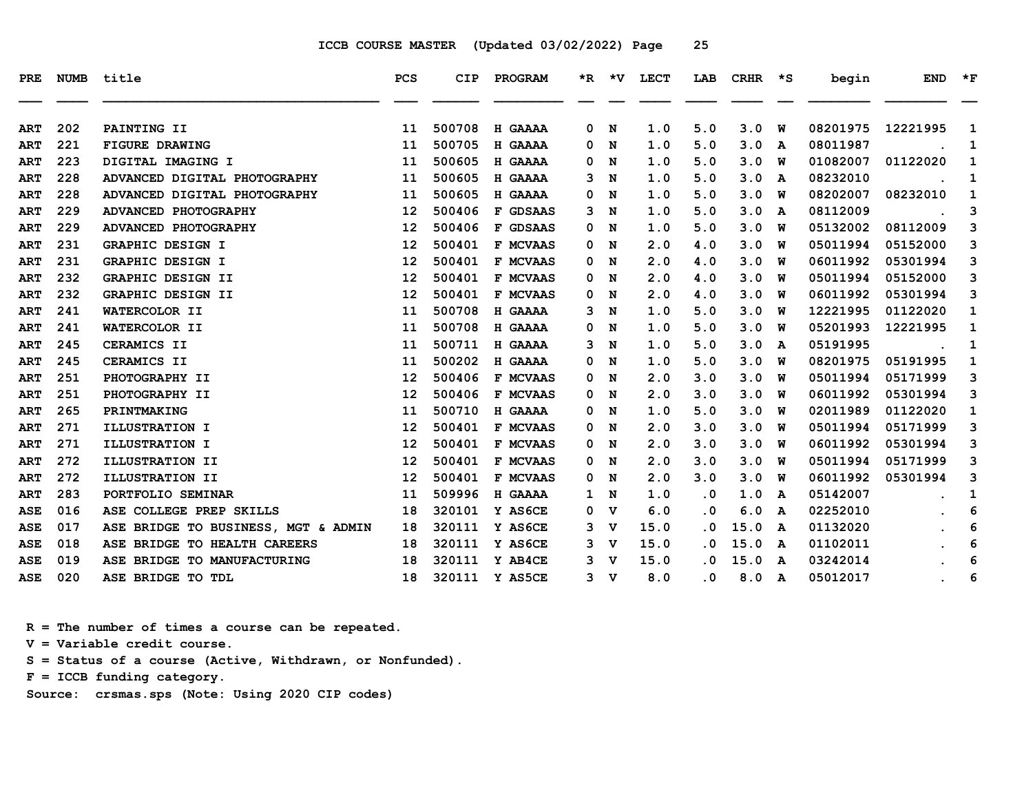# ICCB COURSE MASTER (Updated 03/02/2022)

| PRE | NUMB | title | PCS | CIP | PROGRAM | *R | *V | LECT | LAB | CRHR | *S | begin | END | *F |
|---|---|---|---|---|---|---|---|---|---|---|---|---|---|---|
| ART | 202 | PAINTING II | 11 | 500708 | H GAAAA | 0 | N | 1.0 | 5.0 | 3.0 | W | 08201975 | 12221995 | 1 |
| ART | 221 | FIGURE DRAWING | 11 | 500705 | H GAAAA | 0 | N | 1.0 | 5.0 | 3.0 | A | 08011987 | . | 1 |
| ART | 223 | DIGITAL IMAGING I | 11 | 500605 | H GAAAA | 0 | N | 1.0 | 5.0 | 3.0 | W | 01082007 | 01122020 | 1 |
| ART | 228 | ADVANCED DIGITAL PHOTOGRAPHY | 11 | 500605 | H GAAAA | 3 | N | 1.0 | 5.0 | 3.0 | A | 08232010 | . | 1 |
| ART | 228 | ADVANCED DIGITAL PHOTOGRAPHY | 11 | 500605 | H GAAAA | 0 | N | 1.0 | 5.0 | 3.0 | W | 08202007 | 08232010 | 1 |
| ART | 229 | ADVANCED PHOTOGRAPHY | 12 | 500406 | F GDSAAS | 3 | N | 1.0 | 5.0 | 3.0 | A | 08112009 | . | 3 |
| ART | 229 | ADVANCED PHOTOGRAPHY | 12 | 500406 | F GDSAAS | 0 | N | 1.0 | 5.0 | 3.0 | W | 05132002 | 08112009 | 3 |
| ART | 231 | GRAPHIC DESIGN I | 12 | 500401 | F MCVAAS | 0 | N | 2.0 | 4.0 | 3.0 | W | 05011994 | 05152000 | 3 |
| ART | 231 | GRAPHIC DESIGN I | 12 | 500401 | F MCVAAS | 0 | N | 2.0 | 4.0 | 3.0 | W | 06011992 | 05301994 | 3 |
| ART | 232 | GRAPHIC DESIGN II | 12 | 500401 | F MCVAAS | 0 | N | 2.0 | 4.0 | 3.0 | W | 05011994 | 05152000 | 3 |
| ART | 232 | GRAPHIC DESIGN II | 12 | 500401 | F MCVAAS | 0 | N | 2.0 | 4.0 | 3.0 | W | 06011992 | 05301994 | 3 |
| ART | 241 | WATERCOLOR II | 11 | 500708 | H GAAAA | 3 | N | 1.0 | 5.0 | 3.0 | W | 12221995 | 01122020 | 1 |
| ART | 241 | WATERCOLOR II | 11 | 500708 | H GAAAA | 0 | N | 1.0 | 5.0 | 3.0 | W | 05201993 | 12221995 | 1 |
| ART | 245 | CERAMICS II | 11 | 500711 | H GAAAA | 3 | N | 1.0 | 5.0 | 3.0 | A | 05191995 | . | 1 |
| ART | 245 | CERAMICS II | 11 | 500202 | H GAAAA | 0 | N | 1.0 | 5.0 | 3.0 | W | 08201975 | 05191995 | 1 |
| ART | 251 | PHOTOGRAPHY II | 12 | 500406 | F MCVAAS | 0 | N | 2.0 | 3.0 | 3.0 | W | 05011994 | 05171999 | 3 |
| ART | 251 | PHOTOGRAPHY II | 12 | 500406 | F MCVAAS | 0 | N | 2.0 | 3.0 | 3.0 | W | 06011992 | 05301994 | 3 |
| ART | 265 | PRINTMAKING | 11 | 500710 | H GAAAA | 0 | N | 1.0 | 5.0 | 3.0 | W | 02011989 | 01122020 | 1 |
| ART | 271 | ILLUSTRATION I | 12 | 500401 | F MCVAAS | 0 | N | 2.0 | 3.0 | 3.0 | W | 05011994 | 05171999 | 3 |
| ART | 271 | ILLUSTRATION I | 12 | 500401 | F MCVAAS | 0 | N | 2.0 | 3.0 | 3.0 | W | 06011992 | 05301994 | 3 |
| ART | 272 | ILLUSTRATION II | 12 | 500401 | F MCVAAS | 0 | N | 2.0 | 3.0 | 3.0 | W | 05011994 | 05171999 | 3 |
| ART | 272 | ILLUSTRATION II | 12 | 500401 | F MCVAAS | 0 | N | 2.0 | 3.0 | 3.0 | W | 06011992 | 05301994 | 3 |
| ART | 283 | PORTFOLIO SEMINAR | 11 | 509996 | H GAAAA | 1 | N | 1.0 | .0 | 1.0 | A | 05142007 | . | 1 |
| ASE | 016 | ASE COLLEGE PREP SKILLS | 18 | 320101 | Y AS6CE | 0 | V | 6.0 | .0 | 6.0 | A | 02252010 | . | 6 |
| ASE | 017 | ASE BRIDGE TO BUSINESS, MGT & ADMIN | 18 | 320111 | Y AS6CE | 3 | V | 15.0 | .0 | 15.0 | A | 01132020 | . | 6 |
| ASE | 018 | ASE BRIDGE TO HEALTH CAREERS | 18 | 320111 | Y AS6CE | 3 | V | 15.0 | .0 | 15.0 | A | 01102011 | . | 6 |
| ASE | 019 | ASE BRIDGE TO MANUFACTURING | 18 | 320111 | Y AB4CE | 3 | V | 15.0 | .0 | 15.0 | A | 03242014 | . | 6 |
| ASE | 020 | ASE BRIDGE TO TDL | 18 | 320111 | Y AS5CE | 3 | V | 8.0 | .0 | 8.0 | A | 05012017 | . | 6 |

R = The number of times a course can be repeated.
V = Variable credit course.
S = Status of a course (Active, Withdrawn, or Nonfunded).
F = ICCB funding category.
Source: crsmas.sps (Note: Using 2020 CIP codes)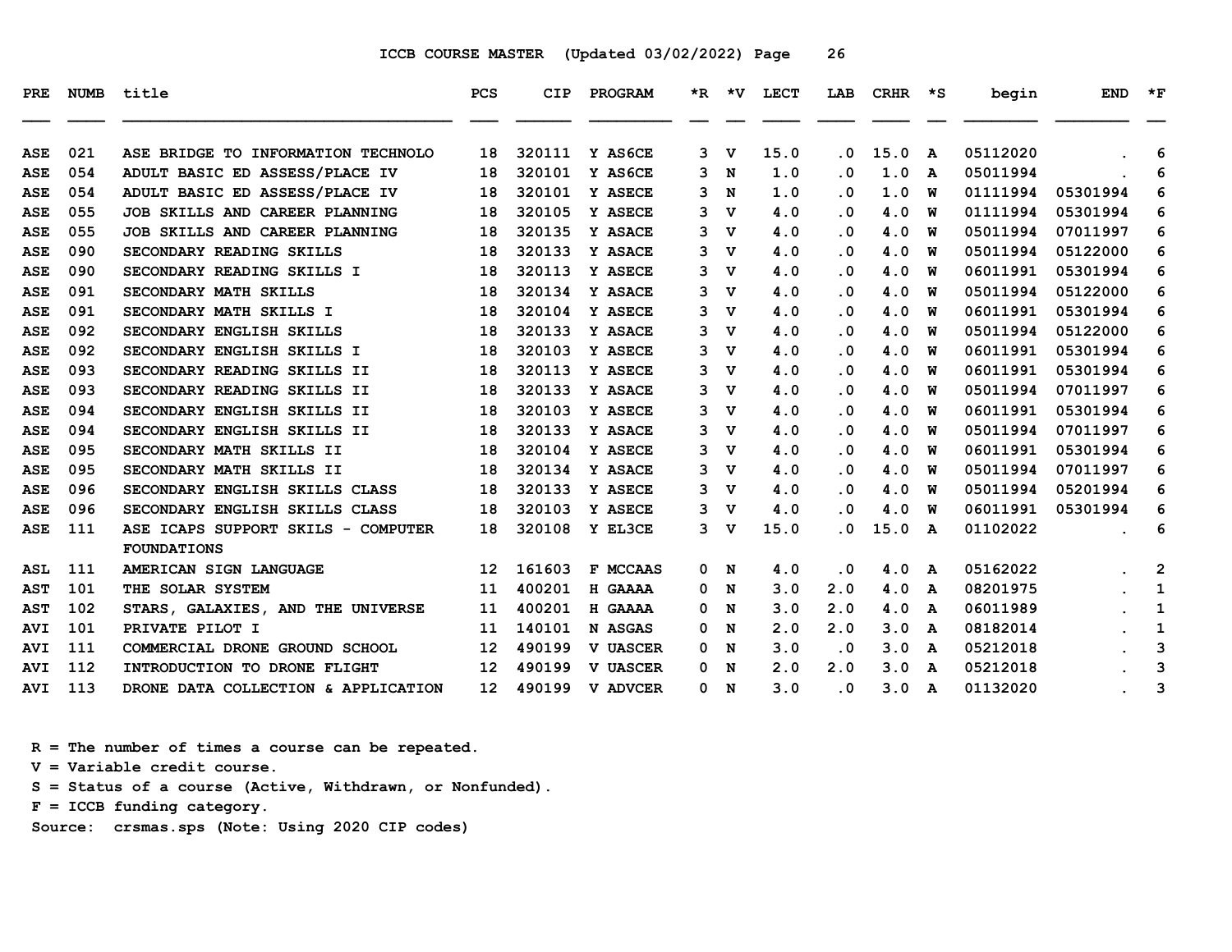# ICCB COURSE MASTER (Updated 03/02/2022)

| PRE | NUMB | title | PCS | CIP | PROGRAM | *R | *V | LECT | LAB | CRHR | *S | begin | END | *F |
|---|---|---|---|---|---|---|---|---|---|---|---|---|---|---|
| ASE | 021 | ASE BRIDGE TO INFORMATION TECHNOLO | 18 | 320111 | Y AS6CE | 3 | V | 15.0 | .0 | 15.0 | A | 05112020 | . | 6 |
| ASE | 054 | ADULT BASIC ED ASSESS/PLACE IV | 18 | 320101 | Y AS6CE | 3 | N | 1.0 | .0 | 1.0 | A | 05011994 | . | 6 |
| ASE | 054 | ADULT BASIC ED ASSESS/PLACE IV | 18 | 320101 | Y ASECE | 3 | N | 1.0 | .0 | 1.0 | W | 01111994 | 05301994 | 6 |
| ASE | 055 | JOB SKILLS AND CAREER PLANNING | 18 | 320105 | Y ASECE | 3 | V | 4.0 | .0 | 4.0 | W | 01111994 | 05301994 | 6 |
| ASE | 055 | JOB SKILLS AND CAREER PLANNING | 18 | 320135 | Y ASACE | 3 | V | 4.0 | .0 | 4.0 | W | 05011994 | 07011997 | 6 |
| ASE | 090 | SECONDARY READING SKILLS | 18 | 320133 | Y ASACE | 3 | V | 4.0 | .0 | 4.0 | W | 05011994 | 05122000 | 6 |
| ASE | 090 | SECONDARY READING SKILLS I | 18 | 320113 | Y ASECE | 3 | V | 4.0 | .0 | 4.0 | W | 06011991 | 05301994 | 6 |
| ASE | 091 | SECONDARY MATH SKILLS | 18 | 320134 | Y ASACE | 3 | V | 4.0 | .0 | 4.0 | W | 05011994 | 05122000 | 6 |
| ASE | 091 | SECONDARY MATH SKILLS I | 18 | 320104 | Y ASECE | 3 | V | 4.0 | .0 | 4.0 | W | 06011991 | 05301994 | 6 |
| ASE | 092 | SECONDARY ENGLISH SKILLS | 18 | 320133 | Y ASACE | 3 | V | 4.0 | .0 | 4.0 | W | 05011994 | 05122000 | 6 |
| ASE | 092 | SECONDARY ENGLISH SKILLS I | 18 | 320103 | Y ASECE | 3 | V | 4.0 | .0 | 4.0 | W | 06011991 | 05301994 | 6 |
| ASE | 093 | SECONDARY READING SKILLS II | 18 | 320113 | Y ASECE | 3 | V | 4.0 | .0 | 4.0 | W | 06011991 | 05301994 | 6 |
| ASE | 093 | SECONDARY READING SKILLS II | 18 | 320133 | Y ASACE | 3 | V | 4.0 | .0 | 4.0 | W | 05011994 | 07011997 | 6 |
| ASE | 094 | SECONDARY ENGLISH SKILLS II | 18 | 320103 | Y ASECE | 3 | V | 4.0 | .0 | 4.0 | W | 06011991 | 05301994 | 6 |
| ASE | 094 | SECONDARY ENGLISH SKILLS II | 18 | 320133 | Y ASACE | 3 | V | 4.0 | .0 | 4.0 | W | 05011994 | 07011997 | 6 |
| ASE | 095 | SECONDARY MATH SKILLS II | 18 | 320104 | Y ASECE | 3 | V | 4.0 | .0 | 4.0 | W | 06011991 | 05301994 | 6 |
| ASE | 095 | SECONDARY MATH SKILLS II | 18 | 320134 | Y ASACE | 3 | V | 4.0 | .0 | 4.0 | W | 05011994 | 07011997 | 6 |
| ASE | 096 | SECONDARY ENGLISH SKILLS CLASS | 18 | 320133 | Y ASECE | 3 | V | 4.0 | .0 | 4.0 | W | 05011994 | 05201994 | 6 |
| ASE | 096 | SECONDARY ENGLISH SKILLS CLASS | 18 | 320103 | Y ASECE | 3 | V | 4.0 | .0 | 4.0 | W | 06011991 | 05301994 | 6 |
| ASE | 111 | ASE ICAPS SUPPORT SKILS - COMPUTER FOUNDATIONS | 18 | 320108 | Y EL3CE | 3 | V | 15.0 | .0 | 15.0 | A | 01102022 | . | 6 |
| ASL | 111 | AMERICAN SIGN LANGUAGE | 12 | 161603 | F MCCAAS | 0 | N | 4.0 | .0 | 4.0 | A | 05162022 | . | 2 |
| AST | 101 | THE SOLAR SYSTEM | 11 | 400201 | H GAAAA | 0 | N | 3.0 | 2.0 | 4.0 | A | 08201975 | . | 1 |
| AST | 102 | STARS, GALAXIES, AND THE UNIVERSE | 11 | 400201 | H GAAAA | 0 | N | 3.0 | 2.0 | 4.0 | A | 06011989 | . | 1 |
| AVI | 101 | PRIVATE PILOT I | 11 | 140101 | N ASGAS | 0 | N | 2.0 | 2.0 | 3.0 | A | 08182014 | . | 1 |
| AVI | 111 | COMMERCIAL DRONE GROUND SCHOOL | 12 | 490199 | V UASCER | 0 | N | 3.0 | .0 | 3.0 | A | 05212018 | . | 3 |
| AVI | 112 | INTRODUCTION TO DRONE FLIGHT | 12 | 490199 | V UASCER | 0 | N | 2.0 | 2.0 | 3.0 | A | 05212018 | . | 3 |
| AVI | 113 | DRONE DATA COLLECTION & APPLICATION | 12 | 490199 | V ADVCER | 0 | N | 3.0 | .0 | 3.0 | A | 01132020 | . | 3 |

R = The number of times a course can be repeated.
V = Variable credit course.
S = Status of a course (Active, Withdrawn, or Nonfunded).
F = ICCB funding category.
Source: crsmas.sps (Note: Using 2020 CIP codes)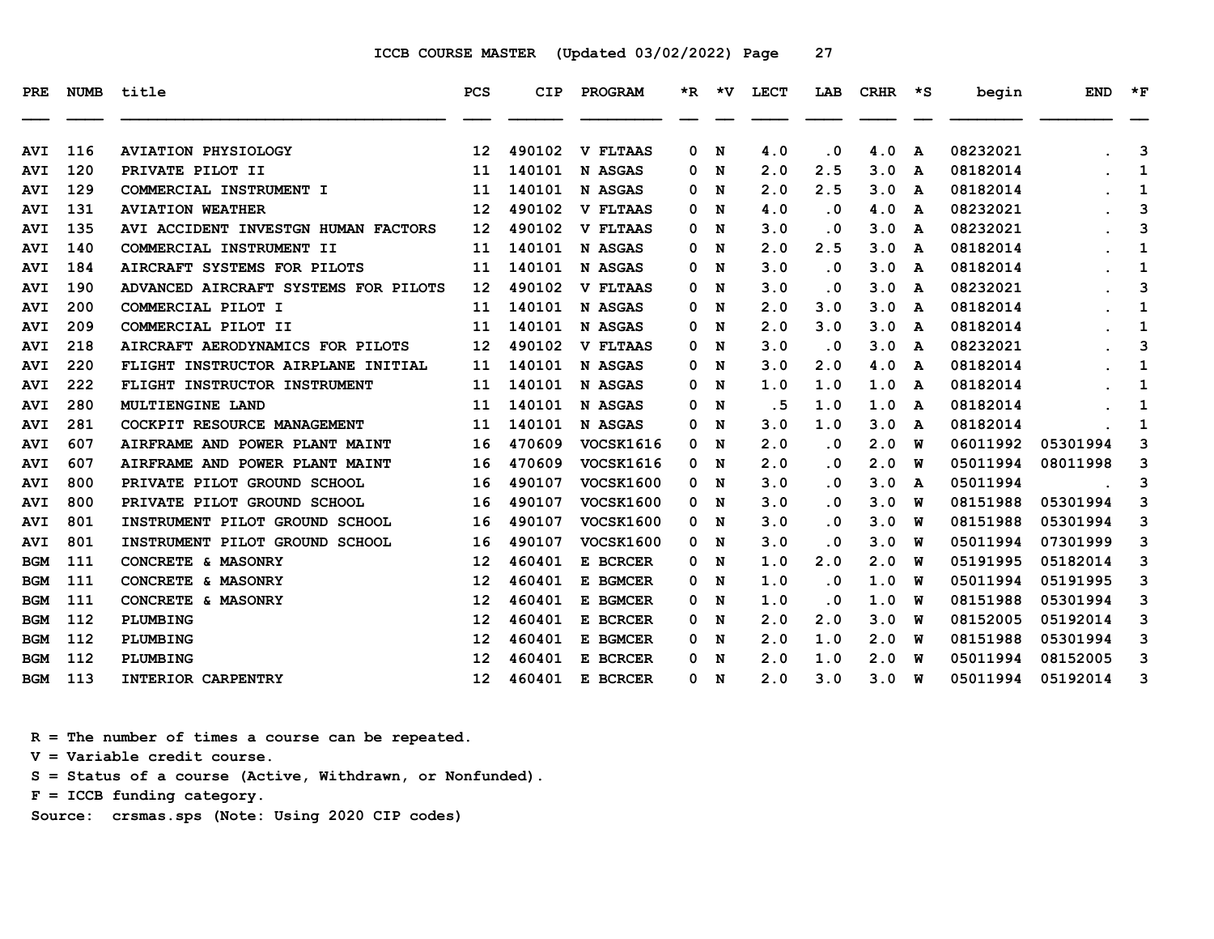ICCB COURSE MASTER (Updated 03/02/2022)

| PRE | NUMB | title | PCS | CIP | PROGRAM | *R | *V | LECT | LAB | CRHR | *S | begin | END | *F |
|---|---|---|---|---|---|---|---|---|---|---|---|---|---|---|
| AVI | 116 | AVIATION PHYSIOLOGY | 12 | 490102 | V FLTAAS | 0 | N | 4.0 | .0 | 4.0 | A | 08232021 | . | 3 |
| AVI | 120 | PRIVATE PILOT II | 11 | 140101 | N ASGAS | 0 | N | 2.0 | 2.5 | 3.0 | A | 08182014 | . | 1 |
| AVI | 129 | COMMERCIAL INSTRUMENT I | 11 | 140101 | N ASGAS | 0 | N | 2.0 | 2.5 | 3.0 | A | 08182014 | . | 1 |
| AVI | 131 | AVIATION WEATHER | 12 | 490102 | V FLTAAS | 0 | N | 4.0 | .0 | 4.0 | A | 08232021 | . | 3 |
| AVI | 135 | AVI ACCIDENT INVESTGN HUMAN FACTORS | 12 | 490102 | V FLTAAS | 0 | N | 3.0 | .0 | 3.0 | A | 08232021 | . | 3 |
| AVI | 140 | COMMERCIAL INSTRUMENT II | 11 | 140101 | N ASGAS | 0 | N | 2.0 | 2.5 | 3.0 | A | 08182014 | . | 1 |
| AVI | 184 | AIRCRAFT SYSTEMS FOR PILOTS | 11 | 140101 | N ASGAS | 0 | N | 3.0 | .0 | 3.0 | A | 08182014 | . | 1 |
| AVI | 190 | ADVANCED AIRCRAFT SYSTEMS FOR PILOTS | 12 | 490102 | V FLTAAS | 0 | N | 3.0 | .0 | 3.0 | A | 08232021 | . | 3 |
| AVI | 200 | COMMERCIAL PILOT I | 11 | 140101 | N ASGAS | 0 | N | 2.0 | 3.0 | 3.0 | A | 08182014 | . | 1 |
| AVI | 209 | COMMERCIAL PILOT II | 11 | 140101 | N ASGAS | 0 | N | 2.0 | 3.0 | 3.0 | A | 08182014 | . | 1 |
| AVI | 218 | AIRCRAFT AERODYNAMICS FOR PILOTS | 12 | 490102 | V FLTAAS | 0 | N | 3.0 | .0 | 3.0 | A | 08232021 | . | 3 |
| AVI | 220 | FLIGHT INSTRUCTOR AIRPLANE INITIAL | 11 | 140101 | N ASGAS | 0 | N | 3.0 | 2.0 | 4.0 | A | 08182014 | . | 1 |
| AVI | 222 | FLIGHT INSTRUCTOR INSTRUMENT | 11 | 140101 | N ASGAS | 0 | N | 1.0 | 1.0 | 1.0 | A | 08182014 | . | 1 |
| AVI | 280 | MULTIENGINE LAND | 11 | 140101 | N ASGAS | 0 | N | .5 | 1.0 | 1.0 | A | 08182014 | . | 1 |
| AVI | 281 | COCKPIT RESOURCE MANAGEMENT | 11 | 140101 | N ASGAS | 0 | N | 3.0 | 1.0 | 3.0 | A | 08182014 | . | 1 |
| AVI | 607 | AIRFRAME AND POWER PLANT MAINT | 16 | 470609 | VOCSK1616 | 0 | N | 2.0 | .0 | 2.0 | W | 06011992 | 05301994 | 3 |
| AVI | 607 | AIRFRAME AND POWER PLANT MAINT | 16 | 470609 | VOCSK1616 | 0 | N | 2.0 | .0 | 2.0 | W | 05011994 | 08011998 | 3 |
| AVI | 800 | PRIVATE PILOT GROUND SCHOOL | 16 | 490107 | VOCSK1600 | 0 | N | 3.0 | .0 | 3.0 | A | 05011994 | . | 3 |
| AVI | 800 | PRIVATE PILOT GROUND SCHOOL | 16 | 490107 | VOCSK1600 | 0 | N | 3.0 | .0 | 3.0 | W | 08151988 | 05301994 | 3 |
| AVI | 801 | INSTRUMENT PILOT GROUND SCHOOL | 16 | 490107 | VOCSK1600 | 0 | N | 3.0 | .0 | 3.0 | W | 08151988 | 05301994 | 3 |
| AVI | 801 | INSTRUMENT PILOT GROUND SCHOOL | 16 | 490107 | VOCSK1600 | 0 | N | 3.0 | .0 | 3.0 | W | 05011994 | 07301999 | 3 |
| BGM | 111 | CONCRETE & MASONRY | 12 | 460401 | E BCRCER | 0 | N | 1.0 | 2.0 | 2.0 | W | 05191995 | 05182014 | 3 |
| BGM | 111 | CONCRETE & MASONRY | 12 | 460401 | E BGMCER | 0 | N | 1.0 | .0 | 1.0 | W | 05011994 | 05191995 | 3 |
| BGM | 111 | CONCRETE & MASONRY | 12 | 460401 | E BGMCER | 0 | N | 1.0 | .0 | 1.0 | W | 08151988 | 05301994 | 3 |
| BGM | 112 | PLUMBING | 12 | 460401 | E BCRCER | 0 | N | 2.0 | 2.0 | 3.0 | W | 08152005 | 05192014 | 3 |
| BGM | 112 | PLUMBING | 12 | 460401 | E BGMCER | 0 | N | 2.0 | 1.0 | 2.0 | W | 08151988 | 05301994 | 3 |
| BGM | 112 | PLUMBING | 12 | 460401 | E BCRCER | 0 | N | 2.0 | 1.0 | 2.0 | W | 05011994 | 08152005 | 3 |
| BGM | 113 | INTERIOR CARPENTRY | 12 | 460401 | E BCRCER | 0 | N | 2.0 | 3.0 | 3.0 | W | 05011994 | 05192014 | 3 |

R = The number of times a course can be repeated.
V = Variable credit course.
S = Status of a course (Active, Withdrawn, or Nonfunded).
F = ICCB funding category.
Source: crsmas.sps (Note: Using 2020 CIP codes)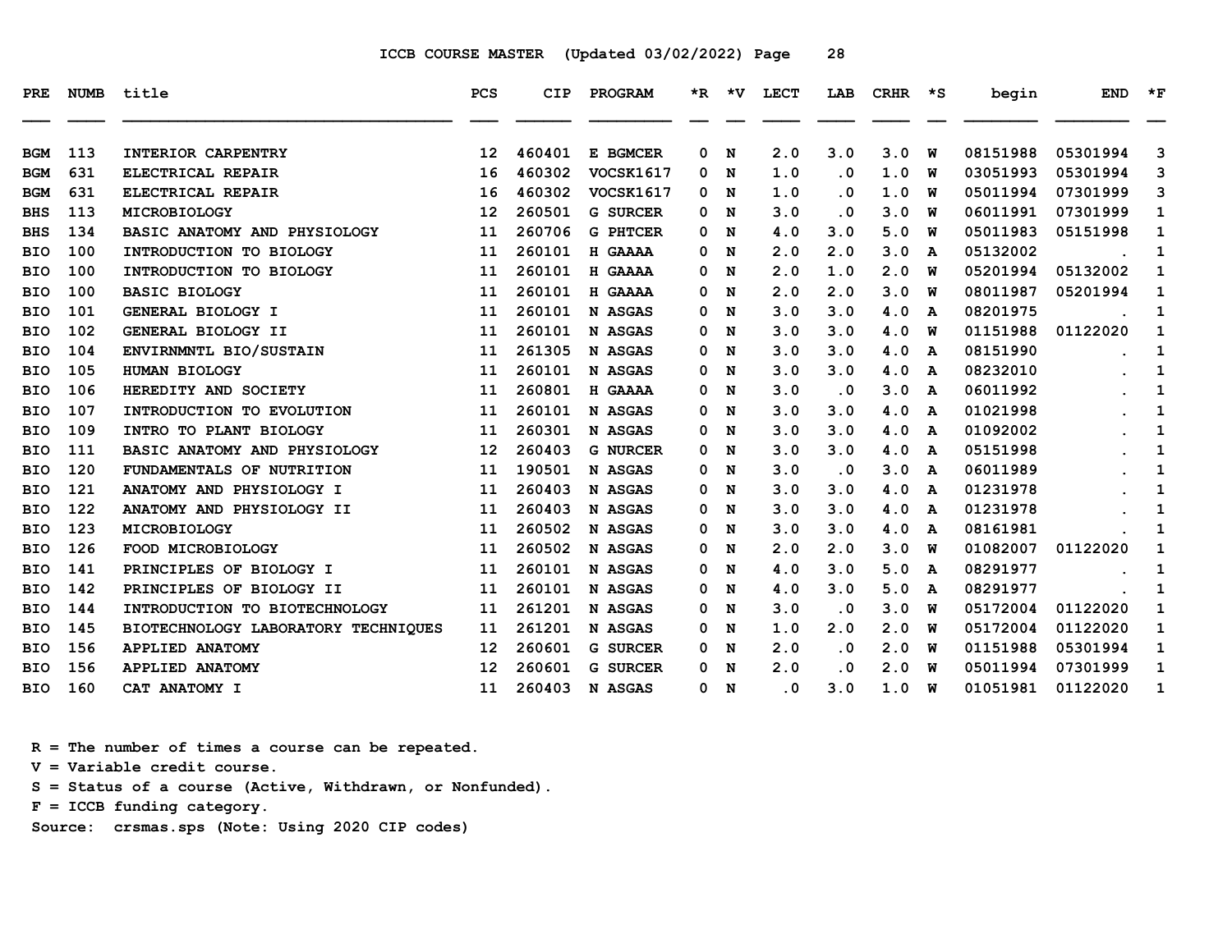ICCB COURSE MASTER (Updated 03/02/2022)

| PRE | NUMB | title | PCS | CIP | PROGRAM | *R | *V | LECT | LAB | CRHR | *S | begin | END | *F |
|---|---|---|---|---|---|---|---|---|---|---|---|---|---|---|
| BGM | 113 | INTERIOR CARPENTRY | 12 | 460401 | E BGMCER | 0 | N | 2.0 | 3.0 | 3.0 | W | 08151988 | 05301994 | 3 |
| BGM | 631 | ELECTRICAL REPAIR | 16 | 460302 | VOCSK1617 | 0 | N | 1.0 | .0 | 1.0 | W | 03051993 | 05301994 | 3 |
| BGM | 631 | ELECTRICAL REPAIR | 16 | 460302 | VOCSK1617 | 0 | N | 1.0 | .0 | 1.0 | W | 05011994 | 07301999 | 3 |
| BHS | 113 | MICROBIOLOGY | 12 | 260501 | G SURCER | 0 | N | 3.0 | .0 | 3.0 | W | 06011991 | 07301999 | 1 |
| BHS | 134 | BASIC ANATOMY AND PHYSIOLOGY | 11 | 260706 | G PHTCER | 0 | N | 4.0 | 3.0 | 5.0 | W | 05011983 | 05151998 | 1 |
| BIO | 100 | INTRODUCTION TO BIOLOGY | 11 | 260101 | H GAAAA | 0 | N | 2.0 | 2.0 | 3.0 | A | 05132002 | . | 1 |
| BIO | 100 | INTRODUCTION TO BIOLOGY | 11 | 260101 | H GAAAA | 0 | N | 2.0 | 1.0 | 2.0 | W | 05201994 | 05132002 | 1 |
| BIO | 100 | BASIC BIOLOGY | 11 | 260101 | H GAAAA | 0 | N | 2.0 | 2.0 | 3.0 | W | 08011987 | 05201994 | 1 |
| BIO | 101 | GENERAL BIOLOGY I | 11 | 260101 | N ASGAS | 0 | N | 3.0 | 3.0 | 4.0 | A | 08201975 | . | 1 |
| BIO | 102 | GENERAL BIOLOGY II | 11 | 260101 | N ASGAS | 0 | N | 3.0 | 3.0 | 4.0 | W | 01151988 | 01122020 | 1 |
| BIO | 104 | ENVIRNMNTL BIO/SUSTAIN | 11 | 261305 | N ASGAS | 0 | N | 3.0 | 3.0 | 4.0 | A | 08151990 | . | 1 |
| BIO | 105 | HUMAN BIOLOGY | 11 | 260101 | N ASGAS | 0 | N | 3.0 | 3.0 | 4.0 | A | 08232010 | . | 1 |
| BIO | 106 | HEREDITY AND SOCIETY | 11 | 260801 | H GAAAA | 0 | N | 3.0 | .0 | 3.0 | A | 06011992 | . | 1 |
| BIO | 107 | INTRODUCTION TO EVOLUTION | 11 | 260101 | N ASGAS | 0 | N | 3.0 | 3.0 | 4.0 | A | 01021998 | . | 1 |
| BIO | 109 | INTRO TO PLANT BIOLOGY | 11 | 260301 | N ASGAS | 0 | N | 3.0 | 3.0 | 4.0 | A | 01092002 | . | 1 |
| BIO | 111 | BASIC ANATOMY AND PHYSIOLOGY | 12 | 260403 | G NURCER | 0 | N | 3.0 | 3.0 | 4.0 | A | 05151998 | . | 1 |
| BIO | 120 | FUNDAMENTALS OF NUTRITION | 11 | 190501 | N ASGAS | 0 | N | 3.0 | .0 | 3.0 | A | 06011989 | . | 1 |
| BIO | 121 | ANATOMY AND PHYSIOLOGY I | 11 | 260403 | N ASGAS | 0 | N | 3.0 | 3.0 | 4.0 | A | 01231978 | . | 1 |
| BIO | 122 | ANATOMY AND PHYSIOLOGY II | 11 | 260403 | N ASGAS | 0 | N | 3.0 | 3.0 | 4.0 | A | 01231978 | . | 1 |
| BIO | 123 | MICROBIOLOGY | 11 | 260502 | N ASGAS | 0 | N | 3.0 | 3.0 | 4.0 | A | 08161981 | . | 1 |
| BIO | 126 | FOOD MICROBIOLOGY | 11 | 260502 | N ASGAS | 0 | N | 2.0 | 2.0 | 3.0 | W | 01082007 | 01122020 | 1 |
| BIO | 141 | PRINCIPLES OF BIOLOGY I | 11 | 260101 | N ASGAS | 0 | N | 4.0 | 3.0 | 5.0 | A | 08291977 | . | 1 |
| BIO | 142 | PRINCIPLES OF BIOLOGY II | 11 | 260101 | N ASGAS | 0 | N | 4.0 | 3.0 | 5.0 | A | 08291977 | . | 1 |
| BIO | 144 | INTRODUCTION TO BIOTECHNOLOGY | 11 | 261201 | N ASGAS | 0 | N | 3.0 | .0 | 3.0 | W | 05172004 | 01122020 | 1 |
| BIO | 145 | BIOTECHNOLOGY LABORATORY TECHNIQUES | 11 | 261201 | N ASGAS | 0 | N | 1.0 | 2.0 | 2.0 | W | 05172004 | 01122020 | 1 |
| BIO | 156 | APPLIED ANATOMY | 12 | 260601 | G SURCER | 0 | N | 2.0 | .0 | 2.0 | W | 01151988 | 05301994 | 1 |
| BIO | 156 | APPLIED ANATOMY | 12 | 260601 | G SURCER | 0 | N | 2.0 | .0 | 2.0 | W | 05011994 | 07301999 | 1 |
| BIO | 160 | CAT ANATOMY I | 11 | 260403 | N ASGAS | 0 | N | .0 | 3.0 | 1.0 | W | 01051981 | 01122020 | 1 |

R = The number of times a course can be repeated.
V = Variable credit course.
S = Status of a course (Active, Withdrawn, or Nonfunded).
F = ICCB funding category.
Source: crsmas.sps (Note: Using 2020 CIP codes)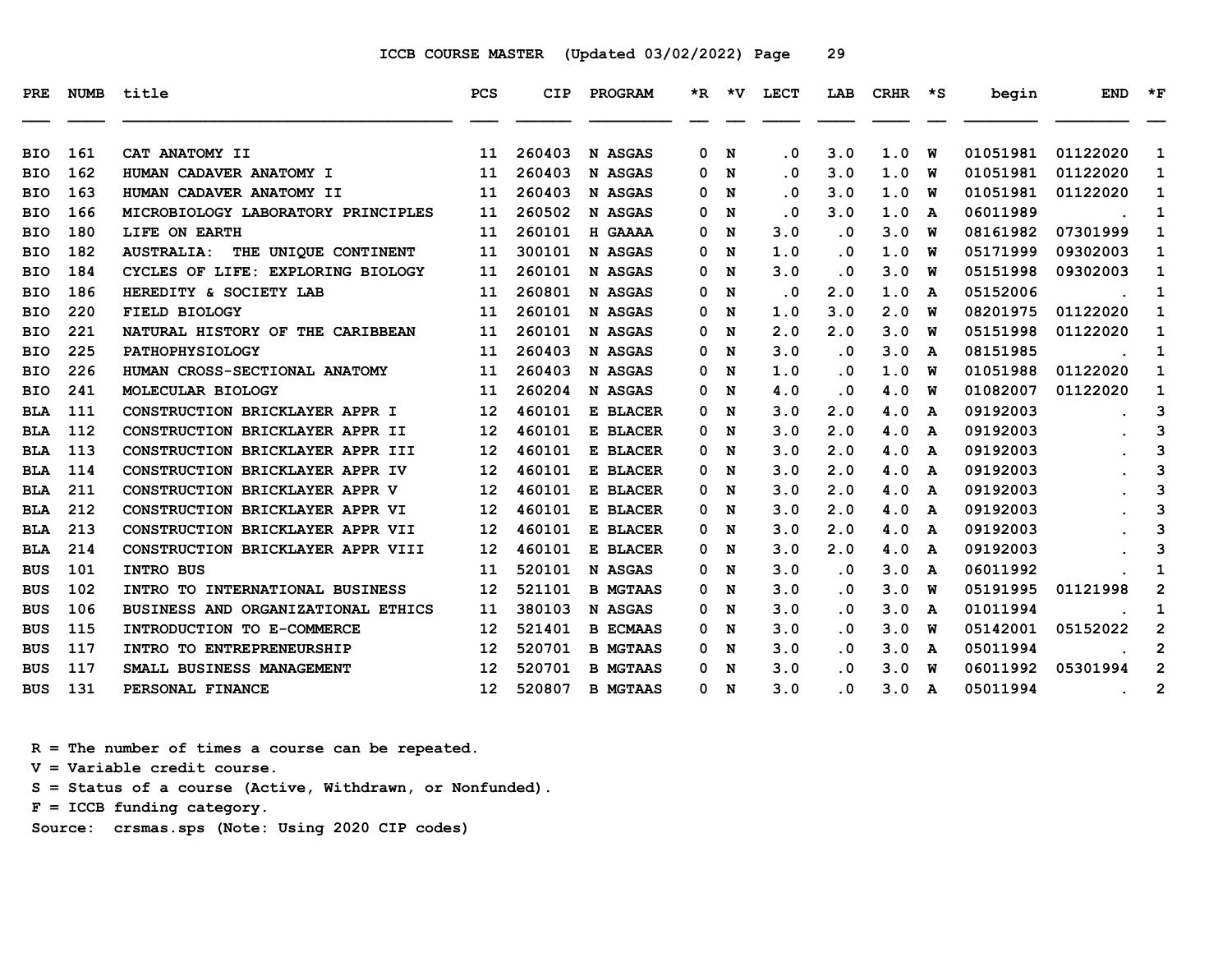ICCB COURSE MASTER (Updated 03/02/2022)

| PRE | NUMB | title | PCS | CIP | PROGRAM | *R | *V | LECT | LAB | CRHR | *S | begin | END | *F |
|---|---|---|---|---|---|---|---|---|---|---|---|---|---|---|
| BIO | 161 | CAT ANATOMY II | 11 | 260403 | N ASGAS | 0 | N | .0 | 3.0 | 1.0 | W | 01051981 | 01122020 | 1 |
| BIO | 162 | HUMAN CADAVER ANATOMY I | 11 | 260403 | N ASGAS | 0 | N | .0 | 3.0 | 1.0 | W | 01051981 | 01122020 | 1 |
| BIO | 163 | HUMAN CADAVER ANATOMY II | 11 | 260403 | N ASGAS | 0 | N | .0 | 3.0 | 1.0 | W | 01051981 | 01122020 | 1 |
| BIO | 166 | MICROBIOLOGY LABORATORY PRINCIPLES | 11 | 260502 | N ASGAS | 0 | N | .0 | 3.0 | 1.0 | A | 06011989 | . | 1 |
| BIO | 180 | LIFE ON EARTH | 11 | 260101 | H GAAAA | 0 | N | 3.0 | .0 | 3.0 | W | 08161982 | 07301999 | 1 |
| BIO | 182 | AUSTRALIA: THE UNIQUE CONTINENT | 11 | 300101 | N ASGAS | 0 | N | 1.0 | .0 | 1.0 | W | 05171999 | 09302003 | 1 |
| BIO | 184 | CYCLES OF LIFE: EXPLORING BIOLOGY | 11 | 260101 | N ASGAS | 0 | N | 3.0 | .0 | 3.0 | W | 05151998 | 09302003 | 1 |
| BIO | 186 | HEREDITY & SOCIETY LAB | 11 | 260801 | N ASGAS | 0 | N | .0 | 2.0 | 1.0 | A | 05152006 | . | 1 |
| BIO | 220 | FIELD BIOLOGY | 11 | 260101 | N ASGAS | 0 | N | 1.0 | 3.0 | 2.0 | W | 08201975 | 01122020 | 1 |
| BIO | 221 | NATURAL HISTORY OF THE CARIBBEAN | 11 | 260101 | N ASGAS | 0 | N | 2.0 | 2.0 | 3.0 | W | 05151998 | 01122020 | 1 |
| BIO | 225 | PATHOPHYSIOLOGY | 11 | 260403 | N ASGAS | 0 | N | 3.0 | .0 | 3.0 | A | 08151985 | . | 1 |
| BIO | 226 | HUMAN CROSS-SECTIONAL ANATOMY | 11 | 260403 | N ASGAS | 0 | N | 1.0 | .0 | 1.0 | W | 01051988 | 01122020 | 1 |
| BIO | 241 | MOLECULAR BIOLOGY | 11 | 260204 | N ASGAS | 0 | N | 4.0 | .0 | 4.0 | W | 01082007 | 01122020 | 1 |
| BLA | 111 | CONSTRUCTION BRICKLAYER APPR I | 12 | 460101 | E BLACER | 0 | N | 3.0 | 2.0 | 4.0 | A | 09192003 | . | 3 |
| BLA | 112 | CONSTRUCTION BRICKLAYER APPR II | 12 | 460101 | E BLACER | 0 | N | 3.0 | 2.0 | 4.0 | A | 09192003 | . | 3 |
| BLA | 113 | CONSTRUCTION BRICKLAYER APPR III | 12 | 460101 | E BLACER | 0 | N | 3.0 | 2.0 | 4.0 | A | 09192003 | . | 3 |
| BLA | 114 | CONSTRUCTION BRICKLAYER APPR IV | 12 | 460101 | E BLACER | 0 | N | 3.0 | 2.0 | 4.0 | A | 09192003 | . | 3 |
| BLA | 211 | CONSTRUCTION BRICKLAYER APPR V | 12 | 460101 | E BLACER | 0 | N | 3.0 | 2.0 | 4.0 | A | 09192003 | . | 3 |
| BLA | 212 | CONSTRUCTION BRICKLAYER APPR VI | 12 | 460101 | E BLACER | 0 | N | 3.0 | 2.0 | 4.0 | A | 09192003 | . | 3 |
| BLA | 213 | CONSTRUCTION BRICKLAYER APPR VII | 12 | 460101 | E BLACER | 0 | N | 3.0 | 2.0 | 4.0 | A | 09192003 | . | 3 |
| BLA | 214 | CONSTRUCTION BRICKLAYER APPR VIII | 12 | 460101 | E BLACER | 0 | N | 3.0 | 2.0 | 4.0 | A | 09192003 | . | 3 |
| BUS | 101 | INTRO BUS | 11 | 520101 | N ASGAS | 0 | N | 3.0 | .0 | 3.0 | A | 06011992 | . | 1 |
| BUS | 102 | INTRO TO INTERNATIONAL BUSINESS | 12 | 521101 | B MGTAAS | 0 | N | 3.0 | .0 | 3.0 | W | 05191995 | 01121998 | 2 |
| BUS | 106 | BUSINESS AND ORGANIZATIONAL ETHICS | 11 | 380103 | N ASGAS | 0 | N | 3.0 | .0 | 3.0 | A | 01011994 | . | 1 |
| BUS | 115 | INTRODUCTION TO E-COMMERCE | 12 | 521401 | B ECMAAS | 0 | N | 3.0 | .0 | 3.0 | W | 05142001 | 05152022 | 2 |
| BUS | 117 | INTRO TO ENTREPRENEURSHIP | 12 | 520701 | B MGTAAS | 0 | N | 3.0 | .0 | 3.0 | A | 05011994 | . | 2 |
| BUS | 117 | SMALL BUSINESS MANAGEMENT | 12 | 520701 | B MGTAAS | 0 | N | 3.0 | .0 | 3.0 | W | 06011992 | 05301994 | 2 |
| BUS | 131 | PERSONAL FINANCE | 12 | 520807 | B MGTAAS | 0 | N | 3.0 | .0 | 3.0 | A | 05011994 | . | 2 |

R = The number of times a course can be repeated.
V = Variable credit course.
S = Status of a course (Active, Withdrawn, or Nonfunded).
F = ICCB funding category.
Source: crsmas.sps (Note: Using 2020 CIP codes)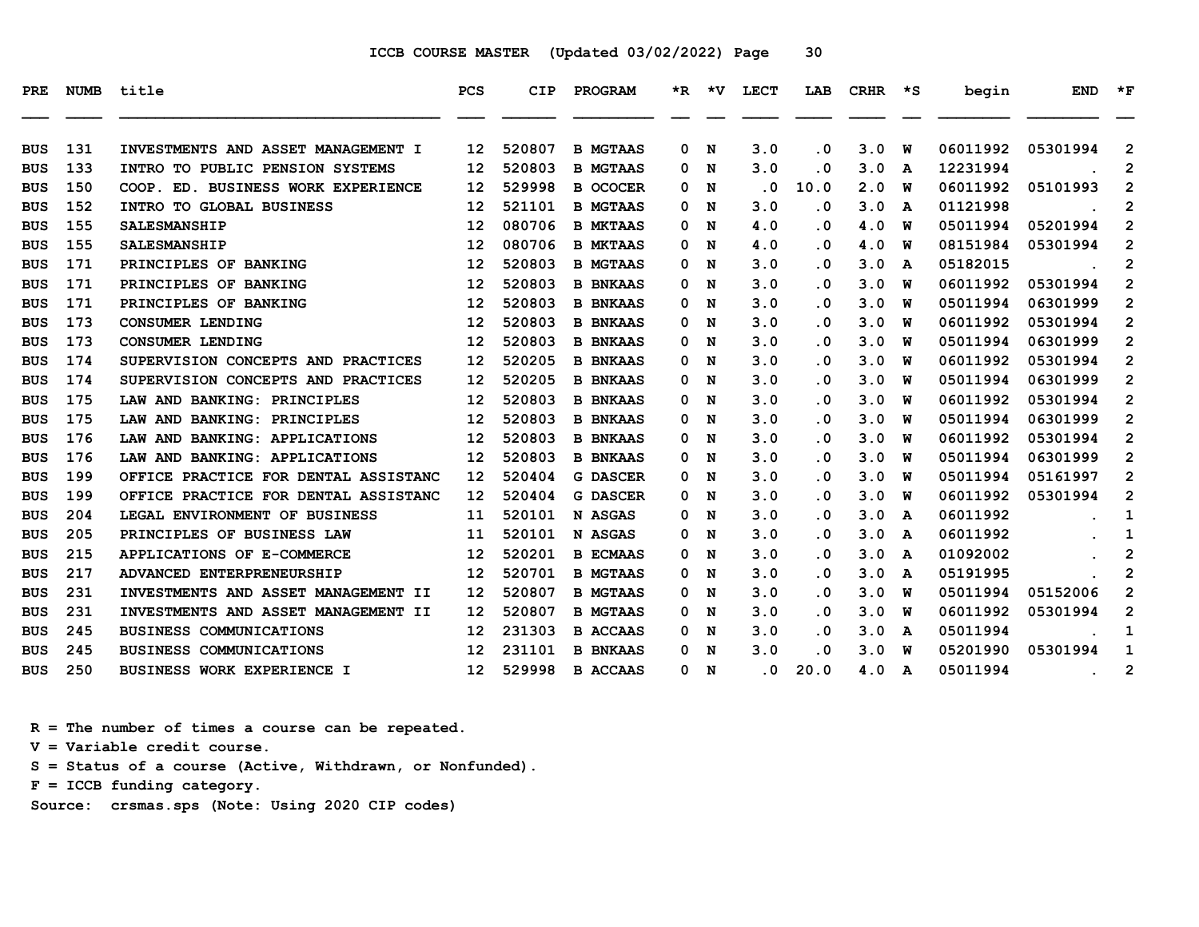ICCB COURSE MASTER (Updated 03/02/2022)

| PRE | NUMB | title | PCS | CIP | PROGRAM | *R | *V | LECT | LAB | CRHR | *S | begin | END | *F |
|---|---|---|---|---|---|---|---|---|---|---|---|---|---|---|
| BUS | 131 | INVESTMENTS AND ASSET MANAGEMENT I | 12 | 520807 | B MGTAAS | 0 | N | 3.0 | .0 | 3.0 | W | 06011992 | 05301994 | 2 |
| BUS | 133 | INTRO TO PUBLIC PENSION SYSTEMS | 12 | 520803 | B MGTAAS | 0 | N | 3.0 | .0 | 3.0 | A | 12231994 | . | 2 |
| BUS | 150 | COOP. ED. BUSINESS WORK EXPERIENCE | 12 | 529998 | B OCOCER | 0 | N | .0 | 10.0 | 2.0 | W | 06011992 | 05101993 | 2 |
| BUS | 152 | INTRO TO GLOBAL BUSINESS | 12 | 521101 | B MGTAAS | 0 | N | 3.0 | .0 | 3.0 | A | 01121998 | . | 2 |
| BUS | 155 | SALESMANSHIP | 12 | 080706 | B MKTAAS | 0 | N | 4.0 | .0 | 4.0 | W | 05011994 | 05201994 | 2 |
| BUS | 155 | SALESMANSHIP | 12 | 080706 | B MKTAAS | 0 | N | 4.0 | .0 | 4.0 | W | 08151984 | 05301994 | 2 |
| BUS | 171 | PRINCIPLES OF BANKING | 12 | 520803 | B MGTAAS | 0 | N | 3.0 | .0 | 3.0 | A | 05182015 | . | 2 |
| BUS | 171 | PRINCIPLES OF BANKING | 12 | 520803 | B BNKAAS | 0 | N | 3.0 | .0 | 3.0 | W | 06011992 | 05301994 | 2 |
| BUS | 171 | PRINCIPLES OF BANKING | 12 | 520803 | B BNKAAS | 0 | N | 3.0 | .0 | 3.0 | W | 05011994 | 06301999 | 2 |
| BUS | 173 | CONSUMER LENDING | 12 | 520803 | B BNKAAS | 0 | N | 3.0 | .0 | 3.0 | W | 06011992 | 05301994 | 2 |
| BUS | 173 | CONSUMER LENDING | 12 | 520803 | B BNKAAS | 0 | N | 3.0 | .0 | 3.0 | W | 05011994 | 06301999 | 2 |
| BUS | 174 | SUPERVISION CONCEPTS AND PRACTICES | 12 | 520205 | B BNKAAS | 0 | N | 3.0 | .0 | 3.0 | W | 06011992 | 05301994 | 2 |
| BUS | 174 | SUPERVISION CONCEPTS AND PRACTICES | 12 | 520205 | B BNKAAS | 0 | N | 3.0 | .0 | 3.0 | W | 05011994 | 06301999 | 2 |
| BUS | 175 | LAW AND BANKING: PRINCIPLES | 12 | 520803 | B BNKAAS | 0 | N | 3.0 | .0 | 3.0 | W | 06011992 | 05301994 | 2 |
| BUS | 175 | LAW AND BANKING: PRINCIPLES | 12 | 520803 | B BNKAAS | 0 | N | 3.0 | .0 | 3.0 | W | 05011994 | 06301999 | 2 |
| BUS | 176 | LAW AND BANKING: APPLICATIONS | 12 | 520803 | B BNKAAS | 0 | N | 3.0 | .0 | 3.0 | W | 06011992 | 05301994 | 2 |
| BUS | 176 | LAW AND BANKING: APPLICATIONS | 12 | 520803 | B BNKAAS | 0 | N | 3.0 | .0 | 3.0 | W | 05011994 | 06301999 | 2 |
| BUS | 199 | OFFICE PRACTICE FOR DENTAL ASSISTANC | 12 | 520404 | G DASCER | 0 | N | 3.0 | .0 | 3.0 | W | 05011994 | 05161997 | 2 |
| BUS | 199 | OFFICE PRACTICE FOR DENTAL ASSISTANC | 12 | 520404 | G DASCER | 0 | N | 3.0 | .0 | 3.0 | W | 06011992 | 05301994 | 2 |
| BUS | 204 | LEGAL ENVIRONMENT OF BUSINESS | 11 | 520101 | N ASGAS | 0 | N | 3.0 | .0 | 3.0 | A | 06011992 | . | 1 |
| BUS | 205 | PRINCIPLES OF BUSINESS LAW | 11 | 520101 | N ASGAS | 0 | N | 3.0 | .0 | 3.0 | A | 06011992 | . | 1 |
| BUS | 215 | APPLICATIONS OF E-COMMERCE | 12 | 520201 | B ECMAAS | 0 | N | 3.0 | .0 | 3.0 | A | 01092002 | . | 2 |
| BUS | 217 | ADVANCED ENTERPRENEURSHIP | 12 | 520701 | B MGTAAS | 0 | N | 3.0 | .0 | 3.0 | A | 05191995 | . | 2 |
| BUS | 231 | INVESTMENTS AND ASSET MANAGEMENT II | 12 | 520807 | B MGTAAS | 0 | N | 3.0 | .0 | 3.0 | W | 05011994 | 05152006 | 2 |
| BUS | 231 | INVESTMENTS AND ASSET MANAGEMENT II | 12 | 520807 | B MGTAAS | 0 | N | 3.0 | .0 | 3.0 | W | 06011992 | 05301994 | 2 |
| BUS | 245 | BUSINESS COMMUNICATIONS | 12 | 231303 | B ACCAAS | 0 | N | 3.0 | .0 | 3.0 | A | 05011994 | . | 1 |
| BUS | 245 | BUSINESS COMMUNICATIONS | 12 | 231101 | B BNKAAS | 0 | N | 3.0 | .0 | 3.0 | W | 05201990 | 05301994 | 1 |
| BUS | 250 | BUSINESS WORK EXPERIENCE I | 12 | 529998 | B ACCAAS | 0 | N | .0 | 20.0 | 4.0 | A | 05011994 | . | 2 |

R = The number of times a course can be repeated.
V = Variable credit course.
S = Status of a course (Active, Withdrawn, or Nonfunded).
F = ICCB funding category.
Source: crsmas.sps (Note: Using 2020 CIP codes)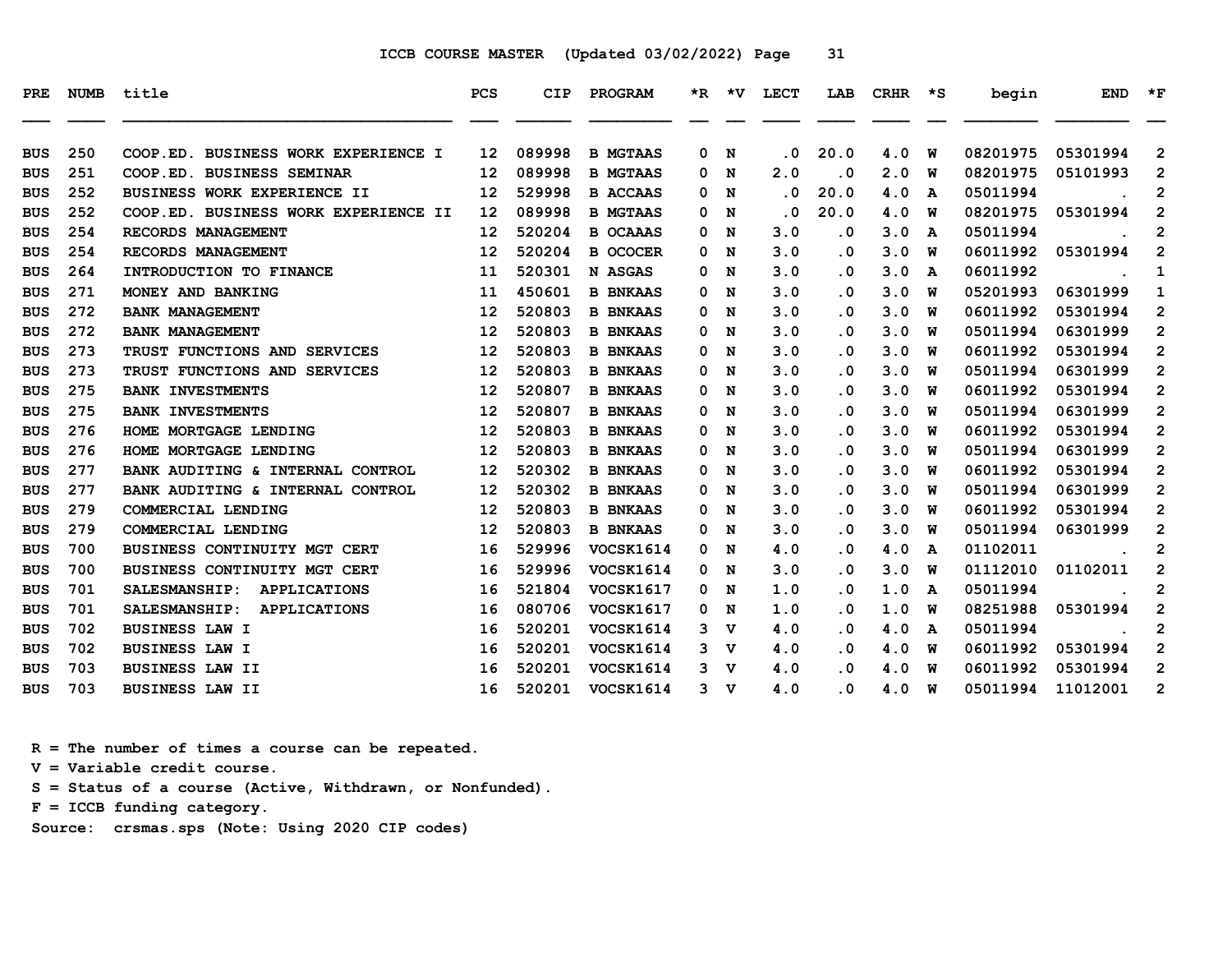ICCB COURSE MASTER (Updated 03/02/2022) Page 31

| PRE | NUMB | title | PCS | CIP | PROGRAM | *R | *V | LECT | LAB | CRHR | *S | begin | END | *F |
|---|---|---|---|---|---|---|---|---|---|---|---|---|---|---|
| BUS | 250 | COOP.ED. BUSINESS WORK EXPERIENCE I | 12 | 089998 | B MGTAAS | 0 | N | .0 | 20.0 | 4.0 | W | 08201975 | 05301994 | 2 |
| BUS | 251 | COOP.ED. BUSINESS SEMINAR | 12 | 089998 | B MGTAAS | 0 | N | 2.0 | .0 | 2.0 | W | 08201975 | 05101993 | 2 |
| BUS | 252 | BUSINESS WORK EXPERIENCE II | 12 | 529998 | B ACCAAS | 0 | N | .0 | 20.0 | 4.0 | A | 05011994 | . | 2 |
| BUS | 252 | COOP.ED. BUSINESS WORK EXPERIENCE II | 12 | 089998 | B MGTAAS | 0 | N | .0 | 20.0 | 4.0 | W | 08201975 | 05301994 | 2 |
| BUS | 254 | RECORDS MANAGEMENT | 12 | 520204 | B OCAAAS | 0 | N | 3.0 | .0 | 3.0 | A | 05011994 | . | 2 |
| BUS | 254 | RECORDS MANAGEMENT | 12 | 520204 | B OCOCER | 0 | N | 3.0 | .0 | 3.0 | W | 06011992 | 05301994 | 2 |
| BUS | 264 | INTRODUCTION TO FINANCE | 11 | 520301 | N ASGAS | 0 | N | 3.0 | .0 | 3.0 | A | 06011992 | . | 1 |
| BUS | 271 | MONEY AND BANKING | 11 | 450601 | B BNKAAS | 0 | N | 3.0 | .0 | 3.0 | W | 05201993 | 06301999 | 1 |
| BUS | 272 | BANK MANAGEMENT | 12 | 520803 | B BNKAAS | 0 | N | 3.0 | .0 | 3.0 | W | 06011992 | 05301994 | 2 |
| BUS | 272 | BANK MANAGEMENT | 12 | 520803 | B BNKAAS | 0 | N | 3.0 | .0 | 3.0 | W | 05011994 | 06301999 | 2 |
| BUS | 273 | TRUST FUNCTIONS AND SERVICES | 12 | 520803 | B BNKAAS | 0 | N | 3.0 | .0 | 3.0 | W | 06011992 | 05301994 | 2 |
| BUS | 273 | TRUST FUNCTIONS AND SERVICES | 12 | 520803 | B BNKAAS | 0 | N | 3.0 | .0 | 3.0 | W | 05011994 | 06301999 | 2 |
| BUS | 275 | BANK INVESTMENTS | 12 | 520807 | B BNKAAS | 0 | N | 3.0 | .0 | 3.0 | W | 06011992 | 05301994 | 2 |
| BUS | 275 | BANK INVESTMENTS | 12 | 520807 | B BNKAAS | 0 | N | 3.0 | .0 | 3.0 | W | 05011994 | 06301999 | 2 |
| BUS | 276 | HOME MORTGAGE LENDING | 12 | 520803 | B BNKAAS | 0 | N | 3.0 | .0 | 3.0 | W | 06011992 | 05301994 | 2 |
| BUS | 276 | HOME MORTGAGE LENDING | 12 | 520803 | B BNKAAS | 0 | N | 3.0 | .0 | 3.0 | W | 05011994 | 06301999 | 2 |
| BUS | 277 | BANK AUDITING & INTERNAL CONTROL | 12 | 520302 | B BNKAAS | 0 | N | 3.0 | .0 | 3.0 | W | 06011992 | 05301994 | 2 |
| BUS | 277 | BANK AUDITING & INTERNAL CONTROL | 12 | 520302 | B BNKAAS | 0 | N | 3.0 | .0 | 3.0 | W | 05011994 | 06301999 | 2 |
| BUS | 279 | COMMERCIAL LENDING | 12 | 520803 | B BNKAAS | 0 | N | 3.0 | .0 | 3.0 | W | 06011992 | 05301994 | 2 |
| BUS | 279 | COMMERCIAL LENDING | 12 | 520803 | B BNKAAS | 0 | N | 3.0 | .0 | 3.0 | W | 05011994 | 06301999 | 2 |
| BUS | 700 | BUSINESS CONTINUITY MGT CERT | 16 | 529996 | VOCSK1614 | 0 | N | 4.0 | .0 | 4.0 | A | 01102011 | . | 2 |
| BUS | 700 | BUSINESS CONTINUITY MGT CERT | 16 | 529996 | VOCSK1614 | 0 | N | 3.0 | .0 | 3.0 | W | 01112010 | 01102011 | 2 |
| BUS | 701 | SALESMANSHIP: APPLICATIONS | 16 | 521804 | VOCSK1617 | 0 | N | 1.0 | .0 | 1.0 | A | 05011994 | . | 2 |
| BUS | 701 | SALESMANSHIP: APPLICATIONS | 16 | 080706 | VOCSK1617 | 0 | N | 1.0 | .0 | 1.0 | W | 08251988 | 05301994 | 2 |
| BUS | 702 | BUSINESS LAW I | 16 | 520201 | VOCSK1614 | 3 | V | 4.0 | .0 | 4.0 | A | 05011994 | . | 2 |
| BUS | 702 | BUSINESS LAW I | 16 | 520201 | VOCSK1614 | 3 | V | 4.0 | .0 | 4.0 | W | 06011992 | 05301994 | 2 |
| BUS | 703 | BUSINESS LAW II | 16 | 520201 | VOCSK1614 | 3 | V | 4.0 | .0 | 4.0 | W | 06011992 | 05301994 | 2 |
| BUS | 703 | BUSINESS LAW II | 16 | 520201 | VOCSK1614 | 3 | V | 4.0 | .0 | 4.0 | W | 05011994 | 11012001 | 2 |

R = The number of times a course can be repeated.
V = Variable credit course.
S = Status of a course (Active, Withdrawn, or Nonfunded).
F = ICCB funding category.
Source: crsmas.sps (Note: Using 2020 CIP codes)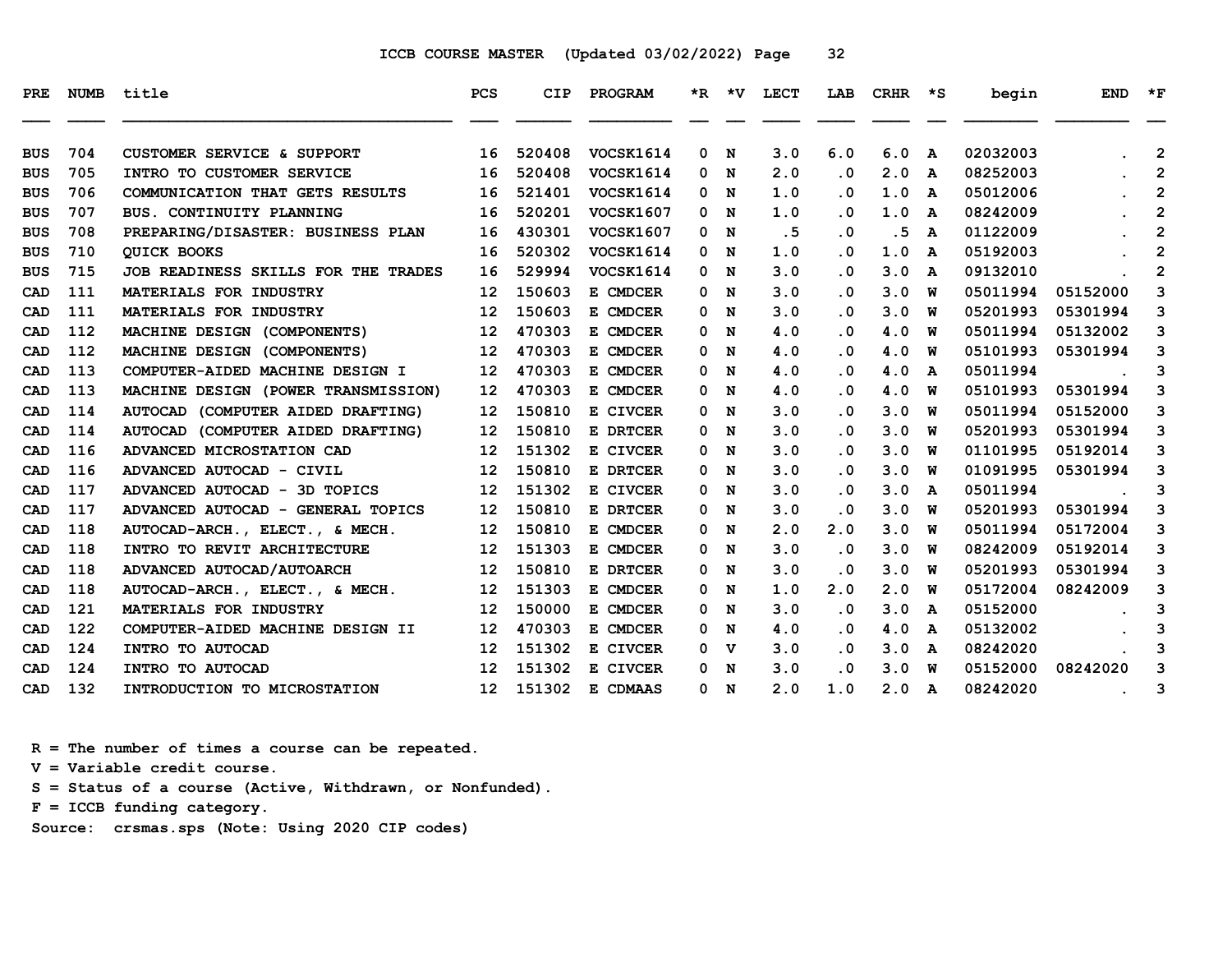ICCB COURSE MASTER (Updated 03/02/2022)

| PRE | NUMB | title | PCS | CIP | PROGRAM | *R | *V | LECT | LAB | CRHR | *S | begin | END | *F |
|---|---|---|---|---|---|---|---|---|---|---|---|---|---|---|
| BUS | 704 | CUSTOMER SERVICE & SUPPORT | 16 | 520408 | VOCSK1614 | 0 | N | 3.0 | 6.0 | 6.0 | A | 02032003 | . | 2 |
| BUS | 705 | INTRO TO CUSTOMER SERVICE | 16 | 520408 | VOCSK1614 | 0 | N | 2.0 | .0 | 2.0 | A | 08252003 | . | 2 |
| BUS | 706 | COMMUNICATION THAT GETS RESULTS | 16 | 521401 | VOCSK1614 | 0 | N | 1.0 | .0 | 1.0 | A | 05012006 | . | 2 |
| BUS | 707 | BUS. CONTINUITY PLANNING | 16 | 520201 | VOCSK1607 | 0 | N | 1.0 | .0 | 1.0 | A | 08242009 | . | 2 |
| BUS | 708 | PREPARING/DISASTER: BUSINESS PLAN | 16 | 430301 | VOCSK1607 | 0 | N | .5 | .0 | .5 | A | 01122009 | . | 2 |
| BUS | 710 | QUICK BOOKS | 16 | 520302 | VOCSK1614 | 0 | N | 1.0 | .0 | 1.0 | A | 05192003 | . | 2 |
| BUS | 715 | JOB READINESS SKILLS FOR THE TRADES | 16 | 529994 | VOCSK1614 | 0 | N | 3.0 | .0 | 3.0 | A | 09132010 | . | 2 |
| CAD | 111 | MATERIALS FOR INDUSTRY | 12 | 150603 | E CMDCER | 0 | N | 3.0 | .0 | 3.0 | W | 05011994 | 05152000 | 3 |
| CAD | 111 | MATERIALS FOR INDUSTRY | 12 | 150603 | E CMDCER | 0 | N | 3.0 | .0 | 3.0 | W | 05201993 | 05301994 | 3 |
| CAD | 112 | MACHINE DESIGN (COMPONENTS) | 12 | 470303 | E CMDCER | 0 | N | 4.0 | .0 | 4.0 | W | 05011994 | 05132002 | 3 |
| CAD | 112 | MACHINE DESIGN (COMPONENTS) | 12 | 470303 | E CMDCER | 0 | N | 4.0 | .0 | 4.0 | W | 05101993 | 05301994 | 3 |
| CAD | 113 | COMPUTER-AIDED MACHINE DESIGN I | 12 | 470303 | E CMDCER | 0 | N | 4.0 | .0 | 4.0 | A | 05011994 | . | 3 |
| CAD | 113 | MACHINE DESIGN (POWER TRANSMISSION) | 12 | 470303 | E CMDCER | 0 | N | 4.0 | .0 | 4.0 | W | 05101993 | 05301994 | 3 |
| CAD | 114 | AUTOCAD (COMPUTER AIDED DRAFTING) | 12 | 150810 | E CIVCER | 0 | N | 3.0 | .0 | 3.0 | W | 05011994 | 05152000 | 3 |
| CAD | 114 | AUTOCAD (COMPUTER AIDED DRAFTING) | 12 | 150810 | E DRTCER | 0 | N | 3.0 | .0 | 3.0 | W | 05201993 | 05301994 | 3 |
| CAD | 116 | ADVANCED MICROSTATION CAD | 12 | 151302 | E CIVCER | 0 | N | 3.0 | .0 | 3.0 | W | 01101995 | 05192014 | 3 |
| CAD | 116 | ADVANCED AUTOCAD - CIVIL | 12 | 150810 | E DRTCER | 0 | N | 3.0 | .0 | 3.0 | W | 01091995 | 05301994 | 3 |
| CAD | 117 | ADVANCED AUTOCAD - 3D TOPICS | 12 | 151302 | E CIVCER | 0 | N | 3.0 | .0 | 3.0 | A | 05011994 | . | 3 |
| CAD | 117 | ADVANCED AUTOCAD - GENERAL TOPICS | 12 | 150810 | E DRTCER | 0 | N | 3.0 | .0 | 3.0 | W | 05201993 | 05301994 | 3 |
| CAD | 118 | AUTOCAD-ARCH., ELECT., & MECH. | 12 | 150810 | E CMDCER | 0 | N | 2.0 | 2.0 | 3.0 | W | 05011994 | 05172004 | 3 |
| CAD | 118 | INTRO TO REVIT ARCHITECTURE | 12 | 151303 | E CMDCER | 0 | N | 3.0 | .0 | 3.0 | W | 08242009 | 05192014 | 3 |
| CAD | 118 | ADVANCED AUTOCAD/AUTOARCH | 12 | 150810 | E DRTCER | 0 | N | 3.0 | .0 | 3.0 | W | 05201993 | 05301994 | 3 |
| CAD | 118 | AUTOCAD-ARCH., ELECT., & MECH. | 12 | 151303 | E CMDCER | 0 | N | 1.0 | 2.0 | 2.0 | W | 05172004 | 08242009 | 3 |
| CAD | 121 | MATERIALS FOR INDUSTRY | 12 | 150000 | E CMDCER | 0 | N | 3.0 | .0 | 3.0 | A | 05152000 | . | 3 |
| CAD | 122 | COMPUTER-AIDED MACHINE DESIGN II | 12 | 470303 | E CMDCER | 0 | N | 4.0 | .0 | 4.0 | A | 05132002 | . | 3 |
| CAD | 124 | INTRO TO AUTOCAD | 12 | 151302 | E CIVCER | 0 | V | 3.0 | .0 | 3.0 | A | 08242020 | . | 3 |
| CAD | 124 | INTRO TO AUTOCAD | 12 | 151302 | E CIVCER | 0 | N | 3.0 | .0 | 3.0 | W | 05152000 | 08242020 | 3 |
| CAD | 132 | INTRODUCTION TO MICROSTATION | 12 | 151302 | E CDMAAS | 0 | N | 2.0 | 1.0 | 2.0 | A | 08242020 | . | 3 |

R = The number of times a course can be repeated.
V = Variable credit course.
S = Status of a course (Active, Withdrawn, or Nonfunded).
F = ICCB funding category.
Source: crsmas.sps (Note: Using 2020 CIP codes)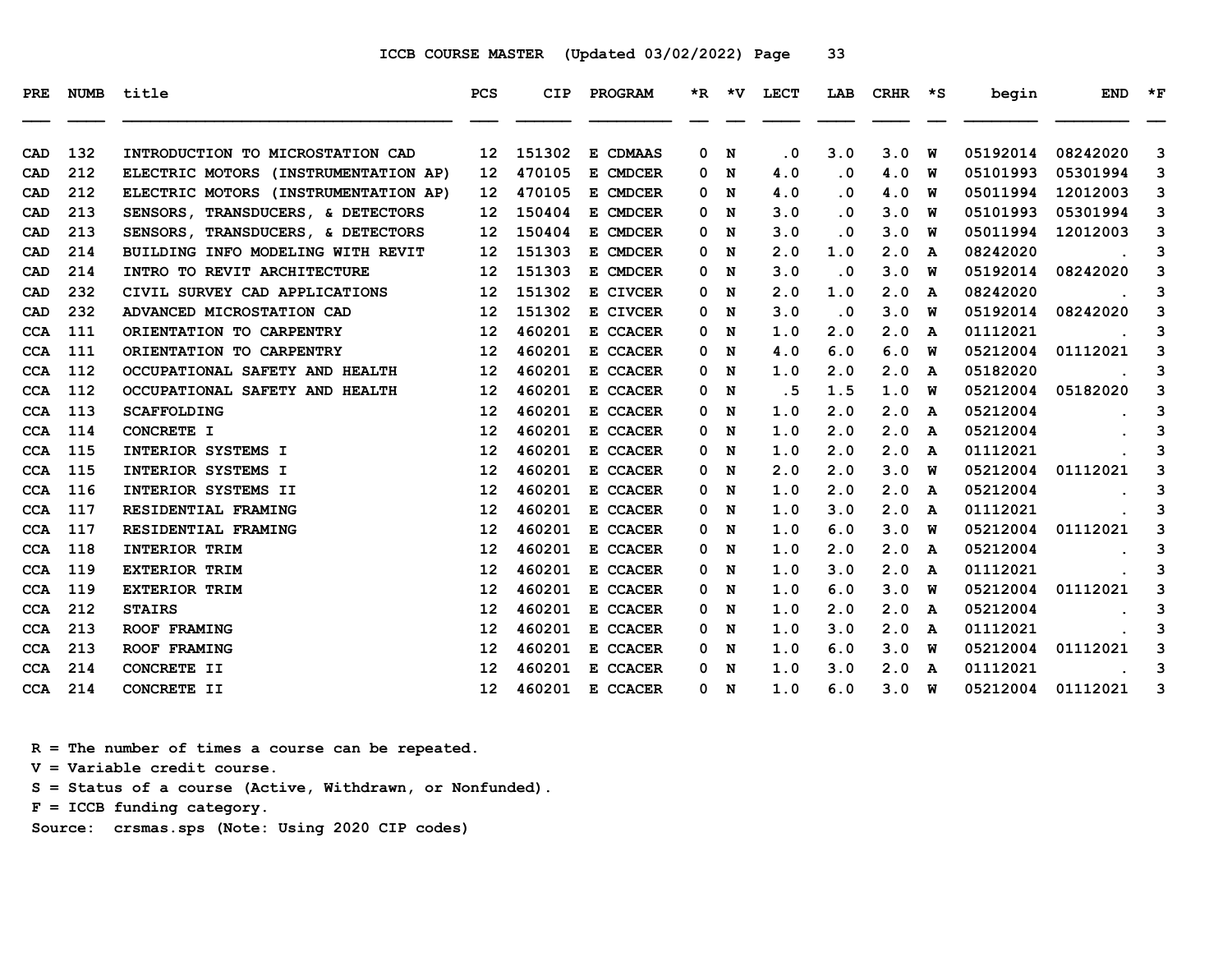ICCB COURSE MASTER (Updated 03/02/2022)

| PRE | NUMB | title | PCS | CIP | PROGRAM | *R | *V | LECT | LAB | CRHR | *S | begin | END | *F |
|---|---|---|---|---|---|---|---|---|---|---|---|---|---|---|
| CAD | 132 | INTRODUCTION TO MICROSTATION CAD | 12 | 151302 | E CDMAAS | 0 | N | .0 | 3.0 | 3.0 | W | 05192014 | 08242020 | 3 |
| CAD | 212 | ELECTRIC MOTORS (INSTRUMENTATION AP) | 12 | 470105 | E CMDCER | 0 | N | 4.0 | .0 | 4.0 | W | 05101993 | 05301994 | 3 |
| CAD | 212 | ELECTRIC MOTORS (INSTRUMENTATION AP) | 12 | 470105 | E CMDCER | 0 | N | 4.0 | .0 | 4.0 | W | 05011994 | 12012003 | 3 |
| CAD | 213 | SENSORS, TRANSDUCERS, & DETECTORS | 12 | 150404 | E CMDCER | 0 | N | 3.0 | .0 | 3.0 | W | 05101993 | 05301994 | 3 |
| CAD | 213 | SENSORS, TRANSDUCERS, & DETECTORS | 12 | 150404 | E CMDCER | 0 | N | 3.0 | .0 | 3.0 | W | 05011994 | 12012003 | 3 |
| CAD | 214 | BUILDING INFO MODELING WITH REVIT | 12 | 151303 | E CMDCER | 0 | N | 2.0 | 1.0 | 2.0 | A | 08242020 | . | 3 |
| CAD | 214 | INTRO TO REVIT ARCHITECTURE | 12 | 151303 | E CMDCER | 0 | N | 3.0 | .0 | 3.0 | W | 05192014 | 08242020 | 3 |
| CAD | 232 | CIVIL SURVEY CAD APPLICATIONS | 12 | 151302 | E CIVCER | 0 | N | 2.0 | 1.0 | 2.0 | A | 08242020 | . | 3 |
| CAD | 232 | ADVANCED MICROSTATION CAD | 12 | 151302 | E CIVCER | 0 | N | 3.0 | .0 | 3.0 | W | 05192014 | 08242020 | 3 |
| CCA | 111 | ORIENTATION TO CARPENTRY | 12 | 460201 | E CCACER | 0 | N | 1.0 | 2.0 | 2.0 | A | 01112021 | . | 3 |
| CCA | 111 | ORIENTATION TO CARPENTRY | 12 | 460201 | E CCACER | 0 | N | 4.0 | 6.0 | 6.0 | W | 05212004 | 01112021 | 3 |
| CCA | 112 | OCCUPATIONAL SAFETY AND HEALTH | 12 | 460201 | E CCACER | 0 | N | 1.0 | 2.0 | 2.0 | A | 05182020 | . | 3 |
| CCA | 112 | OCCUPATIONAL SAFETY AND HEALTH | 12 | 460201 | E CCACER | 0 | N | .5 | 1.5 | 1.0 | W | 05212004 | 05182020 | 3 |
| CCA | 113 | SCAFFOLDING | 12 | 460201 | E CCACER | 0 | N | 1.0 | 2.0 | 2.0 | A | 05212004 | . | 3 |
| CCA | 114 | CONCRETE I | 12 | 460201 | E CCACER | 0 | N | 1.0 | 2.0 | 2.0 | A | 05212004 | . | 3 |
| CCA | 115 | INTERIOR SYSTEMS I | 12 | 460201 | E CCACER | 0 | N | 1.0 | 2.0 | 2.0 | A | 01112021 | . | 3 |
| CCA | 115 | INTERIOR SYSTEMS I | 12 | 460201 | E CCACER | 0 | N | 2.0 | 2.0 | 3.0 | W | 05212004 | 01112021 | 3 |
| CCA | 116 | INTERIOR SYSTEMS II | 12 | 460201 | E CCACER | 0 | N | 1.0 | 2.0 | 2.0 | A | 05212004 | . | 3 |
| CCA | 117 | RESIDENTIAL FRAMING | 12 | 460201 | E CCACER | 0 | N | 1.0 | 3.0 | 2.0 | A | 01112021 | . | 3 |
| CCA | 117 | RESIDENTIAL FRAMING | 12 | 460201 | E CCACER | 0 | N | 1.0 | 6.0 | 3.0 | W | 05212004 | 01112021 | 3 |
| CCA | 118 | INTERIOR TRIM | 12 | 460201 | E CCACER | 0 | N | 1.0 | 2.0 | 2.0 | A | 05212004 | . | 3 |
| CCA | 119 | EXTERIOR TRIM | 12 | 460201 | E CCACER | 0 | N | 1.0 | 3.0 | 2.0 | A | 01112021 | . | 3 |
| CCA | 119 | EXTERIOR TRIM | 12 | 460201 | E CCACER | 0 | N | 1.0 | 6.0 | 3.0 | W | 05212004 | 01112021 | 3 |
| CCA | 212 | STAIRS | 12 | 460201 | E CCACER | 0 | N | 1.0 | 2.0 | 2.0 | A | 05212004 | . | 3 |
| CCA | 213 | ROOF FRAMING | 12 | 460201 | E CCACER | 0 | N | 1.0 | 3.0 | 2.0 | A | 01112021 | . | 3 |
| CCA | 213 | ROOF FRAMING | 12 | 460201 | E CCACER | 0 | N | 1.0 | 6.0 | 3.0 | W | 05212004 | 01112021 | 3 |
| CCA | 214 | CONCRETE II | 12 | 460201 | E CCACER | 0 | N | 1.0 | 3.0 | 2.0 | A | 01112021 | . | 3 |
| CCA | 214 | CONCRETE II | 12 | 460201 | E CCACER | 0 | N | 1.0 | 6.0 | 3.0 | W | 05212004 | 01112021 | 3 |

R = The number of times a course can be repeated.
V = Variable credit course.
S = Status of a course (Active, Withdrawn, or Nonfunded).
F = ICCB funding category.
Source: crsmas.sps (Note: Using 2020 CIP codes)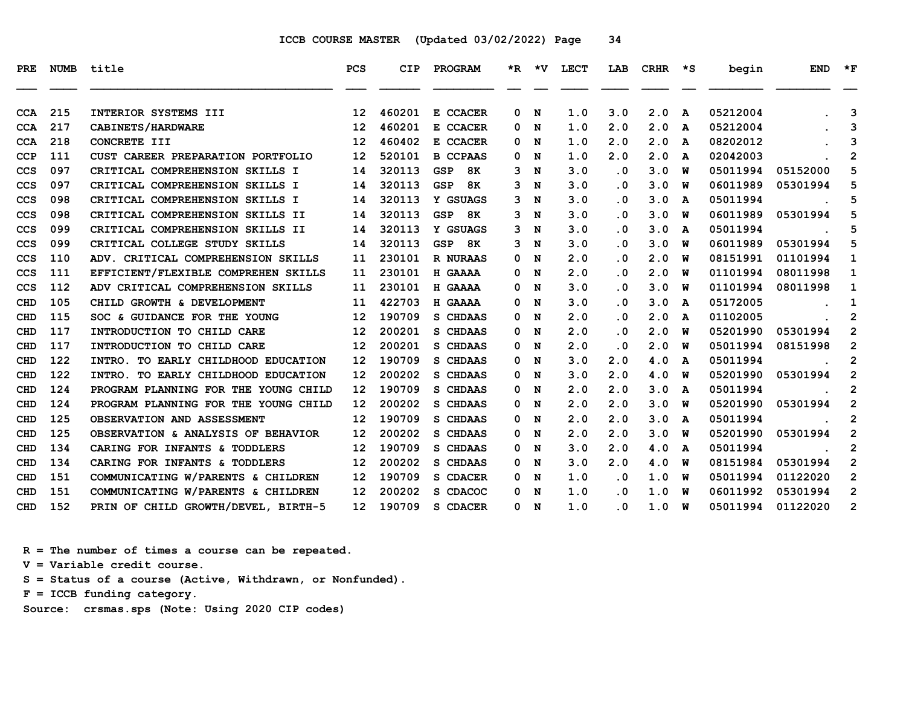ICCB COURSE MASTER (Updated 03/02/2022)

| PRE | NUMB | title | PCS | CIP | PROGRAM | *R | *V | LECT | LAB | CRHR | *S | begin | END | *F |
|---|---|---|---|---|---|---|---|---|---|---|---|---|---|---|
| CCA | 215 | INTERIOR SYSTEMS III | 12 | 460201 | E CCACER | 0 | N | 1.0 | 3.0 | 2.0 | A | 05212004 | . | 3 |
| CCA | 217 | CABINETS/HARDWARE | 12 | 460201 | E CCACER | 0 | N | 1.0 | 2.0 | 2.0 | A | 05212004 | . | 3 |
| CCA | 218 | CONCRETE III | 12 | 460402 | E CCACER | 0 | N | 1.0 | 2.0 | 2.0 | A | 08202012 | . | 3 |
| CCP | 111 | CUST CAREER PREPARATION PORTFOLIO | 12 | 520101 | B CCPAAS | 0 | N | 1.0 | 2.0 | 2.0 | A | 02042003 | . | 2 |
| CCS | 097 | CRITICAL COMPREHENSION SKILLS I | 14 | 320113 | GSP 8K | 3 | N | 3.0 | .0 | 3.0 | W | 05011994 | 05152000 | 5 |
| CCS | 097 | CRITICAL COMPREHENSION SKILLS I | 14 | 320113 | GSP 8K | 3 | N | 3.0 | .0 | 3.0 | W | 06011989 | 05301994 | 5 |
| CCS | 098 | CRITICAL COMPREHENSION SKILLS I | 14 | 320113 | Y GSUAGS | 3 | N | 3.0 | .0 | 3.0 | A | 05011994 | . | 5 |
| CCS | 098 | CRITICAL COMPREHENSION SKILLS II | 14 | 320113 | GSP 8K | 3 | N | 3.0 | .0 | 3.0 | W | 06011989 | 05301994 | 5 |
| CCS | 099 | CRITICAL COMPREHENSION SKILLS II | 14 | 320113 | Y GSUAGS | 3 | N | 3.0 | .0 | 3.0 | A | 05011994 | . | 5 |
| CCS | 099 | CRITICAL COLLEGE STUDY SKILLS | 14 | 320113 | GSP 8K | 3 | N | 3.0 | .0 | 3.0 | W | 06011989 | 05301994 | 5 |
| CCS | 110 | ADV. CRITICAL COMPREHENSION SKILLS | 11 | 230101 | R NURAAS | 0 | N | 2.0 | .0 | 2.0 | W | 08151991 | 01101994 | 1 |
| CCS | 111 | EFFICIENT/FLEXIBLE COMPREHEN SKILLS | 11 | 230101 | H GAAAA | 0 | N | 2.0 | .0 | 2.0 | W | 01101994 | 08011998 | 1 |
| CCS | 112 | ADV CRITICAL COMPREHENSION SKILLS | 11 | 230101 | H GAAAA | 0 | N | 3.0 | .0 | 3.0 | W | 01101994 | 08011998 | 1 |
| CHD | 105 | CHILD GROWTH & DEVELOPMENT | 11 | 422703 | H GAAAA | 0 | N | 3.0 | .0 | 3.0 | A | 05172005 | . | 1 |
| CHD | 115 | SOC & GUIDANCE FOR THE YOUNG | 12 | 190709 | S CHDAAS | 0 | N | 2.0 | .0 | 2.0 | A | 01102005 | . | 2 |
| CHD | 117 | INTRODUCTION TO CHILD CARE | 12 | 200201 | S CHDAAS | 0 | N | 2.0 | .0 | 2.0 | W | 05201990 | 05301994 | 2 |
| CHD | 117 | INTRODUCTION TO CHILD CARE | 12 | 200201 | S CHDAAS | 0 | N | 2.0 | .0 | 2.0 | W | 05011994 | 08151998 | 2 |
| CHD | 122 | INTRO. TO EARLY CHILDHOOD EDUCATION | 12 | 190709 | S CHDAAS | 0 | N | 3.0 | 2.0 | 4.0 | A | 05011994 | . | 2 |
| CHD | 122 | INTRO. TO EARLY CHILDHOOD EDUCATION | 12 | 200202 | S CHDAAS | 0 | N | 3.0 | 2.0 | 4.0 | W | 05201990 | 05301994 | 2 |
| CHD | 124 | PROGRAM PLANNING FOR THE YOUNG CHILD | 12 | 190709 | S CHDAAS | 0 | N | 2.0 | 2.0 | 3.0 | A | 05011994 | . | 2 |
| CHD | 124 | PROGRAM PLANNING FOR THE YOUNG CHILD | 12 | 200202 | S CHDAAS | 0 | N | 2.0 | 2.0 | 3.0 | W | 05201990 | 05301994 | 2 |
| CHD | 125 | OBSERVATION AND ASSESSMENT | 12 | 190709 | S CHDAAS | 0 | N | 2.0 | 2.0 | 3.0 | A | 05011994 | . | 2 |
| CHD | 125 | OBSERVATION & ANALYSIS OF BEHAVIOR | 12 | 200202 | S CHDAAS | 0 | N | 2.0 | 2.0 | 3.0 | W | 05201990 | 05301994 | 2 |
| CHD | 134 | CARING FOR INFANTS & TODDLERS | 12 | 190709 | S CHDAAS | 0 | N | 3.0 | 2.0 | 4.0 | A | 05011994 | . | 2 |
| CHD | 134 | CARING FOR INFANTS & TODDLERS | 12 | 200202 | S CHDAAS | 0 | N | 3.0 | 2.0 | 4.0 | W | 08151984 | 05301994 | 2 |
| CHD | 151 | COMMUNICATING W/PARENTS & CHILDREN | 12 | 190709 | S CDACER | 0 | N | 1.0 | .0 | 1.0 | W | 05011994 | 01122020 | 2 |
| CHD | 151 | COMMUNICATING W/PARENTS & CHILDREN | 12 | 200202 | S CDACOC | 0 | N | 1.0 | .0 | 1.0 | W | 06011992 | 05301994 | 2 |
| CHD | 152 | PRIN OF CHILD GROWTH/DEVEL, BIRTH-5 | 12 | 190709 | S CDACER | 0 | N | 1.0 | .0 | 1.0 | W | 05011994 | 01122020 | 2 |

R = The number of times a course can be repeated.
V = Variable credit course.
S = Status of a course (Active, Withdrawn, or Nonfunded).
F = ICCB funding category.
Source: crsmas.sps (Note: Using 2020 CIP codes)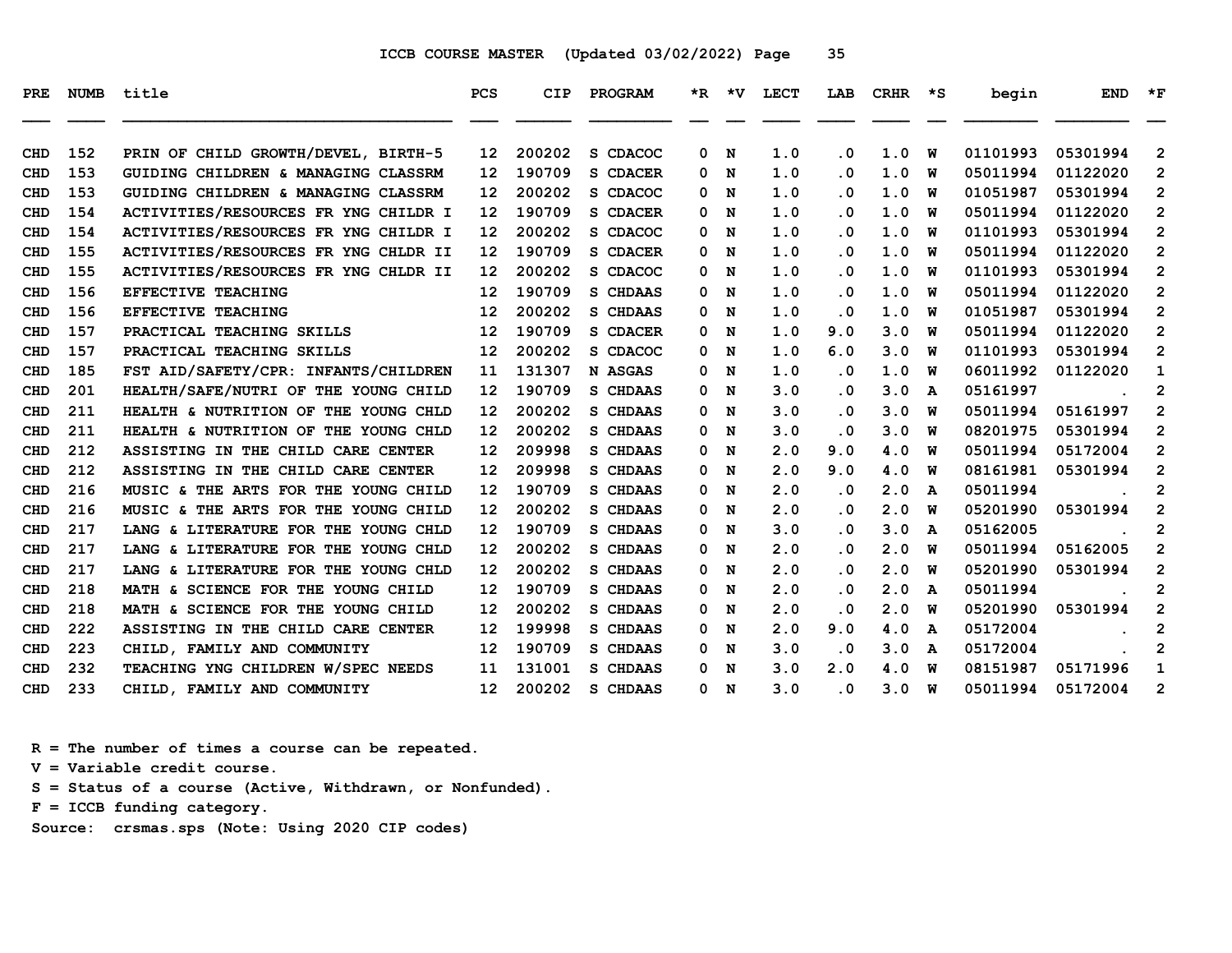ICCB COURSE MASTER (Updated 03/02/2022)

| PRE | NUMB | title | PCS | CIP | PROGRAM | *R | *V | LECT | LAB | CRHR | *S | begin | END | *F |
|---|---|---|---|---|---|---|---|---|---|---|---|---|---|---|
| CHD | 152 | PRIN OF CHILD GROWTH/DEVEL, BIRTH-5 | 12 | 200202 | S CDACOC | 0 | N | 1.0 | .0 | 1.0 | W | 01101993 | 05301994 | 2 |
| CHD | 153 | GUIDING CHILDREN & MANAGING CLASSRM | 12 | 190709 | S CDACER | 0 | N | 1.0 | .0 | 1.0 | W | 05011994 | 01122020 | 2 |
| CHD | 153 | GUIDING CHILDREN & MANAGING CLASSRM | 12 | 200202 | S CDACOC | 0 | N | 1.0 | .0 | 1.0 | W | 01051987 | 05301994 | 2 |
| CHD | 154 | ACTIVITIES/RESOURCES FR YNG CHILDR I | 12 | 190709 | S CDACER | 0 | N | 1.0 | .0 | 1.0 | W | 05011994 | 01122020 | 2 |
| CHD | 154 | ACTIVITIES/RESOURCES FR YNG CHILDR I | 12 | 200202 | S CDACOC | 0 | N | 1.0 | .0 | 1.0 | W | 01101993 | 05301994 | 2 |
| CHD | 155 | ACTIVITIES/RESOURCES FR YNG CHLDR II | 12 | 190709 | S CDACER | 0 | N | 1.0 | .0 | 1.0 | W | 05011994 | 01122020 | 2 |
| CHD | 155 | ACTIVITIES/RESOURCES FR YNG CHLDR II | 12 | 200202 | S CDACOC | 0 | N | 1.0 | .0 | 1.0 | W | 01101993 | 05301994 | 2 |
| CHD | 156 | EFFECTIVE TEACHING | 12 | 190709 | S CHDAAS | 0 | N | 1.0 | .0 | 1.0 | W | 05011994 | 01122020 | 2 |
| CHD | 156 | EFFECTIVE TEACHING | 12 | 200202 | S CHDAAS | 0 | N | 1.0 | .0 | 1.0 | W | 01051987 | 05301994 | 2 |
| CHD | 157 | PRACTICAL TEACHING SKILLS | 12 | 190709 | S CDACER | 0 | N | 1.0 | 9.0 | 3.0 | W | 05011994 | 01122020 | 2 |
| CHD | 157 | PRACTICAL TEACHING SKILLS | 12 | 200202 | S CDACOC | 0 | N | 1.0 | 6.0 | 3.0 | W | 01101993 | 05301994 | 2 |
| CHD | 185 | FST AID/SAFETY/CPR: INFANTS/CHILDREN | 11 | 131307 | N ASGAS | 0 | N | 1.0 | .0 | 1.0 | W | 06011992 | 01122020 | 1 |
| CHD | 201 | HEALTH/SAFE/NUTRI OF THE YOUNG CHILD | 12 | 190709 | S CHDAAS | 0 | N | 3.0 | .0 | 3.0 | A | 05161997 | . | 2 |
| CHD | 211 | HEALTH & NUTRITION OF THE YOUNG CHLD | 12 | 200202 | S CHDAAS | 0 | N | 3.0 | .0 | 3.0 | W | 05011994 | 05161997 | 2 |
| CHD | 211 | HEALTH & NUTRITION OF THE YOUNG CHLD | 12 | 200202 | S CHDAAS | 0 | N | 3.0 | .0 | 3.0 | W | 08201975 | 05301994 | 2 |
| CHD | 212 | ASSISTING IN THE CHILD CARE CENTER | 12 | 209998 | S CHDAAS | 0 | N | 2.0 | 9.0 | 4.0 | W | 05011994 | 05172004 | 2 |
| CHD | 212 | ASSISTING IN THE CHILD CARE CENTER | 12 | 209998 | S CHDAAS | 0 | N | 2.0 | 9.0 | 4.0 | W | 08161981 | 05301994 | 2 |
| CHD | 216 | MUSIC & THE ARTS FOR THE YOUNG CHILD | 12 | 190709 | S CHDAAS | 0 | N | 2.0 | .0 | 2.0 | A | 05011994 | . | 2 |
| CHD | 216 | MUSIC & THE ARTS FOR THE YOUNG CHILD | 12 | 200202 | S CHDAAS | 0 | N | 2.0 | .0 | 2.0 | W | 05201990 | 05301994 | 2 |
| CHD | 217 | LANG & LITERATURE FOR THE YOUNG CHLD | 12 | 190709 | S CHDAAS | 0 | N | 3.0 | .0 | 3.0 | A | 05162005 | . | 2 |
| CHD | 217 | LANG & LITERATURE FOR THE YOUNG CHLD | 12 | 200202 | S CHDAAS | 0 | N | 2.0 | .0 | 2.0 | W | 05011994 | 05162005 | 2 |
| CHD | 217 | LANG & LITERATURE FOR THE YOUNG CHLD | 12 | 200202 | S CHDAAS | 0 | N | 2.0 | .0 | 2.0 | W | 05201990 | 05301994 | 2 |
| CHD | 218 | MATH & SCIENCE FOR THE YOUNG CHILD | 12 | 190709 | S CHDAAS | 0 | N | 2.0 | .0 | 2.0 | A | 05011994 | . | 2 |
| CHD | 218 | MATH & SCIENCE FOR THE YOUNG CHILD | 12 | 200202 | S CHDAAS | 0 | N | 2.0 | .0 | 2.0 | W | 05201990 | 05301994 | 2 |
| CHD | 222 | ASSISTING IN THE CHILD CARE CENTER | 12 | 199998 | S CHDAAS | 0 | N | 2.0 | 9.0 | 4.0 | A | 05172004 | . | 2 |
| CHD | 223 | CHILD, FAMILY AND COMMUNITY | 12 | 190709 | S CHDAAS | 0 | N | 3.0 | .0 | 3.0 | A | 05172004 | . | 2 |
| CHD | 232 | TEACHING YNG CHILDREN W/SPEC NEEDS | 11 | 131001 | S CHDAAS | 0 | N | 3.0 | 2.0 | 4.0 | W | 08151987 | 05171996 | 1 |
| CHD | 233 | CHILD, FAMILY AND COMMUNITY | 12 | 200202 | S CHDAAS | 0 | N | 3.0 | .0 | 3.0 | W | 05011994 | 05172004 | 2 |

R = The number of times a course can be repeated.
V = Variable credit course.
S = Status of a course (Active, Withdrawn, or Nonfunded).
F = ICCB funding category.
Source: crsmas.sps (Note: Using 2020 CIP codes)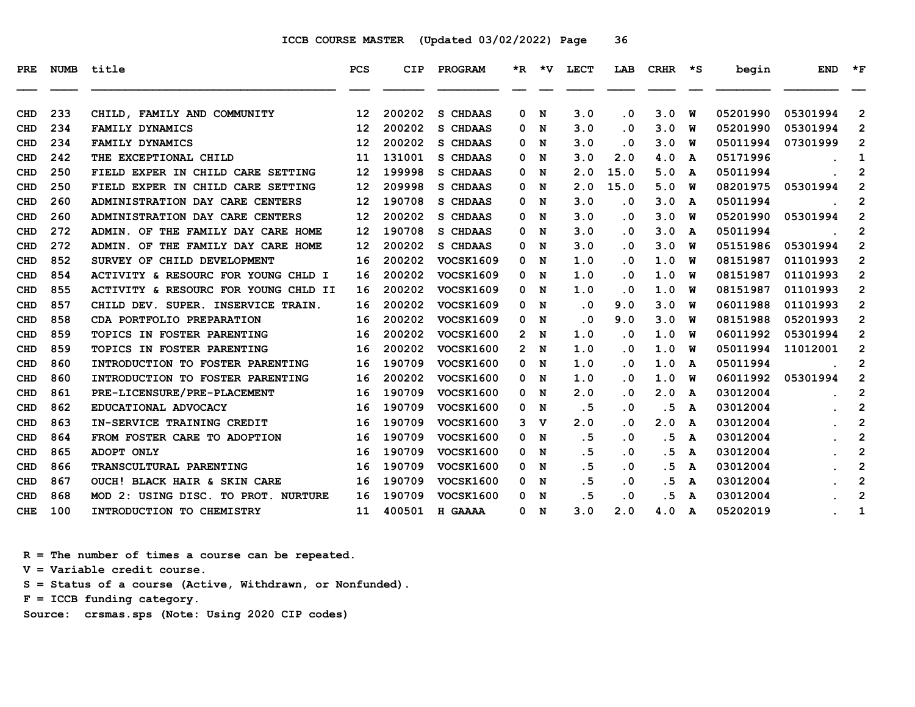ICCB COURSE MASTER (Updated 03/02/2022)

| PRE | NUMB | title | PCS | CIP | PROGRAM | *R | *V | LECT | LAB | CRHR | *S | begin | END | *F |
|---|---|---|---|---|---|---|---|---|---|---|---|---|---|---|
| CHD | 233 | CHILD, FAMILY AND COMMUNITY | 12 | 200202 | S CHDAAS | 0 | N | 3.0 | .0 | 3.0 | W | 05201990 | 05301994 | 2 |
| CHD | 234 | FAMILY DYNAMICS | 12 | 200202 | S CHDAAS | 0 | N | 3.0 | .0 | 3.0 | W | 05201990 | 05301994 | 2 |
| CHD | 234 | FAMILY DYNAMICS | 12 | 200202 | S CHDAAS | 0 | N | 3.0 | .0 | 3.0 | W | 05011994 | 07301999 | 2 |
| CHD | 242 | THE EXCEPTIONAL CHILD | 11 | 131001 | S CHDAAS | 0 | N | 3.0 | 2.0 | 4.0 | A | 05171996 | . | 1 |
| CHD | 250 | FIELD EXPER IN CHILD CARE SETTING | 12 | 199998 | S CHDAAS | 0 | N | 2.0 | 15.0 | 5.0 | A | 05011994 | . | 2 |
| CHD | 250 | FIELD EXPER IN CHILD CARE SETTING | 12 | 209998 | S CHDAAS | 0 | N | 2.0 | 15.0 | 5.0 | W | 08201975 | 05301994 | 2 |
| CHD | 260 | ADMINISTRATION DAY CARE CENTERS | 12 | 190708 | S CHDAAS | 0 | N | 3.0 | .0 | 3.0 | A | 05011994 | . | 2 |
| CHD | 260 | ADMINISTRATION DAY CARE CENTERS | 12 | 200202 | S CHDAAS | 0 | N | 3.0 | .0 | 3.0 | W | 05201990 | 05301994 | 2 |
| CHD | 272 | ADMIN. OF THE FAMILY DAY CARE HOME | 12 | 190708 | S CHDAAS | 0 | N | 3.0 | .0 | 3.0 | A | 05011994 | . | 2 |
| CHD | 272 | ADMIN. OF THE FAMILY DAY CARE HOME | 12 | 200202 | S CHDAAS | 0 | N | 3.0 | .0 | 3.0 | W | 05151986 | 05301994 | 2 |
| CHD | 852 | SURVEY OF CHILD DEVELOPMENT | 16 | 200202 | VOCSK1609 | 0 | N | 1.0 | .0 | 1.0 | W | 08151987 | 01101993 | 2 |
| CHD | 854 | ACTIVITY & RESOURC FOR YOUNG CHLD I | 16 | 200202 | VOCSK1609 | 0 | N | 1.0 | .0 | 1.0 | W | 08151987 | 01101993 | 2 |
| CHD | 855 | ACTIVITY & RESOURC FOR YOUNG CHLD II | 16 | 200202 | VOCSK1609 | 0 | N | 1.0 | .0 | 1.0 | W | 08151987 | 01101993 | 2 |
| CHD | 857 | CHILD DEV. SUPER. INSERVICE TRAIN. | 16 | 200202 | VOCSK1609 | 0 | N | .0 | 9.0 | 3.0 | W | 06011988 | 01101993 | 2 |
| CHD | 858 | CDA PORTFOLIO PREPARATION | 16 | 200202 | VOCSK1609 | 0 | N | .0 | 9.0 | 3.0 | W | 08151988 | 05201993 | 2 |
| CHD | 859 | TOPICS IN FOSTER PARENTING | 16 | 200202 | VOCSK1600 | 2 | N | 1.0 | .0 | 1.0 | W | 06011992 | 05301994 | 2 |
| CHD | 859 | TOPICS IN FOSTER PARENTING | 16 | 200202 | VOCSK1600 | 2 | N | 1.0 | .0 | 1.0 | W | 05011994 | 11012001 | 2 |
| CHD | 860 | INTRODUCTION TO FOSTER PARENTING | 16 | 190709 | VOCSK1600 | 0 | N | 1.0 | .0 | 1.0 | A | 05011994 | . | 2 |
| CHD | 860 | INTRODUCTION TO FOSTER PARENTING | 16 | 200202 | VOCSK1600 | 0 | N | 1.0 | .0 | 1.0 | W | 06011992 | 05301994 | 2 |
| CHD | 861 | PRE-LICENSURE/PRE-PLACEMENT | 16 | 190709 | VOCSK1600 | 0 | N | 2.0 | .0 | 2.0 | A | 03012004 | . | 2 |
| CHD | 862 | EDUCATIONAL ADVOCACY | 16 | 190709 | VOCSK1600 | 0 | N | .5 | .0 | .5 | A | 03012004 | . | 2 |
| CHD | 863 | IN-SERVICE TRAINING CREDIT | 16 | 190709 | VOCSK1600 | 3 | V | 2.0 | .0 | 2.0 | A | 03012004 | . | 2 |
| CHD | 864 | FROM FOSTER CARE TO ADOPTION | 16 | 190709 | VOCSK1600 | 0 | N | .5 | .0 | .5 | A | 03012004 | . | 2 |
| CHD | 865 | ADOPT ONLY | 16 | 190709 | VOCSK1600 | 0 | N | .5 | .0 | .5 | A | 03012004 | . | 2 |
| CHD | 866 | TRANSCULTURAL PARENTING | 16 | 190709 | VOCSK1600 | 0 | N | .5 | .0 | .5 | A | 03012004 | . | 2 |
| CHD | 867 | OUCH! BLACK HAIR & SKIN CARE | 16 | 190709 | VOCSK1600 | 0 | N | .5 | .0 | .5 | A | 03012004 | . | 2 |
| CHD | 868 | MOD 2: USING DISC. TO PROT. NURTURE | 16 | 190709 | VOCSK1600 | 0 | N | .5 | .0 | .5 | A | 03012004 | . | 2 |
| CHE | 100 | INTRODUCTION TO CHEMISTRY | 11 | 400501 | H GAAAA | 0 | N | 3.0 | 2.0 | 4.0 | A | 05202019 | . | 1 |

R = The number of times a course can be repeated.
V = Variable credit course.
S = Status of a course (Active, Withdrawn, or Nonfunded).
F = ICCB funding category.
Source: crsmas.sps (Note: Using 2020 CIP codes)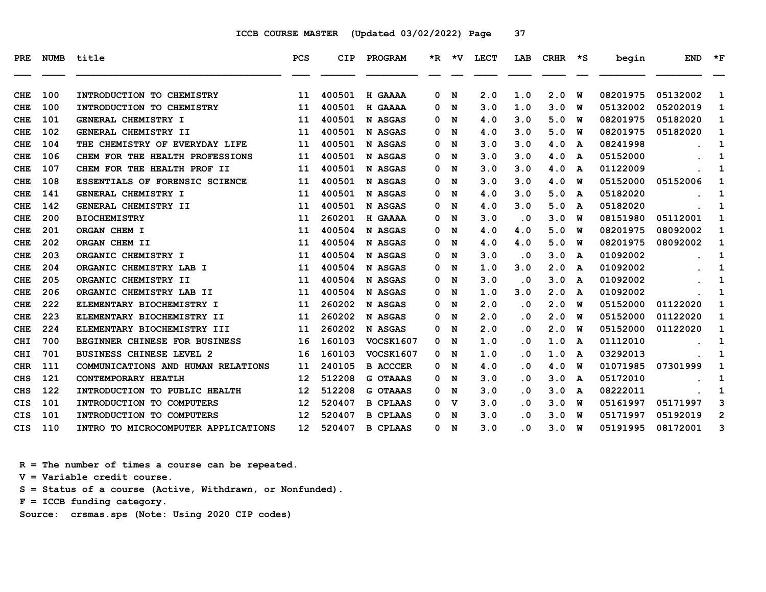ICCB COURSE MASTER (Updated 03/02/2022)

| PRE | NUMB | title | PCS | CIP | PROGRAM | *R | *V | LECT | LAB | CRHR | *S | begin | END | *F |
|---|---|---|---|---|---|---|---|---|---|---|---|---|---|---|
| CHE | 100 | INTRODUCTION TO CHEMISTRY | 11 | 400501 | H GAAAA | 0 | N | 2.0 | 1.0 | 2.0 | W | 08201975 | 05132002 | 1 |
| CHE | 100 | INTRODUCTION TO CHEMISTRY | 11 | 400501 | H GAAAA | 0 | N | 3.0 | 1.0 | 3.0 | W | 05132002 | 05202019 | 1 |
| CHE | 101 | GENERAL CHEMISTRY I | 11 | 400501 | N ASGAS | 0 | N | 4.0 | 3.0 | 5.0 | W | 08201975 | 05182020 | 1 |
| CHE | 102 | GENERAL CHEMISTRY II | 11 | 400501 | N ASGAS | 0 | N | 4.0 | 3.0 | 5.0 | W | 08201975 | 05182020 | 1 |
| CHE | 104 | THE CHEMISTRY OF EVERYDAY LIFE | 11 | 400501 | N ASGAS | 0 | N | 3.0 | 3.0 | 4.0 | A | 08241998 | . | 1 |
| CHE | 106 | CHEM FOR THE HEALTH PROFESSIONS | 11 | 400501 | N ASGAS | 0 | N | 3.0 | 3.0 | 4.0 | A | 05152000 | . | 1 |
| CHE | 107 | CHEM FOR THE HEALTH PROF II | 11 | 400501 | N ASGAS | 0 | N | 3.0 | 3.0 | 4.0 | A | 01122009 | . | 1 |
| CHE | 108 | ESSENTIALS OF FORENSIC SCIENCE | 11 | 400501 | N ASGAS | 0 | N | 3.0 | 3.0 | 4.0 | W | 05152000 | 05152006 | 1 |
| CHE | 141 | GENERAL CHEMISTRY I | 11 | 400501 | N ASGAS | 0 | N | 4.0 | 3.0 | 5.0 | A | 05182020 | . | 1 |
| CHE | 142 | GENERAL CHEMISTRY II | 11 | 400501 | N ASGAS | 0 | N | 4.0 | 3.0 | 5.0 | A | 05182020 | . | 1 |
| CHE | 200 | BIOCHEMISTRY | 11 | 260201 | H GAAAA | 0 | N | 3.0 | .0 | 3.0 | W | 08151980 | 05112001 | 1 |
| CHE | 201 | ORGAN CHEM I | 11 | 400504 | N ASGAS | 0 | N | 4.0 | 4.0 | 5.0 | W | 08201975 | 08092002 | 1 |
| CHE | 202 | ORGAN CHEM II | 11 | 400504 | N ASGAS | 0 | N | 4.0 | 4.0 | 5.0 | W | 08201975 | 08092002 | 1 |
| CHE | 203 | ORGANIC CHEMISTRY I | 11 | 400504 | N ASGAS | 0 | N | 3.0 | .0 | 3.0 | A | 01092002 | . | 1 |
| CHE | 204 | ORGANIC CHEMISTRY LAB I | 11 | 400504 | N ASGAS | 0 | N | 1.0 | 3.0 | 2.0 | A | 01092002 | . | 1 |
| CHE | 205 | ORGANIC CHEMISTRY II | 11 | 400504 | N ASGAS | 0 | N | 3.0 | .0 | 3.0 | A | 01092002 | . | 1 |
| CHE | 206 | ORGANIC CHEMISTRY LAB II | 11 | 400504 | N ASGAS | 0 | N | 1.0 | 3.0 | 2.0 | A | 01092002 | . | 1 |
| CHE | 222 | ELEMENTARY BIOCHEMISTRY I | 11 | 260202 | N ASGAS | 0 | N | 2.0 | .0 | 2.0 | W | 05152000 | 01122020 | 1 |
| CHE | 223 | ELEMENTARY BIOCHEMISTRY II | 11 | 260202 | N ASGAS | 0 | N | 2.0 | .0 | 2.0 | W | 05152000 | 01122020 | 1 |
| CHE | 224 | ELEMENTARY BIOCHEMISTRY III | 11 | 260202 | N ASGAS | 0 | N | 2.0 | .0 | 2.0 | W | 05152000 | 01122020 | 1 |
| CHI | 700 | BEGINNER CHINESE FOR BUSINESS | 16 | 160103 | VOCSK1607 | 0 | N | 1.0 | .0 | 1.0 | A | 01112010 | . | 1 |
| CHI | 701 | BUSINESS CHINESE LEVEL 2 | 16 | 160103 | VOCSK1607 | 0 | N | 1.0 | .0 | 1.0 | A | 03292013 | . | 1 |
| CHR | 111 | COMMUNICATIONS AND HUMAN RELATIONS | 11 | 240105 | B ACCCER | 0 | N | 4.0 | .0 | 4.0 | W | 01071985 | 07301999 | 1 |
| CHS | 121 | CONTEMPORARY HEATLH | 12 | 512208 | G OTAAAS | 0 | N | 3.0 | .0 | 3.0 | A | 05172010 | . | 1 |
| CHS | 122 | INTRODUCTION TO PUBLIC HEALTH | 12 | 512208 | G OTAAAS | 0 | N | 3.0 | .0 | 3.0 | A | 08222011 | . | 1 |
| CIS | 101 | INTRODUCTION TO COMPUTERS | 12 | 520407 | B CPLAAS | 0 | V | 3.0 | .0 | 3.0 | W | 05161997 | 05171997 | 3 |
| CIS | 101 | INTRODUCTION TO COMPUTERS | 12 | 520407 | B CPLAAS | 0 | N | 3.0 | .0 | 3.0 | W | 05171997 | 05192019 | 2 |
| CIS | 110 | INTRO TO MICROCOMPUTER APPLICATIONS | 12 | 520407 | B CPLAAS | 0 | N | 3.0 | .0 | 3.0 | W | 05191995 | 08172001 | 3 |

R = The number of times a course can be repeated.
V = Variable credit course.
S = Status of a course (Active, Withdrawn, or Nonfunded).
F = ICCB funding category.
Source: crsmas.sps (Note: Using 2020 CIP codes)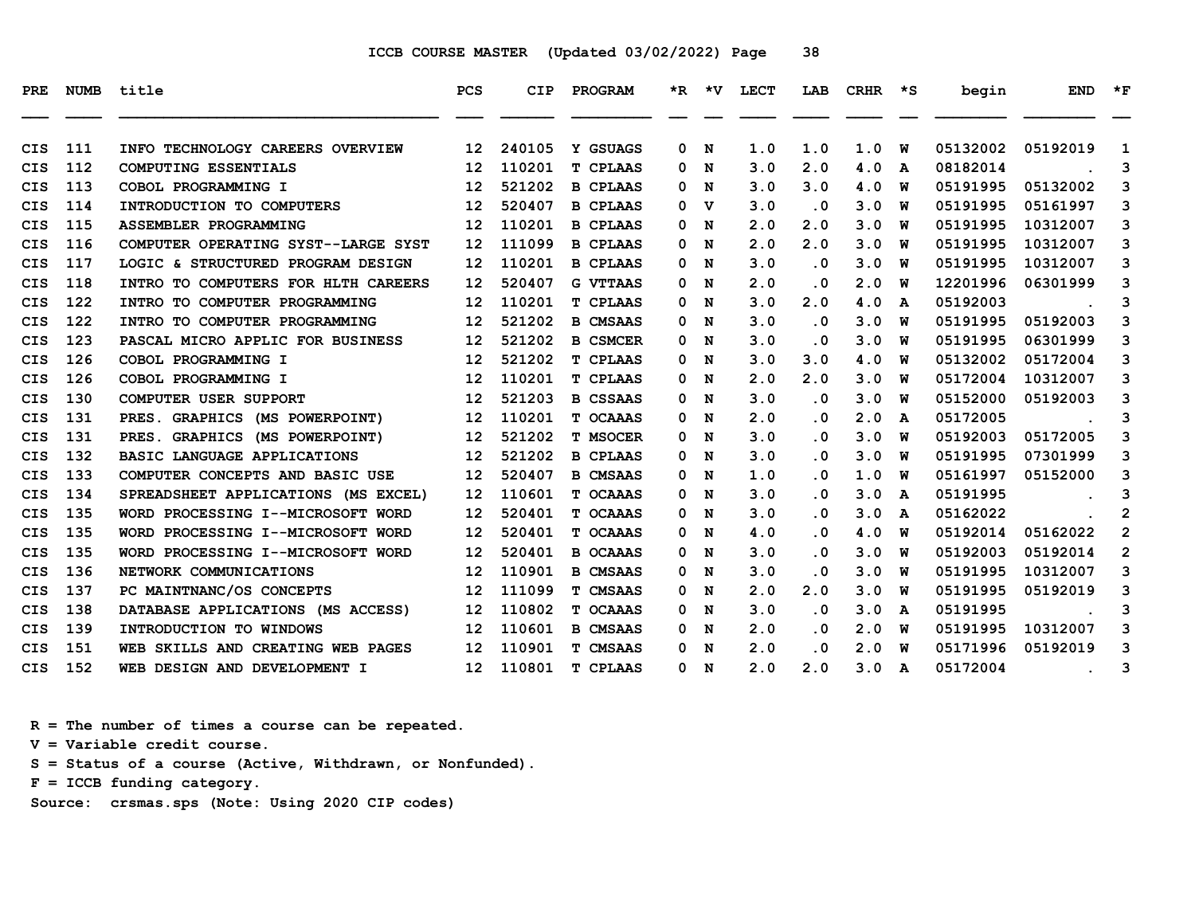# ICCB COURSE MASTER (Updated 03/02/2022)

| PRE | NUMB | title | PCS | CIP | PROGRAM | *R | *V | LECT | LAB | CRHR | *S | begin | END | *F |
|---|---|---|---|---|---|---|---|---|---|---|---|---|---|---|
| CIS | 111 | INFO TECHNOLOGY CAREERS OVERVIEW | 12 | 240105 | Y GSUAGS | 0 | N | 1.0 | 1.0 | 1.0 | W | 05132002 | 05192019 | 1 |
| CIS | 112 | COMPUTING ESSENTIALS | 12 | 110201 | T CPLAAS | 0 | N | 3.0 | 2.0 | 4.0 | A | 08182014 | . | 3 |
| CIS | 113 | COBOL PROGRAMMING I | 12 | 521202 | B CPLAAS | 0 | N | 3.0 | 3.0 | 4.0 | W | 05191995 | 05132002 | 3 |
| CIS | 114 | INTRODUCTION TO COMPUTERS | 12 | 520407 | B CPLAAS | 0 | V | 3.0 | .0 | 3.0 | W | 05191995 | 05161997 | 3 |
| CIS | 115 | ASSEMBLER PROGRAMMING | 12 | 110201 | B CPLAAS | 0 | N | 2.0 | 2.0 | 3.0 | W | 05191995 | 10312007 | 3 |
| CIS | 116 | COMPUTER OPERATING SYST--LARGE SYST | 12 | 111099 | B CPLAAS | 0 | N | 2.0 | 2.0 | 3.0 | W | 05191995 | 10312007 | 3 |
| CIS | 117 | LOGIC & STRUCTURED PROGRAM DESIGN | 12 | 110201 | B CPLAAS | 0 | N | 3.0 | .0 | 3.0 | W | 05191995 | 10312007 | 3 |
| CIS | 118 | INTRO TO COMPUTERS FOR HLTH CAREERS | 12 | 520407 | G VTTAAS | 0 | N | 2.0 | .0 | 2.0 | W | 12201996 | 06301999 | 3 |
| CIS | 122 | INTRO TO COMPUTER PROGRAMMING | 12 | 110201 | T CPLAAS | 0 | N | 3.0 | 2.0 | 4.0 | A | 05192003 | . | 3 |
| CIS | 122 | INTRO TO COMPUTER PROGRAMMING | 12 | 521202 | B CMSAAS | 0 | N | 3.0 | .0 | 3.0 | W | 05191995 | 05192003 | 3 |
| CIS | 123 | PASCAL MICRO APPLIC FOR BUSINESS | 12 | 521202 | B CSMCER | 0 | N | 3.0 | .0 | 3.0 | W | 05191995 | 06301999 | 3 |
| CIS | 126 | COBOL PROGRAMMING I | 12 | 521202 | T CPLAAS | 0 | N | 3.0 | 3.0 | 4.0 | W | 05132002 | 05172004 | 3 |
| CIS | 126 | COBOL PROGRAMMING I | 12 | 110201 | T CPLAAS | 0 | N | 2.0 | 2.0 | 3.0 | W | 05172004 | 10312007 | 3 |
| CIS | 130 | COMPUTER USER SUPPORT | 12 | 521203 | B CSSAAS | 0 | N | 3.0 | .0 | 3.0 | W | 05152000 | 05192003 | 3 |
| CIS | 131 | PRES. GRAPHICS (MS POWERPOINT) | 12 | 110201 | T OCAAAS | 0 | N | 2.0 | .0 | 2.0 | A | 05172005 | . | 3 |
| CIS | 131 | PRES. GRAPHICS (MS POWERPOINT) | 12 | 521202 | T MSOCER | 0 | N | 3.0 | .0 | 3.0 | W | 05192003 | 05172005 | 3 |
| CIS | 132 | BASIC LANGUAGE APPLICATIONS | 12 | 521202 | B CPLAAS | 0 | N | 3.0 | .0 | 3.0 | W | 05191995 | 07301999 | 3 |
| CIS | 133 | COMPUTER CONCEPTS AND BASIC USE | 12 | 520407 | B CMSAAS | 0 | N | 1.0 | .0 | 1.0 | W | 05161997 | 05152000 | 3 |
| CIS | 134 | SPREADSHEET APPLICATIONS (MS EXCEL) | 12 | 110601 | T OCAAAS | 0 | N | 3.0 | .0 | 3.0 | A | 05191995 | . | 3 |
| CIS | 135 | WORD PROCESSING I--MICROSOFT WORD | 12 | 520401 | T OCAAAS | 0 | N | 3.0 | .0 | 3.0 | A | 05162022 | . | 2 |
| CIS | 135 | WORD PROCESSING I--MICROSOFT WORD | 12 | 520401 | T OCAAAS | 0 | N | 4.0 | .0 | 4.0 | W | 05192014 | 05162022 | 2 |
| CIS | 135 | WORD PROCESSING I--MICROSOFT WORD | 12 | 520401 | B OCAAAS | 0 | N | 3.0 | .0 | 3.0 | W | 05192003 | 05192014 | 2 |
| CIS | 136 | NETWORK COMMUNICATIONS | 12 | 110901 | B CMSAAS | 0 | N | 3.0 | .0 | 3.0 | W | 05191995 | 10312007 | 3 |
| CIS | 137 | PC MAINTNANC/OS CONCEPTS | 12 | 111099 | T CMSAAS | 0 | N | 2.0 | 2.0 | 3.0 | W | 05191995 | 05192019 | 3 |
| CIS | 138 | DATABASE APPLICATIONS (MS ACCESS) | 12 | 110802 | T OCAAAS | 0 | N | 3.0 | .0 | 3.0 | A | 05191995 | . | 3 |
| CIS | 139 | INTRODUCTION TO WINDOWS | 12 | 110601 | B CMSAAS | 0 | N | 2.0 | .0 | 2.0 | W | 05191995 | 10312007 | 3 |
| CIS | 151 | WEB SKILLS AND CREATING WEB PAGES | 12 | 110901 | T CMSAAS | 0 | N | 2.0 | .0 | 2.0 | W | 05171996 | 05192019 | 3 |
| CIS | 152 | WEB DESIGN AND DEVELOPMENT I | 12 | 110801 | T CPLAAS | 0 | N | 2.0 | 2.0 | 3.0 | A | 05172004 | . | 3 |

R = The number of times a course can be repeated.
V = Variable credit course.
S = Status of a course (Active, Withdrawn, or Nonfunded).
F = ICCB funding category.
Source: crsmas.sps (Note: Using 2020 CIP codes)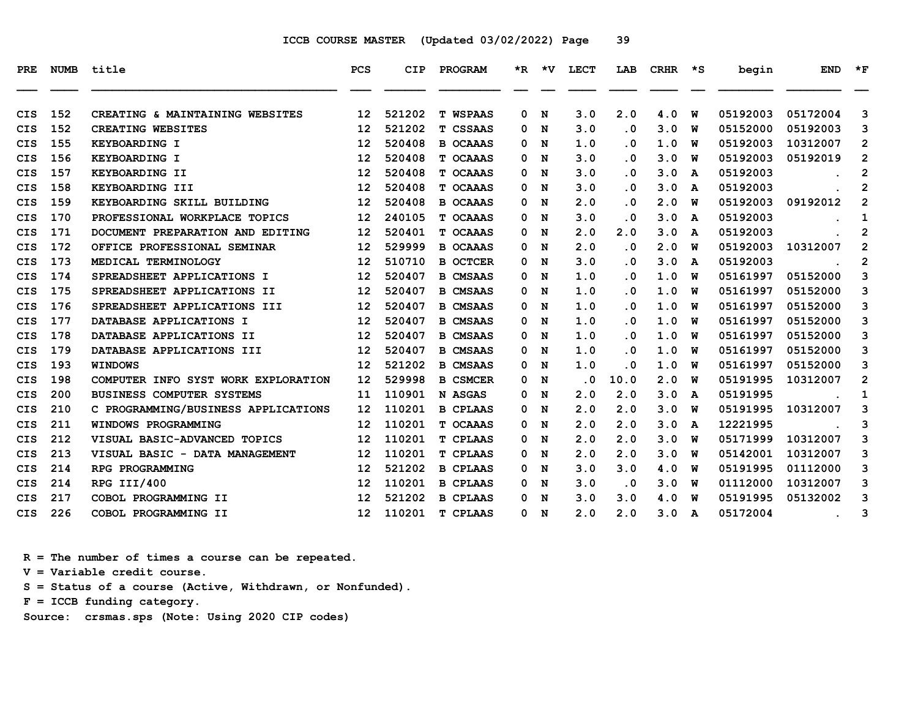ICCB COURSE MASTER (Updated 03/02/2022)

| PRE | NUMB | title | PCS | CIP | PROGRAM | *R | *V | LECT | LAB | CRHR | *S | begin | END | *F |
|---|---|---|---|---|---|---|---|---|---|---|---|---|---|---|
| CIS | 152 | CREATING & MAINTAINING WEBSITES | 12 | 521202 | T WSPAAS | 0 | N | 3.0 | 2.0 | 4.0 | W | 05192003 | 05172004 | 3 |
| CIS | 152 | CREATING WEBSITES | 12 | 521202 | T CSSAAS | 0 | N | 3.0 | .0 | 3.0 | W | 05152000 | 05192003 | 3 |
| CIS | 155 | KEYBOARDING I | 12 | 520408 | B OCAAAS | 0 | N | 1.0 | .0 | 1.0 | W | 05192003 | 10312007 | 2 |
| CIS | 156 | KEYBOARDING I | 12 | 520408 | T OCAAAS | 0 | N | 3.0 | .0 | 3.0 | W | 05192003 | 05192019 | 2 |
| CIS | 157 | KEYBOARDING II | 12 | 520408 | T OCAAAS | 0 | N | 3.0 | .0 | 3.0 | A | 05192003 | . | 2 |
| CIS | 158 | KEYBOARDING III | 12 | 520408 | T OCAAAS | 0 | N | 3.0 | .0 | 3.0 | A | 05192003 | . | 2 |
| CIS | 159 | KEYBOARDING SKILL BUILDING | 12 | 520408 | B OCAAAS | 0 | N | 2.0 | .0 | 2.0 | W | 05192003 | 09192012 | 2 |
| CIS | 170 | PROFESSIONAL WORKPLACE TOPICS | 12 | 240105 | T OCAAAS | 0 | N | 3.0 | .0 | 3.0 | A | 05192003 | . | 1 |
| CIS | 171 | DOCUMENT PREPARATION AND EDITING | 12 | 520401 | T OCAAAS | 0 | N | 2.0 | 2.0 | 3.0 | A | 05192003 | . | 2 |
| CIS | 172 | OFFICE PROFESSIONAL SEMINAR | 12 | 529999 | B OCAAAS | 0 | N | 2.0 | .0 | 2.0 | W | 05192003 | 10312007 | 2 |
| CIS | 173 | MEDICAL TERMINOLOGY | 12 | 510710 | B OCTCER | 0 | N | 3.0 | .0 | 3.0 | A | 05192003 | . | 2 |
| CIS | 174 | SPREADSHEET APPLICATIONS I | 12 | 520407 | B CMSAAS | 0 | N | 1.0 | .0 | 1.0 | W | 05161997 | 05152000 | 3 |
| CIS | 175 | SPREADSHEET APPLICATIONS II | 12 | 520407 | B CMSAAS | 0 | N | 1.0 | .0 | 1.0 | W | 05161997 | 05152000 | 3 |
| CIS | 176 | SPREADSHEET APPLICATIONS III | 12 | 520407 | B CMSAAS | 0 | N | 1.0 | .0 | 1.0 | W | 05161997 | 05152000 | 3 |
| CIS | 177 | DATABASE APPLICATIONS I | 12 | 520407 | B CMSAAS | 0 | N | 1.0 | .0 | 1.0 | W | 05161997 | 05152000 | 3 |
| CIS | 178 | DATABASE APPLICATIONS II | 12 | 520407 | B CMSAAS | 0 | N | 1.0 | .0 | 1.0 | W | 05161997 | 05152000 | 3 |
| CIS | 179 | DATABASE APPLICATIONS III | 12 | 520407 | B CMSAAS | 0 | N | 1.0 | .0 | 1.0 | W | 05161997 | 05152000 | 3 |
| CIS | 193 | WINDOWS | 12 | 521202 | B CMSAAS | 0 | N | 1.0 | .0 | 1.0 | W | 05161997 | 05152000 | 3 |
| CIS | 198 | COMPUTER INFO SYST WORK EXPLORATION | 12 | 529998 | B CSMCER | 0 | N | .0 | 10.0 | 2.0 | W | 05191995 | 10312007 | 2 |
| CIS | 200 | BUSINESS COMPUTER SYSTEMS | 11 | 110901 | N ASGAS | 0 | N | 2.0 | 2.0 | 3.0 | A | 05191995 | . | 1 |
| CIS | 210 | C PROGRAMMING/BUSINESS APPLICATIONS | 12 | 110201 | B CPLAAS | 0 | N | 2.0 | 2.0 | 3.0 | W | 05191995 | 10312007 | 3 |
| CIS | 211 | WINDOWS PROGRAMMING | 12 | 110201 | T OCAAAS | 0 | N | 2.0 | 2.0 | 3.0 | A | 12221995 | . | 3 |
| CIS | 212 | VISUAL BASIC-ADVANCED TOPICS | 12 | 110201 | T CPLAAS | 0 | N | 2.0 | 2.0 | 3.0 | W | 05171999 | 10312007 | 3 |
| CIS | 213 | VISUAL BASIC - DATA MANAGEMENT | 12 | 110201 | T CPLAAS | 0 | N | 2.0 | 2.0 | 3.0 | W | 05142001 | 10312007 | 3 |
| CIS | 214 | RPG PROGRAMMING | 12 | 521202 | B CPLAAS | 0 | N | 3.0 | 3.0 | 4.0 | W | 05191995 | 01112000 | 3 |
| CIS | 214 | RPG III/400 | 12 | 110201 | B CPLAAS | 0 | N | 3.0 | .0 | 3.0 | W | 01112000 | 10312007 | 3 |
| CIS | 217 | COBOL PROGRAMMING II | 12 | 521202 | B CPLAAS | 0 | N | 3.0 | 3.0 | 4.0 | W | 05191995 | 05132002 | 3 |
| CIS | 226 | COBOL PROGRAMMING II | 12 | 110201 | T CPLAAS | 0 | N | 2.0 | 2.0 | 3.0 | A | 05172004 | . | 3 |

R = The number of times a course can be repeated.
V = Variable credit course.
S = Status of a course (Active, Withdrawn, or Nonfunded).
F = ICCB funding category.
Source: crsmas.sps (Note: Using 2020 CIP codes)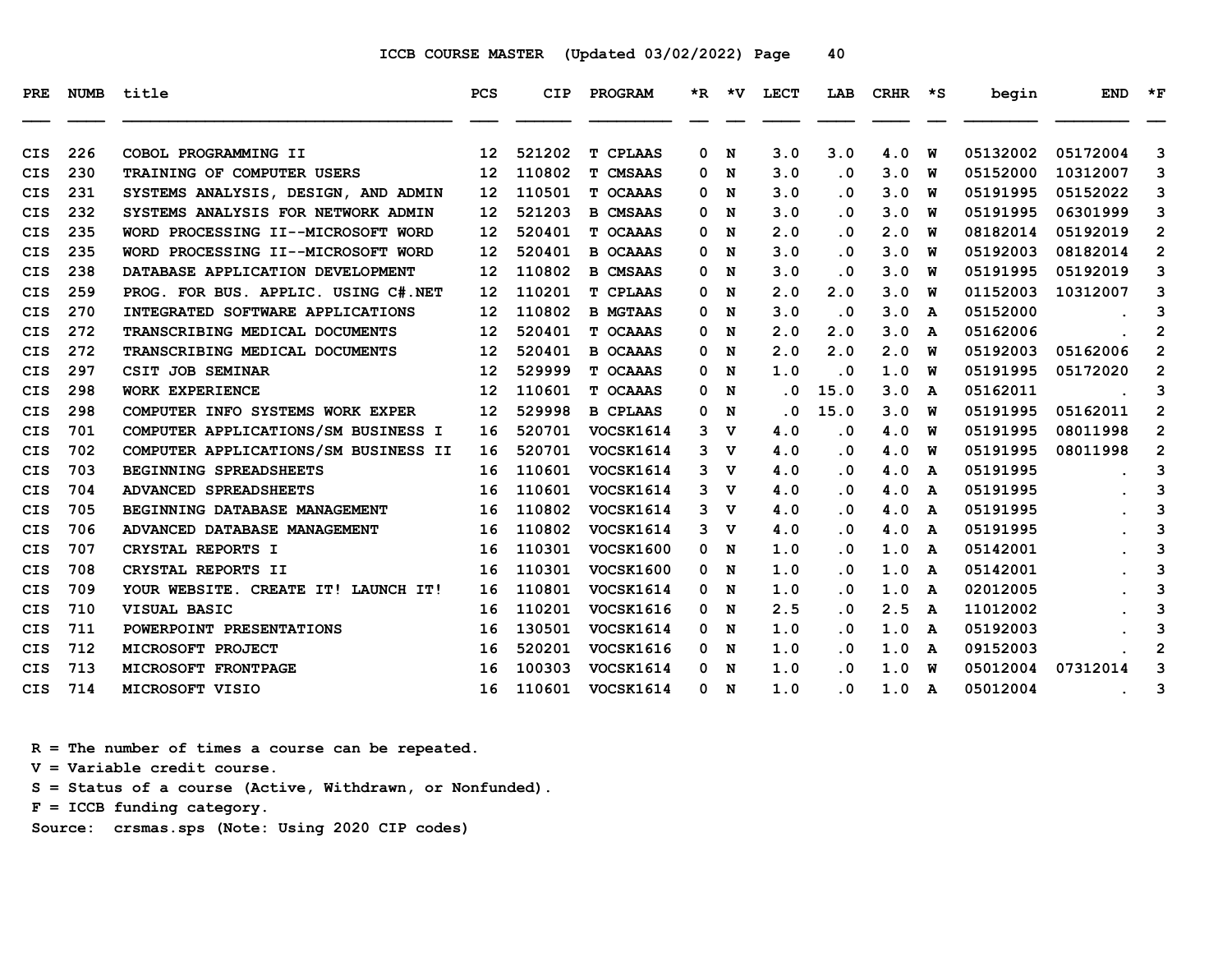# ICCB COURSE MASTER (Updated 03/02/2022)

| PRE | NUMB | title | PCS | CIP | PROGRAM | *R | *V | LECT | LAB | CRHR | *S | begin | END | *F |
|---|---|---|---|---|---|---|---|---|---|---|---|---|---|---|
| CIS | 226 | COBOL PROGRAMMING II | 12 | 521202 | T CPLAAS | 0 | N | 3.0 | 3.0 | 4.0 | W | 05132002 | 05172004 | 3 |
| CIS | 230 | TRAINING OF COMPUTER USERS | 12 | 110802 | T CMSAAS | 0 | N | 3.0 | .0 | 3.0 | W | 05152000 | 10312007 | 3 |
| CIS | 231 | SYSTEMS ANALYSIS, DESIGN, AND ADMIN | 12 | 110501 | T OCAAAS | 0 | N | 3.0 | .0 | 3.0 | W | 05191995 | 05152022 | 3 |
| CIS | 232 | SYSTEMS ANALYSIS FOR NETWORK ADMIN | 12 | 521203 | B CMSAAS | 0 | N | 3.0 | .0 | 3.0 | W | 05191995 | 06301999 | 3 |
| CIS | 235 | WORD PROCESSING II--MICROSOFT WORD | 12 | 520401 | T OCAAAS | 0 | N | 2.0 | .0 | 2.0 | W | 08182014 | 05192019 | 2 |
| CIS | 235 | WORD PROCESSING II--MICROSOFT WORD | 12 | 520401 | B OCAAAS | 0 | N | 3.0 | .0 | 3.0 | W | 05192003 | 08182014 | 2 |
| CIS | 238 | DATABASE APPLICATION DEVELOPMENT | 12 | 110802 | B CMSAAS | 0 | N | 3.0 | .0 | 3.0 | W | 05191995 | 05192019 | 3 |
| CIS | 259 | PROG. FOR BUS. APPLIC. USING C#.NET | 12 | 110201 | T CPLAAS | 0 | N | 2.0 | 2.0 | 3.0 | W | 01152003 | 10312007 | 3 |
| CIS | 270 | INTEGRATED SOFTWARE APPLICATIONS | 12 | 110802 | B MGTAAS | 0 | N | 3.0 | .0 | 3.0 | A | 05152000 | . | 3 |
| CIS | 272 | TRANSCRIBING MEDICAL DOCUMENTS | 12 | 520401 | T OCAAAS | 0 | N | 2.0 | 2.0 | 3.0 | A | 05162006 | . | 2 |
| CIS | 272 | TRANSCRIBING MEDICAL DOCUMENTS | 12 | 520401 | B OCAAAS | 0 | N | 2.0 | 2.0 | 2.0 | W | 05192003 | 05162006 | 2 |
| CIS | 297 | CSIT JOB SEMINAR | 12 | 529999 | T OCAAAS | 0 | N | 1.0 | .0 | 1.0 | W | 05191995 | 05172020 | 2 |
| CIS | 298 | WORK EXPERIENCE | 12 | 110601 | T OCAAAS | 0 | N | .0 | 15.0 | 3.0 | A | 05162011 | . | 3 |
| CIS | 298 | COMPUTER INFO SYSTEMS WORK EXPER | 12 | 529998 | B CPLAAS | 0 | N | .0 | 15.0 | 3.0 | W | 05191995 | 05162011 | 2 |
| CIS | 701 | COMPUTER APPLICATIONS/SM BUSINESS I | 16 | 520701 | VOCSK1614 | 3 | V | 4.0 | .0 | 4.0 | W | 05191995 | 08011998 | 2 |
| CIS | 702 | COMPUTER APPLICATIONS/SM BUSINESS II | 16 | 520701 | VOCSK1614 | 3 | V | 4.0 | .0 | 4.0 | W | 05191995 | 08011998 | 2 |
| CIS | 703 | BEGINNING SPREADSHEETS | 16 | 110601 | VOCSK1614 | 3 | V | 4.0 | .0 | 4.0 | A | 05191995 | . | 3 |
| CIS | 704 | ADVANCED SPREADSHEETS | 16 | 110601 | VOCSK1614 | 3 | V | 4.0 | .0 | 4.0 | A | 05191995 | . | 3 |
| CIS | 705 | BEGINNING DATABASE MANAGEMENT | 16 | 110802 | VOCSK1614 | 3 | V | 4.0 | .0 | 4.0 | A | 05191995 | . | 3 |
| CIS | 706 | ADVANCED DATABASE MANAGEMENT | 16 | 110802 | VOCSK1614 | 3 | V | 4.0 | .0 | 4.0 | A | 05191995 | . | 3 |
| CIS | 707 | CRYSTAL REPORTS I | 16 | 110301 | VOCSK1600 | 0 | N | 1.0 | .0 | 1.0 | A | 05142001 | . | 3 |
| CIS | 708 | CRYSTAL REPORTS II | 16 | 110301 | VOCSK1600 | 0 | N | 1.0 | .0 | 1.0 | A | 05142001 | . | 3 |
| CIS | 709 | YOUR WEBSITE. CREATE IT! LAUNCH IT! | 16 | 110801 | VOCSK1614 | 0 | N | 1.0 | .0 | 1.0 | A | 02012005 | . | 3 |
| CIS | 710 | VISUAL BASIC | 16 | 110201 | VOCSK1616 | 0 | N | 2.5 | .0 | 2.5 | A | 11012002 | . | 3 |
| CIS | 711 | POWERPOINT PRESENTATIONS | 16 | 130501 | VOCSK1614 | 0 | N | 1.0 | .0 | 1.0 | A | 05192003 | . | 3 |
| CIS | 712 | MICROSOFT PROJECT | 16 | 520201 | VOCSK1616 | 0 | N | 1.0 | .0 | 1.0 | A | 09152003 | . | 2 |
| CIS | 713 | MICROSOFT FRONTPAGE | 16 | 100303 | VOCSK1614 | 0 | N | 1.0 | .0 | 1.0 | W | 05012004 | 07312014 | 3 |
| CIS | 714 | MICROSOFT VISIO | 16 | 110601 | VOCSK1614 | 0 | N | 1.0 | .0 | 1.0 | A | 05012004 | . | 3 |

R = The number of times a course can be repeated.
V = Variable credit course.
S = Status of a course (Active, Withdrawn, or Nonfunded).
F = ICCB funding category.
Source: crsmas.sps (Note: Using 2020 CIP codes)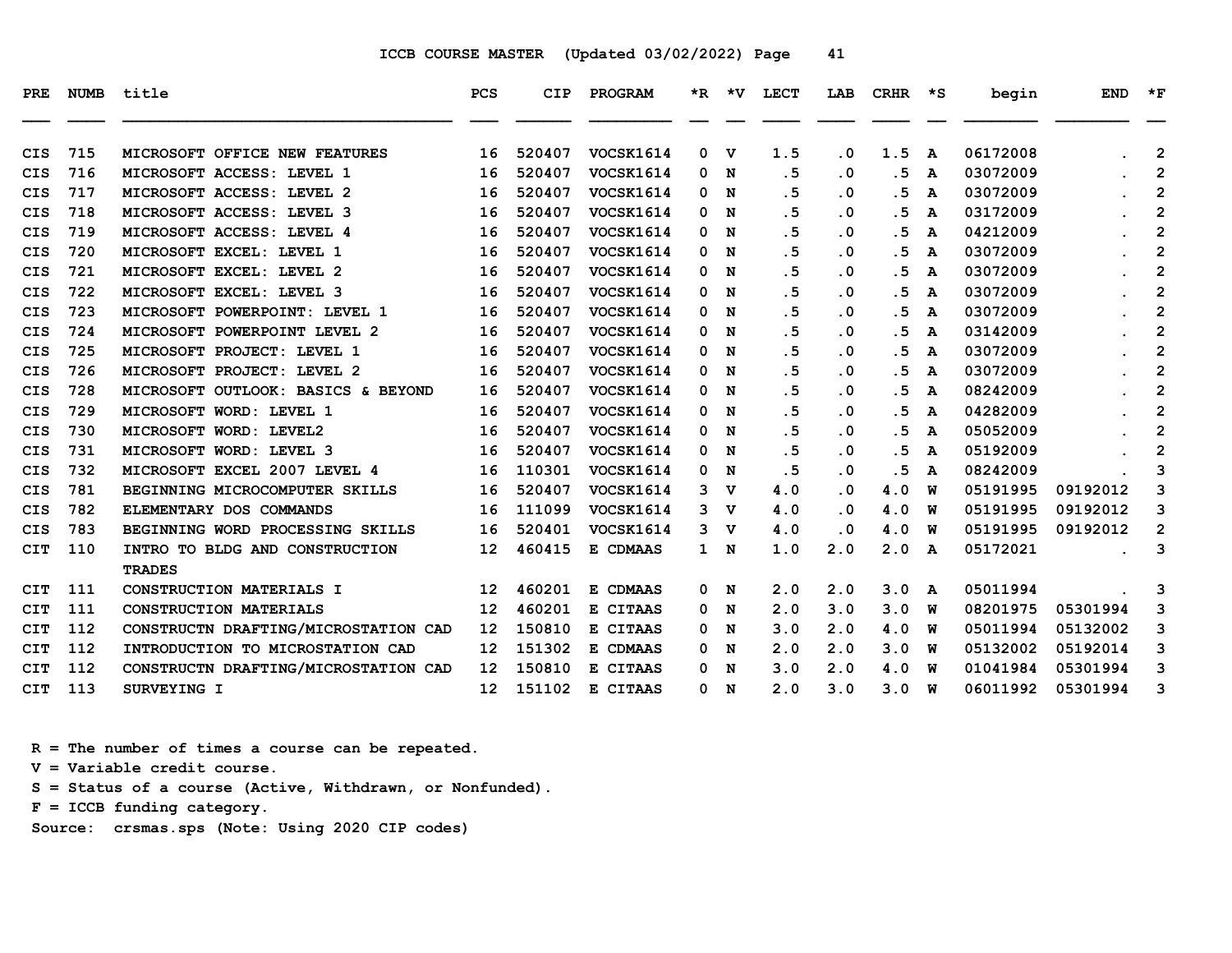ICCB COURSE MASTER (Updated 03/02/2022)

| PRE | NUMB | title | PCS | CIP | PROGRAM | *R | *V | LECT | LAB | CRHR | *S | begin | END | *F |
|---|---|---|---|---|---|---|---|---|---|---|---|---|---|---|
| CIS | 715 | MICROSOFT OFFICE NEW FEATURES | 16 | 520407 | VOCSK1614 | 0 | V | 1.5 | .0 | 1.5 | A | 06172008 | . | 2 |
| CIS | 716 | MICROSOFT ACCESS: LEVEL 1 | 16 | 520407 | VOCSK1614 | 0 | N | .5 | .0 | .5 | A | 03072009 | . | 2 |
| CIS | 717 | MICROSOFT ACCESS: LEVEL 2 | 16 | 520407 | VOCSK1614 | 0 | N | .5 | .0 | .5 | A | 03072009 | . | 2 |
| CIS | 718 | MICROSOFT ACCESS: LEVEL 3 | 16 | 520407 | VOCSK1614 | 0 | N | .5 | .0 | .5 | A | 03172009 | . | 2 |
| CIS | 719 | MICROSOFT ACCESS: LEVEL 4 | 16 | 520407 | VOCSK1614 | 0 | N | .5 | .0 | .5 | A | 04212009 | . | 2 |
| CIS | 720 | MICROSOFT EXCEL: LEVEL 1 | 16 | 520407 | VOCSK1614 | 0 | N | .5 | .0 | .5 | A | 03072009 | . | 2 |
| CIS | 721 | MICROSOFT EXCEL: LEVEL 2 | 16 | 520407 | VOCSK1614 | 0 | N | .5 | .0 | .5 | A | 03072009 | . | 2 |
| CIS | 722 | MICROSOFT EXCEL: LEVEL 3 | 16 | 520407 | VOCSK1614 | 0 | N | .5 | .0 | .5 | A | 03072009 | . | 2 |
| CIS | 723 | MICROSOFT POWERPOINT: LEVEL 1 | 16 | 520407 | VOCSK1614 | 0 | N | .5 | .0 | .5 | A | 03072009 | . | 2 |
| CIS | 724 | MICROSOFT POWERPOINT LEVEL 2 | 16 | 520407 | VOCSK1614 | 0 | N | .5 | .0 | .5 | A | 03142009 | . | 2 |
| CIS | 725 | MICROSOFT PROJECT: LEVEL 1 | 16 | 520407 | VOCSK1614 | 0 | N | .5 | .0 | .5 | A | 03072009 | . | 2 |
| CIS | 726 | MICROSOFT PROJECT: LEVEL 2 | 16 | 520407 | VOCSK1614 | 0 | N | .5 | .0 | .5 | A | 03072009 | . | 2 |
| CIS | 728 | MICROSOFT OUTLOOK: BASICS & BEYOND | 16 | 520407 | VOCSK1614 | 0 | N | .5 | .0 | .5 | A | 08242009 | . | 2 |
| CIS | 729 | MICROSOFT WORD: LEVEL 1 | 16 | 520407 | VOCSK1614 | 0 | N | .5 | .0 | .5 | A | 04282009 | . | 2 |
| CIS | 730 | MICROSOFT WORD: LEVEL2 | 16 | 520407 | VOCSK1614 | 0 | N | .5 | .0 | .5 | A | 05052009 | . | 2 |
| CIS | 731 | MICROSOFT WORD: LEVEL 3 | 16 | 520407 | VOCSK1614 | 0 | N | .5 | .0 | .5 | A | 05192009 | . | 2 |
| CIS | 732 | MICROSOFT EXCEL 2007 LEVEL 4 | 16 | 110301 | VOCSK1614 | 0 | N | .5 | .0 | .5 | A | 08242009 | . | 3 |
| CIS | 781 | BEGINNING MICROCOMPUTER SKILLS | 16 | 520407 | VOCSK1614 | 3 | V | 4.0 | .0 | 4.0 | W | 05191995 | 09192012 | 3 |
| CIS | 782 | ELEMENTARY DOS COMMANDS | 16 | 111099 | VOCSK1614 | 3 | V | 4.0 | .0 | 4.0 | W | 05191995 | 09192012 | 3 |
| CIS | 783 | BEGINNING WORD PROCESSING SKILLS | 16 | 520401 | VOCSK1614 | 3 | V | 4.0 | .0 | 4.0 | W | 05191995 | 09192012 | 2 |
| CIT | 110 | INTRO TO BLDG AND CONSTRUCTION TRADES | 12 | 460415 | E CDMAAS | 1 | N | 1.0 | 2.0 | 2.0 | A | 05172021 | . | 3 |
| CIT | 111 | CONSTRUCTION MATERIALS I | 12 | 460201 | E CDMAAS | 0 | N | 2.0 | 2.0 | 3.0 | A | 05011994 | . | 3 |
| CIT | 111 | CONSTRUCTION MATERIALS | 12 | 460201 | E CITAAS | 0 | N | 2.0 | 3.0 | 3.0 | W | 08201975 | 05301994 | 3 |
| CIT | 112 | CONSTRUCTN DRAFTING/MICROSTATION CAD | 12 | 150810 | E CITAAS | 0 | N | 3.0 | 2.0 | 4.0 | W | 05011994 | 05132002 | 3 |
| CIT | 112 | INTRODUCTION TO MICROSTATION CAD | 12 | 151302 | E CDMAAS | 0 | N | 2.0 | 2.0 | 3.0 | W | 05132002 | 05192014 | 3 |
| CIT | 112 | CONSTRUCTN DRAFTING/MICROSTATION CAD | 12 | 150810 | E CITAAS | 0 | N | 3.0 | 2.0 | 4.0 | W | 01041984 | 05301994 | 3 |
| CIT | 113 | SURVEYING I | 12 | 151102 | E CITAAS | 0 | N | 2.0 | 3.0 | 3.0 | W | 06011992 | 05301994 | 3 |

R = The number of times a course can be repeated.
V = Variable credit course.
S = Status of a course (Active, Withdrawn, or Nonfunded).
F = ICCB funding category.
Source: crsmas.sps (Note: Using 2020 CIP codes)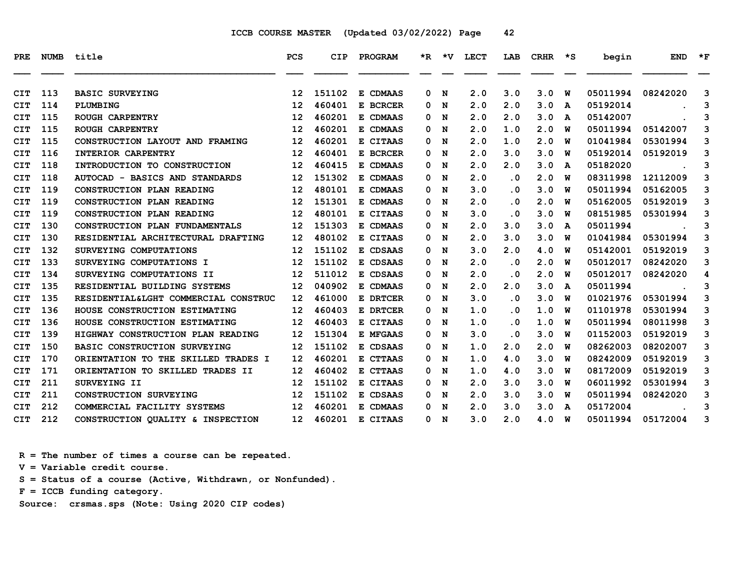ICCB COURSE MASTER (Updated 03/02/2022) Page 42

| PRE | NUMB | title | PCS | CIP | PROGRAM | *R | *V | LECT | LAB | CRHR | *S | begin | END | *F |
|---|---|---|---|---|---|---|---|---|---|---|---|---|---|---|
| CIT | 113 | BASIC SURVEYING | 12 | 151102 | E CDMAAS | 0 | N | 2.0 | 3.0 | 3.0 | W | 05011994 | 08242020 | 3 |
| CIT | 114 | PLUMBING | 12 | 460401 | E BCRCER | 0 | N | 2.0 | 2.0 | 3.0 | A | 05192014 | . | 3 |
| CIT | 115 | ROUGH CARPENTRY | 12 | 460201 | E CDMAAS | 0 | N | 2.0 | 2.0 | 3.0 | A | 05142007 | . | 3 |
| CIT | 115 | ROUGH CARPENTRY | 12 | 460201 | E CDMAAS | 0 | N | 2.0 | 1.0 | 2.0 | W | 05011994 | 05142007 | 3 |
| CIT | 115 | CONSTRUCTION LAYOUT AND FRAMING | 12 | 460201 | E CITAAS | 0 | N | 2.0 | 1.0 | 2.0 | W | 01041984 | 05301994 | 3 |
| CIT | 116 | INTERIOR CARPENTRY | 12 | 460401 | E BCRCER | 0 | N | 2.0 | 3.0 | 3.0 | W | 05192014 | 05192019 | 3 |
| CIT | 118 | INTRODUCTION TO CONSTRUCTION | 12 | 460415 | E CDMAAS | 0 | N | 2.0 | 2.0 | 3.0 | A | 05182020 | . | 3 |
| CIT | 118 | AUTOCAD - BASICS AND STANDARDS | 12 | 151302 | E CDMAAS | 0 | N | 2.0 | .0 | 2.0 | W | 08311998 | 12112009 | 3 |
| CIT | 119 | CONSTRUCTION PLAN READING | 12 | 480101 | E CDMAAS | 0 | N | 3.0 | .0 | 3.0 | W | 05011994 | 05162005 | 3 |
| CIT | 119 | CONSTRUCTION PLAN READING | 12 | 151301 | E CDMAAS | 0 | N | 2.0 | .0 | 2.0 | W | 05162005 | 05192019 | 3 |
| CIT | 119 | CONSTRUCTION PLAN READING | 12 | 480101 | E CITAAS | 0 | N | 3.0 | .0 | 3.0 | W | 08151985 | 05301994 | 3 |
| CIT | 130 | CONSTRUCTION PLAN FUNDAMENTALS | 12 | 151303 | E CDMAAS | 0 | N | 2.0 | 3.0 | 3.0 | A | 05011994 | . | 3 |
| CIT | 130 | RESIDENTIAL ARCHITECTURAL DRAFTING | 12 | 480102 | E CITAAS | 0 | N | 2.0 | 3.0 | 3.0 | W | 01041984 | 05301994 | 3 |
| CIT | 132 | SURVEYING COMPUTATIONS | 12 | 151102 | E CDSAAS | 0 | N | 3.0 | 2.0 | 4.0 | W | 05142001 | 05192019 | 3 |
| CIT | 133 | SURVEYING COMPUTATIONS I | 12 | 151102 | E CDSAAS | 0 | N | 2.0 | .0 | 2.0 | W | 05012017 | 08242020 | 3 |
| CIT | 134 | SURVEYING COMPUTATIONS II | 12 | 511012 | E CDSAAS | 0 | N | 2.0 | .0 | 2.0 | W | 05012017 | 08242020 | 4 |
| CIT | 135 | RESIDENTIAL BUILDING SYSTEMS | 12 | 040902 | E CDMAAS | 0 | N | 2.0 | 2.0 | 3.0 | A | 05011994 | . | 3 |
| CIT | 135 | RESIDENTIAL&LGHT COMMERCIAL CONSTRUC | 12 | 461000 | E DRTCER | 0 | N | 3.0 | .0 | 3.0 | W | 01021976 | 05301994 | 3 |
| CIT | 136 | HOUSE CONSTRUCTION ESTIMATING | 12 | 460403 | E DRTCER | 0 | N | 1.0 | .0 | 1.0 | W | 01101978 | 05301994 | 3 |
| CIT | 136 | HOUSE CONSTRUCTION ESTIMATING | 12 | 460403 | E CITAAS | 0 | N | 1.0 | .0 | 1.0 | W | 05011994 | 08011998 | 3 |
| CIT | 139 | HIGHWAY CONSTRUCTION PLAN READING | 12 | 151304 | E MFGAAS | 0 | N | 3.0 | .0 | 3.0 | W | 01152003 | 05192019 | 3 |
| CIT | 150 | BASIC CONSTRUCTION SURVEYING | 12 | 151102 | E CDSAAS | 0 | N | 1.0 | 2.0 | 2.0 | W | 08262003 | 08202007 | 3 |
| CIT | 170 | ORIENTATION TO THE SKILLED TRADES I | 12 | 460201 | E CTTAAS | 0 | N | 1.0 | 4.0 | 3.0 | W | 08242009 | 05192019 | 3 |
| CIT | 171 | ORIENTATION TO SKILLED TRADES II | 12 | 460402 | E CTTAAS | 0 | N | 1.0 | 4.0 | 3.0 | W | 08172009 | 05192019 | 3 |
| CIT | 211 | SURVEYING II | 12 | 151102 | E CITAAS | 0 | N | 2.0 | 3.0 | 3.0 | W | 06011992 | 05301994 | 3 |
| CIT | 211 | CONSTRUCTION SURVEYING | 12 | 151102 | E CDSAAS | 0 | N | 2.0 | 3.0 | 3.0 | W | 05011994 | 08242020 | 3 |
| CIT | 212 | COMMERCIAL FACILITY SYSTEMS | 12 | 460201 | E CDMAAS | 0 | N | 2.0 | 3.0 | 3.0 | A | 05172004 | . | 3 |
| CIT | 212 | CONSTRUCTION QUALITY & INSPECTION | 12 | 460201 | E CITAAS | 0 | N | 3.0 | 2.0 | 4.0 | W | 05011994 | 05172004 | 3 |

R = The number of times a course can be repeated.
V = Variable credit course.
S = Status of a course (Active, Withdrawn, or Nonfunded).
F = ICCB funding category.
Source: crsmas.sps (Note: Using 2020 CIP codes)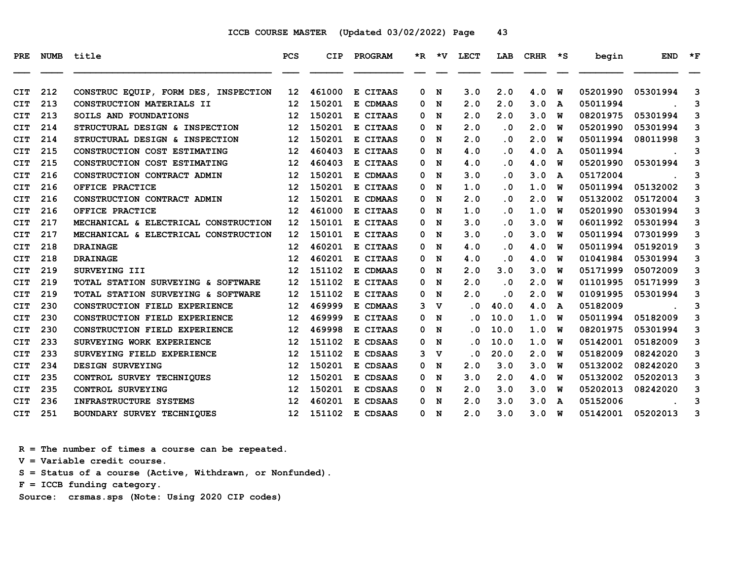ICCB COURSE MASTER (Updated 03/02/2022)

| PRE | NUMB | title | PCS | CIP | PROGRAM | *R | *V | LECT | LAB | CRHR | *S | begin | END | *F |
|---|---|---|---|---|---|---|---|---|---|---|---|---|---|---|
| CIT | 212 | CONSTRUC EQUIP, FORM DES, INSPECTION | 12 | 461000 | E CITAAS | 0 | N | 3.0 | 2.0 | 4.0 | W | 05201990 | 05301994 | 3 |
| CIT | 213 | CONSTRUCTION MATERIALS II | 12 | 150201 | E CDMAAS | 0 | N | 2.0 | 2.0 | 3.0 | A | 05011994 | . | 3 |
| CIT | 213 | SOILS AND FOUNDATIONS | 12 | 150201 | E CITAAS | 0 | N | 2.0 | 2.0 | 3.0 | W | 08201975 | 05301994 | 3 |
| CIT | 214 | STRUCTURAL DESIGN & INSPECTION | 12 | 150201 | E CITAAS | 0 | N | 2.0 | .0 | 2.0 | W | 05201990 | 05301994 | 3 |
| CIT | 214 | STRUCTURAL DESIGN & INSPECTION | 12 | 150201 | E CITAAS | 0 | N | 2.0 | .0 | 2.0 | W | 05011994 | 08011998 | 3 |
| CIT | 215 | CONSTRUCTION COST ESTIMATING | 12 | 460403 | E CITAAS | 0 | N | 4.0 | .0 | 4.0 | A | 05011994 | . | 3 |
| CIT | 215 | CONSTRUCTION COST ESTIMATING | 12 | 460403 | E CITAAS | 0 | N | 4.0 | .0 | 4.0 | W | 05201990 | 05301994 | 3 |
| CIT | 216 | CONSTRUCTION CONTRACT ADMIN | 12 | 150201 | E CDMAAS | 0 | N | 3.0 | .0 | 3.0 | A | 05172004 | . | 3 |
| CIT | 216 | OFFICE PRACTICE | 12 | 150201 | E CITAAS | 0 | N | 1.0 | .0 | 1.0 | W | 05011994 | 05132002 | 3 |
| CIT | 216 | CONSTRUCTION CONTRACT ADMIN | 12 | 150201 | E CDMAAS | 0 | N | 2.0 | .0 | 2.0 | W | 05132002 | 05172004 | 3 |
| CIT | 216 | OFFICE PRACTICE | 12 | 461000 | E CITAAS | 0 | N | 1.0 | .0 | 1.0 | W | 05201990 | 05301994 | 3 |
| CIT | 217 | MECHANICAL & ELECTRICAL CONSTRUCTION | 12 | 150101 | E CITAAS | 0 | N | 3.0 | .0 | 3.0 | W | 06011992 | 05301994 | 3 |
| CIT | 217 | MECHANICAL & ELECTRICAL CONSTRUCTION | 12 | 150101 | E CITAAS | 0 | N | 3.0 | .0 | 3.0 | W | 05011994 | 07301999 | 3 |
| CIT | 218 | DRAINAGE | 12 | 460201 | E CITAAS | 0 | N | 4.0 | .0 | 4.0 | W | 05011994 | 05192019 | 3 |
| CIT | 218 | DRAINAGE | 12 | 460201 | E CITAAS | 0 | N | 4.0 | .0 | 4.0 | W | 01041984 | 05301994 | 3 |
| CIT | 219 | SURVEYING III | 12 | 151102 | E CDMAAS | 0 | N | 2.0 | 3.0 | 3.0 | W | 05171999 | 05072009 | 3 |
| CIT | 219 | TOTAL STATION SURVEYING & SOFTWARE | 12 | 151102 | E CITAAS | 0 | N | 2.0 | .0 | 2.0 | W | 01101995 | 05171999 | 3 |
| CIT | 219 | TOTAL STATION SURVEYING & SOFTWARE | 12 | 151102 | E CITAAS | 0 | N | 2.0 | .0 | 2.0 | W | 01091995 | 05301994 | 3 |
| CIT | 230 | CONSTRUCTION FIELD EXPERIENCE | 12 | 469999 | E CDMAAS | 3 | V | .0 | 40.0 | 4.0 | A | 05182009 | . | 3 |
| CIT | 230 | CONSTRUCTION FIELD EXPERIENCE | 12 | 469999 | E CITAAS | 0 | N | .0 | 10.0 | 1.0 | W | 05011994 | 05182009 | 3 |
| CIT | 230 | CONSTRUCTION FIELD EXPERIENCE | 12 | 469998 | E CITAAS | 0 | N | .0 | 10.0 | 1.0 | W | 08201975 | 05301994 | 3 |
| CIT | 233 | SURVEYING WORK EXPERIENCE | 12 | 151102 | E CDSAAS | 0 | N | .0 | 10.0 | 1.0 | W | 05142001 | 05182009 | 3 |
| CIT | 233 | SURVEYING FIELD EXPERIENCE | 12 | 151102 | E CDSAAS | 3 | V | .0 | 20.0 | 2.0 | W | 05182009 | 08242020 | 3 |
| CIT | 234 | DESIGN SURVEYING | 12 | 150201 | E CDSAAS | 0 | N | 2.0 | 3.0 | 3.0 | W | 05132002 | 08242020 | 3 |
| CIT | 235 | CONTROL SURVEY TECHNIQUES | 12 | 150201 | E CDSAAS | 0 | N | 3.0 | 2.0 | 4.0 | W | 05132002 | 05202013 | 3 |
| CIT | 235 | CONTROL SURVEYING | 12 | 150201 | E CDSAAS | 0 | N | 2.0 | 3.0 | 3.0 | W | 05202013 | 08242020 | 3 |
| CIT | 236 | INFRASTRUCTURE SYSTEMS | 12 | 460201 | E CDSAAS | 0 | N | 2.0 | 3.0 | 3.0 | A | 05152006 | . | 3 |
| CIT | 251 | BOUNDARY SURVEY TECHNIQUES | 12 | 151102 | E CDSAAS | 0 | N | 2.0 | 3.0 | 3.0 | W | 05142001 | 05202013 | 3 |

R = The number of times a course can be repeated.
V = Variable credit course.
S = Status of a course (Active, Withdrawn, or Nonfunded).
F = ICCB funding category.
Source: crsmas.sps (Note: Using 2020 CIP codes)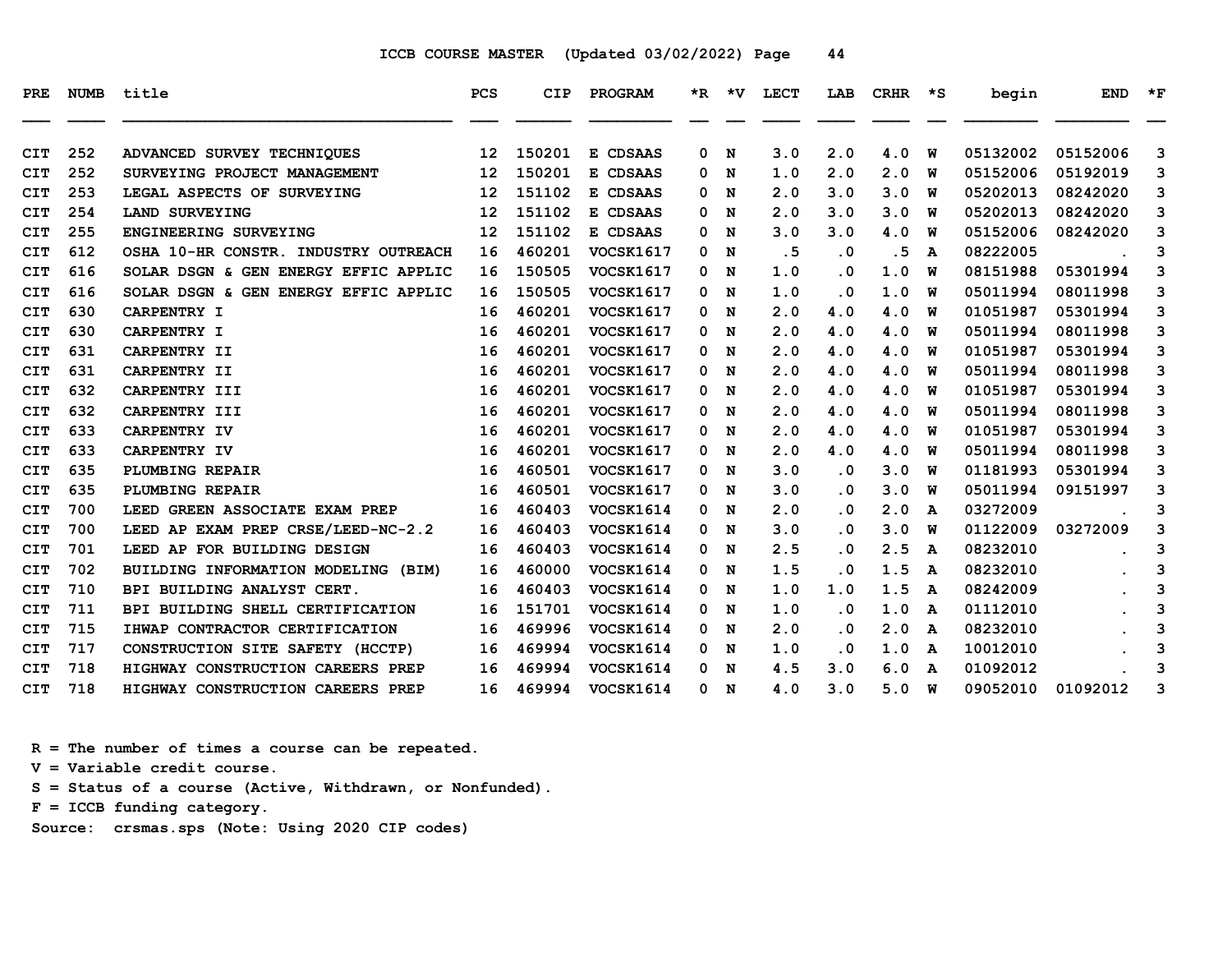ICCB COURSE MASTER (Updated 03/02/2022) Page 44

| PRE | NUMB | title | PCS | CIP | PROGRAM | *R | *V | LECT | LAB | CRHR | *S | begin | END | *F |
|---|---|---|---|---|---|---|---|---|---|---|---|---|---|---|
| CIT | 252 | ADVANCED SURVEY TECHNIQUES | 12 | 150201 | E CDSAAS | 0 | N | 3.0 | 2.0 | 4.0 | W | 05132002 | 05152006 | 3 |
| CIT | 252 | SURVEYING PROJECT MANAGEMENT | 12 | 150201 | E CDSAAS | 0 | N | 1.0 | 2.0 | 2.0 | W | 05152006 | 05192019 | 3 |
| CIT | 253 | LEGAL ASPECTS OF SURVEYING | 12 | 151102 | E CDSAAS | 0 | N | 2.0 | 3.0 | 3.0 | W | 05202013 | 08242020 | 3 |
| CIT | 254 | LAND SURVEYING | 12 | 151102 | E CDSAAS | 0 | N | 2.0 | 3.0 | 3.0 | W | 05202013 | 08242020 | 3 |
| CIT | 255 | ENGINEERING SURVEYING | 12 | 151102 | E CDSAAS | 0 | N | 3.0 | 3.0 | 4.0 | W | 05152006 | 08242020 | 3 |
| CIT | 612 | OSHA 10-HR CONSTR. INDUSTRY OUTREACH | 16 | 460201 | VOCSK1617 | 0 | N | .5 | .0 | .5 | A | 08222005 | . | 3 |
| CIT | 616 | SOLAR DSGN & GEN ENERGY EFFIC APPLIC | 16 | 150505 | VOCSK1617 | 0 | N | 1.0 | .0 | 1.0 | W | 08151988 | 05301994 | 3 |
| CIT | 616 | SOLAR DSGN & GEN ENERGY EFFIC APPLIC | 16 | 150505 | VOCSK1617 | 0 | N | 1.0 | .0 | 1.0 | W | 05011994 | 08011998 | 3 |
| CIT | 630 | CARPENTRY I | 16 | 460201 | VOCSK1617 | 0 | N | 2.0 | 4.0 | 4.0 | W | 01051987 | 05301994 | 3 |
| CIT | 630 | CARPENTRY I | 16 | 460201 | VOCSK1617 | 0 | N | 2.0 | 4.0 | 4.0 | W | 05011994 | 08011998 | 3 |
| CIT | 631 | CARPENTRY II | 16 | 460201 | VOCSK1617 | 0 | N | 2.0 | 4.0 | 4.0 | W | 01051987 | 05301994 | 3 |
| CIT | 631 | CARPENTRY II | 16 | 460201 | VOCSK1617 | 0 | N | 2.0 | 4.0 | 4.0 | W | 05011994 | 08011998 | 3 |
| CIT | 632 | CARPENTRY III | 16 | 460201 | VOCSK1617 | 0 | N | 2.0 | 4.0 | 4.0 | W | 01051987 | 05301994 | 3 |
| CIT | 632 | CARPENTRY III | 16 | 460201 | VOCSK1617 | 0 | N | 2.0 | 4.0 | 4.0 | W | 05011994 | 08011998 | 3 |
| CIT | 633 | CARPENTRY IV | 16 | 460201 | VOCSK1617 | 0 | N | 2.0 | 4.0 | 4.0 | W | 01051987 | 05301994 | 3 |
| CIT | 633 | CARPENTRY IV | 16 | 460201 | VOCSK1617 | 0 | N | 2.0 | 4.0 | 4.0 | W | 05011994 | 08011998 | 3 |
| CIT | 635 | PLUMBING REPAIR | 16 | 460501 | VOCSK1617 | 0 | N | 3.0 | .0 | 3.0 | W | 01181993 | 05301994 | 3 |
| CIT | 635 | PLUMBING REPAIR | 16 | 460501 | VOCSK1617 | 0 | N | 3.0 | .0 | 3.0 | W | 05011994 | 09151997 | 3 |
| CIT | 700 | LEED GREEN ASSOCIATE EXAM PREP | 16 | 460403 | VOCSK1614 | 0 | N | 2.0 | .0 | 2.0 | A | 03272009 | . | 3 |
| CIT | 700 | LEED AP EXAM PREP CRSE/LEED-NC-2.2 | 16 | 460403 | VOCSK1614 | 0 | N | 3.0 | .0 | 3.0 | W | 01122009 | 03272009 | 3 |
| CIT | 701 | LEED AP FOR BUILDING DESIGN | 16 | 460403 | VOCSK1614 | 0 | N | 2.5 | .0 | 2.5 | A | 08232010 | . | 3 |
| CIT | 702 | BUILDING INFORMATION MODELING (BIM) | 16 | 460000 | VOCSK1614 | 0 | N | 1.5 | .0 | 1.5 | A | 08232010 | . | 3 |
| CIT | 710 | BPI BUILDING ANALYST CERT. | 16 | 460403 | VOCSK1614 | 0 | N | 1.0 | 1.0 | 1.5 | A | 08242009 | . | 3 |
| CIT | 711 | BPI BUILDING SHELL CERTIFICATION | 16 | 151701 | VOCSK1614 | 0 | N | 1.0 | .0 | 1.0 | A | 01112010 | . | 3 |
| CIT | 715 | IHWAP CONTRACTOR CERTIFICATION | 16 | 469996 | VOCSK1614 | 0 | N | 2.0 | .0 | 2.0 | A | 08232010 | . | 3 |
| CIT | 717 | CONSTRUCTION SITE SAFETY (HCCTP) | 16 | 469994 | VOCSK1614 | 0 | N | 1.0 | .0 | 1.0 | A | 10012010 | . | 3 |
| CIT | 718 | HIGHWAY CONSTRUCTION CAREERS PREP | 16 | 469994 | VOCSK1614 | 0 | N | 4.5 | 3.0 | 6.0 | A | 01092012 | . | 3 |
| CIT | 718 | HIGHWAY CONSTRUCTION CAREERS PREP | 16 | 469994 | VOCSK1614 | 0 | N | 4.0 | 3.0 | 5.0 | W | 09052010 | 01092012 | 3 |

R = The number of times a course can be repeated.
V = Variable credit course.
S = Status of a course (Active, Withdrawn, or Nonfunded).
F = ICCB funding category.
Source: crsmas.sps (Note: Using 2020 CIP codes)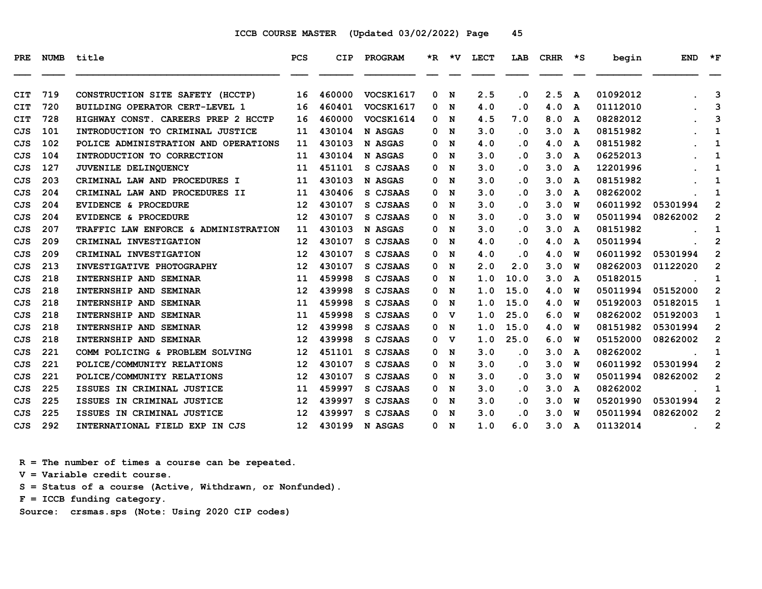ICCB COURSE MASTER (Updated 03/02/2022)

| PRE | NUMB | title | PCS | CIP | PROGRAM | *R | *V | LECT | LAB | CRHR | *S | begin | END | *F |
|---|---|---|---|---|---|---|---|---|---|---|---|---|---|---|
| CIT | 719 | CONSTRUCTION SITE SAFETY (HCCTP) | 16 | 460000 | VOCSK1617 | 0 | N | 2.5 | .0 | 2.5 | A | 01092012 | . | 3 |
| CIT | 720 | BUILDING OPERATOR CERT-LEVEL 1 | 16 | 460401 | VOCSK1617 | 0 | N | 4.0 | .0 | 4.0 | A | 01112010 | . | 3 |
| CIT | 728 | HIGHWAY CONST. CAREERS PREP 2 HCCTP | 16 | 460000 | VOCSK1614 | 0 | N | 4.5 | 7.0 | 8.0 | A | 08282012 | . | 3 |
| CJS | 101 | INTRODUCTION TO CRIMINAL JUSTICE | 11 | 430104 | N ASGAS | 0 | N | 3.0 | .0 | 3.0 | A | 08151982 | . | 1 |
| CJS | 102 | POLICE ADMINISTRATION AND OPERATIONS | 11 | 430103 | N ASGAS | 0 | N | 4.0 | .0 | 4.0 | A | 08151982 | . | 1 |
| CJS | 104 | INTRODUCTION TO CORRECTION | 11 | 430104 | N ASGAS | 0 | N | 3.0 | .0 | 3.0 | A | 06252013 | . | 1 |
| CJS | 127 | JUVENILE DELINQUENCY | 11 | 451101 | S CJSAAS | 0 | N | 3.0 | .0 | 3.0 | A | 12201996 | . | 1 |
| CJS | 203 | CRIMINAL LAW AND PROCEDURES I | 11 | 430103 | N ASGAS | 0 | N | 3.0 | .0 | 3.0 | A | 08151982 | . | 1 |
| CJS | 204 | CRIMINAL LAW AND PROCEDURES II | 11 | 430406 | S CJSAAS | 0 | N | 3.0 | .0 | 3.0 | A | 08262002 | . | 1 |
| CJS | 204 | EVIDENCE & PROCEDURE | 12 | 430107 | S CJSAAS | 0 | N | 3.0 | .0 | 3.0 | W | 06011992 | 05301994 | 2 |
| CJS | 204 | EVIDENCE & PROCEDURE | 12 | 430107 | S CJSAAS | 0 | N | 3.0 | .0 | 3.0 | W | 05011994 | 08262002 | 2 |
| CJS | 207 | TRAFFIC LAW ENFORCE & ADMINISTRATION | 11 | 430103 | N ASGAS | 0 | N | 3.0 | .0 | 3.0 | A | 08151982 | . | 1 |
| CJS | 209 | CRIMINAL INVESTIGATION | 12 | 430107 | S CJSAAS | 0 | N | 4.0 | .0 | 4.0 | A | 05011994 | . | 2 |
| CJS | 209 | CRIMINAL INVESTIGATION | 12 | 430107 | S CJSAAS | 0 | N | 4.0 | .0 | 4.0 | W | 06011992 | 05301994 | 2 |
| CJS | 213 | INVESTIGATIVE PHOTOGRAPHY | 12 | 430107 | S CJSAAS | 0 | N | 2.0 | 2.0 | 3.0 | W | 08262003 | 01122020 | 2 |
| CJS | 218 | INTERNSHIP AND SEMINAR | 11 | 459998 | S CJSAAS | 0 | N | 1.0 | 10.0 | 3.0 | A | 05182015 | . | 1 |
| CJS | 218 | INTERNSHIP AND SEMINAR | 12 | 439998 | S CJSAAS | 0 | N | 1.0 | 15.0 | 4.0 | W | 05011994 | 05152000 | 2 |
| CJS | 218 | INTERNSHIP AND SEMINAR | 11 | 459998 | S CJSAAS | 0 | N | 1.0 | 15.0 | 4.0 | W | 05192003 | 05182015 | 1 |
| CJS | 218 | INTERNSHIP AND SEMINAR | 11 | 459998 | S CJSAAS | 0 | V | 1.0 | 25.0 | 6.0 | W | 08262002 | 05192003 | 1 |
| CJS | 218 | INTERNSHIP AND SEMINAR | 12 | 439998 | S CJSAAS | 0 | N | 1.0 | 15.0 | 4.0 | W | 08151982 | 05301994 | 2 |
| CJS | 218 | INTERNSHIP AND SEMINAR | 12 | 439998 | S CJSAAS | 0 | V | 1.0 | 25.0 | 6.0 | W | 05152000 | 08262002 | 2 |
| CJS | 221 | COMM POLICING & PROBLEM SOLVING | 12 | 451101 | S CJSAAS | 0 | N | 3.0 | .0 | 3.0 | A | 08262002 | . | 1 |
| CJS | 221 | POLICE/COMMUNITY RELATIONS | 12 | 430107 | S CJSAAS | 0 | N | 3.0 | .0 | 3.0 | W | 06011992 | 05301994 | 2 |
| CJS | 221 | POLICE/COMMUNITY RELATIONS | 12 | 430107 | S CJSAAS | 0 | N | 3.0 | .0 | 3.0 | W | 05011994 | 08262002 | 2 |
| CJS | 225 | ISSUES IN CRIMINAL JUSTICE | 11 | 459997 | S CJSAAS | 0 | N | 3.0 | .0 | 3.0 | A | 08262002 | . | 1 |
| CJS | 225 | ISSUES IN CRIMINAL JUSTICE | 12 | 439997 | S CJSAAS | 0 | N | 3.0 | .0 | 3.0 | W | 05201990 | 05301994 | 2 |
| CJS | 225 | ISSUES IN CRIMINAL JUSTICE | 12 | 439997 | S CJSAAS | 0 | N | 3.0 | .0 | 3.0 | W | 05011994 | 08262002 | 2 |
| CJS | 292 | INTERNATIONAL FIELD EXP IN CJS | 12 | 430199 | N ASGAS | 0 | N | 1.0 | 6.0 | 3.0 | A | 01132014 | . | 2 |

R = The number of times a course can be repeated.
V = Variable credit course.
S = Status of a course (Active, Withdrawn, or Nonfunded).
F = ICCB funding category.
Source: crsmas.sps (Note: Using 2020 CIP codes)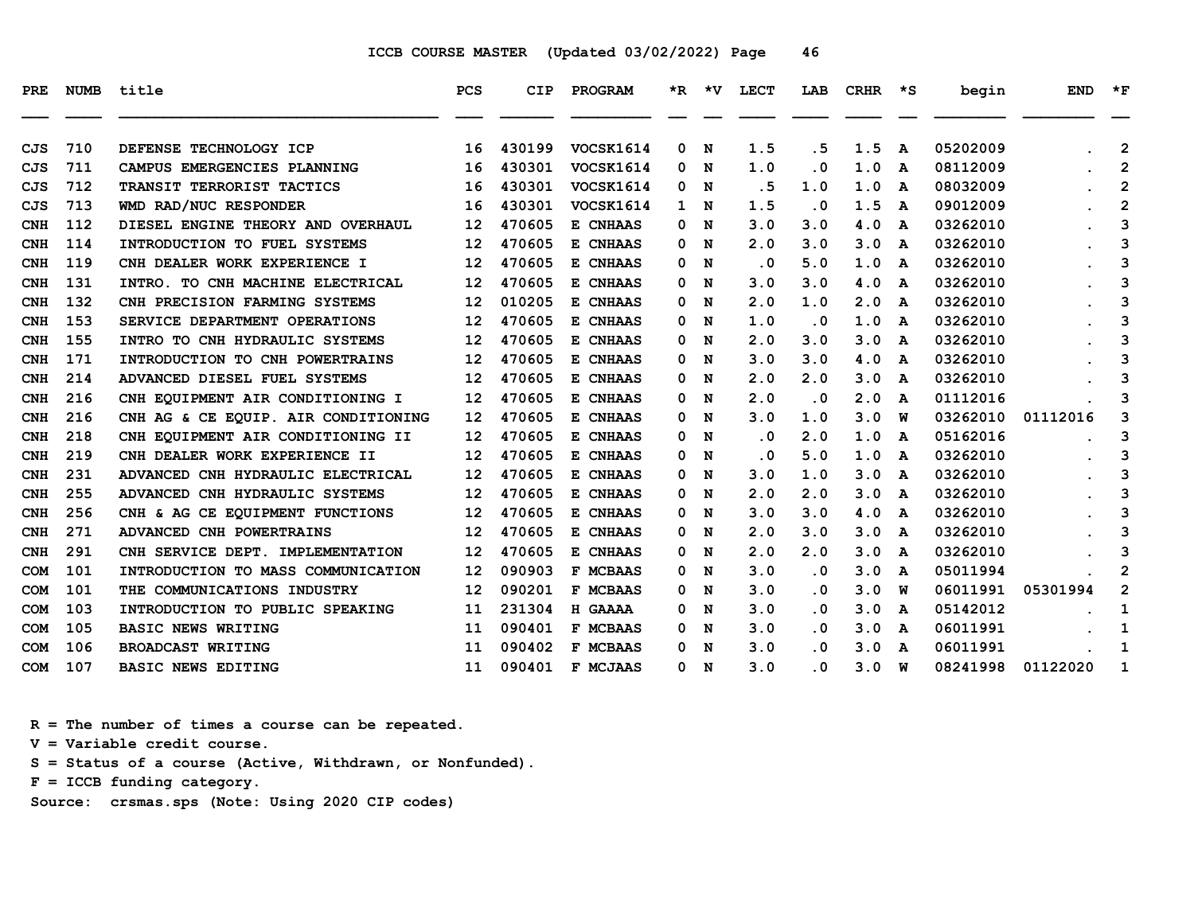ICCB COURSE MASTER (Updated 03/02/2022)

| PRE | NUMB | title | PCS | CIP | PROGRAM | *R | *V | LECT | LAB | CRHR | *S | begin | END | *F |
|---|---|---|---|---|---|---|---|---|---|---|---|---|---|---|
| CJS | 710 | DEFENSE TECHNOLOGY ICP | 16 | 430199 | VOCSK1614 | 0 | N | 1.5 | .5 | 1.5 | A | 05202009 | . | 2 |
| CJS | 711 | CAMPUS EMERGENCIES PLANNING | 16 | 430301 | VOCSK1614 | 0 | N | 1.0 | .0 | 1.0 | A | 08112009 | . | 2 |
| CJS | 712 | TRANSIT TERRORIST TACTICS | 16 | 430301 | VOCSK1614 | 0 | N | .5 | 1.0 | 1.0 | A | 08032009 | . | 2 |
| CJS | 713 | WMD RAD/NUC RESPONDER | 16 | 430301 | VOCSK1614 | 1 | N | 1.5 | .0 | 1.5 | A | 09012009 | . | 2 |
| CNH | 112 | DIESEL ENGINE THEORY AND OVERHAUL | 12 | 470605 | E CNHAAS | 0 | N | 3.0 | 3.0 | 4.0 | A | 03262010 | . | 3 |
| CNH | 114 | INTRODUCTION TO FUEL SYSTEMS | 12 | 470605 | E CNHAAS | 0 | N | 2.0 | 3.0 | 3.0 | A | 03262010 | . | 3 |
| CNH | 119 | CNH DEALER WORK EXPERIENCE I | 12 | 470605 | E CNHAAS | 0 | N | .0 | 5.0 | 1.0 | A | 03262010 | . | 3 |
| CNH | 131 | INTRO. TO CNH MACHINE ELECTRICAL | 12 | 470605 | E CNHAAS | 0 | N | 3.0 | 3.0 | 4.0 | A | 03262010 | . | 3 |
| CNH | 132 | CNH PRECISION FARMING SYSTEMS | 12 | 010205 | E CNHAAS | 0 | N | 2.0 | 1.0 | 2.0 | A | 03262010 | . | 3 |
| CNH | 153 | SERVICE DEPARTMENT OPERATIONS | 12 | 470605 | E CNHAAS | 0 | N | 1.0 | .0 | 1.0 | A | 03262010 | . | 3 |
| CNH | 155 | INTRO TO CNH HYDRAULIC SYSTEMS | 12 | 470605 | E CNHAAS | 0 | N | 2.0 | 3.0 | 3.0 | A | 03262010 | . | 3 |
| CNH | 171 | INTRODUCTION TO CNH POWERTRAINS | 12 | 470605 | E CNHAAS | 0 | N | 3.0 | 3.0 | 4.0 | A | 03262010 | . | 3 |
| CNH | 214 | ADVANCED DIESEL FUEL SYSTEMS | 12 | 470605 | E CNHAAS | 0 | N | 2.0 | 2.0 | 3.0 | A | 03262010 | . | 3 |
| CNH | 216 | CNH EQUIPMENT AIR CONDITIONING I | 12 | 470605 | E CNHAAS | 0 | N | 2.0 | .0 | 2.0 | A | 01112016 | . | 3 |
| CNH | 216 | CNH AG & CE EQUIP. AIR CONDITIONING | 12 | 470605 | E CNHAAS | 0 | N | 3.0 | 1.0 | 3.0 | W | 03262010 | 01112016 | 3 |
| CNH | 218 | CNH EQUIPMENT AIR CONDITIONING II | 12 | 470605 | E CNHAAS | 0 | N | .0 | 2.0 | 1.0 | A | 05162016 | . | 3 |
| CNH | 219 | CNH DEALER WORK EXPERIENCE II | 12 | 470605 | E CNHAAS | 0 | N | .0 | 5.0 | 1.0 | A | 03262010 | . | 3 |
| CNH | 231 | ADVANCED CNH HYDRAULIC ELECTRICAL | 12 | 470605 | E CNHAAS | 0 | N | 3.0 | 1.0 | 3.0 | A | 03262010 | . | 3 |
| CNH | 255 | ADVANCED CNH HYDRAULIC SYSTEMS | 12 | 470605 | E CNHAAS | 0 | N | 2.0 | 2.0 | 3.0 | A | 03262010 | . | 3 |
| CNH | 256 | CNH & AG CE EQUIPMENT FUNCTIONS | 12 | 470605 | E CNHAAS | 0 | N | 3.0 | 3.0 | 4.0 | A | 03262010 | . | 3 |
| CNH | 271 | ADVANCED CNH POWERTRAINS | 12 | 470605 | E CNHAAS | 0 | N | 2.0 | 3.0 | 3.0 | A | 03262010 | . | 3 |
| CNH | 291 | CNH SERVICE DEPT. IMPLEMENTATION | 12 | 470605 | E CNHAAS | 0 | N | 2.0 | 2.0 | 3.0 | A | 03262010 | . | 3 |
| COM | 101 | INTRODUCTION TO MASS COMMUNICATION | 12 | 090903 | F MCBAAS | 0 | N | 3.0 | .0 | 3.0 | A | 05011994 | . | 2 |
| COM | 101 | THE COMMUNICATIONS INDUSTRY | 12 | 090201 | F MCBAAS | 0 | N | 3.0 | .0 | 3.0 | W | 06011991 | 05301994 | 2 |
| COM | 103 | INTRODUCTION TO PUBLIC SPEAKING | 11 | 231304 | H GAAAA | 0 | N | 3.0 | .0 | 3.0 | A | 05142012 | . | 1 |
| COM | 105 | BASIC NEWS WRITING | 11 | 090401 | F MCBAAS | 0 | N | 3.0 | .0 | 3.0 | A | 06011991 | . | 1 |
| COM | 106 | BROADCAST WRITING | 11 | 090402 | F MCBAAS | 0 | N | 3.0 | .0 | 3.0 | A | 06011991 | . | 1 |
| COM | 107 | BASIC NEWS EDITING | 11 | 090401 | F MCJAAS | 0 | N | 3.0 | .0 | 3.0 | W | 08241998 | 01122020 | 1 |

R = The number of times a course can be repeated.
V = Variable credit course.
S = Status of a course (Active, Withdrawn, or Nonfunded).
F = ICCB funding category.
Source: crsmas.sps (Note: Using 2020 CIP codes)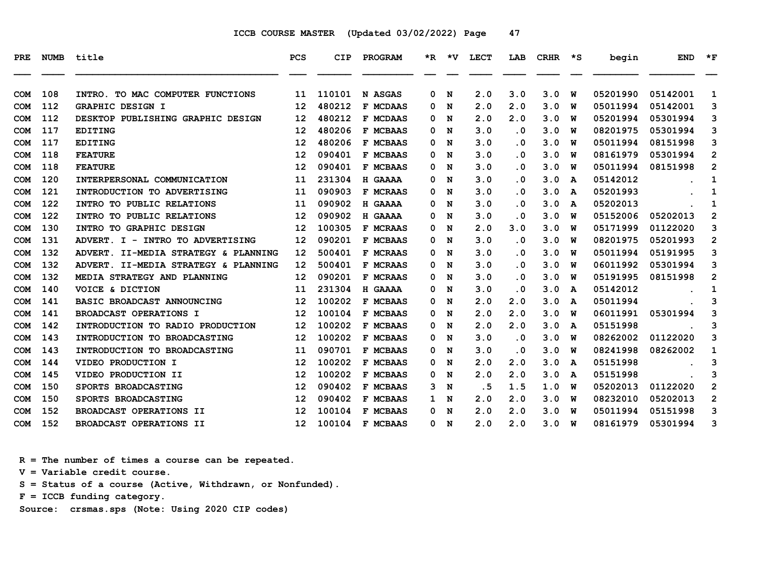ICCB COURSE MASTER (Updated 03/02/2022) Page 47

| PRE | NUMB | title | PCS | CIP | PROGRAM | *R | *V | LECT | LAB | CRHR | *S | begin | END | *F |
|---|---|---|---|---|---|---|---|---|---|---|---|---|---|---|
| COM | 108 | INTRO. TO MAC COMPUTER FUNCTIONS | 11 | 110101 | N ASGAS | 0 | N | 2.0 | 3.0 | 3.0 | W | 05201990 | 05142001 | 1 |
| COM | 112 | GRAPHIC DESIGN I | 12 | 480212 | F MCDAAS | 0 | N | 2.0 | 2.0 | 3.0 | W | 05011994 | 05142001 | 3 |
| COM | 112 | DESKTOP PUBLISHING GRAPHIC DESIGN | 12 | 480212 | F MCDAAS | 0 | N | 2.0 | 2.0 | 3.0 | W | 05201994 | 05301994 | 3 |
| COM | 117 | EDITING | 12 | 480206 | F MCBAAS | 0 | N | 3.0 | .0 | 3.0 | W | 08201975 | 05301994 | 3 |
| COM | 117 | EDITING | 12 | 480206 | F MCBAAS | 0 | N | 3.0 | .0 | 3.0 | W | 05011994 | 08151998 | 3 |
| COM | 118 | FEATURE | 12 | 090401 | F MCBAAS | 0 | N | 3.0 | .0 | 3.0 | W | 08161979 | 05301994 | 2 |
| COM | 118 | FEATURE | 12 | 090401 | F MCBAAS | 0 | N | 3.0 | .0 | 3.0 | W | 05011994 | 08151998 | 2 |
| COM | 120 | INTERPERSONAL COMMUNICATION | 11 | 231304 | H GAAAA | 0 | N | 3.0 | .0 | 3.0 | A | 05142012 | . | 1 |
| COM | 121 | INTRODUCTION TO ADVERTISING | 11 | 090903 | F MCRAAS | 0 | N | 3.0 | .0 | 3.0 | A | 05201993 | . | 1 |
| COM | 122 | INTRO TO PUBLIC RELATIONS | 11 | 090902 | H GAAAA | 0 | N | 3.0 | .0 | 3.0 | A | 05202013 | . | 1 |
| COM | 122 | INTRO TO PUBLIC RELATIONS | 12 | 090902 | H GAAAA | 0 | N | 3.0 | .0 | 3.0 | W | 05152006 | 05202013 | 2 |
| COM | 130 | INTRO TO GRAPHIC DESIGN | 12 | 100305 | F MCRAAS | 0 | N | 2.0 | 3.0 | 3.0 | W | 05171999 | 01122020 | 3 |
| COM | 131 | ADVERT. I - INTRO TO ADVERTISING | 12 | 090201 | F MCBAAS | 0 | N | 3.0 | .0 | 3.0 | W | 08201975 | 05201993 | 2 |
| COM | 132 | ADVERT. II-MEDIA STRATEGY & PLANNING | 12 | 500401 | F MCRAAS | 0 | N | 3.0 | .0 | 3.0 | W | 05011994 | 05191995 | 3 |
| COM | 132 | ADVERT. II-MEDIA STRATEGY & PLANNING | 12 | 500401 | F MCRAAS | 0 | N | 3.0 | .0 | 3.0 | W | 06011992 | 05301994 | 3 |
| COM | 132 | MEDIA STRATEGY AND PLANNING | 12 | 090201 | F MCRAAS | 0 | N | 3.0 | .0 | 3.0 | W | 05191995 | 08151998 | 2 |
| COM | 140 | VOICE & DICTION | 11 | 231304 | H GAAAA | 0 | N | 3.0 | .0 | 3.0 | A | 05142012 | . | 1 |
| COM | 141 | BASIC BROADCAST ANNOUNCING | 12 | 100202 | F MCBAAS | 0 | N | 2.0 | 2.0 | 3.0 | A | 05011994 | . | 3 |
| COM | 141 | BROADCAST OPERATIONS I | 12 | 100104 | F MCBAAS | 0 | N | 2.0 | 2.0 | 3.0 | W | 06011991 | 05301994 | 3 |
| COM | 142 | INTRODUCTION TO RADIO PRODUCTION | 12 | 100202 | F MCBAAS | 0 | N | 2.0 | 2.0 | 3.0 | A | 05151998 | . | 3 |
| COM | 143 | INTRODUCTION TO BROADCASTING | 12 | 100202 | F MCBAAS | 0 | N | 3.0 | .0 | 3.0 | W | 08262002 | 01122020 | 3 |
| COM | 143 | INTRODUCTION TO BROADCASTING | 11 | 090701 | F MCBAAS | 0 | N | 3.0 | .0 | 3.0 | W | 08241998 | 08262002 | 1 |
| COM | 144 | VIDEO PRODUCTION I | 12 | 100202 | F MCBAAS | 0 | N | 2.0 | 2.0 | 3.0 | A | 05151998 | . | 3 |
| COM | 145 | VIDEO PRODUCTION II | 12 | 100202 | F MCBAAS | 0 | N | 2.0 | 2.0 | 3.0 | A | 05151998 | . | 3 |
| COM | 150 | SPORTS BROADCASTING | 12 | 090402 | F MCBAAS | 3 | N | .5 | 1.5 | 1.0 | W | 05202013 | 01122020 | 2 |
| COM | 150 | SPORTS BROADCASTING | 12 | 090402 | F MCBAAS | 1 | N | 2.0 | 2.0 | 3.0 | W | 08232010 | 05202013 | 2 |
| COM | 152 | BROADCAST OPERATIONS II | 12 | 100104 | F MCBAAS | 0 | N | 2.0 | 2.0 | 3.0 | W | 05011994 | 05151998 | 3 |
| COM | 152 | BROADCAST OPERATIONS II | 12 | 100104 | F MCBAAS | 0 | N | 2.0 | 2.0 | 3.0 | W | 08161979 | 05301994 | 3 |

R = The number of times a course can be repeated.
V = Variable credit course.
S = Status of a course (Active, Withdrawn, or Nonfunded).
F = ICCB funding category.
Source: crsmas.sps (Note: Using 2020 CIP codes)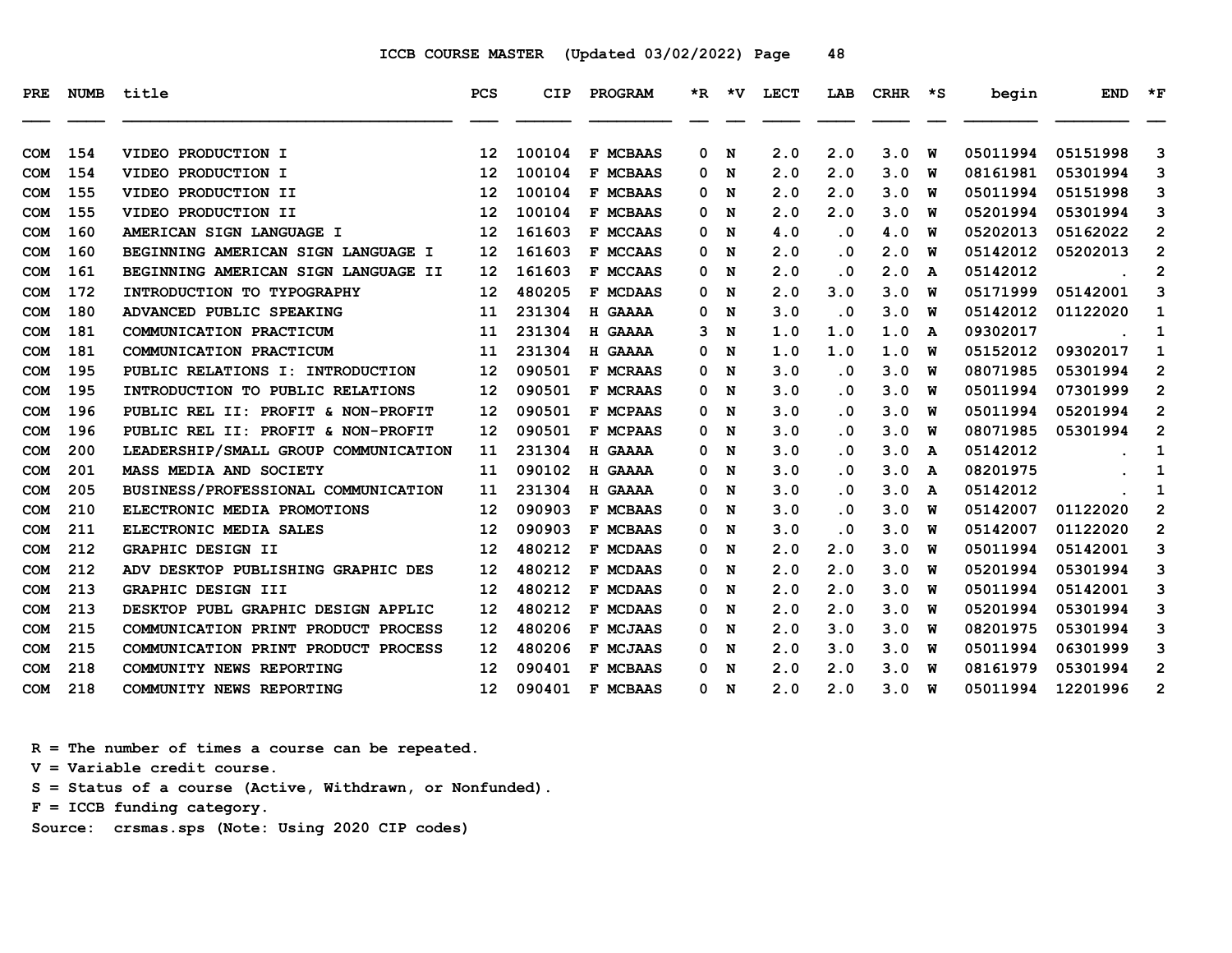ICCB COURSE MASTER (Updated 03/02/2022) Page 48

| PRE | NUMB | title | PCS | CIP | PROGRAM | *R | *V | LECT | LAB | CRHR | *S | begin | END | *F |
|---|---|---|---|---|---|---|---|---|---|---|---|---|---|---|
| COM | 154 | VIDEO PRODUCTION I | 12 | 100104 | F MCBAAS | 0 | N | 2.0 | 2.0 | 3.0 | W | 05011994 | 05151998 | 3 |
| COM | 154 | VIDEO PRODUCTION I | 12 | 100104 | F MCBAAS | 0 | N | 2.0 | 2.0 | 3.0 | W | 08161981 | 05301994 | 3 |
| COM | 155 | VIDEO PRODUCTION II | 12 | 100104 | F MCBAAS | 0 | N | 2.0 | 2.0 | 3.0 | W | 05011994 | 05151998 | 3 |
| COM | 155 | VIDEO PRODUCTION II | 12 | 100104 | F MCBAAS | 0 | N | 2.0 | 2.0 | 3.0 | W | 05201994 | 05301994 | 3 |
| COM | 160 | AMERICAN SIGN LANGUAGE I | 12 | 161603 | F MCCAAS | 0 | N | 4.0 | .0 | 4.0 | W | 05202013 | 05162022 | 2 |
| COM | 160 | BEGINNING AMERICAN SIGN LANGUAGE I | 12 | 161603 | F MCCAAS | 0 | N | 2.0 | .0 | 2.0 | W | 05142012 | 05202013 | 2 |
| COM | 161 | BEGINNING AMERICAN SIGN LANGUAGE II | 12 | 161603 | F MCCAAS | 0 | N | 2.0 | .0 | 2.0 | A | 05142012 | . | 2 |
| COM | 172 | INTRODUCTION TO TYPOGRAPHY | 12 | 480205 | F MCDAAS | 0 | N | 2.0 | 3.0 | 3.0 | W | 05171999 | 05142001 | 3 |
| COM | 180 | ADVANCED PUBLIC SPEAKING | 11 | 231304 | H GAAAA | 0 | N | 3.0 | .0 | 3.0 | W | 05142012 | 01122020 | 1 |
| COM | 181 | COMMUNICATION PRACTICUM | 11 | 231304 | H GAAAA | 3 | N | 1.0 | 1.0 | 1.0 | A | 09302017 | . | 1 |
| COM | 181 | COMMUNICATION PRACTICUM | 11 | 231304 | H GAAAA | 0 | N | 1.0 | 1.0 | 1.0 | W | 05152012 | 09302017 | 1 |
| COM | 195 | PUBLIC RELATIONS I: INTRODUCTION | 12 | 090501 | F MCRAAS | 0 | N | 3.0 | .0 | 3.0 | W | 08071985 | 05301994 | 2 |
| COM | 195 | INTRODUCTION TO PUBLIC RELATIONS | 12 | 090501 | F MCRAAS | 0 | N | 3.0 | .0 | 3.0 | W | 05011994 | 07301999 | 2 |
| COM | 196 | PUBLIC REL II: PROFIT & NON-PROFIT | 12 | 090501 | F MCPAAS | 0 | N | 3.0 | .0 | 3.0 | W | 05011994 | 05201994 | 2 |
| COM | 196 | PUBLIC REL II: PROFIT & NON-PROFIT | 12 | 090501 | F MCPAAS | 0 | N | 3.0 | .0 | 3.0 | W | 08071985 | 05301994 | 2 |
| COM | 200 | LEADERSHIP/SMALL GROUP COMMUNICATION | 11 | 231304 | H GAAAA | 0 | N | 3.0 | .0 | 3.0 | A | 05142012 | . | 1 |
| COM | 201 | MASS MEDIA AND SOCIETY | 11 | 090102 | H GAAAA | 0 | N | 3.0 | .0 | 3.0 | A | 08201975 | . | 1 |
| COM | 205 | BUSINESS/PROFESSIONAL COMMUNICATION | 11 | 231304 | H GAAAA | 0 | N | 3.0 | .0 | 3.0 | A | 05142012 | . | 1 |
| COM | 210 | ELECTRONIC MEDIA PROMOTIONS | 12 | 090903 | F MCBAAS | 0 | N | 3.0 | .0 | 3.0 | W | 05142007 | 01122020 | 2 |
| COM | 211 | ELECTRONIC MEDIA SALES | 12 | 090903 | F MCBAAS | 0 | N | 3.0 | .0 | 3.0 | W | 05142007 | 01122020 | 2 |
| COM | 212 | GRAPHIC DESIGN II | 12 | 480212 | F MCDAAS | 0 | N | 2.0 | 2.0 | 3.0 | W | 05011994 | 05142001 | 3 |
| COM | 212 | ADV DESKTOP PUBLISHING GRAPHIC DES | 12 | 480212 | F MCDAAS | 0 | N | 2.0 | 2.0 | 3.0 | W | 05201994 | 05301994 | 3 |
| COM | 213 | GRAPHIC DESIGN III | 12 | 480212 | F MCDAAS | 0 | N | 2.0 | 2.0 | 3.0 | W | 05011994 | 05142001 | 3 |
| COM | 213 | DESKTOP PUBL GRAPHIC DESIGN APPLIC | 12 | 480212 | F MCDAAS | 0 | N | 2.0 | 2.0 | 3.0 | W | 05201994 | 05301994 | 3 |
| COM | 215 | COMMUNICATION PRINT PRODUCT PROCESS | 12 | 480206 | F MCJAAS | 0 | N | 2.0 | 3.0 | 3.0 | W | 08201975 | 05301994 | 3 |
| COM | 215 | COMMUNICATION PRINT PRODUCT PROCESS | 12 | 480206 | F MCJAAS | 0 | N | 2.0 | 3.0 | 3.0 | W | 05011994 | 06301999 | 3 |
| COM | 218 | COMMUNITY NEWS REPORTING | 12 | 090401 | F MCBAAS | 0 | N | 2.0 | 2.0 | 3.0 | W | 08161979 | 05301994 | 2 |
| COM | 218 | COMMUNITY NEWS REPORTING | 12 | 090401 | F MCBAAS | 0 | N | 2.0 | 2.0 | 3.0 | W | 05011994 | 12201996 | 2 |

R = The number of times a course can be repeated.
V = Variable credit course.
S = Status of a course (Active, Withdrawn, or Nonfunded).
F = ICCB funding category.
Source: crsmas.sps (Note: Using 2020 CIP codes)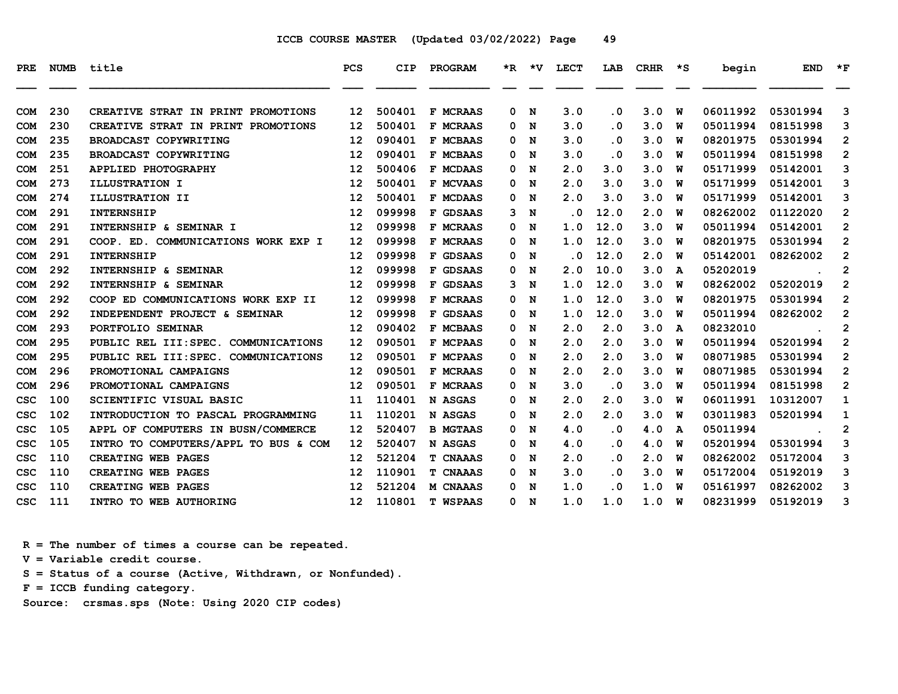ICCB COURSE MASTER (Updated 03/02/2022)

| PRE | NUMB | title | PCS | CIP | PROGRAM | *R | *V | LECT | LAB | CRHR | *S | begin | END | *F |
|---|---|---|---|---|---|---|---|---|---|---|---|---|---|---|
| COM | 230 | CREATIVE STRAT IN PRINT PROMOTIONS | 12 | 500401 | F MCRAAS | 0 | N | 3.0 | .0 | 3.0 | W | 06011992 | 05301994 | 3 |
| COM | 230 | CREATIVE STRAT IN PRINT PROMOTIONS | 12 | 500401 | F MCRAAS | 0 | N | 3.0 | .0 | 3.0 | W | 05011994 | 08151998 | 3 |
| COM | 235 | BROADCAST COPYWRITING | 12 | 090401 | F MCBAAS | 0 | N | 3.0 | .0 | 3.0 | W | 08201975 | 05301994 | 2 |
| COM | 235 | BROADCAST COPYWRITING | 12 | 090401 | F MCBAAS | 0 | N | 3.0 | .0 | 3.0 | W | 05011994 | 08151998 | 2 |
| COM | 251 | APPLIED PHOTOGRAPHY | 12 | 500406 | F MCDAAS | 0 | N | 2.0 | 3.0 | 3.0 | W | 05171999 | 05142001 | 3 |
| COM | 273 | ILLUSTRATION I | 12 | 500401 | F MCVAAS | 0 | N | 2.0 | 3.0 | 3.0 | W | 05171999 | 05142001 | 3 |
| COM | 274 | ILLUSTRATION II | 12 | 500401 | F MCDAAS | 0 | N | 2.0 | 3.0 | 3.0 | W | 05171999 | 05142001 | 3 |
| COM | 291 | INTERNSHIP | 12 | 099998 | F GDSAAS | 3 | N | .0 | 12.0 | 2.0 | W | 08262002 | 01122020 | 2 |
| COM | 291 | INTERNSHIP & SEMINAR I | 12 | 099998 | F MCRAAS | 0 | N | 1.0 | 12.0 | 3.0 | W | 05011994 | 05142001 | 2 |
| COM | 291 | COOP. ED. COMMUNICATIONS WORK EXP I | 12 | 099998 | F MCRAAS | 0 | N | 1.0 | 12.0 | 3.0 | W | 08201975 | 05301994 | 2 |
| COM | 291 | INTERNSHIP | 12 | 099998 | F GDSAAS | 0 | N | .0 | 12.0 | 2.0 | W | 05142001 | 08262002 | 2 |
| COM | 292 | INTERNSHIP & SEMINAR | 12 | 099998 | F GDSAAS | 0 | N | 2.0 | 10.0 | 3.0 | A | 05202019 | . | 2 |
| COM | 292 | INTERNSHIP & SEMINAR | 12 | 099998 | F GDSAAS | 3 | N | 1.0 | 12.0 | 3.0 | W | 08262002 | 05202019 | 2 |
| COM | 292 | COOP ED COMMUNICATIONS WORK EXP II | 12 | 099998 | F MCRAAS | 0 | N | 1.0 | 12.0 | 3.0 | W | 08201975 | 05301994 | 2 |
| COM | 292 | INDEPENDENT PROJECT & SEMINAR | 12 | 099998 | F GDSAAS | 0 | N | 1.0 | 12.0 | 3.0 | W | 05011994 | 08262002 | 2 |
| COM | 293 | PORTFOLIO SEMINAR | 12 | 090402 | F MCBAAS | 0 | N | 2.0 | 2.0 | 3.0 | A | 08232010 | . | 2 |
| COM | 295 | PUBLIC REL III:SPEC. COMMUNICATIONS | 12 | 090501 | F MCPAAS | 0 | N | 2.0 | 2.0 | 3.0 | W | 05011994 | 05201994 | 2 |
| COM | 295 | PUBLIC REL III:SPEC. COMMUNICATIONS | 12 | 090501 | F MCPAAS | 0 | N | 2.0 | 2.0 | 3.0 | W | 08071985 | 05301994 | 2 |
| COM | 296 | PROMOTIONAL CAMPAIGNS | 12 | 090501 | F MCRAAS | 0 | N | 2.0 | 2.0 | 3.0 | W | 08071985 | 05301994 | 2 |
| COM | 296 | PROMOTIONAL CAMPAIGNS | 12 | 090501 | F MCRAAS | 0 | N | 3.0 | .0 | 3.0 | W | 05011994 | 08151998 | 2 |
| CSC | 100 | SCIENTIFIC VISUAL BASIC | 11 | 110401 | N ASGAS | 0 | N | 2.0 | 2.0 | 3.0 | W | 06011991 | 10312007 | 1 |
| CSC | 102 | INTRODUCTION TO PASCAL PROGRAMMING | 11 | 110201 | N ASGAS | 0 | N | 2.0 | 2.0 | 3.0 | W | 03011983 | 05201994 | 1 |
| CSC | 105 | APPL OF COMPUTERS IN BUSN/COMMERCE | 12 | 520407 | B MGTAAS | 0 | N | 4.0 | .0 | 4.0 | A | 05011994 | . | 2 |
| CSC | 105 | INTRO TO COMPUTERS/APPL TO BUS & COM | 12 | 520407 | N ASGAS | 0 | N | 4.0 | .0 | 4.0 | W | 05201994 | 05301994 | 3 |
| CSC | 110 | CREATING WEB PAGES | 12 | 521204 | T CNAAAS | 0 | N | 2.0 | .0 | 2.0 | W | 08262002 | 05172004 | 3 |
| CSC | 110 | CREATING WEB PAGES | 12 | 110901 | T CNAAAS | 0 | N | 3.0 | .0 | 3.0 | W | 05172004 | 05192019 | 3 |
| CSC | 110 | CREATING WEB PAGES | 12 | 521204 | M CNAAAS | 0 | N | 1.0 | .0 | 1.0 | W | 05161997 | 08262002 | 3 |
| CSC | 111 | INTRO TO WEB AUTHORING | 12 | 110801 | T WSPAAS | 0 | N | 1.0 | 1.0 | 1.0 | W | 08231999 | 05192019 | 3 |

R = The number of times a course can be repeated.
V = Variable credit course.
S = Status of a course (Active, Withdrawn, or Nonfunded).
F = ICCB funding category.
Source: crsmas.sps (Note: Using 2020 CIP codes)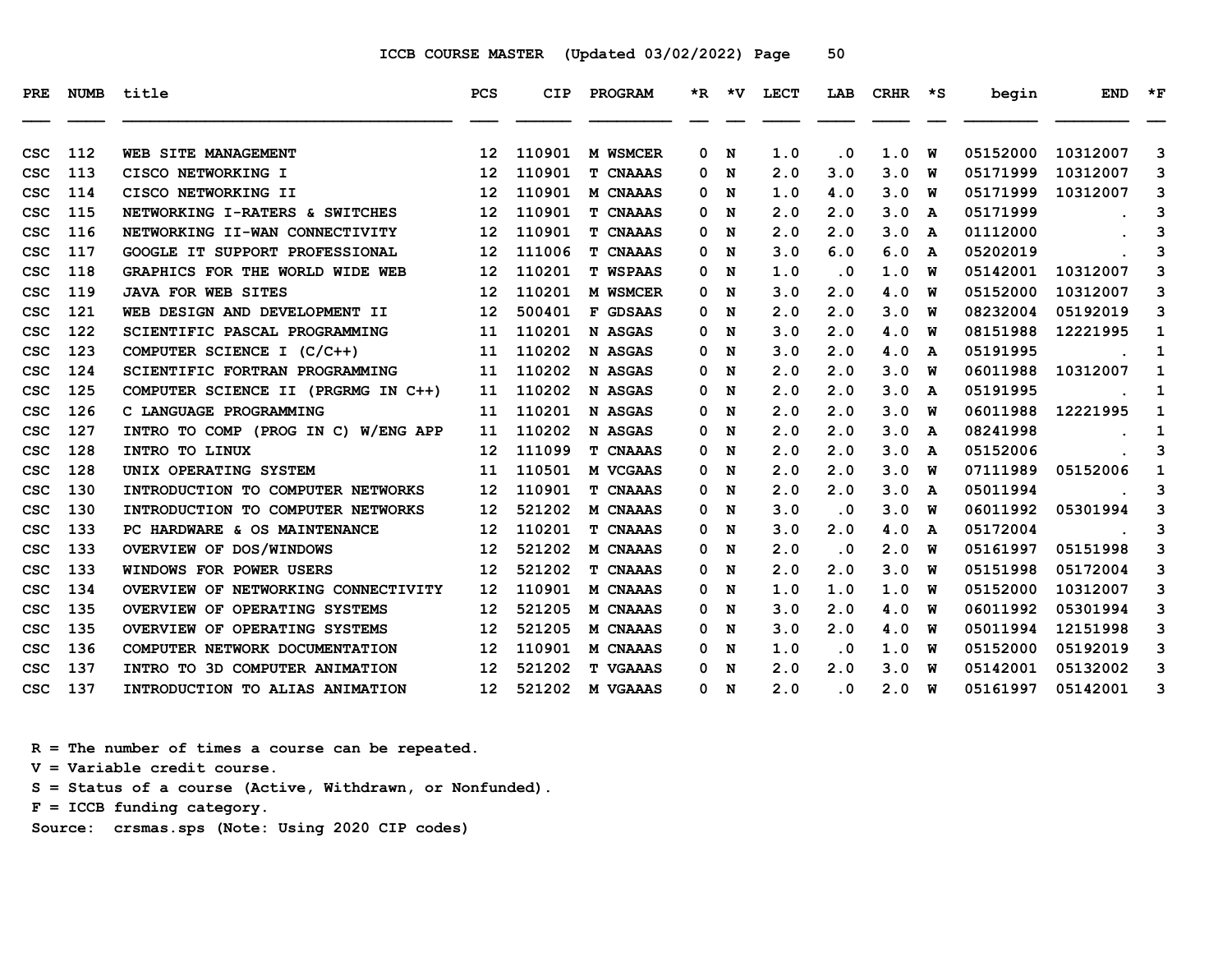ICCB COURSE MASTER (Updated 03/02/2022)

| PRE | NUMB | title | PCS | CIP | PROGRAM | *R | *V | LECT | LAB | CRHR | *S | begin | END | *F |
|---|---|---|---|---|---|---|---|---|---|---|---|---|---|---|
| CSC | 112 | WEB SITE MANAGEMENT | 12 | 110901 | M WSMCER | 0 | N | 1.0 | .0 | 1.0 | W | 05152000 | 10312007 | 3 |
| CSC | 113 | CISCO NETWORKING I | 12 | 110901 | T CNAAAS | 0 | N | 2.0 | 3.0 | 3.0 | W | 05171999 | 10312007 | 3 |
| CSC | 114 | CISCO NETWORKING II | 12 | 110901 | M CNAAAS | 0 | N | 1.0 | 4.0 | 3.0 | W | 05171999 | 10312007 | 3 |
| CSC | 115 | NETWORKING I-RATERS & SWITCHES | 12 | 110901 | T CNAAAS | 0 | N | 2.0 | 2.0 | 3.0 | A | 05171999 | . | 3 |
| CSC | 116 | NETWORKING II-WAN CONNECTIVITY | 12 | 110901 | T CNAAAS | 0 | N | 2.0 | 2.0 | 3.0 | A | 01112000 | . | 3 |
| CSC | 117 | GOOGLE IT SUPPORT PROFESSIONAL | 12 | 111006 | T CNAAAS | 0 | N | 3.0 | 6.0 | 6.0 | A | 05202019 | . | 3 |
| CSC | 118 | GRAPHICS FOR THE WORLD WIDE WEB | 12 | 110201 | T WSPAAS | 0 | N | 1.0 | .0 | 1.0 | W | 05142001 | 10312007 | 3 |
| CSC | 119 | JAVA FOR WEB SITES | 12 | 110201 | M WSMCER | 0 | N | 3.0 | 2.0 | 4.0 | W | 05152000 | 10312007 | 3 |
| CSC | 121 | WEB DESIGN AND DEVELOPMENT II | 12 | 500401 | F GDSAAS | 0 | N | 2.0 | 2.0 | 3.0 | W | 08232004 | 05192019 | 3 |
| CSC | 122 | SCIENTIFIC PASCAL PROGRAMMING | 11 | 110201 | N ASGAS | 0 | N | 3.0 | 2.0 | 4.0 | W | 08151988 | 12221995 | 1 |
| CSC | 123 | COMPUTER SCIENCE I (C/C++) | 11 | 110202 | N ASGAS | 0 | N | 3.0 | 2.0 | 4.0 | A | 05191995 | . | 1 |
| CSC | 124 | SCIENTIFIC FORTRAN PROGRAMMING | 11 | 110202 | N ASGAS | 0 | N | 2.0 | 2.0 | 3.0 | W | 06011988 | 10312007 | 1 |
| CSC | 125 | COMPUTER SCIENCE II (PRGRMG IN C++) | 11 | 110202 | N ASGAS | 0 | N | 2.0 | 2.0 | 3.0 | A | 05191995 | . | 1 |
| CSC | 126 | C LANGUAGE PROGRAMMING | 11 | 110201 | N ASGAS | 0 | N | 2.0 | 2.0 | 3.0 | W | 06011988 | 12221995 | 1 |
| CSC | 127 | INTRO TO COMP (PROG IN C) W/ENG APP | 11 | 110202 | N ASGAS | 0 | N | 2.0 | 2.0 | 3.0 | A | 08241998 | . | 1 |
| CSC | 128 | INTRO TO LINUX | 12 | 111099 | T CNAAAS | 0 | N | 2.0 | 2.0 | 3.0 | A | 05152006 | . | 3 |
| CSC | 128 | UNIX OPERATING SYSTEM | 11 | 110501 | M VCGAAS | 0 | N | 2.0 | 2.0 | 3.0 | W | 07111989 | 05152006 | 1 |
| CSC | 130 | INTRODUCTION TO COMPUTER NETWORKS | 12 | 110901 | T CNAAAS | 0 | N | 2.0 | 2.0 | 3.0 | A | 05011994 | . | 3 |
| CSC | 130 | INTRODUCTION TO COMPUTER NETWORKS | 12 | 521202 | M CNAAAS | 0 | N | 3.0 | .0 | 3.0 | W | 06011992 | 05301994 | 3 |
| CSC | 133 | PC HARDWARE & OS MAINTENANCE | 12 | 110201 | T CNAAAS | 0 | N | 3.0 | 2.0 | 4.0 | A | 05172004 | . | 3 |
| CSC | 133 | OVERVIEW OF DOS/WINDOWS | 12 | 521202 | M CNAAAS | 0 | N | 2.0 | .0 | 2.0 | W | 05161997 | 05151998 | 3 |
| CSC | 133 | WINDOWS FOR POWER USERS | 12 | 521202 | T CNAAAS | 0 | N | 2.0 | 2.0 | 3.0 | W | 05151998 | 05172004 | 3 |
| CSC | 134 | OVERVIEW OF NETWORKING CONNECTIVITY | 12 | 110901 | M CNAAAS | 0 | N | 1.0 | 1.0 | 1.0 | W | 05152000 | 10312007 | 3 |
| CSC | 135 | OVERVIEW OF OPERATING SYSTEMS | 12 | 521205 | M CNAAAS | 0 | N | 3.0 | 2.0 | 4.0 | W | 06011992 | 05301994 | 3 |
| CSC | 135 | OVERVIEW OF OPERATING SYSTEMS | 12 | 521205 | M CNAAAS | 0 | N | 3.0 | 2.0 | 4.0 | W | 05011994 | 12151998 | 3 |
| CSC | 136 | COMPUTER NETWORK DOCUMENTATION | 12 | 110901 | M CNAAAS | 0 | N | 1.0 | .0 | 1.0 | W | 05152000 | 05192019 | 3 |
| CSC | 137 | INTRO TO 3D COMPUTER ANIMATION | 12 | 521202 | T VGAAAS | 0 | N | 2.0 | 2.0 | 3.0 | W | 05142001 | 05132002 | 3 |
| CSC | 137 | INTRODUCTION TO ALIAS ANIMATION | 12 | 521202 | M VGAAAS | 0 | N | 2.0 | .0 | 2.0 | W | 05161997 | 05142001 | 3 |

R = The number of times a course can be repeated.
V = Variable credit course.
S = Status of a course (Active, Withdrawn, or Nonfunded).
F = ICCB funding category.
Source: crsmas.sps (Note: Using 2020 CIP codes)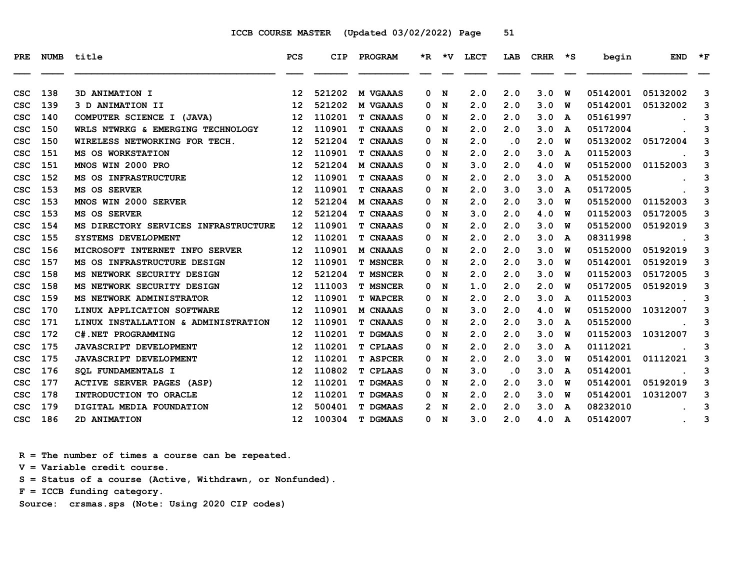ICCB COURSE MASTER (Updated 03/02/2022)

| PRE | NUMB | title | PCS | CIP | PROGRAM | *R | *V | LECT | LAB | CRHR | *S | begin | END | *F |
|---|---|---|---|---|---|---|---|---|---|---|---|---|---|---|
| CSC | 138 | 3D ANIMATION I | 12 | 521202 | M VGAAAS | 0 | N | 2.0 | 2.0 | 3.0 | W | 05142001 | 05132002 | 3 |
| CSC | 139 | 3 D ANIMATION II | 12 | 521202 | M VGAAAS | 0 | N | 2.0 | 2.0 | 3.0 | W | 05142001 | 05132002 | 3 |
| CSC | 140 | COMPUTER SCIENCE I (JAVA) | 12 | 110201 | T CNAAAS | 0 | N | 2.0 | 2.0 | 3.0 | A | 05161997 | . | 3 |
| CSC | 150 | WRLS NTWRKG & EMERGING TECHNOLOGY | 12 | 110901 | T CNAAAS | 0 | N | 2.0 | 2.0 | 3.0 | A | 05172004 | . | 3 |
| CSC | 150 | WIRELESS NETWORKING FOR TECH. | 12 | 521204 | T CNAAAS | 0 | N | 2.0 | .0 | 2.0 | W | 05132002 | 05172004 | 3 |
| CSC | 151 | MS OS WORKSTATION | 12 | 110901 | T CNAAAS | 0 | N | 2.0 | 2.0 | 3.0 | A | 01152003 | . | 3 |
| CSC | 151 | MNOS WIN 2000 PRO | 12 | 521204 | M CNAAAS | 0 | N | 3.0 | 2.0 | 4.0 | W | 05152000 | 01152003 | 3 |
| CSC | 152 | MS OS INFRASTRUCTURE | 12 | 110901 | T CNAAAS | 0 | N | 2.0 | 2.0 | 3.0 | A | 05152000 | . | 3 |
| CSC | 153 | MS OS SERVER | 12 | 110901 | T CNAAAS | 0 | N | 2.0 | 3.0 | 3.0 | A | 05172005 | . | 3 |
| CSC | 153 | MNOS WIN 2000 SERVER | 12 | 521204 | M CNAAAS | 0 | N | 2.0 | 2.0 | 3.0 | W | 05152000 | 01152003 | 3 |
| CSC | 153 | MS OS SERVER | 12 | 521204 | T CNAAAS | 0 | N | 3.0 | 2.0 | 4.0 | W | 01152003 | 05172005 | 3 |
| CSC | 154 | MS DIRECTORY SERVICES INFRASTRUCTURE | 12 | 110901 | T CNAAAS | 0 | N | 2.0 | 2.0 | 3.0 | W | 05152000 | 05192019 | 3 |
| CSC | 155 | SYSTEMS DEVELOPMENT | 12 | 110201 | T CNAAAS | 0 | N | 2.0 | 2.0 | 3.0 | A | 08311998 | . | 3 |
| CSC | 156 | MICROSOFT INTERNET INFO SERVER | 12 | 110901 | M CNAAAS | 0 | N | 2.0 | 2.0 | 3.0 | W | 05152000 | 05192019 | 3 |
| CSC | 157 | MS OS INFRASTRUCTURE DESIGN | 12 | 110901 | T MSNCER | 0 | N | 2.0 | 2.0 | 3.0 | W | 05142001 | 05192019 | 3 |
| CSC | 158 | MS NETWORK SECURITY DESIGN | 12 | 521204 | T MSNCER | 0 | N | 2.0 | 2.0 | 3.0 | W | 01152003 | 05172005 | 3 |
| CSC | 158 | MS NETWORK SECURITY DESIGN | 12 | 111003 | T MSNCER | 0 | N | 1.0 | 2.0 | 2.0 | W | 05172005 | 05192019 | 3 |
| CSC | 159 | MS NETWORK ADMINISTRATOR | 12 | 110901 | T WAPCER | 0 | N | 2.0 | 2.0 | 3.0 | A | 01152003 | . | 3 |
| CSC | 170 | LINUX APPLICATION SOFTWARE | 12 | 110901 | M CNAAAS | 0 | N | 3.0 | 2.0 | 4.0 | W | 05152000 | 10312007 | 3 |
| CSC | 171 | LINUX INSTALLATION & ADMINISTRATION | 12 | 110901 | T CNAAAS | 0 | N | 2.0 | 2.0 | 3.0 | A | 05152000 | . | 3 |
| CSC | 172 | C#.NET PROGRAMMING | 12 | 110201 | T DGMAAS | 0 | N | 2.0 | 2.0 | 3.0 | W | 01152003 | 10312007 | 3 |
| CSC | 175 | JAVASCRIPT DEVELOPMENT | 12 | 110201 | T CPLAAS | 0 | N | 2.0 | 2.0 | 3.0 | A | 01112021 | . | 3 |
| CSC | 175 | JAVASCRIPT DEVELOPMENT | 12 | 110201 | T ASPCER | 0 | N | 2.0 | 2.0 | 3.0 | W | 05142001 | 01112021 | 3 |
| CSC | 176 | SQL FUNDAMENTALS I | 12 | 110802 | T CPLAAS | 0 | N | 3.0 | .0 | 3.0 | A | 05142001 | . | 3 |
| CSC | 177 | ACTIVE SERVER PAGES (ASP) | 12 | 110201 | T DGMAAS | 0 | N | 2.0 | 2.0 | 3.0 | W | 05142001 | 05192019 | 3 |
| CSC | 178 | INTRODUCTION TO ORACLE | 12 | 110201 | T DGMAAS | 0 | N | 2.0 | 2.0 | 3.0 | W | 05142001 | 10312007 | 3 |
| CSC | 179 | DIGITAL MEDIA FOUNDATION | 12 | 500401 | T DGMAAS | 2 | N | 2.0 | 2.0 | 3.0 | A | 08232010 | . | 3 |
| CSC | 186 | 2D ANIMATION | 12 | 100304 | T DGMAAS | 0 | N | 3.0 | 2.0 | 4.0 | A | 05142007 | . | 3 |

R = The number of times a course can be repeated.
V = Variable credit course.
S = Status of a course (Active, Withdrawn, or Nonfunded).
F = ICCB funding category.
Source: crsmas.sps (Note: Using 2020 CIP codes)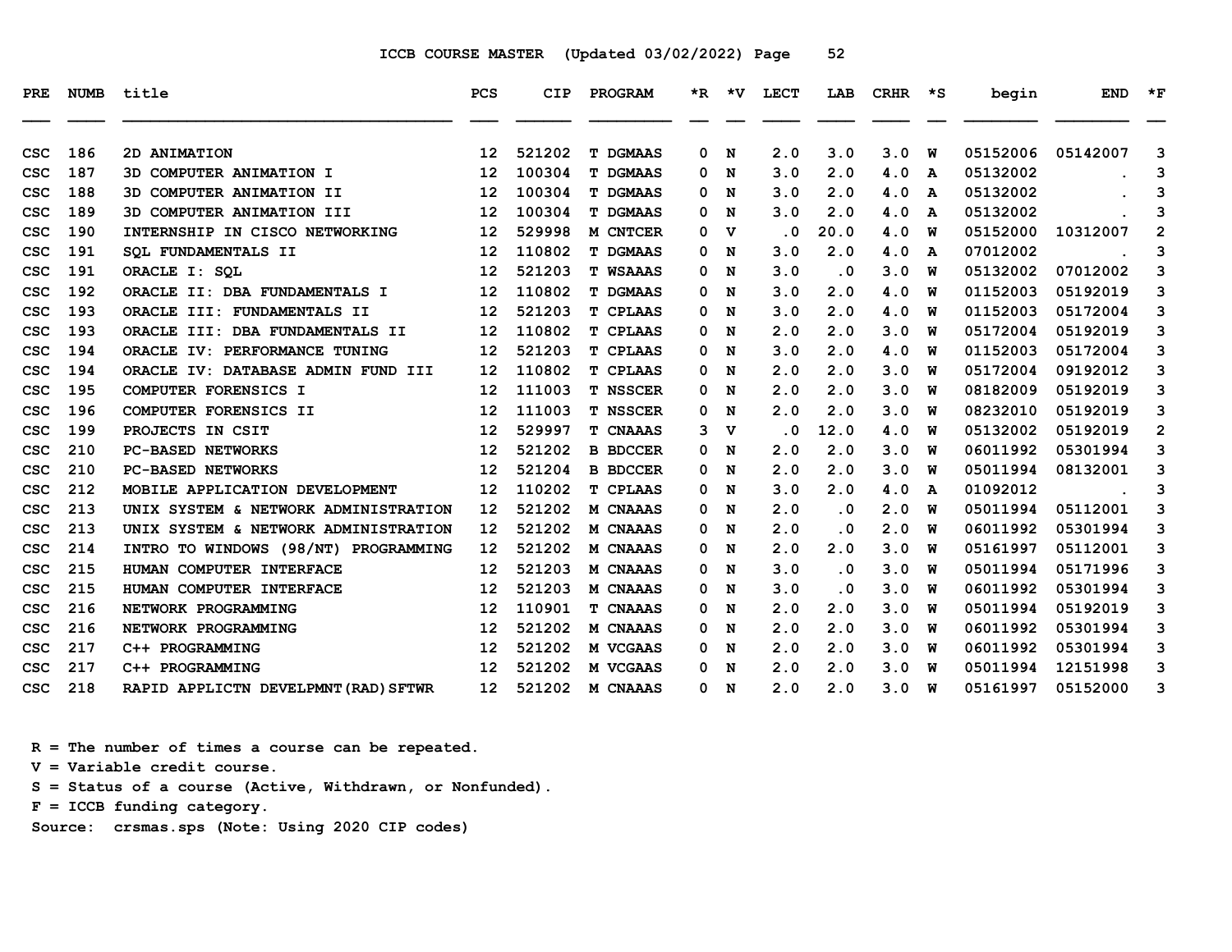ICCB COURSE MASTER (Updated 03/02/2022)

| PRE | NUMB | title | PCS | CIP | PROGRAM | *R | *V | LECT | LAB | CRHR | *S | begin | END | *F |
|---|---|---|---|---|---|---|---|---|---|---|---|---|---|---|
| CSC | 186 | 2D ANIMATION | 12 | 521202 | T DGMAAS | 0 | N | 2.0 | 3.0 | 3.0 | W | 05152006 | 05142007 | 3 |
| CSC | 187 | 3D COMPUTER ANIMATION I | 12 | 100304 | T DGMAAS | 0 | N | 3.0 | 2.0 | 4.0 | A | 05132002 | . | 3 |
| CSC | 188 | 3D COMPUTER ANIMATION II | 12 | 100304 | T DGMAAS | 0 | N | 3.0 | 2.0 | 4.0 | A | 05132002 | . | 3 |
| CSC | 189 | 3D COMPUTER ANIMATION III | 12 | 100304 | T DGMAAS | 0 | N | 3.0 | 2.0 | 4.0 | A | 05132002 | . | 3 |
| CSC | 190 | INTERNSHIP IN CISCO NETWORKING | 12 | 529998 | M CNTCER | 0 | V | .0 | 20.0 | 4.0 | W | 05152000 | 10312007 | 2 |
| CSC | 191 | SQL FUNDAMENTALS II | 12 | 110802 | T DGMAAS | 0 | N | 3.0 | 2.0 | 4.0 | A | 07012002 | . | 3 |
| CSC | 191 | ORACLE I: SQL | 12 | 521203 | T WSAAAS | 0 | N | 3.0 | .0 | 3.0 | W | 05132002 | 07012002 | 3 |
| CSC | 192 | ORACLE II: DBA FUNDAMENTALS I | 12 | 110802 | T DGMAAS | 0 | N | 3.0 | 2.0 | 4.0 | W | 01152003 | 05192019 | 3 |
| CSC | 193 | ORACLE III: FUNDAMENTALS II | 12 | 521203 | T CPLAAS | 0 | N | 3.0 | 2.0 | 4.0 | W | 01152003 | 05172004 | 3 |
| CSC | 193 | ORACLE III: DBA FUNDAMENTALS II | 12 | 110802 | T CPLAAS | 0 | N | 2.0 | 2.0 | 3.0 | W | 05172004 | 05192019 | 3 |
| CSC | 194 | ORACLE IV: PERFORMANCE TUNING | 12 | 521203 | T CPLAAS | 0 | N | 3.0 | 2.0 | 4.0 | W | 01152003 | 05172004 | 3 |
| CSC | 194 | ORACLE IV: DATABASE ADMIN FUND III | 12 | 110802 | T CPLAAS | 0 | N | 2.0 | 2.0 | 3.0 | W | 05172004 | 09192012 | 3 |
| CSC | 195 | COMPUTER FORENSICS I | 12 | 111003 | T NSSCER | 0 | N | 2.0 | 2.0 | 3.0 | W | 08182009 | 05192019 | 3 |
| CSC | 196 | COMPUTER FORENSICS II | 12 | 111003 | T NSSCER | 0 | N | 2.0 | 2.0 | 3.0 | W | 08232010 | 05192019 | 3 |
| CSC | 199 | PROJECTS IN CSIT | 12 | 529997 | T CNAAAS | 3 | V | .0 | 12.0 | 4.0 | W | 05132002 | 05192019 | 2 |
| CSC | 210 | PC-BASED NETWORKS | 12 | 521202 | B BDCCER | 0 | N | 2.0 | 2.0 | 3.0 | W | 06011992 | 05301994 | 3 |
| CSC | 210 | PC-BASED NETWORKS | 12 | 521204 | B BDCCER | 0 | N | 2.0 | 2.0 | 3.0 | W | 05011994 | 08132001 | 3 |
| CSC | 212 | MOBILE APPLICATION DEVELOPMENT | 12 | 110202 | T CPLAAS | 0 | N | 3.0 | 2.0 | 4.0 | A | 01092012 | . | 3 |
| CSC | 213 | UNIX SYSTEM & NETWORK ADMINISTRATION | 12 | 521202 | M CNAAAS | 0 | N | 2.0 | .0 | 2.0 | W | 05011994 | 05112001 | 3 |
| CSC | 213 | UNIX SYSTEM & NETWORK ADMINISTRATION | 12 | 521202 | M CNAAAS | 0 | N | 2.0 | .0 | 2.0 | W | 06011992 | 05301994 | 3 |
| CSC | 214 | INTRO TO WINDOWS (98/NT) PROGRAMMING | 12 | 521202 | M CNAAAS | 0 | N | 2.0 | 2.0 | 3.0 | W | 05161997 | 05112001 | 3 |
| CSC | 215 | HUMAN COMPUTER INTERFACE | 12 | 521203 | M CNAAAS | 0 | N | 3.0 | .0 | 3.0 | W | 05011994 | 05171996 | 3 |
| CSC | 215 | HUMAN COMPUTER INTERFACE | 12 | 521203 | M CNAAAS | 0 | N | 3.0 | .0 | 3.0 | W | 06011992 | 05301994 | 3 |
| CSC | 216 | NETWORK PROGRAMMING | 12 | 110901 | T CNAAAS | 0 | N | 2.0 | 2.0 | 3.0 | W | 05011994 | 05192019 | 3 |
| CSC | 216 | NETWORK PROGRAMMING | 12 | 521202 | M CNAAAS | 0 | N | 2.0 | 2.0 | 3.0 | W | 06011992 | 05301994 | 3 |
| CSC | 217 | C++ PROGRAMMING | 12 | 521202 | M VCGAAS | 0 | N | 2.0 | 2.0 | 3.0 | W | 06011992 | 05301994 | 3 |
| CSC | 217 | C++ PROGRAMMING | 12 | 521202 | M VCGAAS | 0 | N | 2.0 | 2.0 | 3.0 | W | 05011994 | 12151998 | 3 |
| CSC | 218 | RAPID APPLICTN DEVELPMNT(RAD)SFTWR | 12 | 521202 | M CNAAAS | 0 | N | 2.0 | 2.0 | 3.0 | W | 05161997 | 05152000 | 3 |

R = The number of times a course can be repeated.
V = Variable credit course.
S = Status of a course (Active, Withdrawn, or Nonfunded).
F = ICCB funding category.
Source: crsmas.sps (Note: Using 2020 CIP codes)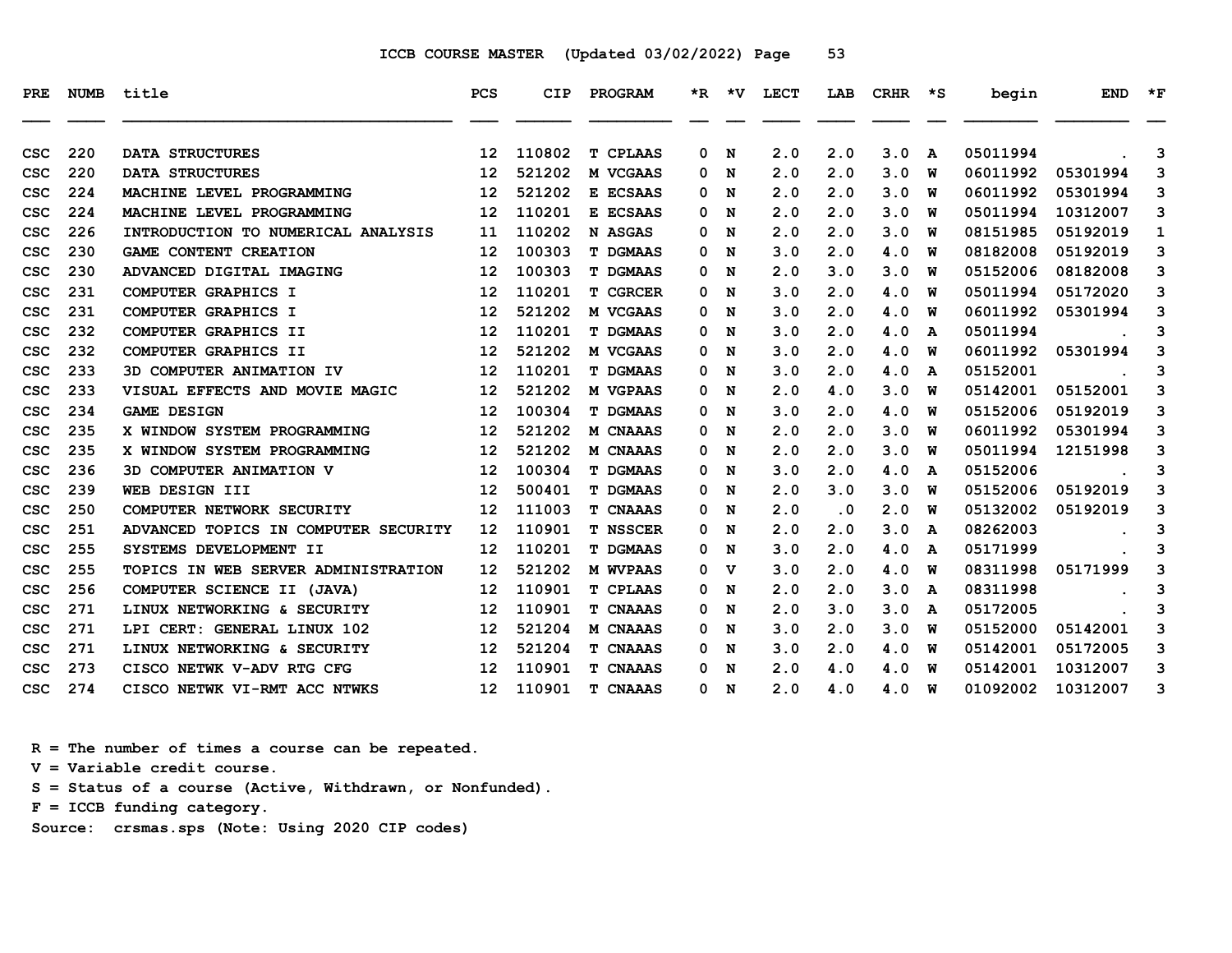ICCB COURSE MASTER (Updated 03/02/2022)

| PRE | NUMB | title | PCS | CIP | PROGRAM | *R | *V | LECT | LAB | CRHR | *S | begin | END | *F |
|---|---|---|---|---|---|---|---|---|---|---|---|---|---|---|
| CSC | 220 | DATA STRUCTURES | 12 | 110802 | T CPLAAS | 0 | N | 2.0 | 2.0 | 3.0 | A | 05011994 | . | 3 |
| CSC | 220 | DATA STRUCTURES | 12 | 521202 | M VCGAAS | 0 | N | 2.0 | 2.0 | 3.0 | W | 06011992 | 05301994 | 3 |
| CSC | 224 | MACHINE LEVEL PROGRAMMING | 12 | 521202 | E ECSAAS | 0 | N | 2.0 | 2.0 | 3.0 | W | 06011992 | 05301994 | 3 |
| CSC | 224 | MACHINE LEVEL PROGRAMMING | 12 | 110201 | E ECSAAS | 0 | N | 2.0 | 2.0 | 3.0 | W | 05011994 | 10312007 | 3 |
| CSC | 226 | INTRODUCTION TO NUMERICAL ANALYSIS | 11 | 110202 | N ASGAS | 0 | N | 2.0 | 2.0 | 3.0 | W | 08151985 | 05192019 | 1 |
| CSC | 230 | GAME CONTENT CREATION | 12 | 100303 | T DGMAAS | 0 | N | 3.0 | 2.0 | 4.0 | W | 08182008 | 05192019 | 3 |
| CSC | 230 | ADVANCED DIGITAL IMAGING | 12 | 100303 | T DGMAAS | 0 | N | 2.0 | 3.0 | 3.0 | W | 05152006 | 08182008 | 3 |
| CSC | 231 | COMPUTER GRAPHICS I | 12 | 110201 | T CGRCER | 0 | N | 3.0 | 2.0 | 4.0 | W | 05011994 | 05172020 | 3 |
| CSC | 231 | COMPUTER GRAPHICS I | 12 | 521202 | M VCGAAS | 0 | N | 3.0 | 2.0 | 4.0 | W | 06011992 | 05301994 | 3 |
| CSC | 232 | COMPUTER GRAPHICS II | 12 | 110201 | T DGMAAS | 0 | N | 3.0 | 2.0 | 4.0 | A | 05011994 | . | 3 |
| CSC | 232 | COMPUTER GRAPHICS II | 12 | 521202 | M VCGAAS | 0 | N | 3.0 | 2.0 | 4.0 | W | 06011992 | 05301994 | 3 |
| CSC | 233 | 3D COMPUTER ANIMATION IV | 12 | 110201 | T DGMAAS | 0 | N | 3.0 | 2.0 | 4.0 | A | 05152001 | . | 3 |
| CSC | 233 | VISUAL EFFECTS AND MOVIE MAGIC | 12 | 521202 | M VGPAAS | 0 | N | 2.0 | 4.0 | 3.0 | W | 05142001 | 05152001 | 3 |
| CSC | 234 | GAME DESIGN | 12 | 100304 | T DGMAAS | 0 | N | 3.0 | 2.0 | 4.0 | W | 05152006 | 05192019 | 3 |
| CSC | 235 | X WINDOW SYSTEM PROGRAMMING | 12 | 521202 | M CNAAAS | 0 | N | 2.0 | 2.0 | 3.0 | W | 06011992 | 05301994 | 3 |
| CSC | 235 | X WINDOW SYSTEM PROGRAMMING | 12 | 521202 | M CNAAAS | 0 | N | 2.0 | 2.0 | 3.0 | W | 05011994 | 12151998 | 3 |
| CSC | 236 | 3D COMPUTER ANIMATION V | 12 | 100304 | T DGMAAS | 0 | N | 3.0 | 2.0 | 4.0 | A | 05152006 | . | 3 |
| CSC | 239 | WEB DESIGN III | 12 | 500401 | T DGMAAS | 0 | N | 2.0 | 3.0 | 3.0 | W | 05152006 | 05192019 | 3 |
| CSC | 250 | COMPUTER NETWORK SECURITY | 12 | 111003 | T CNAAAS | 0 | N | 2.0 | .0 | 2.0 | W | 05132002 | 05192019 | 3 |
| CSC | 251 | ADVANCED TOPICS IN COMPUTER SECURITY | 12 | 110901 | T NSSCER | 0 | N | 2.0 | 2.0 | 3.0 | A | 08262003 | . | 3 |
| CSC | 255 | SYSTEMS DEVELOPMENT II | 12 | 110201 | T DGMAAS | 0 | N | 3.0 | 2.0 | 4.0 | A | 05171999 | . | 3 |
| CSC | 255 | TOPICS IN WEB SERVER ADMINISTRATION | 12 | 521202 | M WVPAAS | 0 | V | 3.0 | 2.0 | 4.0 | W | 08311998 | 05171999 | 3 |
| CSC | 256 | COMPUTER SCIENCE II (JAVA) | 12 | 110901 | T CPLAAS | 0 | N | 2.0 | 2.0 | 3.0 | A | 08311998 | . | 3 |
| CSC | 271 | LINUX NETWORKING & SECURITY | 12 | 110901 | T CNAAAS | 0 | N | 2.0 | 3.0 | 3.0 | A | 05172005 | . | 3 |
| CSC | 271 | LPI CERT: GENERAL LINUX 102 | 12 | 521204 | M CNAAAS | 0 | N | 3.0 | 2.0 | 3.0 | W | 05152000 | 05142001 | 3 |
| CSC | 271 | LINUX NETWORKING & SECURITY | 12 | 521204 | T CNAAAS | 0 | N | 3.0 | 2.0 | 4.0 | W | 05142001 | 05172005 | 3 |
| CSC | 273 | CISCO NETWK V-ADV RTG CFG | 12 | 110901 | T CNAAAS | 0 | N | 2.0 | 4.0 | 4.0 | W | 05142001 | 10312007 | 3 |
| CSC | 274 | CISCO NETWK VI-RMT ACC NTWKS | 12 | 110901 | T CNAAAS | 0 | N | 2.0 | 4.0 | 4.0 | W | 01092002 | 10312007 | 3 |

R = The number of times a course can be repeated.
V = Variable credit course.
S = Status of a course (Active, Withdrawn, or Nonfunded).
F = ICCB funding category.
Source: crsmas.sps (Note: Using 2020 CIP codes)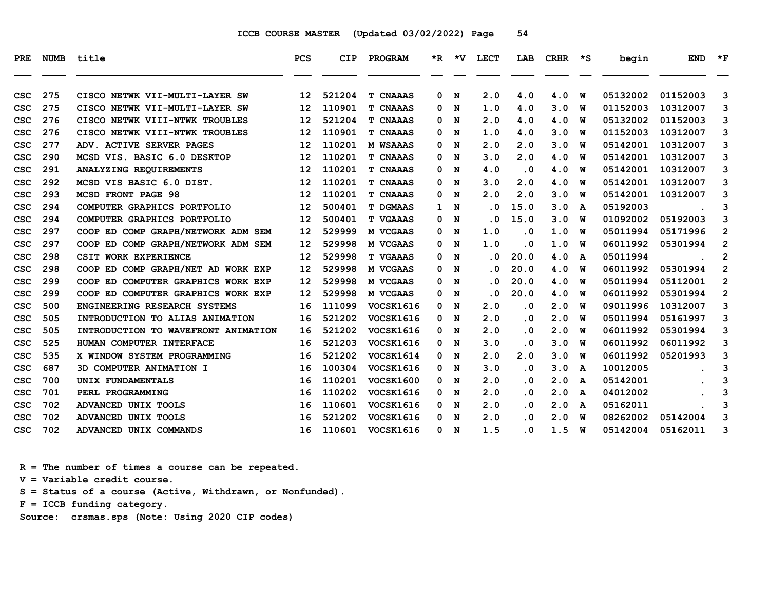ICCB COURSE MASTER (Updated 03/02/2022)

| PRE | NUMB | title | PCS | CIP | PROGRAM | *R | *V | LECT | LAB | CRHR | *S | begin | END | *F |
|---|---|---|---|---|---|---|---|---|---|---|---|---|---|---|
| CSC | 275 | CISCO NETWK VII-MULTI-LAYER SW | 12 | 521204 | T CNAAAS | 0 | N | 2.0 | 4.0 | 4.0 | W | 05132002 | 01152003 | 3 |
| CSC | 275 | CISCO NETWK VII-MULTI-LAYER SW | 12 | 110901 | T CNAAAS | 0 | N | 1.0 | 4.0 | 3.0 | W | 01152003 | 10312007 | 3 |
| CSC | 276 | CISCO NETWK VIII-NTWK TROUBLES | 12 | 521204 | T CNAAAS | 0 | N | 2.0 | 4.0 | 4.0 | W | 05132002 | 01152003 | 3 |
| CSC | 276 | CISCO NETWK VIII-NTWK TROUBLES | 12 | 110901 | T CNAAAS | 0 | N | 1.0 | 4.0 | 3.0 | W | 01152003 | 10312007 | 3 |
| CSC | 277 | ADV. ACTIVE SERVER PAGES | 12 | 110201 | M WSAAAS | 0 | N | 2.0 | 2.0 | 3.0 | W | 05142001 | 10312007 | 3 |
| CSC | 290 | MCSD VIS. BASIC 6.0 DESKTOP | 12 | 110201 | T CNAAAS | 0 | N | 3.0 | 2.0 | 4.0 | W | 05142001 | 10312007 | 3 |
| CSC | 291 | ANALYZING REQUIREMENTS | 12 | 110201 | T CNAAAS | 0 | N | 4.0 | .0 | 4.0 | W | 05142001 | 10312007 | 3 |
| CSC | 292 | MCSD VIS BASIC 6.0 DIST. | 12 | 110201 | T CNAAAS | 0 | N | 3.0 | 2.0 | 4.0 | W | 05142001 | 10312007 | 3 |
| CSC | 293 | MCSD FRONT PAGE 98 | 12 | 110201 | T CNAAAS | 0 | N | 2.0 | 2.0 | 3.0 | W | 05142001 | 10312007 | 3 |
| CSC | 294 | COMPUTER GRAPHICS PORTFOLIO | 12 | 500401 | T DGMAAS | 1 | N | .0 | 15.0 | 3.0 | A | 05192003 | . | 3 |
| CSC | 294 | COMPUTER GRAPHICS PORTFOLIO | 12 | 500401 | T VGAAAS | 0 | N | .0 | 15.0 | 3.0 | W | 01092002 | 05192003 | 3 |
| CSC | 297 | COOP ED COMP GRAPH/NETWORK ADM SEM | 12 | 529999 | M VCGAAS | 0 | N | 1.0 | .0 | 1.0 | W | 05011994 | 05171996 | 2 |
| CSC | 297 | COOP ED COMP GRAPH/NETWORK ADM SEM | 12 | 529998 | M VCGAAS | 0 | N | 1.0 | .0 | 1.0 | W | 06011992 | 05301994 | 2 |
| CSC | 298 | CSIT WORK EXPERIENCE | 12 | 529998 | T VGAAAS | 0 | N | .0 | 20.0 | 4.0 | A | 05011994 | . | 2 |
| CSC | 298 | COOP ED COMP GRAPH/NET AD WORK EXP | 12 | 529998 | M VCGAAS | 0 | N | .0 | 20.0 | 4.0 | W | 06011992 | 05301994 | 2 |
| CSC | 299 | COOP ED COMPUTER GRAPHICS WORK EXP | 12 | 529998 | M VCGAAS | 0 | N | .0 | 20.0 | 4.0 | W | 05011994 | 05112001 | 2 |
| CSC | 299 | COOP ED COMPUTER GRAPHICS WORK EXP | 12 | 529998 | M VCGAAS | 0 | N | .0 | 20.0 | 4.0 | W | 06011992 | 05301994 | 2 |
| CSC | 500 | ENGINEERING RESEARCH SYSTEMS | 16 | 111099 | VOCSK1616 | 0 | N | 2.0 | .0 | 2.0 | W | 09011996 | 10312007 | 3 |
| CSC | 505 | INTRODUCTION TO ALIAS ANIMATION | 16 | 521202 | VOCSK1616 | 0 | N | 2.0 | .0 | 2.0 | W | 05011994 | 05161997 | 3 |
| CSC | 505 | INTRODUCTION TO WAVEFRONT ANIMATION | 16 | 521202 | VOCSK1616 | 0 | N | 2.0 | .0 | 2.0 | W | 06011992 | 05301994 | 3 |
| CSC | 525 | HUMAN COMPUTER INTERFACE | 16 | 521203 | VOCSK1616 | 0 | N | 3.0 | .0 | 3.0 | W | 06011992 | 06011992 | 3 |
| CSC | 535 | X WINDOW SYSTEM PROGRAMMING | 16 | 521202 | VOCSK1614 | 0 | N | 2.0 | 2.0 | 3.0 | W | 06011992 | 05201993 | 3 |
| CSC | 687 | 3D COMPUTER ANIMATION I | 16 | 100304 | VOCSK1616 | 0 | N | 3.0 | .0 | 3.0 | A | 10012005 | . | 3 |
| CSC | 700 | UNIX FUNDAMENTALS | 16 | 110201 | VOCSK1600 | 0 | N | 2.0 | .0 | 2.0 | A | 05142001 | . | 3 |
| CSC | 701 | PERL PROGRAMMING | 16 | 110202 | VOCSK1616 | 0 | N | 2.0 | .0 | 2.0 | A | 04012002 | . | 3 |
| CSC | 702 | ADVANCED UNIX TOOLS | 16 | 110601 | VOCSK1616 | 0 | N | 2.0 | .0 | 2.0 | A | 05162011 | . | 3 |
| CSC | 702 | ADVANCED UNIX TOOLS | 16 | 521202 | VOCSK1616 | 0 | N | 2.0 | .0 | 2.0 | W | 08262002 | 05142004 | 3 |
| CSC | 702 | ADVANCED UNIX COMMANDS | 16 | 110601 | VOCSK1616 | 0 | N | 1.5 | .0 | 1.5 | W | 05142004 | 05162011 | 3 |

R = The number of times a course can be repeated.
V = Variable credit course.
S = Status of a course (Active, Withdrawn, or Nonfunded).
F = ICCB funding category.
Source: crsmas.sps (Note: Using 2020 CIP codes)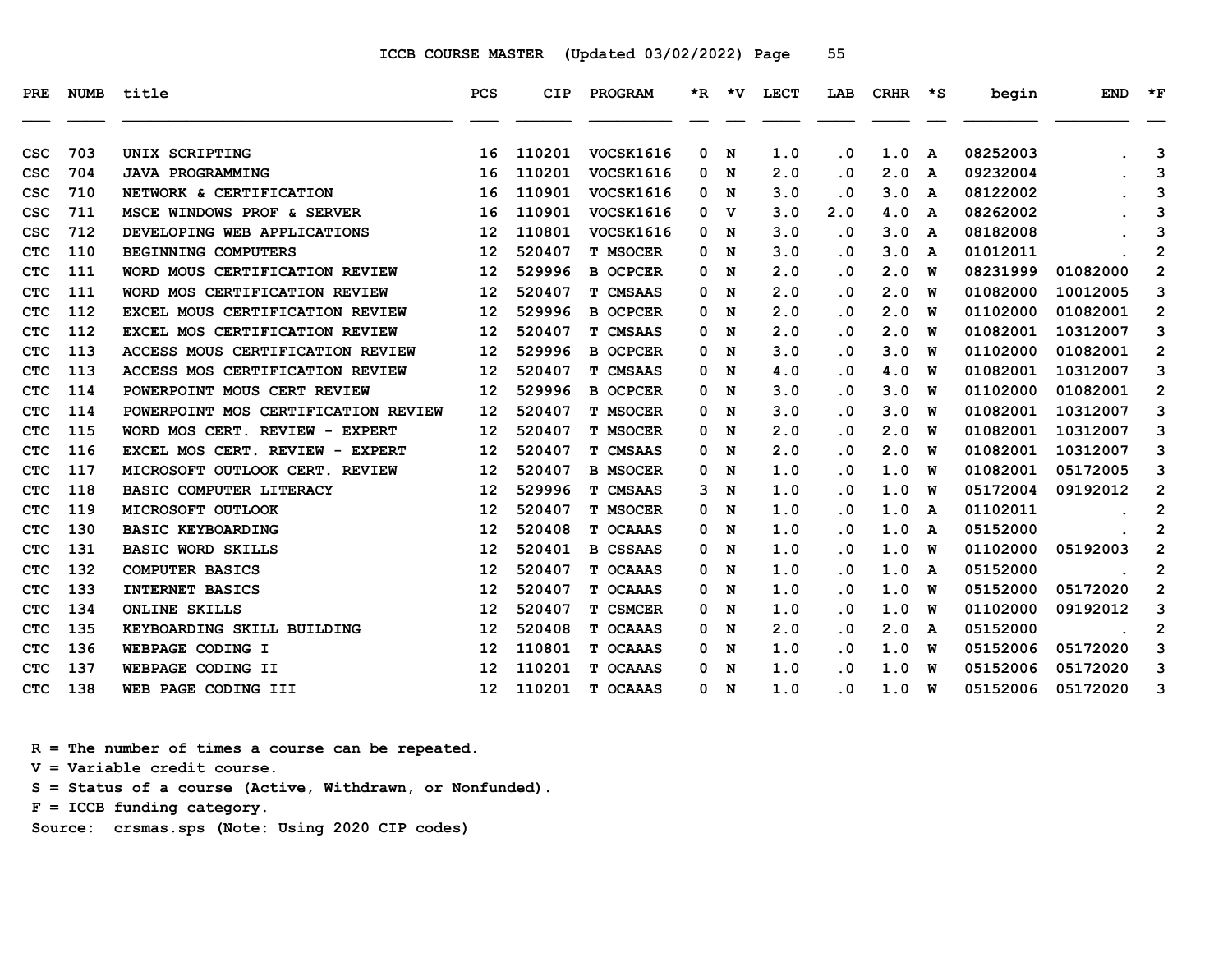ICCB COURSE MASTER (Updated 03/02/2022) Page 55

| PRE | NUMB | title | PCS | CIP | PROGRAM | *R | *V | LECT | LAB | CRHR | *S | begin | END | *F |
|---|---|---|---|---|---|---|---|---|---|---|---|---|---|---|
| CSC | 703 | UNIX SCRIPTING | 16 | 110201 | VOCSK1616 | 0 | N | 1.0 | .0 | 1.0 | A | 08252003 | . | 3 |
| CSC | 704 | JAVA PROGRAMMING | 16 | 110201 | VOCSK1616 | 0 | N | 2.0 | .0 | 2.0 | A | 09232004 | . | 3 |
| CSC | 710 | NETWORK & CERTIFICATION | 16 | 110901 | VOCSK1616 | 0 | N | 3.0 | .0 | 3.0 | A | 08122002 | . | 3 |
| CSC | 711 | MSCE WINDOWS PROF & SERVER | 16 | 110901 | VOCSK1616 | 0 | V | 3.0 | 2.0 | 4.0 | A | 08262002 | . | 3 |
| CSC | 712 | DEVELOPING WEB APPLICATIONS | 12 | 110801 | VOCSK1616 | 0 | N | 3.0 | .0 | 3.0 | A | 08182008 | . | 3 |
| CTC | 110 | BEGINNING COMPUTERS | 12 | 520407 | T MSOCER | 0 | N | 3.0 | .0 | 3.0 | A | 01012011 | . | 2 |
| CTC | 111 | WORD MOUS CERTIFICATION REVIEW | 12 | 529996 | B OCPCER | 0 | N | 2.0 | .0 | 2.0 | W | 08231999 | 01082000 | 2 |
| CTC | 111 | WORD MOS CERTIFICATION REVIEW | 12 | 520407 | T CMSAAS | 0 | N | 2.0 | .0 | 2.0 | W | 01082000 | 10012005 | 3 |
| CTC | 112 | EXCEL MOUS CERTIFICATION REVIEW | 12 | 529996 | B OCPCER | 0 | N | 2.0 | .0 | 2.0 | W | 01102000 | 01082001 | 2 |
| CTC | 112 | EXCEL MOS CERTIFICATION REVIEW | 12 | 520407 | T CMSAAS | 0 | N | 2.0 | .0 | 2.0 | W | 01082001 | 10312007 | 3 |
| CTC | 113 | ACCESS MOUS CERTIFICATION REVIEW | 12 | 529996 | B OCPCER | 0 | N | 3.0 | .0 | 3.0 | W | 01102000 | 01082001 | 2 |
| CTC | 113 | ACCESS MOS CERTIFICATION REVIEW | 12 | 520407 | T CMSAAS | 0 | N | 4.0 | .0 | 4.0 | W | 01082001 | 10312007 | 3 |
| CTC | 114 | POWERPOINT MOUS CERT REVIEW | 12 | 529996 | B OCPCER | 0 | N | 3.0 | .0 | 3.0 | W | 01102000 | 01082001 | 2 |
| CTC | 114 | POWERPOINT MOS CERTIFICATION REVIEW | 12 | 520407 | T MSOCER | 0 | N | 3.0 | .0 | 3.0 | W | 01082001 | 10312007 | 3 |
| CTC | 115 | WORD MOS CERT. REVIEW - EXPERT | 12 | 520407 | T MSOCER | 0 | N | 2.0 | .0 | 2.0 | W | 01082001 | 10312007 | 3 |
| CTC | 116 | EXCEL MOS CERT. REVIEW - EXPERT | 12 | 520407 | T CMSAAS | 0 | N | 2.0 | .0 | 2.0 | W | 01082001 | 10312007 | 3 |
| CTC | 117 | MICROSOFT OUTLOOK CERT. REVIEW | 12 | 520407 | B MSOCER | 0 | N | 1.0 | .0 | 1.0 | W | 01082001 | 05172005 | 3 |
| CTC | 118 | BASIC COMPUTER LITERACY | 12 | 529996 | T CMSAAS | 3 | N | 1.0 | .0 | 1.0 | W | 05172004 | 09192012 | 2 |
| CTC | 119 | MICROSOFT OUTLOOK | 12 | 520407 | T MSOCER | 0 | N | 1.0 | .0 | 1.0 | A | 01102011 | . | 2 |
| CTC | 130 | BASIC KEYBOARDING | 12 | 520408 | T OCAAAS | 0 | N | 1.0 | .0 | 1.0 | A | 05152000 | . | 2 |
| CTC | 131 | BASIC WORD SKILLS | 12 | 520401 | B CSSAAS | 0 | N | 1.0 | .0 | 1.0 | W | 01102000 | 05192003 | 2 |
| CTC | 132 | COMPUTER BASICS | 12 | 520407 | T OCAAAS | 0 | N | 1.0 | .0 | 1.0 | A | 05152000 | . | 2 |
| CTC | 133 | INTERNET BASICS | 12 | 520407 | T OCAAAS | 0 | N | 1.0 | .0 | 1.0 | W | 05152000 | 05172020 | 2 |
| CTC | 134 | ONLINE SKILLS | 12 | 520407 | T CSMCER | 0 | N | 1.0 | .0 | 1.0 | W | 01102000 | 09192012 | 3 |
| CTC | 135 | KEYBOARDING SKILL BUILDING | 12 | 520408 | T OCAAAS | 0 | N | 2.0 | .0 | 2.0 | A | 05152000 | . | 2 |
| CTC | 136 | WEBPAGE CODING I | 12 | 110801 | T OCAAAS | 0 | N | 1.0 | .0 | 1.0 | W | 05152006 | 05172020 | 3 |
| CTC | 137 | WEBPAGE CODING II | 12 | 110201 | T OCAAAS | 0 | N | 1.0 | .0 | 1.0 | W | 05152006 | 05172020 | 3 |
| CTC | 138 | WEB PAGE CODING III | 12 | 110201 | T OCAAAS | 0 | N | 1.0 | .0 | 1.0 | W | 05152006 | 05172020 | 3 |

R = The number of times a course can be repeated.
V = Variable credit course.
S = Status of a course (Active, Withdrawn, or Nonfunded).
F = ICCB funding category.
Source: crsmas.sps (Note: Using 2020 CIP codes)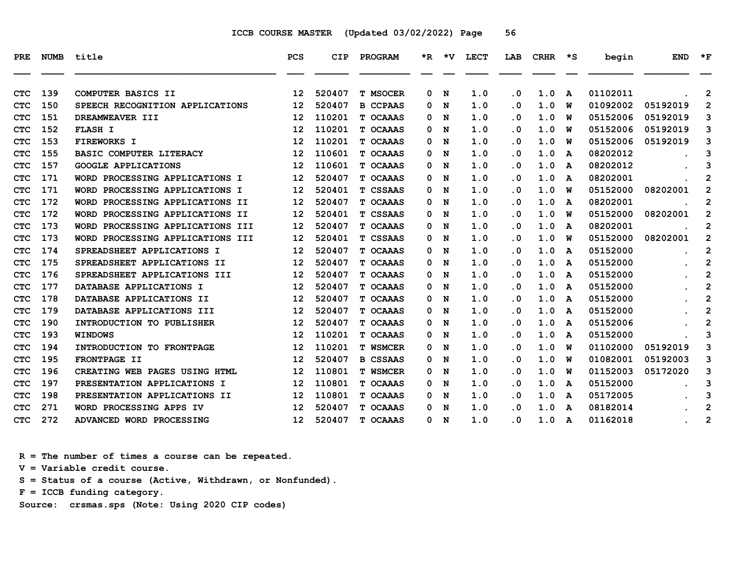ICCB COURSE MASTER (Updated 03/02/2022) Page 56

| PRE | NUMB | title | PCS | CIP | PROGRAM | *R | *V | LECT | LAB | CRHR | *S | begin | END | *F |
|---|---|---|---|---|---|---|---|---|---|---|---|---|---|---|
| CTC | 139 | COMPUTER BASICS II | 12 | 520407 | T MSOCER | 0 | N | 1.0 | .0 | 1.0 | A | 01102011 | . | 2 |
| CTC | 150 | SPEECH RECOGNITION APPLICATIONS | 12 | 520407 | B CCPAAS | 0 | N | 1.0 | .0 | 1.0 | W | 01092002 | 05192019 | 2 |
| CTC | 151 | DREAMWEAVER III | 12 | 110201 | T OCAAAS | 0 | N | 1.0 | .0 | 1.0 | W | 05152006 | 05192019 | 3 |
| CTC | 152 | FLASH I | 12 | 110201 | T OCAAAS | 0 | N | 1.0 | .0 | 1.0 | W | 05152006 | 05192019 | 3 |
| CTC | 153 | FIREWORKS I | 12 | 110201 | T OCAAAS | 0 | N | 1.0 | .0 | 1.0 | W | 05152006 | 05192019 | 3 |
| CTC | 155 | BASIC COMPUTER LITERACY | 12 | 110601 | T OCAAAS | 0 | N | 1.0 | .0 | 1.0 | A | 08202012 | . | 3 |
| CTC | 157 | GOOGLE APPLICATIONS | 12 | 110601 | T OCAAAS | 0 | N | 1.0 | .0 | 1.0 | A | 08202012 | . | 3 |
| CTC | 171 | WORD PROCESSING APPLICATIONS I | 12 | 520407 | T OCAAAS | 0 | N | 1.0 | .0 | 1.0 | A | 08202001 | . | 2 |
| CTC | 171 | WORD PROCESSING APPLICATIONS I | 12 | 520401 | T CSSAAS | 0 | N | 1.0 | .0 | 1.0 | W | 05152000 | 08202001 | 2 |
| CTC | 172 | WORD PROCESSING APPLICATIONS II | 12 | 520407 | T OCAAAS | 0 | N | 1.0 | .0 | 1.0 | A | 08202001 | . | 2 |
| CTC | 172 | WORD PROCESSING APPLICATIONS II | 12 | 520401 | T CSSAAS | 0 | N | 1.0 | .0 | 1.0 | W | 05152000 | 08202001 | 2 |
| CTC | 173 | WORD PROCESSING APPLICATIONS III | 12 | 520407 | T OCAAAS | 0 | N | 1.0 | .0 | 1.0 | A | 08202001 | . | 2 |
| CTC | 173 | WORD PROCESSING APPLICATIONS III | 12 | 520401 | T CSSAAS | 0 | N | 1.0 | .0 | 1.0 | W | 05152000 | 08202001 | 2 |
| CTC | 174 | SPREADSHEET APPLICATIONS I | 12 | 520407 | T OCAAAS | 0 | N | 1.0 | .0 | 1.0 | A | 05152000 | . | 2 |
| CTC | 175 | SPREADSHEET APPLICATIONS II | 12 | 520407 | T OCAAAS | 0 | N | 1.0 | .0 | 1.0 | A | 05152000 | . | 2 |
| CTC | 176 | SPREADSHEET APPLICATIONS III | 12 | 520407 | T OCAAAS | 0 | N | 1.0 | .0 | 1.0 | A | 05152000 | . | 2 |
| CTC | 177 | DATABASE APPLICATIONS I | 12 | 520407 | T OCAAAS | 0 | N | 1.0 | .0 | 1.0 | A | 05152000 | . | 2 |
| CTC | 178 | DATABASE APPLICATIONS II | 12 | 520407 | T OCAAAS | 0 | N | 1.0 | .0 | 1.0 | A | 05152000 | . | 2 |
| CTC | 179 | DATABASE APPLICATIONS III | 12 | 520407 | T OCAAAS | 0 | N | 1.0 | .0 | 1.0 | A | 05152000 | . | 2 |
| CTC | 190 | INTRODUCTION TO PUBLISHER | 12 | 520407 | T OCAAAS | 0 | N | 1.0 | .0 | 1.0 | A | 05152006 | . | 2 |
| CTC | 193 | WINDOWS | 12 | 110201 | T OCAAAS | 0 | N | 1.0 | .0 | 1.0 | A | 05152000 | . | 3 |
| CTC | 194 | INTRODUCTION TO FRONTPAGE | 12 | 110201 | T WSMCER | 0 | N | 1.0 | .0 | 1.0 | W | 01102000 | 05192019 | 3 |
| CTC | 195 | FRONTPAGE II | 12 | 520407 | B CSSAAS | 0 | N | 1.0 | .0 | 1.0 | W | 01082001 | 05192003 | 3 |
| CTC | 196 | CREATING WEB PAGES USING HTML | 12 | 110801 | T WSMCER | 0 | N | 1.0 | .0 | 1.0 | W | 01152003 | 05172020 | 3 |
| CTC | 197 | PRESENTATION APPLICATIONS I | 12 | 110801 | T OCAAAS | 0 | N | 1.0 | .0 | 1.0 | A | 05152000 | . | 3 |
| CTC | 198 | PRESENTATION APPLICATIONS II | 12 | 110801 | T OCAAAS | 0 | N | 1.0 | .0 | 1.0 | A | 05172005 | . | 3 |
| CTC | 271 | WORD PROCESSING APPS IV | 12 | 520407 | T OCAAAS | 0 | N | 1.0 | .0 | 1.0 | A | 08182014 | . | 2 |
| CTC | 272 | ADVANCED WORD PROCESSING | 12 | 520407 | T OCAAAS | 0 | N | 1.0 | .0 | 1.0 | A | 01162018 | . | 2 |

R = The number of times a course can be repeated.
V = Variable credit course.
S = Status of a course (Active, Withdrawn, or Nonfunded).
F = ICCB funding category.
Source: crsmas.sps (Note: Using 2020 CIP codes)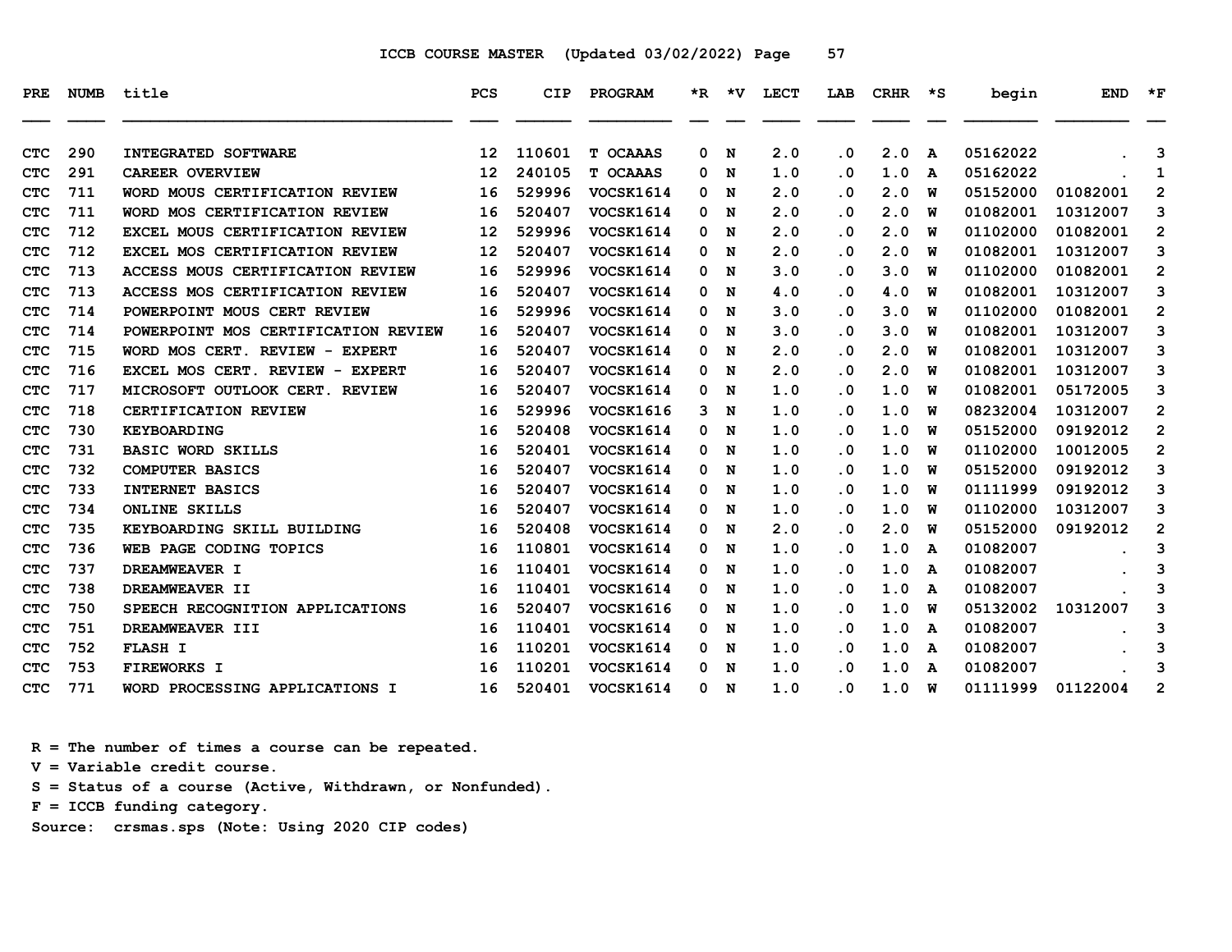ICCB COURSE MASTER (Updated 03/02/2022) Page 57

| PRE | NUMB | title | PCS | CIP | PROGRAM | *R | *V | LECT | LAB | CRHR | *S | begin | END | *F |
|---|---|---|---|---|---|---|---|---|---|---|---|---|---|---|
| CTC | 290 | INTEGRATED SOFTWARE | 12 | 110601 | T OCAAAS | 0 | N | 2.0 | .0 | 2.0 | A | 05162022 | . | 3 |
| CTC | 291 | CAREER OVERVIEW | 12 | 240105 | T OCAAAS | 0 | N | 1.0 | .0 | 1.0 | A | 05162022 | . | 1 |
| CTC | 711 | WORD MOUS CERTIFICATION REVIEW | 16 | 529996 | VOCSK1614 | 0 | N | 2.0 | .0 | 2.0 | W | 05152000 | 01082001 | 2 |
| CTC | 711 | WORD MOS CERTIFICATION REVIEW | 16 | 520407 | VOCSK1614 | 0 | N | 2.0 | .0 | 2.0 | W | 01082001 | 10312007 | 3 |
| CTC | 712 | EXCEL MOUS CERTIFICATION REVIEW | 12 | 529996 | VOCSK1614 | 0 | N | 2.0 | .0 | 2.0 | W | 01102000 | 01082001 | 2 |
| CTC | 712 | EXCEL MOS CERTIFICATION REVIEW | 12 | 520407 | VOCSK1614 | 0 | N | 2.0 | .0 | 2.0 | W | 01082001 | 10312007 | 3 |
| CTC | 713 | ACCESS MOUS CERTIFICATION REVIEW | 16 | 529996 | VOCSK1614 | 0 | N | 3.0 | .0 | 3.0 | W | 01102000 | 01082001 | 2 |
| CTC | 713 | ACCESS MOS CERTIFICATION REVIEW | 16 | 520407 | VOCSK1614 | 0 | N | 4.0 | .0 | 4.0 | W | 01082001 | 10312007 | 3 |
| CTC | 714 | POWERPOINT MOUS CERT REVIEW | 16 | 529996 | VOCSK1614 | 0 | N | 3.0 | .0 | 3.0 | W | 01102000 | 01082001 | 2 |
| CTC | 714 | POWERPOINT MOS CERTIFICATION REVIEW | 16 | 520407 | VOCSK1614 | 0 | N | 3.0 | .0 | 3.0 | W | 01082001 | 10312007 | 3 |
| CTC | 715 | WORD MOS CERT. REVIEW - EXPERT | 16 | 520407 | VOCSK1614 | 0 | N | 2.0 | .0 | 2.0 | W | 01082001 | 10312007 | 3 |
| CTC | 716 | EXCEL MOS CERT. REVIEW - EXPERT | 16 | 520407 | VOCSK1614 | 0 | N | 2.0 | .0 | 2.0 | W | 01082001 | 10312007 | 3 |
| CTC | 717 | MICROSOFT OUTLOOK CERT. REVIEW | 16 | 520407 | VOCSK1614 | 0 | N | 1.0 | .0 | 1.0 | W | 01082001 | 05172005 | 3 |
| CTC | 718 | CERTIFICATION REVIEW | 16 | 529996 | VOCSK1616 | 3 | N | 1.0 | .0 | 1.0 | W | 08232004 | 10312007 | 2 |
| CTC | 730 | KEYBOARDING | 16 | 520408 | VOCSK1614 | 0 | N | 1.0 | .0 | 1.0 | W | 05152000 | 09192012 | 2 |
| CTC | 731 | BASIC WORD SKILLS | 16 | 520401 | VOCSK1614 | 0 | N | 1.0 | .0 | 1.0 | W | 01102000 | 10012005 | 2 |
| CTC | 732 | COMPUTER BASICS | 16 | 520407 | VOCSK1614 | 0 | N | 1.0 | .0 | 1.0 | W | 05152000 | 09192012 | 3 |
| CTC | 733 | INTERNET BASICS | 16 | 520407 | VOCSK1614 | 0 | N | 1.0 | .0 | 1.0 | W | 01111999 | 09192012 | 3 |
| CTC | 734 | ONLINE SKILLS | 16 | 520407 | VOCSK1614 | 0 | N | 1.0 | .0 | 1.0 | W | 01102000 | 10312007 | 3 |
| CTC | 735 | KEYBOARDING SKILL BUILDING | 16 | 520408 | VOCSK1614 | 0 | N | 2.0 | .0 | 2.0 | W | 05152000 | 09192012 | 2 |
| CTC | 736 | WEB PAGE CODING TOPICS | 16 | 110801 | VOCSK1614 | 0 | N | 1.0 | .0 | 1.0 | A | 01082007 | . | 3 |
| CTC | 737 | DREAMWEAVER I | 16 | 110401 | VOCSK1614 | 0 | N | 1.0 | .0 | 1.0 | A | 01082007 | . | 3 |
| CTC | 738 | DREAMWEAVER II | 16 | 110401 | VOCSK1614 | 0 | N | 1.0 | .0 | 1.0 | A | 01082007 | . | 3 |
| CTC | 750 | SPEECH RECOGNITION APPLICATIONS | 16 | 520407 | VOCSK1616 | 0 | N | 1.0 | .0 | 1.0 | W | 05132002 | 10312007 | 3 |
| CTC | 751 | DREAMWEAVER III | 16 | 110401 | VOCSK1614 | 0 | N | 1.0 | .0 | 1.0 | A | 01082007 | . | 3 |
| CTC | 752 | FLASH I | 16 | 110201 | VOCSK1614 | 0 | N | 1.0 | .0 | 1.0 | A | 01082007 | . | 3 |
| CTC | 753 | FIREWORKS I | 16 | 110201 | VOCSK1614 | 0 | N | 1.0 | .0 | 1.0 | A | 01082007 | . | 3 |
| CTC | 771 | WORD PROCESSING APPLICATIONS I | 16 | 520401 | VOCSK1614 | 0 | N | 1.0 | .0 | 1.0 | W | 01111999 | 01122004 | 2 |

R = The number of times a course can be repeated.
V = Variable credit course.
S = Status of a course (Active, Withdrawn, or Nonfunded).
F = ICCB funding category.
Source: crsmas.sps (Note: Using 2020 CIP codes)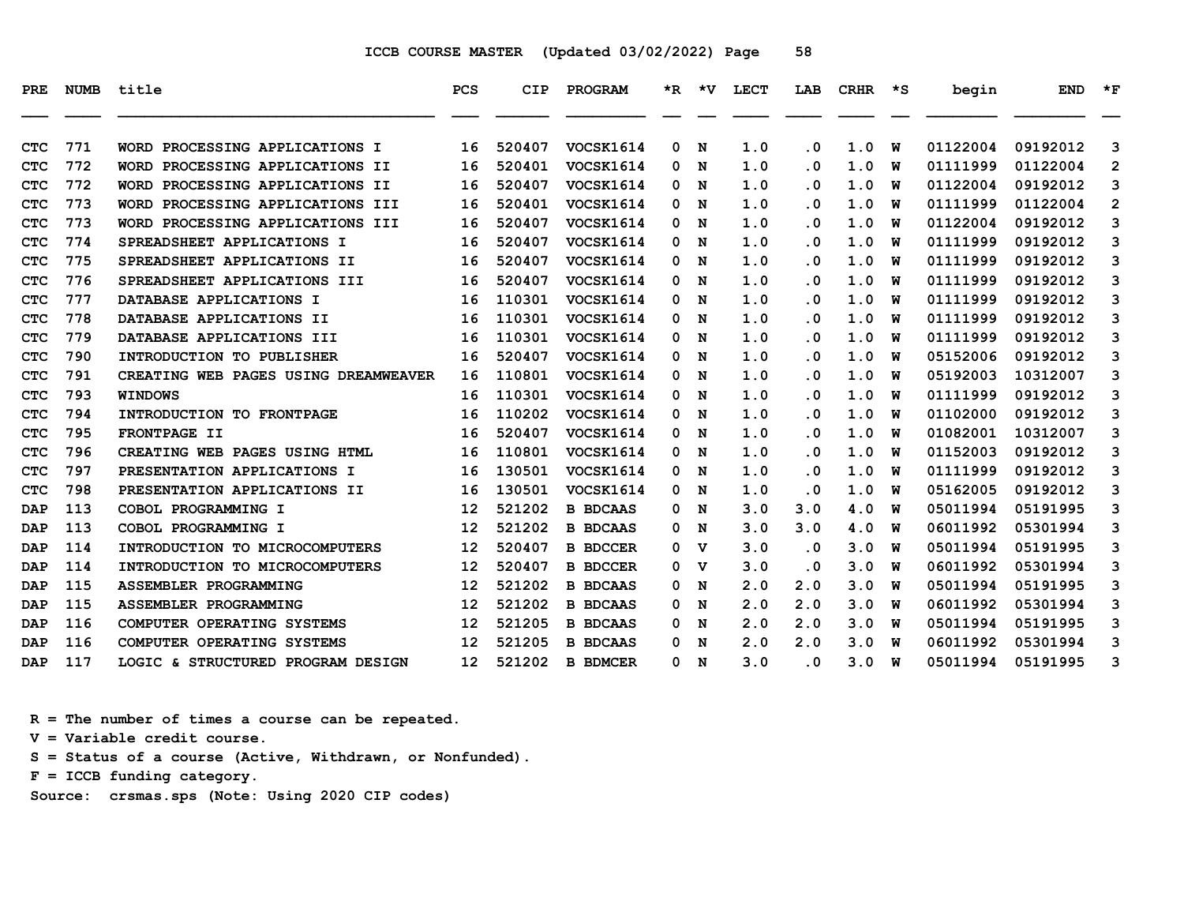ICCB COURSE MASTER (Updated 03/02/2022)

| PRE | NUMB | title | PCS | CIP | PROGRAM | *R | *V | LECT | LAB | CRHR | *S | begin | END | *F |
|---|---|---|---|---|---|---|---|---|---|---|---|---|---|---|
| CTC | 771 | WORD PROCESSING APPLICATIONS I | 16 | 520407 | VOCSK1614 | 0 | N | 1.0 | .0 | 1.0 | W | 01122004 | 09192012 | 3 |
| CTC | 772 | WORD PROCESSING APPLICATIONS II | 16 | 520401 | VOCSK1614 | 0 | N | 1.0 | .0 | 1.0 | W | 01111999 | 01122004 | 2 |
| CTC | 772 | WORD PROCESSING APPLICATIONS II | 16 | 520407 | VOCSK1614 | 0 | N | 1.0 | .0 | 1.0 | W | 01122004 | 09192012 | 3 |
| CTC | 773 | WORD PROCESSING APPLICATIONS III | 16 | 520401 | VOCSK1614 | 0 | N | 1.0 | .0 | 1.0 | W | 01111999 | 01122004 | 2 |
| CTC | 773 | WORD PROCESSING APPLICATIONS III | 16 | 520407 | VOCSK1614 | 0 | N | 1.0 | .0 | 1.0 | W | 01122004 | 09192012 | 3 |
| CTC | 774 | SPREADSHEET APPLICATIONS I | 16 | 520407 | VOCSK1614 | 0 | N | 1.0 | .0 | 1.0 | W | 01111999 | 09192012 | 3 |
| CTC | 775 | SPREADSHEET APPLICATIONS II | 16 | 520407 | VOCSK1614 | 0 | N | 1.0 | .0 | 1.0 | W | 01111999 | 09192012 | 3 |
| CTC | 776 | SPREADSHEET APPLICATIONS III | 16 | 520407 | VOCSK1614 | 0 | N | 1.0 | .0 | 1.0 | W | 01111999 | 09192012 | 3 |
| CTC | 777 | DATABASE APPLICATIONS I | 16 | 110301 | VOCSK1614 | 0 | N | 1.0 | .0 | 1.0 | W | 01111999 | 09192012 | 3 |
| CTC | 778 | DATABASE APPLICATIONS II | 16 | 110301 | VOCSK1614 | 0 | N | 1.0 | .0 | 1.0 | W | 01111999 | 09192012 | 3 |
| CTC | 779 | DATABASE APPLICATIONS III | 16 | 110301 | VOCSK1614 | 0 | N | 1.0 | .0 | 1.0 | W | 01111999 | 09192012 | 3 |
| CTC | 790 | INTRODUCTION TO PUBLISHER | 16 | 520407 | VOCSK1614 | 0 | N | 1.0 | .0 | 1.0 | W | 05152006 | 09192012 | 3 |
| CTC | 791 | CREATING WEB PAGES USING DREAMWEAVER | 16 | 110801 | VOCSK1614 | 0 | N | 1.0 | .0 | 1.0 | W | 05192003 | 10312007 | 3 |
| CTC | 793 | WINDOWS | 16 | 110301 | VOCSK1614 | 0 | N | 1.0 | .0 | 1.0 | W | 01111999 | 09192012 | 3 |
| CTC | 794 | INTRODUCTION TO FRONTPAGE | 16 | 110202 | VOCSK1614 | 0 | N | 1.0 | .0 | 1.0 | W | 01102000 | 09192012 | 3 |
| CTC | 795 | FRONTPAGE II | 16 | 520407 | VOCSK1614 | 0 | N | 1.0 | .0 | 1.0 | W | 01082001 | 10312007 | 3 |
| CTC | 796 | CREATING WEB PAGES USING HTML | 16 | 110801 | VOCSK1614 | 0 | N | 1.0 | .0 | 1.0 | W | 01152003 | 09192012 | 3 |
| CTC | 797 | PRESENTATION APPLICATIONS I | 16 | 130501 | VOCSK1614 | 0 | N | 1.0 | .0 | 1.0 | W | 01111999 | 09192012 | 3 |
| CTC | 798 | PRESENTATION APPLICATIONS II | 16 | 130501 | VOCSK1614 | 0 | N | 1.0 | .0 | 1.0 | W | 05162005 | 09192012 | 3 |
| DAP | 113 | COBOL PROGRAMMING I | 12 | 521202 | B BDCAAS | 0 | N | 3.0 | 3.0 | 4.0 | W | 05011994 | 05191995 | 3 |
| DAP | 113 | COBOL PROGRAMMING I | 12 | 521202 | B BDCAAS | 0 | N | 3.0 | 3.0 | 4.0 | W | 06011992 | 05301994 | 3 |
| DAP | 114 | INTRODUCTION TO MICROCOMPUTERS | 12 | 520407 | B BDCCER | 0 | V | 3.0 | .0 | 3.0 | W | 05011994 | 05191995 | 3 |
| DAP | 114 | INTRODUCTION TO MICROCOMPUTERS | 12 | 520407 | B BDCCER | 0 | V | 3.0 | .0 | 3.0 | W | 06011992 | 05301994 | 3 |
| DAP | 115 | ASSEMBLER PROGRAMMING | 12 | 521202 | B BDCAAS | 0 | N | 2.0 | 2.0 | 3.0 | W | 05011994 | 05191995 | 3 |
| DAP | 115 | ASSEMBLER PROGRAMMING | 12 | 521202 | B BDCAAS | 0 | N | 2.0 | 2.0 | 3.0 | W | 06011992 | 05301994 | 3 |
| DAP | 116 | COMPUTER OPERATING SYSTEMS | 12 | 521205 | B BDCAAS | 0 | N | 2.0 | 2.0 | 3.0 | W | 05011994 | 05191995 | 3 |
| DAP | 116 | COMPUTER OPERATING SYSTEMS | 12 | 521205 | B BDCAAS | 0 | N | 2.0 | 2.0 | 3.0 | W | 06011992 | 05301994 | 3 |
| DAP | 117 | LOGIC & STRUCTURED PROGRAM DESIGN | 12 | 521202 | B BDMCER | 0 | N | 3.0 | .0 | 3.0 | W | 05011994 | 05191995 | 3 |

R = The number of times a course can be repeated.
V = Variable credit course.
S = Status of a course (Active, Withdrawn, or Nonfunded).
F = ICCB funding category.
Source: crsmas.sps (Note: Using 2020 CIP codes)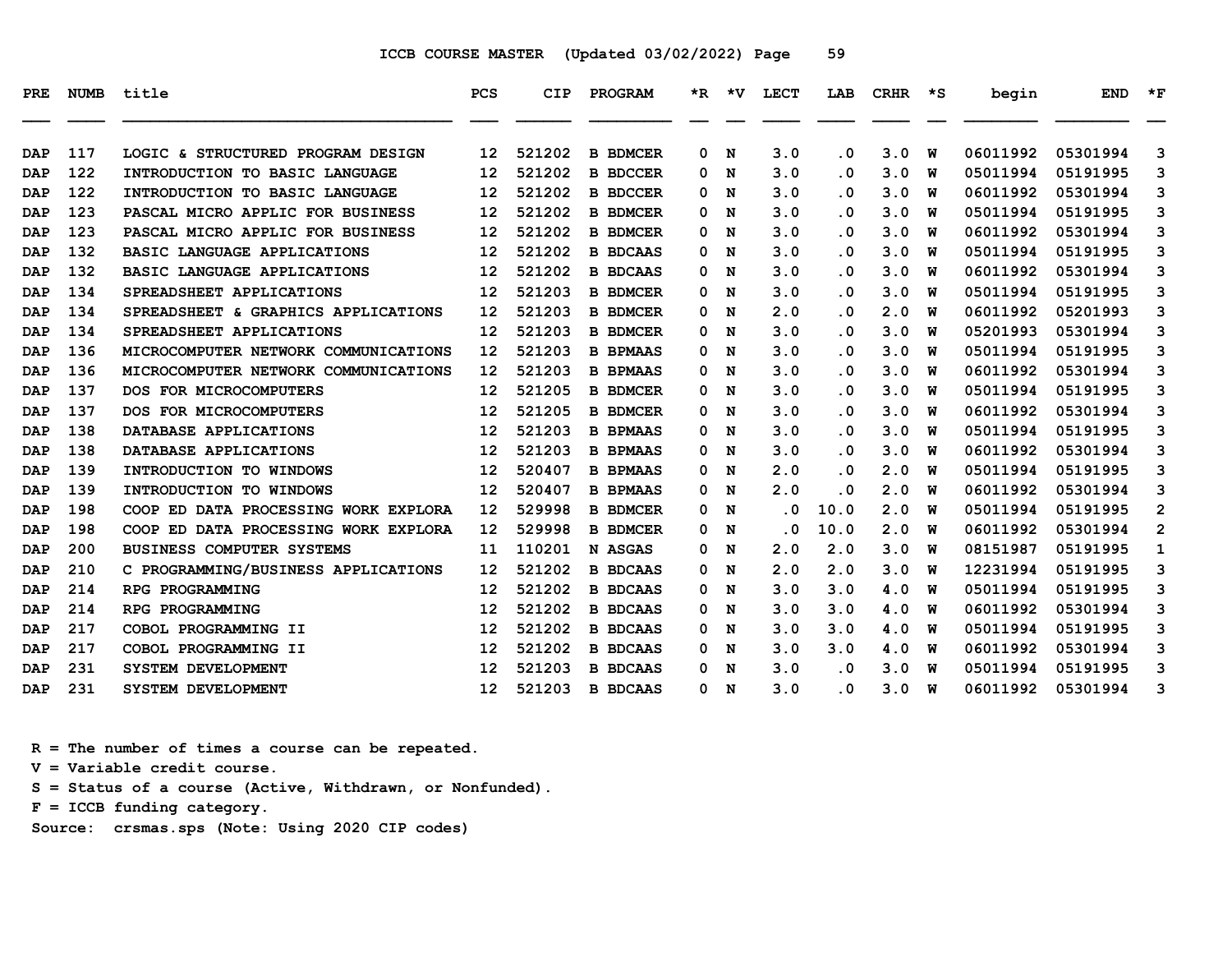# ICCB COURSE MASTER (Updated 03/02/2022)

| PRE | NUMB | title | PCS | CIP | PROGRAM | *R | *V | LECT | LAB | CRHR | *S | begin | END | *F |
|---|---|---|---|---|---|---|---|---|---|---|---|---|---|---|
| DAP | 117 | LOGIC & STRUCTURED PROGRAM DESIGN | 12 | 521202 | B BDMCER | 0 | N | 3.0 | .0 | 3.0 | W | 06011992 | 05301994 | 3 |
| DAP | 122 | INTRODUCTION TO BASIC LANGUAGE | 12 | 521202 | B BDCCER | 0 | N | 3.0 | .0 | 3.0 | W | 05011994 | 05191995 | 3 |
| DAP | 122 | INTRODUCTION TO BASIC LANGUAGE | 12 | 521202 | B BDCCER | 0 | N | 3.0 | .0 | 3.0 | W | 06011992 | 05301994 | 3 |
| DAP | 123 | PASCAL MICRO APPLIC FOR BUSINESS | 12 | 521202 | B BDMCER | 0 | N | 3.0 | .0 | 3.0 | W | 05011994 | 05191995 | 3 |
| DAP | 123 | PASCAL MICRO APPLIC FOR BUSINESS | 12 | 521202 | B BDMCER | 0 | N | 3.0 | .0 | 3.0 | W | 06011992 | 05301994 | 3 |
| DAP | 132 | BASIC LANGUAGE APPLICATIONS | 12 | 521202 | B BDCAAS | 0 | N | 3.0 | .0 | 3.0 | W | 05011994 | 05191995 | 3 |
| DAP | 132 | BASIC LANGUAGE APPLICATIONS | 12 | 521202 | B BDCAAS | 0 | N | 3.0 | .0 | 3.0 | W | 06011992 | 05301994 | 3 |
| DAP | 134 | SPREADSHEET APPLICATIONS | 12 | 521203 | B BDMCER | 0 | N | 3.0 | .0 | 3.0 | W | 05011994 | 05191995 | 3 |
| DAP | 134 | SPREADSHEET & GRAPHICS APPLICATIONS | 12 | 521203 | B BDMCER | 0 | N | 2.0 | .0 | 2.0 | W | 06011992 | 05201993 | 3 |
| DAP | 134 | SPREADSHEET APPLICATIONS | 12 | 521203 | B BDMCER | 0 | N | 3.0 | .0 | 3.0 | W | 05201993 | 05301994 | 3 |
| DAP | 136 | MICROCOMPUTER NETWORK COMMUNICATIONS | 12 | 521203 | B BPMAAS | 0 | N | 3.0 | .0 | 3.0 | W | 05011994 | 05191995 | 3 |
| DAP | 136 | MICROCOMPUTER NETWORK COMMUNICATIONS | 12 | 521203 | B BPMAAS | 0 | N | 3.0 | .0 | 3.0 | W | 06011992 | 05301994 | 3 |
| DAP | 137 | DOS FOR MICROCOMPUTERS | 12 | 521205 | B BDMCER | 0 | N | 3.0 | .0 | 3.0 | W | 05011994 | 05191995 | 3 |
| DAP | 137 | DOS FOR MICROCOMPUTERS | 12 | 521205 | B BDMCER | 0 | N | 3.0 | .0 | 3.0 | W | 06011992 | 05301994 | 3 |
| DAP | 138 | DATABASE APPLICATIONS | 12 | 521203 | B BPMAAS | 0 | N | 3.0 | .0 | 3.0 | W | 05011994 | 05191995 | 3 |
| DAP | 138 | DATABASE APPLICATIONS | 12 | 521203 | B BPMAAS | 0 | N | 3.0 | .0 | 3.0 | W | 06011992 | 05301994 | 3 |
| DAP | 139 | INTRODUCTION TO WINDOWS | 12 | 520407 | B BPMAAS | 0 | N | 2.0 | .0 | 2.0 | W | 05011994 | 05191995 | 3 |
| DAP | 139 | INTRODUCTION TO WINDOWS | 12 | 520407 | B BPMAAS | 0 | N | 2.0 | .0 | 2.0 | W | 06011992 | 05301994 | 3 |
| DAP | 198 | COOP ED DATA PROCESSING WORK EXPLORA | 12 | 529998 | B BDMCER | 0 | N | .0 | 10.0 | 2.0 | W | 05011994 | 05191995 | 2 |
| DAP | 198 | COOP ED DATA PROCESSING WORK EXPLORA | 12 | 529998 | B BDMCER | 0 | N | .0 | 10.0 | 2.0 | W | 06011992 | 05301994 | 2 |
| DAP | 200 | BUSINESS COMPUTER SYSTEMS | 11 | 110201 | N ASGAS | 0 | N | 2.0 | 2.0 | 3.0 | W | 08151987 | 05191995 | 1 |
| DAP | 210 | C PROGRAMMING/BUSINESS APPLICATIONS | 12 | 521202 | B BDCAAS | 0 | N | 2.0 | 2.0 | 3.0 | W | 12231994 | 05191995 | 3 |
| DAP | 214 | RPG PROGRAMMING | 12 | 521202 | B BDCAAS | 0 | N | 3.0 | 3.0 | 4.0 | W | 05011994 | 05191995 | 3 |
| DAP | 214 | RPG PROGRAMMING | 12 | 521202 | B BDCAAS | 0 | N | 3.0 | 3.0 | 4.0 | W | 06011992 | 05301994 | 3 |
| DAP | 217 | COBOL PROGRAMMING II | 12 | 521202 | B BDCAAS | 0 | N | 3.0 | 3.0 | 4.0 | W | 05011994 | 05191995 | 3 |
| DAP | 217 | COBOL PROGRAMMING II | 12 | 521202 | B BDCAAS | 0 | N | 3.0 | 3.0 | 4.0 | W | 06011992 | 05301994 | 3 |
| DAP | 231 | SYSTEM DEVELOPMENT | 12 | 521203 | B BDCAAS | 0 | N | 3.0 | .0 | 3.0 | W | 05011994 | 05191995 | 3 |
| DAP | 231 | SYSTEM DEVELOPMENT | 12 | 521203 | B BDCAAS | 0 | N | 3.0 | .0 | 3.0 | W | 06011992 | 05301994 | 3 |

R = The number of times a course can be repeated.
V = Variable credit course.
S = Status of a course (Active, Withdrawn, or Nonfunded).
F = ICCB funding category.
Source: crsmas.sps (Note: Using 2020 CIP codes)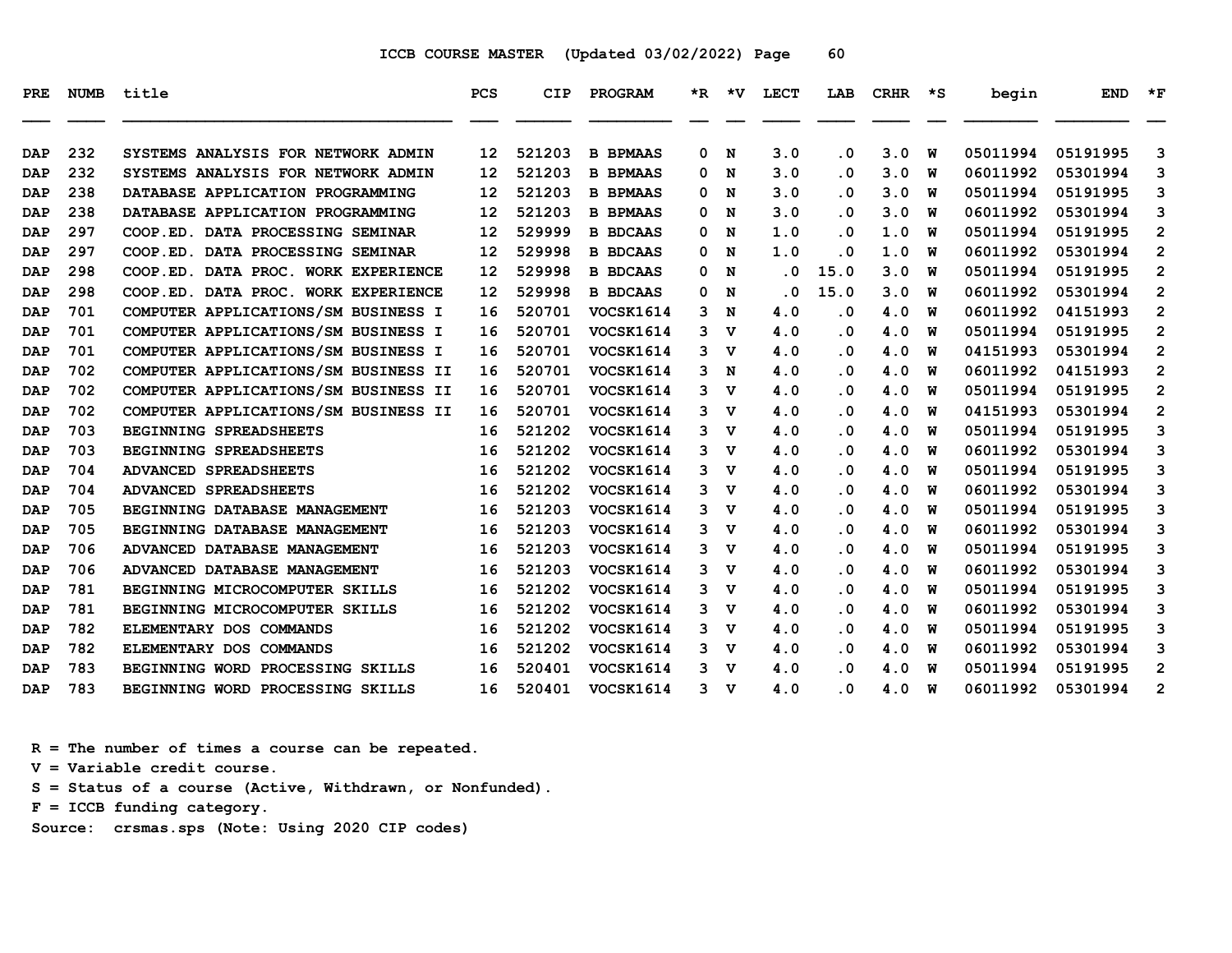ICCB COURSE MASTER (Updated 03/02/2022)

| PRE | NUMB | title | PCS | CIP | PROGRAM | *R | *V | LECT | LAB | CRHR | *S | begin | END | *F |
|---|---|---|---|---|---|---|---|---|---|---|---|---|---|---|
| DAP | 232 | SYSTEMS ANALYSIS FOR NETWORK ADMIN | 12 | 521203 | B BPMAAS | 0 | N | 3.0 | .0 | 3.0 | W | 05011994 | 05191995 | 3 |
| DAP | 232 | SYSTEMS ANALYSIS FOR NETWORK ADMIN | 12 | 521203 | B BPMAAS | 0 | N | 3.0 | .0 | 3.0 | W | 06011992 | 05301994 | 3 |
| DAP | 238 | DATABASE APPLICATION PROGRAMMING | 12 | 521203 | B BPMAAS | 0 | N | 3.0 | .0 | 3.0 | W | 05011994 | 05191995 | 3 |
| DAP | 238 | DATABASE APPLICATION PROGRAMMING | 12 | 521203 | B BPMAAS | 0 | N | 3.0 | .0 | 3.0 | W | 06011992 | 05301994 | 3 |
| DAP | 297 | COOP.ED. DATA PROCESSING SEMINAR | 12 | 529999 | B BDCAAS | 0 | N | 1.0 | .0 | 1.0 | W | 05011994 | 05191995 | 2 |
| DAP | 297 | COOP.ED. DATA PROCESSING SEMINAR | 12 | 529998 | B BDCAAS | 0 | N | 1.0 | .0 | 1.0 | W | 06011992 | 05301994 | 2 |
| DAP | 298 | COOP.ED. DATA PROC. WORK EXPERIENCE | 12 | 529998 | B BDCAAS | 0 | N | .0 | 15.0 | 3.0 | W | 05011994 | 05191995 | 2 |
| DAP | 298 | COOP.ED. DATA PROC. WORK EXPERIENCE | 12 | 529998 | B BDCAAS | 0 | N | .0 | 15.0 | 3.0 | W | 06011992 | 05301994 | 2 |
| DAP | 701 | COMPUTER APPLICATIONS/SM BUSINESS I | 16 | 520701 | VOCSK1614 | 3 | N | 4.0 | .0 | 4.0 | W | 06011992 | 04151993 | 2 |
| DAP | 701 | COMPUTER APPLICATIONS/SM BUSINESS I | 16 | 520701 | VOCSK1614 | 3 | V | 4.0 | .0 | 4.0 | W | 05011994 | 05191995 | 2 |
| DAP | 701 | COMPUTER APPLICATIONS/SM BUSINESS I | 16 | 520701 | VOCSK1614 | 3 | V | 4.0 | .0 | 4.0 | W | 04151993 | 05301994 | 2 |
| DAP | 702 | COMPUTER APPLICATIONS/SM BUSINESS II | 16 | 520701 | VOCSK1614 | 3 | N | 4.0 | .0 | 4.0 | W | 06011992 | 04151993 | 2 |
| DAP | 702 | COMPUTER APPLICATIONS/SM BUSINESS II | 16 | 520701 | VOCSK1614 | 3 | V | 4.0 | .0 | 4.0 | W | 05011994 | 05191995 | 2 |
| DAP | 702 | COMPUTER APPLICATIONS/SM BUSINESS II | 16 | 520701 | VOCSK1614 | 3 | V | 4.0 | .0 | 4.0 | W | 04151993 | 05301994 | 2 |
| DAP | 703 | BEGINNING SPREADSHEETS | 16 | 521202 | VOCSK1614 | 3 | V | 4.0 | .0 | 4.0 | W | 05011994 | 05191995 | 3 |
| DAP | 703 | BEGINNING SPREADSHEETS | 16 | 521202 | VOCSK1614 | 3 | V | 4.0 | .0 | 4.0 | W | 06011992 | 05301994 | 3 |
| DAP | 704 | ADVANCED SPREADSHEETS | 16 | 521202 | VOCSK1614 | 3 | V | 4.0 | .0 | 4.0 | W | 05011994 | 05191995 | 3 |
| DAP | 704 | ADVANCED SPREADSHEETS | 16 | 521202 | VOCSK1614 | 3 | V | 4.0 | .0 | 4.0 | W | 06011992 | 05301994 | 3 |
| DAP | 705 | BEGINNING DATABASE MANAGEMENT | 16 | 521203 | VOCSK1614 | 3 | V | 4.0 | .0 | 4.0 | W | 05011994 | 05191995 | 3 |
| DAP | 705 | BEGINNING DATABASE MANAGEMENT | 16 | 521203 | VOCSK1614 | 3 | V | 4.0 | .0 | 4.0 | W | 06011992 | 05301994 | 3 |
| DAP | 706 | ADVANCED DATABASE MANAGEMENT | 16 | 521203 | VOCSK1614 | 3 | V | 4.0 | .0 | 4.0 | W | 05011994 | 05191995 | 3 |
| DAP | 706 | ADVANCED DATABASE MANAGEMENT | 16 | 521203 | VOCSK1614 | 3 | V | 4.0 | .0 | 4.0 | W | 06011992 | 05301994 | 3 |
| DAP | 781 | BEGINNING MICROCOMPUTER SKILLS | 16 | 521202 | VOCSK1614 | 3 | V | 4.0 | .0 | 4.0 | W | 05011994 | 05191995 | 3 |
| DAP | 781 | BEGINNING MICROCOMPUTER SKILLS | 16 | 521202 | VOCSK1614 | 3 | V | 4.0 | .0 | 4.0 | W | 06011992 | 05301994 | 3 |
| DAP | 782 | ELEMENTARY DOS COMMANDS | 16 | 521202 | VOCSK1614 | 3 | V | 4.0 | .0 | 4.0 | W | 05011994 | 05191995 | 3 |
| DAP | 782 | ELEMENTARY DOS COMMANDS | 16 | 521202 | VOCSK1614 | 3 | V | 4.0 | .0 | 4.0 | W | 06011992 | 05301994 | 3 |
| DAP | 783 | BEGINNING WORD PROCESSING SKILLS | 16 | 520401 | VOCSK1614 | 3 | V | 4.0 | .0 | 4.0 | W | 05011994 | 05191995 | 2 |
| DAP | 783 | BEGINNING WORD PROCESSING SKILLS | 16 | 520401 | VOCSK1614 | 3 | V | 4.0 | .0 | 4.0 | W | 06011992 | 05301994 | 2 |

R = The number of times a course can be repeated.
V = Variable credit course.
S = Status of a course (Active, Withdrawn, or Nonfunded).
F = ICCB funding category.
Source: crsmas.sps (Note: Using 2020 CIP codes)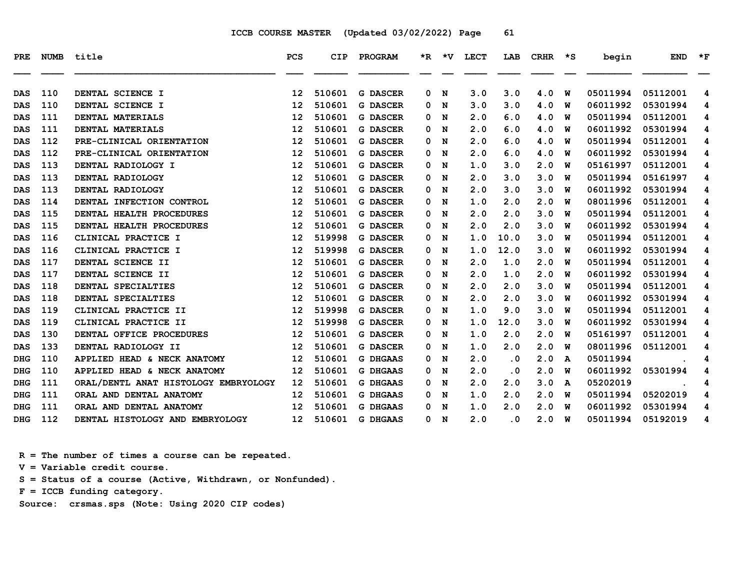ICCB COURSE MASTER (Updated 03/02/2022)

| PRE | NUMB | title | PCS | CIP | PROGRAM | *R | *V | LECT | LAB | CRHR | *S | begin | END | *F |
|---|---|---|---|---|---|---|---|---|---|---|---|---|---|---|
| DAS | 110 | DENTAL SCIENCE I | 12 | 510601 | G DASCER | 0 | N | 3.0 | 3.0 | 4.0 | W | 05011994 | 05112001 | 4 |
| DAS | 110 | DENTAL SCIENCE I | 12 | 510601 | G DASCER | 0 | N | 3.0 | 3.0 | 4.0 | W | 06011992 | 05301994 | 4 |
| DAS | 111 | DENTAL MATERIALS | 12 | 510601 | G DASCER | 0 | N | 2.0 | 6.0 | 4.0 | W | 05011994 | 05112001 | 4 |
| DAS | 111 | DENTAL MATERIALS | 12 | 510601 | G DASCER | 0 | N | 2.0 | 6.0 | 4.0 | W | 06011992 | 05301994 | 4 |
| DAS | 112 | PRE-CLINICAL ORIENTATION | 12 | 510601 | G DASCER | 0 | N | 2.0 | 6.0 | 4.0 | W | 05011994 | 05112001 | 4 |
| DAS | 112 | PRE-CLINICAL ORIENTATION | 12 | 510601 | G DASCER | 0 | N | 2.0 | 6.0 | 4.0 | W | 06011992 | 05301994 | 4 |
| DAS | 113 | DENTAL RADIOLOGY I | 12 | 510601 | G DASCER | 0 | N | 1.0 | 3.0 | 2.0 | W | 05161997 | 05112001 | 4 |
| DAS | 113 | DENTAL RADIOLOGY | 12 | 510601 | G DASCER | 0 | N | 2.0 | 3.0 | 3.0 | W | 05011994 | 05161997 | 4 |
| DAS | 113 | DENTAL RADIOLOGY | 12 | 510601 | G DASCER | 0 | N | 2.0 | 3.0 | 3.0 | W | 06011992 | 05301994 | 4 |
| DAS | 114 | DENTAL INFECTION CONTROL | 12 | 510601 | G DASCER | 0 | N | 1.0 | 2.0 | 2.0 | W | 08011996 | 05112001 | 4 |
| DAS | 115 | DENTAL HEALTH PROCEDURES | 12 | 510601 | G DASCER | 0 | N | 2.0 | 2.0 | 3.0 | W | 05011994 | 05112001 | 4 |
| DAS | 115 | DENTAL HEALTH PROCEDURES | 12 | 510601 | G DASCER | 0 | N | 2.0 | 2.0 | 3.0 | W | 06011992 | 05301994 | 4 |
| DAS | 116 | CLINICAL PRACTICE I | 12 | 519998 | G DASCER | 0 | N | 1.0 | 10.0 | 3.0 | W | 05011994 | 05112001 | 4 |
| DAS | 116 | CLINICAL PRACTICE I | 12 | 519998 | G DASCER | 0 | N | 1.0 | 12.0 | 3.0 | W | 06011992 | 05301994 | 4 |
| DAS | 117 | DENTAL SCIENCE II | 12 | 510601 | G DASCER | 0 | N | 2.0 | 1.0 | 2.0 | W | 05011994 | 05112001 | 4 |
| DAS | 117 | DENTAL SCIENCE II | 12 | 510601 | G DASCER | 0 | N | 2.0 | 1.0 | 2.0 | W | 06011992 | 05301994 | 4 |
| DAS | 118 | DENTAL SPECIALTIES | 12 | 510601 | G DASCER | 0 | N | 2.0 | 2.0 | 3.0 | W | 05011994 | 05112001 | 4 |
| DAS | 118 | DENTAL SPECIALTIES | 12 | 510601 | G DASCER | 0 | N | 2.0 | 2.0 | 3.0 | W | 06011992 | 05301994 | 4 |
| DAS | 119 | CLINICAL PRACTICE II | 12 | 519998 | G DASCER | 0 | N | 1.0 | 9.0 | 3.0 | W | 05011994 | 05112001 | 4 |
| DAS | 119 | CLINICAL PRACTICE II | 12 | 519998 | G DASCER | 0 | N | 1.0 | 12.0 | 3.0 | W | 06011992 | 05301994 | 4 |
| DAS | 130 | DENTAL OFFICE PROCEDURES | 12 | 510601 | G DASCER | 0 | N | 1.0 | 2.0 | 2.0 | W | 05161997 | 05112001 | 4 |
| DAS | 133 | DENTAL RADIOLOGY II | 12 | 510601 | G DASCER | 0 | N | 1.0 | 2.0 | 2.0 | W | 08011996 | 05112001 | 4 |
| DHG | 110 | APPLIED HEAD & NECK ANATOMY | 12 | 510601 | G DHGAAS | 0 | N | 2.0 | .0 | 2.0 | A | 05011994 | . | 4 |
| DHG | 110 | APPLIED HEAD & NECK ANATOMY | 12 | 510601 | G DHGAAS | 0 | N | 2.0 | .0 | 2.0 | W | 06011992 | 05301994 | 4 |
| DHG | 111 | ORAL/DENTL ANAT HISTOLOGY EMBRYOLOGY | 12 | 510601 | G DHGAAS | 0 | N | 2.0 | 2.0 | 3.0 | A | 05202019 | . | 4 |
| DHG | 111 | ORAL AND DENTAL ANATOMY | 12 | 510601 | G DHGAAS | 0 | N | 1.0 | 2.0 | 2.0 | W | 05011994 | 05202019 | 4 |
| DHG | 111 | ORAL AND DENTAL ANATOMY | 12 | 510601 | G DHGAAS | 0 | N | 1.0 | 2.0 | 2.0 | W | 06011992 | 05301994 | 4 |
| DHG | 112 | DENTAL HISTOLOGY AND EMBRYOLOGY | 12 | 510601 | G DHGAAS | 0 | N | 2.0 | .0 | 2.0 | W | 05011994 | 05192019 | 4 |

R = The number of times a course can be repeated.
V = Variable credit course.
S = Status of a course (Active, Withdrawn, or Nonfunded).
F = ICCB funding category.
Source: crsmas.sps (Note: Using 2020 CIP codes)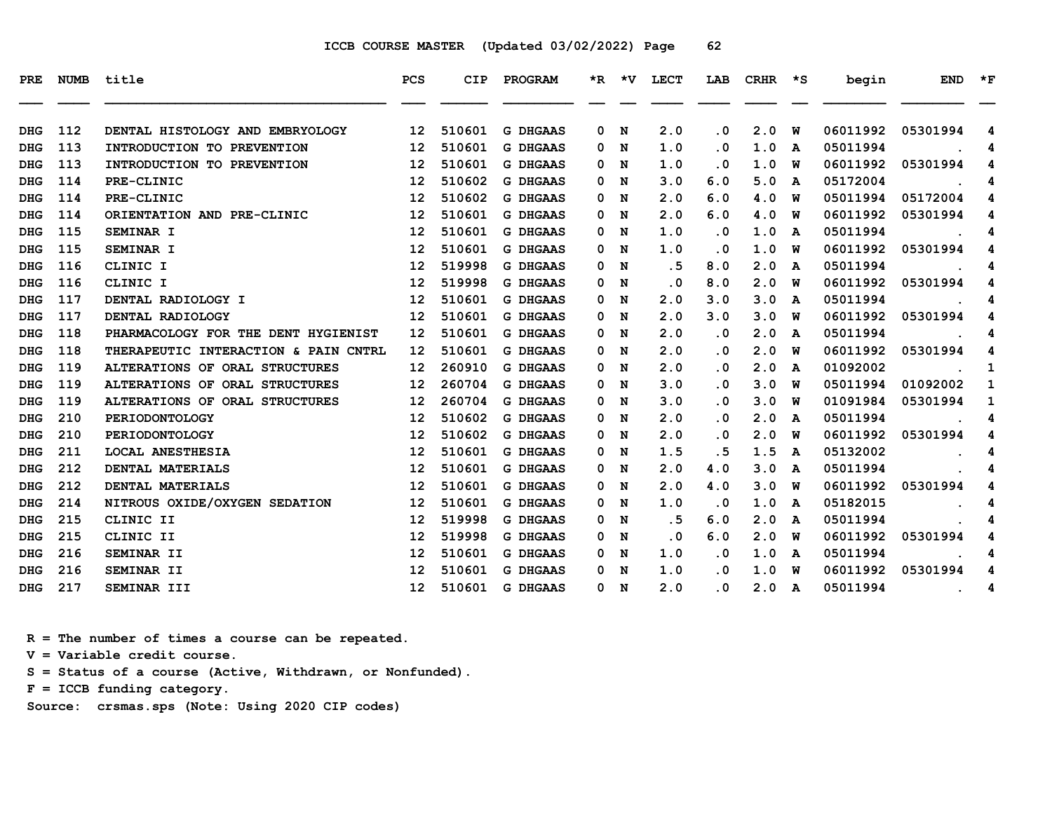ICCB COURSE MASTER (Updated 03/02/2022) Page 62

| PRE | NUMB | title | PCS | CIP | PROGRAM | *R | *V | LECT | LAB | CRHR | *S | begin | END | *F |
|---|---|---|---|---|---|---|---|---|---|---|---|---|---|---|
| DHG | 112 | DENTAL HISTOLOGY AND EMBRYOLOGY | 12 | 510601 | G DHGAAS | 0 | N | 2.0 | .0 | 2.0 | W | 06011992 | 05301994 | 4 |
| DHG | 113 | INTRODUCTION TO PREVENTION | 12 | 510601 | G DHGAAS | 0 | N | 1.0 | .0 | 1.0 | A | 05011994 | . | 4 |
| DHG | 113 | INTRODUCTION TO PREVENTION | 12 | 510601 | G DHGAAS | 0 | N | 1.0 | .0 | 1.0 | W | 06011992 | 05301994 | 4 |
| DHG | 114 | PRE-CLINIC | 12 | 510602 | G DHGAAS | 0 | N | 3.0 | 6.0 | 5.0 | A | 05172004 | . | 4 |
| DHG | 114 | PRE-CLINIC | 12 | 510602 | G DHGAAS | 0 | N | 2.0 | 6.0 | 4.0 | W | 05011994 | 05172004 | 4 |
| DHG | 114 | ORIENTATION AND PRE-CLINIC | 12 | 510601 | G DHGAAS | 0 | N | 2.0 | 6.0 | 4.0 | W | 06011992 | 05301994 | 4 |
| DHG | 115 | SEMINAR I | 12 | 510601 | G DHGAAS | 0 | N | 1.0 | .0 | 1.0 | A | 05011994 | . | 4 |
| DHG | 115 | SEMINAR I | 12 | 510601 | G DHGAAS | 0 | N | 1.0 | .0 | 1.0 | W | 06011992 | 05301994 | 4 |
| DHG | 116 | CLINIC I | 12 | 519998 | G DHGAAS | 0 | N | .5 | 8.0 | 2.0 | A | 05011994 | . | 4 |
| DHG | 116 | CLINIC I | 12 | 519998 | G DHGAAS | 0 | N | .0 | 8.0 | 2.0 | W | 06011992 | 05301994 | 4 |
| DHG | 117 | DENTAL RADIOLOGY I | 12 | 510601 | G DHGAAS | 0 | N | 2.0 | 3.0 | 3.0 | A | 05011994 | . | 4 |
| DHG | 117 | DENTAL RADIOLOGY | 12 | 510601 | G DHGAAS | 0 | N | 2.0 | 3.0 | 3.0 | W | 06011992 | 05301994 | 4 |
| DHG | 118 | PHARMACOLOGY FOR THE DENT HYGIENIST | 12 | 510601 | G DHGAAS | 0 | N | 2.0 | .0 | 2.0 | A | 05011994 | . | 4 |
| DHG | 118 | THERAPEUTIC INTERACTION & PAIN CNTRL | 12 | 510601 | G DHGAAS | 0 | N | 2.0 | .0 | 2.0 | W | 06011992 | 05301994 | 4 |
| DHG | 119 | ALTERATIONS OF ORAL STRUCTURES | 12 | 260910 | G DHGAAS | 0 | N | 2.0 | .0 | 2.0 | A | 01092002 | . | 1 |
| DHG | 119 | ALTERATIONS OF ORAL STRUCTURES | 12 | 260704 | G DHGAAS | 0 | N | 3.0 | .0 | 3.0 | W | 05011994 | 01092002 | 1 |
| DHG | 119 | ALTERATIONS OF ORAL STRUCTURES | 12 | 260704 | G DHGAAS | 0 | N | 3.0 | .0 | 3.0 | W | 01091984 | 05301994 | 1 |
| DHG | 210 | PERIODONTOLOGY | 12 | 510602 | G DHGAAS | 0 | N | 2.0 | .0 | 2.0 | A | 05011994 | . | 4 |
| DHG | 210 | PERIODONTOLOGY | 12 | 510602 | G DHGAAS | 0 | N | 2.0 | .0 | 2.0 | W | 06011992 | 05301994 | 4 |
| DHG | 211 | LOCAL ANESTHESIA | 12 | 510601 | G DHGAAS | 0 | N | 1.5 | .5 | 1.5 | A | 05132002 | . | 4 |
| DHG | 212 | DENTAL MATERIALS | 12 | 510601 | G DHGAAS | 0 | N | 2.0 | 4.0 | 3.0 | A | 05011994 | . | 4 |
| DHG | 212 | DENTAL MATERIALS | 12 | 510601 | G DHGAAS | 0 | N | 2.0 | 4.0 | 3.0 | W | 06011992 | 05301994 | 4 |
| DHG | 214 | NITROUS OXIDE/OXYGEN SEDATION | 12 | 510601 | G DHGAAS | 0 | N | 1.0 | .0 | 1.0 | A | 05182015 | . | 4 |
| DHG | 215 | CLINIC II | 12 | 519998 | G DHGAAS | 0 | N | .5 | 6.0 | 2.0 | A | 05011994 | . | 4 |
| DHG | 215 | CLINIC II | 12 | 519998 | G DHGAAS | 0 | N | .0 | 6.0 | 2.0 | W | 06011992 | 05301994 | 4 |
| DHG | 216 | SEMINAR II | 12 | 510601 | G DHGAAS | 0 | N | 1.0 | .0 | 1.0 | A | 05011994 | . | 4 |
| DHG | 216 | SEMINAR II | 12 | 510601 | G DHGAAS | 0 | N | 1.0 | .0 | 1.0 | W | 06011992 | 05301994 | 4 |
| DHG | 217 | SEMINAR III | 12 | 510601 | G DHGAAS | 0 | N | 2.0 | .0 | 2.0 | A | 05011994 | . | 4 |

R = The number of times a course can be repeated.
V = Variable credit course.
S = Status of a course (Active, Withdrawn, or Nonfunded).
F = ICCB funding category.
Source: crsmas.sps (Note: Using 2020 CIP codes)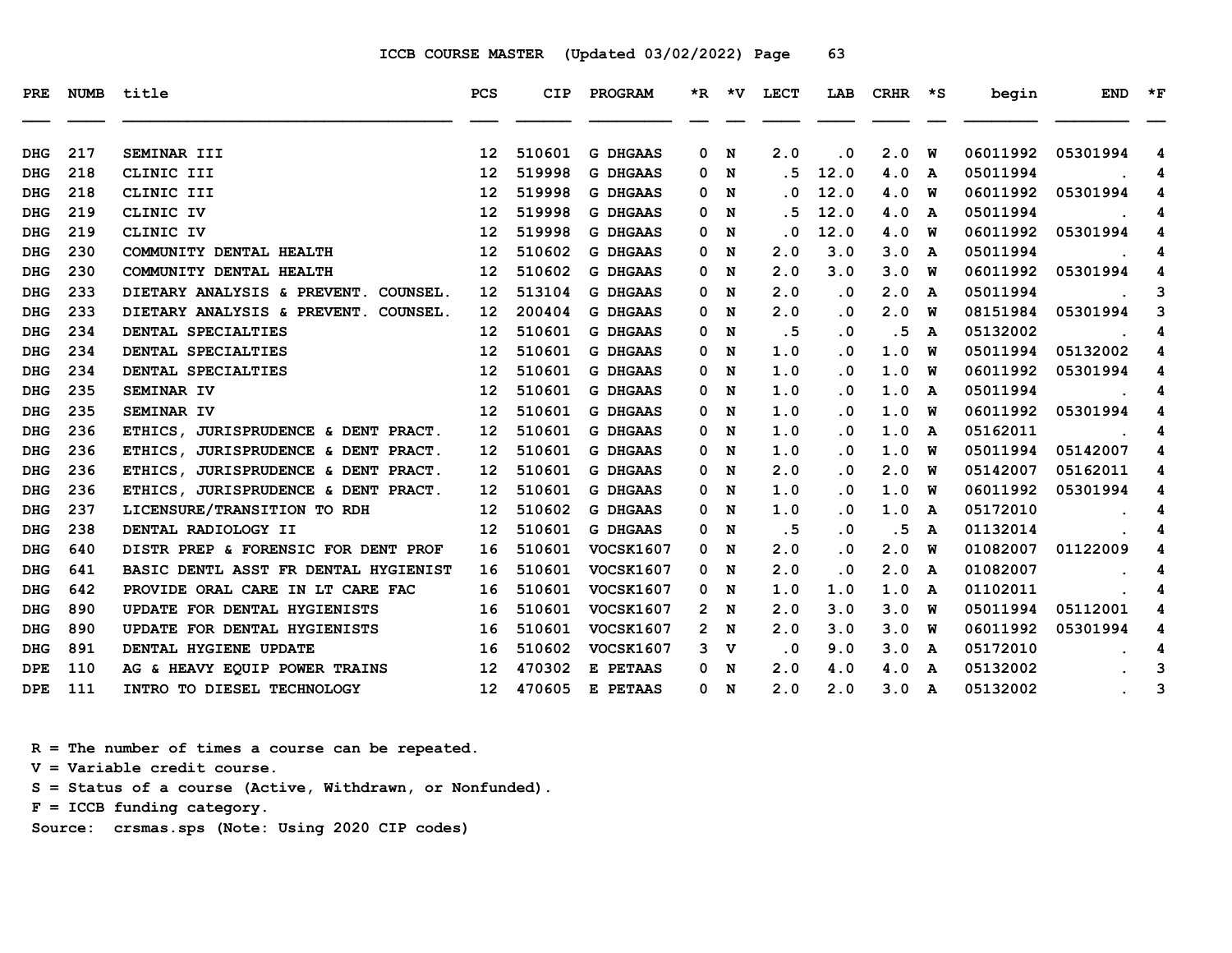ICCB COURSE MASTER (Updated 03/02/2022) Page 63

| PRE | NUMB | title | PCS | CIP | PROGRAM | *R | *V | LECT | LAB | CRHR | *S | begin | END | *F |
|---|---|---|---|---|---|---|---|---|---|---|---|---|---|---|
| DHG | 217 | SEMINAR III | 12 | 510601 | G DHGAAS | 0 | N | 2.0 | .0 | 2.0 | W | 06011992 | 05301994 | 4 |
| DHG | 218 | CLINIC III | 12 | 519998 | G DHGAAS | 0 | N | .5 | 12.0 | 4.0 | A | 05011994 | . | 4 |
| DHG | 218 | CLINIC III | 12 | 519998 | G DHGAAS | 0 | N | .0 | 12.0 | 4.0 | W | 06011992 | 05301994 | 4 |
| DHG | 219 | CLINIC IV | 12 | 519998 | G DHGAAS | 0 | N | .5 | 12.0 | 4.0 | A | 05011994 | . | 4 |
| DHG | 219 | CLINIC IV | 12 | 519998 | G DHGAAS | 0 | N | .0 | 12.0 | 4.0 | W | 06011992 | 05301994 | 4 |
| DHG | 230 | COMMUNITY DENTAL HEALTH | 12 | 510602 | G DHGAAS | 0 | N | 2.0 | 3.0 | 3.0 | A | 05011994 | . | 4 |
| DHG | 230 | COMMUNITY DENTAL HEALTH | 12 | 510602 | G DHGAAS | 0 | N | 2.0 | 3.0 | 3.0 | W | 06011992 | 05301994 | 4 |
| DHG | 233 | DIETARY ANALYSIS & PREVENT. COUNSEL. | 12 | 513104 | G DHGAAS | 0 | N | 2.0 | .0 | 2.0 | A | 05011994 | . | 3 |
| DHG | 233 | DIETARY ANALYSIS & PREVENT. COUNSEL. | 12 | 200404 | G DHGAAS | 0 | N | 2.0 | .0 | 2.0 | W | 08151984 | 05301994 | 3 |
| DHG | 234 | DENTAL SPECIALTIES | 12 | 510601 | G DHGAAS | 0 | N | .5 | .0 | .5 | A | 05132002 | . | 4 |
| DHG | 234 | DENTAL SPECIALTIES | 12 | 510601 | G DHGAAS | 0 | N | 1.0 | .0 | 1.0 | W | 05011994 | 05132002 | 4 |
| DHG | 234 | DENTAL SPECIALTIES | 12 | 510601 | G DHGAAS | 0 | N | 1.0 | .0 | 1.0 | W | 06011992 | 05301994 | 4 |
| DHG | 235 | SEMINAR IV | 12 | 510601 | G DHGAAS | 0 | N | 1.0 | .0 | 1.0 | A | 05011994 | . | 4 |
| DHG | 235 | SEMINAR IV | 12 | 510601 | G DHGAAS | 0 | N | 1.0 | .0 | 1.0 | W | 06011992 | 05301994 | 4 |
| DHG | 236 | ETHICS, JURISPRUDENCE & DENT PRACT. | 12 | 510601 | G DHGAAS | 0 | N | 1.0 | .0 | 1.0 | A | 05162011 | . | 4 |
| DHG | 236 | ETHICS, JURISPRUDENCE & DENT PRACT. | 12 | 510601 | G DHGAAS | 0 | N | 1.0 | .0 | 1.0 | W | 05011994 | 05142007 | 4 |
| DHG | 236 | ETHICS, JURISPRUDENCE & DENT PRACT. | 12 | 510601 | G DHGAAS | 0 | N | 2.0 | .0 | 2.0 | W | 05142007 | 05162011 | 4 |
| DHG | 236 | ETHICS, JURISPRUDENCE & DENT PRACT. | 12 | 510601 | G DHGAAS | 0 | N | 1.0 | .0 | 1.0 | W | 06011992 | 05301994 | 4 |
| DHG | 237 | LICENSURE/TRANSITION TO RDH | 12 | 510602 | G DHGAAS | 0 | N | 1.0 | .0 | 1.0 | A | 05172010 | . | 4 |
| DHG | 238 | DENTAL RADIOLOGY II | 12 | 510601 | G DHGAAS | 0 | N | .5 | .0 | .5 | A | 01132014 | . | 4 |
| DHG | 640 | DISTR PREP & FORENSIC FOR DENT PROF | 16 | 510601 | VOCSK1607 | 0 | N | 2.0 | .0 | 2.0 | W | 01082007 | 01122009 | 4 |
| DHG | 641 | BASIC DENTL ASST FR DENTAL HYGIENIST | 16 | 510601 | VOCSK1607 | 0 | N | 2.0 | .0 | 2.0 | A | 01082007 | . | 4 |
| DHG | 642 | PROVIDE ORAL CARE IN LT CARE FAC | 16 | 510601 | VOCSK1607 | 0 | N | 1.0 | 1.0 | 1.0 | A | 01102011 | . | 4 |
| DHG | 890 | UPDATE FOR DENTAL HYGIENISTS | 16 | 510601 | VOCSK1607 | 2 | N | 2.0 | 3.0 | 3.0 | W | 05011994 | 05112001 | 4 |
| DHG | 890 | UPDATE FOR DENTAL HYGIENISTS | 16 | 510601 | VOCSK1607 | 2 | N | 2.0 | 3.0 | 3.0 | W | 06011992 | 05301994 | 4 |
| DHG | 891 | DENTAL HYGIENE UPDATE | 16 | 510602 | VOCSK1607 | 3 | V | .0 | 9.0 | 3.0 | A | 05172010 | . | 4 |
| DPE | 110 | AG & HEAVY EQUIP POWER TRAINS | 12 | 470302 | E PETAAS | 0 | N | 2.0 | 4.0 | 4.0 | A | 05132002 | . | 3 |
| DPE | 111 | INTRO TO DIESEL TECHNOLOGY | 12 | 470605 | E PETAAS | 0 | N | 2.0 | 2.0 | 3.0 | A | 05132002 | . | 3 |

R = The number of times a course can be repeated.
V = Variable credit course.
S = Status of a course (Active, Withdrawn, or Nonfunded).
F = ICCB funding category.
Source: crsmas.sps (Note: Using 2020 CIP codes)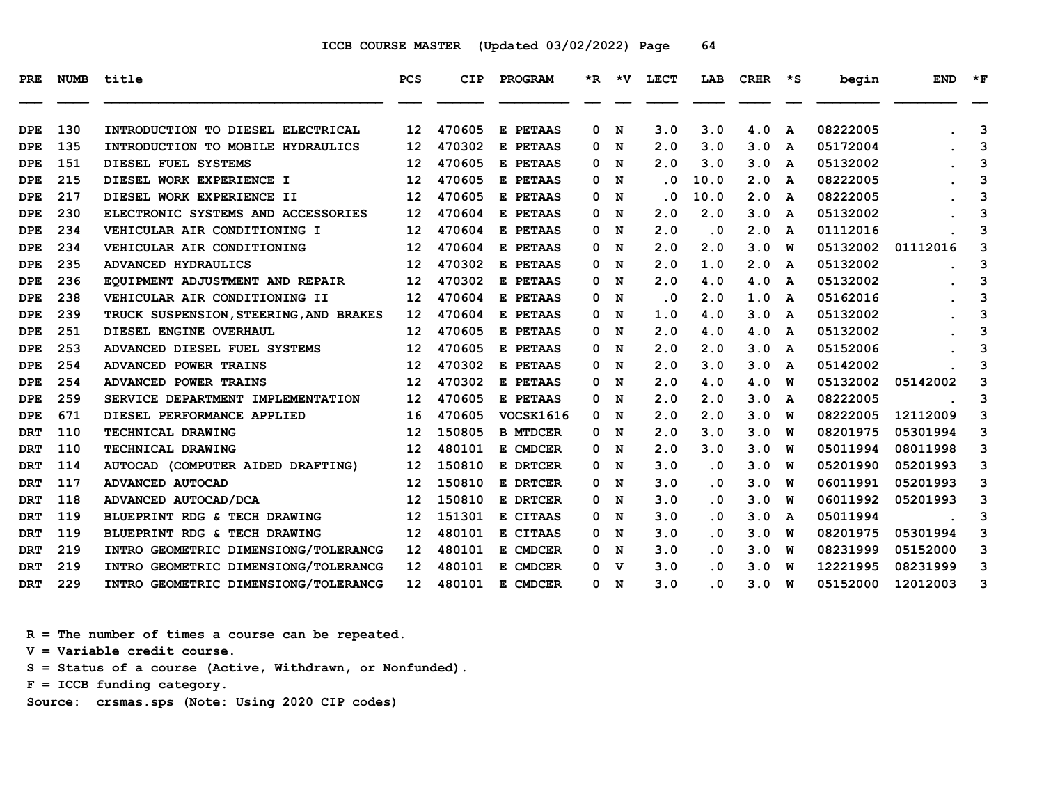ICCB COURSE MASTER (Updated 03/02/2022) Page 64

| PRE | NUMB | title | PCS | CIP | PROGRAM | *R | *V | LECT | LAB | CRHR | *S | begin | END | *F |
|---|---|---|---|---|---|---|---|---|---|---|---|---|---|---|
| DPE | 130 | INTRODUCTION TO DIESEL ELECTRICAL | 12 | 470605 | E PETAAS | 0 | N | 3.0 | 3.0 | 4.0 | A | 08222005 | . | 3 |
| DPE | 135 | INTRODUCTION TO MOBILE HYDRAULICS | 12 | 470302 | E PETAAS | 0 | N | 2.0 | 3.0 | 3.0 | A | 05172004 | . | 3 |
| DPE | 151 | DIESEL FUEL SYSTEMS | 12 | 470605 | E PETAAS | 0 | N | 2.0 | 3.0 | 3.0 | A | 05132002 | . | 3 |
| DPE | 215 | DIESEL WORK EXPERIENCE I | 12 | 470605 | E PETAAS | 0 | N | .0 | 10.0 | 2.0 | A | 08222005 | . | 3 |
| DPE | 217 | DIESEL WORK EXPERIENCE II | 12 | 470605 | E PETAAS | 0 | N | .0 | 10.0 | 2.0 | A | 08222005 | . | 3 |
| DPE | 230 | ELECTRONIC SYSTEMS AND ACCESSORIES | 12 | 470604 | E PETAAS | 0 | N | 2.0 | 2.0 | 3.0 | A | 05132002 | . | 3 |
| DPE | 234 | VEHICULAR AIR CONDITIONING I | 12 | 470604 | E PETAAS | 0 | N | 2.0 | .0 | 2.0 | A | 01112016 | . | 3 |
| DPE | 234 | VEHICULAR AIR CONDITIONING | 12 | 470604 | E PETAAS | 0 | N | 2.0 | 2.0 | 3.0 | W | 05132002 | 01112016 | 3 |
| DPE | 235 | ADVANCED HYDRAULICS | 12 | 470302 | E PETAAS | 0 | N | 2.0 | 1.0 | 2.0 | A | 05132002 | . | 3 |
| DPE | 236 | EQUIPMENT ADJUSTMENT AND REPAIR | 12 | 470302 | E PETAAS | 0 | N | 2.0 | 4.0 | 4.0 | A | 05132002 | . | 3 |
| DPE | 238 | VEHICULAR AIR CONDITIONING II | 12 | 470604 | E PETAAS | 0 | N | .0 | 2.0 | 1.0 | A | 05162016 | . | 3 |
| DPE | 239 | TRUCK SUSPENSION,STEERING,AND BRAKES | 12 | 470604 | E PETAAS | 0 | N | 1.0 | 4.0 | 3.0 | A | 05132002 | . | 3 |
| DPE | 251 | DIESEL ENGINE OVERHAUL | 12 | 470605 | E PETAAS | 0 | N | 2.0 | 4.0 | 4.0 | A | 05132002 | . | 3 |
| DPE | 253 | ADVANCED DIESEL FUEL SYSTEMS | 12 | 470605 | E PETAAS | 0 | N | 2.0 | 2.0 | 3.0 | A | 05152006 | . | 3 |
| DPE | 254 | ADVANCED POWER TRAINS | 12 | 470302 | E PETAAS | 0 | N | 2.0 | 3.0 | 3.0 | A | 05142002 | . | 3 |
| DPE | 254 | ADVANCED POWER TRAINS | 12 | 470302 | E PETAAS | 0 | N | 2.0 | 4.0 | 4.0 | W | 05132002 | 05142002 | 3 |
| DPE | 259 | SERVICE DEPARTMENT IMPLEMENTATION | 12 | 470605 | E PETAAS | 0 | N | 2.0 | 2.0 | 3.0 | A | 08222005 | . | 3 |
| DPE | 671 | DIESEL PERFORMANCE APPLIED | 16 | 470605 | VOCSK1616 | 0 | N | 2.0 | 2.0 | 3.0 | W | 08222005 | 12112009 | 3 |
| DRT | 110 | TECHNICAL DRAWING | 12 | 150805 | B MTDCER | 0 | N | 2.0 | 3.0 | 3.0 | W | 08201975 | 05301994 | 3 |
| DRT | 110 | TECHNICAL DRAWING | 12 | 480101 | E CMDCER | 0 | N | 2.0 | 3.0 | 3.0 | W | 05011994 | 08011998 | 3 |
| DRT | 114 | AUTOCAD (COMPUTER AIDED DRAFTING) | 12 | 150810 | E DRTCER | 0 | N | 3.0 | .0 | 3.0 | W | 05201990 | 05201993 | 3 |
| DRT | 117 | ADVANCED AUTOCAD | 12 | 150810 | E DRTCER | 0 | N | 3.0 | .0 | 3.0 | W | 06011991 | 05201993 | 3 |
| DRT | 118 | ADVANCED AUTOCAD/DCA | 12 | 150810 | E DRTCER | 0 | N | 3.0 | .0 | 3.0 | W | 06011992 | 05201993 | 3 |
| DRT | 119 | BLUEPRINT RDG & TECH DRAWING | 12 | 151301 | E CITAAS | 0 | N | 3.0 | .0 | 3.0 | A | 05011994 | . | 3 |
| DRT | 119 | BLUEPRINT RDG & TECH DRAWING | 12 | 480101 | E CITAAS | 0 | N | 3.0 | .0 | 3.0 | W | 08201975 | 05301994 | 3 |
| DRT | 219 | INTRO GEOMETRIC DIMENSIONG/TOLERANCG | 12 | 480101 | E CMDCER | 0 | N | 3.0 | .0 | 3.0 | W | 08231999 | 05152000 | 3 |
| DRT | 219 | INTRO GEOMETRIC DIMENSIONG/TOLERANCG | 12 | 480101 | E CMDCER | 0 | V | 3.0 | .0 | 3.0 | W | 12221995 | 08231999 | 3 |
| DRT | 229 | INTRO GEOMETRIC DIMENSIONG/TOLERANCG | 12 | 480101 | E CMDCER | 0 | N | 3.0 | .0 | 3.0 | W | 05152000 | 12012003 | 3 |

R = The number of times a course can be repeated.
V = Variable credit course.
S = Status of a course (Active, Withdrawn, or Nonfunded).
F = ICCB funding category.
Source: crsmas.sps (Note: Using 2020 CIP codes)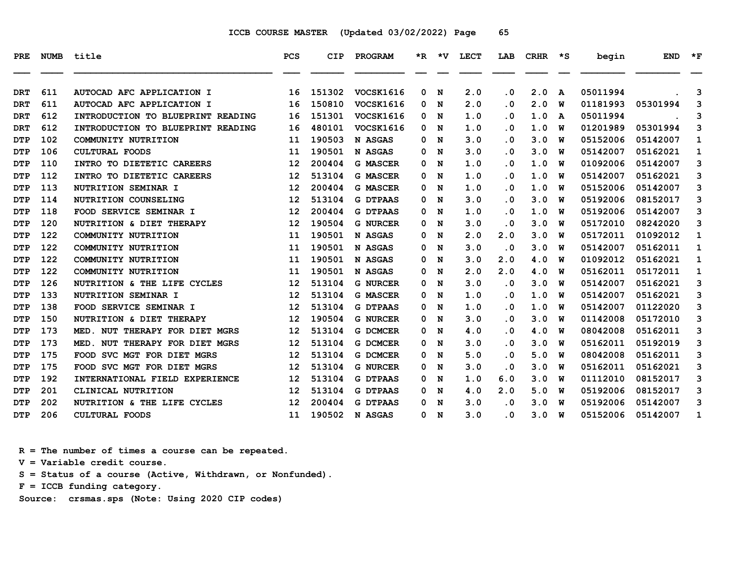ICCB COURSE MASTER (Updated 03/02/2022) Page 65

| PRE | NUMB | title | PCS | CIP | PROGRAM | *R | *V | LECT | LAB | CRHR | *S | begin | END | *F |
|---|---|---|---|---|---|---|---|---|---|---|---|---|---|---|
| DRT | 611 | AUTOCAD AFC APPLICATION I | 16 | 151302 | VOCSK1616 | 0 | N | 2.0 | .0 | 2.0 | A | 05011994 | . | 3 |
| DRT | 611 | AUTOCAD AFC APPLICATION I | 16 | 150810 | VOCSK1616 | 0 | N | 2.0 | .0 | 2.0 | W | 01181993 | 05301994 | 3 |
| DRT | 612 | INTRODUCTION TO BLUEPRINT READING | 16 | 151301 | VOCSK1616 | 0 | N | 1.0 | .0 | 1.0 | A | 05011994 | . | 3 |
| DRT | 612 | INTRODUCTION TO BLUEPRINT READING | 16 | 480101 | VOCSK1616 | 0 | N | 1.0 | .0 | 1.0 | W | 01201989 | 05301994 | 3 |
| DTP | 102 | COMMUNITY NUTRITION | 11 | 190503 | N ASGAS | 0 | N | 3.0 | .0 | 3.0 | W | 05152006 | 05142007 | 1 |
| DTP | 106 | CULTURAL FOODS | 11 | 190501 | N ASGAS | 0 | N | 3.0 | .0 | 3.0 | W | 05142007 | 05162021 | 1 |
| DTP | 110 | INTRO TO DIETETIC CAREERS | 12 | 200404 | G MASCER | 0 | N | 1.0 | .0 | 1.0 | W | 01092006 | 05142007 | 3 |
| DTP | 112 | INTRO TO DIETETIC CAREERS | 12 | 513104 | G MASCER | 0 | N | 1.0 | .0 | 1.0 | W | 05142007 | 05162021 | 3 |
| DTP | 113 | NUTRITION SEMINAR I | 12 | 200404 | G MASCER | 0 | N | 1.0 | .0 | 1.0 | W | 05152006 | 05142007 | 3 |
| DTP | 114 | NUTRITION COUNSELING | 12 | 513104 | G DTPAAS | 0 | N | 3.0 | .0 | 3.0 | W | 05192006 | 08152017 | 3 |
| DTP | 118 | FOOD SERVICE SEMINAR I | 12 | 200404 | G DTPAAS | 0 | N | 1.0 | .0 | 1.0 | W | 05192006 | 05142007 | 3 |
| DTP | 120 | NUTRITION & DIET THERAPY | 12 | 190504 | G NURCER | 0 | N | 3.0 | .0 | 3.0 | W | 05172010 | 08242020 | 3 |
| DTP | 122 | COMMUNITY NUTRITION | 11 | 190501 | N ASGAS | 0 | N | 2.0 | 2.0 | 3.0 | W | 05172011 | 01092012 | 1 |
| DTP | 122 | COMMUNITY NUTRITION | 11 | 190501 | N ASGAS | 0 | N | 3.0 | .0 | 3.0 | W | 05142007 | 05162011 | 1 |
| DTP | 122 | COMMUNITY NUTRITION | 11 | 190501 | N ASGAS | 0 | N | 3.0 | 2.0 | 4.0 | W | 01092012 | 05162021 | 1 |
| DTP | 122 | COMMUNITY NUTRITION | 11 | 190501 | N ASGAS | 0 | N | 2.0 | 2.0 | 4.0 | W | 05162011 | 05172011 | 1 |
| DTP | 126 | NUTRITION & THE LIFE CYCLES | 12 | 513104 | G NURCER | 0 | N | 3.0 | .0 | 3.0 | W | 05142007 | 05162021 | 3 |
| DTP | 133 | NUTRITION SEMINAR I | 12 | 513104 | G MASCER | 0 | N | 1.0 | .0 | 1.0 | W | 05142007 | 05162021 | 3 |
| DTP | 138 | FOOD SERVICE SEMINAR I | 12 | 513104 | G DTPAAS | 0 | N | 1.0 | .0 | 1.0 | W | 05142007 | 01122020 | 3 |
| DTP | 150 | NUTRITION & DIET THERAPY | 12 | 190504 | G NURCER | 0 | N | 3.0 | .0 | 3.0 | W | 01142008 | 05172010 | 3 |
| DTP | 173 | MED. NUT THERAPY FOR DIET MGRS | 12 | 513104 | G DCMCER | 0 | N | 4.0 | .0 | 4.0 | W | 08042008 | 05162011 | 3 |
| DTP | 173 | MED. NUT THERAPY FOR DIET MGRS | 12 | 513104 | G DCMCER | 0 | N | 3.0 | .0 | 3.0 | W | 05162011 | 05192019 | 3 |
| DTP | 175 | FOOD SVC MGT FOR DIET MGRS | 12 | 513104 | G DCMCER | 0 | N | 5.0 | .0 | 5.0 | W | 08042008 | 05162011 | 3 |
| DTP | 175 | FOOD SVC MGT FOR DIET MGRS | 12 | 513104 | G NURCER | 0 | N | 3.0 | .0 | 3.0 | W | 05162011 | 05162021 | 3 |
| DTP | 192 | INTERNATIONAL FIELD EXPERIENCE | 12 | 513104 | G DTPAAS | 0 | N | 1.0 | 6.0 | 3.0 | W | 01112010 | 08152017 | 3 |
| DTP | 201 | CLINICAL NUTRITION | 12 | 513104 | G DTPAAS | 0 | N | 4.0 | 2.0 | 5.0 | W | 05192006 | 08152017 | 3 |
| DTP | 202 | NUTRITION & THE LIFE CYCLES | 12 | 200404 | G DTPAAS | 0 | N | 3.0 | .0 | 3.0 | W | 05192006 | 05142007 | 3 |
| DTP | 206 | CULTURAL FOODS | 11 | 190502 | N ASGAS | 0 | N | 3.0 | .0 | 3.0 | W | 05152006 | 05142007 | 1 |

R = The number of times a course can be repeated.
V = Variable credit course.
S = Status of a course (Active, Withdrawn, or Nonfunded).
F = ICCB funding category.
Source: crsmas.sps (Note: Using 2020 CIP codes)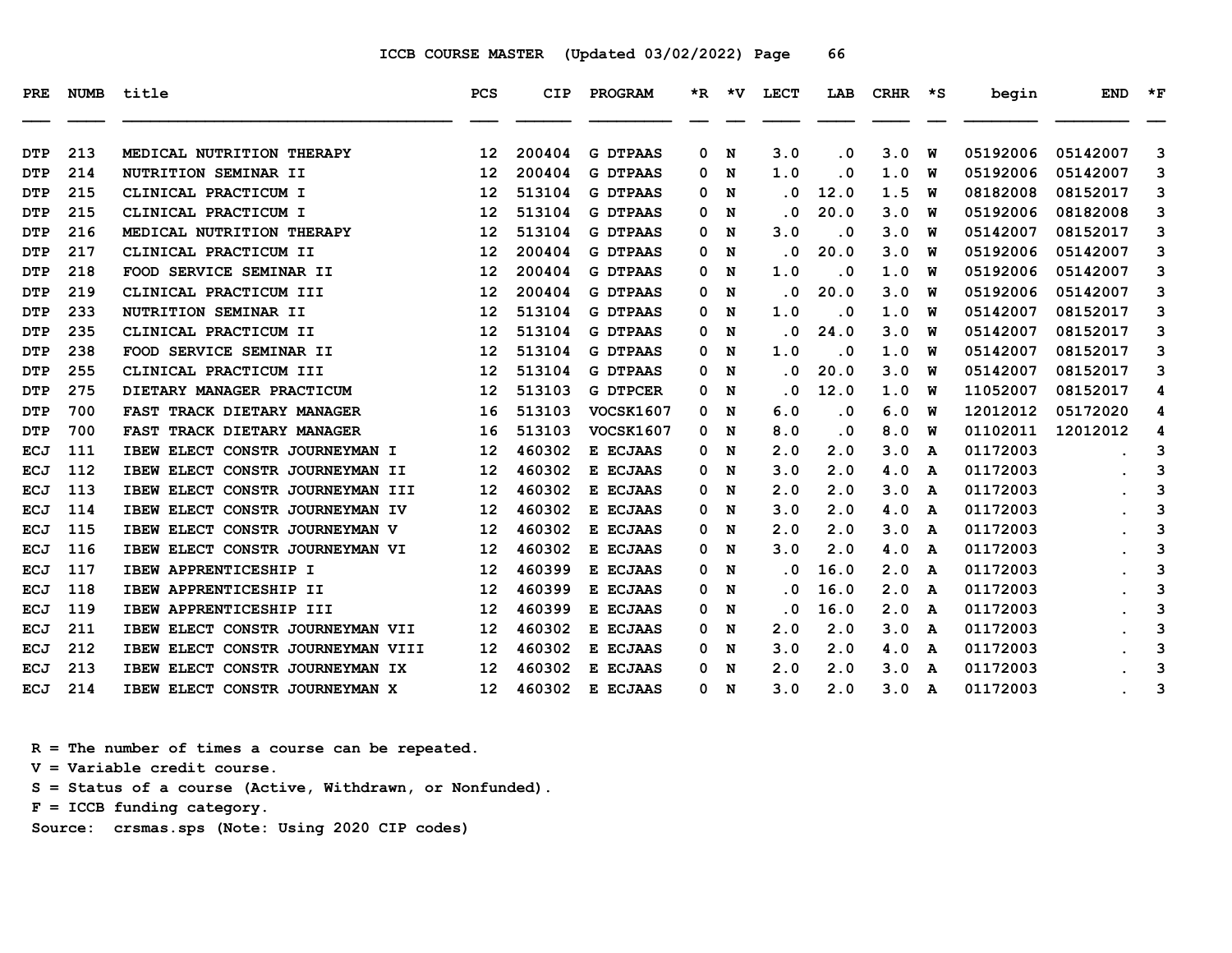ICCB COURSE MASTER (Updated 03/02/2022) Page 66

| PRE | NUMB | title | PCS | CIP | PROGRAM | *R | *V | LECT | LAB | CRHR | *S | begin | END | *F |
|---|---|---|---|---|---|---|---|---|---|---|---|---|---|---|
| DTP | 213 | MEDICAL NUTRITION THERAPY | 12 | 200404 | G DTPAAS | 0 | N | 3.0 | .0 | 3.0 | W | 05192006 | 05142007 | 3 |
| DTP | 214 | NUTRITION SEMINAR II | 12 | 200404 | G DTPAAS | 0 | N | 1.0 | .0 | 1.0 | W | 05192006 | 05142007 | 3 |
| DTP | 215 | CLINICAL PRACTICUM I | 12 | 513104 | G DTPAAS | 0 | N | .0 | 12.0 | 1.5 | W | 08182008 | 08152017 | 3 |
| DTP | 215 | CLINICAL PRACTICUM I | 12 | 513104 | G DTPAAS | 0 | N | .0 | 20.0 | 3.0 | W | 05192006 | 08182008 | 3 |
| DTP | 216 | MEDICAL NUTRITION THERAPY | 12 | 513104 | G DTPAAS | 0 | N | 3.0 | .0 | 3.0 | W | 05142007 | 08152017 | 3 |
| DTP | 217 | CLINICAL PRACTICUM II | 12 | 200404 | G DTPAAS | 0 | N | .0 | 20.0 | 3.0 | W | 05192006 | 05142007 | 3 |
| DTP | 218 | FOOD SERVICE SEMINAR II | 12 | 200404 | G DTPAAS | 0 | N | 1.0 | .0 | 1.0 | W | 05192006 | 05142007 | 3 |
| DTP | 219 | CLINICAL PRACTICUM III | 12 | 200404 | G DTPAAS | 0 | N | .0 | 20.0 | 3.0 | W | 05192006 | 05142007 | 3 |
| DTP | 233 | NUTRITION SEMINAR II | 12 | 513104 | G DTPAAS | 0 | N | 1.0 | .0 | 1.0 | W | 05142007 | 08152017 | 3 |
| DTP | 235 | CLINICAL PRACTICUM II | 12 | 513104 | G DTPAAS | 0 | N | .0 | 24.0 | 3.0 | W | 05142007 | 08152017 | 3 |
| DTP | 238 | FOOD SERVICE SEMINAR II | 12 | 513104 | G DTPAAS | 0 | N | 1.0 | .0 | 1.0 | W | 05142007 | 08152017 | 3 |
| DTP | 255 | CLINICAL PRACTICUM III | 12 | 513104 | G DTPAAS | 0 | N | .0 | 20.0 | 3.0 | W | 05142007 | 08152017 | 3 |
| DTP | 275 | DIETARY MANAGER PRACTICUM | 12 | 513103 | G DTPCER | 0 | N | .0 | 12.0 | 1.0 | W | 11052007 | 08152017 | 4 |
| DTP | 700 | FAST TRACK DIETARY MANAGER | 16 | 513103 | VOCSK1607 | 0 | N | 6.0 | .0 | 6.0 | W | 12012012 | 05172020 | 4 |
| DTP | 700 | FAST TRACK DIETARY MANAGER | 16 | 513103 | VOCSK1607 | 0 | N | 8.0 | .0 | 8.0 | W | 01102011 | 12012012 | 4 |
| ECJ | 111 | IBEW ELECT CONSTR JOURNEYMAN I | 12 | 460302 | E ECJAAS | 0 | N | 2.0 | 2.0 | 3.0 | A | 01172003 | . | 3 |
| ECJ | 112 | IBEW ELECT CONSTR JOURNEYMAN II | 12 | 460302 | E ECJAAS | 0 | N | 3.0 | 2.0 | 4.0 | A | 01172003 | . | 3 |
| ECJ | 113 | IBEW ELECT CONSTR JOURNEYMAN III | 12 | 460302 | E ECJAAS | 0 | N | 2.0 | 2.0 | 3.0 | A | 01172003 | . | 3 |
| ECJ | 114 | IBEW ELECT CONSTR JOURNEYMAN IV | 12 | 460302 | E ECJAAS | 0 | N | 3.0 | 2.0 | 4.0 | A | 01172003 | . | 3 |
| ECJ | 115 | IBEW ELECT CONSTR JOURNEYMAN V | 12 | 460302 | E ECJAAS | 0 | N | 2.0 | 2.0 | 3.0 | A | 01172003 | . | 3 |
| ECJ | 116 | IBEW ELECT CONSTR JOURNEYMAN VI | 12 | 460302 | E ECJAAS | 0 | N | 3.0 | 2.0 | 4.0 | A | 01172003 | . | 3 |
| ECJ | 117 | IBEW APPRENTICESHIP I | 12 | 460399 | E ECJAAS | 0 | N | .0 | 16.0 | 2.0 | A | 01172003 | . | 3 |
| ECJ | 118 | IBEW APPRENTICESHIP II | 12 | 460399 | E ECJAAS | 0 | N | .0 | 16.0 | 2.0 | A | 01172003 | . | 3 |
| ECJ | 119 | IBEW APPRENTICESHIP III | 12 | 460399 | E ECJAAS | 0 | N | .0 | 16.0 | 2.0 | A | 01172003 | . | 3 |
| ECJ | 211 | IBEW ELECT CONSTR JOURNEYMAN VII | 12 | 460302 | E ECJAAS | 0 | N | 2.0 | 2.0 | 3.0 | A | 01172003 | . | 3 |
| ECJ | 212 | IBEW ELECT CONSTR JOURNEYMAN VIII | 12 | 460302 | E ECJAAS | 0 | N | 3.0 | 2.0 | 4.0 | A | 01172003 | . | 3 |
| ECJ | 213 | IBEW ELECT CONSTR JOURNEYMAN IX | 12 | 460302 | E ECJAAS | 0 | N | 2.0 | 2.0 | 3.0 | A | 01172003 | . | 3 |
| ECJ | 214 | IBEW ELECT CONSTR JOURNEYMAN X | 12 | 460302 | E ECJAAS | 0 | N | 3.0 | 2.0 | 3.0 | A | 01172003 | . | 3 |

R = The number of times a course can be repeated.
V = Variable credit course.
S = Status of a course (Active, Withdrawn, or Nonfunded).
F = ICCB funding category.
Source: crsmas.sps (Note: Using 2020 CIP codes)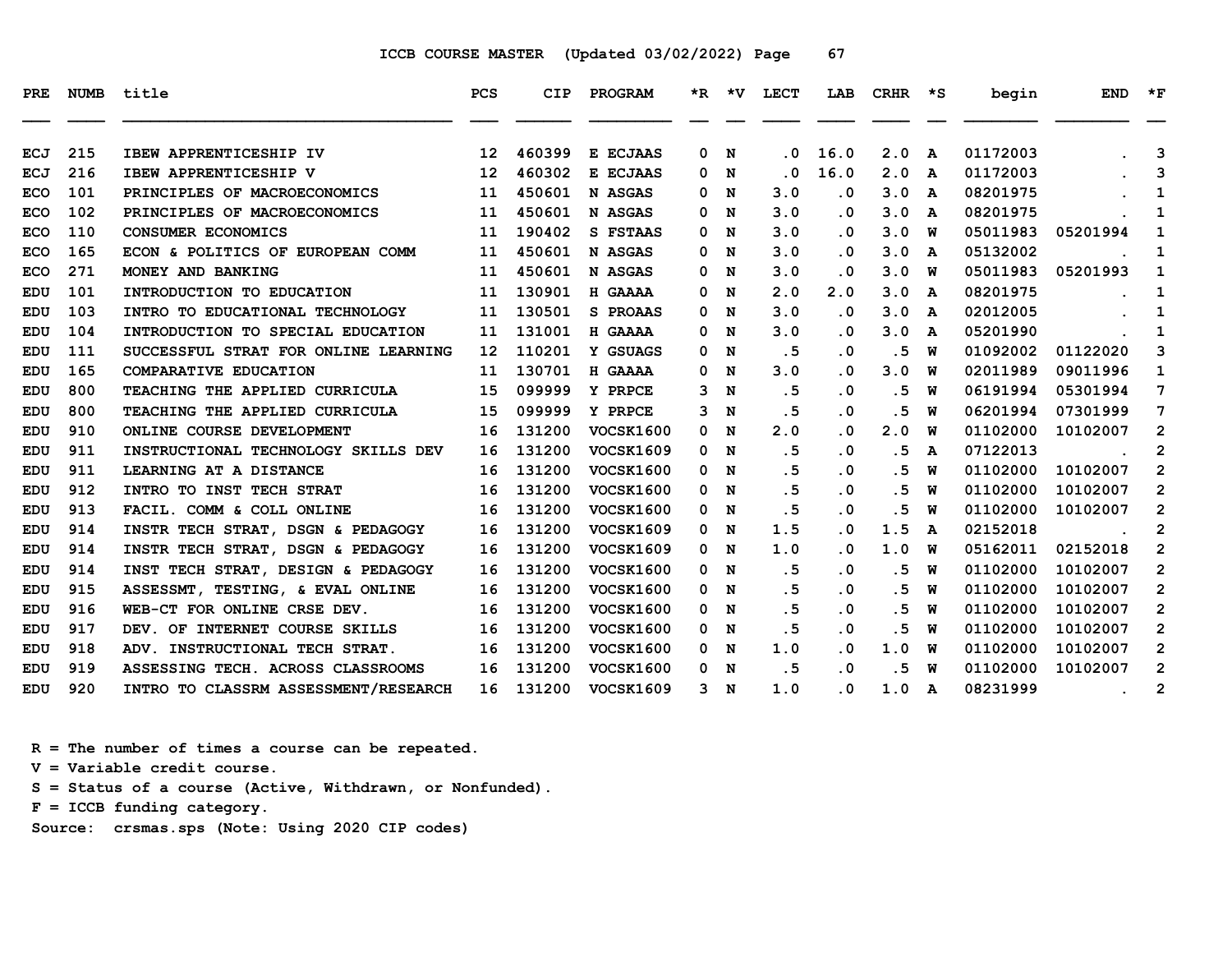ICCB COURSE MASTER (Updated 03/02/2022)

| PRE | NUMB | title | PCS | CIP | PROGRAM | *R | *V | LECT | LAB | CRHR | *S | begin | END | *F |
|---|---|---|---|---|---|---|---|---|---|---|---|---|---|---|
| ECJ | 215 | IBEW APPRENTICESHIP IV | 12 | 460399 | E ECJAAS | 0 | N | .0 | 16.0 | 2.0 | A | 01172003 | . | 3 |
| ECJ | 216 | IBEW APPRENTICESHIP V | 12 | 460302 | E ECJAAS | 0 | N | .0 | 16.0 | 2.0 | A | 01172003 | . | 3 |
| ECO | 101 | PRINCIPLES OF MACROECONOMICS | 11 | 450601 | N ASGAS | 0 | N | 3.0 | .0 | 3.0 | A | 08201975 | . | 1 |
| ECO | 102 | PRINCIPLES OF MACROECONOMICS | 11 | 450601 | N ASGAS | 0 | N | 3.0 | .0 | 3.0 | A | 08201975 | . | 1 |
| ECO | 110 | CONSUMER ECONOMICS | 11 | 190402 | S FSTAAS | 0 | N | 3.0 | .0 | 3.0 | W | 05011983 | 05201994 | 1 |
| ECO | 165 | ECON & POLITICS OF EUROPEAN COMM | 11 | 450601 | N ASGAS | 0 | N | 3.0 | .0 | 3.0 | A | 05132002 | . | 1 |
| ECO | 271 | MONEY AND BANKING | 11 | 450601 | N ASGAS | 0 | N | 3.0 | .0 | 3.0 | W | 05011983 | 05201993 | 1 |
| EDU | 101 | INTRODUCTION TO EDUCATION | 11 | 130901 | H GAAAA | 0 | N | 2.0 | 2.0 | 3.0 | A | 08201975 | . | 1 |
| EDU | 103 | INTRO TO EDUCATIONAL TECHNOLOGY | 11 | 130501 | S PROAAS | 0 | N | 3.0 | .0 | 3.0 | A | 02012005 | . | 1 |
| EDU | 104 | INTRODUCTION TO SPECIAL EDUCATION | 11 | 131001 | H GAAAA | 0 | N | 3.0 | .0 | 3.0 | A | 05201990 | . | 1 |
| EDU | 111 | SUCCESSFUL STRAT FOR ONLINE LEARNING | 12 | 110201 | Y GSUAGS | 0 | N | .5 | .0 | .5 | W | 01092002 | 01122020 | 3 |
| EDU | 165 | COMPARATIVE EDUCATION | 11 | 130701 | H GAAAA | 0 | N | 3.0 | .0 | 3.0 | W | 02011989 | 09011996 | 1 |
| EDU | 800 | TEACHING THE APPLIED CURRICULA | 15 | 099999 | Y PRPCE | 3 | N | .5 | .0 | .5 | W | 06191994 | 05301994 | 7 |
| EDU | 800 | TEACHING THE APPLIED CURRICULA | 15 | 099999 | Y PRPCE | 3 | N | .5 | .0 | .5 | W | 06201994 | 07301999 | 7 |
| EDU | 910 | ONLINE COURSE DEVELOPMENT | 16 | 131200 | VOCSK1600 | 0 | N | 2.0 | .0 | 2.0 | W | 01102000 | 10102007 | 2 |
| EDU | 911 | INSTRUCTIONAL TECHNOLOGY SKILLS DEV | 16 | 131200 | VOCSK1609 | 0 | N | .5 | .0 | .5 | A | 07122013 | . | 2 |
| EDU | 911 | LEARNING AT A DISTANCE | 16 | 131200 | VOCSK1600 | 0 | N | .5 | .0 | .5 | W | 01102000 | 10102007 | 2 |
| EDU | 912 | INTRO TO INST TECH STRAT | 16 | 131200 | VOCSK1600 | 0 | N | .5 | .0 | .5 | W | 01102000 | 10102007 | 2 |
| EDU | 913 | FACIL. COMM & COLL ONLINE | 16 | 131200 | VOCSK1600 | 0 | N | .5 | .0 | .5 | W | 01102000 | 10102007 | 2 |
| EDU | 914 | INSTR TECH STRAT, DSGN & PEDAGOGY | 16 | 131200 | VOCSK1609 | 0 | N | 1.5 | .0 | 1.5 | A | 02152018 | . | 2 |
| EDU | 914 | INSTR TECH STRAT, DSGN & PEDAGOGY | 16 | 131200 | VOCSK1609 | 0 | N | 1.0 | .0 | 1.0 | W | 05162011 | 02152018 | 2 |
| EDU | 914 | INST TECH STRAT, DESIGN & PEDAGOGY | 16 | 131200 | VOCSK1600 | 0 | N | .5 | .0 | .5 | W | 01102000 | 10102007 | 2 |
| EDU | 915 | ASSESSMT, TESTING, & EVAL ONLINE | 16 | 131200 | VOCSK1600 | 0 | N | .5 | .0 | .5 | W | 01102000 | 10102007 | 2 |
| EDU | 916 | WEB-CT FOR ONLINE CRSE DEV. | 16 | 131200 | VOCSK1600 | 0 | N | .5 | .0 | .5 | W | 01102000 | 10102007 | 2 |
| EDU | 917 | DEV. OF INTERNET COURSE SKILLS | 16 | 131200 | VOCSK1600 | 0 | N | .5 | .0 | .5 | W | 01102000 | 10102007 | 2 |
| EDU | 918 | ADV. INSTRUCTIONAL TECH STRAT. | 16 | 131200 | VOCSK1600 | 0 | N | 1.0 | .0 | 1.0 | W | 01102000 | 10102007 | 2 |
| EDU | 919 | ASSESSING TECH. ACROSS CLASSROOMS | 16 | 131200 | VOCSK1600 | 0 | N | .5 | .0 | .5 | W | 01102000 | 10102007 | 2 |
| EDU | 920 | INTRO TO CLASSRM ASSESSMENT/RESEARCH | 16 | 131200 | VOCSK1609 | 3 | N | 1.0 | .0 | 1.0 | A | 08231999 | . | 2 |

R = The number of times a course can be repeated.
V = Variable credit course.
S = Status of a course (Active, Withdrawn, or Nonfunded).
F = ICCB funding category.
Source: crsmas.sps (Note: Using 2020 CIP codes)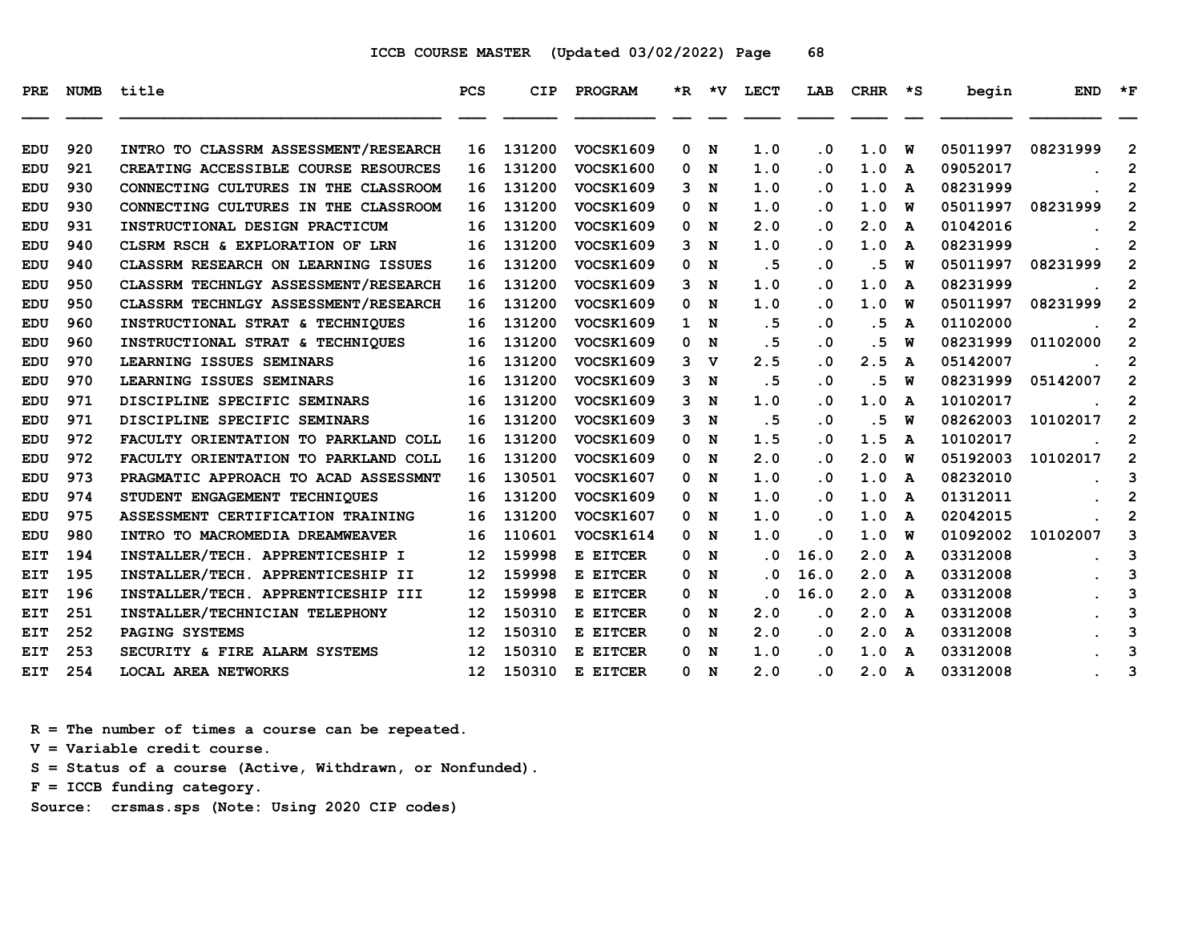ICCB COURSE MASTER (Updated 03/02/2022)

| PRE | NUMB | title | PCS | CIP | PROGRAM | *R | *V | LECT | LAB | CRHR | *S | begin | END | *F |
|---|---|---|---|---|---|---|---|---|---|---|---|---|---|---|
| EDU | 920 | INTRO TO CLASSRM ASSESSMENT/RESEARCH | 16 | 131200 | VOCSK1609 | 0 | N | 1.0 | .0 | 1.0 | W | 05011997 | 08231999 | 2 |
| EDU | 921 | CREATING ACCESSIBLE COURSE RESOURCES | 16 | 131200 | VOCSK1600 | 0 | N | 1.0 | .0 | 1.0 | A | 09052017 | . | 2 |
| EDU | 930 | CONNECTING CULTURES IN THE CLASSROOM | 16 | 131200 | VOCSK1609 | 3 | N | 1.0 | .0 | 1.0 | A | 08231999 | . | 2 |
| EDU | 930 | CONNECTING CULTURES IN THE CLASSROOM | 16 | 131200 | VOCSK1609 | 0 | N | 1.0 | .0 | 1.0 | W | 05011997 | 08231999 | 2 |
| EDU | 931 | INSTRUCTIONAL DESIGN PRACTICUM | 16 | 131200 | VOCSK1609 | 0 | N | 2.0 | .0 | 2.0 | A | 01042016 | . | 2 |
| EDU | 940 | CLSRM RSCH & EXPLORATION OF LRN | 16 | 131200 | VOCSK1609 | 3 | N | 1.0 | .0 | 1.0 | A | 08231999 | . | 2 |
| EDU | 940 | CLASSRM RESEARCH ON LEARNING ISSUES | 16 | 131200 | VOCSK1609 | 0 | N | .5 | .0 | .5 | W | 05011997 | 08231999 | 2 |
| EDU | 950 | CLASSRM TECHNLGY ASSESSMENT/RESEARCH | 16 | 131200 | VOCSK1609 | 3 | N | 1.0 | .0 | 1.0 | A | 08231999 | . | 2 |
| EDU | 950 | CLASSRM TECHNLGY ASSESSMENT/RESEARCH | 16 | 131200 | VOCSK1609 | 0 | N | 1.0 | .0 | 1.0 | W | 05011997 | 08231999 | 2 |
| EDU | 960 | INSTRUCTIONAL STRAT & TECHNIQUES | 16 | 131200 | VOCSK1609 | 1 | N | .5 | .0 | .5 | A | 01102000 | . | 2 |
| EDU | 960 | INSTRUCTIONAL STRAT & TECHNIQUES | 16 | 131200 | VOCSK1609 | 0 | N | .5 | .0 | .5 | W | 08231999 | 01102000 | 2 |
| EDU | 970 | LEARNING ISSUES SEMINARS | 16 | 131200 | VOCSK1609 | 3 | V | 2.5 | .0 | 2.5 | A | 05142007 | . | 2 |
| EDU | 970 | LEARNING ISSUES SEMINARS | 16 | 131200 | VOCSK1609 | 3 | N | .5 | .0 | .5 | W | 08231999 | 05142007 | 2 |
| EDU | 971 | DISCIPLINE SPECIFIC SEMINARS | 16 | 131200 | VOCSK1609 | 3 | N | 1.0 | .0 | 1.0 | A | 10102017 | . | 2 |
| EDU | 971 | DISCIPLINE SPECIFIC SEMINARS | 16 | 131200 | VOCSK1609 | 3 | N | .5 | .0 | .5 | W | 08262003 | 10102017 | 2 |
| EDU | 972 | FACULTY ORIENTATION TO PARKLAND COLL | 16 | 131200 | VOCSK1609 | 0 | N | 1.5 | .0 | 1.5 | A | 10102017 | . | 2 |
| EDU | 972 | FACULTY ORIENTATION TO PARKLAND COLL | 16 | 131200 | VOCSK1609 | 0 | N | 2.0 | .0 | 2.0 | W | 05192003 | 10102017 | 2 |
| EDU | 973 | PRAGMATIC APPROACH TO ACAD ASSESSMNT | 16 | 130501 | VOCSK1607 | 0 | N | 1.0 | .0 | 1.0 | A | 08232010 | . | 3 |
| EDU | 974 | STUDENT ENGAGEMENT TECHNIQUES | 16 | 131200 | VOCSK1609 | 0 | N | 1.0 | .0 | 1.0 | A | 01312011 | . | 2 |
| EDU | 975 | ASSESSMENT CERTIFICATION TRAINING | 16 | 131200 | VOCSK1607 | 0 | N | 1.0 | .0 | 1.0 | A | 02042015 | . | 2 |
| EDU | 980 | INTRO TO MACROMEDIA DREAMWEAVER | 16 | 110601 | VOCSK1614 | 0 | N | 1.0 | .0 | 1.0 | W | 01092002 | 10102007 | 3 |
| EIT | 194 | INSTALLER/TECH. APPRENTICESHIP I | 12 | 159998 | E EITCER | 0 | N | .0 | 16.0 | 2.0 | A | 03312008 | . | 3 |
| EIT | 195 | INSTALLER/TECH. APPRENTICESHIP II | 12 | 159998 | E EITCER | 0 | N | .0 | 16.0 | 2.0 | A | 03312008 | . | 3 |
| EIT | 196 | INSTALLER/TECH. APPRENTICESHIP III | 12 | 159998 | E EITCER | 0 | N | .0 | 16.0 | 2.0 | A | 03312008 | . | 3 |
| EIT | 251 | INSTALLER/TECHNICIAN TELEPHONY | 12 | 150310 | E EITCER | 0 | N | 2.0 | .0 | 2.0 | A | 03312008 | . | 3 |
| EIT | 252 | PAGING SYSTEMS | 12 | 150310 | E EITCER | 0 | N | 2.0 | .0 | 2.0 | A | 03312008 | . | 3 |
| EIT | 253 | SECURITY & FIRE ALARM SYSTEMS | 12 | 150310 | E EITCER | 0 | N | 1.0 | .0 | 1.0 | A | 03312008 | . | 3 |
| EIT | 254 | LOCAL AREA NETWORKS | 12 | 150310 | E EITCER | 0 | N | 2.0 | .0 | 2.0 | A | 03312008 | . | 3 |

R = The number of times a course can be repeated.
V = Variable credit course.
S = Status of a course (Active, Withdrawn, or Nonfunded).
F = ICCB funding category.
Source: crsmas.sps (Note: Using 2020 CIP codes)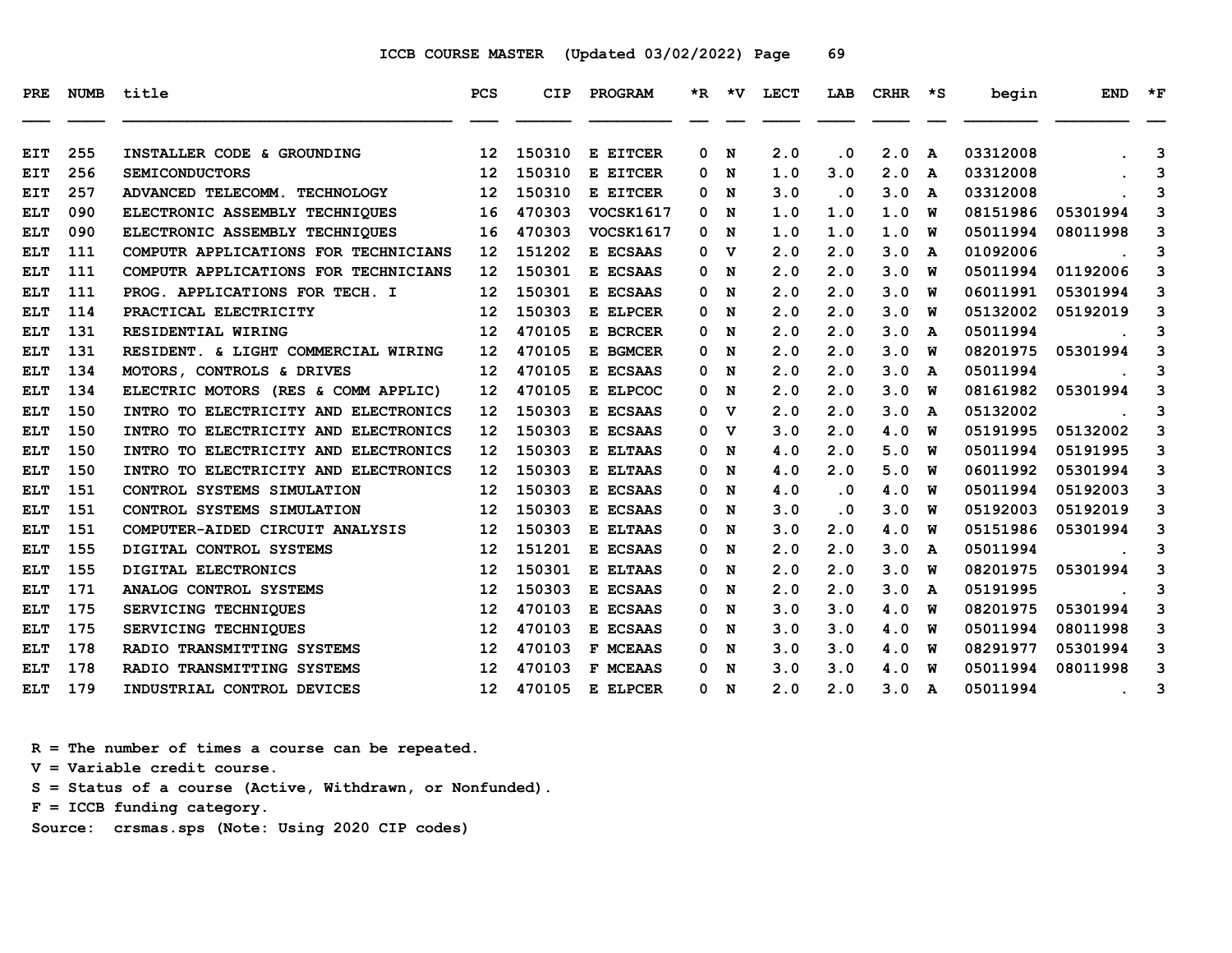ICCB COURSE MASTER (Updated 03/02/2022)

| PRE | NUMB | title | PCS | CIP | PROGRAM | *R | *V | LECT | LAB | CRHR | *S | begin | END | *F |
|---|---|---|---|---|---|---|---|---|---|---|---|---|---|---|
| EIT | 255 | INSTALLER CODE & GROUNDING | 12 | 150310 | E EITCER | 0 | N | 2.0 | .0 | 2.0 | A | 03312008 | . | 3 |
| EIT | 256 | SEMICONDUCTORS | 12 | 150310 | E EITCER | 0 | N | 1.0 | 3.0 | 2.0 | A | 03312008 | . | 3 |
| EIT | 257 | ADVANCED TELECOMM. TECHNOLOGY | 12 | 150310 | E EITCER | 0 | N | 3.0 | .0 | 3.0 | A | 03312008 | . | 3 |
| ELT | 090 | ELECTRONIC ASSEMBLY TECHNIQUES | 16 | 470303 | VOCSK1617 | 0 | N | 1.0 | 1.0 | 1.0 | W | 08151986 | 05301994 | 3 |
| ELT | 090 | ELECTRONIC ASSEMBLY TECHNIQUES | 16 | 470303 | VOCSK1617 | 0 | N | 1.0 | 1.0 | 1.0 | W | 05011994 | 08011998 | 3 |
| ELT | 111 | COMPUTR APPLICATIONS FOR TECHNICIANS | 12 | 151202 | E ECSAAS | 0 | V | 2.0 | 2.0 | 3.0 | A | 01092006 | . | 3 |
| ELT | 111 | COMPUTR APPLICATIONS FOR TECHNICIANS | 12 | 150301 | E ECSAAS | 0 | N | 2.0 | 2.0 | 3.0 | W | 05011994 | 01192006 | 3 |
| ELT | 111 | PROG. APPLICATIONS FOR TECH. I | 12 | 150301 | E ECSAAS | 0 | N | 2.0 | 2.0 | 3.0 | W | 06011991 | 05301994 | 3 |
| ELT | 114 | PRACTICAL ELECTRICITY | 12 | 150303 | E ELPCER | 0 | N | 2.0 | 2.0 | 3.0 | W | 05132002 | 05192019 | 3 |
| ELT | 131 | RESIDENTIAL WIRING | 12 | 470105 | E BCRCER | 0 | N | 2.0 | 2.0 | 3.0 | A | 05011994 | . | 3 |
| ELT | 131 | RESIDENT. & LIGHT COMMERCIAL WIRING | 12 | 470105 | E BGMCER | 0 | N | 2.0 | 2.0 | 3.0 | W | 08201975 | 05301994 | 3 |
| ELT | 134 | MOTORS, CONTROLS & DRIVES | 12 | 470105 | E ECSAAS | 0 | N | 2.0 | 2.0 | 3.0 | A | 05011994 | . | 3 |
| ELT | 134 | ELECTRIC MOTORS (RES & COMM APPLIC) | 12 | 470105 | E ELPCOC | 0 | N | 2.0 | 2.0 | 3.0 | W | 08161982 | 05301994 | 3 |
| ELT | 150 | INTRO TO ELECTRICITY AND ELECTRONICS | 12 | 150303 | E ECSAAS | 0 | V | 2.0 | 2.0 | 3.0 | A | 05132002 | . | 3 |
| ELT | 150 | INTRO TO ELECTRICITY AND ELECTRONICS | 12 | 150303 | E ECSAAS | 0 | V | 3.0 | 2.0 | 4.0 | W | 05191995 | 05132002 | 3 |
| ELT | 150 | INTRO TO ELECTRICITY AND ELECTRONICS | 12 | 150303 | E ELTAAS | 0 | N | 4.0 | 2.0 | 5.0 | W | 05011994 | 05191995 | 3 |
| ELT | 150 | INTRO TO ELECTRICITY AND ELECTRONICS | 12 | 150303 | E ELTAAS | 0 | N | 4.0 | 2.0 | 5.0 | W | 06011992 | 05301994 | 3 |
| ELT | 151 | CONTROL SYSTEMS SIMULATION | 12 | 150303 | E ECSAAS | 0 | N | 4.0 | .0 | 4.0 | W | 05011994 | 05192003 | 3 |
| ELT | 151 | CONTROL SYSTEMS SIMULATION | 12 | 150303 | E ECSAAS | 0 | N | 3.0 | .0 | 3.0 | W | 05192003 | 05192019 | 3 |
| ELT | 151 | COMPUTER-AIDED CIRCUIT ANALYSIS | 12 | 150303 | E ELTAAS | 0 | N | 3.0 | 2.0 | 4.0 | W | 05151986 | 05301994 | 3 |
| ELT | 155 | DIGITAL CONTROL SYSTEMS | 12 | 151201 | E ECSAAS | 0 | N | 2.0 | 2.0 | 3.0 | A | 05011994 | . | 3 |
| ELT | 155 | DIGITAL ELECTRONICS | 12 | 150301 | E ELTAAS | 0 | N | 2.0 | 2.0 | 3.0 | W | 08201975 | 05301994 | 3 |
| ELT | 171 | ANALOG CONTROL SYSTEMS | 12 | 150303 | E ECSAAS | 0 | N | 2.0 | 2.0 | 3.0 | A | 05191995 | . | 3 |
| ELT | 175 | SERVICING TECHNIQUES | 12 | 470103 | E ECSAAS | 0 | N | 3.0 | 3.0 | 4.0 | W | 08201975 | 05301994 | 3 |
| ELT | 175 | SERVICING TECHNIQUES | 12 | 470103 | E ECSAAS | 0 | N | 3.0 | 3.0 | 4.0 | W | 05011994 | 08011998 | 3 |
| ELT | 178 | RADIO TRANSMITTING SYSTEMS | 12 | 470103 | F MCEAAS | 0 | N | 3.0 | 3.0 | 4.0 | W | 08291977 | 05301994 | 3 |
| ELT | 178 | RADIO TRANSMITTING SYSTEMS | 12 | 470103 | F MCEAAS | 0 | N | 3.0 | 3.0 | 4.0 | W | 05011994 | 08011998 | 3 |
| ELT | 179 | INDUSTRIAL CONTROL DEVICES | 12 | 470105 | E ELPCER | 0 | N | 2.0 | 2.0 | 3.0 | A | 05011994 | . | 3 |

R = The number of times a course can be repeated.
V = Variable credit course.
S = Status of a course (Active, Withdrawn, or Nonfunded).
F = ICCB funding category.
Source: crsmas.sps (Note: Using 2020 CIP codes)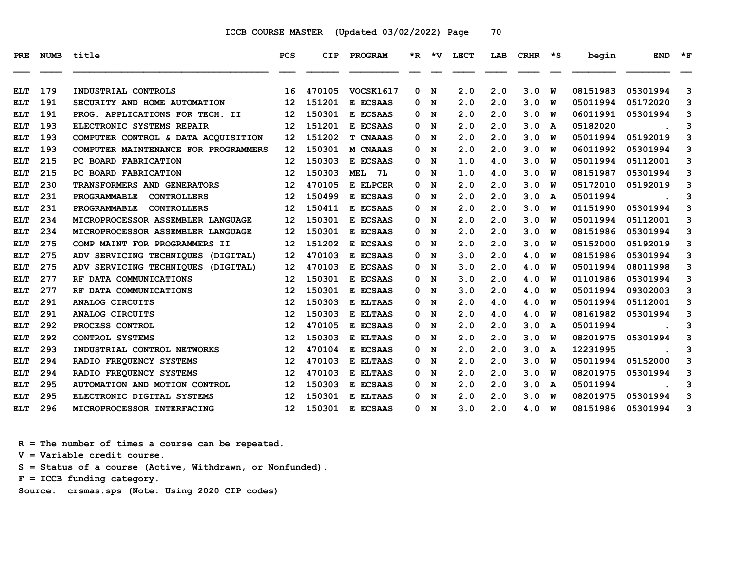ICCB COURSE MASTER (Updated 03/02/2022)

| PRE | NUMB | title | PCS | CIP | PROGRAM | *R | *V | LECT | LAB | CRHR | *S | begin | END | *F |
|---|---|---|---|---|---|---|---|---|---|---|---|---|---|---|
| ELT | 179 | INDUSTRIAL CONTROLS | 16 | 470105 | VOCSK1617 | 0 | N | 2.0 | 2.0 | 3.0 | W | 08151983 | 05301994 | 3 |
| ELT | 191 | SECURITY AND HOME AUTOMATION | 12 | 151201 | E ECSAAS | 0 | N | 2.0 | 2.0 | 3.0 | W | 05011994 | 05172020 | 3 |
| ELT | 191 | PROG. APPLICATIONS FOR TECH. II | 12 | 150301 | E ECSAAS | 0 | N | 2.0 | 2.0 | 3.0 | W | 06011991 | 05301994 | 3 |
| ELT | 193 | ELECTRONIC SYSTEMS REPAIR | 12 | 151201 | E ECSAAS | 0 | N | 2.0 | 2.0 | 3.0 | A | 05182020 | . | 3 |
| ELT | 193 | COMPUTER CONTROL & DATA ACQUISITION | 12 | 151202 | T CNAAAS | 0 | N | 2.0 | 2.0 | 3.0 | W | 05011994 | 05192019 | 3 |
| ELT | 193 | COMPUTER MAINTENANCE FOR PROGRAMMERS | 12 | 150301 | M CNAAAS | 0 | N | 2.0 | 2.0 | 3.0 | W | 06011992 | 05301994 | 3 |
| ELT | 215 | PC BOARD FABRICATION | 12 | 150303 | E ECSAAS | 0 | N | 1.0 | 4.0 | 3.0 | W | 05011994 | 05112001 | 3 |
| ELT | 215 | PC BOARD FABRICATION | 12 | 150303 | MEL 7L | 0 | N | 1.0 | 4.0 | 3.0 | W | 08151987 | 05301994 | 3 |
| ELT | 230 | TRANSFORMERS AND GENERATORS | 12 | 470105 | E ELPCER | 0 | N | 2.0 | 2.0 | 3.0 | W | 05172010 | 05192019 | 3 |
| ELT | 231 | PROGRAMMABLE CONTROLLERS | 12 | 150499 | E ECSAAS | 0 | N | 2.0 | 2.0 | 3.0 | A | 05011994 | . | 3 |
| ELT | 231 | PROGRAMMABLE CONTROLLERS | 12 | 150411 | E ECSAAS | 0 | N | 2.0 | 2.0 | 3.0 | W | 01151990 | 05301994 | 3 |
| ELT | 234 | MICROPROCESSOR ASSEMBLER LANGUAGE | 12 | 150301 | E ECSAAS | 0 | N | 2.0 | 2.0 | 3.0 | W | 05011994 | 05112001 | 3 |
| ELT | 234 | MICROPROCESSOR ASSEMBLER LANGUAGE | 12 | 150301 | E ECSAAS | 0 | N | 2.0 | 2.0 | 3.0 | W | 08151986 | 05301994 | 3 |
| ELT | 275 | COMP MAINT FOR PROGRAMMERS II | 12 | 151202 | E ECSAAS | 0 | N | 2.0 | 2.0 | 3.0 | W | 05152000 | 05192019 | 3 |
| ELT | 275 | ADV SERVICING TECHNIQUES (DIGITAL) | 12 | 470103 | E ECSAAS | 0 | N | 3.0 | 2.0 | 4.0 | W | 08151986 | 05301994 | 3 |
| ELT | 275 | ADV SERVICING TECHNIQUES (DIGITAL) | 12 | 470103 | E ECSAAS | 0 | N | 3.0 | 2.0 | 4.0 | W | 05011994 | 08011998 | 3 |
| ELT | 277 | RF DATA COMMUNICATIONS | 12 | 150301 | E ECSAAS | 0 | N | 3.0 | 2.0 | 4.0 | W | 01101986 | 05301994 | 3 |
| ELT | 277 | RF DATA COMMUNICATIONS | 12 | 150301 | E ECSAAS | 0 | N | 3.0 | 2.0 | 4.0 | W | 05011994 | 09302003 | 3 |
| ELT | 291 | ANALOG CIRCUITS | 12 | 150303 | E ELTAAS | 0 | N | 2.0 | 4.0 | 4.0 | W | 05011994 | 05112001 | 3 |
| ELT | 291 | ANALOG CIRCUITS | 12 | 150303 | E ELTAAS | 0 | N | 2.0 | 4.0 | 4.0 | W | 08161982 | 05301994 | 3 |
| ELT | 292 | PROCESS CONTROL | 12 | 470105 | E ECSAAS | 0 | N | 2.0 | 2.0 | 3.0 | A | 05011994 | . | 3 |
| ELT | 292 | CONTROL SYSTEMS | 12 | 150303 | E ELTAAS | 0 | N | 2.0 | 2.0 | 3.0 | W | 08201975 | 05301994 | 3 |
| ELT | 293 | INDUSTRIAL CONTROL NETWORKS | 12 | 470104 | E ECSAAS | 0 | N | 2.0 | 2.0 | 3.0 | A | 12231995 | . | 3 |
| ELT | 294 | RADIO FREQUENCY SYSTEMS | 12 | 470103 | E ELTAAS | 0 | N | 2.0 | 2.0 | 3.0 | W | 05011994 | 05152000 | 3 |
| ELT | 294 | RADIO FREQUENCY SYSTEMS | 12 | 470103 | E ELTAAS | 0 | N | 2.0 | 2.0 | 3.0 | W | 08201975 | 05301994 | 3 |
| ELT | 295 | AUTOMATION AND MOTION CONTROL | 12 | 150303 | E ECSAAS | 0 | N | 2.0 | 2.0 | 3.0 | A | 05011994 | . | 3 |
| ELT | 295 | ELECTRONIC DIGITAL SYSTEMS | 12 | 150301 | E ELTAAS | 0 | N | 2.0 | 2.0 | 3.0 | W | 08201975 | 05301994 | 3 |
| ELT | 296 | MICROPROCESSOR INTERFACING | 12 | 150301 | E ECSAAS | 0 | N | 3.0 | 2.0 | 4.0 | W | 08151986 | 05301994 | 3 |

R = The number of times a course can be repeated.
V = Variable credit course.
S = Status of a course (Active, Withdrawn, or Nonfunded).
F = ICCB funding category.
Source: crsmas.sps (Note: Using 2020 CIP codes)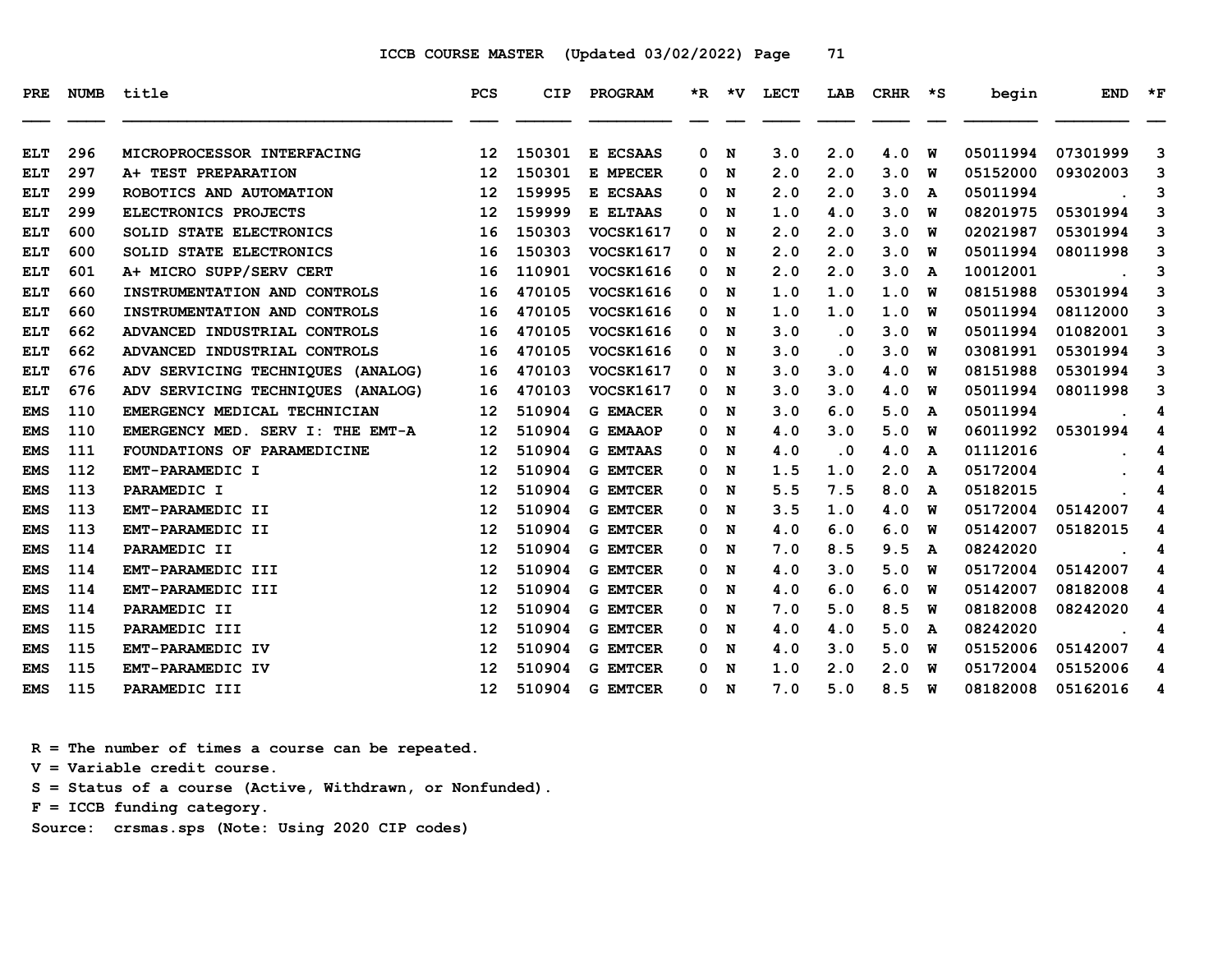ICCB COURSE MASTER (Updated 03/02/2022)

| PRE | NUMB | title | PCS | CIP | PROGRAM | *R | *V | LECT | LAB | CRHR | *S | begin | END | *F |
|---|---|---|---|---|---|---|---|---|---|---|---|---|---|---|
| ELT | 296 | MICROPROCESSOR INTERFACING | 12 | 150301 | E ECSAAS | 0 | N | 3.0 | 2.0 | 4.0 | W | 05011994 | 07301999 | 3 |
| ELT | 297 | A+ TEST PREPARATION | 12 | 150301 | E MPECER | 0 | N | 2.0 | 2.0 | 3.0 | W | 05152000 | 09302003 | 3 |
| ELT | 299 | ROBOTICS AND AUTOMATION | 12 | 159995 | E ECSAAS | 0 | N | 2.0 | 2.0 | 3.0 | A | 05011994 | . | 3 |
| ELT | 299 | ELECTRONICS PROJECTS | 12 | 159999 | E ELTAAS | 0 | N | 1.0 | 4.0 | 3.0 | W | 08201975 | 05301994 | 3 |
| ELT | 600 | SOLID STATE ELECTRONICS | 16 | 150303 | VOCSK1617 | 0 | N | 2.0 | 2.0 | 3.0 | W | 02021987 | 05301994 | 3 |
| ELT | 600 | SOLID STATE ELECTRONICS | 16 | 150303 | VOCSK1617 | 0 | N | 2.0 | 2.0 | 3.0 | W | 05011994 | 08011998 | 3 |
| ELT | 601 | A+ MICRO SUPP/SERV CERT | 16 | 110901 | VOCSK1616 | 0 | N | 2.0 | 2.0 | 3.0 | A | 10012001 | . | 3 |
| ELT | 660 | INSTRUMENTATION AND CONTROLS | 16 | 470105 | VOCSK1616 | 0 | N | 1.0 | 1.0 | 1.0 | W | 08151988 | 05301994 | 3 |
| ELT | 660 | INSTRUMENTATION AND CONTROLS | 16 | 470105 | VOCSK1616 | 0 | N | 1.0 | 1.0 | 1.0 | W | 05011994 | 08112000 | 3 |
| ELT | 662 | ADVANCED INDUSTRIAL CONTROLS | 16 | 470105 | VOCSK1616 | 0 | N | 3.0 | .0 | 3.0 | W | 05011994 | 01082001 | 3 |
| ELT | 662 | ADVANCED INDUSTRIAL CONTROLS | 16 | 470105 | VOCSK1616 | 0 | N | 3.0 | .0 | 3.0 | W | 03081991 | 05301994 | 3 |
| ELT | 676 | ADV SERVICING TECHNIQUES (ANALOG) | 16 | 470103 | VOCSK1617 | 0 | N | 3.0 | 3.0 | 4.0 | W | 08151988 | 05301994 | 3 |
| ELT | 676 | ADV SERVICING TECHNIQUES (ANALOG) | 16 | 470103 | VOCSK1617 | 0 | N | 3.0 | 3.0 | 4.0 | W | 05011994 | 08011998 | 3 |
| EMS | 110 | EMERGENCY MEDICAL TECHNICIAN | 12 | 510904 | G EMACER | 0 | N | 3.0 | 6.0 | 5.0 | A | 05011994 | . | 4 |
| EMS | 110 | EMERGENCY MED. SERV I: THE EMT-A | 12 | 510904 | G EMAAOP | 0 | N | 4.0 | 3.0 | 5.0 | W | 06011992 | 05301994 | 4 |
| EMS | 111 | FOUNDATIONS OF PARAMEDICINE | 12 | 510904 | G EMTAAS | 0 | N | 4.0 | .0 | 4.0 | A | 01112016 | . | 4 |
| EMS | 112 | EMT-PARAMEDIC I | 12 | 510904 | G EMTCER | 0 | N | 1.5 | 1.0 | 2.0 | A | 05172004 | . | 4 |
| EMS | 113 | PARAMEDIC I | 12 | 510904 | G EMTCER | 0 | N | 5.5 | 7.5 | 8.0 | A | 05182015 | . | 4 |
| EMS | 113 | EMT-PARAMEDIC II | 12 | 510904 | G EMTCER | 0 | N | 3.5 | 1.0 | 4.0 | W | 05172004 | 05142007 | 4 |
| EMS | 113 | EMT-PARAMEDIC II | 12 | 510904 | G EMTCER | 0 | N | 4.0 | 6.0 | 6.0 | W | 05142007 | 05182015 | 4 |
| EMS | 114 | PARAMEDIC II | 12 | 510904 | G EMTCER | 0 | N | 7.0 | 8.5 | 9.5 | A | 08242020 | . | 4 |
| EMS | 114 | EMT-PARAMEDIC III | 12 | 510904 | G EMTCER | 0 | N | 4.0 | 3.0 | 5.0 | W | 05172004 | 05142007 | 4 |
| EMS | 114 | EMT-PARAMEDIC III | 12 | 510904 | G EMTCER | 0 | N | 4.0 | 6.0 | 6.0 | W | 05142007 | 08182008 | 4 |
| EMS | 114 | PARAMEDIC II | 12 | 510904 | G EMTCER | 0 | N | 7.0 | 5.0 | 8.5 | W | 08182008 | 08242020 | 4 |
| EMS | 115 | PARAMEDIC III | 12 | 510904 | G EMTCER | 0 | N | 4.0 | 4.0 | 5.0 | A | 08242020 | . | 4 |
| EMS | 115 | EMT-PARAMEDIC IV | 12 | 510904 | G EMTCER | 0 | N | 4.0 | 3.0 | 5.0 | W | 05152006 | 05142007 | 4 |
| EMS | 115 | EMT-PARAMEDIC IV | 12 | 510904 | G EMTCER | 0 | N | 1.0 | 2.0 | 2.0 | W | 05172004 | 05152006 | 4 |
| EMS | 115 | PARAMEDIC III | 12 | 510904 | G EMTCER | 0 | N | 7.0 | 5.0 | 8.5 | W | 08182008 | 05162016 | 4 |

R = The number of times a course can be repeated.
V = Variable credit course.
S = Status of a course (Active, Withdrawn, or Nonfunded).
F = ICCB funding category.
Source: crsmas.sps (Note: Using 2020 CIP codes)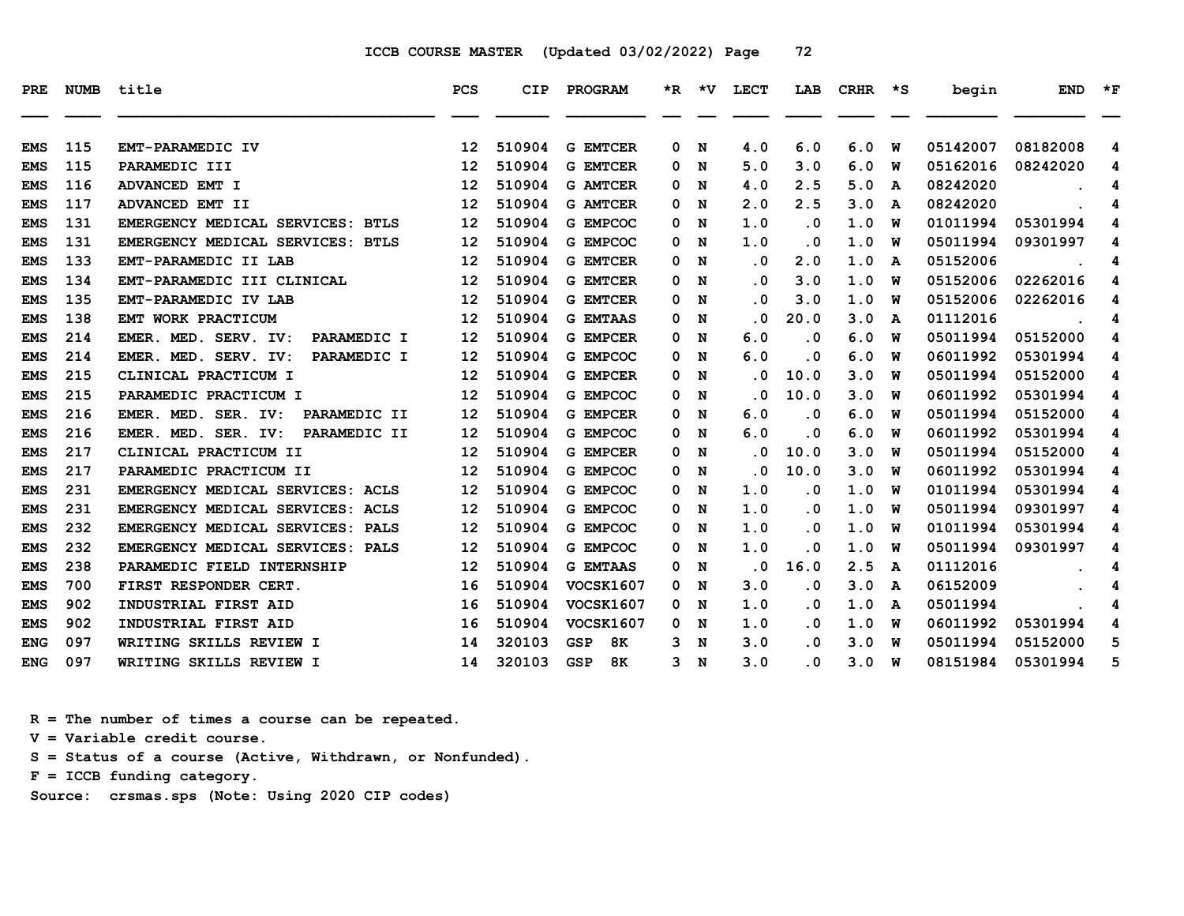ICCB COURSE MASTER (Updated 03/02/2022)

| PRE | NUMB | title | PCS | CIP | PROGRAM | *R | *V | LECT | LAB | CRHR | *S | begin | END | *F |
|---|---|---|---|---|---|---|---|---|---|---|---|---|---|---|
| EMS | 115 | EMT-PARAMEDIC IV | 12 | 510904 | G EMTCER | 0 | N | 4.0 | 6.0 | 6.0 | W | 05142007 | 08182008 | 4 |
| EMS | 115 | PARAMEDIC III | 12 | 510904 | G EMTCER | 0 | N | 5.0 | 3.0 | 6.0 | W | 05162016 | 08242020 | 4 |
| EMS | 116 | ADVANCED EMT I | 12 | 510904 | G AMTCER | 0 | N | 4.0 | 2.5 | 5.0 | A | 08242020 | . | 4 |
| EMS | 117 | ADVANCED EMT II | 12 | 510904 | G AMTCER | 0 | N | 2.0 | 2.5 | 3.0 | A | 08242020 | . | 4 |
| EMS | 131 | EMERGENCY MEDICAL SERVICES: BTLS | 12 | 510904 | G EMPCOC | 0 | N | 1.0 | .0 | 1.0 | W | 01011994 | 05301994 | 4 |
| EMS | 131 | EMERGENCY MEDICAL SERVICES: BTLS | 12 | 510904 | G EMPCOC | 0 | N | 1.0 | .0 | 1.0 | W | 05011994 | 09301997 | 4 |
| EMS | 133 | EMT-PARAMEDIC II LAB | 12 | 510904 | G EMTCER | 0 | N | .0 | 2.0 | 1.0 | A | 05152006 | . | 4 |
| EMS | 134 | EMT-PARAMEDIC III CLINICAL | 12 | 510904 | G EMTCER | 0 | N | .0 | 3.0 | 1.0 | W | 05152006 | 02262016 | 4 |
| EMS | 135 | EMT-PARAMEDIC IV LAB | 12 | 510904 | G EMTCER | 0 | N | .0 | 3.0 | 1.0 | W | 05152006 | 02262016 | 4 |
| EMS | 138 | EMT WORK PRACTICUM | 12 | 510904 | G EMTAAS | 0 | N | .0 | 20.0 | 3.0 | A | 01112016 | . | 4 |
| EMS | 214 | EMER. MED. SERV. IV: PARAMEDIC I | 12 | 510904 | G EMPCER | 0 | N | 6.0 | .0 | 6.0 | W | 05011994 | 05152000 | 4 |
| EMS | 214 | EMER. MED. SERV. IV: PARAMEDIC I | 12 | 510904 | G EMPCOC | 0 | N | 6.0 | .0 | 6.0 | W | 06011992 | 05301994 | 4 |
| EMS | 215 | CLINICAL PRACTICUM I | 12 | 510904 | G EMPCER | 0 | N | .0 | 10.0 | 3.0 | W | 05011994 | 05152000 | 4 |
| EMS | 215 | PARAMEDIC PRACTICUM I | 12 | 510904 | G EMPCOC | 0 | N | .0 | 10.0 | 3.0 | W | 06011992 | 05301994 | 4 |
| EMS | 216 | EMER. MED. SER. IV: PARAMEDIC II | 12 | 510904 | G EMPCER | 0 | N | 6.0 | .0 | 6.0 | W | 05011994 | 05152000 | 4 |
| EMS | 216 | EMER. MED. SER. IV: PARAMEDIC II | 12 | 510904 | G EMPCOC | 0 | N | 6.0 | .0 | 6.0 | W | 06011992 | 05301994 | 4 |
| EMS | 217 | CLINICAL PRACTICUM II | 12 | 510904 | G EMPCER | 0 | N | .0 | 10.0 | 3.0 | W | 05011994 | 05152000 | 4 |
| EMS | 217 | PARAMEDIC PRACTICUM II | 12 | 510904 | G EMPCOC | 0 | N | .0 | 10.0 | 3.0 | W | 06011992 | 05301994 | 4 |
| EMS | 231 | EMERGENCY MEDICAL SERVICES: ACLS | 12 | 510904 | G EMPCOC | 0 | N | 1.0 | .0 | 1.0 | W | 01011994 | 05301994 | 4 |
| EMS | 231 | EMERGENCY MEDICAL SERVICES: ACLS | 12 | 510904 | G EMPCOC | 0 | N | 1.0 | .0 | 1.0 | W | 05011994 | 09301997 | 4 |
| EMS | 232 | EMERGENCY MEDICAL SERVICES: PALS | 12 | 510904 | G EMPCOC | 0 | N | 1.0 | .0 | 1.0 | W | 01011994 | 05301994 | 4 |
| EMS | 232 | EMERGENCY MEDICAL SERVICES: PALS | 12 | 510904 | G EMPCOC | 0 | N | 1.0 | .0 | 1.0 | W | 05011994 | 09301997 | 4 |
| EMS | 238 | PARAMEDIC FIELD INTERNSHIP | 12 | 510904 | G EMTAAS | 0 | N | .0 | 16.0 | 2.5 | A | 01112016 | . | 4 |
| EMS | 700 | FIRST RESPONDER CERT. | 16 | 510904 | VOCSK1607 | 0 | N | 3.0 | .0 | 3.0 | A | 06152009 | . | 4 |
| EMS | 902 | INDUSTRIAL FIRST AID | 16 | 510904 | VOCSK1607 | 0 | N | 1.0 | .0 | 1.0 | A | 05011994 | . | 4 |
| EMS | 902 | INDUSTRIAL FIRST AID | 16 | 510904 | VOCSK1607 | 0 | N | 1.0 | .0 | 1.0 | W | 06011992 | 05301994 | 4 |
| ENG | 097 | WRITING SKILLS REVIEW I | 14 | 320103 | GSP 8K | 3 | N | 3.0 | .0 | 3.0 | W | 05011994 | 05152000 | 5 |
| ENG | 097 | WRITING SKILLS REVIEW I | 14 | 320103 | GSP 8K | 3 | N | 3.0 | .0 | 3.0 | W | 08151984 | 05301994 | 5 |

R = The number of times a course can be repeated.
V = Variable credit course.
S = Status of a course (Active, Withdrawn, or Nonfunded).
F = ICCB funding category.
Source: crsmas.sps (Note: Using 2020 CIP codes)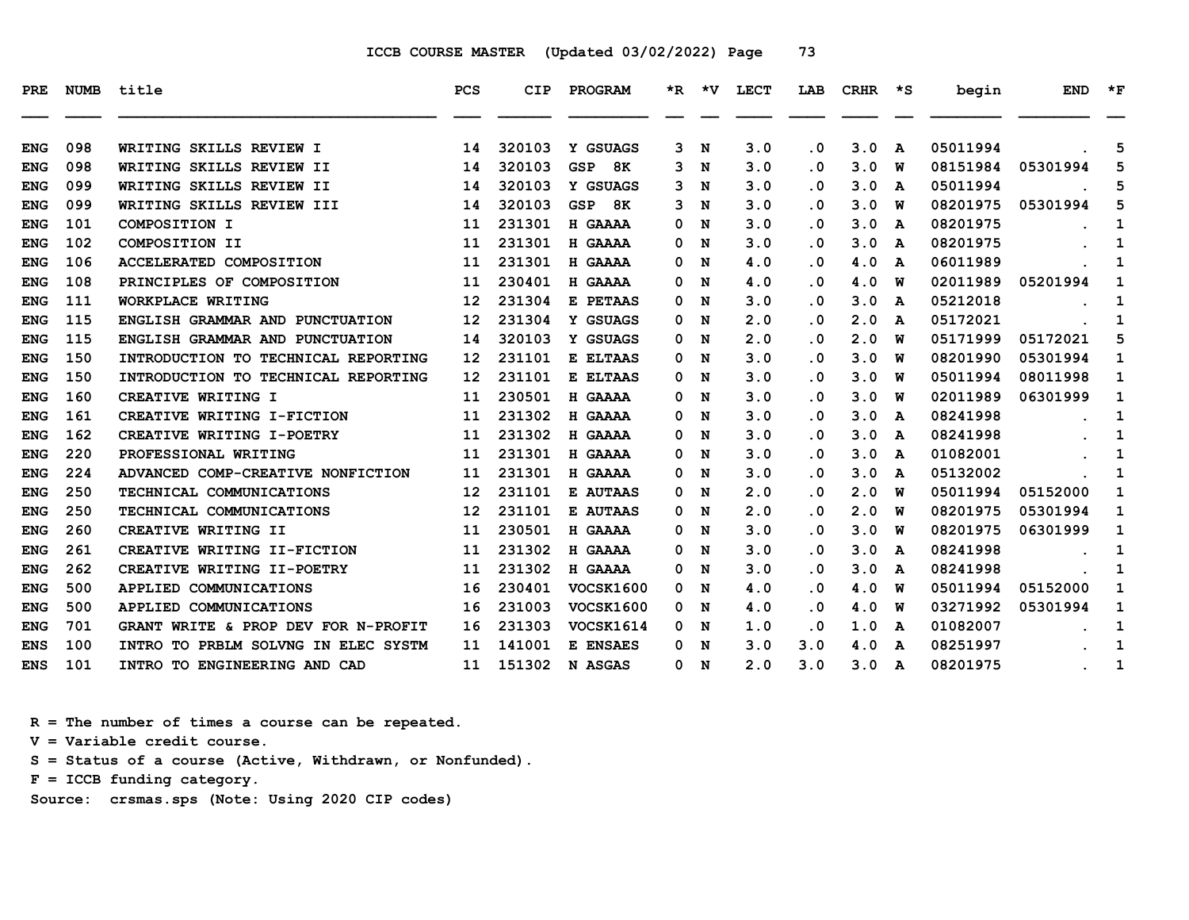ICCB COURSE MASTER (Updated 03/02/2022)

| PRE | NUMB | title | PCS | CIP | PROGRAM | *R | *V | LECT | LAB | CRHR | *S | begin | END | *F |
|---|---|---|---|---|---|---|---|---|---|---|---|---|---|---|
| ENG | 098 | WRITING SKILLS REVIEW I | 14 | 320103 | Y GSUAGS | 3 | N | 3.0 | .0 | 3.0 | A | 05011994 | . | 5 |
| ENG | 098 | WRITING SKILLS REVIEW II | 14 | 320103 | GSP 8K | 3 | N | 3.0 | .0 | 3.0 | W | 08151984 | 05301994 | 5 |
| ENG | 099 | WRITING SKILLS REVIEW II | 14 | 320103 | Y GSUAGS | 3 | N | 3.0 | .0 | 3.0 | A | 05011994 | . | 5 |
| ENG | 099 | WRITING SKILLS REVIEW III | 14 | 320103 | GSP 8K | 3 | N | 3.0 | .0 | 3.0 | W | 08201975 | 05301994 | 5 |
| ENG | 101 | COMPOSITION I | 11 | 231301 | H GAAAA | 0 | N | 3.0 | .0 | 3.0 | A | 08201975 | . | 1 |
| ENG | 102 | COMPOSITION II | 11 | 231301 | H GAAAA | 0 | N | 3.0 | .0 | 3.0 | A | 08201975 | . | 1 |
| ENG | 106 | ACCELERATED COMPOSITION | 11 | 231301 | H GAAAA | 0 | N | 4.0 | .0 | 4.0 | A | 06011989 | . | 1 |
| ENG | 108 | PRINCIPLES OF COMPOSITION | 11 | 230401 | H GAAAA | 0 | N | 4.0 | .0 | 4.0 | W | 02011989 | 05201994 | 1 |
| ENG | 111 | WORKPLACE WRITING | 12 | 231304 | E PETAAS | 0 | N | 3.0 | .0 | 3.0 | A | 05212018 | . | 1 |
| ENG | 115 | ENGLISH GRAMMAR AND PUNCTUATION | 12 | 231304 | Y GSUAGS | 0 | N | 2.0 | .0 | 2.0 | A | 05172021 | . | 1 |
| ENG | 115 | ENGLISH GRAMMAR AND PUNCTUATION | 14 | 320103 | Y GSUAGS | 0 | N | 2.0 | .0 | 2.0 | W | 05171999 | 05172021 | 5 |
| ENG | 150 | INTRODUCTION TO TECHNICAL REPORTING | 12 | 231101 | E ELTAAS | 0 | N | 3.0 | .0 | 3.0 | W | 08201990 | 05301994 | 1 |
| ENG | 150 | INTRODUCTION TO TECHNICAL REPORTING | 12 | 231101 | E ELTAAS | 0 | N | 3.0 | .0 | 3.0 | W | 05011994 | 08011998 | 1 |
| ENG | 160 | CREATIVE WRITING I | 11 | 230501 | H GAAAA | 0 | N | 3.0 | .0 | 3.0 | W | 02011989 | 06301999 | 1 |
| ENG | 161 | CREATIVE WRITING I-FICTION | 11 | 231302 | H GAAAA | 0 | N | 3.0 | .0 | 3.0 | A | 08241998 | . | 1 |
| ENG | 162 | CREATIVE WRITING I-POETRY | 11 | 231302 | H GAAAA | 0 | N | 3.0 | .0 | 3.0 | A | 08241998 | . | 1 |
| ENG | 220 | PROFESSIONAL WRITING | 11 | 231301 | H GAAAA | 0 | N | 3.0 | .0 | 3.0 | A | 01082001 | . | 1 |
| ENG | 224 | ADVANCED COMP-CREATIVE NONFICTION | 11 | 231301 | H GAAAA | 0 | N | 3.0 | .0 | 3.0 | A | 05132002 | . | 1 |
| ENG | 250 | TECHNICAL COMMUNICATIONS | 12 | 231101 | E AUTAAS | 0 | N | 2.0 | .0 | 2.0 | W | 05011994 | 05152000 | 1 |
| ENG | 250 | TECHNICAL COMMUNICATIONS | 12 | 231101 | E AUTAAS | 0 | N | 2.0 | .0 | 2.0 | W | 08201975 | 05301994 | 1 |
| ENG | 260 | CREATIVE WRITING II | 11 | 230501 | H GAAAA | 0 | N | 3.0 | .0 | 3.0 | W | 08201975 | 06301999 | 1 |
| ENG | 261 | CREATIVE WRITING II-FICTION | 11 | 231302 | H GAAAA | 0 | N | 3.0 | .0 | 3.0 | A | 08241998 | . | 1 |
| ENG | 262 | CREATIVE WRITING II-POETRY | 11 | 231302 | H GAAAA | 0 | N | 3.0 | .0 | 3.0 | A | 08241998 | . | 1 |
| ENG | 500 | APPLIED COMMUNICATIONS | 16 | 230401 | VOCSK1600 | 0 | N | 4.0 | .0 | 4.0 | W | 05011994 | 05152000 | 1 |
| ENG | 500 | APPLIED COMMUNICATIONS | 16 | 231003 | VOCSK1600 | 0 | N | 4.0 | .0 | 4.0 | W | 03271992 | 05301994 | 1 |
| ENG | 701 | GRANT WRITE & PROP DEV FOR N-PROFIT | 16 | 231303 | VOCSK1614 | 0 | N | 1.0 | .0 | 1.0 | A | 01082007 | . | 1 |
| ENS | 100 | INTRO TO PRBLM SOLVNG IN ELEC SYSTM | 11 | 141001 | E ENSAES | 0 | N | 3.0 | 3.0 | 4.0 | A | 08251997 | . | 1 |
| ENS | 101 | INTRO TO ENGINEERING AND CAD | 11 | 151302 | N ASGAS | 0 | N | 2.0 | 3.0 | 3.0 | A | 08201975 | . | 1 |

R = The number of times a course can be repeated.
V = Variable credit course.
S = Status of a course (Active, Withdrawn, or Nonfunded).
F = ICCB funding category.
Source: crsmas.sps (Note: Using 2020 CIP codes)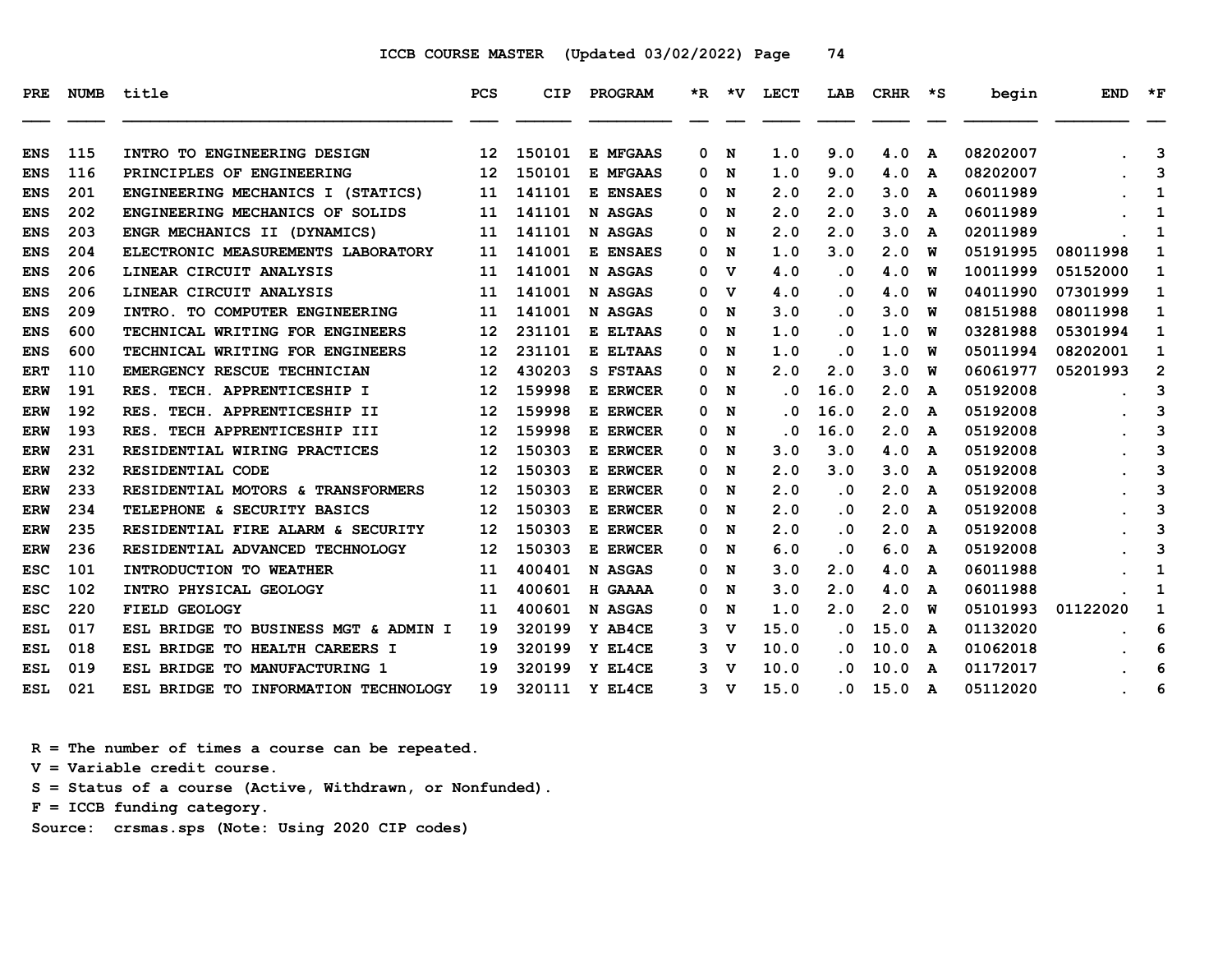ICCB COURSE MASTER (Updated 03/02/2022) Page 74

| PRE | NUMB | title | PCS | CIP | PROGRAM | *R | *V | LECT | LAB | CRHR | *S | begin | END | *F |
|---|---|---|---|---|---|---|---|---|---|---|---|---|---|---|
| ENS | 115 | INTRO TO ENGINEERING DESIGN | 12 | 150101 | E MFGAAS | 0 | N | 1.0 | 9.0 | 4.0 | A | 08202007 | . | 3 |
| ENS | 116 | PRINCIPLES OF ENGINEERING | 12 | 150101 | E MFGAAS | 0 | N | 1.0 | 9.0 | 4.0 | A | 08202007 | . | 3 |
| ENS | 201 | ENGINEERING MECHANICS I (STATICS) | 11 | 141101 | E ENSAES | 0 | N | 2.0 | 2.0 | 3.0 | A | 06011989 | . | 1 |
| ENS | 202 | ENGINEERING MECHANICS OF SOLIDS | 11 | 141101 | N ASGAS | 0 | N | 2.0 | 2.0 | 3.0 | A | 06011989 | . | 1 |
| ENS | 203 | ENGR MECHANICS II (DYNAMICS) | 11 | 141101 | N ASGAS | 0 | N | 2.0 | 2.0 | 3.0 | A | 02011989 | . | 1 |
| ENS | 204 | ELECTRONIC MEASUREMENTS LABORATORY | 11 | 141001 | E ENSAES | 0 | N | 1.0 | 3.0 | 2.0 | W | 05191995 | 08011998 | 1 |
| ENS | 206 | LINEAR CIRCUIT ANALYSIS | 11 | 141001 | N ASGAS | 0 | V | 4.0 | .0 | 4.0 | W | 10011999 | 05152000 | 1 |
| ENS | 206 | LINEAR CIRCUIT ANALYSIS | 11 | 141001 | N ASGAS | 0 | V | 4.0 | .0 | 4.0 | W | 04011990 | 07301999 | 1 |
| ENS | 209 | INTRO. TO COMPUTER ENGINEERING | 11 | 141001 | N ASGAS | 0 | N | 3.0 | .0 | 3.0 | W | 08151988 | 08011998 | 1 |
| ENS | 600 | TECHNICAL WRITING FOR ENGINEERS | 12 | 231101 | E ELTAAS | 0 | N | 1.0 | .0 | 1.0 | W | 03281988 | 05301994 | 1 |
| ENS | 600 | TECHNICAL WRITING FOR ENGINEERS | 12 | 231101 | E ELTAAS | 0 | N | 1.0 | .0 | 1.0 | W | 05011994 | 08202001 | 1 |
| ERT | 110 | EMERGENCY RESCUE TECHNICIAN | 12 | 430203 | S FSTAAS | 0 | N | 2.0 | 2.0 | 3.0 | W | 06061977 | 05201993 | 2 |
| ERW | 191 | RES. TECH. APPRENTICESHIP I | 12 | 159998 | E ERWCER | 0 | N | .0 | 16.0 | 2.0 | A | 05192008 | . | 3 |
| ERW | 192 | RES. TECH. APPRENTICESHIP II | 12 | 159998 | E ERWCER | 0 | N | .0 | 16.0 | 2.0 | A | 05192008 | . | 3 |
| ERW | 193 | RES. TECH APPRENTICESHIP III | 12 | 159998 | E ERWCER | 0 | N | .0 | 16.0 | 2.0 | A | 05192008 | . | 3 |
| ERW | 231 | RESIDENTIAL WIRING PRACTICES | 12 | 150303 | E ERWCER | 0 | N | 3.0 | 3.0 | 4.0 | A | 05192008 | . | 3 |
| ERW | 232 | RESIDENTIAL CODE | 12 | 150303 | E ERWCER | 0 | N | 2.0 | 3.0 | 3.0 | A | 05192008 | . | 3 |
| ERW | 233 | RESIDENTIAL MOTORS & TRANSFORMERS | 12 | 150303 | E ERWCER | 0 | N | 2.0 | .0 | 2.0 | A | 05192008 | . | 3 |
| ERW | 234 | TELEPHONE & SECURITY BASICS | 12 | 150303 | E ERWCER | 0 | N | 2.0 | .0 | 2.0 | A | 05192008 | . | 3 |
| ERW | 235 | RESIDENTIAL FIRE ALARM & SECURITY | 12 | 150303 | E ERWCER | 0 | N | 2.0 | .0 | 2.0 | A | 05192008 | . | 3 |
| ERW | 236 | RESIDENTIAL ADVANCED TECHNOLOGY | 12 | 150303 | E ERWCER | 0 | N | 6.0 | .0 | 6.0 | A | 05192008 | . | 3 |
| ESC | 101 | INTRODUCTION TO WEATHER | 11 | 400401 | N ASGAS | 0 | N | 3.0 | 2.0 | 4.0 | A | 06011988 | . | 1 |
| ESC | 102 | INTRO PHYSICAL GEOLOGY | 11 | 400601 | H GAAAA | 0 | N | 3.0 | 2.0 | 4.0 | A | 06011988 | . | 1 |
| ESC | 220 | FIELD GEOLOGY | 11 | 400601 | N ASGAS | 0 | N | 1.0 | 2.0 | 2.0 | W | 05101993 | 01122020 | 1 |
| ESL | 017 | ESL BRIDGE TO BUSINESS MGT & ADMIN I | 19 | 320199 | Y AB4CE | 3 | V | 15.0 | .0 | 15.0 | A | 01132020 | . | 6 |
| ESL | 018 | ESL BRIDGE TO HEALTH CAREERS I | 19 | 320199 | Y EL4CE | 3 | V | 10.0 | .0 | 10.0 | A | 01062018 | . | 6 |
| ESL | 019 | ESL BRIDGE TO MANUFACTURING 1 | 19 | 320199 | Y EL4CE | 3 | V | 10.0 | .0 | 10.0 | A | 01172017 | . | 6 |
| ESL | 021 | ESL BRIDGE TO INFORMATION TECHNOLOGY | 19 | 320111 | Y EL4CE | 3 | V | 15.0 | .0 | 15.0 | A | 05112020 | . | 6 |

R = The number of times a course can be repeated.
V = Variable credit course.
S = Status of a course (Active, Withdrawn, or Nonfunded).
F = ICCB funding category.
Source: crsmas.sps (Note: Using 2020 CIP codes)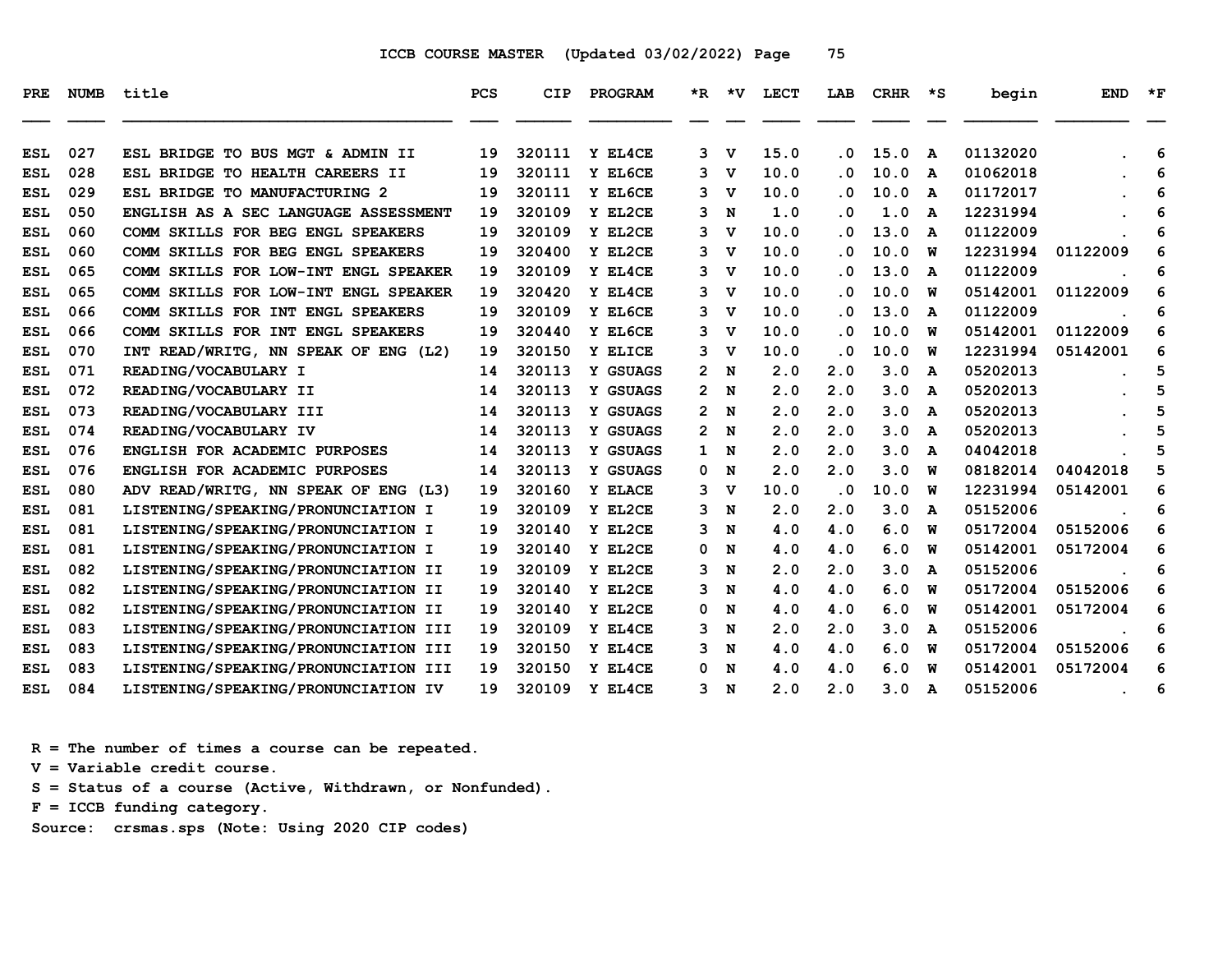ICCB COURSE MASTER (Updated 03/02/2022)

| PRE | NUMB | title | PCS | CIP | PROGRAM | *R | *V | LECT | LAB | CRHR | *S | begin | END | *F |
|---|---|---|---|---|---|---|---|---|---|---|---|---|---|---|
| ESL | 027 | ESL BRIDGE TO BUS MGT & ADMIN II | 19 | 320111 | Y EL4CE | 3 | V | 15.0 | .0 | 15.0 | A | 01132020 | . | 6 |
| ESL | 028 | ESL BRIDGE TO HEALTH CAREERS II | 19 | 320111 | Y EL6CE | 3 | V | 10.0 | .0 | 10.0 | A | 01062018 | . | 6 |
| ESL | 029 | ESL BRIDGE TO MANUFACTURING 2 | 19 | 320111 | Y EL6CE | 3 | V | 10.0 | .0 | 10.0 | A | 01172017 | . | 6 |
| ESL | 050 | ENGLISH AS A SEC LANGUAGE ASSESSMENT | 19 | 320109 | Y EL2CE | 3 | N | 1.0 | .0 | 1.0 | A | 12231994 | . | 6 |
| ESL | 060 | COMM SKILLS FOR BEG ENGL SPEAKERS | 19 | 320109 | Y EL2CE | 3 | V | 10.0 | .0 | 13.0 | A | 01122009 | . | 6 |
| ESL | 060 | COMM SKILLS FOR BEG ENGL SPEAKERS | 19 | 320400 | Y EL2CE | 3 | V | 10.0 | .0 | 10.0 | W | 12231994 | 01122009 | 6 |
| ESL | 065 | COMM SKILLS FOR LOW-INT ENGL SPEAKER | 19 | 320109 | Y EL4CE | 3 | V | 10.0 | .0 | 13.0 | A | 01122009 | . | 6 |
| ESL | 065 | COMM SKILLS FOR LOW-INT ENGL SPEAKER | 19 | 320420 | Y EL4CE | 3 | V | 10.0 | .0 | 10.0 | W | 05142001 | 01122009 | 6 |
| ESL | 066 | COMM SKILLS FOR INT ENGL SPEAKERS | 19 | 320109 | Y EL6CE | 3 | V | 10.0 | .0 | 13.0 | A | 01122009 | . | 6 |
| ESL | 066 | COMM SKILLS FOR INT ENGL SPEAKERS | 19 | 320440 | Y EL6CE | 3 | V | 10.0 | .0 | 10.0 | W | 05142001 | 01122009 | 6 |
| ESL | 070 | INT READ/WRITG, NN SPEAK OF ENG (L2) | 19 | 320150 | Y ELICE | 3 | V | 10.0 | .0 | 10.0 | W | 12231994 | 05142001 | 6 |
| ESL | 071 | READING/VOCABULARY I | 14 | 320113 | Y GSUAGS | 2 | N | 2.0 | 2.0 | 3.0 | A | 05202013 | . | 5 |
| ESL | 072 | READING/VOCABULARY II | 14 | 320113 | Y GSUAGS | 2 | N | 2.0 | 2.0 | 3.0 | A | 05202013 | . | 5 |
| ESL | 073 | READING/VOCABULARY III | 14 | 320113 | Y GSUAGS | 2 | N | 2.0 | 2.0 | 3.0 | A | 05202013 | . | 5 |
| ESL | 074 | READING/VOCABULARY IV | 14 | 320113 | Y GSUAGS | 2 | N | 2.0 | 2.0 | 3.0 | A | 05202013 | . | 5 |
| ESL | 076 | ENGLISH FOR ACADEMIC PURPOSES | 14 | 320113 | Y GSUAGS | 1 | N | 2.0 | 2.0 | 3.0 | A | 04042018 | . | 5 |
| ESL | 076 | ENGLISH FOR ACADEMIC PURPOSES | 14 | 320113 | Y GSUAGS | 0 | N | 2.0 | 2.0 | 3.0 | W | 08182014 | 04042018 | 5 |
| ESL | 080 | ADV READ/WRITG, NN SPEAK OF ENG (L3) | 19 | 320160 | Y ELACE | 3 | V | 10.0 | .0 | 10.0 | W | 12231994 | 05142001 | 6 |
| ESL | 081 | LISTENING/SPEAKING/PRONUNCIATION I | 19 | 320109 | Y EL2CE | 3 | N | 2.0 | 2.0 | 3.0 | A | 05152006 | . | 6 |
| ESL | 081 | LISTENING/SPEAKING/PRONUNCIATION I | 19 | 320140 | Y EL2CE | 3 | N | 4.0 | 4.0 | 6.0 | W | 05172004 | 05152006 | 6 |
| ESL | 081 | LISTENING/SPEAKING/PRONUNCIATION I | 19 | 320140 | Y EL2CE | 0 | N | 4.0 | 4.0 | 6.0 | W | 05142001 | 05172004 | 6 |
| ESL | 082 | LISTENING/SPEAKING/PRONUNCIATION II | 19 | 320109 | Y EL2CE | 3 | N | 2.0 | 2.0 | 3.0 | A | 05152006 | . | 6 |
| ESL | 082 | LISTENING/SPEAKING/PRONUNCIATION II | 19 | 320140 | Y EL2CE | 3 | N | 4.0 | 4.0 | 6.0 | W | 05172004 | 05152006 | 6 |
| ESL | 082 | LISTENING/SPEAKING/PRONUNCIATION II | 19 | 320140 | Y EL2CE | 0 | N | 4.0 | 4.0 | 6.0 | W | 05142001 | 05172004 | 6 |
| ESL | 083 | LISTENING/SPEAKING/PRONUNCIATION III | 19 | 320109 | Y EL4CE | 3 | N | 2.0 | 2.0 | 3.0 | A | 05152006 | . | 6 |
| ESL | 083 | LISTENING/SPEAKING/PRONUNCIATION III | 19 | 320150 | Y EL4CE | 3 | N | 4.0 | 4.0 | 6.0 | W | 05172004 | 05152006 | 6 |
| ESL | 083 | LISTENING/SPEAKING/PRONUNCIATION III | 19 | 320150 | Y EL4CE | 0 | N | 4.0 | 4.0 | 6.0 | W | 05142001 | 05172004 | 6 |
| ESL | 084 | LISTENING/SPEAKING/PRONUNCIATION IV | 19 | 320109 | Y EL4CE | 3 | N | 2.0 | 2.0 | 3.0 | A | 05152006 | . | 6 |

R = The number of times a course can be repeated.
V = Variable credit course.
S = Status of a course (Active, Withdrawn, or Nonfunded).
F = ICCB funding category.
Source: crsmas.sps (Note: Using 2020 CIP codes)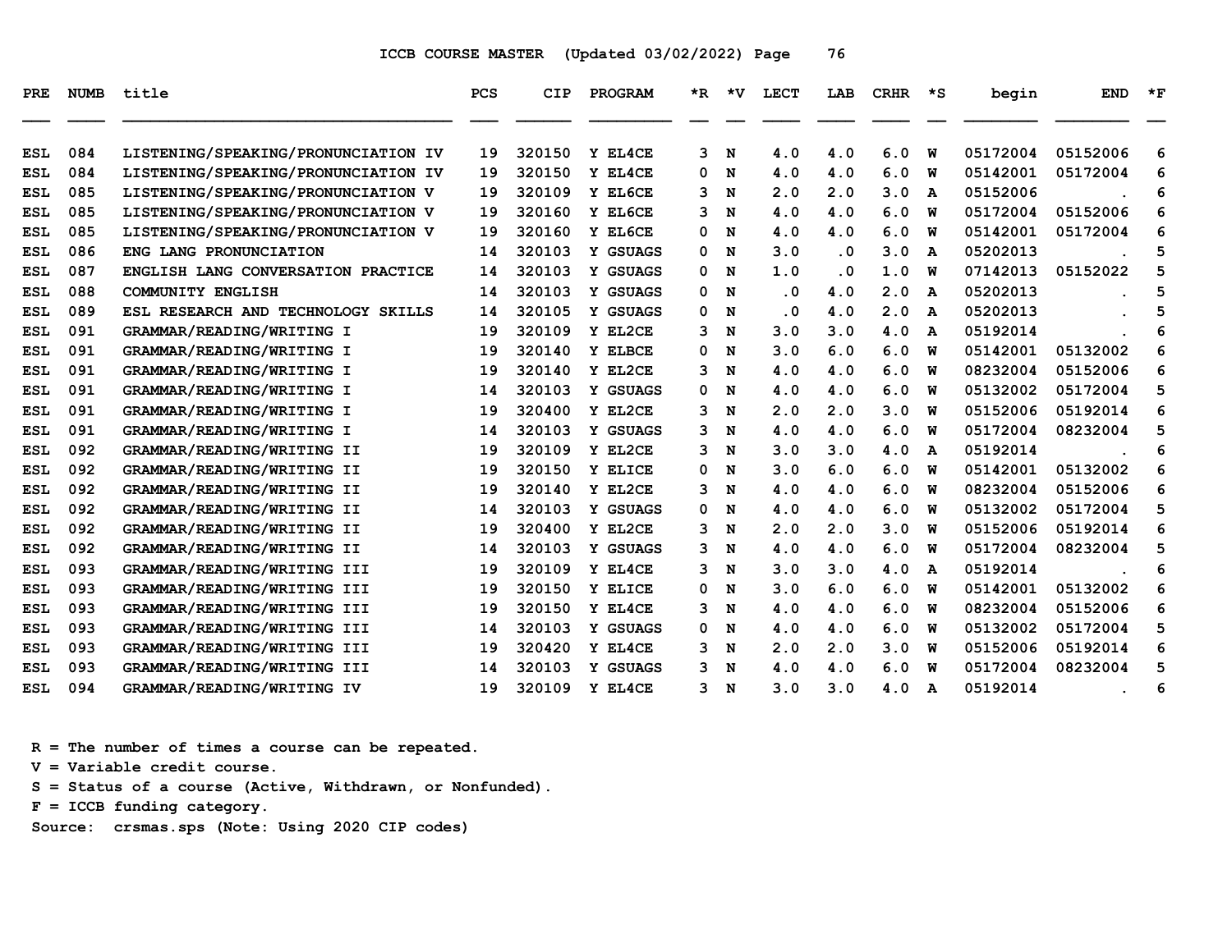ICCB COURSE MASTER (Updated 03/02/2022)

| PRE | NUMB | title | PCS | CIP | PROGRAM | *R | *V | LECT | LAB | CRHR | *S | begin | END | *F |
|---|---|---|---|---|---|---|---|---|---|---|---|---|---|---|
| ESL | 084 | LISTENING/SPEAKING/PRONUNCIATION IV | 19 | 320150 | Y EL4CE | 3 | N | 4.0 | 4.0 | 6.0 | W | 05172004 | 05152006 | 6 |
| ESL | 084 | LISTENING/SPEAKING/PRONUNCIATION IV | 19 | 320150 | Y EL4CE | 0 | N | 4.0 | 4.0 | 6.0 | W | 05142001 | 05172004 | 6 |
| ESL | 085 | LISTENING/SPEAKING/PRONUNCIATION V | 19 | 320109 | Y EL6CE | 3 | N | 2.0 | 2.0 | 3.0 | A | 05152006 | . | 6 |
| ESL | 085 | LISTENING/SPEAKING/PRONUNCIATION V | 19 | 320160 | Y EL6CE | 3 | N | 4.0 | 4.0 | 6.0 | W | 05172004 | 05152006 | 6 |
| ESL | 085 | LISTENING/SPEAKING/PRONUNCIATION V | 19 | 320160 | Y EL6CE | 0 | N | 4.0 | 4.0 | 6.0 | W | 05142001 | 05172004 | 6 |
| ESL | 086 | ENG LANG PRONUNCIATION | 14 | 320103 | Y GSUAGS | 0 | N | 3.0 | .0 | 3.0 | A | 05202013 | . | 5 |
| ESL | 087 | ENGLISH LANG CONVERSATION PRACTICE | 14 | 320103 | Y GSUAGS | 0 | N | 1.0 | .0 | 1.0 | W | 07142013 | 05152022 | 5 |
| ESL | 088 | COMMUNITY ENGLISH | 14 | 320103 | Y GSUAGS | 0 | N | .0 | 4.0 | 2.0 | A | 05202013 | . | 5 |
| ESL | 089 | ESL RESEARCH AND TECHNOLOGY SKILLS | 14 | 320105 | Y GSUAGS | 0 | N | .0 | 4.0 | 2.0 | A | 05202013 | . | 5 |
| ESL | 091 | GRAMMAR/READING/WRITING I | 19 | 320109 | Y EL2CE | 3 | N | 3.0 | 3.0 | 4.0 | A | 05192014 | . | 6 |
| ESL | 091 | GRAMMAR/READING/WRITING I | 19 | 320140 | Y ELBCE | 0 | N | 3.0 | 6.0 | 6.0 | W | 05142001 | 05132002 | 6 |
| ESL | 091 | GRAMMAR/READING/WRITING I | 19 | 320140 | Y EL2CE | 3 | N | 4.0 | 4.0 | 6.0 | W | 08232004 | 05152006 | 6 |
| ESL | 091 | GRAMMAR/READING/WRITING I | 14 | 320103 | Y GSUAGS | 0 | N | 4.0 | 4.0 | 6.0 | W | 05132002 | 05172004 | 5 |
| ESL | 091 | GRAMMAR/READING/WRITING I | 19 | 320400 | Y EL2CE | 3 | N | 2.0 | 2.0 | 3.0 | W | 05152006 | 05192014 | 6 |
| ESL | 091 | GRAMMAR/READING/WRITING I | 14 | 320103 | Y GSUAGS | 3 | N | 4.0 | 4.0 | 6.0 | W | 05172004 | 08232004 | 5 |
| ESL | 092 | GRAMMAR/READING/WRITING II | 19 | 320109 | Y EL2CE | 3 | N | 3.0 | 3.0 | 4.0 | A | 05192014 | . | 6 |
| ESL | 092 | GRAMMAR/READING/WRITING II | 19 | 320150 | Y ELICE | 0 | N | 3.0 | 6.0 | 6.0 | W | 05142001 | 05132002 | 6 |
| ESL | 092 | GRAMMAR/READING/WRITING II | 19 | 320140 | Y EL2CE | 3 | N | 4.0 | 4.0 | 6.0 | W | 08232004 | 05152006 | 6 |
| ESL | 092 | GRAMMAR/READING/WRITING II | 14 | 320103 | Y GSUAGS | 0 | N | 4.0 | 4.0 | 6.0 | W | 05132002 | 05172004 | 5 |
| ESL | 092 | GRAMMAR/READING/WRITING II | 19 | 320400 | Y EL2CE | 3 | N | 2.0 | 2.0 | 3.0 | W | 05152006 | 05192014 | 6 |
| ESL | 092 | GRAMMAR/READING/WRITING II | 14 | 320103 | Y GSUAGS | 3 | N | 4.0 | 4.0 | 6.0 | W | 05172004 | 08232004 | 5 |
| ESL | 093 | GRAMMAR/READING/WRITING III | 19 | 320109 | Y EL4CE | 3 | N | 3.0 | 3.0 | 4.0 | A | 05192014 | . | 6 |
| ESL | 093 | GRAMMAR/READING/WRITING III | 19 | 320150 | Y ELICE | 0 | N | 3.0 | 6.0 | 6.0 | W | 05142001 | 05132002 | 6 |
| ESL | 093 | GRAMMAR/READING/WRITING III | 19 | 320150 | Y EL4CE | 3 | N | 4.0 | 4.0 | 6.0 | W | 08232004 | 05152006 | 6 |
| ESL | 093 | GRAMMAR/READING/WRITING III | 14 | 320103 | Y GSUAGS | 0 | N | 4.0 | 4.0 | 6.0 | W | 05132002 | 05172004 | 5 |
| ESL | 093 | GRAMMAR/READING/WRITING III | 19 | 320420 | Y EL4CE | 3 | N | 2.0 | 2.0 | 3.0 | W | 05152006 | 05192014 | 6 |
| ESL | 093 | GRAMMAR/READING/WRITING III | 14 | 320103 | Y GSUAGS | 3 | N | 4.0 | 4.0 | 6.0 | W | 05172004 | 08232004 | 5 |
| ESL | 094 | GRAMMAR/READING/WRITING IV | 19 | 320109 | Y EL4CE | 3 | N | 3.0 | 3.0 | 4.0 | A | 05192014 | . | 6 |

R = The number of times a course can be repeated.
V = Variable credit course.
S = Status of a course (Active, Withdrawn, or Nonfunded).
F = ICCB funding category.
Source: crsmas.sps (Note: Using 2020 CIP codes)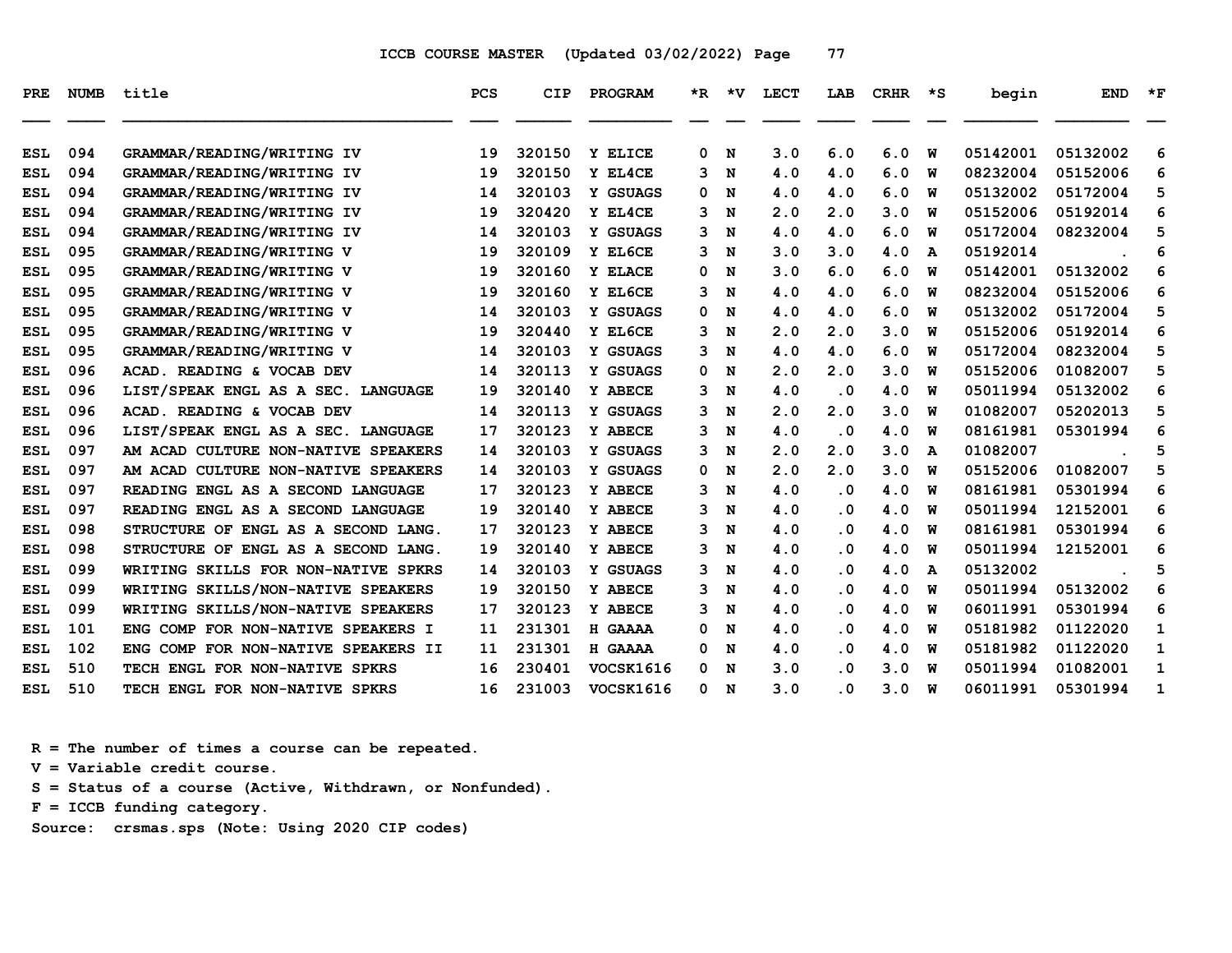ICCB COURSE MASTER (Updated 03/02/2022) Page 77

| PRE | NUMB | title | PCS | CIP | PROGRAM | *R | *V | LECT | LAB | CRHR | *S | begin | END | *F |
|---|---|---|---|---|---|---|---|---|---|---|---|---|---|---|
| ESL | 094 | GRAMMAR/READING/WRITING IV | 19 | 320150 | Y ELICE | 0 | N | 3.0 | 6.0 | 6.0 | W | 05142001 | 05132002 | 6 |
| ESL | 094 | GRAMMAR/READING/WRITING IV | 19 | 320150 | Y EL4CE | 3 | N | 4.0 | 4.0 | 6.0 | W | 08232004 | 05152006 | 6 |
| ESL | 094 | GRAMMAR/READING/WRITING IV | 14 | 320103 | Y GSUAGS | 0 | N | 4.0 | 4.0 | 6.0 | W | 05132002 | 05172004 | 5 |
| ESL | 094 | GRAMMAR/READING/WRITING IV | 19 | 320420 | Y EL4CE | 3 | N | 2.0 | 2.0 | 3.0 | W | 05152006 | 05192014 | 6 |
| ESL | 094 | GRAMMAR/READING/WRITING IV | 14 | 320103 | Y GSUAGS | 3 | N | 4.0 | 4.0 | 6.0 | W | 05172004 | 08232004 | 5 |
| ESL | 095 | GRAMMAR/READING/WRITING V | 19 | 320109 | Y EL6CE | 3 | N | 3.0 | 3.0 | 4.0 | A | 05192014 | . | 6 |
| ESL | 095 | GRAMMAR/READING/WRITING V | 19 | 320160 | Y ELACE | 0 | N | 3.0 | 6.0 | 6.0 | W | 05142001 | 05132002 | 6 |
| ESL | 095 | GRAMMAR/READING/WRITING V | 19 | 320160 | Y EL6CE | 3 | N | 4.0 | 4.0 | 6.0 | W | 08232004 | 05152006 | 6 |
| ESL | 095 | GRAMMAR/READING/WRITING V | 14 | 320103 | Y GSUAGS | 0 | N | 4.0 | 4.0 | 6.0 | W | 05132002 | 05172004 | 5 |
| ESL | 095 | GRAMMAR/READING/WRITING V | 19 | 320440 | Y EL6CE | 3 | N | 2.0 | 2.0 | 3.0 | W | 05152006 | 05192014 | 6 |
| ESL | 095 | GRAMMAR/READING/WRITING V | 14 | 320103 | Y GSUAGS | 3 | N | 4.0 | 4.0 | 6.0 | W | 05172004 | 08232004 | 5 |
| ESL | 096 | ACAD. READING & VOCAB DEV | 14 | 320113 | Y GSUAGS | 0 | N | 2.0 | 2.0 | 3.0 | W | 05152006 | 01082007 | 5 |
| ESL | 096 | LIST/SPEAK ENGL AS A SEC. LANGUAGE | 19 | 320140 | Y ABECE | 3 | N | 4.0 | .0 | 4.0 | W | 05011994 | 05132002 | 6 |
| ESL | 096 | ACAD. READING & VOCAB DEV | 14 | 320113 | Y GSUAGS | 3 | N | 2.0 | 2.0 | 3.0 | W | 01082007 | 05202013 | 5 |
| ESL | 096 | LIST/SPEAK ENGL AS A SEC. LANGUAGE | 17 | 320123 | Y ABECE | 3 | N | 4.0 | .0 | 4.0 | W | 08161981 | 05301994 | 6 |
| ESL | 097 | AM ACAD CULTURE NON-NATIVE SPEAKERS | 14 | 320103 | Y GSUAGS | 3 | N | 2.0 | 2.0 | 3.0 | A | 01082007 | . | 5 |
| ESL | 097 | AM ACAD CULTURE NON-NATIVE SPEAKERS | 14 | 320103 | Y GSUAGS | 0 | N | 2.0 | 2.0 | 3.0 | W | 05152006 | 01082007 | 5 |
| ESL | 097 | READING ENGL AS A SECOND LANGUAGE | 17 | 320123 | Y ABECE | 3 | N | 4.0 | .0 | 4.0 | W | 08161981 | 05301994 | 6 |
| ESL | 097 | READING ENGL AS A SECOND LANGUAGE | 19 | 320140 | Y ABECE | 3 | N | 4.0 | .0 | 4.0 | W | 05011994 | 12152001 | 6 |
| ESL | 098 | STRUCTURE OF ENGL AS A SECOND LANG. | 17 | 320123 | Y ABECE | 3 | N | 4.0 | .0 | 4.0 | W | 08161981 | 05301994 | 6 |
| ESL | 098 | STRUCTURE OF ENGL AS A SECOND LANG. | 19 | 320140 | Y ABECE | 3 | N | 4.0 | .0 | 4.0 | W | 05011994 | 12152001 | 6 |
| ESL | 099 | WRITING SKILLS FOR NON-NATIVE SPKRS | 14 | 320103 | Y GSUAGS | 3 | N | 4.0 | .0 | 4.0 | A | 05132002 | . | 5 |
| ESL | 099 | WRITING SKILLS/NON-NATIVE SPEAKERS | 19 | 320150 | Y ABECE | 3 | N | 4.0 | .0 | 4.0 | W | 05011994 | 05132002 | 6 |
| ESL | 099 | WRITING SKILLS/NON-NATIVE SPEAKERS | 17 | 320123 | Y ABECE | 3 | N | 4.0 | .0 | 4.0 | W | 06011991 | 05301994 | 6 |
| ESL | 101 | ENG COMP FOR NON-NATIVE SPEAKERS I | 11 | 231301 | H GAAAA | 0 | N | 4.0 | .0 | 4.0 | W | 05181982 | 01122020 | 1 |
| ESL | 102 | ENG COMP FOR NON-NATIVE SPEAKERS II | 11 | 231301 | H GAAAA | 0 | N | 4.0 | .0 | 4.0 | W | 05181982 | 01122020 | 1 |
| ESL | 510 | TECH ENGL FOR NON-NATIVE SPKRS | 16 | 230401 | VOCSK1616 | 0 | N | 3.0 | .0 | 3.0 | W | 05011994 | 01082001 | 1 |
| ESL | 510 | TECH ENGL FOR NON-NATIVE SPKRS | 16 | 231003 | VOCSK1616 | 0 | N | 3.0 | .0 | 3.0 | W | 06011991 | 05301994 | 1 |

R = The number of times a course can be repeated.
V = Variable credit course.
S = Status of a course (Active, Withdrawn, or Nonfunded).
F = ICCB funding category.
Source: crsmas.sps (Note: Using 2020 CIP codes)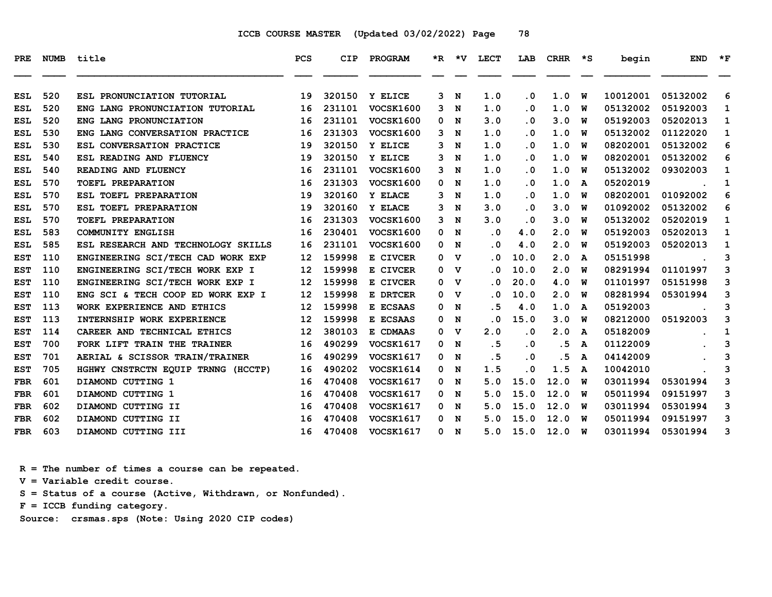ICCB COURSE MASTER (Updated 03/02/2022)

| PRE | NUMB | title | PCS | CIP | PROGRAM | *R | *V | LECT | LAB | CRHR | *S | begin | END | *F |
|---|---|---|---|---|---|---|---|---|---|---|---|---|---|---|
| ESL | 520 | ESL PRONUNCIATION TUTORIAL | 19 | 320150 | Y ELICE | 3 | N | 1.0 | .0 | 1.0 | W | 10012001 | 05132002 | 6 |
| ESL | 520 | ENG LANG PRONUNCIATION TUTORIAL | 16 | 231101 | VOCSK1600 | 3 | N | 1.0 | .0 | 1.0 | W | 05132002 | 05192003 | 1 |
| ESL | 520 | ENG LANG PRONUNCIATION | 16 | 231101 | VOCSK1600 | 0 | N | 3.0 | .0 | 3.0 | W | 05192003 | 05202013 | 1 |
| ESL | 530 | ENG LANG CONVERSATION PRACTICE | 16 | 231303 | VOCSK1600 | 3 | N | 1.0 | .0 | 1.0 | W | 05132002 | 01122020 | 1 |
| ESL | 530 | ESL CONVERSATION PRACTICE | 19 | 320150 | Y ELICE | 3 | N | 1.0 | .0 | 1.0 | W | 08202001 | 05132002 | 6 |
| ESL | 540 | ESL READING AND FLUENCY | 19 | 320150 | Y ELICE | 3 | N | 1.0 | .0 | 1.0 | W | 08202001 | 05132002 | 6 |
| ESL | 540 | READING AND FLUENCY | 16 | 231101 | VOCSK1600 | 3 | N | 1.0 | .0 | 1.0 | W | 05132002 | 09302003 | 1 |
| ESL | 570 | TOEFL PREPARATION | 16 | 231303 | VOCSK1600 | 0 | N | 1.0 | .0 | 1.0 | A | 05202019 | . | 1 |
| ESL | 570 | ESL TOEFL PREPARATION | 19 | 320160 | Y ELACE | 3 | N | 1.0 | .0 | 1.0 | W | 08202001 | 01092002 | 6 |
| ESL | 570 | ESL TOEFL PREPARATION | 19 | 320160 | Y ELACE | 3 | N | 3.0 | .0 | 3.0 | W | 01092002 | 05132002 | 6 |
| ESL | 570 | TOEFL PREPARATION | 16 | 231303 | VOCSK1600 | 3 | N | 3.0 | .0 | 3.0 | W | 05132002 | 05202019 | 1 |
| ESL | 583 | COMMUNITY ENGLISH | 16 | 230401 | VOCSK1600 | 0 | N | .0 | 4.0 | 2.0 | W | 05192003 | 05202013 | 1 |
| ESL | 585 | ESL RESEARCH AND TECHNOLOGY SKILLS | 16 | 231101 | VOCSK1600 | 0 | N | .0 | 4.0 | 2.0 | W | 05192003 | 05202013 | 1 |
| EST | 110 | ENGINEERING SCI/TECH CAD WORK EXP | 12 | 159998 | E CIVCER | 0 | V | .0 | 10.0 | 2.0 | A | 05151998 | . | 3 |
| EST | 110 | ENGINEERING SCI/TECH WORK EXP I | 12 | 159998 | E CIVCER | 0 | V | .0 | 10.0 | 2.0 | W | 08291994 | 01101997 | 3 |
| EST | 110 | ENGINEERING SCI/TECH WORK EXP I | 12 | 159998 | E CIVCER | 0 | V | .0 | 20.0 | 4.0 | W | 01101997 | 05151998 | 3 |
| EST | 110 | ENG SCI & TECH COOP ED WORK EXP I | 12 | 159998 | E DRTCER | 0 | V | .0 | 10.0 | 2.0 | W | 08281994 | 05301994 | 3 |
| EST | 113 | WORK EXPERIENCE AND ETHICS | 12 | 159998 | E ECSAAS | 0 | N | .5 | 4.0 | 1.0 | A | 05192003 | . | 3 |
| EST | 113 | INTERNSHIP WORK EXPERIENCE | 12 | 159998 | E ECSAAS | 0 | N | .0 | 15.0 | 3.0 | W | 08212000 | 05192003 | 3 |
| EST | 114 | CAREER AND TECHNICAL ETHICS | 12 | 380103 | E CDMAAS | 0 | V | 2.0 | .0 | 2.0 | A | 05182009 | . | 1 |
| EST | 700 | FORK LIFT TRAIN THE TRAINER | 16 | 490299 | VOCSK1617 | 0 | N | .5 | .0 | .5 | A | 01122009 | . | 3 |
| EST | 701 | AERIAL & SCISSOR TRAIN/TRAINER | 16 | 490299 | VOCSK1617 | 0 | N | .5 | .0 | .5 | A | 04142009 | . | 3 |
| EST | 705 | HGHWY CNSTRCTN EQUIP TRNNG (HCCTP) | 16 | 490202 | VOCSK1614 | 0 | N | 1.5 | .0 | 1.5 | A | 10042010 | . | 3 |
| FBR | 601 | DIAMOND CUTTING 1 | 16 | 470408 | VOCSK1617 | 0 | N | 5.0 | 15.0 | 12.0 | W | 03011994 | 05301994 | 3 |
| FBR | 601 | DIAMOND CUTTING 1 | 16 | 470408 | VOCSK1617 | 0 | N | 5.0 | 15.0 | 12.0 | W | 05011994 | 09151997 | 3 |
| FBR | 602 | DIAMOND CUTTING II | 16 | 470408 | VOCSK1617 | 0 | N | 5.0 | 15.0 | 12.0 | W | 03011994 | 05301994 | 3 |
| FBR | 602 | DIAMOND CUTTING II | 16 | 470408 | VOCSK1617 | 0 | N | 5.0 | 15.0 | 12.0 | W | 05011994 | 09151997 | 3 |
| FBR | 603 | DIAMOND CUTTING III | 16 | 470408 | VOCSK1617 | 0 | N | 5.0 | 15.0 | 12.0 | W | 03011994 | 05301994 | 3 |

R = The number of times a course can be repeated.
V = Variable credit course.
S = Status of a course (Active, Withdrawn, or Nonfunded).
F = ICCB funding category.
Source: crsmas.sps (Note: Using 2020 CIP codes)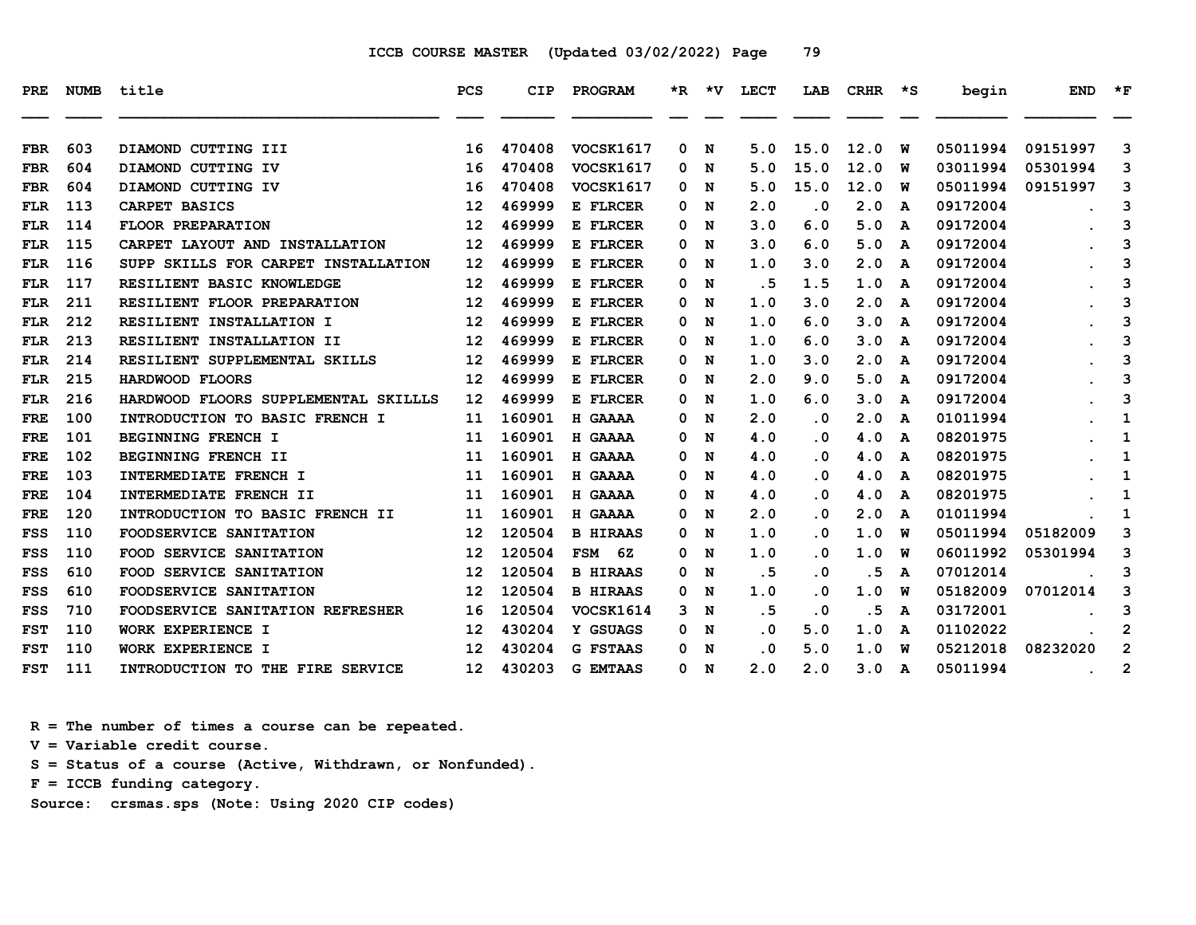ICCB COURSE MASTER (Updated 03/02/2022)

| PRE | NUMB | title | PCS | CIP | PROGRAM | *R | *V | LECT | LAB | CRHR | *S | begin | END | *F |
|---|---|---|---|---|---|---|---|---|---|---|---|---|---|---|
| FBR | 603 | DIAMOND CUTTING III | 16 | 470408 | VOCSK1617 | 0 | N | 5.0 | 15.0 | 12.0 | W | 05011994 | 09151997 | 3 |
| FBR | 604 | DIAMOND CUTTING IV | 16 | 470408 | VOCSK1617 | 0 | N | 5.0 | 15.0 | 12.0 | W | 03011994 | 05301994 | 3 |
| FBR | 604 | DIAMOND CUTTING IV | 16 | 470408 | VOCSK1617 | 0 | N | 5.0 | 15.0 | 12.0 | W | 05011994 | 09151997 | 3 |
| FLR | 113 | CARPET BASICS | 12 | 469999 | E FLRCER | 0 | N | 2.0 | .0 | 2.0 | A | 09172004 | . | 3 |
| FLR | 114 | FLOOR PREPARATION | 12 | 469999 | E FLRCER | 0 | N | 3.0 | 6.0 | 5.0 | A | 09172004 | . | 3 |
| FLR | 115 | CARPET LAYOUT AND INSTALLATION | 12 | 469999 | E FLRCER | 0 | N | 3.0 | 6.0 | 5.0 | A | 09172004 | . | 3 |
| FLR | 116 | SUPP SKILLS FOR CARPET INSTALLATION | 12 | 469999 | E FLRCER | 0 | N | 1.0 | 3.0 | 2.0 | A | 09172004 | . | 3 |
| FLR | 117 | RESILIENT BASIC KNOWLEDGE | 12 | 469999 | E FLRCER | 0 | N | .5 | 1.5 | 1.0 | A | 09172004 | . | 3 |
| FLR | 211 | RESILIENT FLOOR PREPARATION | 12 | 469999 | E FLRCER | 0 | N | 1.0 | 3.0 | 2.0 | A | 09172004 | . | 3 |
| FLR | 212 | RESILIENT INSTALLATION I | 12 | 469999 | E FLRCER | 0 | N | 1.0 | 6.0 | 3.0 | A | 09172004 | . | 3 |
| FLR | 213 | RESILIENT INSTALLATION II | 12 | 469999 | E FLRCER | 0 | N | 1.0 | 6.0 | 3.0 | A | 09172004 | . | 3 |
| FLR | 214 | RESILIENT SUPPLEMENTAL SKILLS | 12 | 469999 | E FLRCER | 0 | N | 1.0 | 3.0 | 2.0 | A | 09172004 | . | 3 |
| FLR | 215 | HARDWOOD FLOORS | 12 | 469999 | E FLRCER | 0 | N | 2.0 | 9.0 | 5.0 | A | 09172004 | . | 3 |
| FLR | 216 | HARDWOOD FLOORS SUPPLEMENTAL SKILLLS | 12 | 469999 | E FLRCER | 0 | N | 1.0 | 6.0 | 3.0 | A | 09172004 | . | 3 |
| FRE | 100 | INTRODUCTION TO BASIC FRENCH I | 11 | 160901 | H GAAAA | 0 | N | 2.0 | .0 | 2.0 | A | 01011994 | . | 1 |
| FRE | 101 | BEGINNING FRENCH I | 11 | 160901 | H GAAAA | 0 | N | 4.0 | .0 | 4.0 | A | 08201975 | . | 1 |
| FRE | 102 | BEGINNING FRENCH II | 11 | 160901 | H GAAAA | 0 | N | 4.0 | .0 | 4.0 | A | 08201975 | . | 1 |
| FRE | 103 | INTERMEDIATE FRENCH I | 11 | 160901 | H GAAAA | 0 | N | 4.0 | .0 | 4.0 | A | 08201975 | . | 1 |
| FRE | 104 | INTERMEDIATE FRENCH II | 11 | 160901 | H GAAAA | 0 | N | 4.0 | .0 | 4.0 | A | 08201975 | . | 1 |
| FRE | 120 | INTRODUCTION TO BASIC FRENCH II | 11 | 160901 | H GAAAA | 0 | N | 2.0 | .0 | 2.0 | A | 01011994 | . | 1 |
| FSS | 110 | FOODSERVICE SANITATION | 12 | 120504 | B HIRAAS | 0 | N | 1.0 | .0 | 1.0 | W | 05011994 | 05182009 | 3 |
| FSS | 110 | FOOD SERVICE SANITATION | 12 | 120504 | FSM 6Z | 0 | N | 1.0 | .0 | 1.0 | W | 06011992 | 05301994 | 3 |
| FSS | 610 | FOOD SERVICE SANITATION | 12 | 120504 | B HIRAAS | 0 | N | .5 | .0 | .5 | A | 07012014 | . | 3 |
| FSS | 610 | FOODSERVICE SANITATION | 12 | 120504 | B HIRAAS | 0 | N | 1.0 | .0 | 1.0 | W | 05182009 | 07012014 | 3 |
| FSS | 710 | FOODSERVICE SANITATION REFRESHER | 16 | 120504 | VOCSK1614 | 3 | N | .5 | .0 | .5 | A | 03172001 | . | 3 |
| FST | 110 | WORK EXPERIENCE I | 12 | 430204 | Y GSUAGS | 0 | N | .0 | 5.0 | 1.0 | A | 01102022 | . | 2 |
| FST | 110 | WORK EXPERIENCE I | 12 | 430204 | G FSTAAS | 0 | N | .0 | 5.0 | 1.0 | W | 05212018 | 08232020 | 2 |
| FST | 111 | INTRODUCTION TO THE FIRE SERVICE | 12 | 430203 | G EMTAAS | 0 | N | 2.0 | 2.0 | 3.0 | A | 05011994 | . | 2 |

R = The number of times a course can be repeated.
V = Variable credit course.
S = Status of a course (Active, Withdrawn, or Nonfunded).
F = ICCB funding category.
Source: crsmas.sps (Note: Using 2020 CIP codes)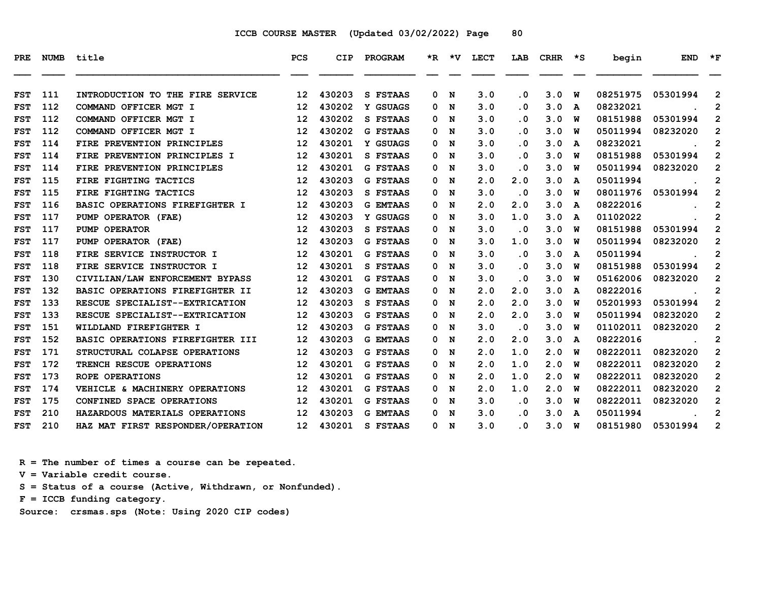ICCB COURSE MASTER (Updated 03/02/2022)

| PRE | NUMB | title | PCS | CIP | PROGRAM | *R | *V | LECT | LAB | CRHR | *S | begin | END | *F |
|---|---|---|---|---|---|---|---|---|---|---|---|---|---|---|
| FST | 111 | INTRODUCTION TO THE FIRE SERVICE | 12 | 430203 | S FSTAAS | 0 | N | 3.0 | .0 | 3.0 | W | 08251975 | 05301994 | 2 |
| FST | 112 | COMMAND OFFICER MGT I | 12 | 430202 | Y GSUAGS | 0 | N | 3.0 | .0 | 3.0 | A | 08232021 | . | 2 |
| FST | 112 | COMMAND OFFICER MGT I | 12 | 430202 | S FSTAAS | 0 | N | 3.0 | .0 | 3.0 | W | 08151988 | 05301994 | 2 |
| FST | 112 | COMMAND OFFICER MGT I | 12 | 430202 | G FSTAAS | 0 | N | 3.0 | .0 | 3.0 | W | 05011994 | 08232020 | 2 |
| FST | 114 | FIRE PREVENTION PRINCIPLES | 12 | 430201 | Y GSUAGS | 0 | N | 3.0 | .0 | 3.0 | A | 08232021 | . | 2 |
| FST | 114 | FIRE PREVENTION PRINCIPLES I | 12 | 430201 | S FSTAAS | 0 | N | 3.0 | .0 | 3.0 | W | 08151988 | 05301994 | 2 |
| FST | 114 | FIRE PREVENTION PRINCIPLES | 12 | 430201 | G FSTAAS | 0 | N | 3.0 | .0 | 3.0 | W | 05011994 | 08232020 | 2 |
| FST | 115 | FIRE FIGHTING TACTICS | 12 | 430203 | G FSTAAS | 0 | N | 2.0 | 2.0 | 3.0 | A | 05011994 | . | 2 |
| FST | 115 | FIRE FIGHTING TACTICS | 12 | 430203 | S FSTAAS | 0 | N | 3.0 | .0 | 3.0 | W | 08011976 | 05301994 | 2 |
| FST | 116 | BASIC OPERATIONS FIREFIGHTER I | 12 | 430203 | G EMTAAS | 0 | N | 2.0 | 2.0 | 3.0 | A | 08222016 | . | 2 |
| FST | 117 | PUMP OPERATOR (FAE) | 12 | 430203 | Y GSUAGS | 0 | N | 3.0 | 1.0 | 3.0 | A | 01102022 | . | 2 |
| FST | 117 | PUMP OPERATOR | 12 | 430203 | S FSTAAS | 0 | N | 3.0 | .0 | 3.0 | W | 08151988 | 05301994 | 2 |
| FST | 117 | PUMP OPERATOR (FAE) | 12 | 430203 | G FSTAAS | 0 | N | 3.0 | 1.0 | 3.0 | W | 05011994 | 08232020 | 2 |
| FST | 118 | FIRE SERVICE INSTRUCTOR I | 12 | 430201 | G FSTAAS | 0 | N | 3.0 | .0 | 3.0 | A | 05011994 | . | 2 |
| FST | 118 | FIRE SERVICE INSTRUCTOR I | 12 | 430201 | S FSTAAS | 0 | N | 3.0 | .0 | 3.0 | W | 08151988 | 05301994 | 2 |
| FST | 130 | CIVILIAN/LAW ENFORCEMENT BYPASS | 12 | 430201 | G FSTAAS | 0 | N | 3.0 | .0 | 3.0 | W | 05162006 | 08232020 | 2 |
| FST | 132 | BASIC OPERATIONS FIREFIGHTER II | 12 | 430203 | G EMTAAS | 0 | N | 2.0 | 2.0 | 3.0 | A | 08222016 | . | 2 |
| FST | 133 | RESCUE SPECIALIST--EXTRICATION | 12 | 430203 | S FSTAAS | 0 | N | 2.0 | 2.0 | 3.0 | W | 05201993 | 05301994 | 2 |
| FST | 133 | RESCUE SPECIALIST--EXTRICATION | 12 | 430203 | G FSTAAS | 0 | N | 2.0 | 2.0 | 3.0 | W | 05011994 | 08232020 | 2 |
| FST | 151 | WILDLAND FIREFIGHTER I | 12 | 430203 | G FSTAAS | 0 | N | 3.0 | .0 | 3.0 | W | 01102011 | 08232020 | 2 |
| FST | 152 | BASIC OPERATIONS FIREFIGHTER III | 12 | 430203 | G EMTAAS | 0 | N | 2.0 | 2.0 | 3.0 | A | 08222016 | . | 2 |
| FST | 171 | STRUCTURAL COLAPSE OPERATIONS | 12 | 430203 | G FSTAAS | 0 | N | 2.0 | 1.0 | 2.0 | W | 08222011 | 08232020 | 2 |
| FST | 172 | TRENCH RESCUE OPERATIONS | 12 | 430201 | G FSTAAS | 0 | N | 2.0 | 1.0 | 2.0 | W | 08222011 | 08232020 | 2 |
| FST | 173 | ROPE OPERATIONS | 12 | 430201 | G FSTAAS | 0 | N | 2.0 | 1.0 | 2.0 | W | 08222011 | 08232020 | 2 |
| FST | 174 | VEHICLE & MACHINERY OPERATIONS | 12 | 430201 | G FSTAAS | 0 | N | 2.0 | 1.0 | 2.0 | W | 08222011 | 08232020 | 2 |
| FST | 175 | CONFINED SPACE OPERATIONS | 12 | 430201 | G FSTAAS | 0 | N | 3.0 | .0 | 3.0 | W | 08222011 | 08232020 | 2 |
| FST | 210 | HAZARDOUS MATERIALS OPERATIONS | 12 | 430203 | G EMTAAS | 0 | N | 3.0 | .0 | 3.0 | A | 05011994 | . | 2 |
| FST | 210 | HAZ MAT FIRST RESPONDER/OPERATION | 12 | 430201 | S FSTAAS | 0 | N | 3.0 | .0 | 3.0 | W | 08151980 | 05301994 | 2 |

R = The number of times a course can be repeated.
V = Variable credit course.
S = Status of a course (Active, Withdrawn, or Nonfunded).
F = ICCB funding category.
Source: crsmas.sps (Note: Using 2020 CIP codes)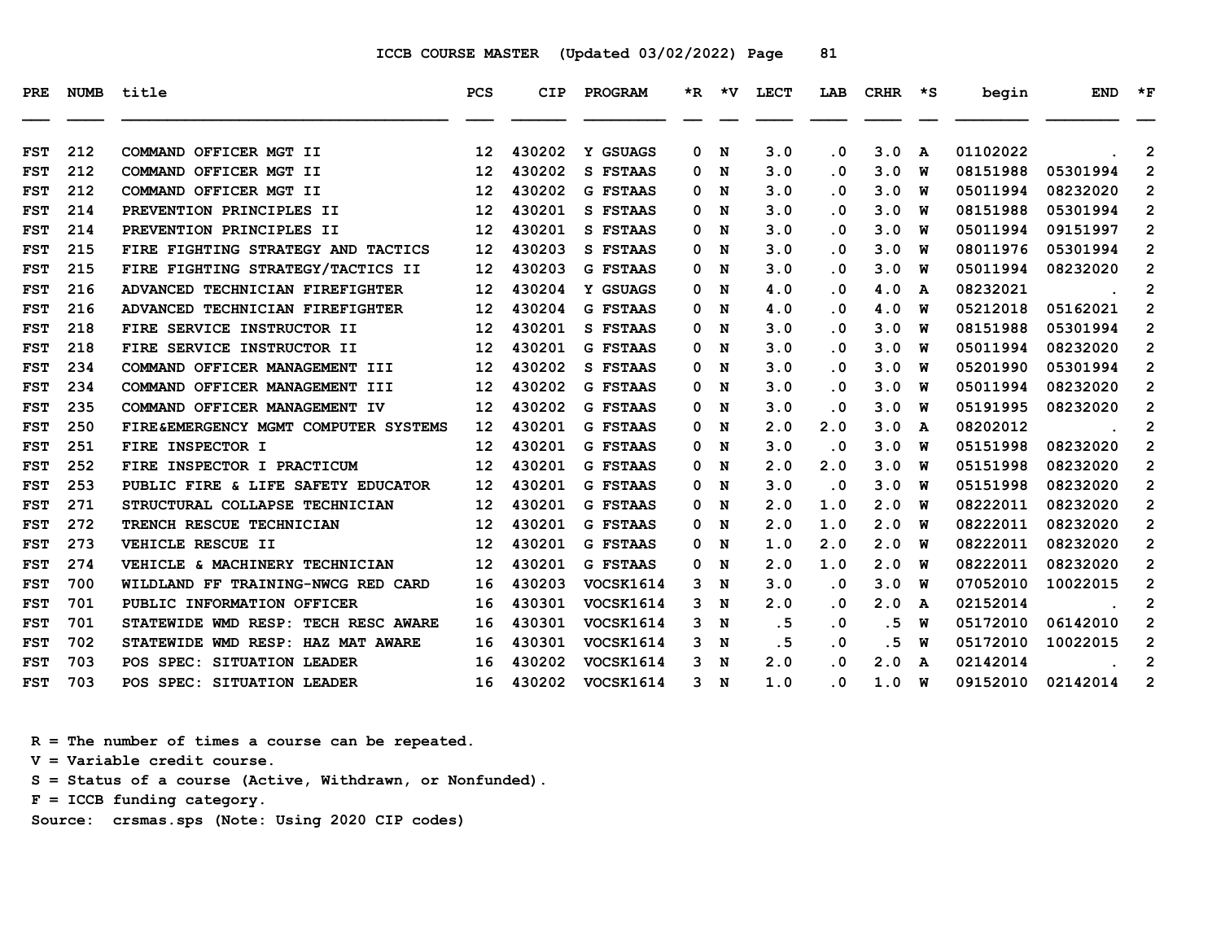ICCB COURSE MASTER (Updated 03/02/2022) Page 81

| PRE | NUMB | title | PCS | CIP | PROGRAM | *R | *V | LECT | LAB | CRHR | *S | begin | END | *F |
|---|---|---|---|---|---|---|---|---|---|---|---|---|---|---|
| FST | 212 | COMMAND OFFICER MGT II | 12 | 430202 | Y GSUAGS | 0 | N | 3.0 | .0 | 3.0 | A | 01102022 | . | 2 |
| FST | 212 | COMMAND OFFICER MGT II | 12 | 430202 | S FSTAAS | 0 | N | 3.0 | .0 | 3.0 | W | 08151988 | 05301994 | 2 |
| FST | 212 | COMMAND OFFICER MGT II | 12 | 430202 | G FSTAAS | 0 | N | 3.0 | .0 | 3.0 | W | 05011994 | 08232020 | 2 |
| FST | 214 | PREVENTION PRINCIPLES II | 12 | 430201 | S FSTAAS | 0 | N | 3.0 | .0 | 3.0 | W | 08151988 | 05301994 | 2 |
| FST | 214 | PREVENTION PRINCIPLES II | 12 | 430201 | S FSTAAS | 0 | N | 3.0 | .0 | 3.0 | W | 05011994 | 09151997 | 2 |
| FST | 215 | FIRE FIGHTING STRATEGY AND TACTICS | 12 | 430203 | S FSTAAS | 0 | N | 3.0 | .0 | 3.0 | W | 08011976 | 05301994 | 2 |
| FST | 215 | FIRE FIGHTING STRATEGY/TACTICS II | 12 | 430203 | G FSTAAS | 0 | N | 3.0 | .0 | 3.0 | W | 05011994 | 08232020 | 2 |
| FST | 216 | ADVANCED TECHNICIAN FIREFIGHTER | 12 | 430204 | Y GSUAGS | 0 | N | 4.0 | .0 | 4.0 | A | 08232021 | . | 2 |
| FST | 216 | ADVANCED TECHNICIAN FIREFIGHTER | 12 | 430204 | G FSTAAS | 0 | N | 4.0 | .0 | 4.0 | W | 05212018 | 05162021 | 2 |
| FST | 218 | FIRE SERVICE INSTRUCTOR II | 12 | 430201 | S FSTAAS | 0 | N | 3.0 | .0 | 3.0 | W | 08151988 | 05301994 | 2 |
| FST | 218 | FIRE SERVICE INSTRUCTOR II | 12 | 430201 | G FSTAAS | 0 | N | 3.0 | .0 | 3.0 | W | 05011994 | 08232020 | 2 |
| FST | 234 | COMMAND OFFICER MANAGEMENT III | 12 | 430202 | S FSTAAS | 0 | N | 3.0 | .0 | 3.0 | W | 05201990 | 05301994 | 2 |
| FST | 234 | COMMAND OFFICER MANAGEMENT III | 12 | 430202 | G FSTAAS | 0 | N | 3.0 | .0 | 3.0 | W | 05011994 | 08232020 | 2 |
| FST | 235 | COMMAND OFFICER MANAGEMENT IV | 12 | 430202 | G FSTAAS | 0 | N | 3.0 | .0 | 3.0 | W | 05191995 | 08232020 | 2 |
| FST | 250 | FIRE&EMERGENCY MGMT COMPUTER SYSTEMS | 12 | 430201 | G FSTAAS | 0 | N | 2.0 | 2.0 | 3.0 | A | 08202012 | . | 2 |
| FST | 251 | FIRE INSPECTOR I | 12 | 430201 | G FSTAAS | 0 | N | 3.0 | .0 | 3.0 | W | 05151998 | 08232020 | 2 |
| FST | 252 | FIRE INSPECTOR I PRACTICUM | 12 | 430201 | G FSTAAS | 0 | N | 2.0 | 2.0 | 3.0 | W | 05151998 | 08232020 | 2 |
| FST | 253 | PUBLIC FIRE & LIFE SAFETY EDUCATOR | 12 | 430201 | G FSTAAS | 0 | N | 3.0 | .0 | 3.0 | W | 05151998 | 08232020 | 2 |
| FST | 271 | STRUCTURAL COLLAPSE TECHNICIAN | 12 | 430201 | G FSTAAS | 0 | N | 2.0 | 1.0 | 2.0 | W | 08222011 | 08232020 | 2 |
| FST | 272 | TRENCH RESCUE TECHNICIAN | 12 | 430201 | G FSTAAS | 0 | N | 2.0 | 1.0 | 2.0 | W | 08222011 | 08232020 | 2 |
| FST | 273 | VEHICLE RESCUE II | 12 | 430201 | G FSTAAS | 0 | N | 1.0 | 2.0 | 2.0 | W | 08222011 | 08232020 | 2 |
| FST | 274 | VEHICLE & MACHINERY TECHNICIAN | 12 | 430201 | G FSTAAS | 0 | N | 2.0 | 1.0 | 2.0 | W | 08222011 | 08232020 | 2 |
| FST | 700 | WILDLAND FF TRAINING-NWCG RED CARD | 16 | 430203 | VOCSK1614 | 3 | N | 3.0 | .0 | 3.0 | W | 07052010 | 10022015 | 2 |
| FST | 701 | PUBLIC INFORMATION OFFICER | 16 | 430301 | VOCSK1614 | 3 | N | 2.0 | .0 | 2.0 | A | 02152014 | . | 2 |
| FST | 701 | STATEWIDE WMD RESP: TECH RESC AWARE | 16 | 430301 | VOCSK1614 | 3 | N | .5 | .0 | .5 | W | 05172010 | 06142010 | 2 |
| FST | 702 | STATEWIDE WMD RESP: HAZ MAT AWARE | 16 | 430301 | VOCSK1614 | 3 | N | .5 | .0 | .5 | W | 05172010 | 10022015 | 2 |
| FST | 703 | POS SPEC: SITUATION LEADER | 16 | 430202 | VOCSK1614 | 3 | N | 2.0 | .0 | 2.0 | A | 02142014 | . | 2 |
| FST | 703 | POS SPEC: SITUATION LEADER | 16 | 430202 | VOCSK1614 | 3 | N | 1.0 | .0 | 1.0 | W | 09152010 | 02142014 | 2 |

R = The number of times a course can be repeated.
V = Variable credit course.
S = Status of a course (Active, Withdrawn, or Nonfunded).
F = ICCB funding category.
Source: crsmas.sps (Note: Using 2020 CIP codes)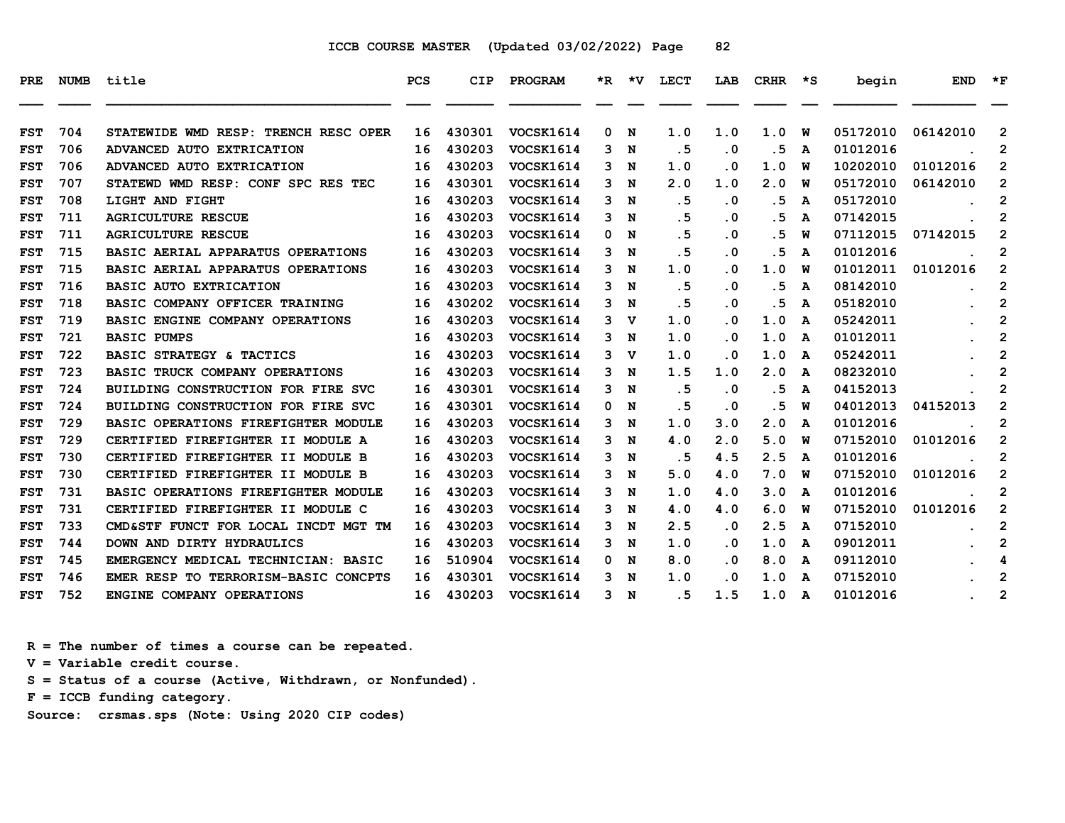ICCB COURSE MASTER (Updated 03/02/2022)

| PRE | NUMB | title | PCS | CIP | PROGRAM | *R | *V | LECT | LAB | CRHR | *S | begin | END | *F |
|---|---|---|---|---|---|---|---|---|---|---|---|---|---|---|
| FST | 704 | STATEWIDE WMD RESP: TRENCH RESC OPER | 16 | 430301 | VOCSK1614 | 0 | N | 1.0 | 1.0 | 1.0 | W | 05172010 | 06142010 | 2 |
| FST | 706 | ADVANCED AUTO EXTRICATION | 16 | 430203 | VOCSK1614 | 3 | N | .5 | .0 | .5 | A | 01012016 | . | 2 |
| FST | 706 | ADVANCED AUTO EXTRICATION | 16 | 430203 | VOCSK1614 | 3 | N | 1.0 | .0 | 1.0 | W | 10202010 | 01012016 | 2 |
| FST | 707 | STATEWD WMD RESP: CONF SPC RES TEC | 16 | 430301 | VOCSK1614 | 3 | N | 2.0 | 1.0 | 2.0 | W | 05172010 | 06142010 | 2 |
| FST | 708 | LIGHT AND FIGHT | 16 | 430203 | VOCSK1614 | 3 | N | .5 | .0 | .5 | A | 05172010 | . | 2 |
| FST | 711 | AGRICULTURE RESCUE | 16 | 430203 | VOCSK1614 | 3 | N | .5 | .0 | .5 | A | 07142015 | . | 2 |
| FST | 711 | AGRICULTURE RESCUE | 16 | 430203 | VOCSK1614 | 0 | N | .5 | .0 | .5 | W | 07112015 | 07142015 | 2 |
| FST | 715 | BASIC AERIAL APPARATUS OPERATIONS | 16 | 430203 | VOCSK1614 | 3 | N | .5 | .0 | .5 | A | 01012016 | . | 2 |
| FST | 715 | BASIC AERIAL APPARATUS OPERATIONS | 16 | 430203 | VOCSK1614 | 3 | N | 1.0 | .0 | 1.0 | W | 01012011 | 01012016 | 2 |
| FST | 716 | BASIC AUTO EXTRICATION | 16 | 430203 | VOCSK1614 | 3 | N | .5 | .0 | .5 | A | 08142010 | . | 2 |
| FST | 718 | BASIC COMPANY OFFICER TRAINING | 16 | 430202 | VOCSK1614 | 3 | N | .5 | .0 | .5 | A | 05182010 | . | 2 |
| FST | 719 | BASIC ENGINE COMPANY OPERATIONS | 16 | 430203 | VOCSK1614 | 3 | V | 1.0 | .0 | 1.0 | A | 05242011 | . | 2 |
| FST | 721 | BASIC PUMPS | 16 | 430203 | VOCSK1614 | 3 | N | 1.0 | .0 | 1.0 | A | 01012011 | . | 2 |
| FST | 722 | BASIC STRATEGY & TACTICS | 16 | 430203 | VOCSK1614 | 3 | V | 1.0 | .0 | 1.0 | A | 05242011 | . | 2 |
| FST | 723 | BASIC TRUCK COMPANY OPERATIONS | 16 | 430203 | VOCSK1614 | 3 | N | 1.5 | 1.0 | 2.0 | A | 08232010 | . | 2 |
| FST | 724 | BUILDING CONSTRUCTION FOR FIRE SVC | 16 | 430301 | VOCSK1614 | 3 | N | .5 | .0 | .5 | A | 04152013 | . | 2 |
| FST | 724 | BUILDING CONSTRUCTION FOR FIRE SVC | 16 | 430301 | VOCSK1614 | 0 | N | .5 | .0 | .5 | W | 04012013 | 04152013 | 2 |
| FST | 729 | BASIC OPERATIONS FIREFIGHTER MODULE | 16 | 430203 | VOCSK1614 | 3 | N | 1.0 | 3.0 | 2.0 | A | 01012016 | . | 2 |
| FST | 729 | CERTIFIED FIREFIGHTER II MODULE A | 16 | 430203 | VOCSK1614 | 3 | N | 4.0 | 2.0 | 5.0 | W | 07152010 | 01012016 | 2 |
| FST | 730 | CERTIFIED FIREFIGHTER II MODULE B | 16 | 430203 | VOCSK1614 | 3 | N | .5 | 4.5 | 2.5 | A | 01012016 | . | 2 |
| FST | 730 | CERTIFIED FIREFIGHTER II MODULE B | 16 | 430203 | VOCSK1614 | 3 | N | 5.0 | 4.0 | 7.0 | W | 07152010 | 01012016 | 2 |
| FST | 731 | BASIC OPERATIONS FIREFIGHTER MODULE | 16 | 430203 | VOCSK1614 | 3 | N | 1.0 | 4.0 | 3.0 | A | 01012016 | . | 2 |
| FST | 731 | CERTIFIED FIREFIGHTER II MODULE C | 16 | 430203 | VOCSK1614 | 3 | N | 4.0 | 4.0 | 6.0 | W | 07152010 | 01012016 | 2 |
| FST | 733 | CMD&STF FUNCT FOR LOCAL INCDT MGT TM | 16 | 430203 | VOCSK1614 | 3 | N | 2.5 | .0 | 2.5 | A | 07152010 | . | 2 |
| FST | 744 | DOWN AND DIRTY HYDRAULICS | 16 | 430203 | VOCSK1614 | 3 | N | 1.0 | .0 | 1.0 | A | 09012011 | . | 2 |
| FST | 745 | EMERGENCY MEDICAL TECHNICIAN: BASIC | 16 | 510904 | VOCSK1614 | 0 | N | 8.0 | .0 | 8.0 | A | 09112010 | . | 4 |
| FST | 746 | EMER RESP TO TERRORISM-BASIC CONCPTS | 16 | 430301 | VOCSK1614 | 3 | N | 1.0 | .0 | 1.0 | A | 07152010 | . | 2 |
| FST | 752 | ENGINE COMPANY OPERATIONS | 16 | 430203 | VOCSK1614 | 3 | N | .5 | 1.5 | 1.0 | A | 01012016 | . | 2 |

R = The number of times a course can be repeated.
V = Variable credit course.
S = Status of a course (Active, Withdrawn, or Nonfunded).
F = ICCB funding category.
Source: crsmas.sps (Note: Using 2020 CIP codes)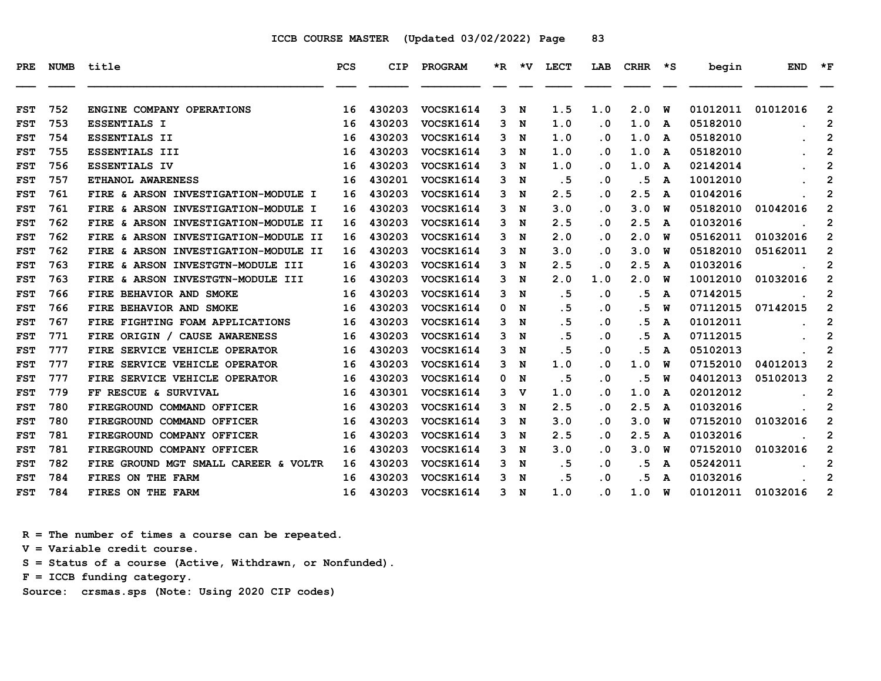ICCB COURSE MASTER (Updated 03/02/2022)

| PRE | NUMB | title | PCS | CIP | PROGRAM | *R | *V | LECT | LAB | CRHR | *S | begin | END | *F |
|---|---|---|---|---|---|---|---|---|---|---|---|---|---|---|
| FST | 752 | ENGINE COMPANY OPERATIONS | 16 | 430203 | VOCSK1614 | 3 | N | 1.5 | 1.0 | 2.0 | W | 01012011 | 01012016 | 2 |
| FST | 753 | ESSENTIALS I | 16 | 430203 | VOCSK1614 | 3 | N | 1.0 | .0 | 1.0 | A | 05182010 | . | 2 |
| FST | 754 | ESSENTIALS II | 16 | 430203 | VOCSK1614 | 3 | N | 1.0 | .0 | 1.0 | A | 05182010 | . | 2 |
| FST | 755 | ESSENTIALS III | 16 | 430203 | VOCSK1614 | 3 | N | 1.0 | .0 | 1.0 | A | 05182010 | . | 2 |
| FST | 756 | ESSENTIALS IV | 16 | 430203 | VOCSK1614 | 3 | N | 1.0 | .0 | 1.0 | A | 02142014 | . | 2 |
| FST | 757 | ETHANOL AWARENESS | 16 | 430201 | VOCSK1614 | 3 | N | .5 | .0 | .5 | A | 10012010 | . | 2 |
| FST | 761 | FIRE & ARSON INVESTIGATION-MODULE I | 16 | 430203 | VOCSK1614 | 3 | N | 2.5 | .0 | 2.5 | A | 01042016 | . | 2 |
| FST | 761 | FIRE & ARSON INVESTIGATION-MODULE I | 16 | 430203 | VOCSK1614 | 3 | N | 3.0 | .0 | 3.0 | W | 05182010 | 01042016 | 2 |
| FST | 762 | FIRE & ARSON INVESTIGATION-MODULE II | 16 | 430203 | VOCSK1614 | 3 | N | 2.5 | .0 | 2.5 | A | 01032016 | . | 2 |
| FST | 762 | FIRE & ARSON INVESTIGATION-MODULE II | 16 | 430203 | VOCSK1614 | 3 | N | 2.0 | .0 | 2.0 | W | 05162011 | 01032016 | 2 |
| FST | 762 | FIRE & ARSON INVESTIGATION-MODULE II | 16 | 430203 | VOCSK1614 | 3 | N | 3.0 | .0 | 3.0 | W | 05182010 | 05162011 | 2 |
| FST | 763 | FIRE & ARSON INVESTGTN-MODULE III | 16 | 430203 | VOCSK1614 | 3 | N | 2.5 | .0 | 2.5 | A | 01032016 | . | 2 |
| FST | 763 | FIRE & ARSON INVESTGTN-MODULE III | 16 | 430203 | VOCSK1614 | 3 | N | 2.0 | 1.0 | 2.0 | W | 10012010 | 01032016 | 2 |
| FST | 766 | FIRE BEHAVIOR AND SMOKE | 16 | 430203 | VOCSK1614 | 3 | N | .5 | .0 | .5 | A | 07142015 | . | 2 |
| FST | 766 | FIRE BEHAVIOR AND SMOKE | 16 | 430203 | VOCSK1614 | 0 | N | .5 | .0 | .5 | W | 07112015 | 07142015 | 2 |
| FST | 767 | FIRE FIGHTING FOAM APPLICATIONS | 16 | 430203 | VOCSK1614 | 3 | N | .5 | .0 | .5 | A | 01012011 | . | 2 |
| FST | 771 | FIRE ORIGIN / CAUSE AWARENESS | 16 | 430203 | VOCSK1614 | 3 | N | .5 | .0 | .5 | A | 07112015 | . | 2 |
| FST | 777 | FIRE SERVICE VEHICLE OPERATOR | 16 | 430203 | VOCSK1614 | 3 | N | .5 | .0 | .5 | A | 05102013 | . | 2 |
| FST | 777 | FIRE SERVICE VEHICLE OPERATOR | 16 | 430203 | VOCSK1614 | 3 | N | 1.0 | .0 | 1.0 | W | 07152010 | 04012013 | 2 |
| FST | 777 | FIRE SERVICE VEHICLE OPERATOR | 16 | 430203 | VOCSK1614 | 0 | N | .5 | .0 | .5 | W | 04012013 | 05102013 | 2 |
| FST | 779 | FF RESCUE & SURVIVAL | 16 | 430301 | VOCSK1614 | 3 | V | 1.0 | .0 | 1.0 | A | 02012012 | . | 2 |
| FST | 780 | FIREGROUND COMMAND OFFICER | 16 | 430203 | VOCSK1614 | 3 | N | 2.5 | .0 | 2.5 | A | 01032016 | . | 2 |
| FST | 780 | FIREGROUND COMMAND OFFICER | 16 | 430203 | VOCSK1614 | 3 | N | 3.0 | .0 | 3.0 | W | 07152010 | 01032016 | 2 |
| FST | 781 | FIREGROUND COMPANY OFFICER | 16 | 430203 | VOCSK1614 | 3 | N | 2.5 | .0 | 2.5 | A | 01032016 | . | 2 |
| FST | 781 | FIREGROUND COMPANY OFFICER | 16 | 430203 | VOCSK1614 | 3 | N | 3.0 | .0 | 3.0 | W | 07152010 | 01032016 | 2 |
| FST | 782 | FIRE GROUND MGT SMALL CAREER & VOLTR | 16 | 430203 | VOCSK1614 | 3 | N | .5 | .0 | .5 | A | 05242011 | . | 2 |
| FST | 784 | FIRES ON THE FARM | 16 | 430203 | VOCSK1614 | 3 | N | .5 | .0 | .5 | A | 01032016 | . | 2 |
| FST | 784 | FIRES ON THE FARM | 16 | 430203 | VOCSK1614 | 3 | N | 1.0 | .0 | 1.0 | W | 01012011 | 01032016 | 2 |

R = The number of times a course can be repeated.
V = Variable credit course.
S = Status of a course (Active, Withdrawn, or Nonfunded).
F = ICCB funding category.
Source: crsmas.sps (Note: Using 2020 CIP codes)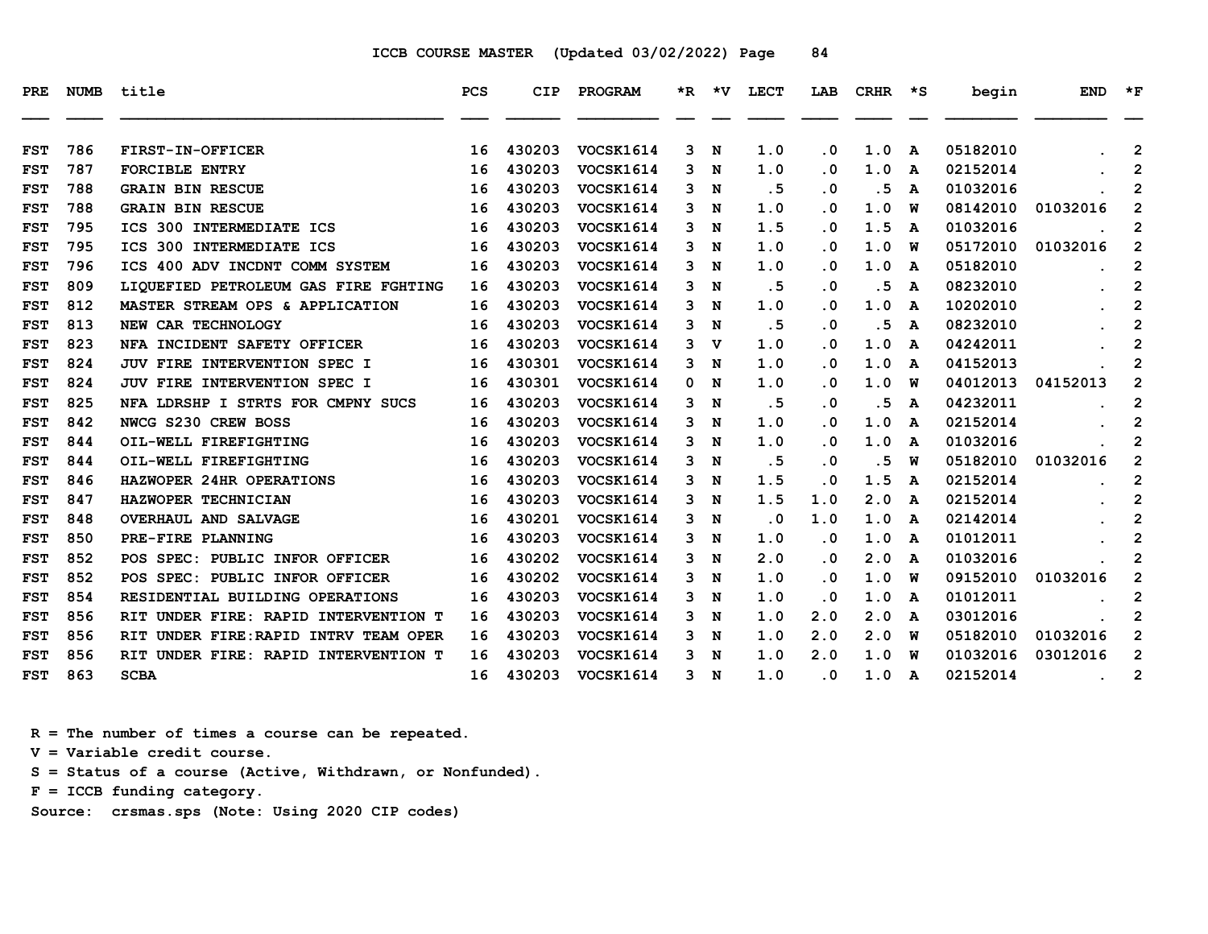ICCB COURSE MASTER (Updated 03/02/2022) Page 84

| PRE | NUMB | title | PCS | CIP | PROGRAM | *R | *V | LECT | LAB | CRHR | *S | begin | END | *F |
|---|---|---|---|---|---|---|---|---|---|---|---|---|---|---|
| FST | 786 | FIRST-IN-OFFICER | 16 | 430203 | VOCSK1614 | 3 | N | 1.0 | .0 | 1.0 | A | 05182010 | . | 2 |
| FST | 787 | FORCIBLE ENTRY | 16 | 430203 | VOCSK1614 | 3 | N | 1.0 | .0 | 1.0 | A | 02152014 | . | 2 |
| FST | 788 | GRAIN BIN RESCUE | 16 | 430203 | VOCSK1614 | 3 | N | .5 | .0 | .5 | A | 01032016 | . | 2 |
| FST | 788 | GRAIN BIN RESCUE | 16 | 430203 | VOCSK1614 | 3 | N | 1.0 | .0 | 1.0 | W | 08142010 | 01032016 | 2 |
| FST | 795 | ICS 300 INTERMEDIATE ICS | 16 | 430203 | VOCSK1614 | 3 | N | 1.5 | .0 | 1.5 | A | 01032016 | . | 2 |
| FST | 795 | ICS 300 INTERMEDIATE ICS | 16 | 430203 | VOCSK1614 | 3 | N | 1.0 | .0 | 1.0 | W | 05172010 | 01032016 | 2 |
| FST | 796 | ICS 400 ADV INCDNT COMM SYSTEM | 16 | 430203 | VOCSK1614 | 3 | N | 1.0 | .0 | 1.0 | A | 05182010 | . | 2 |
| FST | 809 | LIQUEFIED PETROLEUM GAS FIRE FGHTING | 16 | 430203 | VOCSK1614 | 3 | N | .5 | .0 | .5 | A | 08232010 | . | 2 |
| FST | 812 | MASTER STREAM OPS & APPLICATION | 16 | 430203 | VOCSK1614 | 3 | N | 1.0 | .0 | 1.0 | A | 10202010 | . | 2 |
| FST | 813 | NEW CAR TECHNOLOGY | 16 | 430203 | VOCSK1614 | 3 | N | .5 | .0 | .5 | A | 08232010 | . | 2 |
| FST | 823 | NFA INCIDENT SAFETY OFFICER | 16 | 430203 | VOCSK1614 | 3 | V | 1.0 | .0 | 1.0 | A | 04242011 | . | 2 |
| FST | 824 | JUV FIRE INTERVENTION SPEC I | 16 | 430301 | VOCSK1614 | 3 | N | 1.0 | .0 | 1.0 | A | 04152013 | . | 2 |
| FST | 824 | JUV FIRE INTERVENTION SPEC I | 16 | 430301 | VOCSK1614 | 0 | N | 1.0 | .0 | 1.0 | W | 04012013 | 04152013 | 2 |
| FST | 825 | NFA LDRSHP I STRTS FOR CMPNY SUCS | 16 | 430203 | VOCSK1614 | 3 | N | .5 | .0 | .5 | A | 04232011 | . | 2 |
| FST | 842 | NWCG S230 CREW BOSS | 16 | 430203 | VOCSK1614 | 3 | N | 1.0 | .0 | 1.0 | A | 02152014 | . | 2 |
| FST | 844 | OIL-WELL FIREFIGHTING | 16 | 430203 | VOCSK1614 | 3 | N | 1.0 | .0 | 1.0 | A | 01032016 | . | 2 |
| FST | 844 | OIL-WELL FIREFIGHTING | 16 | 430203 | VOCSK1614 | 3 | N | .5 | .0 | .5 | W | 05182010 | 01032016 | 2 |
| FST | 846 | HAZWOPER 24HR OPERATIONS | 16 | 430203 | VOCSK1614 | 3 | N | 1.5 | .0 | 1.5 | A | 02152014 | . | 2 |
| FST | 847 | HAZWOPER TECHNICIAN | 16 | 430203 | VOCSK1614 | 3 | N | 1.5 | 1.0 | 2.0 | A | 02152014 | . | 2 |
| FST | 848 | OVERHAUL AND SALVAGE | 16 | 430201 | VOCSK1614 | 3 | N | .0 | 1.0 | 1.0 | A | 02142014 | . | 2 |
| FST | 850 | PRE-FIRE PLANNING | 16 | 430203 | VOCSK1614 | 3 | N | 1.0 | .0 | 1.0 | A | 01012011 | . | 2 |
| FST | 852 | POS SPEC: PUBLIC INFOR OFFICER | 16 | 430202 | VOCSK1614 | 3 | N | 2.0 | .0 | 2.0 | A | 01032016 | . | 2 |
| FST | 852 | POS SPEC: PUBLIC INFOR OFFICER | 16 | 430202 | VOCSK1614 | 3 | N | 1.0 | .0 | 1.0 | W | 09152010 | 01032016 | 2 |
| FST | 854 | RESIDENTIAL BUILDING OPERATIONS | 16 | 430203 | VOCSK1614 | 3 | N | 1.0 | .0 | 1.0 | A | 01012011 | . | 2 |
| FST | 856 | RIT UNDER FIRE: RAPID INTERVENTION T | 16 | 430203 | VOCSK1614 | 3 | N | 1.0 | 2.0 | 2.0 | A | 03012016 | . | 2 |
| FST | 856 | RIT UNDER FIRE:RAPID INTRV TEAM OPER | 16 | 430203 | VOCSK1614 | 3 | N | 1.0 | 2.0 | 2.0 | W | 05182010 | 01032016 | 2 |
| FST | 856 | RIT UNDER FIRE: RAPID INTERVENTION T | 16 | 430203 | VOCSK1614 | 3 | N | 1.0 | 2.0 | 1.0 | W | 01032016 | 03012016 | 2 |
| FST | 863 | SCBA | 16 | 430203 | VOCSK1614 | 3 | N | 1.0 | .0 | 1.0 | A | 02152014 | . | 2 |

R = The number of times a course can be repeated.
V = Variable credit course.
S = Status of a course (Active, Withdrawn, or Nonfunded).
F = ICCB funding category.
Source: crsmas.sps (Note: Using 2020 CIP codes)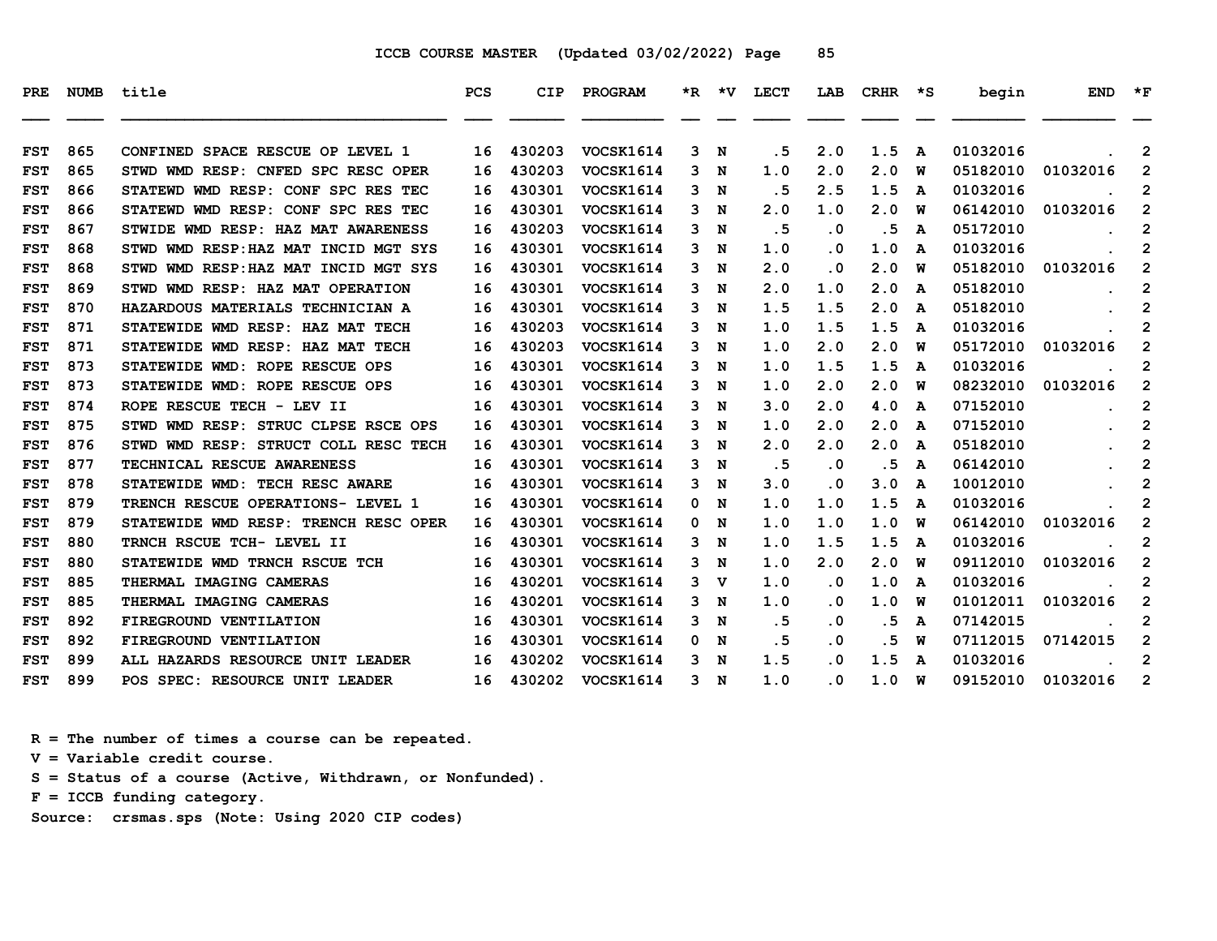ICCB COURSE MASTER (Updated 03/02/2022)

| PRE | NUMB | title | PCS | CIP | PROGRAM | *R | *V | LECT | LAB | CRHR | *S | begin | END | *F |
|---|---|---|---|---|---|---|---|---|---|---|---|---|---|---|
| FST | 865 | CONFINED SPACE RESCUE OP LEVEL 1 | 16 | 430203 | VOCSK1614 | 3 | N | .5 | 2.0 | 1.5 | A | 01032016 | . | 2 |
| FST | 865 | STWD WMD RESP: CNFED SPC RESC OPER | 16 | 430203 | VOCSK1614 | 3 | N | 1.0 | 2.0 | 2.0 | W | 05182010 | 01032016 | 2 |
| FST | 866 | STATEWD WMD RESP: CONF SPC RES TEC | 16 | 430301 | VOCSK1614 | 3 | N | .5 | 2.5 | 1.5 | A | 01032016 | . | 2 |
| FST | 866 | STATEWD WMD RESP: CONF SPC RES TEC | 16 | 430301 | VOCSK1614 | 3 | N | 2.0 | 1.0 | 2.0 | W | 06142010 | 01032016 | 2 |
| FST | 867 | STWIDE WMD RESP: HAZ MAT AWARENESS | 16 | 430203 | VOCSK1614 | 3 | N | .5 | .0 | .5 | A | 05172010 | . | 2 |
| FST | 868 | STWD WMD RESP:HAZ MAT INCID MGT SYS | 16 | 430301 | VOCSK1614 | 3 | N | 1.0 | .0 | 1.0 | A | 01032016 | . | 2 |
| FST | 868 | STWD WMD RESP:HAZ MAT INCID MGT SYS | 16 | 430301 | VOCSK1614 | 3 | N | 2.0 | .0 | 2.0 | W | 05182010 | 01032016 | 2 |
| FST | 869 | STWD WMD RESP: HAZ MAT OPERATION | 16 | 430301 | VOCSK1614 | 3 | N | 2.0 | 1.0 | 2.0 | A | 05182010 | . | 2 |
| FST | 870 | HAZARDOUS MATERIALS TECHNICIAN A | 16 | 430301 | VOCSK1614 | 3 | N | 1.5 | 1.5 | 2.0 | A | 05182010 | . | 2 |
| FST | 871 | STATEWIDE WMD RESP: HAZ MAT TECH | 16 | 430203 | VOCSK1614 | 3 | N | 1.0 | 1.5 | 1.5 | A | 01032016 | . | 2 |
| FST | 871 | STATEWIDE WMD RESP: HAZ MAT TECH | 16 | 430203 | VOCSK1614 | 3 | N | 1.0 | 2.0 | 2.0 | W | 05172010 | 01032016 | 2 |
| FST | 873 | STATEWIDE WMD: ROPE RESCUE OPS | 16 | 430301 | VOCSK1614 | 3 | N | 1.0 | 1.5 | 1.5 | A | 01032016 | . | 2 |
| FST | 873 | STATEWIDE WMD: ROPE RESCUE OPS | 16 | 430301 | VOCSK1614 | 3 | N | 1.0 | 2.0 | 2.0 | W | 08232010 | 01032016 | 2 |
| FST | 874 | ROPE RESCUE TECH - LEV II | 16 | 430301 | VOCSK1614 | 3 | N | 3.0 | 2.0 | 4.0 | A | 07152010 | . | 2 |
| FST | 875 | STWD WMD RESP: STRUC CLPSE RSCE OPS | 16 | 430301 | VOCSK1614 | 3 | N | 1.0 | 2.0 | 2.0 | A | 07152010 | . | 2 |
| FST | 876 | STWD WMD RESP: STRUCT COLL RESC TECH | 16 | 430301 | VOCSK1614 | 3 | N | 2.0 | 2.0 | 2.0 | A | 05182010 | . | 2 |
| FST | 877 | TECHNICAL RESCUE AWARENESS | 16 | 430301 | VOCSK1614 | 3 | N | .5 | .0 | .5 | A | 06142010 | . | 2 |
| FST | 878 | STATEWIDE WMD: TECH RESC AWARE | 16 | 430301 | VOCSK1614 | 3 | N | 3.0 | .0 | 3.0 | A | 10012010 | . | 2 |
| FST | 879 | TRENCH RESCUE OPERATIONS- LEVEL 1 | 16 | 430301 | VOCSK1614 | 0 | N | 1.0 | 1.0 | 1.5 | A | 01032016 | . | 2 |
| FST | 879 | STATEWIDE WMD RESP: TRENCH RESC OPER | 16 | 430301 | VOCSK1614 | 0 | N | 1.0 | 1.0 | 1.0 | W | 06142010 | 01032016 | 2 |
| FST | 880 | TRNCH RSCUE TCH- LEVEL II | 16 | 430301 | VOCSK1614 | 3 | N | 1.0 | 1.5 | 1.5 | A | 01032016 | . | 2 |
| FST | 880 | STATEWIDE WMD TRNCH RSCUE TCH | 16 | 430301 | VOCSK1614 | 3 | N | 1.0 | 2.0 | 2.0 | W | 09112010 | 01032016 | 2 |
| FST | 885 | THERMAL IMAGING CAMERAS | 16 | 430201 | VOCSK1614 | 3 | V | 1.0 | .0 | 1.0 | A | 01032016 | . | 2 |
| FST | 885 | THERMAL IMAGING CAMERAS | 16 | 430201 | VOCSK1614 | 3 | N | 1.0 | .0 | 1.0 | W | 01012011 | 01032016 | 2 |
| FST | 892 | FIREGROUND VENTILATION | 16 | 430301 | VOCSK1614 | 3 | N | .5 | .0 | .5 | A | 07142015 | . | 2 |
| FST | 892 | FIREGROUND VENTILATION | 16 | 430301 | VOCSK1614 | 0 | N | .5 | .0 | .5 | W | 07112015 | 07142015 | 2 |
| FST | 899 | ALL HAZARDS RESOURCE UNIT LEADER | 16 | 430202 | VOCSK1614 | 3 | N | 1.5 | .0 | 1.5 | A | 01032016 | . | 2 |
| FST | 899 | POS SPEC: RESOURCE UNIT LEADER | 16 | 430202 | VOCSK1614 | 3 | N | 1.0 | .0 | 1.0 | W | 09152010 | 01032016 | 2 |

R = The number of times a course can be repeated.
V = Variable credit course.
S = Status of a course (Active, Withdrawn, or Nonfunded).
F = ICCB funding category.
Source: crsmas.sps (Note: Using 2020 CIP codes)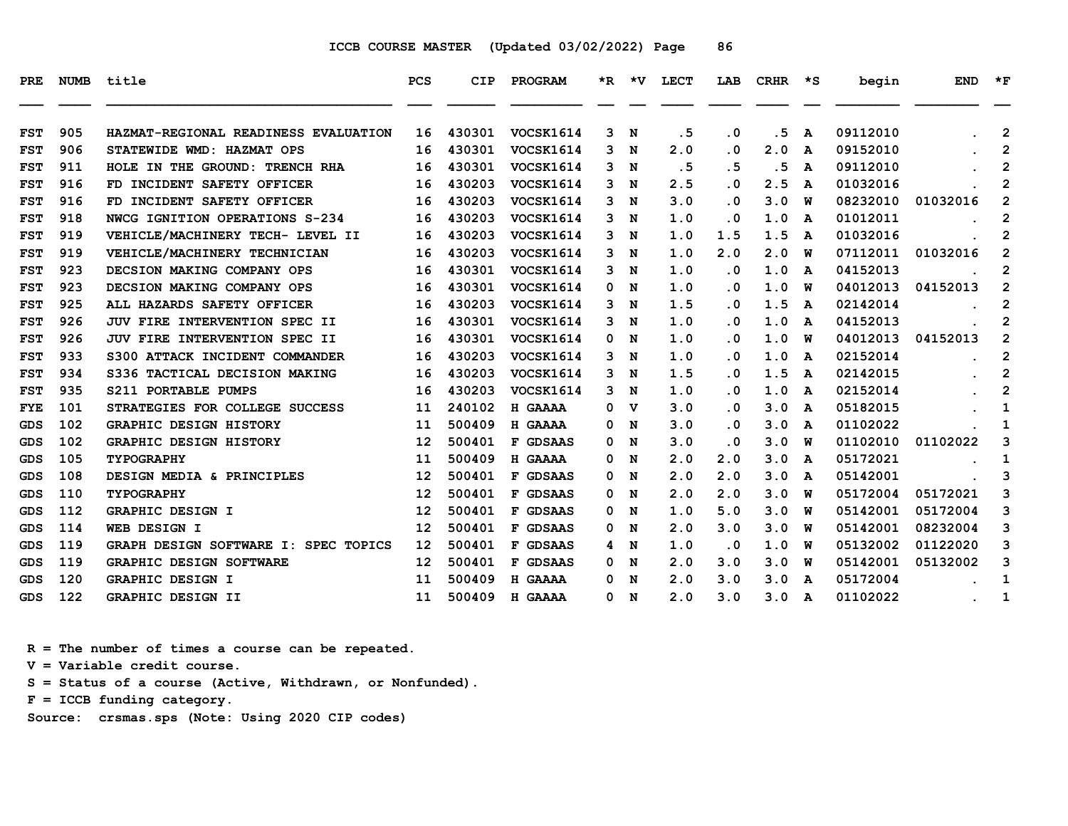ICCB COURSE MASTER (Updated 03/02/2022)

| PRE | NUMB | title | PCS | CIP | PROGRAM | *R | *V | LECT | LAB | CRHR | *S | begin | END | *F |
|---|---|---|---|---|---|---|---|---|---|---|---|---|---|---|
| FST | 905 | HAZMAT-REGIONAL READINESS EVALUATION | 16 | 430301 | VOCSK1614 | 3 | N | .5 | .0 | .5 | A | 09112010 | . | 2 |
| FST | 906 | STATEWIDE WMD: HAZMAT OPS | 16 | 430301 | VOCSK1614 | 3 | N | 2.0 | .0 | 2.0 | A | 09152010 | . | 2 |
| FST | 911 | HOLE IN THE GROUND: TRENCH RHA | 16 | 430301 | VOCSK1614 | 3 | N | .5 | .5 | .5 | A | 09112010 | . | 2 |
| FST | 916 | FD INCIDENT SAFETY OFFICER | 16 | 430203 | VOCSK1614 | 3 | N | 2.5 | .0 | 2.5 | A | 01032016 | . | 2 |
| FST | 916 | FD INCIDENT SAFETY OFFICER | 16 | 430203 | VOCSK1614 | 3 | N | 3.0 | .0 | 3.0 | W | 08232010 | 01032016 | 2 |
| FST | 918 | NWCG IGNITION OPERATIONS S-234 | 16 | 430203 | VOCSK1614 | 3 | N | 1.0 | .0 | 1.0 | A | 01012011 | . | 2 |
| FST | 919 | VEHICLE/MACHINERY TECH- LEVEL II | 16 | 430203 | VOCSK1614 | 3 | N | 1.0 | 1.5 | 1.5 | A | 01032016 | . | 2 |
| FST | 919 | VEHICLE/MACHINERY TECHNICIAN | 16 | 430203 | VOCSK1614 | 3 | N | 1.0 | 2.0 | 2.0 | W | 07112011 | 01032016 | 2 |
| FST | 923 | DECSION MAKING COMPANY OPS | 16 | 430301 | VOCSK1614 | 3 | N | 1.0 | .0 | 1.0 | A | 04152013 | . | 2 |
| FST | 923 | DECSION MAKING COMPANY OPS | 16 | 430301 | VOCSK1614 | 0 | N | 1.0 | .0 | 1.0 | W | 04012013 | 04152013 | 2 |
| FST | 925 | ALL HAZARDS SAFETY OFFICER | 16 | 430203 | VOCSK1614 | 3 | N | 1.5 | .0 | 1.5 | A | 02142014 | . | 2 |
| FST | 926 | JUV FIRE INTERVENTION SPEC II | 16 | 430301 | VOCSK1614 | 3 | N | 1.0 | .0 | 1.0 | A | 04152013 | . | 2 |
| FST | 926 | JUV FIRE INTERVENTION SPEC II | 16 | 430301 | VOCSK1614 | 0 | N | 1.0 | .0 | 1.0 | W | 04012013 | 04152013 | 2 |
| FST | 933 | S300 ATTACK INCIDENT COMMANDER | 16 | 430203 | VOCSK1614 | 3 | N | 1.0 | .0 | 1.0 | A | 02152014 | . | 2 |
| FST | 934 | S336 TACTICAL DECISION MAKING | 16 | 430203 | VOCSK1614 | 3 | N | 1.5 | .0 | 1.5 | A | 02142015 | . | 2 |
| FST | 935 | S211 PORTABLE PUMPS | 16 | 430203 | VOCSK1614 | 3 | N | 1.0 | .0 | 1.0 | A | 02152014 | . | 2 |
| FYE | 101 | STRATEGIES FOR COLLEGE SUCCESS | 11 | 240102 | H GAAAA | 0 | V | 3.0 | .0 | 3.0 | A | 05182015 | . | 1 |
| GDS | 102 | GRAPHIC DESIGN HISTORY | 11 | 500409 | H GAAAA | 0 | N | 3.0 | .0 | 3.0 | A | 01102022 | . | 1 |
| GDS | 102 | GRAPHIC DESIGN HISTORY | 12 | 500401 | F GDSAAS | 0 | N | 3.0 | .0 | 3.0 | W | 01102010 | 01102022 | 3 |
| GDS | 105 | TYPOGRAPHY | 11 | 500409 | H GAAAA | 0 | N | 2.0 | 2.0 | 3.0 | A | 05172021 | . | 1 |
| GDS | 108 | DESIGN MEDIA & PRINCIPLES | 12 | 500401 | F GDSAAS | 0 | N | 2.0 | 2.0 | 3.0 | A | 05142001 | . | 3 |
| GDS | 110 | TYPOGRAPHY | 12 | 500401 | F GDSAAS | 0 | N | 2.0 | 2.0 | 3.0 | W | 05172004 | 05172021 | 3 |
| GDS | 112 | GRAPHIC DESIGN I | 12 | 500401 | F GDSAAS | 0 | N | 1.0 | 5.0 | 3.0 | W | 05142001 | 05172004 | 3 |
| GDS | 114 | WEB DESIGN I | 12 | 500401 | F GDSAAS | 0 | N | 2.0 | 3.0 | 3.0 | W | 05142001 | 08232004 | 3 |
| GDS | 119 | GRAPH DESIGN SOFTWARE I: SPEC TOPICS | 12 | 500401 | F GDSAAS | 4 | N | 1.0 | .0 | 1.0 | W | 05132002 | 01122020 | 3 |
| GDS | 119 | GRAPHIC DESIGN SOFTWARE | 12 | 500401 | F GDSAAS | 0 | N | 2.0 | 3.0 | 3.0 | W | 05142001 | 05132002 | 3 |
| GDS | 120 | GRAPHIC DESIGN I | 11 | 500409 | H GAAAA | 0 | N | 2.0 | 3.0 | 3.0 | A | 05172004 | . | 1 |
| GDS | 122 | GRAPHIC DESIGN II | 11 | 500409 | H GAAAA | 0 | N | 2.0 | 3.0 | 3.0 | A | 01102022 | . | 1 |

R = The number of times a course can be repeated.
V = Variable credit course.
S = Status of a course (Active, Withdrawn, or Nonfunded).
F = ICCB funding category.
Source: crsmas.sps (Note: Using 2020 CIP codes)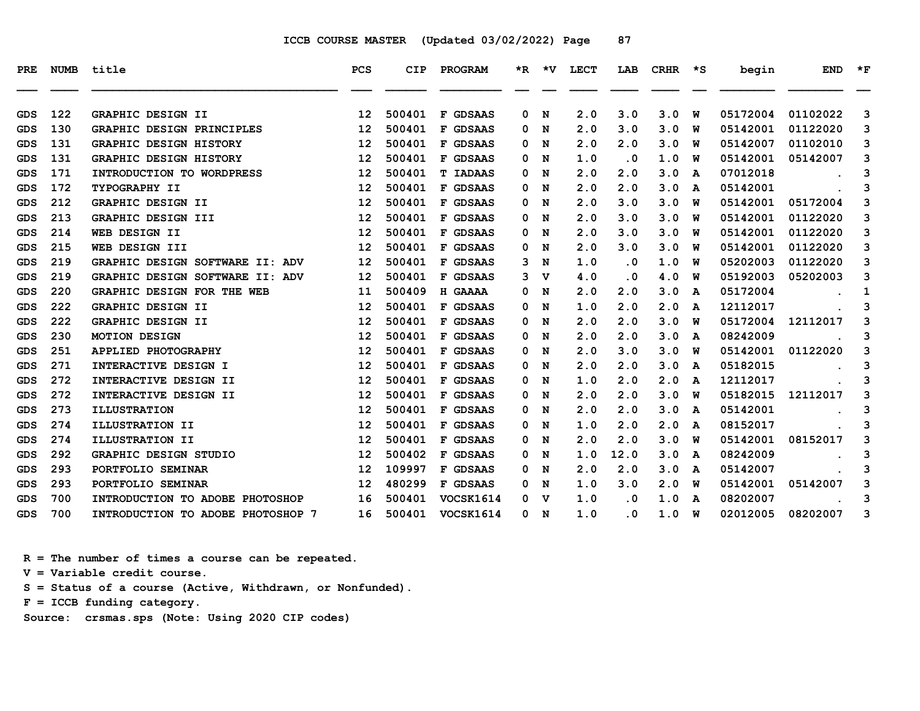ICCB COURSE MASTER (Updated 03/02/2022)

| PRE | NUMB | title | PCS | CIP | PROGRAM | *R | *V | LECT | LAB | CRHR | *S | begin | END | *F |
|---|---|---|---|---|---|---|---|---|---|---|---|---|---|---|
| GDS | 122 | GRAPHIC DESIGN II | 12 | 500401 | F GDSAAS | 0 | N | 2.0 | 3.0 | 3.0 | W | 05172004 | 01102022 | 3 |
| GDS | 130 | GRAPHIC DESIGN PRINCIPLES | 12 | 500401 | F GDSAAS | 0 | N | 2.0 | 3.0 | 3.0 | W | 05142001 | 01122020 | 3 |
| GDS | 131 | GRAPHIC DESIGN HISTORY | 12 | 500401 | F GDSAAS | 0 | N | 2.0 | 2.0 | 3.0 | W | 05142007 | 01102010 | 3 |
| GDS | 131 | GRAPHIC DESIGN HISTORY | 12 | 500401 | F GDSAAS | 0 | N | 1.0 | .0 | 1.0 | W | 05142001 | 05142007 | 3 |
| GDS | 171 | INTRODUCTION TO WORDPRESS | 12 | 500401 | T IADAAS | 0 | N | 2.0 | 2.0 | 3.0 | A | 07012018 | . | 3 |
| GDS | 172 | TYPOGRAPHY II | 12 | 500401 | F GDSAAS | 0 | N | 2.0 | 2.0 | 3.0 | A | 05142001 | . | 3 |
| GDS | 212 | GRAPHIC DESIGN II | 12 | 500401 | F GDSAAS | 0 | N | 2.0 | 3.0 | 3.0 | W | 05142001 | 05172004 | 3 |
| GDS | 213 | GRAPHIC DESIGN III | 12 | 500401 | F GDSAAS | 0 | N | 2.0 | 3.0 | 3.0 | W | 05142001 | 01122020 | 3 |
| GDS | 214 | WEB DESIGN II | 12 | 500401 | F GDSAAS | 0 | N | 2.0 | 3.0 | 3.0 | W | 05142001 | 01122020 | 3 |
| GDS | 215 | WEB DESIGN III | 12 | 500401 | F GDSAAS | 0 | N | 2.0 | 3.0 | 3.0 | W | 05142001 | 01122020 | 3 |
| GDS | 219 | GRAPHIC DESIGN SOFTWARE II: ADV | 12 | 500401 | F GDSAAS | 3 | N | 1.0 | .0 | 1.0 | W | 05202003 | 01122020 | 3 |
| GDS | 219 | GRAPHIC DESIGN SOFTWARE II: ADV | 12 | 500401 | F GDSAAS | 3 | V | 4.0 | .0 | 4.0 | W | 05192003 | 05202003 | 3 |
| GDS | 220 | GRAPHIC DESIGN FOR THE WEB | 11 | 500409 | H GAAAA | 0 | N | 2.0 | 2.0 | 3.0 | A | 05172004 | . | 1 |
| GDS | 222 | GRAPHIC DESIGN II | 12 | 500401 | F GDSAAS | 0 | N | 1.0 | 2.0 | 2.0 | A | 12112017 | . | 3 |
| GDS | 222 | GRAPHIC DESIGN II | 12 | 500401 | F GDSAAS | 0 | N | 2.0 | 2.0 | 3.0 | W | 05172004 | 12112017 | 3 |
| GDS | 230 | MOTION DESIGN | 12 | 500401 | F GDSAAS | 0 | N | 2.0 | 2.0 | 3.0 | A | 08242009 | . | 3 |
| GDS | 251 | APPLIED PHOTOGRAPHY | 12 | 500401 | F GDSAAS | 0 | N | 2.0 | 3.0 | 3.0 | W | 05142001 | 01122020 | 3 |
| GDS | 271 | INTERACTIVE DESIGN I | 12 | 500401 | F GDSAAS | 0 | N | 2.0 | 2.0 | 3.0 | A | 05182015 | . | 3 |
| GDS | 272 | INTERACTIVE DESIGN II | 12 | 500401 | F GDSAAS | 0 | N | 1.0 | 2.0 | 2.0 | A | 12112017 | . | 3 |
| GDS | 272 | INTERACTIVE DESIGN II | 12 | 500401 | F GDSAAS | 0 | N | 2.0 | 2.0 | 3.0 | W | 05182015 | 12112017 | 3 |
| GDS | 273 | ILLUSTRATION | 12 | 500401 | F GDSAAS | 0 | N | 2.0 | 2.0 | 3.0 | A | 05142001 | . | 3 |
| GDS | 274 | ILLUSTRATION II | 12 | 500401 | F GDSAAS | 0 | N | 1.0 | 2.0 | 2.0 | A | 08152017 | . | 3 |
| GDS | 274 | ILLUSTRATION II | 12 | 500401 | F GDSAAS | 0 | N | 2.0 | 2.0 | 3.0 | W | 05142001 | 08152017 | 3 |
| GDS | 292 | GRAPHIC DESIGN STUDIO | 12 | 500402 | F GDSAAS | 0 | N | 1.0 | 12.0 | 3.0 | A | 08242009 | . | 3 |
| GDS | 293 | PORTFOLIO SEMINAR | 12 | 109997 | F GDSAAS | 0 | N | 2.0 | 2.0 | 3.0 | A | 05142007 | . | 3 |
| GDS | 293 | PORTFOLIO SEMINAR | 12 | 480299 | F GDSAAS | 0 | N | 1.0 | 3.0 | 2.0 | W | 05142001 | 05142007 | 3 |
| GDS | 700 | INTRODUCTION TO ADOBE PHOTOSHOP | 16 | 500401 | VOCSK1614 | 0 | V | 1.0 | .0 | 1.0 | A | 08202007 | . | 3 |
| GDS | 700 | INTRODUCTION TO ADOBE PHOTOSHOP 7 | 16 | 500401 | VOCSK1614 | 0 | N | 1.0 | .0 | 1.0 | W | 02012005 | 08202007 | 3 |

R = The number of times a course can be repeated.
V = Variable credit course.
S = Status of a course (Active, Withdrawn, or Nonfunded).
F = ICCB funding category.
Source: crsmas.sps (Note: Using 2020 CIP codes)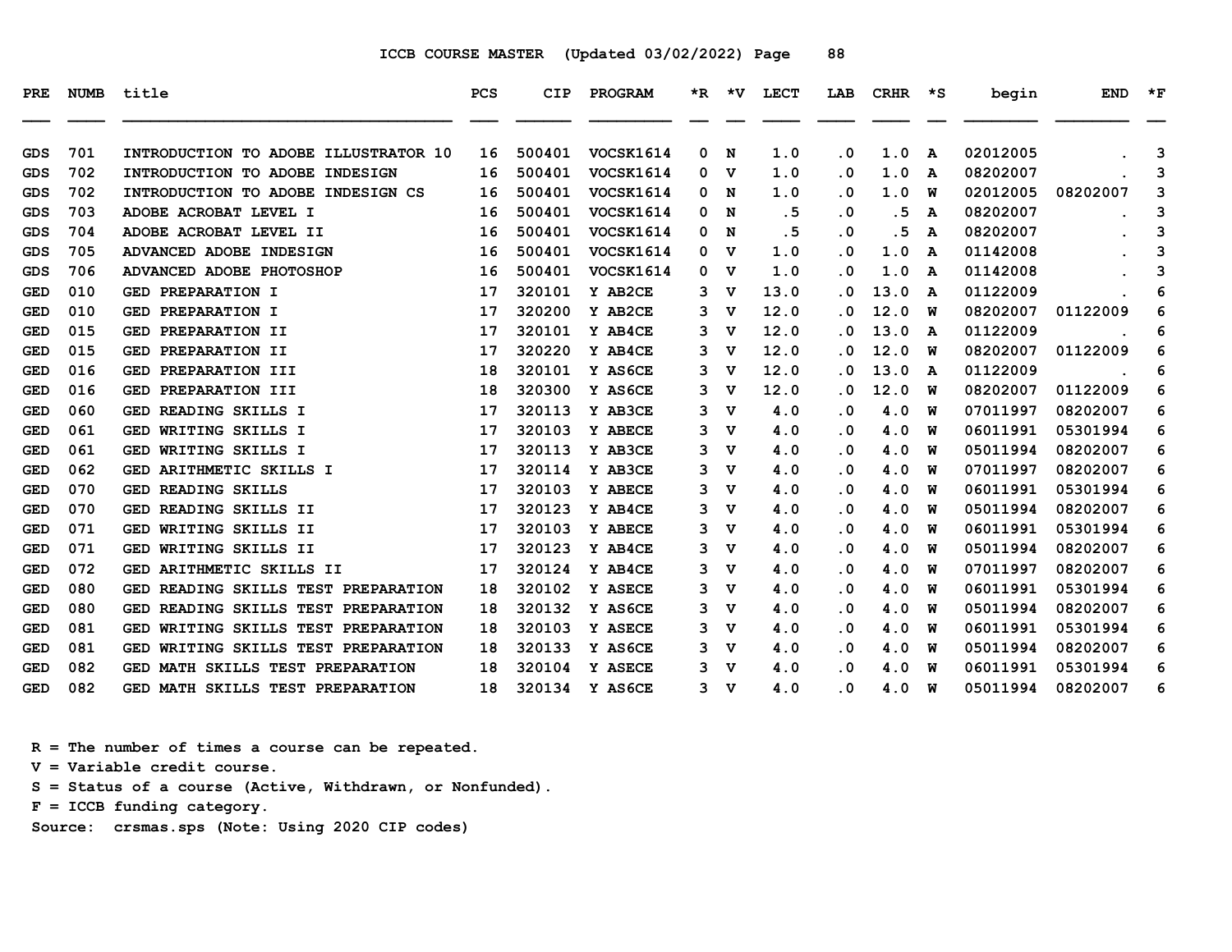ICCB COURSE MASTER (Updated 03/02/2022)

| PRE | NUMB | title | PCS | CIP | PROGRAM | *R | *V | LECT | LAB | CRHR | *S | begin | END | *F |
|---|---|---|---|---|---|---|---|---|---|---|---|---|---|---|
| GDS | 701 | INTRODUCTION TO ADOBE ILLUSTRATOR 10 | 16 | 500401 | VOCSK1614 | 0 | N | 1.0 | .0 | 1.0 | A | 02012005 | . | 3 |
| GDS | 702 | INTRODUCTION TO ADOBE INDESIGN | 16 | 500401 | VOCSK1614 | 0 | V | 1.0 | .0 | 1.0 | A | 08202007 | . | 3 |
| GDS | 702 | INTRODUCTION TO ADOBE INDESIGN CS | 16 | 500401 | VOCSK1614 | 0 | N | 1.0 | .0 | 1.0 | W | 02012005 | 08202007 | 3 |
| GDS | 703 | ADOBE ACROBAT LEVEL I | 16 | 500401 | VOCSK1614 | 0 | N | .5 | .0 | .5 | A | 08202007 | . | 3 |
| GDS | 704 | ADOBE ACROBAT LEVEL II | 16 | 500401 | VOCSK1614 | 0 | N | .5 | .0 | .5 | A | 08202007 | . | 3 |
| GDS | 705 | ADVANCED ADOBE INDESIGN | 16 | 500401 | VOCSK1614 | 0 | V | 1.0 | .0 | 1.0 | A | 01142008 | . | 3 |
| GDS | 706 | ADVANCED ADOBE PHOTOSHOP | 16 | 500401 | VOCSK1614 | 0 | V | 1.0 | .0 | 1.0 | A | 01142008 | . | 3 |
| GED | 010 | GED PREPARATION I | 17 | 320101 | Y AB2CE | 3 | V | 13.0 | .0 | 13.0 | A | 01122009 | . | 6 |
| GED | 010 | GED PREPARATION I | 17 | 320200 | Y AB2CE | 3 | V | 12.0 | .0 | 12.0 | W | 08202007 | 01122009 | 6 |
| GED | 015 | GED PREPARATION II | 17 | 320101 | Y AB4CE | 3 | V | 12.0 | .0 | 13.0 | A | 01122009 | . | 6 |
| GED | 015 | GED PREPARATION II | 17 | 320220 | Y AB4CE | 3 | V | 12.0 | .0 | 12.0 | W | 08202007 | 01122009 | 6 |
| GED | 016 | GED PREPARATION III | 18 | 320101 | Y AS6CE | 3 | V | 12.0 | .0 | 13.0 | A | 01122009 | . | 6 |
| GED | 016 | GED PREPARATION III | 18 | 320300 | Y AS6CE | 3 | V | 12.0 | .0 | 12.0 | W | 08202007 | 01122009 | 6 |
| GED | 060 | GED READING SKILLS I | 17 | 320113 | Y AB3CE | 3 | V | 4.0 | .0 | 4.0 | W | 07011997 | 08202007 | 6 |
| GED | 061 | GED WRITING SKILLS I | 17 | 320103 | Y ABECE | 3 | V | 4.0 | .0 | 4.0 | W | 06011991 | 05301994 | 6 |
| GED | 061 | GED WRITING SKILLS I | 17 | 320113 | Y AB3CE | 3 | V | 4.0 | .0 | 4.0 | W | 05011994 | 08202007 | 6 |
| GED | 062 | GED ARITHMETIC SKILLS I | 17 | 320114 | Y AB3CE | 3 | V | 4.0 | .0 | 4.0 | W | 07011997 | 08202007 | 6 |
| GED | 070 | GED READING SKILLS | 17 | 320103 | Y ABECE | 3 | V | 4.0 | .0 | 4.0 | W | 06011991 | 05301994 | 6 |
| GED | 070 | GED READING SKILLS II | 17 | 320123 | Y AB4CE | 3 | V | 4.0 | .0 | 4.0 | W | 05011994 | 08202007 | 6 |
| GED | 071 | GED WRITING SKILLS II | 17 | 320103 | Y ABECE | 3 | V | 4.0 | .0 | 4.0 | W | 06011991 | 05301994 | 6 |
| GED | 071 | GED WRITING SKILLS II | 17 | 320123 | Y AB4CE | 3 | V | 4.0 | .0 | 4.0 | W | 05011994 | 08202007 | 6 |
| GED | 072 | GED ARITHMETIC SKILLS II | 17 | 320124 | Y AB4CE | 3 | V | 4.0 | .0 | 4.0 | W | 07011997 | 08202007 | 6 |
| GED | 080 | GED READING SKILLS TEST PREPARATION | 18 | 320102 | Y ASECE | 3 | V | 4.0 | .0 | 4.0 | W | 06011991 | 05301994 | 6 |
| GED | 080 | GED READING SKILLS TEST PREPARATION | 18 | 320132 | Y AS6CE | 3 | V | 4.0 | .0 | 4.0 | W | 05011994 | 08202007 | 6 |
| GED | 081 | GED WRITING SKILLS TEST PREPARATION | 18 | 320103 | Y ASECE | 3 | V | 4.0 | .0 | 4.0 | W | 06011991 | 05301994 | 6 |
| GED | 081 | GED WRITING SKILLS TEST PREPARATION | 18 | 320133 | Y AS6CE | 3 | V | 4.0 | .0 | 4.0 | W | 05011994 | 08202007 | 6 |
| GED | 082 | GED MATH SKILLS TEST PREPARATION | 18 | 320104 | Y ASECE | 3 | V | 4.0 | .0 | 4.0 | W | 06011991 | 05301994 | 6 |
| GED | 082 | GED MATH SKILLS TEST PREPARATION | 18 | 320134 | Y AS6CE | 3 | V | 4.0 | .0 | 4.0 | W | 05011994 | 08202007 | 6 |

R = The number of times a course can be repeated.
V = Variable credit course.
S = Status of a course (Active, Withdrawn, or Nonfunded).
F = ICCB funding category.
Source: crsmas.sps (Note: Using 2020 CIP codes)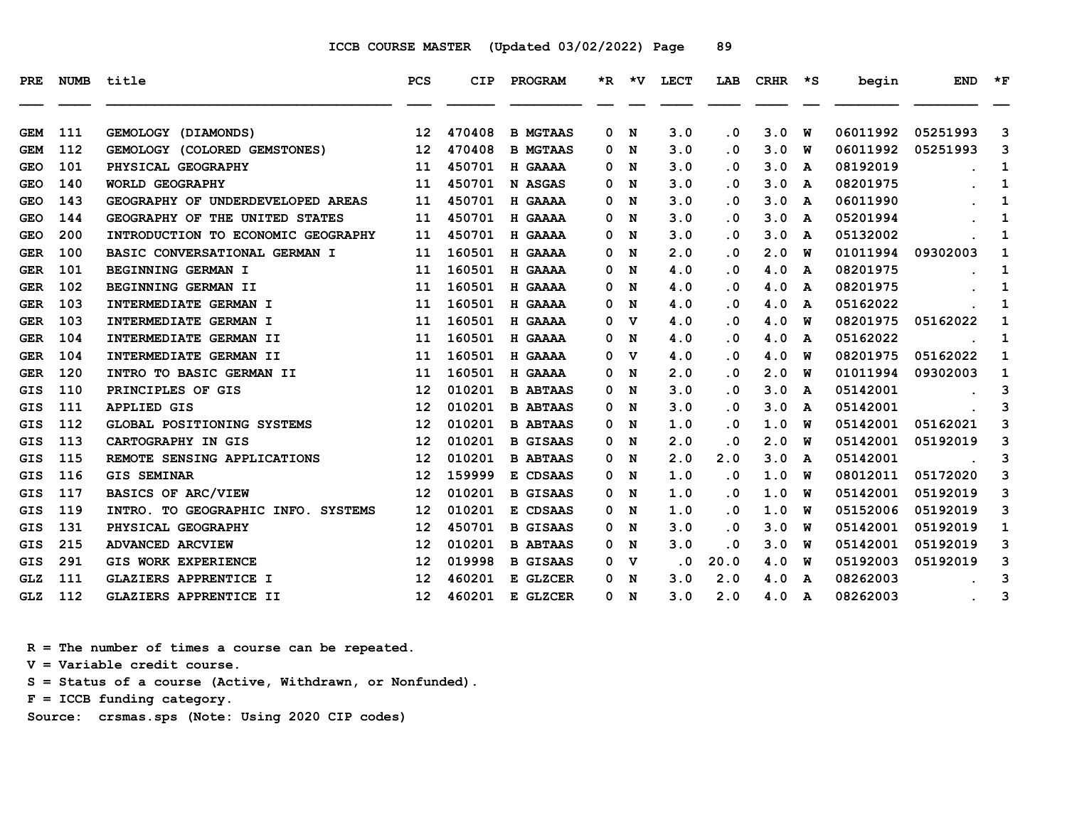ICCB COURSE MASTER (Updated 03/02/2022)

| PRE | NUMB | title | PCS | CIP | PROGRAM | *R | *V | LECT | LAB | CRHR | *S | begin | END | *F |
|---|---|---|---|---|---|---|---|---|---|---|---|---|---|---|
| GEM | 111 | GEMOLOGY (DIAMONDS) | 12 | 470408 | B MGTAAS | 0 | N | 3.0 | .0 | 3.0 | W | 06011992 | 05251993 | 3 |
| GEM | 112 | GEMOLOGY (COLORED GEMSTONES) | 12 | 470408 | B MGTAAS | 0 | N | 3.0 | .0 | 3.0 | W | 06011992 | 05251993 | 3 |
| GEO | 101 | PHYSICAL GEOGRAPHY | 11 | 450701 | H GAAAA | 0 | N | 3.0 | .0 | 3.0 | A | 08192019 | . | 1 |
| GEO | 140 | WORLD GEOGRAPHY | 11 | 450701 | N ASGAS | 0 | N | 3.0 | .0 | 3.0 | A | 08201975 | . | 1 |
| GEO | 143 | GEOGRAPHY OF UNDERDEVELOPED AREAS | 11 | 450701 | H GAAAA | 0 | N | 3.0 | .0 | 3.0 | A | 06011990 | . | 1 |
| GEO | 144 | GEOGRAPHY OF THE UNITED STATES | 11 | 450701 | H GAAAA | 0 | N | 3.0 | .0 | 3.0 | A | 05201994 | . | 1 |
| GEO | 200 | INTRODUCTION TO ECONOMIC GEOGRAPHY | 11 | 450701 | H GAAAA | 0 | N | 3.0 | .0 | 3.0 | A | 05132002 | . | 1 |
| GER | 100 | BASIC CONVERSATIONAL GERMAN I | 11 | 160501 | H GAAAA | 0 | N | 2.0 | .0 | 2.0 | W | 01011994 | 09302003 | 1 |
| GER | 101 | BEGINNING GERMAN I | 11 | 160501 | H GAAAA | 0 | N | 4.0 | .0 | 4.0 | A | 08201975 | . | 1 |
| GER | 102 | BEGINNING GERMAN II | 11 | 160501 | H GAAAA | 0 | N | 4.0 | .0 | 4.0 | A | 08201975 | . | 1 |
| GER | 103 | INTERMEDIATE GERMAN I | 11 | 160501 | H GAAAA | 0 | N | 4.0 | .0 | 4.0 | A | 05162022 | . | 1 |
| GER | 103 | INTERMEDIATE GERMAN I | 11 | 160501 | H GAAAA | 0 | V | 4.0 | .0 | 4.0 | W | 08201975 | 05162022 | 1 |
| GER | 104 | INTERMEDIATE GERMAN II | 11 | 160501 | H GAAAA | 0 | N | 4.0 | .0 | 4.0 | A | 05162022 | . | 1 |
| GER | 104 | INTERMEDIATE GERMAN II | 11 | 160501 | H GAAAA | 0 | V | 4.0 | .0 | 4.0 | W | 08201975 | 05162022 | 1 |
| GER | 120 | INTRO TO BASIC GERMAN II | 11 | 160501 | H GAAAA | 0 | N | 2.0 | .0 | 2.0 | W | 01011994 | 09302003 | 1 |
| GIS | 110 | PRINCIPLES OF GIS | 12 | 010201 | B ABTAAS | 0 | N | 3.0 | .0 | 3.0 | A | 05142001 | . | 3 |
| GIS | 111 | APPLIED GIS | 12 | 010201 | B ABTAAS | 0 | N | 3.0 | .0 | 3.0 | A | 05142001 | . | 3 |
| GIS | 112 | GLOBAL POSITIONING SYSTEMS | 12 | 010201 | B ABTAAS | 0 | N | 1.0 | .0 | 1.0 | W | 05142001 | 05162021 | 3 |
| GIS | 113 | CARTOGRAPHY IN GIS | 12 | 010201 | B GISAAS | 0 | N | 2.0 | .0 | 2.0 | W | 05142001 | 05192019 | 3 |
| GIS | 115 | REMOTE SENSING APPLICATIONS | 12 | 010201 | B ABTAAS | 0 | N | 2.0 | 2.0 | 3.0 | A | 05142001 | . | 3 |
| GIS | 116 | GIS SEMINAR | 12 | 159999 | E CDSAAS | 0 | N | 1.0 | .0 | 1.0 | W | 08012011 | 05172020 | 3 |
| GIS | 117 | BASICS OF ARC/VIEW | 12 | 010201 | B GISAAS | 0 | N | 1.0 | .0 | 1.0 | W | 05142001 | 05192019 | 3 |
| GIS | 119 | INTRO. TO GEOGRAPHIC INFO. SYSTEMS | 12 | 010201 | E CDSAAS | 0 | N | 1.0 | .0 | 1.0 | W | 05152006 | 05192019 | 3 |
| GIS | 131 | PHYSICAL GEOGRAPHY | 12 | 450701 | B GISAAS | 0 | N | 3.0 | .0 | 3.0 | W | 05142001 | 05192019 | 1 |
| GIS | 215 | ADVANCED ARCVIEW | 12 | 010201 | B ABTAAS | 0 | N | 3.0 | .0 | 3.0 | W | 05142001 | 05192019 | 3 |
| GIS | 291 | GIS WORK EXPERIENCE | 12 | 019998 | B GISAAS | 0 | V | .0 | 20.0 | 4.0 | W | 05192003 | 05192019 | 3 |
| GLZ | 111 | GLAZIERS APPRENTICE I | 12 | 460201 | E GLZCER | 0 | N | 3.0 | 2.0 | 4.0 | A | 08262003 | . | 3 |
| GLZ | 112 | GLAZIERS APPRENTICE II | 12 | 460201 | E GLZCER | 0 | N | 3.0 | 2.0 | 4.0 | A | 08262003 | . | 3 |

R = The number of times a course can be repeated.
V = Variable credit course.
S = Status of a course (Active, Withdrawn, or Nonfunded).
F = ICCB funding category.
Source: crsmas.sps (Note: Using 2020 CIP codes)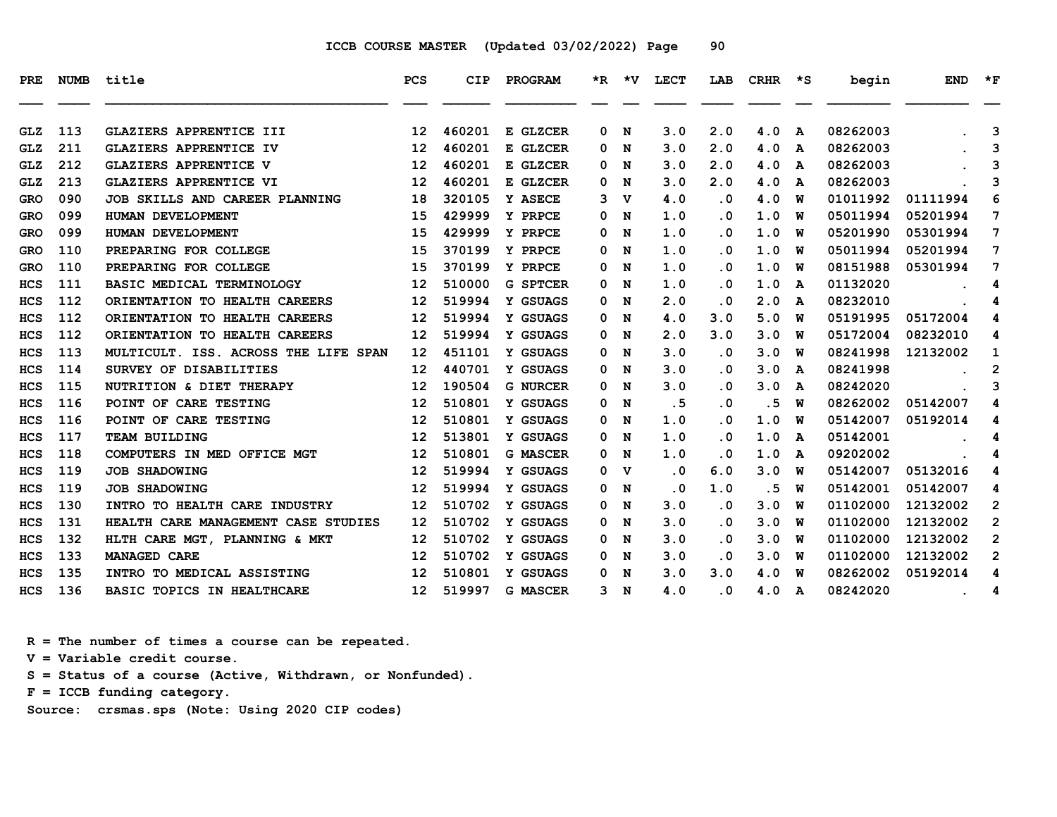ICCB COURSE MASTER (Updated 03/02/2022)

| PRE | NUMB | title | PCS | CIP | PROGRAM | *R | *V | LECT | LAB | CRHR | *S | begin | END | *F |
|---|---|---|---|---|---|---|---|---|---|---|---|---|---|---|
| GLZ | 113 | GLAZIERS APPRENTICE III | 12 | 460201 | E GLZCER | 0 | N | 3.0 | 2.0 | 4.0 | A | 08262003 | . | 3 |
| GLZ | 211 | GLAZIERS APPRENTICE IV | 12 | 460201 | E GLZCER | 0 | N | 3.0 | 2.0 | 4.0 | A | 08262003 | . | 3 |
| GLZ | 212 | GLAZIERS APPRENTICE V | 12 | 460201 | E GLZCER | 0 | N | 3.0 | 2.0 | 4.0 | A | 08262003 | . | 3 |
| GLZ | 213 | GLAZIERS APPRENTICE VI | 12 | 460201 | E GLZCER | 0 | N | 3.0 | 2.0 | 4.0 | A | 08262003 | . | 3 |
| GRO | 090 | JOB SKILLS AND CAREER PLANNING | 18 | 320105 | Y ASECE | 3 | V | 4.0 | .0 | 4.0 | W | 01011992 | 01111994 | 6 |
| GRO | 099 | HUMAN DEVELOPMENT | 15 | 429999 | Y PRPCE | 0 | N | 1.0 | .0 | 1.0 | W | 05011994 | 05201994 | 7 |
| GRO | 099 | HUMAN DEVELOPMENT | 15 | 429999 | Y PRPCE | 0 | N | 1.0 | .0 | 1.0 | W | 05201990 | 05301994 | 7 |
| GRO | 110 | PREPARING FOR COLLEGE | 15 | 370199 | Y PRPCE | 0 | N | 1.0 | .0 | 1.0 | W | 05011994 | 05201994 | 7 |
| GRO | 110 | PREPARING FOR COLLEGE | 15 | 370199 | Y PRPCE | 0 | N | 1.0 | .0 | 1.0 | W | 08151988 | 05301994 | 7 |
| HCS | 111 | BASIC MEDICAL TERMINOLOGY | 12 | 510000 | G SPTCER | 0 | N | 1.0 | .0 | 1.0 | A | 01132020 | . | 4 |
| HCS | 112 | ORIENTATION TO HEALTH CAREERS | 12 | 519994 | Y GSUAGS | 0 | N | 2.0 | .0 | 2.0 | A | 08232010 | . | 4 |
| HCS | 112 | ORIENTATION TO HEALTH CAREERS | 12 | 519994 | Y GSUAGS | 0 | N | 4.0 | 3.0 | 5.0 | W | 05191995 | 05172004 | 4 |
| HCS | 112 | ORIENTATION TO HEALTH CAREERS | 12 | 519994 | Y GSUAGS | 0 | N | 2.0 | 3.0 | 3.0 | W | 05172004 | 08232010 | 4 |
| HCS | 113 | MULTICULT. ISS. ACROSS THE LIFE SPAN | 12 | 451101 | Y GSUAGS | 0 | N | 3.0 | .0 | 3.0 | W | 08241998 | 12132002 | 1 |
| HCS | 114 | SURVEY OF DISABILITIES | 12 | 440701 | Y GSUAGS | 0 | N | 3.0 | .0 | 3.0 | A | 08241998 | . | 2 |
| HCS | 115 | NUTRITION & DIET THERAPY | 12 | 190504 | G NURCER | 0 | N | 3.0 | .0 | 3.0 | A | 08242020 | . | 3 |
| HCS | 116 | POINT OF CARE TESTING | 12 | 510801 | Y GSUAGS | 0 | N | .5 | .0 | .5 | W | 08262002 | 05142007 | 4 |
| HCS | 116 | POINT OF CARE TESTING | 12 | 510801 | Y GSUAGS | 0 | N | 1.0 | .0 | 1.0 | W | 05142007 | 05192014 | 4 |
| HCS | 117 | TEAM BUILDING | 12 | 513801 | Y GSUAGS | 0 | N | 1.0 | .0 | 1.0 | A | 05142001 | . | 4 |
| HCS | 118 | COMPUTERS IN MED OFFICE MGT | 12 | 510801 | G MASCER | 0 | N | 1.0 | .0 | 1.0 | A | 09202002 | . | 4 |
| HCS | 119 | JOB SHADOWING | 12 | 519994 | Y GSUAGS | 0 | V | .0 | 6.0 | 3.0 | W | 05142007 | 05132016 | 4 |
| HCS | 119 | JOB SHADOWING | 12 | 519994 | Y GSUAGS | 0 | N | .0 | 1.0 | .5 | W | 05142001 | 05142007 | 4 |
| HCS | 130 | INTRO TO HEALTH CARE INDUSTRY | 12 | 510702 | Y GSUAGS | 0 | N | 3.0 | .0 | 3.0 | W | 01102000 | 12132002 | 2 |
| HCS | 131 | HEALTH CARE MANAGEMENT CASE STUDIES | 12 | 510702 | Y GSUAGS | 0 | N | 3.0 | .0 | 3.0 | W | 01102000 | 12132002 | 2 |
| HCS | 132 | HLTH CARE MGT, PLANNING & MKT | 12 | 510702 | Y GSUAGS | 0 | N | 3.0 | .0 | 3.0 | W | 01102000 | 12132002 | 2 |
| HCS | 133 | MANAGED CARE | 12 | 510702 | Y GSUAGS | 0 | N | 3.0 | .0 | 3.0 | W | 01102000 | 12132002 | 2 |
| HCS | 135 | INTRO TO MEDICAL ASSISTING | 12 | 510801 | Y GSUAGS | 0 | N | 3.0 | 3.0 | 4.0 | W | 08262002 | 05192014 | 4 |
| HCS | 136 | BASIC TOPICS IN HEALTHCARE | 12 | 519997 | G MASCER | 3 | N | 4.0 | .0 | 4.0 | A | 08242020 | . | 4 |

R = The number of times a course can be repeated.
V = Variable credit course.
S = Status of a course (Active, Withdrawn, or Nonfunded).
F = ICCB funding category.
Source: crsmas.sps (Note: Using 2020 CIP codes)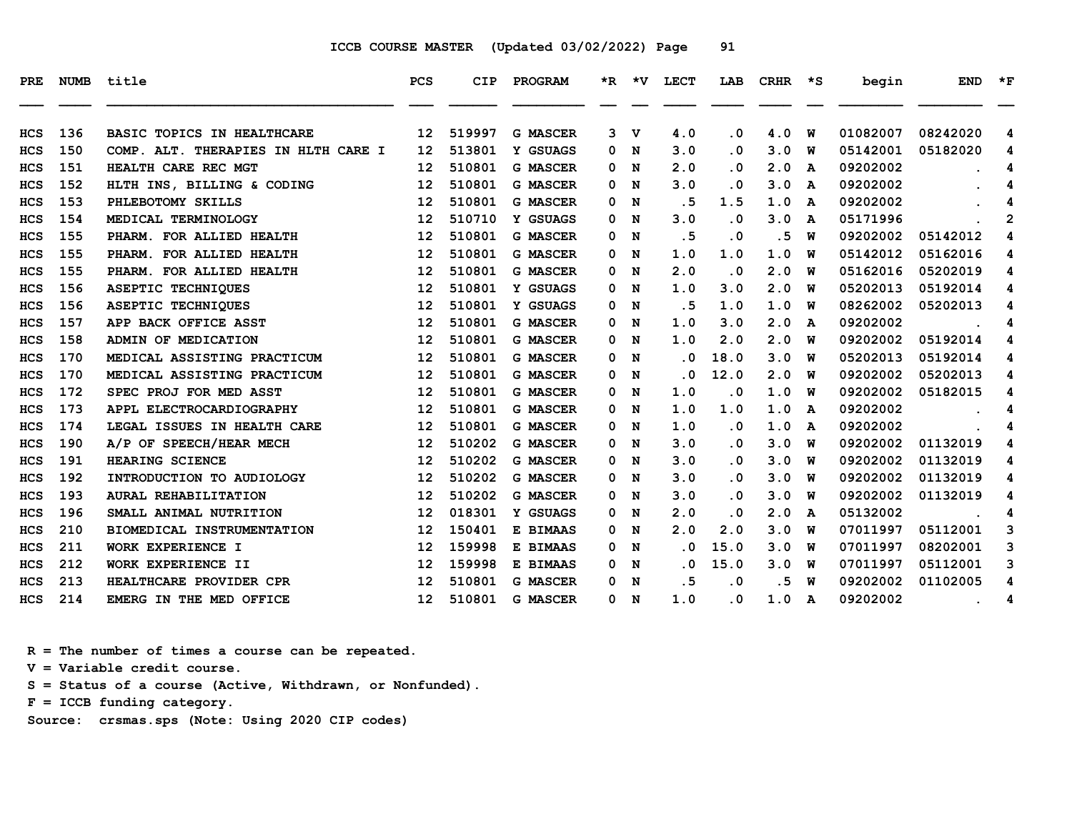ICCB COURSE MASTER (Updated 03/02/2022) Page 91

| PRE | NUMB | title | PCS | CIP | PROGRAM | *R | *V | LECT | LAB | CRHR | *S | begin | END | *F |
|---|---|---|---|---|---|---|---|---|---|---|---|---|---|---|
| HCS | 136 | BASIC TOPICS IN HEALTHCARE | 12 | 519997 | G MASCER | 3 | V | 4.0 | .0 | 4.0 | W | 01082007 | 08242020 | 4 |
| HCS | 150 | COMP. ALT. THERAPIES IN HLTH CARE I | 12 | 513801 | Y GSUAGS | 0 | N | 3.0 | .0 | 3.0 | W | 05142001 | 05182020 | 4 |
| HCS | 151 | HEALTH CARE REC MGT | 12 | 510801 | G MASCER | 0 | N | 2.0 | .0 | 2.0 | A | 09202002 | . | 4 |
| HCS | 152 | HLTH INS, BILLING & CODING | 12 | 510801 | G MASCER | 0 | N | 3.0 | .0 | 3.0 | A | 09202002 | . | 4 |
| HCS | 153 | PHLEBOTOMY SKILLS | 12 | 510801 | G MASCER | 0 | N | .5 | 1.5 | 1.0 | A | 09202002 | . | 4 |
| HCS | 154 | MEDICAL TERMINOLOGY | 12 | 510710 | Y GSUAGS | 0 | N | 3.0 | .0 | 3.0 | A | 05171996 | . | 2 |
| HCS | 155 | PHARM. FOR ALLIED HEALTH | 12 | 510801 | G MASCER | 0 | N | .5 | .0 | .5 | W | 09202002 | 05142012 | 4 |
| HCS | 155 | PHARM. FOR ALLIED HEALTH | 12 | 510801 | G MASCER | 0 | N | 1.0 | 1.0 | 1.0 | W | 05142012 | 05162016 | 4 |
| HCS | 155 | PHARM. FOR ALLIED HEALTH | 12 | 510801 | G MASCER | 0 | N | 2.0 | .0 | 2.0 | W | 05162016 | 05202019 | 4 |
| HCS | 156 | ASEPTIC TECHNIQUES | 12 | 510801 | Y GSUAGS | 0 | N | 1.0 | 3.0 | 2.0 | W | 05202013 | 05192014 | 4 |
| HCS | 156 | ASEPTIC TECHNIQUES | 12 | 510801 | Y GSUAGS | 0 | N | .5 | 1.0 | 1.0 | W | 08262002 | 05202013 | 4 |
| HCS | 157 | APP BACK OFFICE ASST | 12 | 510801 | G MASCER | 0 | N | 1.0 | 3.0 | 2.0 | A | 09202002 | . | 4 |
| HCS | 158 | ADMIN OF MEDICATION | 12 | 510801 | G MASCER | 0 | N | 1.0 | 2.0 | 2.0 | W | 09202002 | 05192014 | 4 |
| HCS | 170 | MEDICAL ASSISTING PRACTICUM | 12 | 510801 | G MASCER | 0 | N | .0 | 18.0 | 3.0 | W | 05202013 | 05192014 | 4 |
| HCS | 170 | MEDICAL ASSISTING PRACTICUM | 12 | 510801 | G MASCER | 0 | N | .0 | 12.0 | 2.0 | W | 09202002 | 05202013 | 4 |
| HCS | 172 | SPEC PROJ FOR MED ASST | 12 | 510801 | G MASCER | 0 | N | 1.0 | .0 | 1.0 | W | 09202002 | 05182015 | 4 |
| HCS | 173 | APPL ELECTROCARDIOGRAPHY | 12 | 510801 | G MASCER | 0 | N | 1.0 | 1.0 | 1.0 | A | 09202002 | . | 4 |
| HCS | 174 | LEGAL ISSUES IN HEALTH CARE | 12 | 510801 | G MASCER | 0 | N | 1.0 | .0 | 1.0 | A | 09202002 | . | 4 |
| HCS | 190 | A/P OF SPEECH/HEAR MECH | 12 | 510202 | G MASCER | 0 | N | 3.0 | .0 | 3.0 | W | 09202002 | 01132019 | 4 |
| HCS | 191 | HEARING SCIENCE | 12 | 510202 | G MASCER | 0 | N | 3.0 | .0 | 3.0 | W | 09202002 | 01132019 | 4 |
| HCS | 192 | INTRODUCTION TO AUDIOLOGY | 12 | 510202 | G MASCER | 0 | N | 3.0 | .0 | 3.0 | W | 09202002 | 01132019 | 4 |
| HCS | 193 | AURAL REHABILITATION | 12 | 510202 | G MASCER | 0 | N | 3.0 | .0 | 3.0 | W | 09202002 | 01132019 | 4 |
| HCS | 196 | SMALL ANIMAL NUTRITION | 12 | 018301 | Y GSUAGS | 0 | N | 2.0 | .0 | 2.0 | A | 05132002 | . | 4 |
| HCS | 210 | BIOMEDICAL INSTRUMENTATION | 12 | 150401 | E BIMAAS | 0 | N | 2.0 | 2.0 | 3.0 | W | 07011997 | 05112001 | 3 |
| HCS | 211 | WORK EXPERIENCE I | 12 | 159998 | E BIMAAS | 0 | N | .0 | 15.0 | 3.0 | W | 07011997 | 08202001 | 3 |
| HCS | 212 | WORK EXPERIENCE II | 12 | 159998 | E BIMAAS | 0 | N | .0 | 15.0 | 3.0 | W | 07011997 | 05112001 | 3 |
| HCS | 213 | HEALTHCARE PROVIDER CPR | 12 | 510801 | G MASCER | 0 | N | .5 | .0 | .5 | W | 09202002 | 01102005 | 4 |
| HCS | 214 | EMERG IN THE MED OFFICE | 12 | 510801 | G MASCER | 0 | N | 1.0 | .0 | 1.0 | A | 09202002 | . | 4 |

R = The number of times a course can be repeated.
V = Variable credit course.
S = Status of a course (Active, Withdrawn, or Nonfunded).
F = ICCB funding category.
Source: crsmas.sps (Note: Using 2020 CIP codes)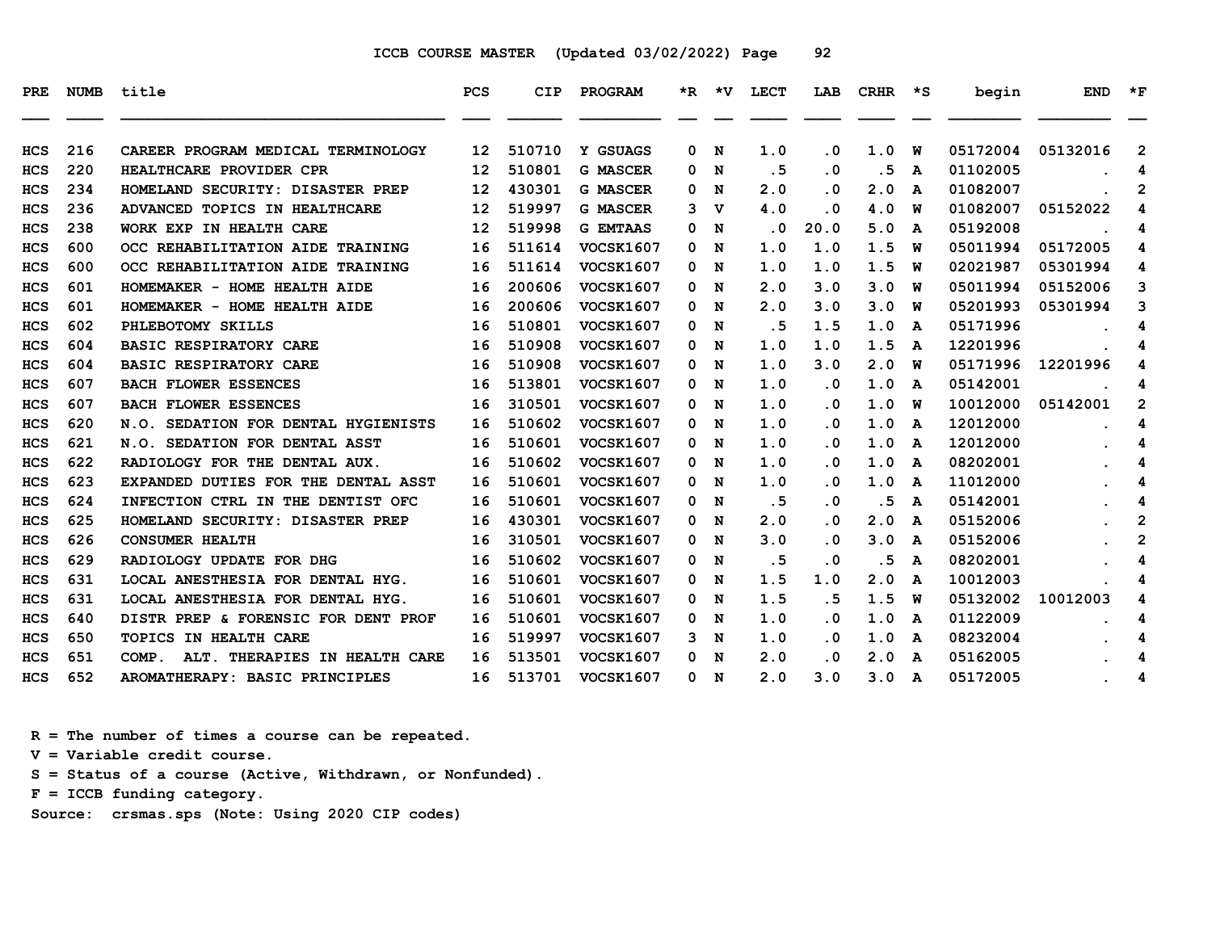ICCB COURSE MASTER (Updated 03/02/2022) Page 92

| PRE | NUMB | title | PCS | CIP | PROGRAM | *R | *V | LECT | LAB | CRHR | *S | begin | END | *F |
|---|---|---|---|---|---|---|---|---|---|---|---|---|---|---|
| HCS | 216 | CAREER PROGRAM MEDICAL TERMINOLOGY | 12 | 510710 | Y GSUAGS | 0 | N | 1.0 | .0 | 1.0 | W | 05172004 | 05132016 | 2 |
| HCS | 220 | HEALTHCARE PROVIDER CPR | 12 | 510801 | G MASCER | 0 | N | .5 | .0 | .5 | A | 01102005 | . | 4 |
| HCS | 234 | HOMELAND SECURITY: DISASTER PREP | 12 | 430301 | G MASCER | 0 | N | 2.0 | .0 | 2.0 | A | 01082007 | . | 2 |
| HCS | 236 | ADVANCED TOPICS IN HEALTHCARE | 12 | 519997 | G MASCER | 3 | V | 4.0 | .0 | 4.0 | W | 01082007 | 05152022 | 4 |
| HCS | 238 | WORK EXP IN HEALTH CARE | 12 | 519998 | G EMTAAS | 0 | N | .0 | 20.0 | 5.0 | A | 05192008 | . | 4 |
| HCS | 600 | OCC REHABILITATION AIDE TRAINING | 16 | 511614 | VOCSK1607 | 0 | N | 1.0 | 1.0 | 1.5 | W | 05011994 | 05172005 | 4 |
| HCS | 600 | OCC REHABILITATION AIDE TRAINING | 16 | 511614 | VOCSK1607 | 0 | N | 1.0 | 1.0 | 1.5 | W | 02021987 | 05301994 | 4 |
| HCS | 601 | HOMEMAKER - HOME HEALTH AIDE | 16 | 200606 | VOCSK1607 | 0 | N | 2.0 | 3.0 | 3.0 | W | 05011994 | 05152006 | 3 |
| HCS | 601 | HOMEMAKER - HOME HEALTH AIDE | 16 | 200606 | VOCSK1607 | 0 | N | 2.0 | 3.0 | 3.0 | W | 05201993 | 05301994 | 3 |
| HCS | 602 | PHLEBOTOMY SKILLS | 16 | 510801 | VOCSK1607 | 0 | N | .5 | 1.5 | 1.0 | A | 05171996 | . | 4 |
| HCS | 604 | BASIC RESPIRATORY CARE | 16 | 510908 | VOCSK1607 | 0 | N | 1.0 | 1.0 | 1.5 | A | 12201996 | . | 4 |
| HCS | 604 | BASIC RESPIRATORY CARE | 16 | 510908 | VOCSK1607 | 0 | N | 1.0 | 3.0 | 2.0 | W | 05171996 | 12201996 | 4 |
| HCS | 607 | BACH FLOWER ESSENCES | 16 | 513801 | VOCSK1607 | 0 | N | 1.0 | .0 | 1.0 | A | 05142001 | . | 4 |
| HCS | 607 | BACH FLOWER ESSENCES | 16 | 310501 | VOCSK1607 | 0 | N | 1.0 | .0 | 1.0 | W | 10012000 | 05142001 | 2 |
| HCS | 620 | N.O. SEDATION FOR DENTAL HYGIENISTS | 16 | 510602 | VOCSK1607 | 0 | N | 1.0 | .0 | 1.0 | A | 12012000 | . | 4 |
| HCS | 621 | N.O. SEDATION FOR DENTAL ASST | 16 | 510601 | VOCSK1607 | 0 | N | 1.0 | .0 | 1.0 | A | 12012000 | . | 4 |
| HCS | 622 | RADIOLOGY FOR THE DENTAL AUX. | 16 | 510602 | VOCSK1607 | 0 | N | 1.0 | .0 | 1.0 | A | 08202001 | . | 4 |
| HCS | 623 | EXPANDED DUTIES FOR THE DENTAL ASST | 16 | 510601 | VOCSK1607 | 0 | N | 1.0 | .0 | 1.0 | A | 11012000 | . | 4 |
| HCS | 624 | INFECTION CTRL IN THE DENTIST OFC | 16 | 510601 | VOCSK1607 | 0 | N | .5 | .0 | .5 | A | 05142001 | . | 4 |
| HCS | 625 | HOMELAND SECURITY: DISASTER PREP | 16 | 430301 | VOCSK1607 | 0 | N | 2.0 | .0 | 2.0 | A | 05152006 | . | 2 |
| HCS | 626 | CONSUMER HEALTH | 16 | 310501 | VOCSK1607 | 0 | N | 3.0 | .0 | 3.0 | A | 05152006 | . | 2 |
| HCS | 629 | RADIOLOGY UPDATE FOR DHG | 16 | 510602 | VOCSK1607 | 0 | N | .5 | .0 | .5 | A | 08202001 | . | 4 |
| HCS | 631 | LOCAL ANESTHESIA FOR DENTAL HYG. | 16 | 510601 | VOCSK1607 | 0 | N | 1.5 | 1.0 | 2.0 | A | 10012003 | . | 4 |
| HCS | 631 | LOCAL ANESTHESIA FOR DENTAL HYG. | 16 | 510601 | VOCSK1607 | 0 | N | 1.5 | .5 | 1.5 | W | 05132002 | 10012003 | 4 |
| HCS | 640 | DISTR PREP & FORENSIC FOR DENT PROF | 16 | 510601 | VOCSK1607 | 0 | N | 1.0 | .0 | 1.0 | A | 01122009 | . | 4 |
| HCS | 650 | TOPICS IN HEALTH CARE | 16 | 519997 | VOCSK1607 | 3 | N | 1.0 | .0 | 1.0 | A | 08232004 | . | 4 |
| HCS | 651 | COMP. ALT. THERAPIES IN HEALTH CARE | 16 | 513501 | VOCSK1607 | 0 | N | 2.0 | .0 | 2.0 | A | 05162005 | . | 4 |
| HCS | 652 | AROMATHERAPY: BASIC PRINCIPLES | 16 | 513701 | VOCSK1607 | 0 | N | 2.0 | 3.0 | 3.0 | A | 05172005 | . | 4 |

R = The number of times a course can be repeated.
V = Variable credit course.
S = Status of a course (Active, Withdrawn, or Nonfunded).
F = ICCB funding category.
Source: crsmas.sps (Note: Using 2020 CIP codes)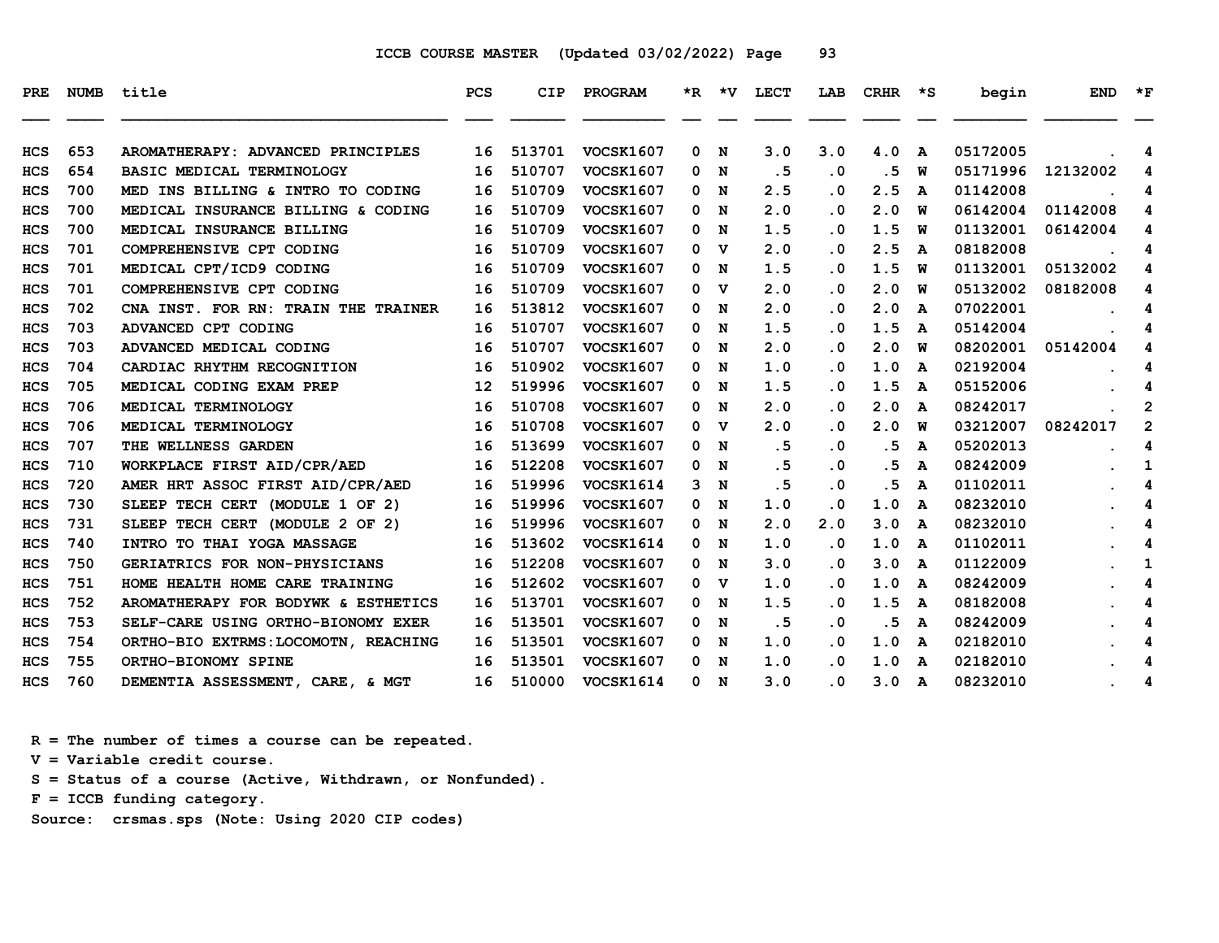ICCB COURSE MASTER (Updated 03/02/2022)

| PRE | NUMB | title | PCS | CIP | PROGRAM | *R | *V | LECT | LAB | CRHR | *S | begin | END | *F |
|---|---|---|---|---|---|---|---|---|---|---|---|---|---|---|
| HCS | 653 | AROMATHERAPY: ADVANCED PRINCIPLES | 16 | 513701 | VOCSK1607 | 0 | N | 3.0 | 3.0 | 4.0 | A | 05172005 | . | 4 |
| HCS | 654 | BASIC MEDICAL TERMINOLOGY | 16 | 510707 | VOCSK1607 | 0 | N | .5 | .0 | .5 | W | 05171996 | 12132002 | 4 |
| HCS | 700 | MED INS BILLING & INTRO TO CODING | 16 | 510709 | VOCSK1607 | 0 | N | 2.5 | .0 | 2.5 | A | 01142008 | . | 4 |
| HCS | 700 | MEDICAL INSURANCE BILLING & CODING | 16 | 510709 | VOCSK1607 | 0 | N | 2.0 | .0 | 2.0 | W | 06142004 | 01142008 | 4 |
| HCS | 700 | MEDICAL INSURANCE BILLING | 16 | 510709 | VOCSK1607 | 0 | N | 1.5 | .0 | 1.5 | W | 01132001 | 06142004 | 4 |
| HCS | 701 | COMPREHENSIVE CPT CODING | 16 | 510709 | VOCSK1607 | 0 | V | 2.0 | .0 | 2.5 | A | 08182008 | . | 4 |
| HCS | 701 | MEDICAL CPT/ICD9 CODING | 16 | 510709 | VOCSK1607 | 0 | N | 1.5 | .0 | 1.5 | W | 01132001 | 05132002 | 4 |
| HCS | 701 | COMPREHENSIVE CPT CODING | 16 | 510709 | VOCSK1607 | 0 | V | 2.0 | .0 | 2.0 | W | 05132002 | 08182008 | 4 |
| HCS | 702 | CNA INST. FOR RN: TRAIN THE TRAINER | 16 | 513812 | VOCSK1607 | 0 | N | 2.0 | .0 | 2.0 | A | 07022001 | . | 4 |
| HCS | 703 | ADVANCED CPT CODING | 16 | 510707 | VOCSK1607 | 0 | N | 1.5 | .0 | 1.5 | A | 05142004 | . | 4 |
| HCS | 703 | ADVANCED MEDICAL CODING | 16 | 510707 | VOCSK1607 | 0 | N | 2.0 | .0 | 2.0 | W | 08202001 | 05142004 | 4 |
| HCS | 704 | CARDIAC RHYTHM RECOGNITION | 16 | 510902 | VOCSK1607 | 0 | N | 1.0 | .0 | 1.0 | A | 02192004 | . | 4 |
| HCS | 705 | MEDICAL CODING EXAM PREP | 12 | 519996 | VOCSK1607 | 0 | N | 1.5 | .0 | 1.5 | A | 05152006 | . | 4 |
| HCS | 706 | MEDICAL TERMINOLOGY | 16 | 510708 | VOCSK1607 | 0 | N | 2.0 | .0 | 2.0 | A | 08242017 | . | 2 |
| HCS | 706 | MEDICAL TERMINOLOGY | 16 | 510708 | VOCSK1607 | 0 | V | 2.0 | .0 | 2.0 | W | 03212007 | 08242017 | 2 |
| HCS | 707 | THE WELLNESS GARDEN | 16 | 513699 | VOCSK1607 | 0 | N | .5 | .0 | .5 | A | 05202013 | . | 4 |
| HCS | 710 | WORKPLACE FIRST AID/CPR/AED | 16 | 512208 | VOCSK1607 | 0 | N | .5 | .0 | .5 | A | 08242009 | . | 1 |
| HCS | 720 | AMER HRT ASSOC FIRST AID/CPR/AED | 16 | 519996 | VOCSK1614 | 3 | N | .5 | .0 | .5 | A | 01102011 | . | 4 |
| HCS | 730 | SLEEP TECH CERT (MODULE 1 OF 2) | 16 | 519996 | VOCSK1607 | 0 | N | 1.0 | .0 | 1.0 | A | 08232010 | . | 4 |
| HCS | 731 | SLEEP TECH CERT (MODULE 2 OF 2) | 16 | 519996 | VOCSK1607 | 0 | N | 2.0 | 2.0 | 3.0 | A | 08232010 | . | 4 |
| HCS | 740 | INTRO TO THAI YOGA MASSAGE | 16 | 513602 | VOCSK1614 | 0 | N | 1.0 | .0 | 1.0 | A | 01102011 | . | 4 |
| HCS | 750 | GERIATRICS FOR NON-PHYSICIANS | 16 | 512208 | VOCSK1607 | 0 | N | 3.0 | .0 | 3.0 | A | 01122009 | . | 1 |
| HCS | 751 | HOME HEALTH HOME CARE TRAINING | 16 | 512602 | VOCSK1607 | 0 | V | 1.0 | .0 | 1.0 | A | 08242009 | . | 4 |
| HCS | 752 | AROMATHERAPY FOR BODYWK & ESTHETICS | 16 | 513701 | VOCSK1607 | 0 | N | 1.5 | .0 | 1.5 | A | 08182008 | . | 4 |
| HCS | 753 | SELF-CARE USING ORTHO-BIONOMY EXER | 16 | 513501 | VOCSK1607 | 0 | N | .5 | .0 | .5 | A | 08242009 | . | 4 |
| HCS | 754 | ORTHO-BIO EXTRMS:LOCOMOTN, REACHING | 16 | 513501 | VOCSK1607 | 0 | N | 1.0 | .0 | 1.0 | A | 02182010 | . | 4 |
| HCS | 755 | ORTHO-BIONOMY SPINE | 16 | 513501 | VOCSK1607 | 0 | N | 1.0 | .0 | 1.0 | A | 02182010 | . | 4 |
| HCS | 760 | DEMENTIA ASSESSMENT, CARE, & MGT | 16 | 510000 | VOCSK1614 | 0 | N | 3.0 | .0 | 3.0 | A | 08232010 | . | 4 |

R = The number of times a course can be repeated.
V = Variable credit course.
S = Status of a course (Active, Withdrawn, or Nonfunded).
F = ICCB funding category.
Source: crsmas.sps (Note: Using 2020 CIP codes)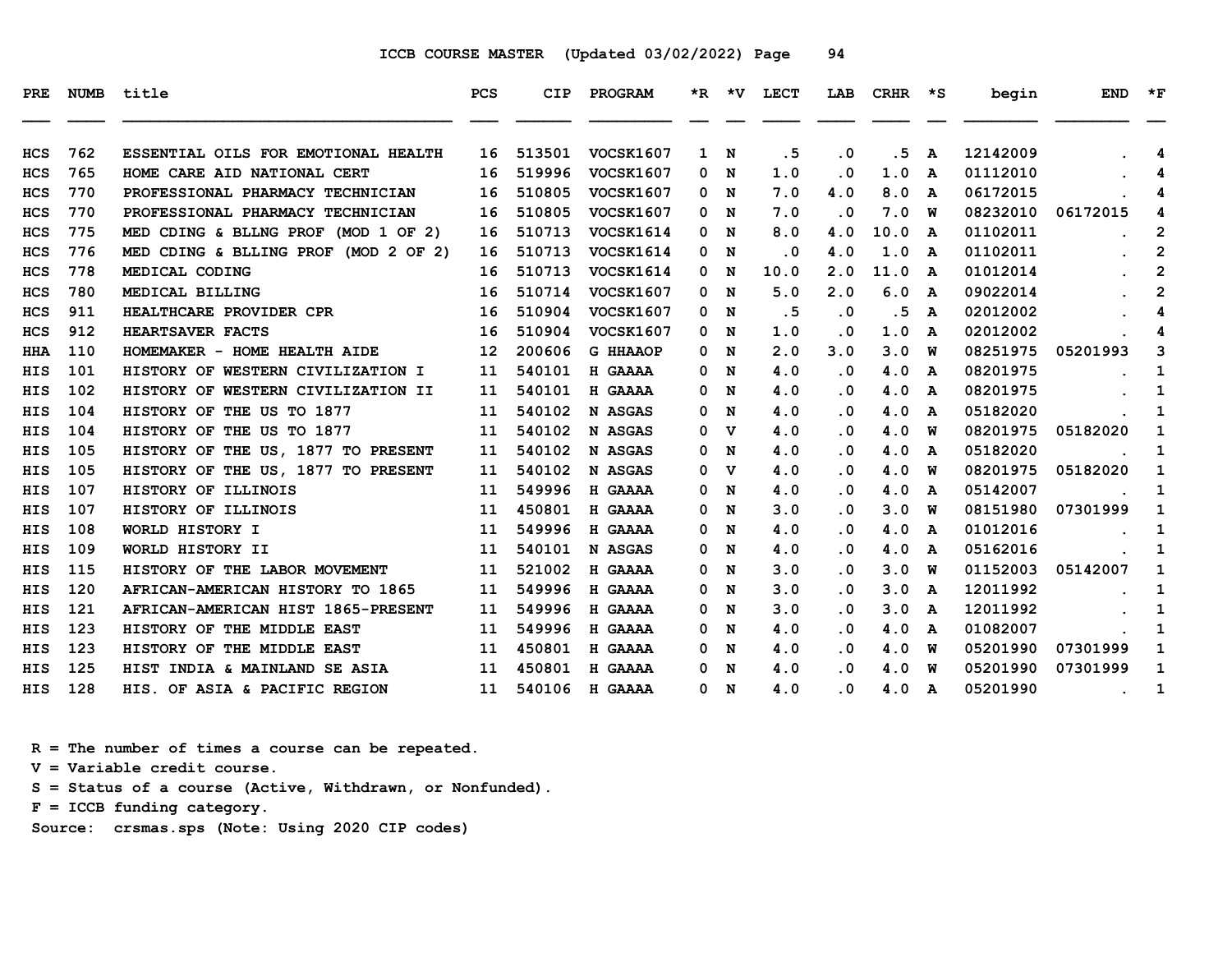ICCB COURSE MASTER (Updated 03/02/2022)

| PRE | NUMB | title | PCS | CIP | PROGRAM | *R | *V | LECT | LAB | CRHR | *S | begin | END | *F |
|---|---|---|---|---|---|---|---|---|---|---|---|---|---|---|
| HCS | 762 | ESSENTIAL OILS FOR EMOTIONAL HEALTH | 16 | 513501 | VOCSK1607 | 1 | N | .5 | .0 | .5 | A | 12142009 | . | 4 |
| HCS | 765 | HOME CARE AID NATIONAL CERT | 16 | 519996 | VOCSK1607 | 0 | N | 1.0 | .0 | 1.0 | A | 01112010 | . | 4 |
| HCS | 770 | PROFESSIONAL PHARMACY TECHNICIAN | 16 | 510805 | VOCSK1607 | 0 | N | 7.0 | 4.0 | 8.0 | A | 06172015 | . | 4 |
| HCS | 770 | PROFESSIONAL PHARMACY TECHNICIAN | 16 | 510805 | VOCSK1607 | 0 | N | 7.0 | .0 | 7.0 | W | 08232010 | 06172015 | 4 |
| HCS | 775 | MED CDING & BLLNG PROF (MOD 1 OF 2) | 16 | 510713 | VOCSK1614 | 0 | N | 8.0 | 4.0 | 10.0 | A | 01102011 | . | 2 |
| HCS | 776 | MED CDING & BLLING PROF (MOD 2 OF 2) | 16 | 510713 | VOCSK1614 | 0 | N | .0 | 4.0 | 1.0 | A | 01102011 | . | 2 |
| HCS | 778 | MEDICAL CODING | 16 | 510713 | VOCSK1614 | 0 | N | 10.0 | 2.0 | 11.0 | A | 01012014 | . | 2 |
| HCS | 780 | MEDICAL BILLING | 16 | 510714 | VOCSK1607 | 0 | N | 5.0 | 2.0 | 6.0 | A | 09022014 | . | 2 |
| HCS | 911 | HEALTHCARE PROVIDER CPR | 16 | 510904 | VOCSK1607 | 0 | N | .5 | .0 | .5 | A | 02012002 | . | 4 |
| HCS | 912 | HEARTSAVER FACTS | 16 | 510904 | VOCSK1607 | 0 | N | 1.0 | .0 | 1.0 | A | 02012002 | . | 4 |
| HHA | 110 | HOMEMAKER - HOME HEALTH AIDE | 12 | 200606 | G HHAAOP | 0 | N | 2.0 | 3.0 | 3.0 | W | 08251975 | 05201993 | 3 |
| HIS | 101 | HISTORY OF WESTERN CIVILIZATION I | 11 | 540101 | H GAAAA | 0 | N | 4.0 | .0 | 4.0 | A | 08201975 | . | 1 |
| HIS | 102 | HISTORY OF WESTERN CIVILIZATION II | 11 | 540101 | H GAAAA | 0 | N | 4.0 | .0 | 4.0 | A | 08201975 | . | 1 |
| HIS | 104 | HISTORY OF THE US TO 1877 | 11 | 540102 | N ASGAS | 0 | N | 4.0 | .0 | 4.0 | A | 05182020 | . | 1 |
| HIS | 104 | HISTORY OF THE US TO 1877 | 11 | 540102 | N ASGAS | 0 | V | 4.0 | .0 | 4.0 | W | 08201975 | 05182020 | 1 |
| HIS | 105 | HISTORY OF THE US, 1877 TO PRESENT | 11 | 540102 | N ASGAS | 0 | N | 4.0 | .0 | 4.0 | A | 05182020 | . | 1 |
| HIS | 105 | HISTORY OF THE US, 1877 TO PRESENT | 11 | 540102 | N ASGAS | 0 | V | 4.0 | .0 | 4.0 | W | 08201975 | 05182020 | 1 |
| HIS | 107 | HISTORY OF ILLINOIS | 11 | 549996 | H GAAAA | 0 | N | 4.0 | .0 | 4.0 | A | 05142007 | . | 1 |
| HIS | 107 | HISTORY OF ILLINOIS | 11 | 450801 | H GAAAA | 0 | N | 3.0 | .0 | 3.0 | W | 08151980 | 07301999 | 1 |
| HIS | 108 | WORLD HISTORY I | 11 | 549996 | H GAAAA | 0 | N | 4.0 | .0 | 4.0 | A | 01012016 | . | 1 |
| HIS | 109 | WORLD HISTORY II | 11 | 540101 | N ASGAS | 0 | N | 4.0 | .0 | 4.0 | A | 05162016 | . | 1 |
| HIS | 115 | HISTORY OF THE LABOR MOVEMENT | 11 | 521002 | H GAAAA | 0 | N | 3.0 | .0 | 3.0 | W | 01152003 | 05142007 | 1 |
| HIS | 120 | AFRICAN-AMERICAN HISTORY TO 1865 | 11 | 549996 | H GAAAA | 0 | N | 3.0 | .0 | 3.0 | A | 12011992 | . | 1 |
| HIS | 121 | AFRICAN-AMERICAN HIST 1865-PRESENT | 11 | 549996 | H GAAAA | 0 | N | 3.0 | .0 | 3.0 | A | 12011992 | . | 1 |
| HIS | 123 | HISTORY OF THE MIDDLE EAST | 11 | 549996 | H GAAAA | 0 | N | 4.0 | .0 | 4.0 | A | 01082007 | . | 1 |
| HIS | 123 | HISTORY OF THE MIDDLE EAST | 11 | 450801 | H GAAAA | 0 | N | 4.0 | .0 | 4.0 | W | 05201990 | 07301999 | 1 |
| HIS | 125 | HIST INDIA & MAINLAND SE ASIA | 11 | 450801 | H GAAAA | 0 | N | 4.0 | .0 | 4.0 | W | 05201990 | 07301999 | 1 |
| HIS | 128 | HIS. OF ASIA & PACIFIC REGION | 11 | 540106 | H GAAAA | 0 | N | 4.0 | .0 | 4.0 | A | 05201990 | . | 1 |

R = The number of times a course can be repeated.
V = Variable credit course.
S = Status of a course (Active, Withdrawn, or Nonfunded).
F = ICCB funding category.
Source: crsmas.sps (Note: Using 2020 CIP codes)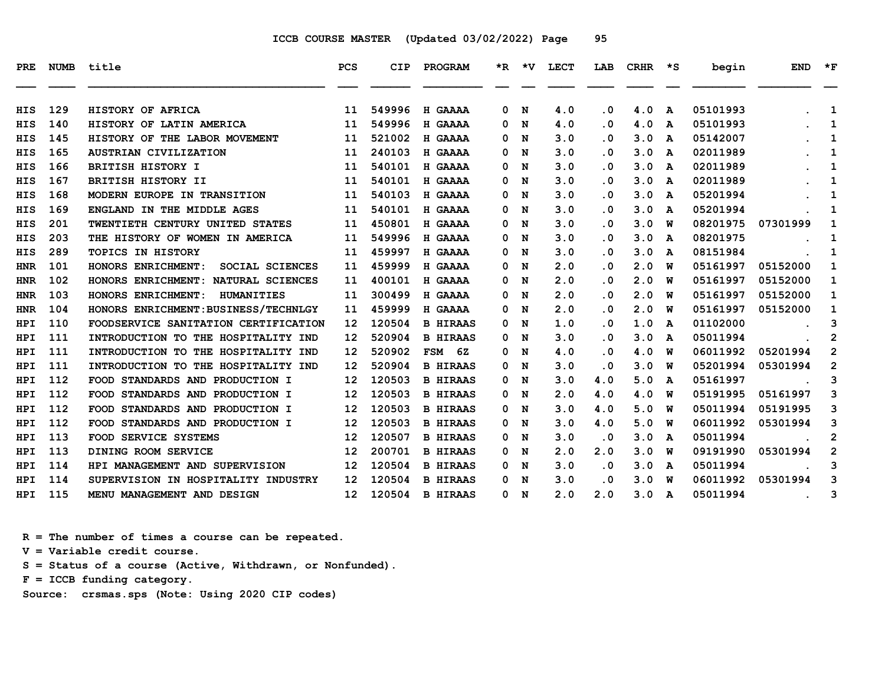ICCB COURSE MASTER (Updated 03/02/2022)

| PRE | NUMB | title | PCS | CIP | PROGRAM | *R | *V | LECT | LAB | CRHR | *S | begin | END | *F |
|---|---|---|---|---|---|---|---|---|---|---|---|---|---|---|
| HIS | 129 | HISTORY OF AFRICA | 11 | 549996 | H GAAAA | 0 | N | 4.0 | .0 | 4.0 | A | 05101993 | . | 1 |
| HIS | 140 | HISTORY OF LATIN AMERICA | 11 | 549996 | H GAAAA | 0 | N | 4.0 | .0 | 4.0 | A | 05101993 | . | 1 |
| HIS | 145 | HISTORY OF THE LABOR MOVEMENT | 11 | 521002 | H GAAAA | 0 | N | 3.0 | .0 | 3.0 | A | 05142007 | . | 1 |
| HIS | 165 | AUSTRIAN CIVILIZATION | 11 | 240103 | H GAAAA | 0 | N | 3.0 | .0 | 3.0 | A | 02011989 | . | 1 |
| HIS | 166 | BRITISH HISTORY I | 11 | 540101 | H GAAAA | 0 | N | 3.0 | .0 | 3.0 | A | 02011989 | . | 1 |
| HIS | 167 | BRITISH HISTORY II | 11 | 540101 | H GAAAA | 0 | N | 3.0 | .0 | 3.0 | A | 02011989 | . | 1 |
| HIS | 168 | MODERN EUROPE IN TRANSITION | 11 | 540103 | H GAAAA | 0 | N | 3.0 | .0 | 3.0 | A | 05201994 | . | 1 |
| HIS | 169 | ENGLAND IN THE MIDDLE AGES | 11 | 540101 | H GAAAA | 0 | N | 3.0 | .0 | 3.0 | A | 05201994 | . | 1 |
| HIS | 201 | TWENTIETH CENTURY UNITED STATES | 11 | 450801 | H GAAAA | 0 | N | 3.0 | .0 | 3.0 | W | 08201975 | 07301999 | 1 |
| HIS | 203 | THE HISTORY OF WOMEN IN AMERICA | 11 | 549996 | H GAAAA | 0 | N | 3.0 | .0 | 3.0 | A | 08201975 | . | 1 |
| HIS | 289 | TOPICS IN HISTORY | 11 | 459997 | H GAAAA | 0 | N | 3.0 | .0 | 3.0 | A | 08151984 | . | 1 |
| HNR | 101 | HONORS ENRICHMENT: SOCIAL SCIENCES | 11 | 459999 | H GAAAA | 0 | N | 2.0 | .0 | 2.0 | W | 05161997 | 05152000 | 1 |
| HNR | 102 | HONORS ENRICHMENT: NATURAL SCIENCES | 11 | 400101 | H GAAAA | 0 | N | 2.0 | .0 | 2.0 | W | 05161997 | 05152000 | 1 |
| HNR | 103 | HONORS ENRICHMENT: HUMANITIES | 11 | 300499 | H GAAAA | 0 | N | 2.0 | .0 | 2.0 | W | 05161997 | 05152000 | 1 |
| HNR | 104 | HONORS ENRICHMENT:BUSINESS/TECHNLGY | 11 | 459999 | H GAAAA | 0 | N | 2.0 | .0 | 2.0 | W | 05161997 | 05152000 | 1 |
| HPI | 110 | FOODSERVICE SANITATION CERTIFICATION | 12 | 120504 | B HIRAAS | 0 | N | 1.0 | .0 | 1.0 | A | 01102000 | . | 3 |
| HPI | 111 | INTRODUCTION TO THE HOSPITALITY IND | 12 | 520904 | B HIRAAS | 0 | N | 3.0 | .0 | 3.0 | A | 05011994 | . | 2 |
| HPI | 111 | INTRODUCTION TO THE HOSPITALITY IND | 12 | 520902 | FSM 6Z | 0 | N | 4.0 | .0 | 4.0 | W | 06011992 | 05201994 | 2 |
| HPI | 111 | INTRODUCTION TO THE HOSPITALITY IND | 12 | 520904 | B HIRAAS | 0 | N | 3.0 | .0 | 3.0 | W | 05201994 | 05301994 | 2 |
| HPI | 112 | FOOD STANDARDS AND PRODUCTION I | 12 | 120503 | B HIRAAS | 0 | N | 3.0 | 4.0 | 5.0 | A | 05161997 | . | 3 |
| HPI | 112 | FOOD STANDARDS AND PRODUCTION I | 12 | 120503 | B HIRAAS | 0 | N | 2.0 | 4.0 | 4.0 | W | 05191995 | 05161997 | 3 |
| HPI | 112 | FOOD STANDARDS AND PRODUCTION I | 12 | 120503 | B HIRAAS | 0 | N | 3.0 | 4.0 | 5.0 | W | 05011994 | 05191995 | 3 |
| HPI | 112 | FOOD STANDARDS AND PRODUCTION I | 12 | 120503 | B HIRAAS | 0 | N | 3.0 | 4.0 | 5.0 | W | 06011992 | 05301994 | 3 |
| HPI | 113 | FOOD SERVICE SYSTEMS | 12 | 120507 | B HIRAAS | 0 | N | 3.0 | .0 | 3.0 | A | 05011994 | . | 2 |
| HPI | 113 | DINING ROOM SERVICE | 12 | 200701 | B HIRAAS | 0 | N | 2.0 | 2.0 | 3.0 | W | 09191990 | 05301994 | 2 |
| HPI | 114 | HPI MANAGEMENT AND SUPERVISION | 12 | 120504 | B HIRAAS | 0 | N | 3.0 | .0 | 3.0 | A | 05011994 | . | 3 |
| HPI | 114 | SUPERVISION IN HOSPITALITY INDUSTRY | 12 | 120504 | B HIRAAS | 0 | N | 3.0 | .0 | 3.0 | W | 06011992 | 05301994 | 3 |
| HPI | 115 | MENU MANAGEMENT AND DESIGN | 12 | 120504 | B HIRAAS | 0 | N | 2.0 | 2.0 | 3.0 | A | 05011994 | . | 3 |

R = The number of times a course can be repeated.
V = Variable credit course.
S = Status of a course (Active, Withdrawn, or Nonfunded).
F = ICCB funding category.
Source: crsmas.sps (Note: Using 2020 CIP codes)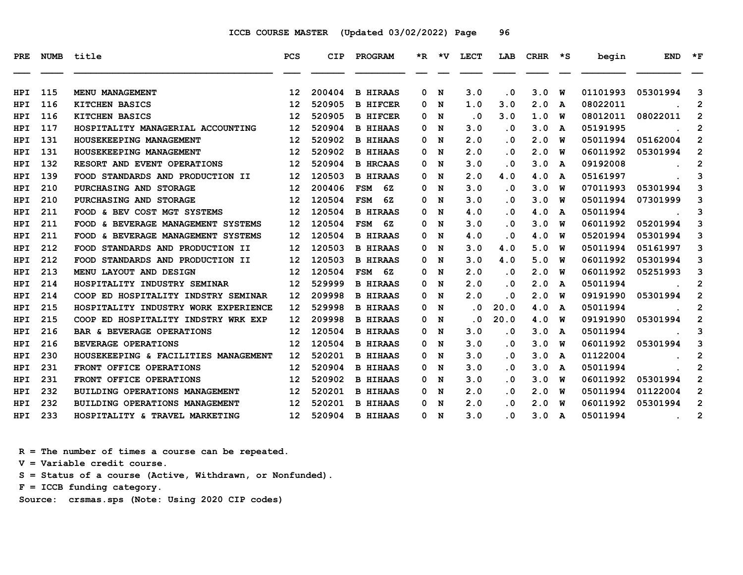ICCB COURSE MASTER (Updated 03/02/2022)

| PRE | NUMB | title | PCS | CIP | PROGRAM | *R | *V | LECT | LAB | CRHR | *S | begin | END | *F |
|---|---|---|---|---|---|---|---|---|---|---|---|---|---|---|
| HPI | 115 | MENU MANAGEMENT | 12 | 200404 | B HIRAAS | 0 | N | 3.0 | .0 | 3.0 | W | 01101993 | 05301994 | 3 |
| HPI | 116 | KITCHEN BASICS | 12 | 520905 | B HIFCER | 0 | N | 1.0 | 3.0 | 2.0 | A | 08022011 | . | 2 |
| HPI | 116 | KITCHEN BASICS | 12 | 520905 | B HIFCER | 0 | N | .0 | 3.0 | 1.0 | W | 08012011 | 08022011 | 2 |
| HPI | 117 | HOSPITALITY MANAGERIAL ACCOUNTING | 12 | 520904 | B HIHAAS | 0 | N | 3.0 | .0 | 3.0 | A | 05191995 | . | 2 |
| HPI | 131 | HOUSEKEEPING MANAGEMENT | 12 | 520902 | B HIHAAS | 0 | N | 2.0 | .0 | 2.0 | W | 05011994 | 05162004 | 2 |
| HPI | 131 | HOUSEKEEPING MANAGEMENT | 12 | 520902 | B HIHAAS | 0 | N | 2.0 | .0 | 2.0 | W | 06011992 | 05301994 | 2 |
| HPI | 132 | RESORT AND EVENT OPERATIONS | 12 | 520904 | B HRCAAS | 0 | N | 3.0 | .0 | 3.0 | A | 09192008 | . | 2 |
| HPI | 139 | FOOD STANDARDS AND PRODUCTION II | 12 | 120503 | B HIRAAS | 0 | N | 2.0 | 4.0 | 4.0 | A | 05161997 | . | 3 |
| HPI | 210 | PURCHASING AND STORAGE | 12 | 200406 | FSM 6Z | 0 | N | 3.0 | .0 | 3.0 | W | 07011993 | 05301994 | 3 |
| HPI | 210 | PURCHASING AND STORAGE | 12 | 120504 | FSM 6Z | 0 | N | 3.0 | .0 | 3.0 | W | 05011994 | 07301999 | 3 |
| HPI | 211 | FOOD & BEV COST MGT SYSTEMS | 12 | 120504 | B HIRAAS | 0 | N | 4.0 | .0 | 4.0 | A | 05011994 | . | 3 |
| HPI | 211 | FOOD & BEVERAGE MANAGEMENT SYSTEMS | 12 | 120504 | FSM 6Z | 0 | N | 3.0 | .0 | 3.0 | W | 06011992 | 05201994 | 3 |
| HPI | 211 | FOOD & BEVERAGE MANAGEMENT SYSTEMS | 12 | 120504 | B HIRAAS | 0 | N | 4.0 | .0 | 4.0 | W | 05201994 | 05301994 | 3 |
| HPI | 212 | FOOD STANDARDS AND PRODUCTION II | 12 | 120503 | B HIRAAS | 0 | N | 3.0 | 4.0 | 5.0 | W | 05011994 | 05161997 | 3 |
| HPI | 212 | FOOD STANDARDS AND PRODUCTION II | 12 | 120503 | B HIRAAS | 0 | N | 3.0 | 4.0 | 5.0 | W | 06011992 | 05301994 | 3 |
| HPI | 213 | MENU LAYOUT AND DESIGN | 12 | 120504 | FSM 6Z | 0 | N | 2.0 | .0 | 2.0 | W | 06011992 | 05251993 | 3 |
| HPI | 214 | HOSPITALITY INDUSTRY SEMINAR | 12 | 529999 | B HIRAAS | 0 | N | 2.0 | .0 | 2.0 | A | 05011994 | . | 2 |
| HPI | 214 | COOP ED HOSPITALITY INDSTRY SEMINAR | 12 | 209998 | B HIRAAS | 0 | N | 2.0 | .0 | 2.0 | W | 09191990 | 05301994 | 2 |
| HPI | 215 | HOSPITALITY INDUSTRY WORK EXPERIENCE | 12 | 529998 | B HIRAAS | 0 | N | .0 | 20.0 | 4.0 | A | 05011994 | . | 2 |
| HPI | 215 | COOP ED HOSPITALITY INDSTRY WRK EXP | 12 | 209998 | B HIRAAS | 0 | N | .0 | 20.0 | 4.0 | W | 09191990 | 05301994 | 2 |
| HPI | 216 | BAR & BEVERAGE OPERATIONS | 12 | 120504 | B HIRAAS | 0 | N | 3.0 | .0 | 3.0 | A | 05011994 | . | 3 |
| HPI | 216 | BEVERAGE OPERATIONS | 12 | 120504 | B HIRAAS | 0 | N | 3.0 | .0 | 3.0 | W | 06011992 | 05301994 | 3 |
| HPI | 230 | HOUSEKEEPING & FACILITIES MANAGEMENT | 12 | 520201 | B HIHAAS | 0 | N | 3.0 | .0 | 3.0 | A | 01122004 | . | 2 |
| HPI | 231 | FRONT OFFICE OPERATIONS | 12 | 520904 | B HIHAAS | 0 | N | 3.0 | .0 | 3.0 | A | 05011994 | . | 2 |
| HPI | 231 | FRONT OFFICE OPERATIONS | 12 | 520902 | B HIHAAS | 0 | N | 3.0 | .0 | 3.0 | W | 06011992 | 05301994 | 2 |
| HPI | 232 | BUILDING OPERATIONS MANAGEMENT | 12 | 520201 | B HIHAAS | 0 | N | 2.0 | .0 | 2.0 | W | 05011994 | 01122004 | 2 |
| HPI | 232 | BUILDING OPERATIONS MANAGEMENT | 12 | 520201 | B HIHAAS | 0 | N | 2.0 | .0 | 2.0 | W | 06011992 | 05301994 | 2 |
| HPI | 233 | HOSPITALITY & TRAVEL MARKETING | 12 | 520904 | B HIHAAS | 0 | N | 3.0 | .0 | 3.0 | A | 05011994 | . | 2 |

R = The number of times a course can be repeated.
V = Variable credit course.
S = Status of a course (Active, Withdrawn, or Nonfunded).
F = ICCB funding category.
Source: crsmas.sps (Note: Using 2020 CIP codes)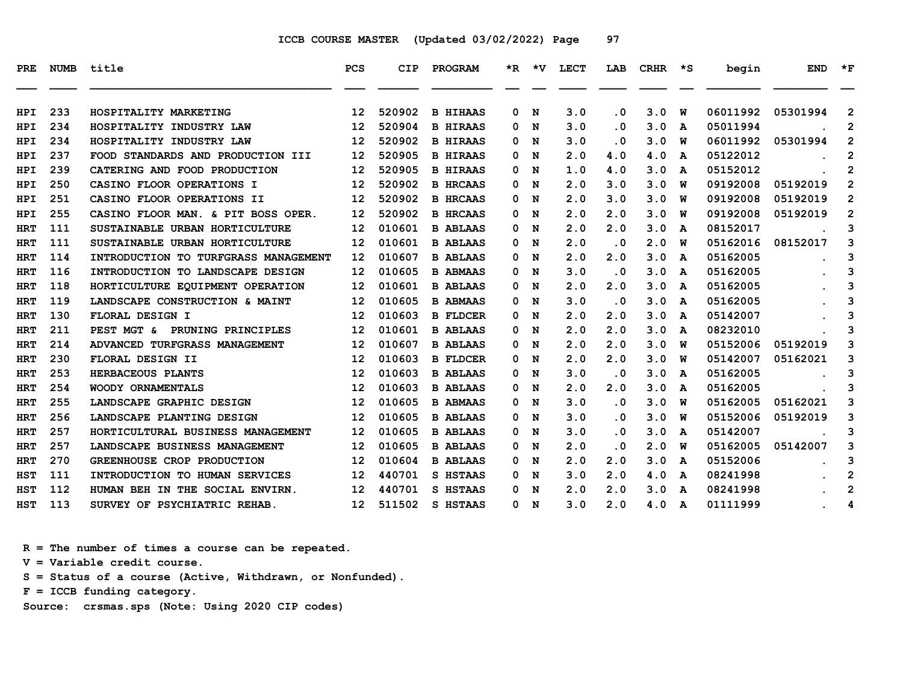ICCB COURSE MASTER (Updated 03/02/2022)

| PRE | NUMB | title | PCS | CIP | PROGRAM | *R | *V | LECT | LAB | CRHR | *S | begin | END | *F |
|---|---|---|---|---|---|---|---|---|---|---|---|---|---|---|
| HPI | 233 | HOSPITALITY MARKETING | 12 | 520902 | B HIHAAS | 0 | N | 3.0 | .0 | 3.0 | W | 06011992 | 05301994 | 2 |
| HPI | 234 | HOSPITALITY INDUSTRY LAW | 12 | 520904 | B HIRAAS | 0 | N | 3.0 | .0 | 3.0 | A | 05011994 | . | 2 |
| HPI | 234 | HOSPITALITY INDUSTRY LAW | 12 | 520902 | B HIRAAS | 0 | N | 3.0 | .0 | 3.0 | W | 06011992 | 05301994 | 2 |
| HPI | 237 | FOOD STANDARDS AND PRODUCTION III | 12 | 520905 | B HIRAAS | 0 | N | 2.0 | 4.0 | 4.0 | A | 05122012 | . | 2 |
| HPI | 239 | CATERING AND FOOD PRODUCTION | 12 | 520905 | B HIRAAS | 0 | N | 1.0 | 4.0 | 3.0 | A | 05152012 | . | 2 |
| HPI | 250 | CASINO FLOOR OPERATIONS I | 12 | 520902 | B HRCAAS | 0 | N | 2.0 | 3.0 | 3.0 | W | 09192008 | 05192019 | 2 |
| HPI | 251 | CASINO FLOOR OPERATIONS II | 12 | 520902 | B HRCAAS | 0 | N | 2.0 | 3.0 | 3.0 | W | 09192008 | 05192019 | 2 |
| HPI | 255 | CASINO FLOOR MAN. & PIT BOSS OPER. | 12 | 520902 | B HRCAAS | 0 | N | 2.0 | 2.0 | 3.0 | W | 09192008 | 05192019 | 2 |
| HRT | 111 | SUSTAINABLE URBAN HORTICULTURE | 12 | 010601 | B ABLAAS | 0 | N | 2.0 | 2.0 | 3.0 | A | 08152017 | . | 3 |
| HRT | 111 | SUSTAINABLE URBAN HORTICULTURE | 12 | 010601 | B ABLAAS | 0 | N | 2.0 | .0 | 2.0 | W | 05162016 | 08152017 | 3 |
| HRT | 114 | INTRODUCTION TO TURFGRASS MANAGEMENT | 12 | 010607 | B ABLAAS | 0 | N | 2.0 | 2.0 | 3.0 | A | 05162005 | . | 3 |
| HRT | 116 | INTRODUCTION TO LANDSCAPE DESIGN | 12 | 010605 | B ABMAAS | 0 | N | 3.0 | .0 | 3.0 | A | 05162005 | . | 3 |
| HRT | 118 | HORTICULTURE EQUIPMENT OPERATION | 12 | 010601 | B ABLAAS | 0 | N | 2.0 | 2.0 | 3.0 | A | 05162005 | . | 3 |
| HRT | 119 | LANDSCAPE CONSTRUCTION & MAINT | 12 | 010605 | B ABMAAS | 0 | N | 3.0 | .0 | 3.0 | A | 05162005 | . | 3 |
| HRT | 130 | FLORAL DESIGN I | 12 | 010603 | B FLDCER | 0 | N | 2.0 | 2.0 | 3.0 | A | 05142007 | . | 3 |
| HRT | 211 | PEST MGT & PRUNING PRINCIPLES | 12 | 010601 | B ABLAAS | 0 | N | 2.0 | 2.0 | 3.0 | A | 08232010 | . | 3 |
| HRT | 214 | ADVANCED TURFGRASS MANAGEMENT | 12 | 010607 | B ABLAAS | 0 | N | 2.0 | 2.0 | 3.0 | W | 05152006 | 05192019 | 3 |
| HRT | 230 | FLORAL DESIGN II | 12 | 010603 | B FLDCER | 0 | N | 2.0 | 2.0 | 3.0 | W | 05142007 | 05162021 | 3 |
| HRT | 253 | HERBACEOUS PLANTS | 12 | 010603 | B ABLAAS | 0 | N | 3.0 | .0 | 3.0 | A | 05162005 | . | 3 |
| HRT | 254 | WOODY ORNAMENTALS | 12 | 010603 | B ABLAAS | 0 | N | 2.0 | 2.0 | 3.0 | A | 05162005 | . | 3 |
| HRT | 255 | LANDSCAPE GRAPHIC DESIGN | 12 | 010605 | B ABMAAS | 0 | N | 3.0 | .0 | 3.0 | W | 05162005 | 05162021 | 3 |
| HRT | 256 | LANDSCAPE PLANTING DESIGN | 12 | 010605 | B ABLAAS | 0 | N | 3.0 | .0 | 3.0 | W | 05152006 | 05192019 | 3 |
| HRT | 257 | HORTICULTURAL BUSINESS MANAGEMENT | 12 | 010605 | B ABLAAS | 0 | N | 3.0 | .0 | 3.0 | A | 05142007 | . | 3 |
| HRT | 257 | LANDSCAPE BUSINESS MANAGEMENT | 12 | 010605 | B ABLAAS | 0 | N | 2.0 | .0 | 2.0 | W | 05162005 | 05142007 | 3 |
| HRT | 270 | GREENHOUSE CROP PRODUCTION | 12 | 010604 | B ABLAAS | 0 | N | 2.0 | 2.0 | 3.0 | A | 05152006 | . | 3 |
| HST | 111 | INTRODUCTION TO HUMAN SERVICES | 12 | 440701 | S HSTAAS | 0 | N | 3.0 | 2.0 | 4.0 | A | 08241998 | . | 2 |
| HST | 112 | HUMAN BEH IN THE SOCIAL ENVIRN. | 12 | 440701 | S HSTAAS | 0 | N | 2.0 | 2.0 | 3.0 | A | 08241998 | . | 2 |
| HST | 113 | SURVEY OF PSYCHIATRIC REHAB. | 12 | 511502 | S HSTAAS | 0 | N | 3.0 | 2.0 | 4.0 | A | 01111999 | . | 4 |

R = The number of times a course can be repeated.
V = Variable credit course.
S = Status of a course (Active, Withdrawn, or Nonfunded).
F = ICCB funding category.
Source: crsmas.sps (Note: Using 2020 CIP codes)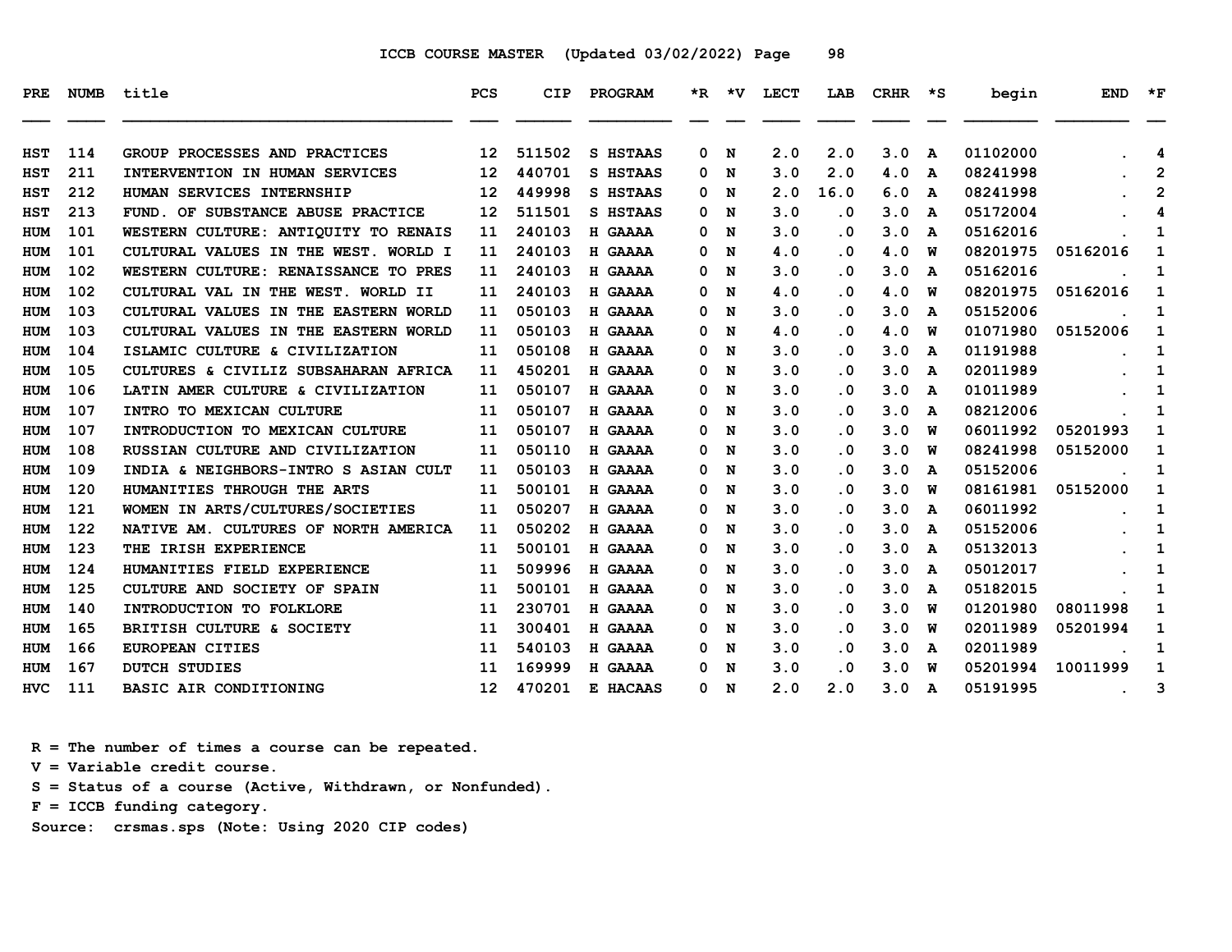ICCB COURSE MASTER (Updated 03/02/2022)

| PRE | NUMB | title | PCS | CIP | PROGRAM | *R | *V | LECT | LAB | CRHR | *S | begin | END | *F |
|---|---|---|---|---|---|---|---|---|---|---|---|---|---|---|
| HST | 114 | GROUP PROCESSES AND PRACTICES | 12 | 511502 | S HSTAAS | 0 | N | 2.0 | 2.0 | 3.0 | A | 01102000 | . | 4 |
| HST | 211 | INTERVENTION IN HUMAN SERVICES | 12 | 440701 | S HSTAAS | 0 | N | 3.0 | 2.0 | 4.0 | A | 08241998 | . | 2 |
| HST | 212 | HUMAN SERVICES INTERNSHIP | 12 | 449998 | S HSTAAS | 0 | N | 2.0 | 16.0 | 6.0 | A | 08241998 | . | 2 |
| HST | 213 | FUND. OF SUBSTANCE ABUSE PRACTICE | 12 | 511501 | S HSTAAS | 0 | N | 3.0 | .0 | 3.0 | A | 05172004 | . | 4 |
| HUM | 101 | WESTERN CULTURE: ANTIQUITY TO RENAIS | 11 | 240103 | H GAAAA | 0 | N | 3.0 | .0 | 3.0 | A | 05162016 | . | 1 |
| HUM | 101 | CULTURAL VALUES IN THE WEST. WORLD I | 11 | 240103 | H GAAAA | 0 | N | 4.0 | .0 | 4.0 | W | 08201975 | 05162016 | 1 |
| HUM | 102 | WESTERN CULTURE: RENAISSANCE TO PRES | 11 | 240103 | H GAAAA | 0 | N | 3.0 | .0 | 3.0 | A | 05162016 | . | 1 |
| HUM | 102 | CULTURAL VAL IN THE WEST. WORLD II | 11 | 240103 | H GAAAA | 0 | N | 4.0 | .0 | 4.0 | W | 08201975 | 05162016 | 1 |
| HUM | 103 | CULTURAL VALUES IN THE EASTERN WORLD | 11 | 050103 | H GAAAA | 0 | N | 3.0 | .0 | 3.0 | A | 05152006 | . | 1 |
| HUM | 103 | CULTURAL VALUES IN THE EASTERN WORLD | 11 | 050103 | H GAAAA | 0 | N | 4.0 | .0 | 4.0 | W | 01071980 | 05152006 | 1 |
| HUM | 104 | ISLAMIC CULTURE & CIVILIZATION | 11 | 050108 | H GAAAA | 0 | N | 3.0 | .0 | 3.0 | A | 01191988 | . | 1 |
| HUM | 105 | CULTURES & CIVILIZ SUBSAHARAN AFRICA | 11 | 450201 | H GAAAA | 0 | N | 3.0 | .0 | 3.0 | A | 02011989 | . | 1 |
| HUM | 106 | LATIN AMER CULTURE & CIVILIZATION | 11 | 050107 | H GAAAA | 0 | N | 3.0 | .0 | 3.0 | A | 01011989 | . | 1 |
| HUM | 107 | INTRO TO MEXICAN CULTURE | 11 | 050107 | H GAAAA | 0 | N | 3.0 | .0 | 3.0 | A | 08212006 | . | 1 |
| HUM | 107 | INTRODUCTION TO MEXICAN CULTURE | 11 | 050107 | H GAAAA | 0 | N | 3.0 | .0 | 3.0 | W | 06011992 | 05201993 | 1 |
| HUM | 108 | RUSSIAN CULTURE AND CIVILIZATION | 11 | 050110 | H GAAAA | 0 | N | 3.0 | .0 | 3.0 | W | 08241998 | 05152000 | 1 |
| HUM | 109 | INDIA & NEIGHBORS-INTRO S ASIAN CULT | 11 | 050103 | H GAAAA | 0 | N | 3.0 | .0 | 3.0 | A | 05152006 | . | 1 |
| HUM | 120 | HUMANITIES THROUGH THE ARTS | 11 | 500101 | H GAAAA | 0 | N | 3.0 | .0 | 3.0 | W | 08161981 | 05152000 | 1 |
| HUM | 121 | WOMEN IN ARTS/CULTURES/SOCIETIES | 11 | 050207 | H GAAAA | 0 | N | 3.0 | .0 | 3.0 | A | 06011992 | . | 1 |
| HUM | 122 | NATIVE AM. CULTURES OF NORTH AMERICA | 11 | 050202 | H GAAAA | 0 | N | 3.0 | .0 | 3.0 | A | 05152006 | . | 1 |
| HUM | 123 | THE IRISH EXPERIENCE | 11 | 500101 | H GAAAA | 0 | N | 3.0 | .0 | 3.0 | A | 05132013 | . | 1 |
| HUM | 124 | HUMANITIES FIELD EXPERIENCE | 11 | 509996 | H GAAAA | 0 | N | 3.0 | .0 | 3.0 | A | 05012017 | . | 1 |
| HUM | 125 | CULTURE AND SOCIETY OF SPAIN | 11 | 500101 | H GAAAA | 0 | N | 3.0 | .0 | 3.0 | A | 05182015 | . | 1 |
| HUM | 140 | INTRODUCTION TO FOLKLORE | 11 | 230701 | H GAAAA | 0 | N | 3.0 | .0 | 3.0 | W | 01201980 | 08011998 | 1 |
| HUM | 165 | BRITISH CULTURE & SOCIETY | 11 | 300401 | H GAAAA | 0 | N | 3.0 | .0 | 3.0 | W | 02011989 | 05201994 | 1 |
| HUM | 166 | EUROPEAN CITIES | 11 | 540103 | H GAAAA | 0 | N | 3.0 | .0 | 3.0 | A | 02011989 | . | 1 |
| HUM | 167 | DUTCH STUDIES | 11 | 169999 | H GAAAA | 0 | N | 3.0 | .0 | 3.0 | W | 05201994 | 10011999 | 1 |
| HVC | 111 | BASIC AIR CONDITIONING | 12 | 470201 | E HACAAS | 0 | N | 2.0 | 2.0 | 3.0 | A | 05191995 | . | 3 |

R = The number of times a course can be repeated.
V = Variable credit course.
S = Status of a course (Active, Withdrawn, or Nonfunded).
F = ICCB funding category.
Source: crsmas.sps (Note: Using 2020 CIP codes)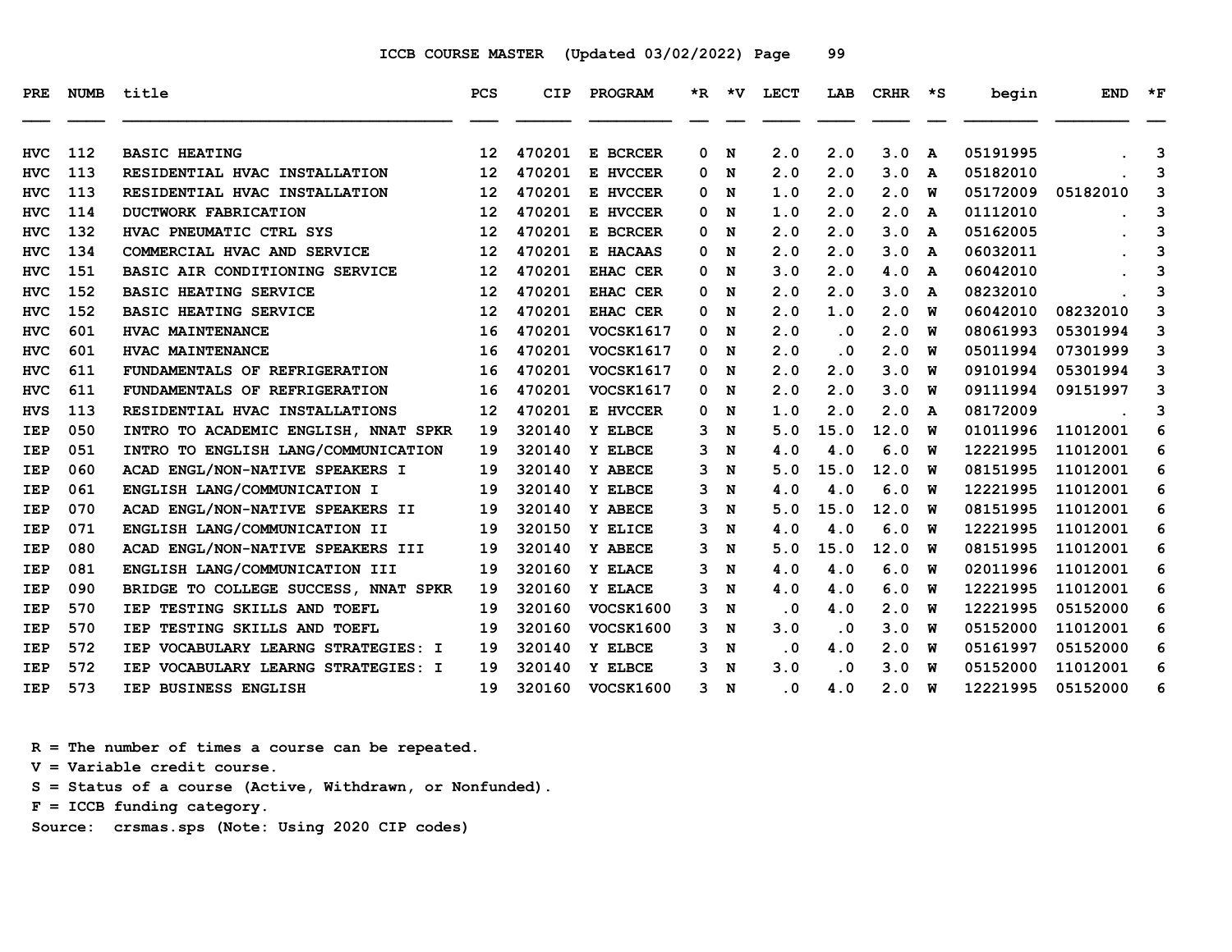ICCB COURSE MASTER (Updated 03/02/2022)

| PRE | NUMB | title | PCS | CIP | PROGRAM | *R | *V | LECT | LAB | CRHR | *S | begin | END | *F |
|---|---|---|---|---|---|---|---|---|---|---|---|---|---|---|
| HVC | 112 | BASIC HEATING | 12 | 470201 | E BCRCER | 0 | N | 2.0 | 2.0 | 3.0 | A | 05191995 | . | 3 |
| HVC | 113 | RESIDENTIAL HVAC INSTALLATION | 12 | 470201 | E HVCCER | 0 | N | 2.0 | 2.0 | 3.0 | A | 05182010 | . | 3 |
| HVC | 113 | RESIDENTIAL HVAC INSTALLATION | 12 | 470201 | E HVCCER | 0 | N | 1.0 | 2.0 | 2.0 | W | 05172009 | 05182010 | 3 |
| HVC | 114 | DUCTWORK FABRICATION | 12 | 470201 | E HVCCER | 0 | N | 1.0 | 2.0 | 2.0 | A | 01112010 | . | 3 |
| HVC | 132 | HVAC PNEUMATIC CTRL SYS | 12 | 470201 | E BCRCER | 0 | N | 2.0 | 2.0 | 3.0 | A | 05162005 | . | 3 |
| HVC | 134 | COMMERCIAL HVAC AND SERVICE | 12 | 470201 | E HACAAS | 0 | N | 2.0 | 2.0 | 3.0 | A | 06032011 | . | 3 |
| HVC | 151 | BASIC AIR CONDITIONING SERVICE | 12 | 470201 | EHAC CER | 0 | N | 3.0 | 2.0 | 4.0 | A | 06042010 | . | 3 |
| HVC | 152 | BASIC HEATING SERVICE | 12 | 470201 | EHAC CER | 0 | N | 2.0 | 2.0 | 3.0 | A | 08232010 | . | 3 |
| HVC | 152 | BASIC HEATING SERVICE | 12 | 470201 | EHAC CER | 0 | N | 2.0 | 1.0 | 2.0 | W | 06042010 | 08232010 | 3 |
| HVC | 601 | HVAC MAINTENANCE | 16 | 470201 | VOCSK1617 | 0 | N | 2.0 | .0 | 2.0 | W | 08061993 | 05301994 | 3 |
| HVC | 601 | HVAC MAINTENANCE | 16 | 470201 | VOCSK1617 | 0 | N | 2.0 | .0 | 2.0 | W | 05011994 | 07301999 | 3 |
| HVC | 611 | FUNDAMENTALS OF REFRIGERATION | 16 | 470201 | VOCSK1617 | 0 | N | 2.0 | 2.0 | 3.0 | W | 09101994 | 05301994 | 3 |
| HVC | 611 | FUNDAMENTALS OF REFRIGERATION | 16 | 470201 | VOCSK1617 | 0 | N | 2.0 | 2.0 | 3.0 | W | 09111994 | 09151997 | 3 |
| HVS | 113 | RESIDENTIAL HVAC INSTALLATIONS | 12 | 470201 | E HVCCER | 0 | N | 1.0 | 2.0 | 2.0 | A | 08172009 | . | 3 |
| IEP | 050 | INTRO TO ACADEMIC ENGLISH, NNAT SPKR | 19 | 320140 | Y ELBCE | 3 | N | 5.0 | 15.0 | 12.0 | W | 01011996 | 11012001 | 6 |
| IEP | 051 | INTRO TO ENGLISH LANG/COMMUNICATION | 19 | 320140 | Y ELBCE | 3 | N | 4.0 | 4.0 | 6.0 | W | 12221995 | 11012001 | 6 |
| IEP | 060 | ACAD ENGL/NON-NATIVE SPEAKERS I | 19 | 320140 | Y ABECE | 3 | N | 5.0 | 15.0 | 12.0 | W | 08151995 | 11012001 | 6 |
| IEP | 061 | ENGLISH LANG/COMMUNICATION I | 19 | 320140 | Y ELBCE | 3 | N | 4.0 | 4.0 | 6.0 | W | 12221995 | 11012001 | 6 |
| IEP | 070 | ACAD ENGL/NON-NATIVE SPEAKERS II | 19 | 320140 | Y ABECE | 3 | N | 5.0 | 15.0 | 12.0 | W | 08151995 | 11012001 | 6 |
| IEP | 071 | ENGLISH LANG/COMMUNICATION II | 19 | 320150 | Y ELICE | 3 | N | 4.0 | 4.0 | 6.0 | W | 12221995 | 11012001 | 6 |
| IEP | 080 | ACAD ENGL/NON-NATIVE SPEAKERS III | 19 | 320140 | Y ABECE | 3 | N | 5.0 | 15.0 | 12.0 | W | 08151995 | 11012001 | 6 |
| IEP | 081 | ENGLISH LANG/COMMUNICATION III | 19 | 320160 | Y ELACE | 3 | N | 4.0 | 4.0 | 6.0 | W | 02011996 | 11012001 | 6 |
| IEP | 090 | BRIDGE TO COLLEGE SUCCESS, NNAT SPKR | 19 | 320160 | Y ELACE | 3 | N | 4.0 | 4.0 | 6.0 | W | 12221995 | 11012001 | 6 |
| IEP | 570 | IEP TESTING SKILLS AND TOEFL | 19 | 320160 | VOCSK1600 | 3 | N | .0 | 4.0 | 2.0 | W | 12221995 | 05152000 | 6 |
| IEP | 570 | IEP TESTING SKILLS AND TOEFL | 19 | 320160 | VOCSK1600 | 3 | N | 3.0 | .0 | 3.0 | W | 05152000 | 11012001 | 6 |
| IEP | 572 | IEP VOCABULARY LEARNG STRATEGIES: I | 19 | 320140 | Y ELBCE | 3 | N | .0 | 4.0 | 2.0 | W | 05161997 | 05152000 | 6 |
| IEP | 572 | IEP VOCABULARY LEARNG STRATEGIES: I | 19 | 320140 | Y ELBCE | 3 | N | 3.0 | .0 | 3.0 | W | 05152000 | 11012001 | 6 |
| IEP | 573 | IEP BUSINESS ENGLISH | 19 | 320160 | VOCSK1600 | 3 | N | .0 | 4.0 | 2.0 | W | 12221995 | 05152000 | 6 |

R = The number of times a course can be repeated.
V = Variable credit course.
S = Status of a course (Active, Withdrawn, or Nonfunded).
F = ICCB funding category.
Source: crsmas.sps (Note: Using 2020 CIP codes)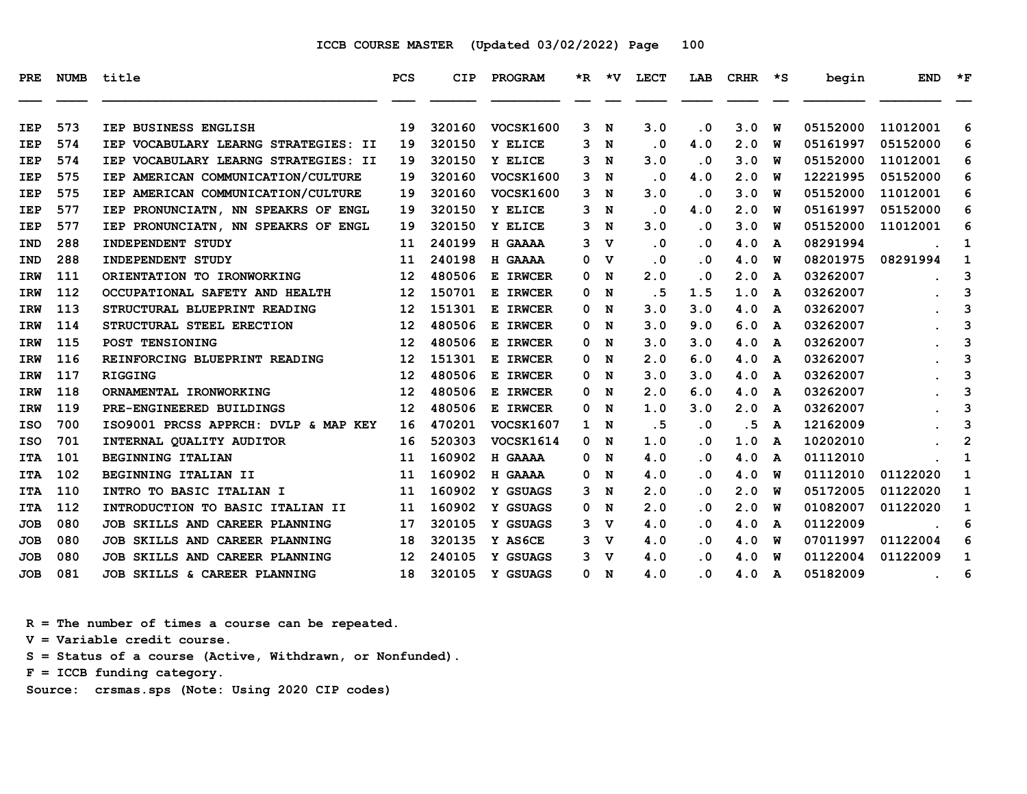ICCB COURSE MASTER (Updated 03/02/2022) Page 100

| PRE | NUMB | title | PCS | CIP | PROGRAM | *R | *V | LECT | LAB | CRHR | *S | begin | END | *F |
|---|---|---|---|---|---|---|---|---|---|---|---|---|---|---|
| IEP | 573 | IEP BUSINESS ENGLISH | 19 | 320160 | VOCSK1600 | 3 | N | 3.0 | .0 | 3.0 | W | 05152000 | 11012001 | 6 |
| IEP | 574 | IEP VOCABULARY LEARNG STRATEGIES: II | 19 | 320150 | Y ELICE | 3 | N | .0 | 4.0 | 2.0 | W | 05161997 | 05152000 | 6 |
| IEP | 574 | IEP VOCABULARY LEARNG STRATEGIES: II | 19 | 320150 | Y ELICE | 3 | N | 3.0 | .0 | 3.0 | W | 05152000 | 11012001 | 6 |
| IEP | 575 | IEP AMERICAN COMMUNICATION/CULTURE | 19 | 320160 | VOCSK1600 | 3 | N | .0 | 4.0 | 2.0 | W | 12221995 | 05152000 | 6 |
| IEP | 575 | IEP AMERICAN COMMUNICATION/CULTURE | 19 | 320160 | VOCSK1600 | 3 | N | 3.0 | .0 | 3.0 | W | 05152000 | 11012001 | 6 |
| IEP | 577 | IEP PRONUNCIATN, NN SPEAKRS OF ENGL | 19 | 320150 | Y ELICE | 3 | N | .0 | 4.0 | 2.0 | W | 05161997 | 05152000 | 6 |
| IEP | 577 | IEP PRONUNCIATN, NN SPEAKRS OF ENGL | 19 | 320150 | Y ELICE | 3 | N | 3.0 | .0 | 3.0 | W | 05152000 | 11012001 | 6 |
| IND | 288 | INDEPENDENT STUDY | 11 | 240199 | H GAAAA | 3 | V | .0 | .0 | 4.0 | A | 08291994 | . | 1 |
| IND | 288 | INDEPENDENT STUDY | 11 | 240198 | H GAAAA | 0 | V | .0 | .0 | 4.0 | W | 08201975 | 08291994 | 1 |
| IRW | 111 | ORIENTATION TO IRONWORKING | 12 | 480506 | E IRWCER | 0 | N | 2.0 | .0 | 2.0 | A | 03262007 | . | 3 |
| IRW | 112 | OCCUPATIONAL SAFETY AND HEALTH | 12 | 150701 | E IRWCER | 0 | N | .5 | 1.5 | 1.0 | A | 03262007 | . | 3 |
| IRW | 113 | STRUCTURAL BLUEPRINT READING | 12 | 151301 | E IRWCER | 0 | N | 3.0 | 3.0 | 4.0 | A | 03262007 | . | 3 |
| IRW | 114 | STRUCTURAL STEEL ERECTION | 12 | 480506 | E IRWCER | 0 | N | 3.0 | 9.0 | 6.0 | A | 03262007 | . | 3 |
| IRW | 115 | POST TENSIONING | 12 | 480506 | E IRWCER | 0 | N | 3.0 | 3.0 | 4.0 | A | 03262007 | . | 3 |
| IRW | 116 | REINFORCING BLUEPRINT READING | 12 | 151301 | E IRWCER | 0 | N | 2.0 | 6.0 | 4.0 | A | 03262007 | . | 3 |
| IRW | 117 | RIGGING | 12 | 480506 | E IRWCER | 0 | N | 3.0 | 3.0 | 4.0 | A | 03262007 | . | 3 |
| IRW | 118 | ORNAMENTAL IRONWORKING | 12 | 480506 | E IRWCER | 0 | N | 2.0 | 6.0 | 4.0 | A | 03262007 | . | 3 |
| IRW | 119 | PRE-ENGINEERED BUILDINGS | 12 | 480506 | E IRWCER | 0 | N | 1.0 | 3.0 | 2.0 | A | 03262007 | . | 3 |
| ISO | 700 | ISO9001 PRCSS APPRCH: DVLP & MAP KEY | 16 | 470201 | VOCSK1607 | 1 | N | .5 | .0 | .5 | A | 12162009 | . | 3 |
| ISO | 701 | INTERNAL QUALITY AUDITOR | 16 | 520303 | VOCSK1614 | 0 | N | 1.0 | .0 | 1.0 | A | 10202010 | . | 2 |
| ITA | 101 | BEGINNING ITALIAN | 11 | 160902 | H GAAAA | 0 | N | 4.0 | .0 | 4.0 | A | 01112010 | . | 1 |
| ITA | 102 | BEGINNING ITALIAN II | 11 | 160902 | H GAAAA | 0 | N | 4.0 | .0 | 4.0 | W | 01112010 | 01122020 | 1 |
| ITA | 110 | INTRO TO BASIC ITALIAN I | 11 | 160902 | Y GSUAGS | 3 | N | 2.0 | .0 | 2.0 | W | 05172005 | 01122020 | 1 |
| ITA | 112 | INTRODUCTION TO BASIC ITALIAN II | 11 | 160902 | Y GSUAGS | 0 | N | 2.0 | .0 | 2.0 | W | 01082007 | 01122020 | 1 |
| JOB | 080 | JOB SKILLS AND CAREER PLANNING | 17 | 320105 | Y GSUAGS | 3 | V | 4.0 | .0 | 4.0 | A | 01122009 | . | 6 |
| JOB | 080 | JOB SKILLS AND CAREER PLANNING | 18 | 320135 | Y AS6CE | 3 | V | 4.0 | .0 | 4.0 | W | 07011997 | 01122004 | 6 |
| JOB | 080 | JOB SKILLS AND CAREER PLANNING | 12 | 240105 | Y GSUAGS | 3 | V | 4.0 | .0 | 4.0 | W | 01122004 | 01122009 | 1 |
| JOB | 081 | JOB SKILLS & CAREER PLANNING | 18 | 320105 | Y GSUAGS | 0 | N | 4.0 | .0 | 4.0 | A | 05182009 | . | 6 |

R = The number of times a course can be repeated.
V = Variable credit course.
S = Status of a course (Active, Withdrawn, or Nonfunded).
F = ICCB funding category.
Source: crsmas.sps (Note: Using 2020 CIP codes)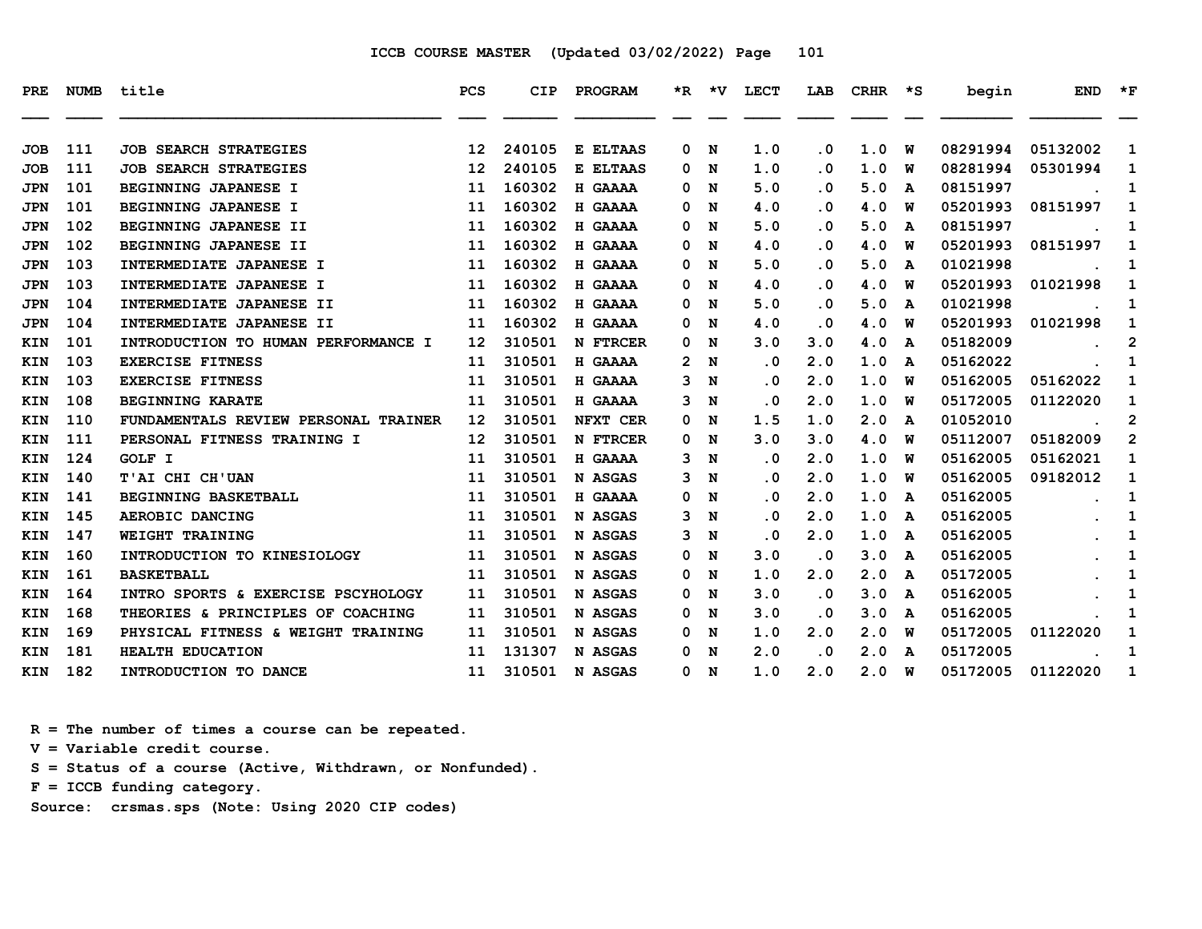ICCB COURSE MASTER (Updated 03/02/2022) Page 101

| PRE | NUMB | title | PCS | CIP | PROGRAM | *R | *V | LECT | LAB | CRHR | *S | begin | END | *F |
|---|---|---|---|---|---|---|---|---|---|---|---|---|---|---|
| JOB | 111 | JOB SEARCH STRATEGIES | 12 | 240105 | E ELTAAS | 0 | N | 1.0 | .0 | 1.0 | W | 08291994 | 05132002 | 1 |
| JOB | 111 | JOB SEARCH STRATEGIES | 12 | 240105 | E ELTAAS | 0 | N | 1.0 | .0 | 1.0 | W | 08281994 | 05301994 | 1 |
| JPN | 101 | BEGINNING JAPANESE I | 11 | 160302 | H GAAAA | 0 | N | 5.0 | .0 | 5.0 | A | 08151997 | . | 1 |
| JPN | 101 | BEGINNING JAPANESE I | 11 | 160302 | H GAAAA | 0 | N | 4.0 | .0 | 4.0 | W | 05201993 | 08151997 | 1 |
| JPN | 102 | BEGINNING JAPANESE II | 11 | 160302 | H GAAAA | 0 | N | 5.0 | .0 | 5.0 | A | 08151997 | . | 1 |
| JPN | 102 | BEGINNING JAPANESE II | 11 | 160302 | H GAAAA | 0 | N | 4.0 | .0 | 4.0 | W | 05201993 | 08151997 | 1 |
| JPN | 103 | INTERMEDIATE JAPANESE I | 11 | 160302 | H GAAAA | 0 | N | 5.0 | .0 | 5.0 | A | 01021998 | . | 1 |
| JPN | 103 | INTERMEDIATE JAPANESE I | 11 | 160302 | H GAAAA | 0 | N | 4.0 | .0 | 4.0 | W | 05201993 | 01021998 | 1 |
| JPN | 104 | INTERMEDIATE JAPANESE II | 11 | 160302 | H GAAAA | 0 | N | 5.0 | .0 | 5.0 | A | 01021998 | . | 1 |
| JPN | 104 | INTERMEDIATE JAPANESE II | 11 | 160302 | H GAAAA | 0 | N | 4.0 | .0 | 4.0 | W | 05201993 | 01021998 | 1 |
| KIN | 101 | INTRODUCTION TO HUMAN PERFORMANCE I | 12 | 310501 | N FTRCER | 0 | N | 3.0 | 3.0 | 4.0 | A | 05182009 | . | 2 |
| KIN | 103 | EXERCISE FITNESS | 11 | 310501 | H GAAAA | 2 | N | .0 | 2.0 | 1.0 | A | 05162022 | . | 1 |
| KIN | 103 | EXERCISE FITNESS | 11 | 310501 | H GAAAA | 3 | N | .0 | 2.0 | 1.0 | W | 05162005 | 05162022 | 1 |
| KIN | 108 | BEGINNING KARATE | 11 | 310501 | H GAAAA | 3 | N | .0 | 2.0 | 1.0 | W | 05172005 | 01122020 | 1 |
| KIN | 110 | FUNDAMENTALS REVIEW PERSONAL TRAINER | 12 | 310501 | NFXT CER | 0 | N | 1.5 | 1.0 | 2.0 | A | 01052010 | . | 2 |
| KIN | 111 | PERSONAL FITNESS TRAINING I | 12 | 310501 | N FTRCER | 0 | N | 3.0 | 3.0 | 4.0 | W | 05112007 | 05182009 | 2 |
| KIN | 124 | GOLF I | 11 | 310501 | H GAAAA | 3 | N | .0 | 2.0 | 1.0 | W | 05162005 | 05162021 | 1 |
| KIN | 140 | T'AI CHI CH'UAN | 11 | 310501 | N ASGAS | 3 | N | .0 | 2.0 | 1.0 | W | 05162005 | 09182012 | 1 |
| KIN | 141 | BEGINNING BASKETBALL | 11 | 310501 | H GAAAA | 0 | N | .0 | 2.0 | 1.0 | A | 05162005 | . | 1 |
| KIN | 145 | AEROBIC DANCING | 11 | 310501 | N ASGAS | 3 | N | .0 | 2.0 | 1.0 | A | 05162005 | . | 1 |
| KIN | 147 | WEIGHT TRAINING | 11 | 310501 | N ASGAS | 3 | N | .0 | 2.0 | 1.0 | A | 05162005 | . | 1 |
| KIN | 160 | INTRODUCTION TO KINESIOLOGY | 11 | 310501 | N ASGAS | 0 | N | 3.0 | .0 | 3.0 | A | 05162005 | . | 1 |
| KIN | 161 | BASKETBALL | 11 | 310501 | N ASGAS | 0 | N | 1.0 | 2.0 | 2.0 | A | 05172005 | . | 1 |
| KIN | 164 | INTRO SPORTS & EXERCISE PSCYHOLOGY | 11 | 310501 | N ASGAS | 0 | N | 3.0 | .0 | 3.0 | A | 05162005 | . | 1 |
| KIN | 168 | THEORIES & PRINCIPLES OF COACHING | 11 | 310501 | N ASGAS | 0 | N | 3.0 | .0 | 3.0 | A | 05162005 | . | 1 |
| KIN | 169 | PHYSICAL FITNESS & WEIGHT TRAINING | 11 | 310501 | N ASGAS | 0 | N | 1.0 | 2.0 | 2.0 | W | 05172005 | 01122020 | 1 |
| KIN | 181 | HEALTH EDUCATION | 11 | 131307 | N ASGAS | 0 | N | 2.0 | .0 | 2.0 | A | 05172005 | . | 1 |
| KIN | 182 | INTRODUCTION TO DANCE | 11 | 310501 | N ASGAS | 0 | N | 1.0 | 2.0 | 2.0 | W | 05172005 | 01122020 | 1 |

R = The number of times a course can be repeated.
V = Variable credit course.
S = Status of a course (Active, Withdrawn, or Nonfunded).
F = ICCB funding category.
Source: crsmas.sps (Note: Using 2020 CIP codes)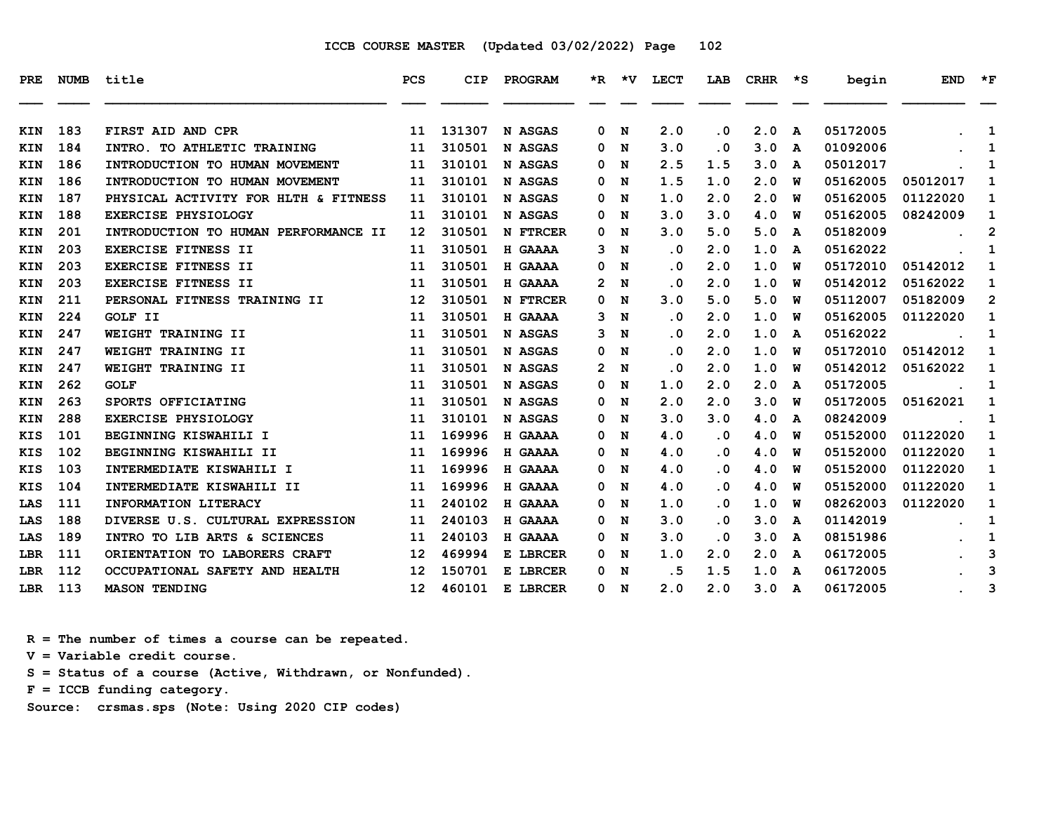ICCB COURSE MASTER (Updated 03/02/2022)

| PRE | NUMB | title | PCS | CIP | PROGRAM | *R | *V | LECT | LAB | CRHR | *S | begin | END | *F |
|---|---|---|---|---|---|---|---|---|---|---|---|---|---|---|
| KIN | 183 | FIRST AID AND CPR | 11 | 131307 | N ASGAS | 0 | N | 2.0 | .0 | 2.0 | A | 05172005 | . | 1 |
| KIN | 184 | INTRO. TO ATHLETIC TRAINING | 11 | 310501 | N ASGAS | 0 | N | 3.0 | .0 | 3.0 | A | 01092006 | . | 1 |
| KIN | 186 | INTRODUCTION TO HUMAN MOVEMENT | 11 | 310101 | N ASGAS | 0 | N | 2.5 | 1.5 | 3.0 | A | 05012017 | . | 1 |
| KIN | 186 | INTRODUCTION TO HUMAN MOVEMENT | 11 | 310101 | N ASGAS | 0 | N | 1.5 | 1.0 | 2.0 | W | 05162005 | 05012017 | 1 |
| KIN | 187 | PHYSICAL ACTIVITY FOR HLTH & FITNESS | 11 | 310101 | N ASGAS | 0 | N | 1.0 | 2.0 | 2.0 | W | 05162005 | 01122020 | 1 |
| KIN | 188 | EXERCISE PHYSIOLOGY | 11 | 310101 | N ASGAS | 0 | N | 3.0 | 3.0 | 4.0 | W | 05162005 | 08242009 | 1 |
| KIN | 201 | INTRODUCTION TO HUMAN PERFORMANCE II | 12 | 310501 | N FTRCER | 0 | N | 3.0 | 5.0 | 5.0 | A | 05182009 | . | 2 |
| KIN | 203 | EXERCISE FITNESS II | 11 | 310501 | H GAAAA | 3 | N | .0 | 2.0 | 1.0 | A | 05162022 | . | 1 |
| KIN | 203 | EXERCISE FITNESS II | 11 | 310501 | H GAAAA | 0 | N | .0 | 2.0 | 1.0 | W | 05172010 | 05142012 | 1 |
| KIN | 203 | EXERCISE FITNESS II | 11 | 310501 | H GAAAA | 2 | N | .0 | 2.0 | 1.0 | W | 05142012 | 05162022 | 1 |
| KIN | 211 | PERSONAL FITNESS TRAINING II | 12 | 310501 | N FTRCER | 0 | N | 3.0 | 5.0 | 5.0 | W | 05112007 | 05182009 | 2 |
| KIN | 224 | GOLF II | 11 | 310501 | H GAAAA | 3 | N | .0 | 2.0 | 1.0 | W | 05162005 | 01122020 | 1 |
| KIN | 247 | WEIGHT TRAINING II | 11 | 310501 | N ASGAS | 3 | N | .0 | 2.0 | 1.0 | A | 05162022 | . | 1 |
| KIN | 247 | WEIGHT TRAINING II | 11 | 310501 | N ASGAS | 0 | N | .0 | 2.0 | 1.0 | W | 05172010 | 05142012 | 1 |
| KIN | 247 | WEIGHT TRAINING II | 11 | 310501 | N ASGAS | 2 | N | .0 | 2.0 | 1.0 | W | 05142012 | 05162022 | 1 |
| KIN | 262 | GOLF | 11 | 310501 | N ASGAS | 0 | N | 1.0 | 2.0 | 2.0 | A | 05172005 | . | 1 |
| KIN | 263 | SPORTS OFFICIATING | 11 | 310501 | N ASGAS | 0 | N | 2.0 | 2.0 | 3.0 | W | 05172005 | 05162021 | 1 |
| KIN | 288 | EXERCISE PHYSIOLOGY | 11 | 310101 | N ASGAS | 0 | N | 3.0 | 3.0 | 4.0 | A | 08242009 | . | 1 |
| KIS | 101 | BEGINNING KISWAHILI I | 11 | 169996 | H GAAAA | 0 | N | 4.0 | .0 | 4.0 | W | 05152000 | 01122020 | 1 |
| KIS | 102 | BEGINNING KISWAHILI II | 11 | 169996 | H GAAAA | 0 | N | 4.0 | .0 | 4.0 | W | 05152000 | 01122020 | 1 |
| KIS | 103 | INTERMEDIATE KISWAHILI I | 11 | 169996 | H GAAAA | 0 | N | 4.0 | .0 | 4.0 | W | 05152000 | 01122020 | 1 |
| KIS | 104 | INTERMEDIATE KISWAHILI II | 11 | 169996 | H GAAAA | 0 | N | 4.0 | .0 | 4.0 | W | 05152000 | 01122020 | 1 |
| LAS | 111 | INFORMATION LITERACY | 11 | 240102 | H GAAAA | 0 | N | 1.0 | .0 | 1.0 | W | 08262003 | 01122020 | 1 |
| LAS | 188 | DIVERSE U.S. CULTURAL EXPRESSION | 11 | 240103 | H GAAAA | 0 | N | 3.0 | .0 | 3.0 | A | 01142019 | . | 1 |
| LAS | 189 | INTRO TO LIB ARTS & SCIENCES | 11 | 240103 | H GAAAA | 0 | N | 3.0 | .0 | 3.0 | A | 08151986 | . | 1 |
| LBR | 111 | ORIENTATION TO LABORERS CRAFT | 12 | 469994 | E LBRCER | 0 | N | 1.0 | 2.0 | 2.0 | A | 06172005 | . | 3 |
| LBR | 112 | OCCUPATIONAL SAFETY AND HEALTH | 12 | 150701 | E LBRCER | 0 | N | .5 | 1.5 | 1.0 | A | 06172005 | . | 3 |
| LBR | 113 | MASON TENDING | 12 | 460101 | E LBRCER | 0 | N | 2.0 | 2.0 | 3.0 | A | 06172005 | . | 3 |

R = The number of times a course can be repeated.
V = Variable credit course.
S = Status of a course (Active, Withdrawn, or Nonfunded).
F = ICCB funding category.
Source: crsmas.sps (Note: Using 2020 CIP codes)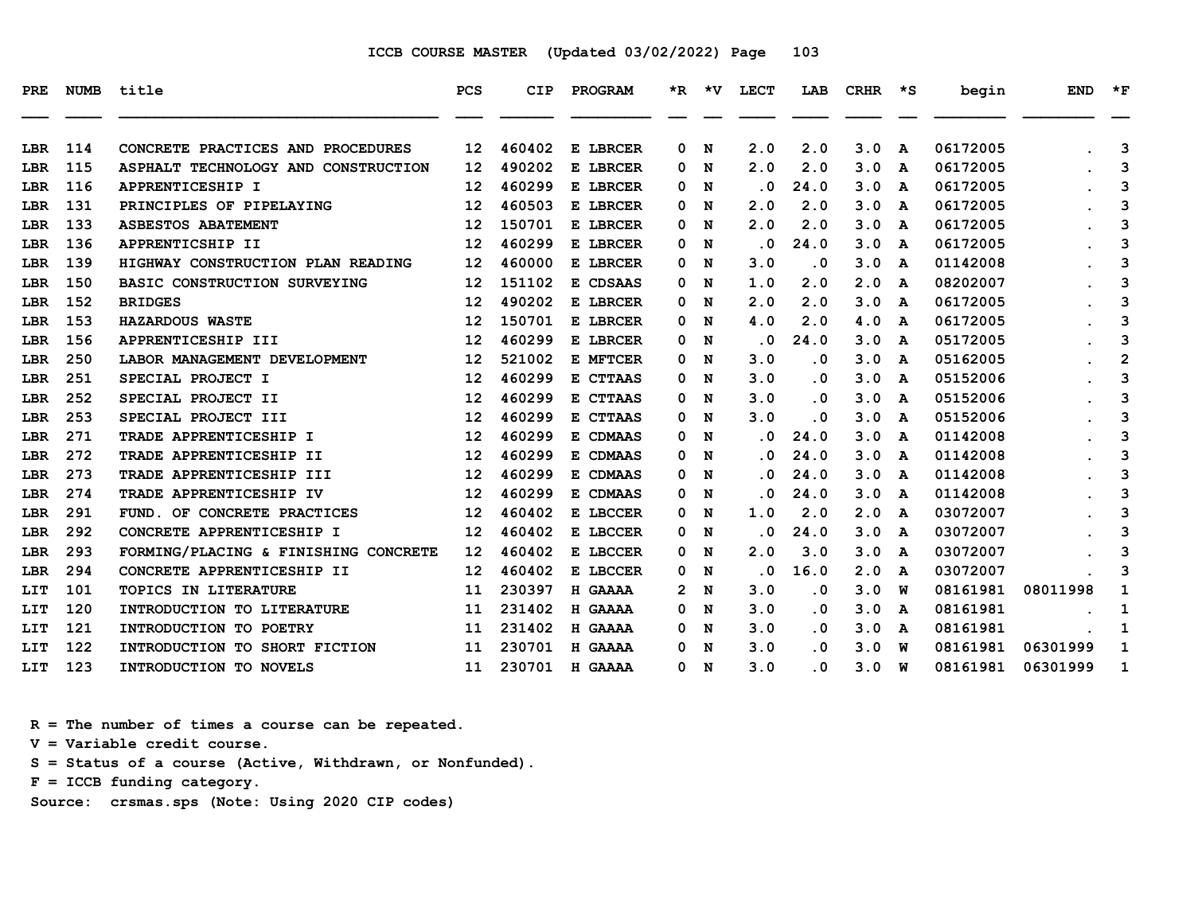ICCB COURSE MASTER (Updated 03/02/2022)

| PRE | NUMB | title | PCS | CIP | PROGRAM | *R | *V | LECT | LAB | CRHR | *S | begin | END | *F |
|---|---|---|---|---|---|---|---|---|---|---|---|---|---|---|
| LBR | 114 | CONCRETE PRACTICES AND PROCEDURES | 12 | 460402 | E LBRCER | 0 | N | 2.0 | 2.0 | 3.0 | A | 06172005 | . | 3 |
| LBR | 115 | ASPHALT TECHNOLOGY AND CONSTRUCTION | 12 | 490202 | E LBRCER | 0 | N | 2.0 | 2.0 | 3.0 | A | 06172005 | . | 3 |
| LBR | 116 | APPRENTICESHIP I | 12 | 460299 | E LBRCER | 0 | N | .0 | 24.0 | 3.0 | A | 06172005 | . | 3 |
| LBR | 131 | PRINCIPLES OF PIPELAYING | 12 | 460503 | E LBRCER | 0 | N | 2.0 | 2.0 | 3.0 | A | 06172005 | . | 3 |
| LBR | 133 | ASBESTOS ABATEMENT | 12 | 150701 | E LBRCER | 0 | N | 2.0 | 2.0 | 3.0 | A | 06172005 | . | 3 |
| LBR | 136 | APPRENTICSHIP II | 12 | 460299 | E LBRCER | 0 | N | .0 | 24.0 | 3.0 | A | 06172005 | . | 3 |
| LBR | 139 | HIGHWAY CONSTRUCTION PLAN READING | 12 | 460000 | E LBRCER | 0 | N | 3.0 | .0 | 3.0 | A | 01142008 | . | 3 |
| LBR | 150 | BASIC CONSTRUCTION SURVEYING | 12 | 151102 | E CDSAAS | 0 | N | 1.0 | 2.0 | 2.0 | A | 08202007 | . | 3 |
| LBR | 152 | BRIDGES | 12 | 490202 | E LBRCER | 0 | N | 2.0 | 2.0 | 3.0 | A | 06172005 | . | 3 |
| LBR | 153 | HAZARDOUS WASTE | 12 | 150701 | E LBRCER | 0 | N | 4.0 | 2.0 | 4.0 | A | 06172005 | . | 3 |
| LBR | 156 | APPRENTICESHIP III | 12 | 460299 | E LBRCER | 0 | N | .0 | 24.0 | 3.0 | A | 05172005 | . | 3 |
| LBR | 250 | LABOR MANAGEMENT DEVELOPMENT | 12 | 521002 | E MFTCER | 0 | N | 3.0 | .0 | 3.0 | A | 05162005 | . | 2 |
| LBR | 251 | SPECIAL PROJECT I | 12 | 460299 | E CTTAAS | 0 | N | 3.0 | .0 | 3.0 | A | 05152006 | . | 3 |
| LBR | 252 | SPECIAL PROJECT II | 12 | 460299 | E CTTAAS | 0 | N | 3.0 | .0 | 3.0 | A | 05152006 | . | 3 |
| LBR | 253 | SPECIAL PROJECT III | 12 | 460299 | E CTTAAS | 0 | N | 3.0 | .0 | 3.0 | A | 05152006 | . | 3 |
| LBR | 271 | TRADE APPRENTICESHIP I | 12 | 460299 | E CDMAAS | 0 | N | .0 | 24.0 | 3.0 | A | 01142008 | . | 3 |
| LBR | 272 | TRADE APPRENTICESHIP II | 12 | 460299 | E CDMAAS | 0 | N | .0 | 24.0 | 3.0 | A | 01142008 | . | 3 |
| LBR | 273 | TRADE APPRENTICESHIP III | 12 | 460299 | E CDMAAS | 0 | N | .0 | 24.0 | 3.0 | A | 01142008 | . | 3 |
| LBR | 274 | TRADE APPRENTICESHIP IV | 12 | 460299 | E CDMAAS | 0 | N | .0 | 24.0 | 3.0 | A | 01142008 | . | 3 |
| LBR | 291 | FUND. OF CONCRETE PRACTICES | 12 | 460402 | E LBCCER | 0 | N | 1.0 | 2.0 | 2.0 | A | 03072007 | . | 3 |
| LBR | 292 | CONCRETE APPRENTICESHIP I | 12 | 460402 | E LBCCER | 0 | N | .0 | 24.0 | 3.0 | A | 03072007 | . | 3 |
| LBR | 293 | FORMING/PLACING & FINISHING CONCRETE | 12 | 460402 | E LBCCER | 0 | N | 2.0 | 3.0 | 3.0 | A | 03072007 | . | 3 |
| LBR | 294 | CONCRETE APPRENTICESHIP II | 12 | 460402 | E LBCCER | 0 | N | .0 | 16.0 | 2.0 | A | 03072007 | . | 3 |
| LIT | 101 | TOPICS IN LITERATURE | 11 | 230397 | H GAAAA | 2 | N | 3.0 | .0 | 3.0 | W | 08161981 | 08011998 | 1 |
| LIT | 120 | INTRODUCTION TO LITERATURE | 11 | 231402 | H GAAAA | 0 | N | 3.0 | .0 | 3.0 | A | 08161981 | . | 1 |
| LIT | 121 | INTRODUCTION TO POETRY | 11 | 231402 | H GAAAA | 0 | N | 3.0 | .0 | 3.0 | A | 08161981 | . | 1 |
| LIT | 122 | INTRODUCTION TO SHORT FICTION | 11 | 230701 | H GAAAA | 0 | N | 3.0 | .0 | 3.0 | W | 08161981 | 06301999 | 1 |
| LIT | 123 | INTRODUCTION TO NOVELS | 11 | 230701 | H GAAAA | 0 | N | 3.0 | .0 | 3.0 | W | 08161981 | 06301999 | 1 |

R = The number of times a course can be repeated.
V = Variable credit course.
S = Status of a course (Active, Withdrawn, or Nonfunded).
F = ICCB funding category.
Source: crsmas.sps (Note: Using 2020 CIP codes)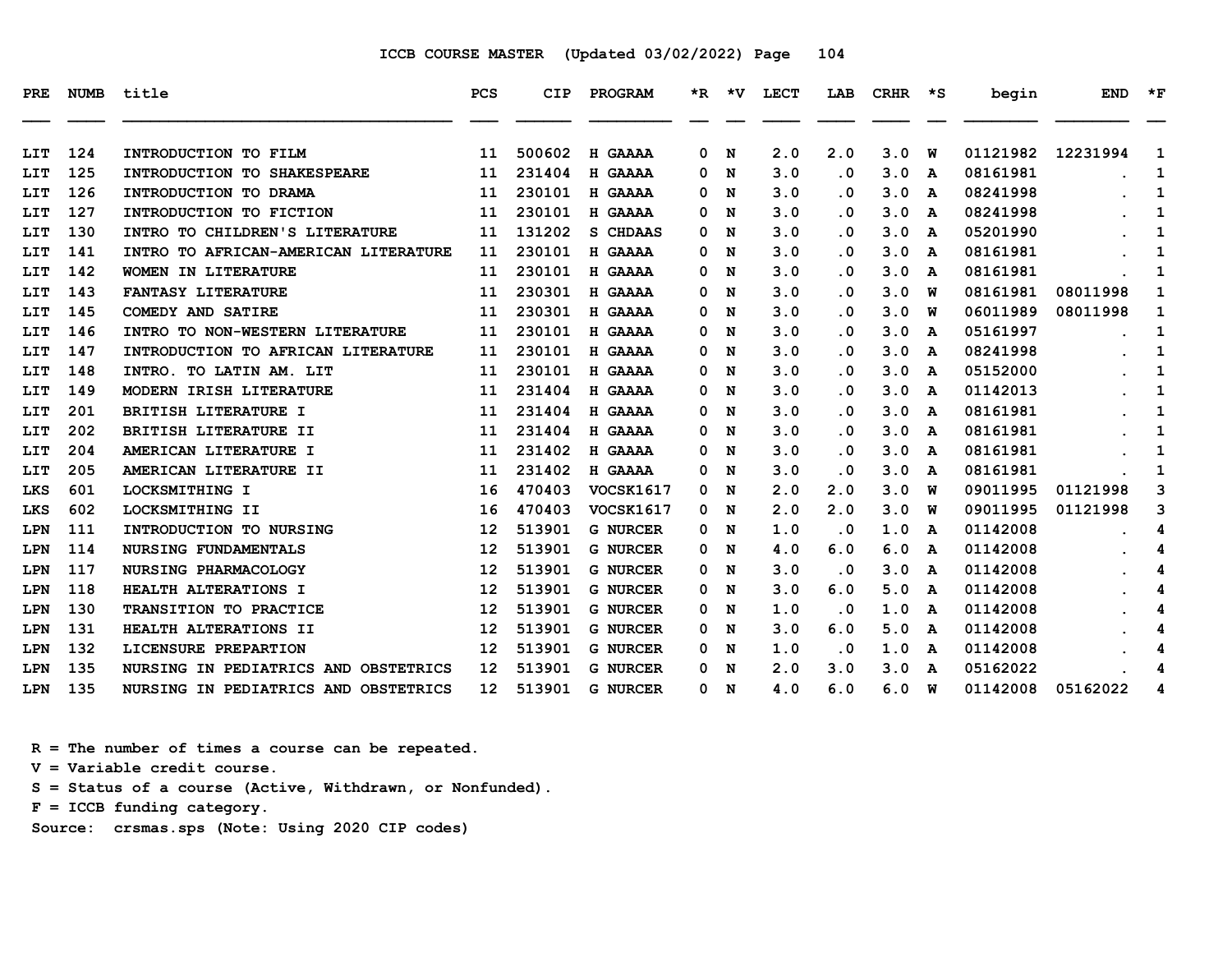ICCB COURSE MASTER (Updated 03/02/2022)

| PRE | NUMB | title | PCS | CIP | PROGRAM | *R | *V | LECT | LAB | CRHR | *S | begin | END | *F |
|---|---|---|---|---|---|---|---|---|---|---|---|---|---|---|
| LIT | 124 | INTRODUCTION TO FILM | 11 | 500602 | H GAAAA | 0 | N | 2.0 | 2.0 | 3.0 | W | 01121982 | 12231994 | 1 |
| LIT | 125 | INTRODUCTION TO SHAKESPEARE | 11 | 231404 | H GAAAA | 0 | N | 3.0 | .0 | 3.0 | A | 08161981 | . | 1 |
| LIT | 126 | INTRODUCTION TO DRAMA | 11 | 230101 | H GAAAA | 0 | N | 3.0 | .0 | 3.0 | A | 08241998 | . | 1 |
| LIT | 127 | INTRODUCTION TO FICTION | 11 | 230101 | H GAAAA | 0 | N | 3.0 | .0 | 3.0 | A | 08241998 | . | 1 |
| LIT | 130 | INTRO TO CHILDREN'S LITERATURE | 11 | 131202 | S CHDAAS | 0 | N | 3.0 | .0 | 3.0 | A | 05201990 | . | 1 |
| LIT | 141 | INTRO TO AFRICAN-AMERICAN LITERATURE | 11 | 230101 | H GAAAA | 0 | N | 3.0 | .0 | 3.0 | A | 08161981 | . | 1 |
| LIT | 142 | WOMEN IN LITERATURE | 11 | 230101 | H GAAAA | 0 | N | 3.0 | .0 | 3.0 | A | 08161981 | . | 1 |
| LIT | 143 | FANTASY LITERATURE | 11 | 230301 | H GAAAA | 0 | N | 3.0 | .0 | 3.0 | W | 08161981 | 08011998 | 1 |
| LIT | 145 | COMEDY AND SATIRE | 11 | 230301 | H GAAAA | 0 | N | 3.0 | .0 | 3.0 | W | 06011989 | 08011998 | 1 |
| LIT | 146 | INTRO TO NON-WESTERN LITERATURE | 11 | 230101 | H GAAAA | 0 | N | 3.0 | .0 | 3.0 | A | 05161997 | . | 1 |
| LIT | 147 | INTRODUCTION TO AFRICAN LITERATURE | 11 | 230101 | H GAAAA | 0 | N | 3.0 | .0 | 3.0 | A | 08241998 | . | 1 |
| LIT | 148 | INTRO. TO LATIN AM. LIT | 11 | 230101 | H GAAAA | 0 | N | 3.0 | .0 | 3.0 | A | 05152000 | . | 1 |
| LIT | 149 | MODERN IRISH LITERATURE | 11 | 231404 | H GAAAA | 0 | N | 3.0 | .0 | 3.0 | A | 01142013 | . | 1 |
| LIT | 201 | BRITISH LITERATURE I | 11 | 231404 | H GAAAA | 0 | N | 3.0 | .0 | 3.0 | A | 08161981 | . | 1 |
| LIT | 202 | BRITISH LITERATURE II | 11 | 231404 | H GAAAA | 0 | N | 3.0 | .0 | 3.0 | A | 08161981 | . | 1 |
| LIT | 204 | AMERICAN LITERATURE I | 11 | 231402 | H GAAAA | 0 | N | 3.0 | .0 | 3.0 | A | 08161981 | . | 1 |
| LIT | 205 | AMERICAN LITERATURE II | 11 | 231402 | H GAAAA | 0 | N | 3.0 | .0 | 3.0 | A | 08161981 | . | 1 |
| LKS | 601 | LOCKSMITHING I | 16 | 470403 | VOCSK1617 | 0 | N | 2.0 | 2.0 | 3.0 | W | 09011995 | 01121998 | 3 |
| LKS | 602 | LOCKSMITHING II | 16 | 470403 | VOCSK1617 | 0 | N | 2.0 | 2.0 | 3.0 | W | 09011995 | 01121998 | 3 |
| LPN | 111 | INTRODUCTION TO NURSING | 12 | 513901 | G NURCER | 0 | N | 1.0 | .0 | 1.0 | A | 01142008 | . | 4 |
| LPN | 114 | NURSING FUNDAMENTALS | 12 | 513901 | G NURCER | 0 | N | 4.0 | 6.0 | 6.0 | A | 01142008 | . | 4 |
| LPN | 117 | NURSING PHARMACOLOGY | 12 | 513901 | G NURCER | 0 | N | 3.0 | .0 | 3.0 | A | 01142008 | . | 4 |
| LPN | 118 | HEALTH ALTERATIONS I | 12 | 513901 | G NURCER | 0 | N | 3.0 | 6.0 | 5.0 | A | 01142008 | . | 4 |
| LPN | 130 | TRANSITION TO PRACTICE | 12 | 513901 | G NURCER | 0 | N | 1.0 | .0 | 1.0 | A | 01142008 | . | 4 |
| LPN | 131 | HEALTH ALTERATIONS II | 12 | 513901 | G NURCER | 0 | N | 3.0 | 6.0 | 5.0 | A | 01142008 | . | 4 |
| LPN | 132 | LICENSURE PREPARTION | 12 | 513901 | G NURCER | 0 | N | 1.0 | .0 | 1.0 | A | 01142008 | . | 4 |
| LPN | 135 | NURSING IN PEDIATRICS AND OBSTETRICS | 12 | 513901 | G NURCER | 0 | N | 2.0 | 3.0 | 3.0 | A | 05162022 | . | 4 |
| LPN | 135 | NURSING IN PEDIATRICS AND OBSTETRICS | 12 | 513901 | G NURCER | 0 | N | 4.0 | 6.0 | 6.0 | W | 01142008 | 05162022 | 4 |

R = The number of times a course can be repeated.
V = Variable credit course.
S = Status of a course (Active, Withdrawn, or Nonfunded).
F = ICCB funding category.
Source: crsmas.sps (Note: Using 2020 CIP codes)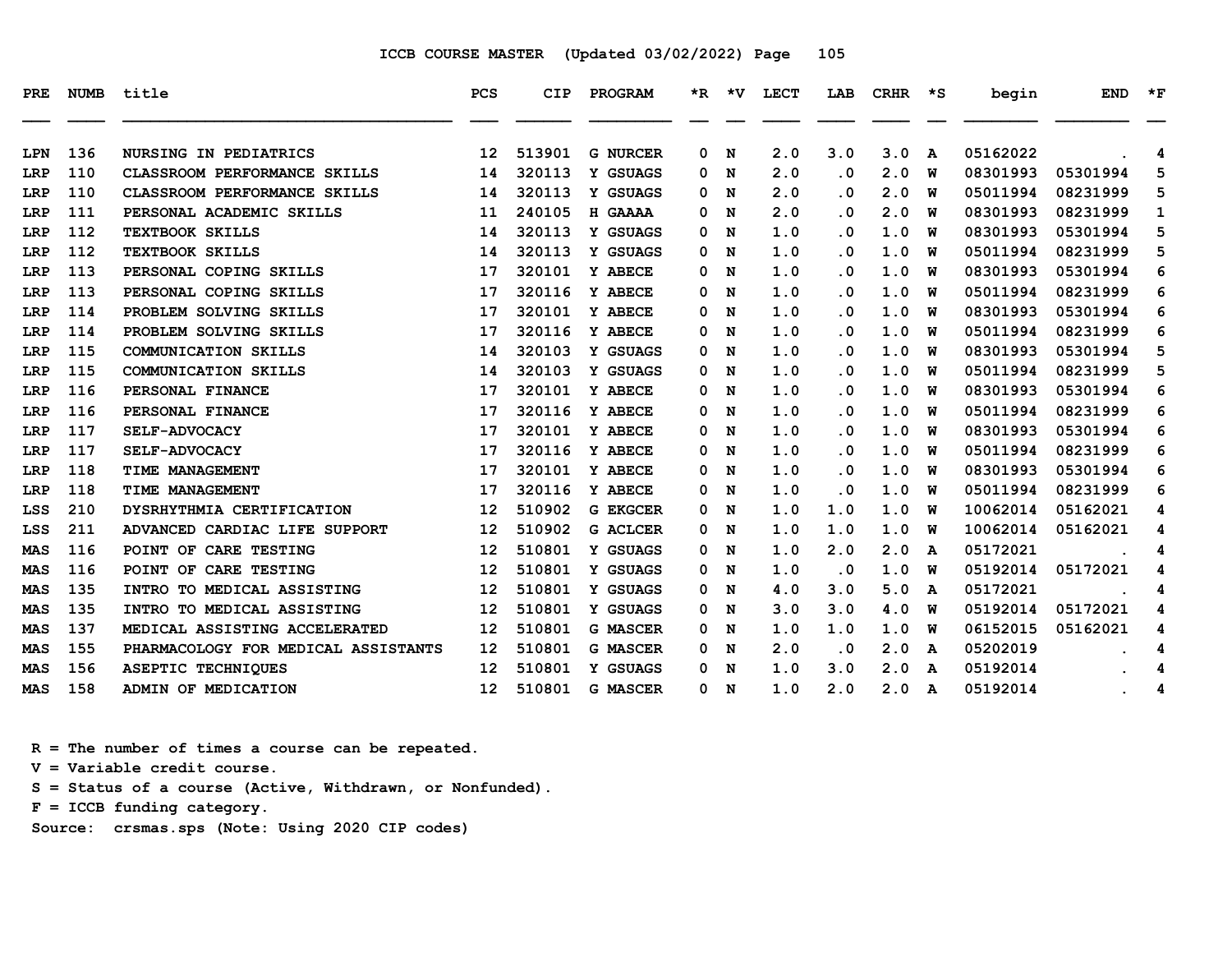ICCB COURSE MASTER (Updated 03/02/2022)

| PRE | NUMB | title | PCS | CIP | PROGRAM | *R | *V | LECT | LAB | CRHR | *S | begin | END | *F |
|---|---|---|---|---|---|---|---|---|---|---|---|---|---|---|
| LPN | 136 | NURSING IN PEDIATRICS | 12 | 513901 | G NURCER | 0 | N | 2.0 | 3.0 | 3.0 | A | 05162022 | . | 4 |
| LRP | 110 | CLASSROOM PERFORMANCE SKILLS | 14 | 320113 | Y GSUAGS | 0 | N | 2.0 | .0 | 2.0 | W | 08301993 | 05301994 | 5 |
| LRP | 110 | CLASSROOM PERFORMANCE SKILLS | 14 | 320113 | Y GSUAGS | 0 | N | 2.0 | .0 | 2.0 | W | 05011994 | 08231999 | 5 |
| LRP | 111 | PERSONAL ACADEMIC SKILLS | 11 | 240105 | H GAAAA | 0 | N | 2.0 | .0 | 2.0 | W | 08301993 | 08231999 | 1 |
| LRP | 112 | TEXTBOOK SKILLS | 14 | 320113 | Y GSUAGS | 0 | N | 1.0 | .0 | 1.0 | W | 08301993 | 05301994 | 5 |
| LRP | 112 | TEXTBOOK SKILLS | 14 | 320113 | Y GSUAGS | 0 | N | 1.0 | .0 | 1.0 | W | 05011994 | 08231999 | 5 |
| LRP | 113 | PERSONAL COPING SKILLS | 17 | 320101 | Y ABECE | 0 | N | 1.0 | .0 | 1.0 | W | 08301993 | 05301994 | 6 |
| LRP | 113 | PERSONAL COPING SKILLS | 17 | 320116 | Y ABECE | 0 | N | 1.0 | .0 | 1.0 | W | 05011994 | 08231999 | 6 |
| LRP | 114 | PROBLEM SOLVING SKILLS | 17 | 320101 | Y ABECE | 0 | N | 1.0 | .0 | 1.0 | W | 08301993 | 05301994 | 6 |
| LRP | 114 | PROBLEM SOLVING SKILLS | 17 | 320116 | Y ABECE | 0 | N | 1.0 | .0 | 1.0 | W | 05011994 | 08231999 | 6 |
| LRP | 115 | COMMUNICATION SKILLS | 14 | 320103 | Y GSUAGS | 0 | N | 1.0 | .0 | 1.0 | W | 08301993 | 05301994 | 5 |
| LRP | 115 | COMMUNICATION SKILLS | 14 | 320103 | Y GSUAGS | 0 | N | 1.0 | .0 | 1.0 | W | 05011994 | 08231999 | 5 |
| LRP | 116 | PERSONAL FINANCE | 17 | 320101 | Y ABECE | 0 | N | 1.0 | .0 | 1.0 | W | 08301993 | 05301994 | 6 |
| LRP | 116 | PERSONAL FINANCE | 17 | 320116 | Y ABECE | 0 | N | 1.0 | .0 | 1.0 | W | 05011994 | 08231999 | 6 |
| LRP | 117 | SELF-ADVOCACY | 17 | 320101 | Y ABECE | 0 | N | 1.0 | .0 | 1.0 | W | 08301993 | 05301994 | 6 |
| LRP | 117 | SELF-ADVOCACY | 17 | 320116 | Y ABECE | 0 | N | 1.0 | .0 | 1.0 | W | 05011994 | 08231999 | 6 |
| LRP | 118 | TIME MANAGEMENT | 17 | 320101 | Y ABECE | 0 | N | 1.0 | .0 | 1.0 | W | 08301993 | 05301994 | 6 |
| LRP | 118 | TIME MANAGEMENT | 17 | 320116 | Y ABECE | 0 | N | 1.0 | .0 | 1.0 | W | 05011994 | 08231999 | 6 |
| LSS | 210 | DYSRHYTHMIA CERTIFICATION | 12 | 510902 | G EKGCER | 0 | N | 1.0 | 1.0 | 1.0 | W | 10062014 | 05162021 | 4 |
| LSS | 211 | ADVANCED CARDIAC LIFE SUPPORT | 12 | 510902 | G ACLCER | 0 | N | 1.0 | 1.0 | 1.0 | W | 10062014 | 05162021 | 4 |
| MAS | 116 | POINT OF CARE TESTING | 12 | 510801 | Y GSUAGS | 0 | N | 1.0 | 2.0 | 2.0 | A | 05172021 | . | 4 |
| MAS | 116 | POINT OF CARE TESTING | 12 | 510801 | Y GSUAGS | 0 | N | 1.0 | .0 | 1.0 | W | 05192014 | 05172021 | 4 |
| MAS | 135 | INTRO TO MEDICAL ASSISTING | 12 | 510801 | Y GSUAGS | 0 | N | 4.0 | 3.0 | 5.0 | A | 05172021 | . | 4 |
| MAS | 135 | INTRO TO MEDICAL ASSISTING | 12 | 510801 | Y GSUAGS | 0 | N | 3.0 | 3.0 | 4.0 | W | 05192014 | 05172021 | 4 |
| MAS | 137 | MEDICAL ASSISTING ACCELERATED | 12 | 510801 | G MASCER | 0 | N | 1.0 | 1.0 | 1.0 | W | 06152015 | 05162021 | 4 |
| MAS | 155 | PHARMACOLOGY FOR MEDICAL ASSISTANTS | 12 | 510801 | G MASCER | 0 | N | 2.0 | .0 | 2.0 | A | 05202019 | . | 4 |
| MAS | 156 | ASEPTIC TECHNIQUES | 12 | 510801 | Y GSUAGS | 0 | N | 1.0 | 3.0 | 2.0 | A | 05192014 | . | 4 |
| MAS | 158 | ADMIN OF MEDICATION | 12 | 510801 | G MASCER | 0 | N | 1.0 | 2.0 | 2.0 | A | 05192014 | . | 4 |

R = The number of times a course can be repeated.
V = Variable credit course.
S = Status of a course (Active, Withdrawn, or Nonfunded).
F = ICCB funding category.
Source: crsmas.sps (Note: Using 2020 CIP codes)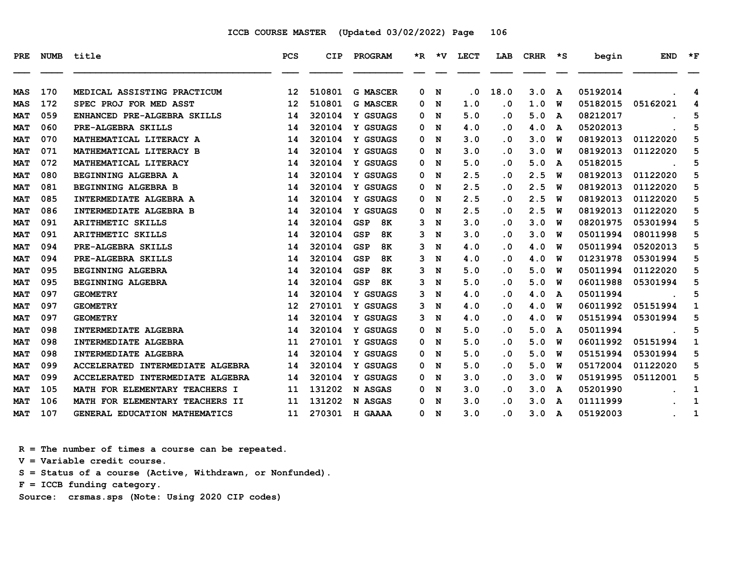## ICCB COURSE MASTER (Updated 03/02/2022)

| PRE | NUMB | title | PCS | CIP | PROGRAM | *R | *V | LECT | LAB | CRHR | *S | begin | END | *F |
|---|---|---|---|---|---|---|---|---|---|---|---|---|---|---|
| MAS | 170 | MEDICAL ASSISTING PRACTICUM | 12 | 510801 | G MASCER | 0 | N | .0 | 18.0 | 3.0 | A | 05192014 | . | 4 |
| MAS | 172 | SPEC PROJ FOR MED ASST | 12 | 510801 | G MASCER | 0 | N | 1.0 | .0 | 1.0 | W | 05182015 | 05162021 | 4 |
| MAT | 059 | ENHANCED PRE-ALGEBRA SKILLS | 14 | 320104 | Y GSUAGS | 0 | N | 5.0 | .0 | 5.0 | A | 08212017 | . | 5 |
| MAT | 060 | PRE-ALGEBRA SKILLS | 14 | 320104 | Y GSUAGS | 0 | N | 4.0 | .0 | 4.0 | A | 05202013 | . | 5 |
| MAT | 070 | MATHEMATICAL LITERACY A | 14 | 320104 | Y GSUAGS | 0 | N | 3.0 | .0 | 3.0 | W | 08192013 | 01122020 | 5 |
| MAT | 071 | MATHEMATICAL LITERACY B | 14 | 320104 | Y GSUAGS | 0 | N | 3.0 | .0 | 3.0 | W | 08192013 | 01122020 | 5 |
| MAT | 072 | MATHEMATICAL LITERACY | 14 | 320104 | Y GSUAGS | 0 | N | 5.0 | .0 | 5.0 | A | 05182015 | . | 5 |
| MAT | 080 | BEGINNING ALGEBRA A | 14 | 320104 | Y GSUAGS | 0 | N | 2.5 | .0 | 2.5 | W | 08192013 | 01122020 | 5 |
| MAT | 081 | BEGINNING ALGEBRA B | 14 | 320104 | Y GSUAGS | 0 | N | 2.5 | .0 | 2.5 | W | 08192013 | 01122020 | 5 |
| MAT | 085 | INTERMEDIATE ALGEBRA A | 14 | 320104 | Y GSUAGS | 0 | N | 2.5 | .0 | 2.5 | W | 08192013 | 01122020 | 5 |
| MAT | 086 | INTERMEDIATE ALGEBRA B | 14 | 320104 | Y GSUAGS | 0 | N | 2.5 | .0 | 2.5 | W | 08192013 | 01122020 | 5 |
| MAT | 091 | ARITHMETIC SKILLS | 14 | 320104 | GSP 8K | 3 | N | 3.0 | .0 | 3.0 | W | 08201975 | 05301994 | 5 |
| MAT | 091 | ARITHMETIC SKILLS | 14 | 320104 | GSP 8K | 3 | N | 3.0 | .0 | 3.0 | W | 05011994 | 08011998 | 5 |
| MAT | 094 | PRE-ALGEBRA SKILLS | 14 | 320104 | GSP 8K | 3 | N | 4.0 | .0 | 4.0 | W | 05011994 | 05202013 | 5 |
| MAT | 094 | PRE-ALGEBRA SKILLS | 14 | 320104 | GSP 8K | 3 | N | 4.0 | .0 | 4.0 | W | 01231978 | 05301994 | 5 |
| MAT | 095 | BEGINNING ALGEBRA | 14 | 320104 | GSP 8K | 3 | N | 5.0 | .0 | 5.0 | W | 05011994 | 01122020 | 5 |
| MAT | 095 | BEGINNING ALGEBRA | 14 | 320104 | GSP 8K | 3 | N | 5.0 | .0 | 5.0 | W | 06011988 | 05301994 | 5 |
| MAT | 097 | GEOMETRY | 14 | 320104 | Y GSUAGS | 3 | N | 4.0 | .0 | 4.0 | A | 05011994 | . | 5 |
| MAT | 097 | GEOMETRY | 12 | 270101 | Y GSUAGS | 3 | N | 4.0 | .0 | 4.0 | W | 06011992 | 05151994 | 1 |
| MAT | 097 | GEOMETRY | 14 | 320104 | Y GSUAGS | 3 | N | 4.0 | .0 | 4.0 | W | 05151994 | 05301994 | 5 |
| MAT | 098 | INTERMEDIATE ALGEBRA | 14 | 320104 | Y GSUAGS | 0 | N | 5.0 | .0 | 5.0 | A | 05011994 | . | 5 |
| MAT | 098 | INTERMEDIATE ALGEBRA | 11 | 270101 | Y GSUAGS | 0 | N | 5.0 | .0 | 5.0 | W | 06011992 | 05151994 | 1 |
| MAT | 098 | INTERMEDIATE ALGEBRA | 14 | 320104 | Y GSUAGS | 0 | N | 5.0 | .0 | 5.0 | W | 05151994 | 05301994 | 5 |
| MAT | 099 | ACCELERATED INTERMEDIATE ALGEBRA | 14 | 320104 | Y GSUAGS | 0 | N | 5.0 | .0 | 5.0 | W | 05172004 | 01122020 | 5 |
| MAT | 099 | ACCELERATED INTERMEDIATE ALGEBRA | 14 | 320104 | Y GSUAGS | 0 | N | 3.0 | .0 | 3.0 | W | 05191995 | 05112001 | 5 |
| MAT | 105 | MATH FOR ELEMENTARY TEACHERS I | 11 | 131202 | N ASGAS | 0 | N | 3.0 | .0 | 3.0 | A | 05201990 | . | 1 |
| MAT | 106 | MATH FOR ELEMENTARY TEACHERS II | 11 | 131202 | N ASGAS | 0 | N | 3.0 | .0 | 3.0 | A | 01111999 | . | 1 |
| MAT | 107 | GENERAL EDUCATION MATHEMATICS | 11 | 270301 | H GAAAA | 0 | N | 3.0 | .0 | 3.0 | A | 05192003 | . | 1 |

R = The number of times a course can be repeated.
V = Variable credit course.
S = Status of a course (Active, Withdrawn, or Nonfunded).
F = ICCB funding category.
Source: crsmas.sps (Note: Using 2020 CIP codes)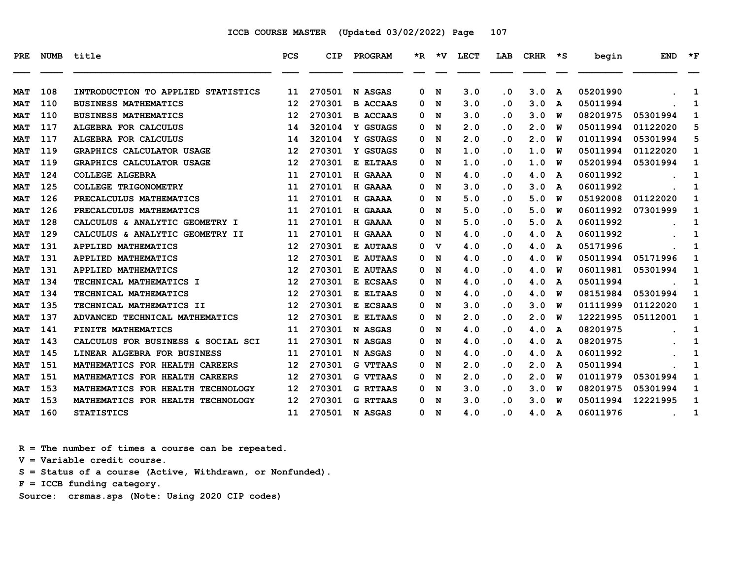ICCB COURSE MASTER (Updated 03/02/2022)

| PRE | NUMB | title | PCS | CIP | PROGRAM | *R | *V | LECT | LAB | CRHR | *S | begin | END | *F |
|---|---|---|---|---|---|---|---|---|---|---|---|---|---|---|
| MAT | 108 | INTRODUCTION TO APPLIED STATISTICS | 11 | 270501 | N ASGAS | 0 | N | 3.0 | .0 | 3.0 | A | 05201990 | . | 1 |
| MAT | 110 | BUSINESS MATHEMATICS | 12 | 270301 | B ACCAAS | 0 | N | 3.0 | .0 | 3.0 | A | 05011994 | . | 1 |
| MAT | 110 | BUSINESS MATHEMATICS | 12 | 270301 | B ACCAAS | 0 | N | 3.0 | .0 | 3.0 | W | 08201975 | 05301994 | 1 |
| MAT | 117 | ALGEBRA FOR CALCULUS | 14 | 320104 | Y GSUAGS | 0 | N | 2.0 | .0 | 2.0 | W | 05011994 | 01122020 | 5 |
| MAT | 117 | ALGEBRA FOR CALCULUS | 14 | 320104 | Y GSUAGS | 0 | N | 2.0 | .0 | 2.0 | W | 01011994 | 05301994 | 5 |
| MAT | 119 | GRAPHICS CALCULATOR USAGE | 12 | 270301 | Y GSUAGS | 0 | N | 1.0 | .0 | 1.0 | W | 05011994 | 01122020 | 1 |
| MAT | 119 | GRAPHICS CALCULATOR USAGE | 12 | 270301 | E ELTAAS | 0 | N | 1.0 | .0 | 1.0 | W | 05201994 | 05301994 | 1 |
| MAT | 124 | COLLEGE ALGEBRA | 11 | 270101 | H GAAAA | 0 | N | 4.0 | .0 | 4.0 | A | 06011992 | . | 1 |
| MAT | 125 | COLLEGE TRIGONOMETRY | 11 | 270101 | H GAAAA | 0 | N | 3.0 | .0 | 3.0 | A | 06011992 | . | 1 |
| MAT | 126 | PRECALCULUS MATHEMATICS | 11 | 270101 | H GAAAA | 0 | N | 5.0 | .0 | 5.0 | W | 05192008 | 01122020 | 1 |
| MAT | 126 | PRECALCULUS MATHEMATICS | 11 | 270101 | H GAAAA | 0 | N | 5.0 | .0 | 5.0 | W | 06011992 | 07301999 | 1 |
| MAT | 128 | CALCULUS & ANALYTIC GEOMETRY I | 11 | 270101 | H GAAAA | 0 | N | 5.0 | .0 | 5.0 | A | 06011992 | . | 1 |
| MAT | 129 | CALCULUS & ANALYTIC GEOMETRY II | 11 | 270101 | H GAAAA | 0 | N | 4.0 | .0 | 4.0 | A | 06011992 | . | 1 |
| MAT | 131 | APPLIED MATHEMATICS | 12 | 270301 | E AUTAAS | 0 | V | 4.0 | .0 | 4.0 | A | 05171996 | . | 1 |
| MAT | 131 | APPLIED MATHEMATICS | 12 | 270301 | E AUTAAS | 0 | N | 4.0 | .0 | 4.0 | W | 05011994 | 05171996 | 1 |
| MAT | 131 | APPLIED MATHEMATICS | 12 | 270301 | E AUTAAS | 0 | N | 4.0 | .0 | 4.0 | W | 06011981 | 05301994 | 1 |
| MAT | 134 | TECHNICAL MATHEMATICS I | 12 | 270301 | E ECSAAS | 0 | N | 4.0 | .0 | 4.0 | A | 05011994 | . | 1 |
| MAT | 134 | TECHNICAL MATHEMATICS | 12 | 270301 | E ELTAAS | 0 | N | 4.0 | .0 | 4.0 | W | 08151984 | 05301994 | 1 |
| MAT | 135 | TECHNICAL MATHEMATICS II | 12 | 270301 | E ECSAAS | 0 | N | 3.0 | .0 | 3.0 | W | 01111999 | 01122020 | 1 |
| MAT | 137 | ADVANCED TECHNICAL MATHEMATICS | 12 | 270301 | E ELTAAS | 0 | N | 2.0 | .0 | 2.0 | W | 12221995 | 05112001 | 1 |
| MAT | 141 | FINITE MATHEMATICS | 11 | 270301 | N ASGAS | 0 | N | 4.0 | .0 | 4.0 | A | 08201975 | . | 1 |
| MAT | 143 | CALCULUS FOR BUSINESS & SOCIAL SCI | 11 | 270301 | N ASGAS | 0 | N | 4.0 | .0 | 4.0 | A | 08201975 | . | 1 |
| MAT | 145 | LINEAR ALGEBRA FOR BUSINESS | 11 | 270101 | N ASGAS | 0 | N | 4.0 | .0 | 4.0 | A | 06011992 | . | 1 |
| MAT | 151 | MATHEMATICS FOR HEALTH CAREERS | 12 | 270301 | G VTTAAS | 0 | N | 2.0 | .0 | 2.0 | A | 05011994 | . | 1 |
| MAT | 151 | MATHEMATICS FOR HEALTH CAREERS | 12 | 270301 | G VTTAAS | 0 | N | 2.0 | .0 | 2.0 | W | 01011979 | 05301994 | 1 |
| MAT | 153 | MATHEMATICS FOR HEALTH TECHNOLOGY | 12 | 270301 | G RTTAAS | 0 | N | 3.0 | .0 | 3.0 | W | 08201975 | 05301994 | 1 |
| MAT | 153 | MATHEMATICS FOR HEALTH TECHNOLOGY | 12 | 270301 | G RTTAAS | 0 | N | 3.0 | .0 | 3.0 | W | 05011994 | 12221995 | 1 |
| MAT | 160 | STATISTICS | 11 | 270501 | N ASGAS | 0 | N | 4.0 | .0 | 4.0 | A | 06011976 | . | 1 |

R = The number of times a course can be repeated.
V = Variable credit course.
S = Status of a course (Active, Withdrawn, or Nonfunded).
F = ICCB funding category.
Source: crsmas.sps (Note: Using 2020 CIP codes)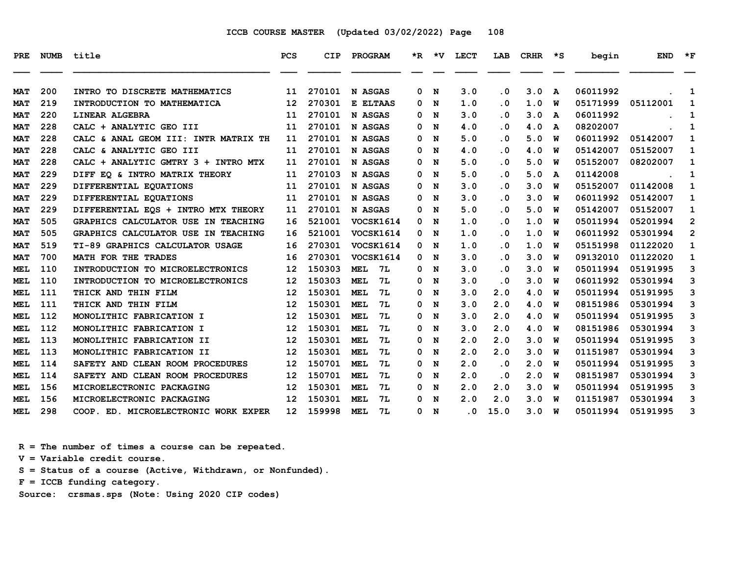ICCB COURSE MASTER (Updated 03/02/2022)

| PRE | NUMB | title | PCS | CIP | PROGRAM | *R | *V | LECT | LAB | CRHR | *S | begin | END | *F |
|---|---|---|---|---|---|---|---|---|---|---|---|---|---|---|
| MAT | 200 | INTRO TO DISCRETE MATHEMATICS | 11 | 270101 | N ASGAS | 0 | N | 3.0 | .0 | 3.0 | A | 06011992 | . | 1 |
| MAT | 219 | INTRODUCTION TO MATHEMATICA | 12 | 270301 | E ELTAAS | 0 | N | 1.0 | .0 | 1.0 | W | 05171999 | 05112001 | 1 |
| MAT | 220 | LINEAR ALGEBRA | 11 | 270101 | N ASGAS | 0 | N | 3.0 | .0 | 3.0 | A | 06011992 | . | 1 |
| MAT | 228 | CALC + ANALYTIC GEO III | 11 | 270101 | N ASGAS | 0 | N | 4.0 | .0 | 4.0 | A | 08202007 | . | 1 |
| MAT | 228 | CALC & ANAL GEOM III: INTR MATRIX TH | 11 | 270101 | N ASGAS | 0 | N | 5.0 | .0 | 5.0 | W | 06011992 | 05142007 | 1 |
| MAT | 228 | CALC & ANALYTIC GEO III | 11 | 270101 | N ASGAS | 0 | N | 4.0 | .0 | 4.0 | W | 05142007 | 05152007 | 1 |
| MAT | 228 | CALC + ANALYTIC GMTRY 3 + INTRO MTX | 11 | 270101 | N ASGAS | 0 | N | 5.0 | .0 | 5.0 | W | 05152007 | 08202007 | 1 |
| MAT | 229 | DIFF EQ & INTRO MATRIX THEORY | 11 | 270103 | N ASGAS | 0 | N | 5.0 | .0 | 5.0 | A | 01142008 | . | 1 |
| MAT | 229 | DIFFERENTIAL EQUATIONS | 11 | 270101 | N ASGAS | 0 | N | 3.0 | .0 | 3.0 | W | 05152007 | 01142008 | 1 |
| MAT | 229 | DIFFERENTIAL EQUATIONS | 11 | 270101 | N ASGAS | 0 | N | 3.0 | .0 | 3.0 | W | 06011992 | 05142007 | 1 |
| MAT | 229 | DIFFERENTIAL EQS + INTRO MTX THEORY | 11 | 270101 | N ASGAS | 0 | N | 5.0 | .0 | 5.0 | W | 05142007 | 05152007 | 1 |
| MAT | 505 | GRAPHICS CALCULATOR USE IN TEACHING | 16 | 521001 | VOCSK1614 | 0 | N | 1.0 | .0 | 1.0 | W | 05011994 | 05201994 | 2 |
| MAT | 505 | GRAPHICS CALCULATOR USE IN TEACHING | 16 | 521001 | VOCSK1614 | 0 | N | 1.0 | .0 | 1.0 | W | 06011992 | 05301994 | 2 |
| MAT | 519 | TI-89 GRAPHICS CALCULATOR USAGE | 16 | 270301 | VOCSK1614 | 0 | N | 1.0 | .0 | 1.0 | W | 05151998 | 01122020 | 1 |
| MAT | 700 | MATH FOR THE TRADES | 16 | 270301 | VOCSK1614 | 0 | N | 3.0 | .0 | 3.0 | W | 09132010 | 01122020 | 1 |
| MEL | 110 | INTRODUCTION TO MICROELECTRONICS | 12 | 150303 | MEL 7L | 0 | N | 3.0 | .0 | 3.0 | W | 05011994 | 05191995 | 3 |
| MEL | 110 | INTRODUCTION TO MICROELECTRONICS | 12 | 150303 | MEL 7L | 0 | N | 3.0 | .0 | 3.0 | W | 06011992 | 05301994 | 3 |
| MEL | 111 | THICK AND THIN FILM | 12 | 150301 | MEL 7L | 0 | N | 3.0 | 2.0 | 4.0 | W | 05011994 | 05191995 | 3 |
| MEL | 111 | THICK AND THIN FILM | 12 | 150301 | MEL 7L | 0 | N | 3.0 | 2.0 | 4.0 | W | 08151986 | 05301994 | 3 |
| MEL | 112 | MONOLITHIC FABRICATION I | 12 | 150301 | MEL 7L | 0 | N | 3.0 | 2.0 | 4.0 | W | 05011994 | 05191995 | 3 |
| MEL | 112 | MONOLITHIC FABRICATION I | 12 | 150301 | MEL 7L | 0 | N | 3.0 | 2.0 | 4.0 | W | 08151986 | 05301994 | 3 |
| MEL | 113 | MONOLITHIC FABRICATION II | 12 | 150301 | MEL 7L | 0 | N | 2.0 | 2.0 | 3.0 | W | 05011994 | 05191995 | 3 |
| MEL | 113 | MONOLITHIC FABRICATION II | 12 | 150301 | MEL 7L | 0 | N | 2.0 | 2.0 | 3.0 | W | 01151987 | 05301994 | 3 |
| MEL | 114 | SAFETY AND CLEAN ROOM PROCEDURES | 12 | 150701 | MEL 7L | 0 | N | 2.0 | .0 | 2.0 | W | 05011994 | 05191995 | 3 |
| MEL | 114 | SAFETY AND CLEAN ROOM PROCEDURES | 12 | 150701 | MEL 7L | 0 | N | 2.0 | .0 | 2.0 | W | 08151987 | 05301994 | 3 |
| MEL | 156 | MICROELECTRONIC PACKAGING | 12 | 150301 | MEL 7L | 0 | N | 2.0 | 2.0 | 3.0 | W | 05011994 | 05191995 | 3 |
| MEL | 156 | MICROELECTRONIC PACKAGING | 12 | 150301 | MEL 7L | 0 | N | 2.0 | 2.0 | 3.0 | W | 01151987 | 05301994 | 3 |
| MEL | 298 | COOP. ED. MICROELECTRONIC WORK EXPER | 12 | 159998 | MEL 7L | 0 | N | .0 | 15.0 | 3.0 | W | 05011994 | 05191995 | 3 |

R = The number of times a course can be repeated.
V = Variable credit course.
S = Status of a course (Active, Withdrawn, or Nonfunded).
F = ICCB funding category.
Source: crsmas.sps (Note: Using 2020 CIP codes)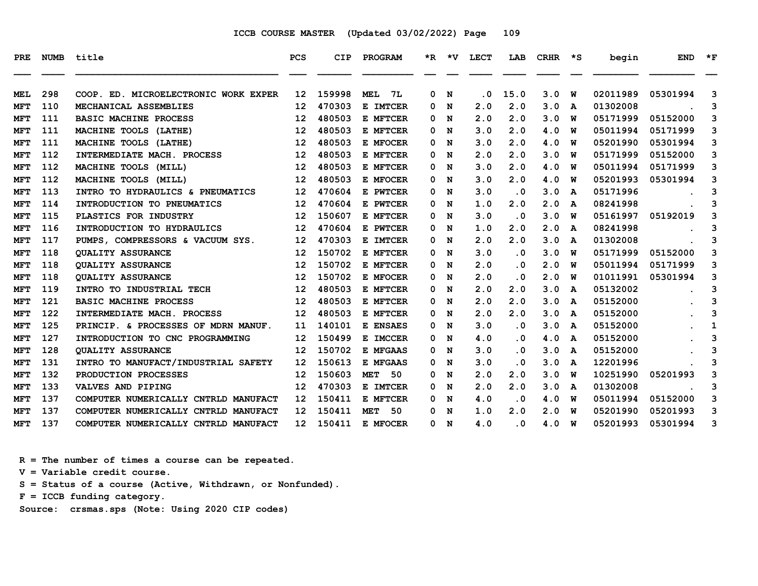ICCB COURSE MASTER (Updated 03/02/2022) Page 109

| PRE | NUMB | title | PCS | CIP | PROGRAM | *R | *V | LECT | LAB | CRHR | *S | begin | END | *F |
|---|---|---|---|---|---|---|---|---|---|---|---|---|---|---|
| MEL | 298 | COOP. ED. MICROELECTRONIC WORK EXPER | 12 | 159998 | MEL 7L | 0 | N | .0 | 15.0 | 3.0 | W | 02011989 | 05301994 | 3 |
| MFT | 110 | MECHANICAL ASSEMBLIES | 12 | 470303 | E IMTCER | 0 | N | 2.0 | 2.0 | 3.0 | A | 01302008 | . | 3 |
| MFT | 111 | BASIC MACHINE PROCESS | 12 | 480503 | E MFTCER | 0 | N | 2.0 | 2.0 | 3.0 | W | 05171999 | 05152000 | 3 |
| MFT | 111 | MACHINE TOOLS (LATHE) | 12 | 480503 | E MFTCER | 0 | N | 3.0 | 2.0 | 4.0 | W | 05011994 | 05171999 | 3 |
| MFT | 111 | MACHINE TOOLS (LATHE) | 12 | 480503 | E MFOCER | 0 | N | 3.0 | 2.0 | 4.0 | W | 05201990 | 05301994 | 3 |
| MFT | 112 | INTERMEDIATE MACH. PROCESS | 12 | 480503 | E MFTCER | 0 | N | 2.0 | 2.0 | 3.0 | W | 05171999 | 05152000 | 3 |
| MFT | 112 | MACHINE TOOLS (MILL) | 12 | 480503 | E MFTCER | 0 | N | 3.0 | 2.0 | 4.0 | W | 05011994 | 05171999 | 3 |
| MFT | 112 | MACHINE TOOLS (MILL) | 12 | 480503 | E MFOCER | 0 | N | 3.0 | 2.0 | 4.0 | W | 05201993 | 05301994 | 3 |
| MFT | 113 | INTRO TO HYDRAULICS & PNEUMATICS | 12 | 470604 | E PWTCER | 0 | N | 3.0 | .0 | 3.0 | A | 05171996 | . | 3 |
| MFT | 114 | INTRODUCTION TO PNEUMATICS | 12 | 470604 | E PWTCER | 0 | N | 1.0 | 2.0 | 2.0 | A | 08241998 | . | 3 |
| MFT | 115 | PLASTICS FOR INDUSTRY | 12 | 150607 | E MFTCER | 0 | N | 3.0 | .0 | 3.0 | W | 05161997 | 05192019 | 3 |
| MFT | 116 | INTRODUCTION TO HYDRAULICS | 12 | 470604 | E PWTCER | 0 | N | 1.0 | 2.0 | 2.0 | A | 08241998 | . | 3 |
| MFT | 117 | PUMPS, COMPRESSORS & VACUUM SYS. | 12 | 470303 | E IMTCER | 0 | N | 2.0 | 2.0 | 3.0 | A | 01302008 | . | 3 |
| MFT | 118 | QUALITY ASSURANCE | 12 | 150702 | E MFTCER | 0 | N | 3.0 | .0 | 3.0 | W | 05171999 | 05152000 | 3 |
| MFT | 118 | QUALITY ASSURANCE | 12 | 150702 | E MFTCER | 0 | N | 2.0 | .0 | 2.0 | W | 05011994 | 05171999 | 3 |
| MFT | 118 | QUALITY ASSURANCE | 12 | 150702 | E MFOCER | 0 | N | 2.0 | .0 | 2.0 | W | 01011991 | 05301994 | 3 |
| MFT | 119 | INTRO TO INDUSTRIAL TECH | 12 | 480503 | E MFTCER | 0 | N | 2.0 | 2.0 | 3.0 | A | 05132002 | . | 3 |
| MFT | 121 | BASIC MACHINE PROCESS | 12 | 480503 | E MFTCER | 0 | N | 2.0 | 2.0 | 3.0 | A | 05152000 | . | 3 |
| MFT | 122 | INTERMEDIATE MACH. PROCESS | 12 | 480503 | E MFTCER | 0 | N | 2.0 | 2.0 | 3.0 | A | 05152000 | . | 3 |
| MFT | 125 | PRINCIP. & PROCESSES OF MDRN MANUF. | 11 | 140101 | E ENSAES | 0 | N | 3.0 | .0 | 3.0 | A | 05152000 | . | 1 |
| MFT | 127 | INTRODUCTION TO CNC PROGRAMMING | 12 | 150499 | E IMCCER | 0 | N | 4.0 | .0 | 4.0 | A | 05152000 | . | 3 |
| MFT | 128 | QUALITY ASSURANCE | 12 | 150702 | E MFGAAS | 0 | N | 3.0 | .0 | 3.0 | A | 05152000 | . | 3 |
| MFT | 131 | INTRO TO MANUFACT/INDUSTRIAL SAFETY | 12 | 150613 | E MFGAAS | 0 | N | 3.0 | .0 | 3.0 | A | 12201996 | . | 3 |
| MFT | 132 | PRODUCTION PROCESSES | 12 | 150603 | MET 50 | 0 | N | 2.0 | 2.0 | 3.0 | W | 10251990 | 05201993 | 3 |
| MFT | 133 | VALVES AND PIPING | 12 | 470303 | E IMTCER | 0 | N | 2.0 | 2.0 | 3.0 | A | 01302008 | . | 3 |
| MFT | 137 | COMPUTER NUMERICALLY CNTRLD MANUFACT | 12 | 150411 | E MFTCER | 0 | N | 4.0 | .0 | 4.0 | W | 05011994 | 05152000 | 3 |
| MFT | 137 | COMPUTER NUMERICALLY CNTRLD MANUFACT | 12 | 150411 | MET 50 | 0 | N | 1.0 | 2.0 | 2.0 | W | 05201990 | 05201993 | 3 |
| MFT | 137 | COMPUTER NUMERICALLY CNTRLD MANUFACT | 12 | 150411 | E MFOCER | 0 | N | 4.0 | .0 | 4.0 | W | 05201993 | 05301994 | 3 |

R = The number of times a course can be repeated.
V = Variable credit course.
S = Status of a course (Active, Withdrawn, or Nonfunded).
F = ICCB funding category.
Source: crsmas.sps (Note: Using 2020 CIP codes)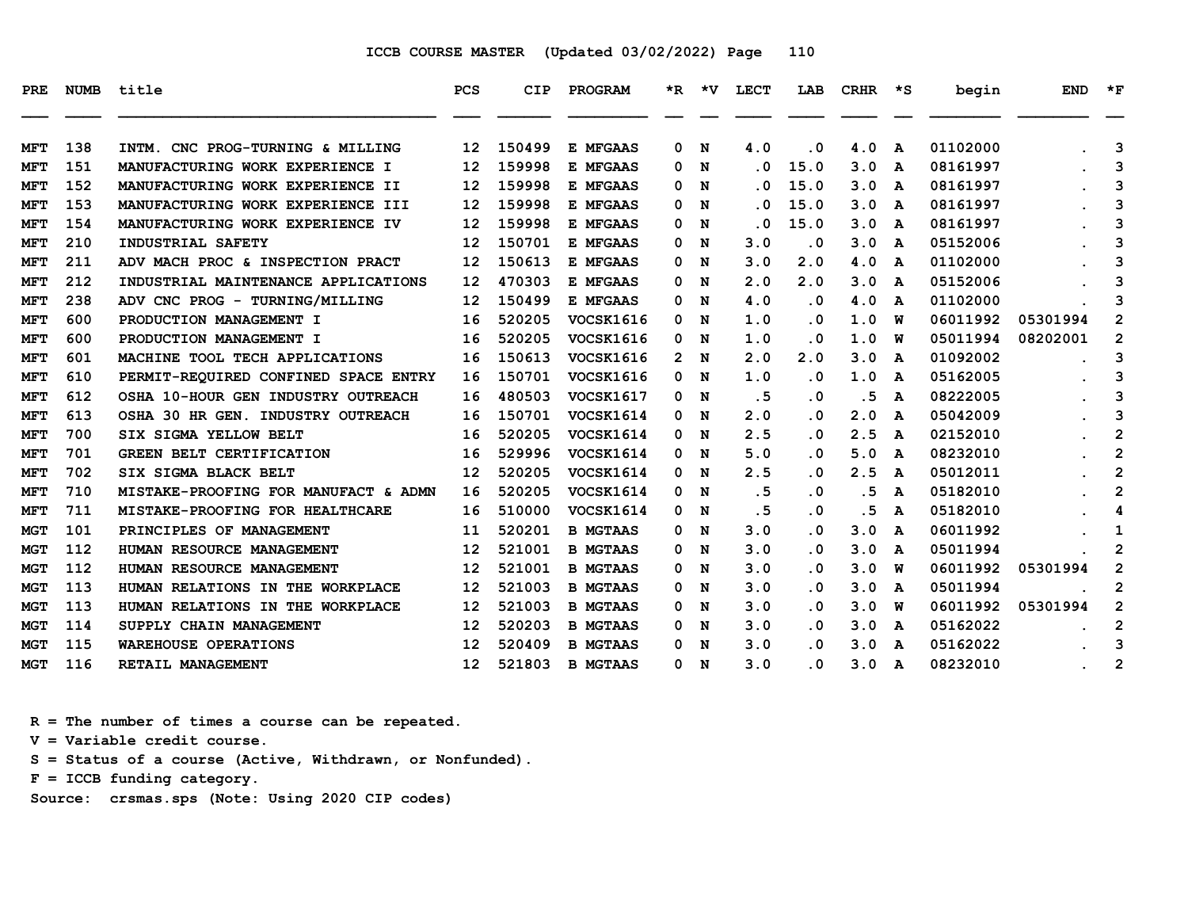ICCB COURSE MASTER (Updated 03/02/2022)

| PRE | NUMB | title | PCS | CIP | PROGRAM | *R | *V | LECT | LAB | CRHR | *S | begin | END | *F |
|---|---|---|---|---|---|---|---|---|---|---|---|---|---|---|
| MFT | 138 | INTM. CNC PROG-TURNING & MILLING | 12 | 150499 | E MFGAAS | 0 | N | 4.0 | .0 | 4.0 | A | 01102000 | . | 3 |
| MFT | 151 | MANUFACTURING WORK EXPERIENCE I | 12 | 159998 | E MFGAAS | 0 | N | .0 | 15.0 | 3.0 | A | 08161997 | . | 3 |
| MFT | 152 | MANUFACTURING WORK EXPERIENCE II | 12 | 159998 | E MFGAAS | 0 | N | .0 | 15.0 | 3.0 | A | 08161997 | . | 3 |
| MFT | 153 | MANUFACTURING WORK EXPERIENCE III | 12 | 159998 | E MFGAAS | 0 | N | .0 | 15.0 | 3.0 | A | 08161997 | . | 3 |
| MFT | 154 | MANUFACTURING WORK EXPERIENCE IV | 12 | 159998 | E MFGAAS | 0 | N | .0 | 15.0 | 3.0 | A | 08161997 | . | 3 |
| MFT | 210 | INDUSTRIAL SAFETY | 12 | 150701 | E MFGAAS | 0 | N | 3.0 | .0 | 3.0 | A | 05152006 | . | 3 |
| MFT | 211 | ADV MACH PROC & INSPECTION PRACT | 12 | 150613 | E MFGAAS | 0 | N | 3.0 | 2.0 | 4.0 | A | 01102000 | . | 3 |
| MFT | 212 | INDUSTRIAL MAINTENANCE APPLICATIONS | 12 | 470303 | E MFGAAS | 0 | N | 2.0 | 2.0 | 3.0 | A | 05152006 | . | 3 |
| MFT | 238 | ADV CNC PROG - TURNING/MILLING | 12 | 150499 | E MFGAAS | 0 | N | 4.0 | .0 | 4.0 | A | 01102000 | . | 3 |
| MFT | 600 | PRODUCTION MANAGEMENT I | 16 | 520205 | VOCSK1616 | 0 | N | 1.0 | .0 | 1.0 | W | 06011992 | 05301994 | 2 |
| MFT | 600 | PRODUCTION MANAGEMENT I | 16 | 520205 | VOCSK1616 | 0 | N | 1.0 | .0 | 1.0 | W | 05011994 | 08202001 | 2 |
| MFT | 601 | MACHINE TOOL TECH APPLICATIONS | 16 | 150613 | VOCSK1616 | 2 | N | 2.0 | 2.0 | 3.0 | A | 01092002 | . | 3 |
| MFT | 610 | PERMIT-REQUIRED CONFINED SPACE ENTRY | 16 | 150701 | VOCSK1616 | 0 | N | 1.0 | .0 | 1.0 | A | 05162005 | . | 3 |
| MFT | 612 | OSHA 10-HOUR GEN INDUSTRY OUTREACH | 16 | 480503 | VOCSK1617 | 0 | N | .5 | .0 | .5 | A | 08222005 | . | 3 |
| MFT | 613 | OSHA 30 HR GEN. INDUSTRY OUTREACH | 16 | 150701 | VOCSK1614 | 0 | N | 2.0 | .0 | 2.0 | A | 05042009 | . | 3 |
| MFT | 700 | SIX SIGMA YELLOW BELT | 16 | 520205 | VOCSK1614 | 0 | N | 2.5 | .0 | 2.5 | A | 02152010 | . | 2 |
| MFT | 701 | GREEN BELT CERTIFICATION | 16 | 529996 | VOCSK1614 | 0 | N | 5.0 | .0 | 5.0 | A | 08232010 | . | 2 |
| MFT | 702 | SIX SIGMA BLACK BELT | 12 | 520205 | VOCSK1614 | 0 | N | 2.5 | .0 | 2.5 | A | 05012011 | . | 2 |
| MFT | 710 | MISTAKE-PROOFING FOR MANUFACT & ADMN | 16 | 520205 | VOCSK1614 | 0 | N | .5 | .0 | .5 | A | 05182010 | . | 2 |
| MFT | 711 | MISTAKE-PROOFING FOR HEALTHCARE | 16 | 510000 | VOCSK1614 | 0 | N | .5 | .0 | .5 | A | 05182010 | . | 4 |
| MGT | 101 | PRINCIPLES OF MANAGEMENT | 11 | 520201 | B MGTAAS | 0 | N | 3.0 | .0 | 3.0 | A | 06011992 | . | 1 |
| MGT | 112 | HUMAN RESOURCE MANAGEMENT | 12 | 521001 | B MGTAAS | 0 | N | 3.0 | .0 | 3.0 | A | 05011994 | . | 2 |
| MGT | 112 | HUMAN RESOURCE MANAGEMENT | 12 | 521001 | B MGTAAS | 0 | N | 3.0 | .0 | 3.0 | W | 06011992 | 05301994 | 2 |
| MGT | 113 | HUMAN RELATIONS IN THE WORKPLACE | 12 | 521003 | B MGTAAS | 0 | N | 3.0 | .0 | 3.0 | A | 05011994 | . | 2 |
| MGT | 113 | HUMAN RELATIONS IN THE WORKPLACE | 12 | 521003 | B MGTAAS | 0 | N | 3.0 | .0 | 3.0 | W | 06011992 | 05301994 | 2 |
| MGT | 114 | SUPPLY CHAIN MANAGEMENT | 12 | 520203 | B MGTAAS | 0 | N | 3.0 | .0 | 3.0 | A | 05162022 | . | 2 |
| MGT | 115 | WAREHOUSE OPERATIONS | 12 | 520409 | B MGTAAS | 0 | N | 3.0 | .0 | 3.0 | A | 05162022 | . | 3 |
| MGT | 116 | RETAIL MANAGEMENT | 12 | 521803 | B MGTAAS | 0 | N | 3.0 | .0 | 3.0 | A | 08232010 | . | 2 |

R = The number of times a course can be repeated.
V = Variable credit course.
S = Status of a course (Active, Withdrawn, or Nonfunded).
F = ICCB funding category.
Source: crsmas.sps (Note: Using 2020 CIP codes)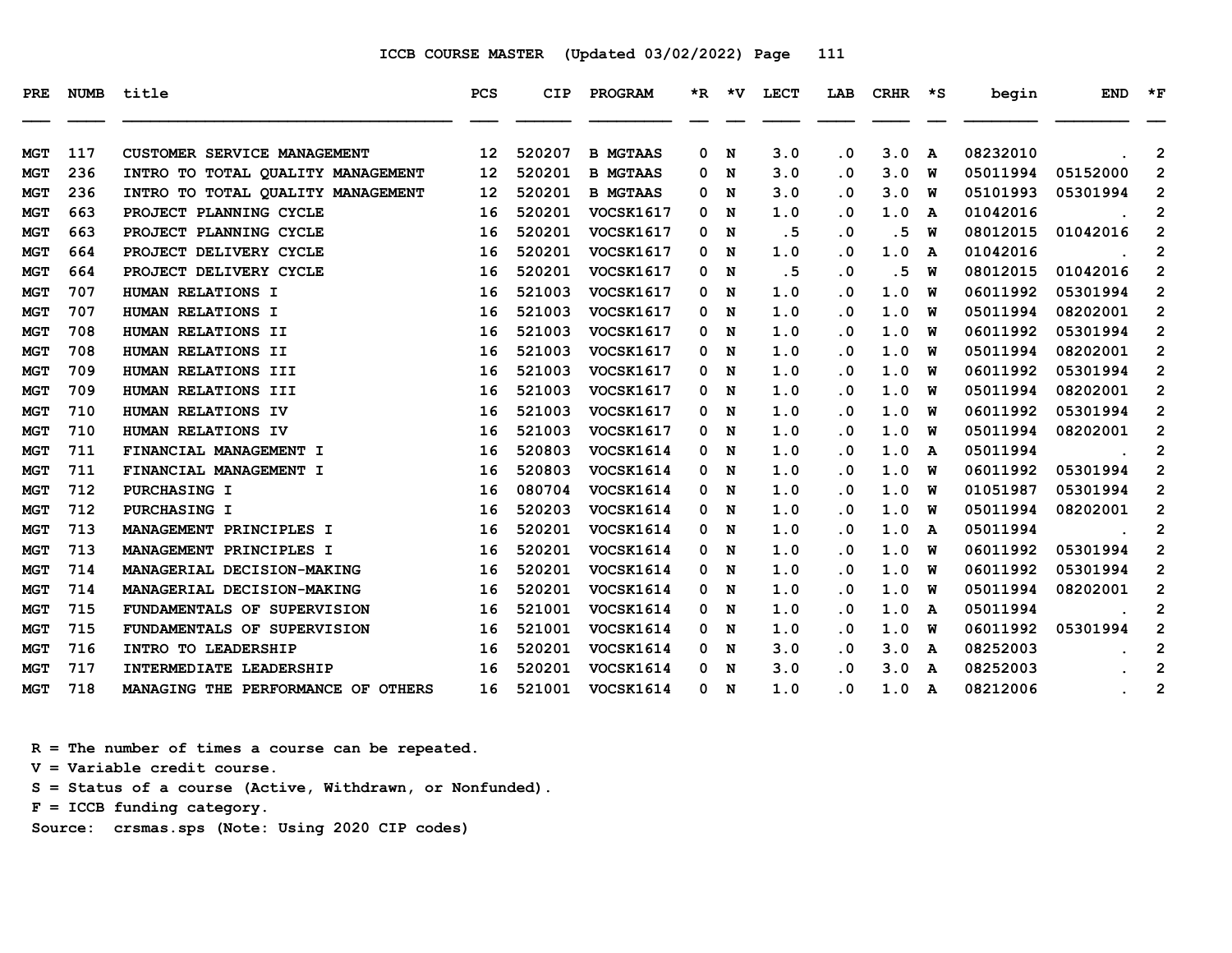ICCB COURSE MASTER (Updated 03/02/2022)

| PRE | NUMB | title | PCS | CIP | PROGRAM | *R | *V | LECT | LAB | CRHR | *S | begin | END | *F |
|---|---|---|---|---|---|---|---|---|---|---|---|---|---|---|
| MGT | 117 | CUSTOMER SERVICE MANAGEMENT | 12 | 520207 | B MGTAAS | 0 | N | 3.0 | .0 | 3.0 | A | 08232010 | . | 2 |
| MGT | 236 | INTRO TO TOTAL QUALITY MANAGEMENT | 12 | 520201 | B MGTAAS | 0 | N | 3.0 | .0 | 3.0 | W | 05011994 | 05152000 | 2 |
| MGT | 236 | INTRO TO TOTAL QUALITY MANAGEMENT | 12 | 520201 | B MGTAAS | 0 | N | 3.0 | .0 | 3.0 | W | 05101993 | 05301994 | 2 |
| MGT | 663 | PROJECT PLANNING CYCLE | 16 | 520201 | VOCSK1617 | 0 | N | 1.0 | .0 | 1.0 | A | 01042016 | . | 2 |
| MGT | 663 | PROJECT PLANNING CYCLE | 16 | 520201 | VOCSK1617 | 0 | N | .5 | .0 | .5 | W | 08012015 | 01042016 | 2 |
| MGT | 664 | PROJECT DELIVERY CYCLE | 16 | 520201 | VOCSK1617 | 0 | N | 1.0 | .0 | 1.0 | A | 01042016 | . | 2 |
| MGT | 664 | PROJECT DELIVERY CYCLE | 16 | 520201 | VOCSK1617 | 0 | N | .5 | .0 | .5 | W | 08012015 | 01042016 | 2 |
| MGT | 707 | HUMAN RELATIONS I | 16 | 521003 | VOCSK1617 | 0 | N | 1.0 | .0 | 1.0 | W | 06011992 | 05301994 | 2 |
| MGT | 707 | HUMAN RELATIONS I | 16 | 521003 | VOCSK1617 | 0 | N | 1.0 | .0 | 1.0 | W | 05011994 | 08202001 | 2 |
| MGT | 708 | HUMAN RELATIONS II | 16 | 521003 | VOCSK1617 | 0 | N | 1.0 | .0 | 1.0 | W | 06011992 | 05301994 | 2 |
| MGT | 708 | HUMAN RELATIONS II | 16 | 521003 | VOCSK1617 | 0 | N | 1.0 | .0 | 1.0 | W | 05011994 | 08202001 | 2 |
| MGT | 709 | HUMAN RELATIONS III | 16 | 521003 | VOCSK1617 | 0 | N | 1.0 | .0 | 1.0 | W | 06011992 | 05301994 | 2 |
| MGT | 709 | HUMAN RELATIONS III | 16 | 521003 | VOCSK1617 | 0 | N | 1.0 | .0 | 1.0 | W | 05011994 | 08202001 | 2 |
| MGT | 710 | HUMAN RELATIONS IV | 16 | 521003 | VOCSK1617 | 0 | N | 1.0 | .0 | 1.0 | W | 06011992 | 05301994 | 2 |
| MGT | 710 | HUMAN RELATIONS IV | 16 | 521003 | VOCSK1617 | 0 | N | 1.0 | .0 | 1.0 | W | 05011994 | 08202001 | 2 |
| MGT | 711 | FINANCIAL MANAGEMENT I | 16 | 520803 | VOCSK1614 | 0 | N | 1.0 | .0 | 1.0 | A | 05011994 | . | 2 |
| MGT | 711 | FINANCIAL MANAGEMENT I | 16 | 520803 | VOCSK1614 | 0 | N | 1.0 | .0 | 1.0 | W | 06011992 | 05301994 | 2 |
| MGT | 712 | PURCHASING I | 16 | 080704 | VOCSK1614 | 0 | N | 1.0 | .0 | 1.0 | W | 01051987 | 05301994 | 2 |
| MGT | 712 | PURCHASING I | 16 | 520203 | VOCSK1614 | 0 | N | 1.0 | .0 | 1.0 | W | 05011994 | 08202001 | 2 |
| MGT | 713 | MANAGEMENT PRINCIPLES I | 16 | 520201 | VOCSK1614 | 0 | N | 1.0 | .0 | 1.0 | A | 05011994 | . | 2 |
| MGT | 713 | MANAGEMENT PRINCIPLES I | 16 | 520201 | VOCSK1614 | 0 | N | 1.0 | .0 | 1.0 | W | 06011992 | 05301994 | 2 |
| MGT | 714 | MANAGERIAL DECISION-MAKING | 16 | 520201 | VOCSK1614 | 0 | N | 1.0 | .0 | 1.0 | W | 06011992 | 05301994 | 2 |
| MGT | 714 | MANAGERIAL DECISION-MAKING | 16 | 520201 | VOCSK1614 | 0 | N | 1.0 | .0 | 1.0 | W | 05011994 | 08202001 | 2 |
| MGT | 715 | FUNDAMENTALS OF SUPERVISION | 16 | 521001 | VOCSK1614 | 0 | N | 1.0 | .0 | 1.0 | A | 05011994 | . | 2 |
| MGT | 715 | FUNDAMENTALS OF SUPERVISION | 16 | 521001 | VOCSK1614 | 0 | N | 1.0 | .0 | 1.0 | W | 06011992 | 05301994 | 2 |
| MGT | 716 | INTRO TO LEADERSHIP | 16 | 520201 | VOCSK1614 | 0 | N | 3.0 | .0 | 3.0 | A | 08252003 | . | 2 |
| MGT | 717 | INTERMEDIATE LEADERSHIP | 16 | 520201 | VOCSK1614 | 0 | N | 3.0 | .0 | 3.0 | A | 08252003 | . | 2 |
| MGT | 718 | MANAGING THE PERFORMANCE OF OTHERS | 16 | 521001 | VOCSK1614 | 0 | N | 1.0 | .0 | 1.0 | A | 08212006 | . | 2 |

R = The number of times a course can be repeated.
V = Variable credit course.
S = Status of a course (Active, Withdrawn, or Nonfunded).
F = ICCB funding category.
Source: crsmas.sps (Note: Using 2020 CIP codes)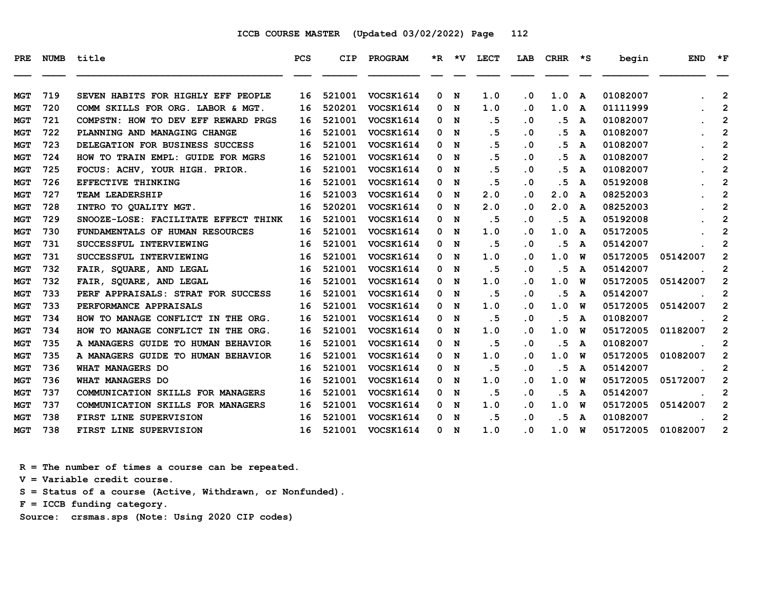ICCB COURSE MASTER (Updated 03/02/2022) Page 112

| PRE | NUMB | title | PCS | CIP | PROGRAM | *R | *V | LECT | LAB | CRHR | *S | begin | END | *F |
|---|---|---|---|---|---|---|---|---|---|---|---|---|---|---|
| MGT | 719 | SEVEN HABITS FOR HIGHLY EFF PEOPLE | 16 | 521001 | VOCSK1614 | 0 | N | 1.0 | .0 | 1.0 | A | 01082007 | . | 2 |
| MGT | 720 | COMM SKILLS FOR ORG. LABOR & MGT. | 16 | 520201 | VOCSK1614 | 0 | N | 1.0 | .0 | 1.0 | A | 01111999 | . | 2 |
| MGT | 721 | COMPSTN: HOW TO DEV EFF REWARD PRGS | 16 | 521001 | VOCSK1614 | 0 | N | .5 | .0 | .5 | A | 01082007 | . | 2 |
| MGT | 722 | PLANNING AND MANAGING CHANGE | 16 | 521001 | VOCSK1614 | 0 | N | .5 | .0 | .5 | A | 01082007 | . | 2 |
| MGT | 723 | DELEGATION FOR BUSINESS SUCCESS | 16 | 521001 | VOCSK1614 | 0 | N | .5 | .0 | .5 | A | 01082007 | . | 2 |
| MGT | 724 | HOW TO TRAIN EMPL: GUIDE FOR MGRS | 16 | 521001 | VOCSK1614 | 0 | N | .5 | .0 | .5 | A | 01082007 | . | 2 |
| MGT | 725 | FOCUS: ACHV, YOUR HIGH. PRIOR. | 16 | 521001 | VOCSK1614 | 0 | N | .5 | .0 | .5 | A | 01082007 | . | 2 |
| MGT | 726 | EFFECTIVE THINKING | 16 | 521001 | VOCSK1614 | 0 | N | .5 | .0 | .5 | A | 05192008 | . | 2 |
| MGT | 727 | TEAM LEADERSHIP | 16 | 521003 | VOCSK1614 | 0 | N | 2.0 | .0 | 2.0 | A | 08252003 | . | 2 |
| MGT | 728 | INTRO TO QUALITY MGT. | 16 | 520201 | VOCSK1614 | 0 | N | 2.0 | .0 | 2.0 | A | 08252003 | . | 2 |
| MGT | 729 | SNOOZE-LOSE: FACILITATE EFFECT THINK | 16 | 521001 | VOCSK1614 | 0 | N | .5 | .0 | .5 | A | 05192008 | . | 2 |
| MGT | 730 | FUNDAMENTALS OF HUMAN RESOURCES | 16 | 521001 | VOCSK1614 | 0 | N | 1.0 | .0 | 1.0 | A | 05172005 | . | 2 |
| MGT | 731 | SUCCESSFUL INTERVIEWING | 16 | 521001 | VOCSK1614 | 0 | N | .5 | .0 | .5 | A | 05142007 | . | 2 |
| MGT | 731 | SUCCESSFUL INTERVIEWING | 16 | 521001 | VOCSK1614 | 0 | N | 1.0 | .0 | 1.0 | W | 05172005 | 05142007 | 2 |
| MGT | 732 | FAIR, SQUARE, AND LEGAL | 16 | 521001 | VOCSK1614 | 0 | N | .5 | .0 | .5 | A | 05142007 | . | 2 |
| MGT | 732 | FAIR, SQUARE, AND LEGAL | 16 | 521001 | VOCSK1614 | 0 | N | 1.0 | .0 | 1.0 | W | 05172005 | 05142007 | 2 |
| MGT | 733 | PERF APPRAISALS: STRAT FOR SUCCESS | 16 | 521001 | VOCSK1614 | 0 | N | .5 | .0 | .5 | A | 05142007 | . | 2 |
| MGT | 733 | PERFORMANCE APPRAISALS | 16 | 521001 | VOCSK1614 | 0 | N | 1.0 | .0 | 1.0 | W | 05172005 | 05142007 | 2 |
| MGT | 734 | HOW TO MANAGE CONFLICT IN THE ORG. | 16 | 521001 | VOCSK1614 | 0 | N | .5 | .0 | .5 | A | 01082007 | . | 2 |
| MGT | 734 | HOW TO MANAGE CONFLICT IN THE ORG. | 16 | 521001 | VOCSK1614 | 0 | N | 1.0 | .0 | 1.0 | W | 05172005 | 01182007 | 2 |
| MGT | 735 | A MANAGERS GUIDE TO HUMAN BEHAVIOR | 16 | 521001 | VOCSK1614 | 0 | N | .5 | .0 | .5 | A | 01082007 | . | 2 |
| MGT | 735 | A MANAGERS GUIDE TO HUMAN BEHAVIOR | 16 | 521001 | VOCSK1614 | 0 | N | 1.0 | .0 | 1.0 | W | 05172005 | 01082007 | 2 |
| MGT | 736 | WHAT MANAGERS DO | 16 | 521001 | VOCSK1614 | 0 | N | .5 | .0 | .5 | A | 05142007 | . | 2 |
| MGT | 736 | WHAT MANAGERS DO | 16 | 521001 | VOCSK1614 | 0 | N | 1.0 | .0 | 1.0 | W | 05172005 | 05172007 | 2 |
| MGT | 737 | COMMUNICATION SKILLS FOR MANAGERS | 16 | 521001 | VOCSK1614 | 0 | N | .5 | .0 | .5 | A | 05142007 | . | 2 |
| MGT | 737 | COMMUNICATION SKILLS FOR MANAGERS | 16 | 521001 | VOCSK1614 | 0 | N | 1.0 | .0 | 1.0 | W | 05172005 | 05142007 | 2 |
| MGT | 738 | FIRST LINE SUPERVISION | 16 | 521001 | VOCSK1614 | 0 | N | .5 | .0 | .5 | A | 01082007 | . | 2 |
| MGT | 738 | FIRST LINE SUPERVISION | 16 | 521001 | VOCSK1614 | 0 | N | 1.0 | .0 | 1.0 | W | 05172005 | 01082007 | 2 |

R = The number of times a course can be repeated.
V = Variable credit course.
S = Status of a course (Active, Withdrawn, or Nonfunded).
F = ICCB funding category.
Source: crsmas.sps (Note: Using 2020 CIP codes)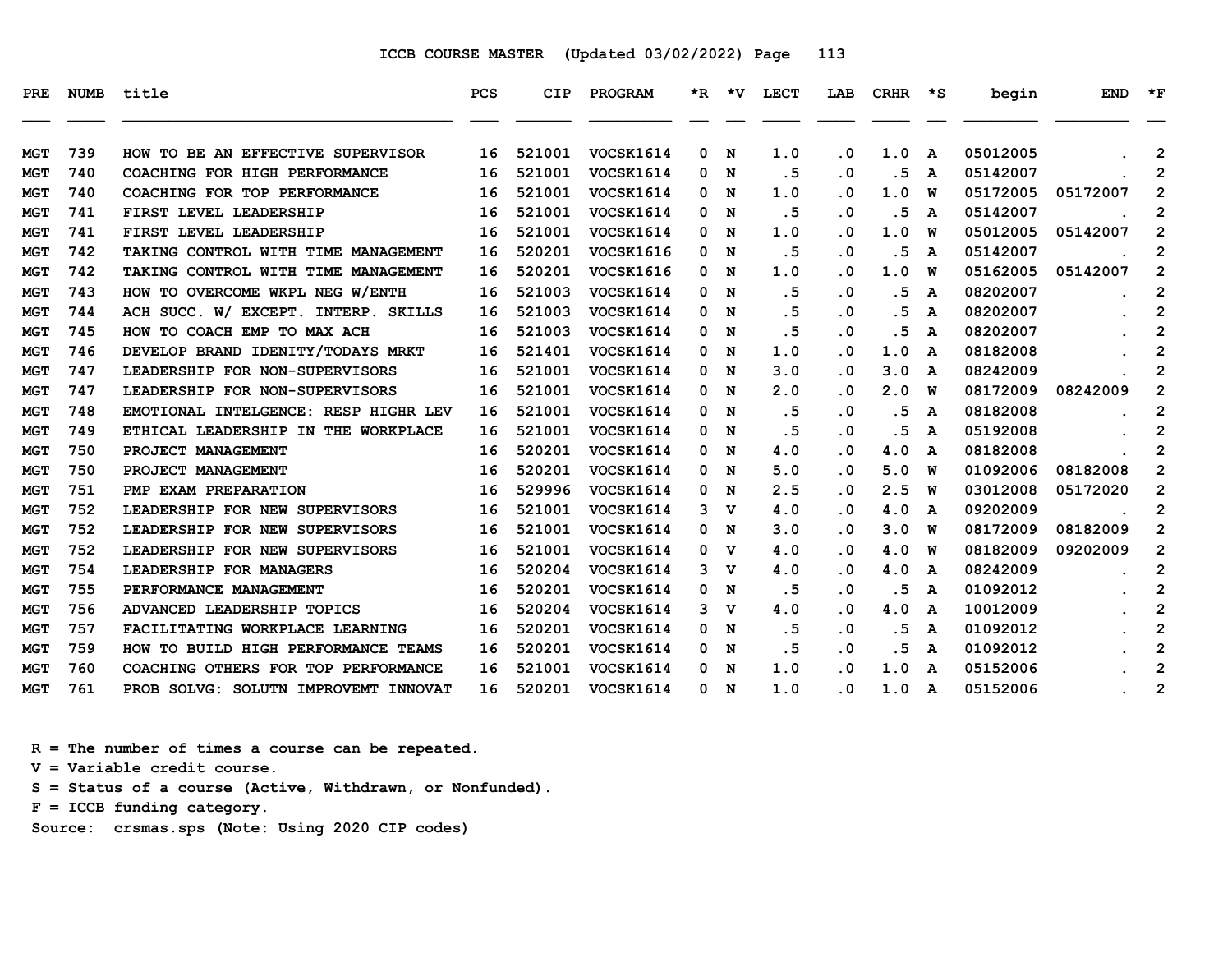ICCB COURSE MASTER (Updated 03/02/2022)

| PRE | NUMB | title | PCS | CIP | PROGRAM | *R | *V | LECT | LAB | CRHR | *S | begin | END | *F |
|---|---|---|---|---|---|---|---|---|---|---|---|---|---|---|
| MGT | 739 | HOW TO BE AN EFFECTIVE SUPERVISOR | 16 | 521001 | VOCSK1614 | 0 | N | 1.0 | .0 | 1.0 | A | 05012005 | . | 2 |
| MGT | 740 | COACHING FOR HIGH PERFORMANCE | 16 | 521001 | VOCSK1614 | 0 | N | .5 | .0 | .5 | A | 05142007 | . | 2 |
| MGT | 740 | COACHING FOR TOP PERFORMANCE | 16 | 521001 | VOCSK1614 | 0 | N | 1.0 | .0 | 1.0 | W | 05172005 | 05172007 | 2 |
| MGT | 741 | FIRST LEVEL LEADERSHIP | 16 | 521001 | VOCSK1614 | 0 | N | .5 | .0 | .5 | A | 05142007 | . | 2 |
| MGT | 741 | FIRST LEVEL LEADERSHIP | 16 | 521001 | VOCSK1614 | 0 | N | 1.0 | .0 | 1.0 | W | 05012005 | 05142007 | 2 |
| MGT | 742 | TAKING CONTROL WITH TIME MANAGEMENT | 16 | 520201 | VOCSK1616 | 0 | N | .5 | .0 | .5 | A | 05142007 | . | 2 |
| MGT | 742 | TAKING CONTROL WITH TIME MANAGEMENT | 16 | 520201 | VOCSK1616 | 0 | N | 1.0 | .0 | 1.0 | W | 05162005 | 05142007 | 2 |
| MGT | 743 | HOW TO OVERCOME WKPL NEG W/ENTH | 16 | 521003 | VOCSK1614 | 0 | N | .5 | .0 | .5 | A | 08202007 | . | 2 |
| MGT | 744 | ACH SUCC. W/ EXCEPT. INTERP. SKILLS | 16 | 521003 | VOCSK1614 | 0 | N | .5 | .0 | .5 | A | 08202007 | . | 2 |
| MGT | 745 | HOW TO COACH EMP TO MAX ACH | 16 | 521003 | VOCSK1614 | 0 | N | .5 | .0 | .5 | A | 08202007 | . | 2 |
| MGT | 746 | DEVELOP BRAND IDENITY/TODAYS MRKT | 16 | 521401 | VOCSK1614 | 0 | N | 1.0 | .0 | 1.0 | A | 08182008 | . | 2 |
| MGT | 747 | LEADERSHIP FOR NON-SUPERVISORS | 16 | 521001 | VOCSK1614 | 0 | N | 3.0 | .0 | 3.0 | A | 08242009 | . | 2 |
| MGT | 747 | LEADERSHIP FOR NON-SUPERVISORS | 16 | 521001 | VOCSK1614 | 0 | N | 2.0 | .0 | 2.0 | W | 08172009 | 08242009 | 2 |
| MGT | 748 | EMOTIONAL INTELGENCE: RESP HIGHR LEV | 16 | 521001 | VOCSK1614 | 0 | N | .5 | .0 | .5 | A | 08182008 | . | 2 |
| MGT | 749 | ETHICAL LEADERSHIP IN THE WORKPLACE | 16 | 521001 | VOCSK1614 | 0 | N | .5 | .0 | .5 | A | 05192008 | . | 2 |
| MGT | 750 | PROJECT MANAGEMENT | 16 | 520201 | VOCSK1614 | 0 | N | 4.0 | .0 | 4.0 | A | 08182008 | . | 2 |
| MGT | 750 | PROJECT MANAGEMENT | 16 | 520201 | VOCSK1614 | 0 | N | 5.0 | .0 | 5.0 | W | 01092006 | 08182008 | 2 |
| MGT | 751 | PMP EXAM PREPARATION | 16 | 529996 | VOCSK1614 | 0 | N | 2.5 | .0 | 2.5 | W | 03012008 | 05172020 | 2 |
| MGT | 752 | LEADERSHIP FOR NEW SUPERVISORS | 16 | 521001 | VOCSK1614 | 3 | V | 4.0 | .0 | 4.0 | A | 09202009 | . | 2 |
| MGT | 752 | LEADERSHIP FOR NEW SUPERVISORS | 16 | 521001 | VOCSK1614 | 0 | N | 3.0 | .0 | 3.0 | W | 08172009 | 08182009 | 2 |
| MGT | 752 | LEADERSHIP FOR NEW SUPERVISORS | 16 | 521001 | VOCSK1614 | 0 | V | 4.0 | .0 | 4.0 | W | 08182009 | 09202009 | 2 |
| MGT | 754 | LEADERSHIP FOR MANAGERS | 16 | 520204 | VOCSK1614 | 3 | V | 4.0 | .0 | 4.0 | A | 08242009 | . | 2 |
| MGT | 755 | PERFORMANCE MANAGEMENT | 16 | 520201 | VOCSK1614 | 0 | N | .5 | .0 | .5 | A | 01092012 | . | 2 |
| MGT | 756 | ADVANCED LEADERSHIP TOPICS | 16 | 520204 | VOCSK1614 | 3 | V | 4.0 | .0 | 4.0 | A | 10012009 | . | 2 |
| MGT | 757 | FACILITATING WORKPLACE LEARNING | 16 | 520201 | VOCSK1614 | 0 | N | .5 | .0 | .5 | A | 01092012 | . | 2 |
| MGT | 759 | HOW TO BUILD HIGH PERFORMANCE TEAMS | 16 | 520201 | VOCSK1614 | 0 | N | .5 | .0 | .5 | A | 01092012 | . | 2 |
| MGT | 760 | COACHING OTHERS FOR TOP PERFORMANCE | 16 | 521001 | VOCSK1614 | 0 | N | 1.0 | .0 | 1.0 | A | 05152006 | . | 2 |
| MGT | 761 | PROB SOLVG: SOLUTN IMPROVEMT INNOVAT | 16 | 520201 | VOCSK1614 | 0 | N | 1.0 | .0 | 1.0 | A | 05152006 | . | 2 |

R = The number of times a course can be repeated.
V = Variable credit course.
S = Status of a course (Active, Withdrawn, or Nonfunded).
F = ICCB funding category.
Source: crsmas.sps (Note: Using 2020 CIP codes)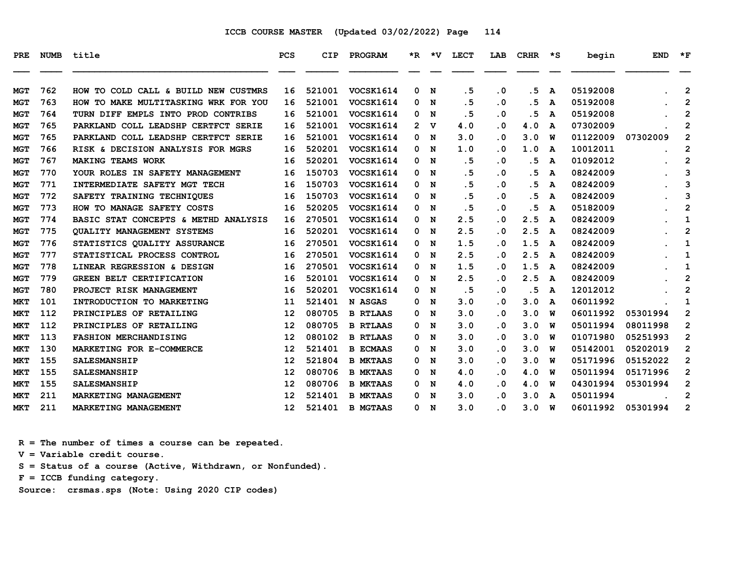ICCB COURSE MASTER (Updated 03/02/2022)

| PRE | NUMB | title | PCS | CIP | PROGRAM | *R | *V | LECT | LAB | CRHR | *S | begin | END | *F |
|---|---|---|---|---|---|---|---|---|---|---|---|---|---|---|
| MGT | 762 | HOW TO COLD CALL & BUILD NEW CUSTMRS | 16 | 521001 | VOCSK1614 | 0 | N | .5 | .0 | .5 | A | 05192008 | . | 2 |
| MGT | 763 | HOW TO MAKE MULTITASKING WRK FOR YOU | 16 | 521001 | VOCSK1614 | 0 | N | .5 | .0 | .5 | A | 05192008 | . | 2 |
| MGT | 764 | TURN DIFF EMPLS INTO PROD CONTRIBS | 16 | 521001 | VOCSK1614 | 0 | N | .5 | .0 | .5 | A | 05192008 | . | 2 |
| MGT | 765 | PARKLAND COLL LEADSHP CERTFCT SERIE | 16 | 521001 | VOCSK1614 | 2 | V | 4.0 | .0 | 4.0 | A | 07302009 | . | 2 |
| MGT | 765 | PARKLAND COLL LEADSHP CERTFCT SERIE | 16 | 521001 | VOCSK1614 | 0 | N | 3.0 | .0 | 3.0 | W | 01122009 | 07302009 | 2 |
| MGT | 766 | RISK & DECISION ANALYSIS FOR MGRS | 16 | 520201 | VOCSK1614 | 0 | N | 1.0 | .0 | 1.0 | A | 10012011 | . | 2 |
| MGT | 767 | MAKING TEAMS WORK | 16 | 520201 | VOCSK1614 | 0 | N | .5 | .0 | .5 | A | 01092012 | . | 2 |
| MGT | 770 | YOUR ROLES IN SAFETY MANAGEMENT | 16 | 150703 | VOCSK1614 | 0 | N | .5 | .0 | .5 | A | 08242009 | . | 3 |
| MGT | 771 | INTERMEDIATE SAFETY MGT TECH | 16 | 150703 | VOCSK1614 | 0 | N | .5 | .0 | .5 | A | 08242009 | . | 3 |
| MGT | 772 | SAFETY TRAINING TECHNIQUES | 16 | 150703 | VOCSK1614 | 0 | N | .5 | .0 | .5 | A | 08242009 | . | 3 |
| MGT | 773 | HOW TO MANAGE SAFETY COSTS | 16 | 520205 | VOCSK1614 | 0 | N | .5 | .0 | .5 | A | 05182009 | . | 2 |
| MGT | 774 | BASIC STAT CONCEPTS & METHD ANALYSIS | 16 | 270501 | VOCSK1614 | 0 | N | 2.5 | .0 | 2.5 | A | 08242009 | . | 1 |
| MGT | 775 | QUALITY MANAGEMENT SYSTEMS | 16 | 520201 | VOCSK1614 | 0 | N | 2.5 | .0 | 2.5 | A | 08242009 | . | 2 |
| MGT | 776 | STATISTICS QUALITY ASSURANCE | 16 | 270501 | VOCSK1614 | 0 | N | 1.5 | .0 | 1.5 | A | 08242009 | . | 1 |
| MGT | 777 | STATISTICAL PROCESS CONTROL | 16 | 270501 | VOCSK1614 | 0 | N | 2.5 | .0 | 2.5 | A | 08242009 | . | 1 |
| MGT | 778 | LINEAR REGRESSION & DESIGN | 16 | 270501 | VOCSK1614 | 0 | N | 1.5 | .0 | 1.5 | A | 08242009 | . | 1 |
| MGT | 779 | GREEN BELT CERTIFICATION | 16 | 520101 | VOCSK1614 | 0 | N | 2.5 | .0 | 2.5 | A | 08242009 | . | 2 |
| MGT | 780 | PROJECT RISK MANAGEMENT | 16 | 520201 | VOCSK1614 | 0 | N | .5 | .0 | .5 | A | 12012012 | . | 2 |
| MKT | 101 | INTRODUCTION TO MARKETING | 11 | 521401 | N ASGAS | 0 | N | 3.0 | .0 | 3.0 | A | 06011992 | . | 1 |
| MKT | 112 | PRINCIPLES OF RETAILING | 12 | 080705 | B RTLAAS | 0 | N | 3.0 | .0 | 3.0 | W | 06011992 | 05301994 | 2 |
| MKT | 112 | PRINCIPLES OF RETAILING | 12 | 080705 | B RTLAAS | 0 | N | 3.0 | .0 | 3.0 | W | 05011994 | 08011998 | 2 |
| MKT | 113 | FASHION MERCHANDISING | 12 | 080102 | B RTLAAS | 0 | N | 3.0 | .0 | 3.0 | W | 01071980 | 05251993 | 2 |
| MKT | 130 | MARKETING FOR E-COMMERCE | 12 | 521401 | B ECMAAS | 0 | N | 3.0 | .0 | 3.0 | W | 05142001 | 05202019 | 2 |
| MKT | 155 | SALESMANSHIP | 12 | 521804 | B MKTAAS | 0 | N | 3.0 | .0 | 3.0 | W | 05171996 | 05152022 | 2 |
| MKT | 155 | SALESMANSHIP | 12 | 080706 | B MKTAAS | 0 | N | 4.0 | .0 | 4.0 | W | 05011994 | 05171996 | 2 |
| MKT | 155 | SALESMANSHIP | 12 | 080706 | B MKTAAS | 0 | N | 4.0 | .0 | 4.0 | W | 04301994 | 05301994 | 2 |
| MKT | 211 | MARKETING MANAGEMENT | 12 | 521401 | B MKTAAS | 0 | N | 3.0 | .0 | 3.0 | A | 05011994 | . | 2 |
| MKT | 211 | MARKETING MANAGEMENT | 12 | 521401 | B MGTAAS | 0 | N | 3.0 | .0 | 3.0 | W | 06011992 | 05301994 | 2 |

R = The number of times a course can be repeated.
V = Variable credit course.
S = Status of a course (Active, Withdrawn, or Nonfunded).
F = ICCB funding category.
Source: crsmas.sps (Note: Using 2020 CIP codes)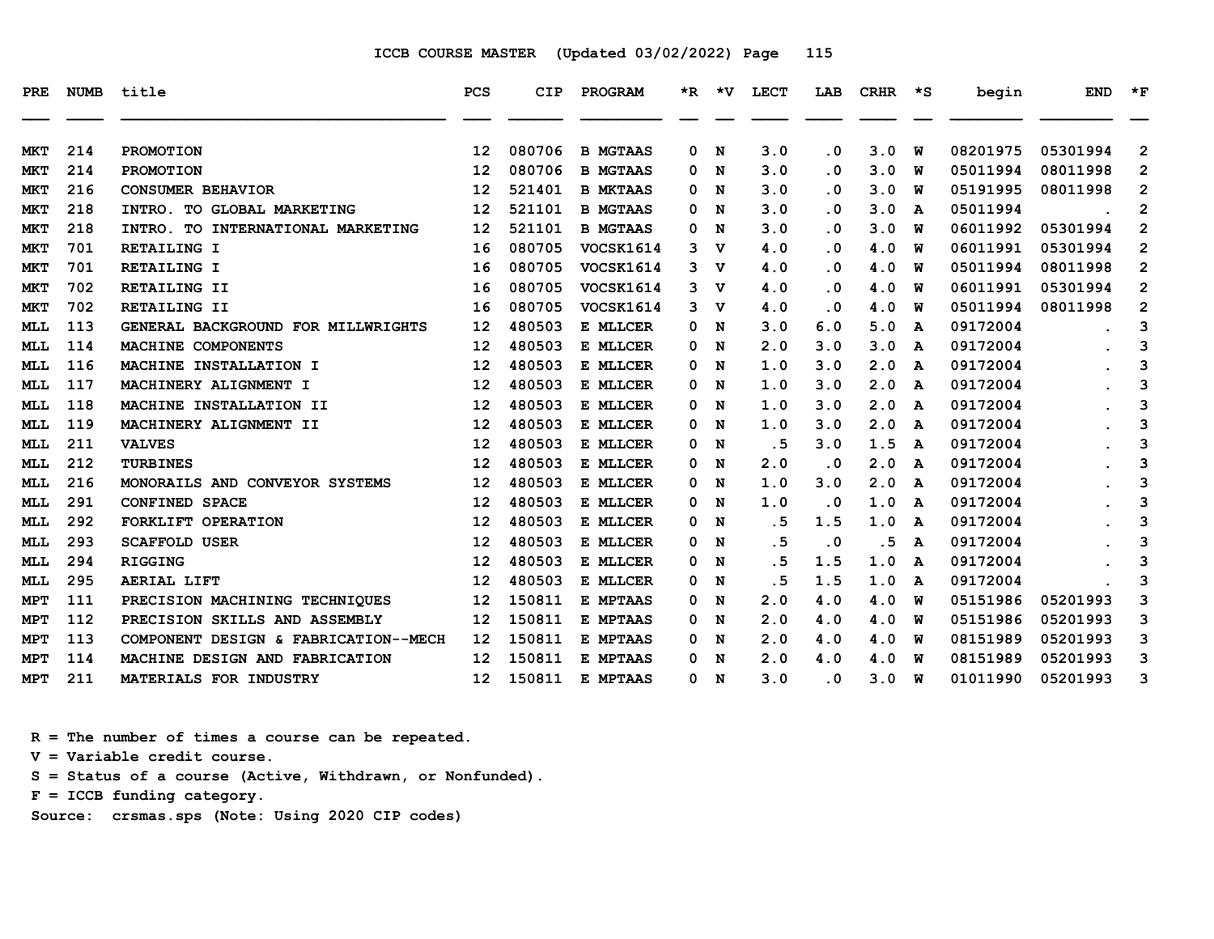ICCB COURSE MASTER (Updated 03/02/2022)

| PRE | NUMB | title | PCS | CIP | PROGRAM | *R | *V | LECT | LAB | CRHR | *S | begin | END | *F |
|---|---|---|---|---|---|---|---|---|---|---|---|---|---|---|
| MKT | 214 | PROMOTION | 12 | 080706 | B MGTAAS | 0 | N | 3.0 | .0 | 3.0 | W | 08201975 | 05301994 | 2 |
| MKT | 214 | PROMOTION | 12 | 080706 | B MGTAAS | 0 | N | 3.0 | .0 | 3.0 | W | 05011994 | 08011998 | 2 |
| MKT | 216 | CONSUMER BEHAVIOR | 12 | 521401 | B MKTAAS | 0 | N | 3.0 | .0 | 3.0 | W | 05191995 | 08011998 | 2 |
| MKT | 218 | INTRO. TO GLOBAL MARKETING | 12 | 521101 | B MKTAAS | 0 | N | 3.0 | .0 | 3.0 | A | 05011994 | . | 2 |
| MKT | 218 | INTRO. TO INTERNATIONAL MARKETING | 12 | 521101 | B MGTAAS | 0 | N | 3.0 | .0 | 3.0 | W | 06011992 | 05301994 | 2 |
| MKT | 701 | RETAILING I | 16 | 080705 | VOCSK1614 | 3 | V | 4.0 | .0 | 4.0 | W | 06011991 | 05301994 | 2 |
| MKT | 701 | RETAILING I | 16 | 080705 | VOCSK1614 | 3 | V | 4.0 | .0 | 4.0 | W | 05011994 | 08011998 | 2 |
| MKT | 702 | RETAILING II | 16 | 080705 | VOCSK1614 | 3 | V | 4.0 | .0 | 4.0 | W | 06011991 | 05301994 | 2 |
| MKT | 702 | RETAILING II | 16 | 080705 | VOCSK1614 | 3 | V | 4.0 | .0 | 4.0 | W | 05011994 | 08011998 | 2 |
| MLL | 113 | GENERAL BACKGROUND FOR MILLWRIGHTS | 12 | 480503 | E MLLCER | 0 | N | 3.0 | 6.0 | 5.0 | A | 09172004 | . | 3 |
| MLL | 114 | MACHINE COMPONENTS | 12 | 480503 | E MLLCER | 0 | N | 2.0 | 3.0 | 3.0 | A | 09172004 | . | 3 |
| MLL | 116 | MACHINE INSTALLATION I | 12 | 480503 | E MLLCER | 0 | N | 1.0 | 3.0 | 2.0 | A | 09172004 | . | 3 |
| MLL | 117 | MACHINERY ALIGNMENT I | 12 | 480503 | E MLLCER | 0 | N | 1.0 | 3.0 | 2.0 | A | 09172004 | . | 3 |
| MLL | 118 | MACHINE INSTALLATION II | 12 | 480503 | E MLLCER | 0 | N | 1.0 | 3.0 | 2.0 | A | 09172004 | . | 3 |
| MLL | 119 | MACHINERY ALIGNMENT II | 12 | 480503 | E MLLCER | 0 | N | 1.0 | 3.0 | 2.0 | A | 09172004 | . | 3 |
| MLL | 211 | VALVES | 12 | 480503 | E MLLCER | 0 | N | .5 | 3.0 | 1.5 | A | 09172004 | . | 3 |
| MLL | 212 | TURBINES | 12 | 480503 | E MLLCER | 0 | N | 2.0 | .0 | 2.0 | A | 09172004 | . | 3 |
| MLL | 216 | MONORAILS AND CONVEYOR SYSTEMS | 12 | 480503 | E MLLCER | 0 | N | 1.0 | 3.0 | 2.0 | A | 09172004 | . | 3 |
| MLL | 291 | CONFINED SPACE | 12 | 480503 | E MLLCER | 0 | N | 1.0 | .0 | 1.0 | A | 09172004 | . | 3 |
| MLL | 292 | FORKLIFT OPERATION | 12 | 480503 | E MLLCER | 0 | N | .5 | 1.5 | 1.0 | A | 09172004 | . | 3 |
| MLL | 293 | SCAFFOLD USER | 12 | 480503 | E MLLCER | 0 | N | .5 | .0 | .5 | A | 09172004 | . | 3 |
| MLL | 294 | RIGGING | 12 | 480503 | E MLLCER | 0 | N | .5 | 1.5 | 1.0 | A | 09172004 | . | 3 |
| MLL | 295 | AERIAL LIFT | 12 | 480503 | E MLLCER | 0 | N | .5 | 1.5 | 1.0 | A | 09172004 | . | 3 |
| MPT | 111 | PRECISION MACHINING TECHNIQUES | 12 | 150811 | E MPTAAS | 0 | N | 2.0 | 4.0 | 4.0 | W | 05151986 | 05201993 | 3 |
| MPT | 112 | PRECISION SKILLS AND ASSEMBLY | 12 | 150811 | E MPTAAS | 0 | N | 2.0 | 4.0 | 4.0 | W | 05151986 | 05201993 | 3 |
| MPT | 113 | COMPONENT DESIGN & FABRICATION--MECH | 12 | 150811 | E MPTAAS | 0 | N | 2.0 | 4.0 | 4.0 | W | 08151989 | 05201993 | 3 |
| MPT | 114 | MACHINE DESIGN AND FABRICATION | 12 | 150811 | E MPTAAS | 0 | N | 2.0 | 4.0 | 4.0 | W | 08151989 | 05201993 | 3 |
| MPT | 211 | MATERIALS FOR INDUSTRY | 12 | 150811 | E MPTAAS | 0 | N | 3.0 | .0 | 3.0 | W | 01011990 | 05201993 | 3 |

R = The number of times a course can be repeated.
V = Variable credit course.
S = Status of a course (Active, Withdrawn, or Nonfunded).
F = ICCB funding category.
Source: crsmas.sps (Note: Using 2020 CIP codes)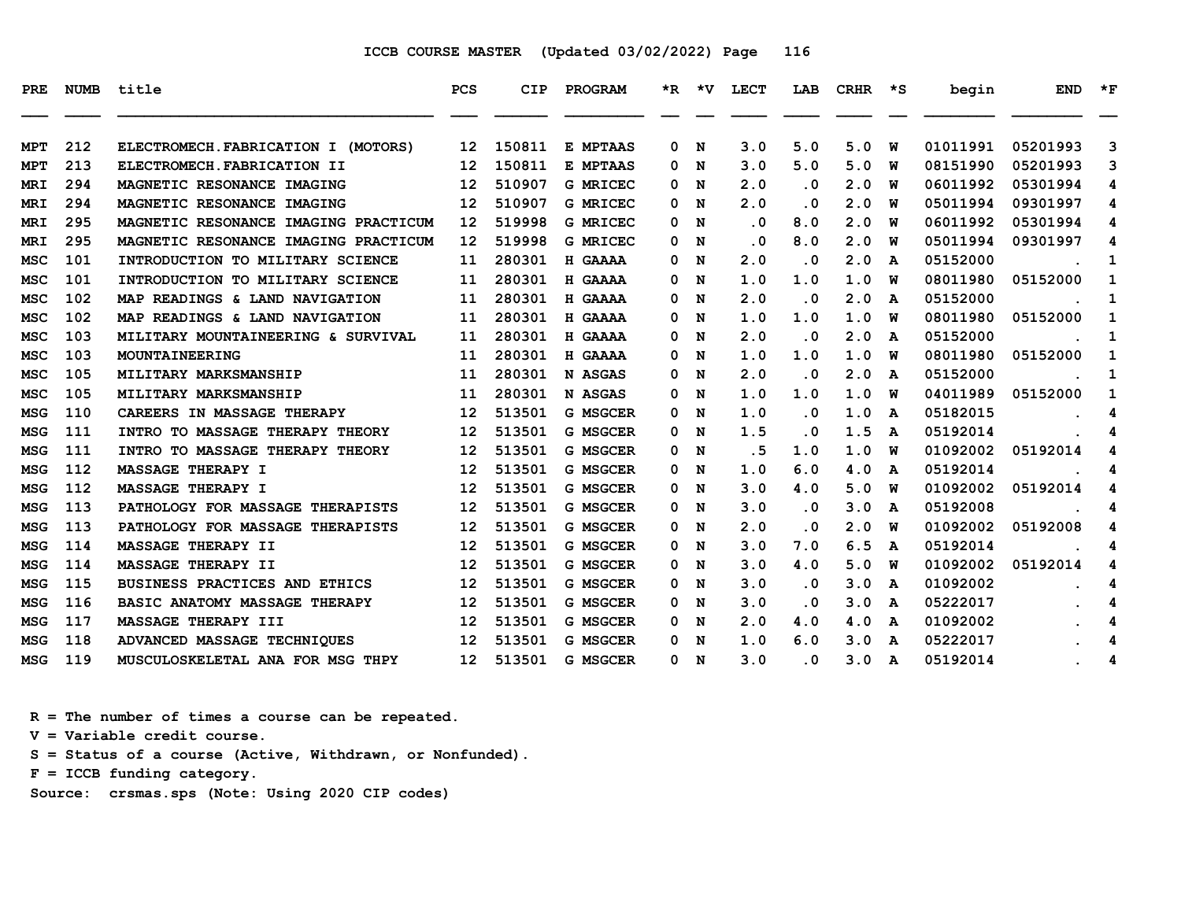ICCB COURSE MASTER (Updated 03/02/2022) Page 116

| PRE | NUMB | title | PCS | CIP | PROGRAM | *R | *V | LECT | LAB | CRHR | *S | begin | END | *F |
|---|---|---|---|---|---|---|---|---|---|---|---|---|---|---|
| MPT | 212 | ELECTROMECH.FABRICATION I (MOTORS) | 12 | 150811 | E MPTAAS | 0 | N | 3.0 | 5.0 | 5.0 | W | 01011991 | 05201993 | 3 |
| MPT | 213 | ELECTROMECH.FABRICATION II | 12 | 150811 | E MPTAAS | 0 | N | 3.0 | 5.0 | 5.0 | W | 08151990 | 05201993 | 3 |
| MRI | 294 | MAGNETIC RESONANCE IMAGING | 12 | 510907 | G MRICEC | 0 | N | 2.0 | .0 | 2.0 | W | 06011992 | 05301994 | 4 |
| MRI | 294 | MAGNETIC RESONANCE IMAGING | 12 | 510907 | G MRICEC | 0 | N | 2.0 | .0 | 2.0 | W | 05011994 | 09301997 | 4 |
| MRI | 295 | MAGNETIC RESONANCE IMAGING PRACTICUM | 12 | 519998 | G MRICEC | 0 | N | .0 | 8.0 | 2.0 | W | 06011992 | 05301994 | 4 |
| MRI | 295 | MAGNETIC RESONANCE IMAGING PRACTICUM | 12 | 519998 | G MRICEC | 0 | N | .0 | 8.0 | 2.0 | W | 05011994 | 09301997 | 4 |
| MSC | 101 | INTRODUCTION TO MILITARY SCIENCE | 11 | 280301 | H GAAAA | 0 | N | 2.0 | .0 | 2.0 | A | 05152000 | . | 1 |
| MSC | 101 | INTRODUCTION TO MILITARY SCIENCE | 11 | 280301 | H GAAAA | 0 | N | 1.0 | 1.0 | 1.0 | W | 08011980 | 05152000 | 1 |
| MSC | 102 | MAP READINGS & LAND NAVIGATION | 11 | 280301 | H GAAAA | 0 | N | 2.0 | .0 | 2.0 | A | 05152000 | . | 1 |
| MSC | 102 | MAP READINGS & LAND NAVIGATION | 11 | 280301 | H GAAAA | 0 | N | 1.0 | 1.0 | 1.0 | W | 08011980 | 05152000 | 1 |
| MSC | 103 | MILITARY MOUNTAINEERING & SURVIVAL | 11 | 280301 | H GAAAA | 0 | N | 2.0 | .0 | 2.0 | A | 05152000 | . | 1 |
| MSC | 103 | MOUNTAINEERING | 11 | 280301 | H GAAAA | 0 | N | 1.0 | 1.0 | 1.0 | W | 08011980 | 05152000 | 1 |
| MSC | 105 | MILITARY MARKSMANSHIP | 11 | 280301 | N ASGAS | 0 | N | 2.0 | .0 | 2.0 | A | 05152000 | . | 1 |
| MSC | 105 | MILITARY MARKSMANSHIP | 11 | 280301 | N ASGAS | 0 | N | 1.0 | 1.0 | 1.0 | W | 04011989 | 05152000 | 1 |
| MSG | 110 | CAREERS IN MASSAGE THERAPY | 12 | 513501 | G MSGCER | 0 | N | 1.0 | .0 | 1.0 | A | 05182015 | . | 4 |
| MSG | 111 | INTRO TO MASSAGE THERAPY THEORY | 12 | 513501 | G MSGCER | 0 | N | 1.5 | .0 | 1.5 | A | 05192014 | . | 4 |
| MSG | 111 | INTRO TO MASSAGE THERAPY THEORY | 12 | 513501 | G MSGCER | 0 | N | .5 | 1.0 | 1.0 | W | 01092002 | 05192014 | 4 |
| MSG | 112 | MASSAGE THERAPY I | 12 | 513501 | G MSGCER | 0 | N | 1.0 | 6.0 | 4.0 | A | 05192014 | . | 4 |
| MSG | 112 | MASSAGE THERAPY I | 12 | 513501 | G MSGCER | 0 | N | 3.0 | 4.0 | 5.0 | W | 01092002 | 05192014 | 4 |
| MSG | 113 | PATHOLOGY FOR MASSAGE THERAPISTS | 12 | 513501 | G MSGCER | 0 | N | 3.0 | .0 | 3.0 | A | 05192008 | . | 4 |
| MSG | 113 | PATHOLOGY FOR MASSAGE THERAPISTS | 12 | 513501 | G MSGCER | 0 | N | 2.0 | .0 | 2.0 | W | 01092002 | 05192008 | 4 |
| MSG | 114 | MASSAGE THERAPY II | 12 | 513501 | G MSGCER | 0 | N | 3.0 | 7.0 | 6.5 | A | 05192014 | . | 4 |
| MSG | 114 | MASSAGE THERAPY II | 12 | 513501 | G MSGCER | 0 | N | 3.0 | 4.0 | 5.0 | W | 01092002 | 05192014 | 4 |
| MSG | 115 | BUSINESS PRACTICES AND ETHICS | 12 | 513501 | G MSGCER | 0 | N | 3.0 | .0 | 3.0 | A | 01092002 | . | 4 |
| MSG | 116 | BASIC ANATOMY MASSAGE THERAPY | 12 | 513501 | G MSGCER | 0 | N | 3.0 | .0 | 3.0 | A | 05222017 | . | 4 |
| MSG | 117 | MASSAGE THERAPY III | 12 | 513501 | G MSGCER | 0 | N | 2.0 | 4.0 | 4.0 | A | 01092002 | . | 4 |
| MSG | 118 | ADVANCED MASSAGE TECHNIQUES | 12 | 513501 | G MSGCER | 0 | N | 1.0 | 6.0 | 3.0 | A | 05222017 | . | 4 |
| MSG | 119 | MUSCULOSKELETAL ANA FOR MSG THPY | 12 | 513501 | G MSGCER | 0 | N | 3.0 | .0 | 3.0 | A | 05192014 | . | 4 |

R = The number of times a course can be repeated.
V = Variable credit course.
S = Status of a course (Active, Withdrawn, or Nonfunded).
F = ICCB funding category.
Source: crsmas.sps (Note: Using 2020 CIP codes)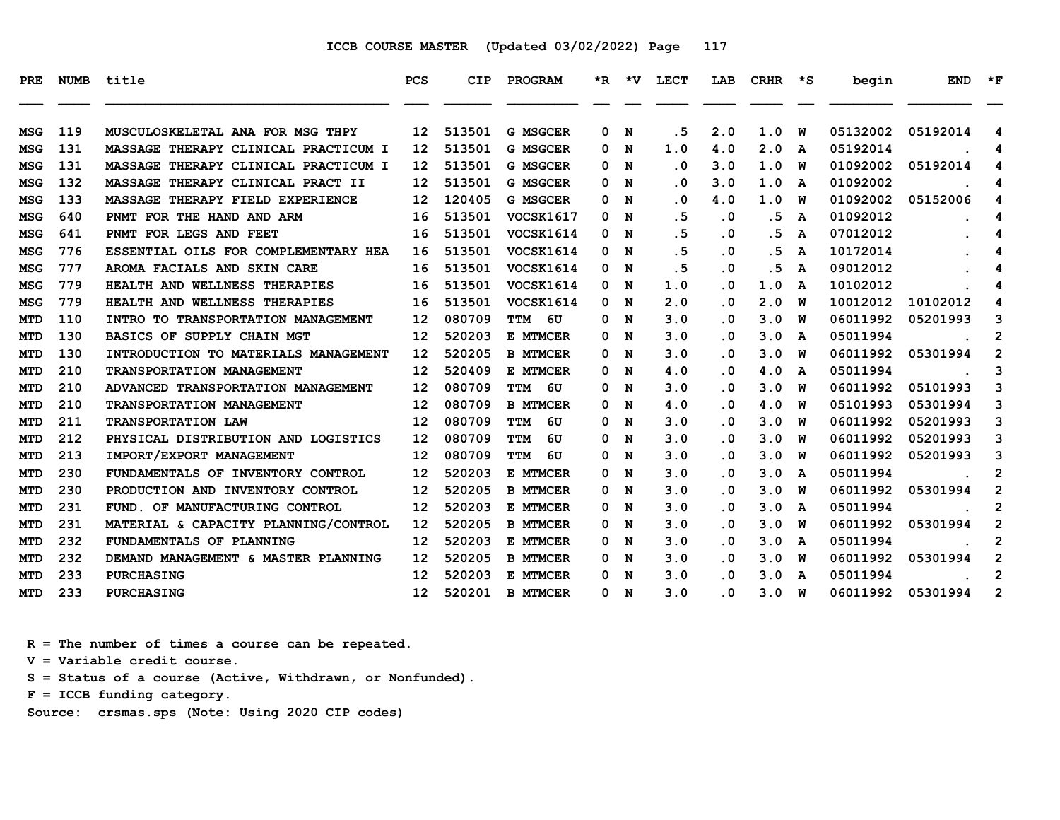ICCB COURSE MASTER (Updated 03/02/2022) Page 117

| PRE | NUMB | title | PCS | CIP | PROGRAM | *R | *V | LECT | LAB | CRHR | *S | begin | END | *F |
|---|---|---|---|---|---|---|---|---|---|---|---|---|---|---|
| MSG | 119 | MUSCULOSKELETAL ANA FOR MSG THPY | 12 | 513501 | G MSGCER | 0 | N | .5 | 2.0 | 1.0 | W | 05132002 | 05192014 | 4 |
| MSG | 131 | MASSAGE THERAPY CLINICAL PRACTICUM I | 12 | 513501 | G MSGCER | 0 | N | 1.0 | 4.0 | 2.0 | A | 05192014 | . | 4 |
| MSG | 131 | MASSAGE THERAPY CLINICAL PRACTICUM I | 12 | 513501 | G MSGCER | 0 | N | .0 | 3.0 | 1.0 | W | 01092002 | 05192014 | 4 |
| MSG | 132 | MASSAGE THERAPY CLINICAL PRACT II | 12 | 513501 | G MSGCER | 0 | N | .0 | 3.0 | 1.0 | A | 01092002 | . | 4 |
| MSG | 133 | MASSAGE THERAPY FIELD EXPERIENCE | 12 | 120405 | G MSGCER | 0 | N | .0 | 4.0 | 1.0 | W | 01092002 | 05152006 | 4 |
| MSG | 640 | PNMT FOR THE HAND AND ARM | 16 | 513501 | VOCSK1617 | 0 | N | .5 | .0 | .5 | A | 01092012 | . | 4 |
| MSG | 641 | PNMT FOR LEGS AND FEET | 16 | 513501 | VOCSK1614 | 0 | N | .5 | .0 | .5 | A | 07012012 | . | 4 |
| MSG | 776 | ESSENTIAL OILS FOR COMPLEMENTARY HEA | 16 | 513501 | VOCSK1614 | 0 | N | .5 | .0 | .5 | A | 10172014 | . | 4 |
| MSG | 777 | AROMA FACIALS AND SKIN CARE | 16 | 513501 | VOCSK1614 | 0 | N | .5 | .0 | .5 | A | 09012012 | . | 4 |
| MSG | 779 | HEALTH AND WELLNESS THERAPIES | 16 | 513501 | VOCSK1614 | 0 | N | 1.0 | .0 | 1.0 | A | 10102012 | . | 4 |
| MSG | 779 | HEALTH AND WELLNESS THERAPIES | 16 | 513501 | VOCSK1614 | 0 | N | 2.0 | .0 | 2.0 | W | 10012012 | 10102012 | 4 |
| MTD | 110 | INTRO TO TRANSPORTATION MANAGEMENT | 12 | 080709 | TTM 6U | 0 | N | 3.0 | .0 | 3.0 | W | 06011992 | 05201993 | 3 |
| MTD | 130 | BASICS OF SUPPLY CHAIN MGT | 12 | 520203 | E MTMCER | 0 | N | 3.0 | .0 | 3.0 | A | 05011994 | . | 2 |
| MTD | 130 | INTRODUCTION TO MATERIALS MANAGEMENT | 12 | 520205 | B MTMCER | 0 | N | 3.0 | .0 | 3.0 | W | 06011992 | 05301994 | 2 |
| MTD | 210 | TRANSPORTATION MANAGEMENT | 12 | 520409 | E MTMCER | 0 | N | 4.0 | .0 | 4.0 | A | 05011994 | . | 3 |
| MTD | 210 | ADVANCED TRANSPORTATION MANAGEMENT | 12 | 080709 | TTM 6U | 0 | N | 3.0 | .0 | 3.0 | W | 06011992 | 05101993 | 3 |
| MTD | 210 | TRANSPORTATION MANAGEMENT | 12 | 080709 | B MTMCER | 0 | N | 4.0 | .0 | 4.0 | W | 05101993 | 05301994 | 3 |
| MTD | 211 | TRANSPORTATION LAW | 12 | 080709 | TTM 6U | 0 | N | 3.0 | .0 | 3.0 | W | 06011992 | 05201993 | 3 |
| MTD | 212 | PHYSICAL DISTRIBUTION AND LOGISTICS | 12 | 080709 | TTM 6U | 0 | N | 3.0 | .0 | 3.0 | W | 06011992 | 05201993 | 3 |
| MTD | 213 | IMPORT/EXPORT MANAGEMENT | 12 | 080709 | TTM 6U | 0 | N | 3.0 | .0 | 3.0 | W | 06011992 | 05201993 | 3 |
| MTD | 230 | FUNDAMENTALS OF INVENTORY CONTROL | 12 | 520203 | E MTMCER | 0 | N | 3.0 | .0 | 3.0 | A | 05011994 | . | 2 |
| MTD | 230 | PRODUCTION AND INVENTORY CONTROL | 12 | 520205 | B MTMCER | 0 | N | 3.0 | .0 | 3.0 | W | 06011992 | 05301994 | 2 |
| MTD | 231 | FUND. OF MANUFACTURING CONTROL | 12 | 520203 | E MTMCER | 0 | N | 3.0 | .0 | 3.0 | A | 05011994 | . | 2 |
| MTD | 231 | MATERIAL & CAPACITY PLANNING/CONTROL | 12 | 520205 | B MTMCER | 0 | N | 3.0 | .0 | 3.0 | W | 06011992 | 05301994 | 2 |
| MTD | 232 | FUNDAMENTALS OF PLANNING | 12 | 520203 | E MTMCER | 0 | N | 3.0 | .0 | 3.0 | A | 05011994 | . | 2 |
| MTD | 232 | DEMAND MANAGEMENT & MASTER PLANNING | 12 | 520205 | B MTMCER | 0 | N | 3.0 | .0 | 3.0 | W | 06011992 | 05301994 | 2 |
| MTD | 233 | PURCHASING | 12 | 520203 | E MTMCER | 0 | N | 3.0 | .0 | 3.0 | A | 05011994 | . | 2 |
| MTD | 233 | PURCHASING | 12 | 520201 | B MTMCER | 0 | N | 3.0 | .0 | 3.0 | W | 06011992 | 05301994 | 2 |

R = The number of times a course can be repeated.
V = Variable credit course.
S = Status of a course (Active, Withdrawn, or Nonfunded).
F = ICCB funding category.
Source: crsmas.sps (Note: Using 2020 CIP codes)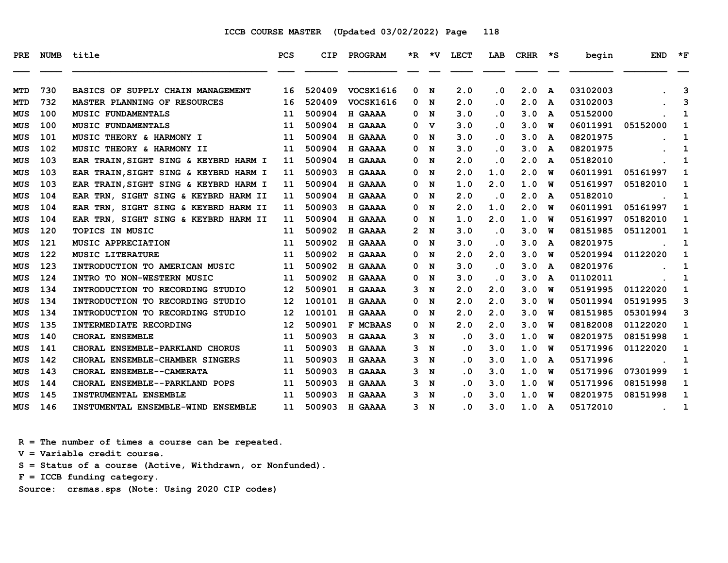ICCB COURSE MASTER (Updated 03/02/2022)

| PRE | NUMB | title | PCS | CIP | PROGRAM | *R | *V | LECT | LAB | CRHR | *S | begin | END | *F |
|---|---|---|---|---|---|---|---|---|---|---|---|---|---|---|
| MTD | 730 | BASICS OF SUPPLY CHAIN MANAGEMENT | 16 | 520409 | VOCSK1616 | 0 | N | 2.0 | .0 | 2.0 | A | 03102003 | . | 3 |
| MTD | 732 | MASTER PLANNING OF RESOURCES | 16 | 520409 | VOCSK1616 | 0 | N | 2.0 | .0 | 2.0 | A | 03102003 | . | 3 |
| MUS | 100 | MUSIC FUNDAMENTALS | 11 | 500904 | H GAAAA | 0 | N | 3.0 | .0 | 3.0 | A | 05152000 | . | 1 |
| MUS | 100 | MUSIC FUNDAMENTALS | 11 | 500904 | H GAAAA | 0 | V | 3.0 | .0 | 3.0 | W | 06011991 | 05152000 | 1 |
| MUS | 101 | MUSIC THEORY & HARMONY I | 11 | 500904 | H GAAAA | 0 | N | 3.0 | .0 | 3.0 | A | 08201975 | . | 1 |
| MUS | 102 | MUSIC THEORY & HARMONY II | 11 | 500904 | H GAAAA | 0 | N | 3.0 | .0 | 3.0 | A | 08201975 | . | 1 |
| MUS | 103 | EAR TRAIN,SIGHT SING & KEYBRD HARM I | 11 | 500904 | H GAAAA | 0 | N | 2.0 | .0 | 2.0 | A | 05182010 | . | 1 |
| MUS | 103 | EAR TRAIN,SIGHT SING & KEYBRD HARM I | 11 | 500903 | H GAAAA | 0 | N | 2.0 | 1.0 | 2.0 | W | 06011991 | 05161997 | 1 |
| MUS | 103 | EAR TRAIN,SIGHT SING & KEYBRD HARM I | 11 | 500904 | H GAAAA | 0 | N | 1.0 | 2.0 | 1.0 | W | 05161997 | 05182010 | 1 |
| MUS | 104 | EAR TRN, SIGHT SING & KEYBRD HARM II | 11 | 500904 | H GAAAA | 0 | N | 2.0 | .0 | 2.0 | A | 05182010 | . | 1 |
| MUS | 104 | EAR TRN, SIGHT SING & KEYBRD HARM II | 11 | 500903 | H GAAAA | 0 | N | 2.0 | 1.0 | 2.0 | W | 06011991 | 05161997 | 1 |
| MUS | 104 | EAR TRN, SIGHT SING & KEYBRD HARM II | 11 | 500904 | H GAAAA | 0 | N | 1.0 | 2.0 | 1.0 | W | 05161997 | 05182010 | 1 |
| MUS | 120 | TOPICS IN MUSIC | 11 | 500902 | H GAAAA | 2 | N | 3.0 | .0 | 3.0 | W | 08151985 | 05112001 | 1 |
| MUS | 121 | MUSIC APPRECIATION | 11 | 500902 | H GAAAA | 0 | N | 3.0 | .0 | 3.0 | A | 08201975 | . | 1 |
| MUS | 122 | MUSIC LITERATURE | 11 | 500902 | H GAAAA | 0 | N | 2.0 | 2.0 | 3.0 | W | 05201994 | 01122020 | 1 |
| MUS | 123 | INTRODUCTION TO AMERICAN MUSIC | 11 | 500902 | H GAAAA | 0 | N | 3.0 | .0 | 3.0 | A | 08201976 | . | 1 |
| MUS | 124 | INTRO TO NON-WESTERN MUSIC | 11 | 500902 | H GAAAA | 0 | N | 3.0 | .0 | 3.0 | A | 01102011 | . | 1 |
| MUS | 134 | INTRODUCTION TO RECORDING STUDIO | 12 | 500901 | H GAAAA | 3 | N | 2.0 | 2.0 | 3.0 | W | 05191995 | 01122020 | 1 |
| MUS | 134 | INTRODUCTION TO RECORDING STUDIO | 12 | 100101 | H GAAAA | 0 | N | 2.0 | 2.0 | 3.0 | W | 05011994 | 05191995 | 3 |
| MUS | 134 | INTRODUCTION TO RECORDING STUDIO | 12 | 100101 | H GAAAA | 0 | N | 2.0 | 2.0 | 3.0 | W | 08151985 | 05301994 | 3 |
| MUS | 135 | INTERMEDIATE RECORDING | 12 | 500901 | F MCBAAS | 0 | N | 2.0 | 2.0 | 3.0 | W | 08182008 | 01122020 | 1 |
| MUS | 140 | CHORAL ENSEMBLE | 11 | 500903 | H GAAAA | 3 | N | .0 | 3.0 | 1.0 | W | 08201975 | 08151998 | 1 |
| MUS | 141 | CHORAL ENSEMBLE-PARKLAND CHORUS | 11 | 500903 | H GAAAA | 3 | N | .0 | 3.0 | 1.0 | W | 05171996 | 01122020 | 1 |
| MUS | 142 | CHORAL ENSEMBLE-CHAMBER SINGERS | 11 | 500903 | H GAAAA | 3 | N | .0 | 3.0 | 1.0 | A | 05171996 | . | 1 |
| MUS | 143 | CHORAL ENSEMBLE--CAMERATA | 11 | 500903 | H GAAAA | 3 | N | .0 | 3.0 | 1.0 | W | 05171996 | 07301999 | 1 |
| MUS | 144 | CHORAL ENSEMBLE--PARKLAND POPS | 11 | 500903 | H GAAAA | 3 | N | .0 | 3.0 | 1.0 | W | 05171996 | 08151998 | 1 |
| MUS | 145 | INSTRUMENTAL ENSEMBLE | 11 | 500903 | H GAAAA | 3 | N | .0 | 3.0 | 1.0 | W | 08201975 | 08151998 | 1 |
| MUS | 146 | INSTUMENTAL ENSEMBLE-WIND ENSEMBLE | 11 | 500903 | H GAAAA | 3 | N | .0 | 3.0 | 1.0 | A | 05172010 | . | 1 |

R = The number of times a course can be repeated.
V = Variable credit course.
S = Status of a course (Active, Withdrawn, or Nonfunded).
F = ICCB funding category.
Source: crsmas.sps (Note: Using 2020 CIP codes)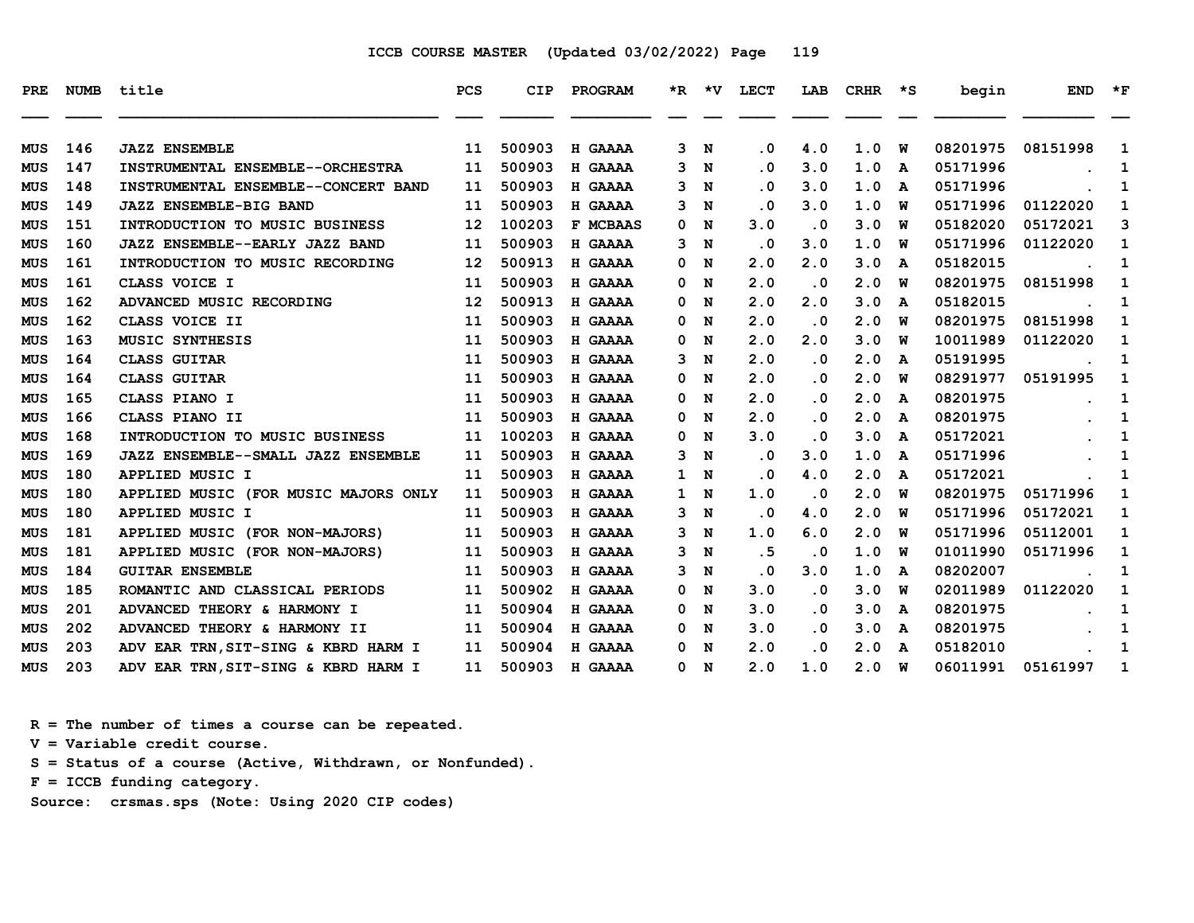ICCB COURSE MASTER (Updated 03/02/2022)

| PRE | NUMB | title | PCS | CIP | PROGRAM | *R | *V | LECT | LAB | CRHR | *S | begin | END | *F |
|---|---|---|---|---|---|---|---|---|---|---|---|---|---|---|
| MUS | 146 | JAZZ ENSEMBLE | 11 | 500903 | H GAAAA | 3 | N | .0 | 4.0 | 1.0 | W | 08201975 | 08151998 | 1 |
| MUS | 147 | INSTRUMENTAL ENSEMBLE--ORCHESTRA | 11 | 500903 | H GAAAA | 3 | N | .0 | 3.0 | 1.0 | A | 05171996 | . | 1 |
| MUS | 148 | INSTRUMENTAL ENSEMBLE--CONCERT BAND | 11 | 500903 | H GAAAA | 3 | N | .0 | 3.0 | 1.0 | A | 05171996 | . | 1 |
| MUS | 149 | JAZZ ENSEMBLE-BIG BAND | 11 | 500903 | H GAAAA | 3 | N | .0 | 3.0 | 1.0 | W | 05171996 | 01122020 | 1 |
| MUS | 151 | INTRODUCTION TO MUSIC BUSINESS | 12 | 100203 | F MCBAAS | 0 | N | 3.0 | .0 | 3.0 | W | 05182020 | 05172021 | 3 |
| MUS | 160 | JAZZ ENSEMBLE--EARLY JAZZ BAND | 11 | 500903 | H GAAAA | 3 | N | .0 | 3.0 | 1.0 | W | 05171996 | 01122020 | 1 |
| MUS | 161 | INTRODUCTION TO MUSIC RECORDING | 12 | 500913 | H GAAAA | 0 | N | 2.0 | 2.0 | 3.0 | A | 05182015 | . | 1 |
| MUS | 161 | CLASS VOICE I | 11 | 500903 | H GAAAA | 0 | N | 2.0 | .0 | 2.0 | W | 08201975 | 08151998 | 1 |
| MUS | 162 | ADVANCED MUSIC RECORDING | 12 | 500913 | H GAAAA | 0 | N | 2.0 | 2.0 | 3.0 | A | 05182015 | . | 1 |
| MUS | 162 | CLASS VOICE II | 11 | 500903 | H GAAAA | 0 | N | 2.0 | .0 | 2.0 | W | 08201975 | 08151998 | 1 |
| MUS | 163 | MUSIC SYNTHESIS | 11 | 500903 | H GAAAA | 0 | N | 2.0 | 2.0 | 3.0 | W | 10011989 | 01122020 | 1 |
| MUS | 164 | CLASS GUITAR | 11 | 500903 | H GAAAA | 3 | N | 2.0 | .0 | 2.0 | A | 05191995 | . | 1 |
| MUS | 164 | CLASS GUITAR | 11 | 500903 | H GAAAA | 0 | N | 2.0 | .0 | 2.0 | W | 08291977 | 05191995 | 1 |
| MUS | 165 | CLASS PIANO I | 11 | 500903 | H GAAAA | 0 | N | 2.0 | .0 | 2.0 | A | 08201975 | . | 1 |
| MUS | 166 | CLASS PIANO II | 11 | 500903 | H GAAAA | 0 | N | 2.0 | .0 | 2.0 | A | 08201975 | . | 1 |
| MUS | 168 | INTRODUCTION TO MUSIC BUSINESS | 11 | 100203 | H GAAAA | 0 | N | 3.0 | .0 | 3.0 | A | 05172021 | . | 1 |
| MUS | 169 | JAZZ ENSEMBLE--SMALL JAZZ ENSEMBLE | 11 | 500903 | H GAAAA | 3 | N | .0 | 3.0 | 1.0 | A | 05171996 | . | 1 |
| MUS | 180 | APPLIED MUSIC I | 11 | 500903 | H GAAAA | 1 | N | .0 | 4.0 | 2.0 | A | 05172021 | . | 1 |
| MUS | 180 | APPLIED MUSIC (FOR MUSIC MAJORS ONLY | 11 | 500903 | H GAAAA | 1 | N | 1.0 | .0 | 2.0 | W | 08201975 | 05171996 | 1 |
| MUS | 180 | APPLIED MUSIC I | 11 | 500903 | H GAAAA | 3 | N | .0 | 4.0 | 2.0 | W | 05171996 | 05172021 | 1 |
| MUS | 181 | APPLIED MUSIC (FOR NON-MAJORS) | 11 | 500903 | H GAAAA | 3 | N | 1.0 | 6.0 | 2.0 | W | 05171996 | 05112001 | 1 |
| MUS | 181 | APPLIED MUSIC (FOR NON-MAJORS) | 11 | 500903 | H GAAAA | 3 | N | .5 | .0 | 1.0 | W | 01011990 | 05171996 | 1 |
| MUS | 184 | GUITAR ENSEMBLE | 11 | 500903 | H GAAAA | 3 | N | .0 | 3.0 | 1.0 | A | 08202007 | . | 1 |
| MUS | 185 | ROMANTIC AND CLASSICAL PERIODS | 11 | 500902 | H GAAAA | 0 | N | 3.0 | .0 | 3.0 | W | 02011989 | 01122020 | 1 |
| MUS | 201 | ADVANCED THEORY & HARMONY I | 11 | 500904 | H GAAAA | 0 | N | 3.0 | .0 | 3.0 | A | 08201975 | . | 1 |
| MUS | 202 | ADVANCED THEORY & HARMONY II | 11 | 500904 | H GAAAA | 0 | N | 3.0 | .0 | 3.0 | A | 08201975 | . | 1 |
| MUS | 203 | ADV EAR TRN,SIT-SING & KBRD HARM I | 11 | 500904 | H GAAAA | 0 | N | 2.0 | .0 | 2.0 | A | 05182010 | . | 1 |
| MUS | 203 | ADV EAR TRN,SIT-SING & KBRD HARM I | 11 | 500903 | H GAAAA | 0 | N | 2.0 | 1.0 | 2.0 | W | 06011991 | 05161997 | 1 |

R = The number of times a course can be repeated.
V = Variable credit course.
S = Status of a course (Active, Withdrawn, or Nonfunded).
F = ICCB funding category.
Source: crsmas.sps (Note: Using 2020 CIP codes)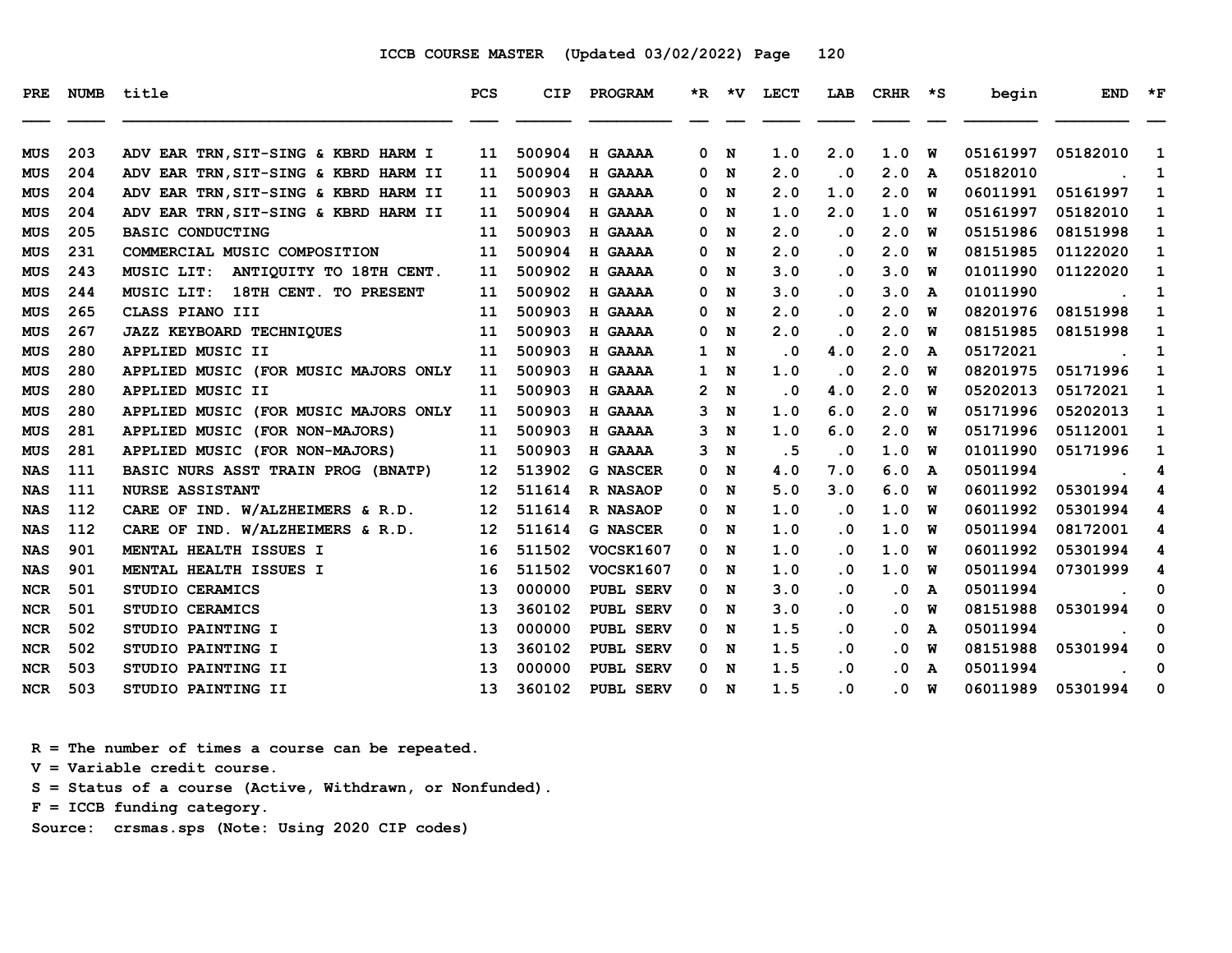ICCB COURSE MASTER (Updated 03/02/2022)

| PRE | NUMB | title | PCS | CIP | PROGRAM | *R | *V | LECT | LAB | CRHR | *S | begin | END | *F |
|---|---|---|---|---|---|---|---|---|---|---|---|---|---|---|
| MUS | 203 | ADV EAR TRN,SIT-SING & KBRD HARM I | 11 | 500904 | H GAAAA | 0 | N | 1.0 | 2.0 | 1.0 | W | 05161997 | 05182010 | 1 |
| MUS | 204 | ADV EAR TRN,SIT-SING & KBRD HARM II | 11 | 500904 | H GAAAA | 0 | N | 2.0 | .0 | 2.0 | A | 05182010 | . | 1 |
| MUS | 204 | ADV EAR TRN,SIT-SING & KBRD HARM II | 11 | 500903 | H GAAAA | 0 | N | 2.0 | 1.0 | 2.0 | W | 06011991 | 05161997 | 1 |
| MUS | 204 | ADV EAR TRN,SIT-SING & KBRD HARM II | 11 | 500904 | H GAAAA | 0 | N | 1.0 | 2.0 | 1.0 | W | 05161997 | 05182010 | 1 |
| MUS | 205 | BASIC CONDUCTING | 11 | 500903 | H GAAAA | 0 | N | 2.0 | .0 | 2.0 | W | 05151986 | 08151998 | 1 |
| MUS | 231 | COMMERCIAL MUSIC COMPOSITION | 11 | 500904 | H GAAAA | 0 | N | 2.0 | .0 | 2.0 | W | 08151985 | 01122020 | 1 |
| MUS | 243 | MUSIC LIT: ANTIQUITY TO 18TH CENT. | 11 | 500902 | H GAAAA | 0 | N | 3.0 | .0 | 3.0 | W | 01011990 | 01122020 | 1 |
| MUS | 244 | MUSIC LIT: 18TH CENT. TO PRESENT | 11 | 500902 | H GAAAA | 0 | N | 3.0 | .0 | 3.0 | A | 01011990 | . | 1 |
| MUS | 265 | CLASS PIANO III | 11 | 500903 | H GAAAA | 0 | N | 2.0 | .0 | 2.0 | W | 08201976 | 08151998 | 1 |
| MUS | 267 | JAZZ KEYBOARD TECHNIQUES | 11 | 500903 | H GAAAA | 0 | N | 2.0 | .0 | 2.0 | W | 08151985 | 08151998 | 1 |
| MUS | 280 | APPLIED MUSIC II | 11 | 500903 | H GAAAA | 1 | N | .0 | 4.0 | 2.0 | A | 05172021 | . | 1 |
| MUS | 280 | APPLIED MUSIC (FOR MUSIC MAJORS ONLY | 11 | 500903 | H GAAAA | 1 | N | 1.0 | .0 | 2.0 | W | 08201975 | 05171996 | 1 |
| MUS | 280 | APPLIED MUSIC II | 11 | 500903 | H GAAAA | 2 | N | .0 | 4.0 | 2.0 | W | 05202013 | 05172021 | 1 |
| MUS | 280 | APPLIED MUSIC (FOR MUSIC MAJORS ONLY | 11 | 500903 | H GAAAA | 3 | N | 1.0 | 6.0 | 2.0 | W | 05171996 | 05202013 | 1 |
| MUS | 281 | APPLIED MUSIC (FOR NON-MAJORS) | 11 | 500903 | H GAAAA | 3 | N | 1.0 | 6.0 | 2.0 | W | 05171996 | 05112001 | 1 |
| MUS | 281 | APPLIED MUSIC (FOR NON-MAJORS) | 11 | 500903 | H GAAAA | 3 | N | .5 | .0 | 1.0 | W | 01011990 | 05171996 | 1 |
| NAS | 111 | BASIC NURS ASST TRAIN PROG (BNATP) | 12 | 513902 | G NASCER | 0 | N | 4.0 | 7.0 | 6.0 | A | 05011994 | . | 4 |
| NAS | 111 | NURSE ASSISTANT | 12 | 511614 | R NASAOP | 0 | N | 5.0 | 3.0 | 6.0 | W | 06011992 | 05301994 | 4 |
| NAS | 112 | CARE OF IND. W/ALZHEIMERS & R.D. | 12 | 511614 | R NASAOP | 0 | N | 1.0 | .0 | 1.0 | W | 06011992 | 05301994 | 4 |
| NAS | 112 | CARE OF IND. W/ALZHEIMERS & R.D. | 12 | 511614 | G NASCER | 0 | N | 1.0 | .0 | 1.0 | W | 05011994 | 08172001 | 4 |
| NAS | 901 | MENTAL HEALTH ISSUES I | 16 | 511502 | VOCSK1607 | 0 | N | 1.0 | .0 | 1.0 | W | 06011992 | 05301994 | 4 |
| NAS | 901 | MENTAL HEALTH ISSUES I | 16 | 511502 | VOCSK1607 | 0 | N | 1.0 | .0 | 1.0 | W | 05011994 | 07301999 | 4 |
| NCR | 501 | STUDIO CERAMICS | 13 | 000000 | PUBL SERV | 0 | N | 3.0 | .0 | .0 | A | 05011994 | . | 0 |
| NCR | 501 | STUDIO CERAMICS | 13 | 360102 | PUBL SERV | 0 | N | 3.0 | .0 | .0 | W | 08151988 | 05301994 | 0 |
| NCR | 502 | STUDIO PAINTING I | 13 | 000000 | PUBL SERV | 0 | N | 1.5 | .0 | .0 | A | 05011994 | . | 0 |
| NCR | 502 | STUDIO PAINTING I | 13 | 360102 | PUBL SERV | 0 | N | 1.5 | .0 | .0 | W | 08151988 | 05301994 | 0 |
| NCR | 503 | STUDIO PAINTING II | 13 | 000000 | PUBL SERV | 0 | N | 1.5 | .0 | .0 | A | 05011994 | . | 0 |
| NCR | 503 | STUDIO PAINTING II | 13 | 360102 | PUBL SERV | 0 | N | 1.5 | .0 | .0 | W | 06011989 | 05301994 | 0 |

R = The number of times a course can be repeated.
V = Variable credit course.
S = Status of a course (Active, Withdrawn, or Nonfunded).
F = ICCB funding category.
Source: crsmas.sps (Note: Using 2020 CIP codes)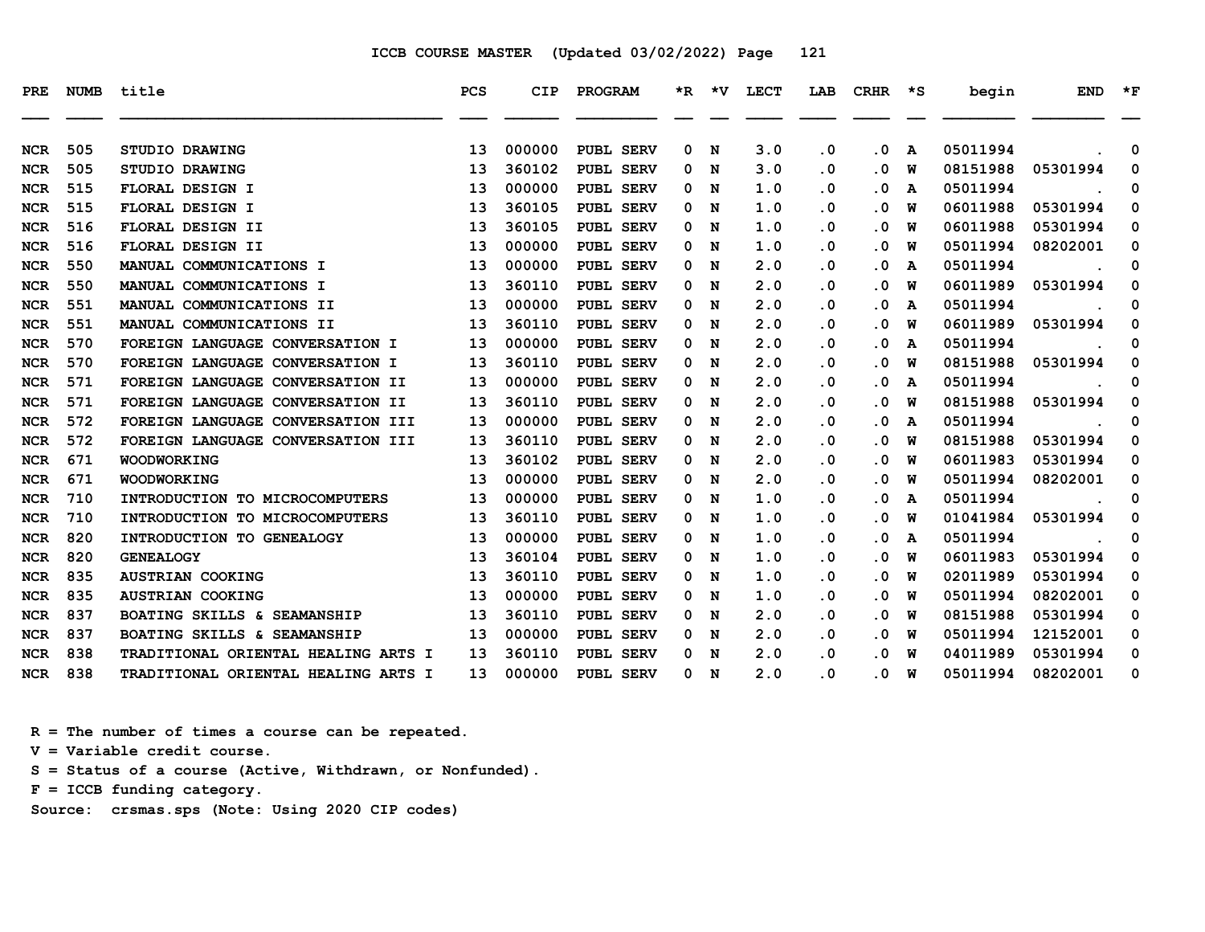# ICCB COURSE MASTER (Updated 03/02/2022)

| PRE | NUMB | title | PCS | CIP | PROGRAM | *R | *V | LECT | LAB | CRHR | *S | begin | END | *F |
|---|---|---|---|---|---|---|---|---|---|---|---|---|---|---|
| NCR | 505 | STUDIO DRAWING | 13 | 000000 | PUBL SERV | 0 | N | 3.0 | .0 | .0 | A | 05011994 | . | 0 |
| NCR | 505 | STUDIO DRAWING | 13 | 360102 | PUBL SERV | 0 | N | 3.0 | .0 | .0 | W | 08151988 | 05301994 | 0 |
| NCR | 515 | FLORAL DESIGN I | 13 | 000000 | PUBL SERV | 0 | N | 1.0 | .0 | .0 | A | 05011994 | . | 0 |
| NCR | 515 | FLORAL DESIGN I | 13 | 360105 | PUBL SERV | 0 | N | 1.0 | .0 | .0 | W | 06011988 | 05301994 | 0 |
| NCR | 516 | FLORAL DESIGN II | 13 | 360105 | PUBL SERV | 0 | N | 1.0 | .0 | .0 | W | 06011988 | 05301994 | 0 |
| NCR | 516 | FLORAL DESIGN II | 13 | 000000 | PUBL SERV | 0 | N | 1.0 | .0 | .0 | W | 05011994 | 08202001 | 0 |
| NCR | 550 | MANUAL COMMUNICATIONS I | 13 | 000000 | PUBL SERV | 0 | N | 2.0 | .0 | .0 | A | 05011994 | . | 0 |
| NCR | 550 | MANUAL COMMUNICATIONS I | 13 | 360110 | PUBL SERV | 0 | N | 2.0 | .0 | .0 | W | 06011989 | 05301994 | 0 |
| NCR | 551 | MANUAL COMMUNICATIONS II | 13 | 000000 | PUBL SERV | 0 | N | 2.0 | .0 | .0 | A | 05011994 | . | 0 |
| NCR | 551 | MANUAL COMMUNICATIONS II | 13 | 360110 | PUBL SERV | 0 | N | 2.0 | .0 | .0 | W | 06011989 | 05301994 | 0 |
| NCR | 570 | FOREIGN LANGUAGE CONVERSATION I | 13 | 000000 | PUBL SERV | 0 | N | 2.0 | .0 | .0 | A | 05011994 | . | 0 |
| NCR | 570 | FOREIGN LANGUAGE CONVERSATION I | 13 | 360110 | PUBL SERV | 0 | N | 2.0 | .0 | .0 | W | 08151988 | 05301994 | 0 |
| NCR | 571 | FOREIGN LANGUAGE CONVERSATION II | 13 | 000000 | PUBL SERV | 0 | N | 2.0 | .0 | .0 | A | 05011994 | . | 0 |
| NCR | 571 | FOREIGN LANGUAGE CONVERSATION II | 13 | 360110 | PUBL SERV | 0 | N | 2.0 | .0 | .0 | W | 08151988 | 05301994 | 0 |
| NCR | 572 | FOREIGN LANGUAGE CONVERSATION III | 13 | 000000 | PUBL SERV | 0 | N | 2.0 | .0 | .0 | A | 05011994 | . | 0 |
| NCR | 572 | FOREIGN LANGUAGE CONVERSATION III | 13 | 360110 | PUBL SERV | 0 | N | 2.0 | .0 | .0 | W | 08151988 | 05301994 | 0 |
| NCR | 671 | WOODWORKING | 13 | 360102 | PUBL SERV | 0 | N | 2.0 | .0 | .0 | W | 06011983 | 05301994 | 0 |
| NCR | 671 | WOODWORKING | 13 | 000000 | PUBL SERV | 0 | N | 2.0 | .0 | .0 | W | 05011994 | 08202001 | 0 |
| NCR | 710 | INTRODUCTION TO MICROCOMPUTERS | 13 | 000000 | PUBL SERV | 0 | N | 1.0 | .0 | .0 | A | 05011994 | . | 0 |
| NCR | 710 | INTRODUCTION TO MICROCOMPUTERS | 13 | 360110 | PUBL SERV | 0 | N | 1.0 | .0 | .0 | W | 01041984 | 05301994 | 0 |
| NCR | 820 | INTRODUCTION TO GENEALOGY | 13 | 000000 | PUBL SERV | 0 | N | 1.0 | .0 | .0 | A | 05011994 | . | 0 |
| NCR | 820 | GENEALOGY | 13 | 360104 | PUBL SERV | 0 | N | 1.0 | .0 | .0 | W | 06011983 | 05301994 | 0 |
| NCR | 835 | AUSTRIAN COOKING | 13 | 360110 | PUBL SERV | 0 | N | 1.0 | .0 | .0 | W | 02011989 | 05301994 | 0 |
| NCR | 835 | AUSTRIAN COOKING | 13 | 000000 | PUBL SERV | 0 | N | 1.0 | .0 | .0 | W | 05011994 | 08202001 | 0 |
| NCR | 837 | BOATING SKILLS & SEAMANSHIP | 13 | 360110 | PUBL SERV | 0 | N | 2.0 | .0 | .0 | W | 08151988 | 05301994 | 0 |
| NCR | 837 | BOATING SKILLS & SEAMANSHIP | 13 | 000000 | PUBL SERV | 0 | N | 2.0 | .0 | .0 | W | 05011994 | 12152001 | 0 |
| NCR | 838 | TRADITIONAL ORIENTAL HEALING ARTS I | 13 | 360110 | PUBL SERV | 0 | N | 2.0 | .0 | .0 | W | 04011989 | 05301994 | 0 |
| NCR | 838 | TRADITIONAL ORIENTAL HEALING ARTS I | 13 | 000000 | PUBL SERV | 0 | N | 2.0 | .0 | .0 | W | 05011994 | 08202001 | 0 |

R = The number of times a course can be repeated.
V = Variable credit course.
S = Status of a course (Active, Withdrawn, or Nonfunded).
F = ICCB funding category.
Source: crsmas.sps (Note: Using 2020 CIP codes)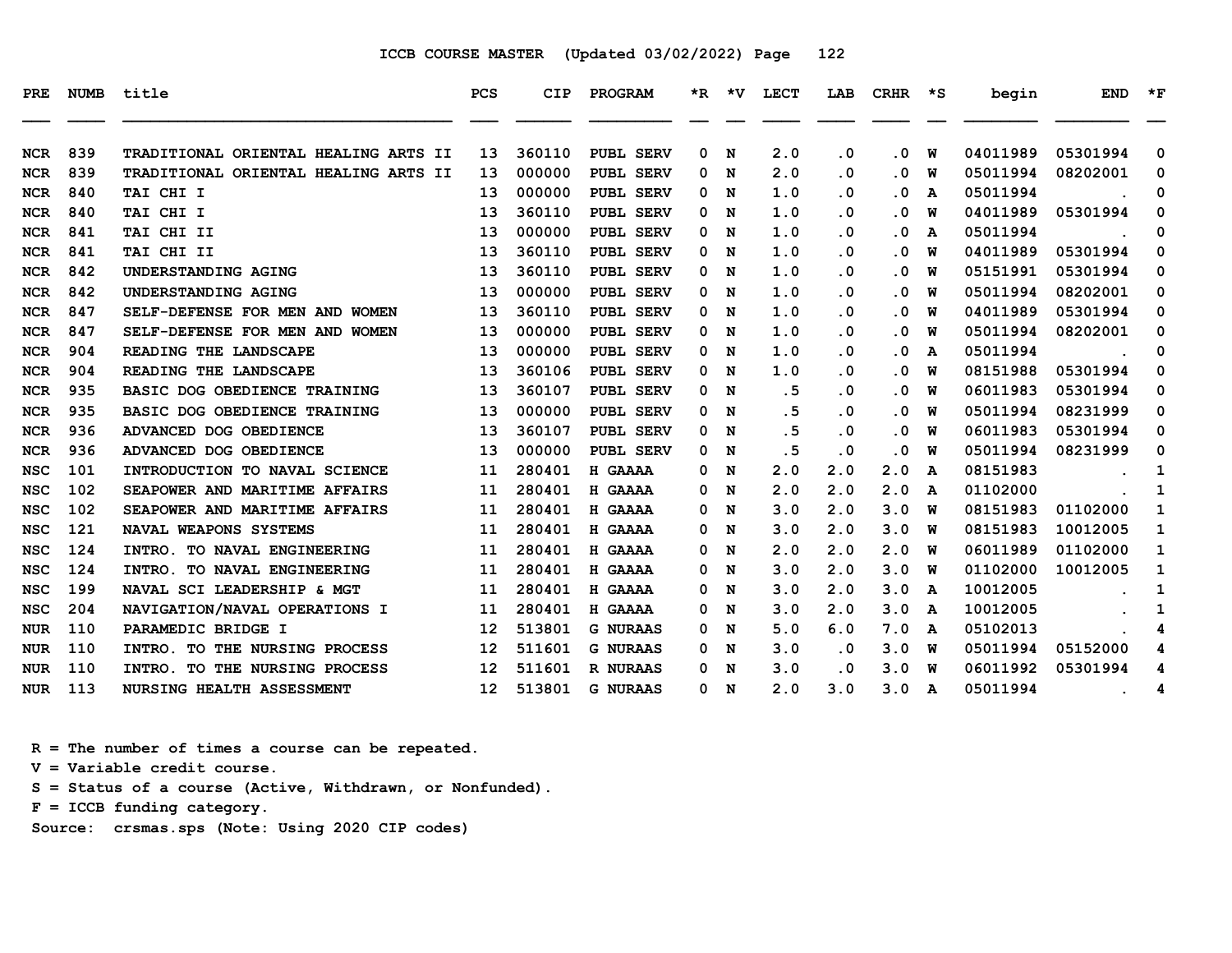ICCB COURSE MASTER (Updated 03/02/2022)

| PRE | NUMB | title | PCS | CIP | PROGRAM | *R | *V | LECT | LAB | CRHR | *S | begin | END | *F |
|---|---|---|---|---|---|---|---|---|---|---|---|---|---|---|
| NCR | 839 | TRADITIONAL ORIENTAL HEALING ARTS II | 13 | 360110 | PUBL SERV | 0 | N | 2.0 | .0 | .0 | W | 04011989 | 05301994 | 0 |
| NCR | 839 | TRADITIONAL ORIENTAL HEALING ARTS II | 13 | 000000 | PUBL SERV | 0 | N | 2.0 | .0 | .0 | W | 05011994 | 08202001 | 0 |
| NCR | 840 | TAI CHI I | 13 | 000000 | PUBL SERV | 0 | N | 1.0 | .0 | .0 | A | 05011994 | . | 0 |
| NCR | 840 | TAI CHI I | 13 | 360110 | PUBL SERV | 0 | N | 1.0 | .0 | .0 | W | 04011989 | 05301994 | 0 |
| NCR | 841 | TAI CHI II | 13 | 000000 | PUBL SERV | 0 | N | 1.0 | .0 | .0 | A | 05011994 | . | 0 |
| NCR | 841 | TAI CHI II | 13 | 360110 | PUBL SERV | 0 | N | 1.0 | .0 | .0 | W | 04011989 | 05301994 | 0 |
| NCR | 842 | UNDERSTANDING AGING | 13 | 360110 | PUBL SERV | 0 | N | 1.0 | .0 | .0 | W | 05151991 | 05301994 | 0 |
| NCR | 842 | UNDERSTANDING AGING | 13 | 000000 | PUBL SERV | 0 | N | 1.0 | .0 | .0 | W | 05011994 | 08202001 | 0 |
| NCR | 847 | SELF-DEFENSE FOR MEN AND WOMEN | 13 | 360110 | PUBL SERV | 0 | N | 1.0 | .0 | .0 | W | 04011989 | 05301994 | 0 |
| NCR | 847 | SELF-DEFENSE FOR MEN AND WOMEN | 13 | 000000 | PUBL SERV | 0 | N | 1.0 | .0 | .0 | W | 05011994 | 08202001 | 0 |
| NCR | 904 | READING THE LANDSCAPE | 13 | 000000 | PUBL SERV | 0 | N | 1.0 | .0 | .0 | A | 05011994 | . | 0 |
| NCR | 904 | READING THE LANDSCAPE | 13 | 360106 | PUBL SERV | 0 | N | 1.0 | .0 | .0 | W | 08151988 | 05301994 | 0 |
| NCR | 935 | BASIC DOG OBEDIENCE TRAINING | 13 | 360107 | PUBL SERV | 0 | N | .5 | .0 | .0 | W | 06011983 | 05301994 | 0 |
| NCR | 935 | BASIC DOG OBEDIENCE TRAINING | 13 | 000000 | PUBL SERV | 0 | N | .5 | .0 | .0 | W | 05011994 | 08231999 | 0 |
| NCR | 936 | ADVANCED DOG OBEDIENCE | 13 | 360107 | PUBL SERV | 0 | N | .5 | .0 | .0 | W | 06011983 | 05301994 | 0 |
| NCR | 936 | ADVANCED DOG OBEDIENCE | 13 | 000000 | PUBL SERV | 0 | N | .5 | .0 | .0 | W | 05011994 | 08231999 | 0 |
| NSC | 101 | INTRODUCTION TO NAVAL SCIENCE | 11 | 280401 | H GAAAA | 0 | N | 2.0 | 2.0 | 2.0 | A | 08151983 | . | 1 |
| NSC | 102 | SEAPOWER AND MARITIME AFFAIRS | 11 | 280401 | H GAAAA | 0 | N | 2.0 | 2.0 | 2.0 | A | 01102000 | . | 1 |
| NSC | 102 | SEAPOWER AND MARITIME AFFAIRS | 11 | 280401 | H GAAAA | 0 | N | 3.0 | 2.0 | 3.0 | W | 08151983 | 01102000 | 1 |
| NSC | 121 | NAVAL WEAPONS SYSTEMS | 11 | 280401 | H GAAAA | 0 | N | 3.0 | 2.0 | 3.0 | W | 08151983 | 10012005 | 1 |
| NSC | 124 | INTRO. TO NAVAL ENGINEERING | 11 | 280401 | H GAAAA | 0 | N | 2.0 | 2.0 | 2.0 | W | 06011989 | 01102000 | 1 |
| NSC | 124 | INTRO. TO NAVAL ENGINEERING | 11 | 280401 | H GAAAA | 0 | N | 3.0 | 2.0 | 3.0 | W | 01102000 | 10012005 | 1 |
| NSC | 199 | NAVAL SCI LEADERSHIP & MGT | 11 | 280401 | H GAAAA | 0 | N | 3.0 | 2.0 | 3.0 | A | 10012005 | . | 1 |
| NSC | 204 | NAVIGATION/NAVAL OPERATIONS I | 11 | 280401 | H GAAAA | 0 | N | 3.0 | 2.0 | 3.0 | A | 10012005 | . | 1 |
| NUR | 110 | PARAMEDIC BRIDGE I | 12 | 513801 | G NURAAS | 0 | N | 5.0 | 6.0 | 7.0 | A | 05102013 | . | 4 |
| NUR | 110 | INTRO. TO THE NURSING PROCESS | 12 | 511601 | G NURAAS | 0 | N | 3.0 | .0 | 3.0 | W | 05011994 | 05152000 | 4 |
| NUR | 110 | INTRO. TO THE NURSING PROCESS | 12 | 511601 | R NURAAS | 0 | N | 3.0 | .0 | 3.0 | W | 06011992 | 05301994 | 4 |
| NUR | 113 | NURSING HEALTH ASSESSMENT | 12 | 513801 | G NURAAS | 0 | N | 2.0 | 3.0 | 3.0 | A | 05011994 | . | 4 |

R = The number of times a course can be repeated.
V = Variable credit course.
S = Status of a course (Active, Withdrawn, or Nonfunded).
F = ICCB funding category.
Source: crsmas.sps (Note: Using 2020 CIP codes)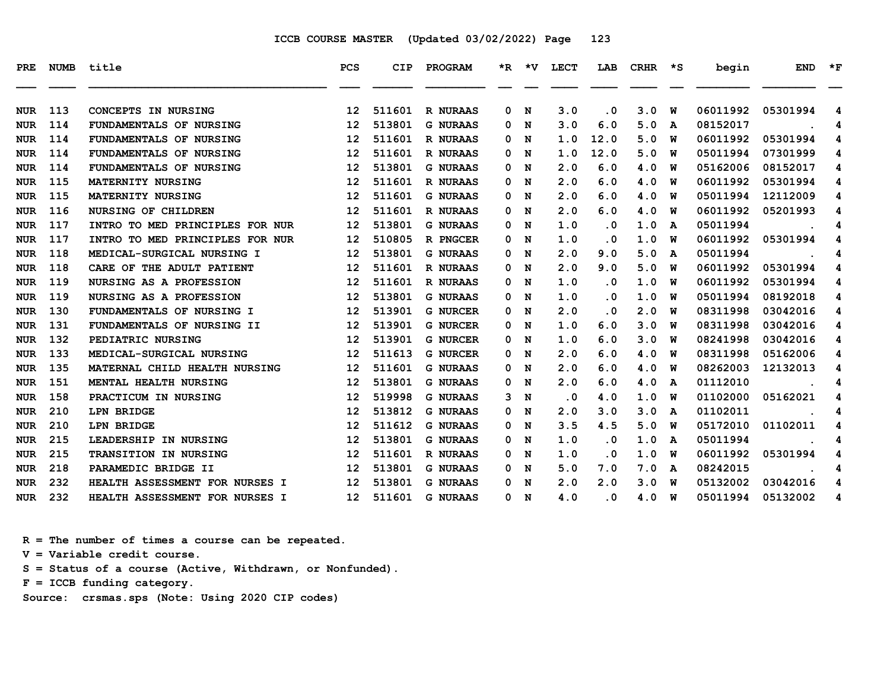ICCB COURSE MASTER (Updated 03/02/2022) Page 123

| PRE | NUMB | title | PCS | CIP | PROGRAM | *R | *V | LECT | LAB | CRHR | *S | begin | END | *F |
|---|---|---|---|---|---|---|---|---|---|---|---|---|---|---|
| NUR | 113 | CONCEPTS IN NURSING | 12 | 511601 | R NURAAS | 0 | N | 3.0 | .0 | 3.0 | W | 06011992 | 05301994 | 4 |
| NUR | 114 | FUNDAMENTALS OF NURSING | 12 | 513801 | G NURAAS | 0 | N | 3.0 | 6.0 | 5.0 | A | 08152017 | . | 4 |
| NUR | 114 | FUNDAMENTALS OF NURSING | 12 | 511601 | R NURAAS | 0 | N | 1.0 | 12.0 | 5.0 | W | 06011992 | 05301994 | 4 |
| NUR | 114 | FUNDAMENTALS OF NURSING | 12 | 511601 | R NURAAS | 0 | N | 1.0 | 12.0 | 5.0 | W | 05011994 | 07301999 | 4 |
| NUR | 114 | FUNDAMENTALS OF NURSING | 12 | 513801 | G NURAAS | 0 | N | 2.0 | 6.0 | 4.0 | W | 05162006 | 08152017 | 4 |
| NUR | 115 | MATERNITY NURSING | 12 | 511601 | R NURAAS | 0 | N | 2.0 | 6.0 | 4.0 | W | 06011992 | 05301994 | 4 |
| NUR | 115 | MATERNITY NURSING | 12 | 511601 | G NURAAS | 0 | N | 2.0 | 6.0 | 4.0 | W | 05011994 | 12112009 | 4 |
| NUR | 116 | NURSING OF CHILDREN | 12 | 511601 | R NURAAS | 0 | N | 2.0 | 6.0 | 4.0 | W | 06011992 | 05201993 | 4 |
| NUR | 117 | INTRO TO MED PRINCIPLES FOR NUR | 12 | 513801 | G NURAAS | 0 | N | 1.0 | .0 | 1.0 | A | 05011994 | . | 4 |
| NUR | 117 | INTRO TO MED PRINCIPLES FOR NUR | 12 | 510805 | R PNGCER | 0 | N | 1.0 | .0 | 1.0 | W | 06011992 | 05301994 | 4 |
| NUR | 118 | MEDICAL-SURGICAL NURSING I | 12 | 513801 | G NURAAS | 0 | N | 2.0 | 9.0 | 5.0 | A | 05011994 | . | 4 |
| NUR | 118 | CARE OF THE ADULT PATIENT | 12 | 511601 | R NURAAS | 0 | N | 2.0 | 9.0 | 5.0 | W | 06011992 | 05301994 | 4 |
| NUR | 119 | NURSING AS A PROFESSION | 12 | 511601 | R NURAAS | 0 | N | 1.0 | .0 | 1.0 | W | 06011992 | 05301994 | 4 |
| NUR | 119 | NURSING AS A PROFESSION | 12 | 513801 | G NURAAS | 0 | N | 1.0 | .0 | 1.0 | W | 05011994 | 08192018 | 4 |
| NUR | 130 | FUNDAMENTALS OF NURSING I | 12 | 513901 | G NURCER | 0 | N | 2.0 | .0 | 2.0 | W | 08311998 | 03042016 | 4 |
| NUR | 131 | FUNDAMENTALS OF NURSING II | 12 | 513901 | G NURCER | 0 | N | 1.0 | 6.0 | 3.0 | W | 08311998 | 03042016 | 4 |
| NUR | 132 | PEDIATRIC NURSING | 12 | 513901 | G NURCER | 0 | N | 1.0 | 6.0 | 3.0 | W | 08241998 | 03042016 | 4 |
| NUR | 133 | MEDICAL-SURGICAL NURSING | 12 | 511613 | G NURCER | 0 | N | 2.0 | 6.0 | 4.0 | W | 08311998 | 05162006 | 4 |
| NUR | 135 | MATERNAL CHILD HEALTH NURSING | 12 | 511601 | G NURAAS | 0 | N | 2.0 | 6.0 | 4.0 | W | 08262003 | 12132013 | 4 |
| NUR | 151 | MENTAL HEALTH NURSING | 12 | 513801 | G NURAAS | 0 | N | 2.0 | 6.0 | 4.0 | A | 01112010 | . | 4 |
| NUR | 158 | PRACTICUM IN NURSING | 12 | 519998 | G NURAAS | 3 | N | .0 | 4.0 | 1.0 | W | 01102000 | 05162021 | 4 |
| NUR | 210 | LPN BRIDGE | 12 | 513812 | G NURAAS | 0 | N | 2.0 | 3.0 | 3.0 | A | 01102011 | . | 4 |
| NUR | 210 | LPN BRIDGE | 12 | 511612 | G NURAAS | 0 | N | 3.5 | 4.5 | 5.0 | W | 05172010 | 01102011 | 4 |
| NUR | 215 | LEADERSHIP IN NURSING | 12 | 513801 | G NURAAS | 0 | N | 1.0 | .0 | 1.0 | A | 05011994 | . | 4 |
| NUR | 215 | TRANSITION IN NURSING | 12 | 511601 | R NURAAS | 0 | N | 1.0 | .0 | 1.0 | W | 06011992 | 05301994 | 4 |
| NUR | 218 | PARAMEDIC BRIDGE II | 12 | 513801 | G NURAAS | 0 | N | 5.0 | 7.0 | 7.0 | A | 08242015 | . | 4 |
| NUR | 232 | HEALTH ASSESSMENT FOR NURSES I | 12 | 513801 | G NURAAS | 0 | N | 2.0 | 2.0 | 3.0 | W | 05132002 | 03042016 | 4 |
| NUR | 232 | HEALTH ASSESSMENT FOR NURSES I | 12 | 511601 | G NURAAS | 0 | N | 4.0 | .0 | 4.0 | W | 05011994 | 05132002 | 4 |

R = The number of times a course can be repeated.
V = Variable credit course.
S = Status of a course (Active, Withdrawn, or Nonfunded).
F = ICCB funding category.
Source: crsmas.sps (Note: Using 2020 CIP codes)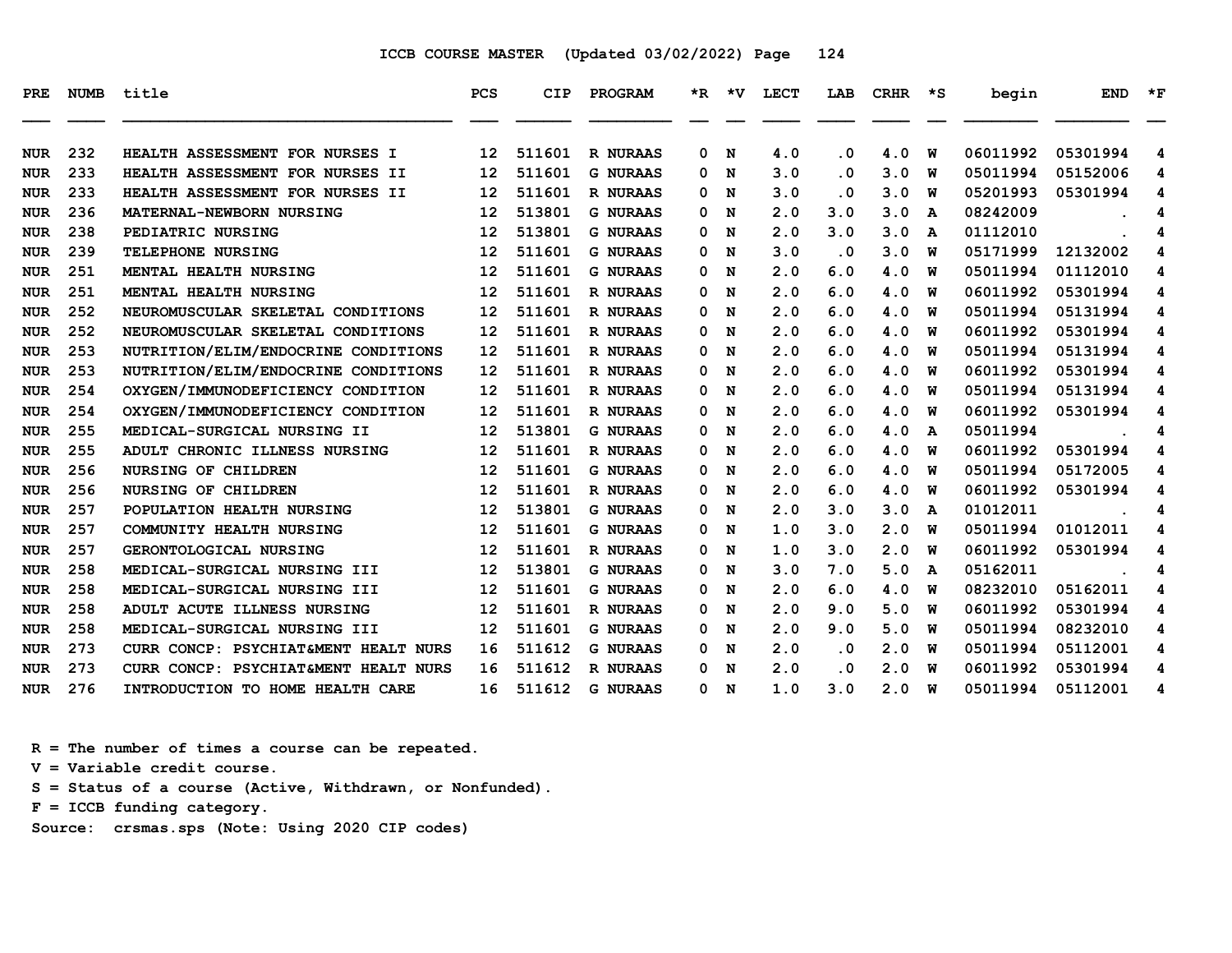ICCB COURSE MASTER (Updated 03/02/2022) Page 124

| PRE | NUMB | title | PCS | CIP | PROGRAM | *R | *V | LECT | LAB | CRHR | *S | begin | END | *F |
|---|---|---|---|---|---|---|---|---|---|---|---|---|---|---|
| NUR | 232 | HEALTH ASSESSMENT FOR NURSES I | 12 | 511601 | R NURAAS | 0 | N | 4.0 | .0 | 4.0 | W | 06011992 | 05301994 | 4 |
| NUR | 233 | HEALTH ASSESSMENT FOR NURSES II | 12 | 511601 | G NURAAS | 0 | N | 3.0 | .0 | 3.0 | W | 05011994 | 05152006 | 4 |
| NUR | 233 | HEALTH ASSESSMENT FOR NURSES II | 12 | 511601 | R NURAAS | 0 | N | 3.0 | .0 | 3.0 | W | 05201993 | 05301994 | 4 |
| NUR | 236 | MATERNAL-NEWBORN NURSING | 12 | 513801 | G NURAAS | 0 | N | 2.0 | 3.0 | 3.0 | A | 08242009 | . | 4 |
| NUR | 238 | PEDIATRIC NURSING | 12 | 513801 | G NURAAS | 0 | N | 2.0 | 3.0 | 3.0 | A | 01112010 | . | 4 |
| NUR | 239 | TELEPHONE NURSING | 12 | 511601 | G NURAAS | 0 | N | 3.0 | .0 | 3.0 | W | 05171999 | 12132002 | 4 |
| NUR | 251 | MENTAL HEALTH NURSING | 12 | 511601 | G NURAAS | 0 | N | 2.0 | 6.0 | 4.0 | W | 05011994 | 01112010 | 4 |
| NUR | 251 | MENTAL HEALTH NURSING | 12 | 511601 | R NURAAS | 0 | N | 2.0 | 6.0 | 4.0 | W | 06011992 | 05301994 | 4 |
| NUR | 252 | NEUROMUSCULAR SKELETAL CONDITIONS | 12 | 511601 | R NURAAS | 0 | N | 2.0 | 6.0 | 4.0 | W | 05011994 | 05131994 | 4 |
| NUR | 252 | NEUROMUSCULAR SKELETAL CONDITIONS | 12 | 511601 | R NURAAS | 0 | N | 2.0 | 6.0 | 4.0 | W | 06011992 | 05301994 | 4 |
| NUR | 253 | NUTRITION/ELIM/ENDOCRINE CONDITIONS | 12 | 511601 | R NURAAS | 0 | N | 2.0 | 6.0 | 4.0 | W | 05011994 | 05131994 | 4 |
| NUR | 253 | NUTRITION/ELIM/ENDOCRINE CONDITIONS | 12 | 511601 | R NURAAS | 0 | N | 2.0 | 6.0 | 4.0 | W | 06011992 | 05301994 | 4 |
| NUR | 254 | OXYGEN/IMMUNODEFICIENCY CONDITION | 12 | 511601 | R NURAAS | 0 | N | 2.0 | 6.0 | 4.0 | W | 05011994 | 05131994 | 4 |
| NUR | 254 | OXYGEN/IMMUNODEFICIENCY CONDITION | 12 | 511601 | R NURAAS | 0 | N | 2.0 | 6.0 | 4.0 | W | 06011992 | 05301994 | 4 |
| NUR | 255 | MEDICAL-SURGICAL NURSING II | 12 | 513801 | G NURAAS | 0 | N | 2.0 | 6.0 | 4.0 | A | 05011994 | . | 4 |
| NUR | 255 | ADULT CHRONIC ILLNESS NURSING | 12 | 511601 | R NURAAS | 0 | N | 2.0 | 6.0 | 4.0 | W | 06011992 | 05301994 | 4 |
| NUR | 256 | NURSING OF CHILDREN | 12 | 511601 | G NURAAS | 0 | N | 2.0 | 6.0 | 4.0 | W | 05011994 | 05172005 | 4 |
| NUR | 256 | NURSING OF CHILDREN | 12 | 511601 | R NURAAS | 0 | N | 2.0 | 6.0 | 4.0 | W | 06011992 | 05301994 | 4 |
| NUR | 257 | POPULATION HEALTH NURSING | 12 | 513801 | G NURAAS | 0 | N | 2.0 | 3.0 | 3.0 | A | 01012011 | . | 4 |
| NUR | 257 | COMMUNITY HEALTH NURSING | 12 | 511601 | G NURAAS | 0 | N | 1.0 | 3.0 | 2.0 | W | 05011994 | 01012011 | 4 |
| NUR | 257 | GERONTOLOGICAL NURSING | 12 | 511601 | R NURAAS | 0 | N | 1.0 | 3.0 | 2.0 | W | 06011992 | 05301994 | 4 |
| NUR | 258 | MEDICAL-SURGICAL NURSING III | 12 | 513801 | G NURAAS | 0 | N | 3.0 | 7.0 | 5.0 | A | 05162011 | . | 4 |
| NUR | 258 | MEDICAL-SURGICAL NURSING III | 12 | 511601 | G NURAAS | 0 | N | 2.0 | 6.0 | 4.0 | W | 08232010 | 05162011 | 4 |
| NUR | 258 | ADULT ACUTE ILLNESS NURSING | 12 | 511601 | R NURAAS | 0 | N | 2.0 | 9.0 | 5.0 | W | 06011992 | 05301994 | 4 |
| NUR | 258 | MEDICAL-SURGICAL NURSING III | 12 | 511601 | G NURAAS | 0 | N | 2.0 | 9.0 | 5.0 | W | 05011994 | 08232010 | 4 |
| NUR | 273 | CURR CONCP: PSYCHIAT&MENT HEALT NURS | 16 | 511612 | G NURAAS | 0 | N | 2.0 | .0 | 2.0 | W | 05011994 | 05112001 | 4 |
| NUR | 273 | CURR CONCP: PSYCHIAT&MENT HEALT NURS | 16 | 511612 | R NURAAS | 0 | N | 2.0 | .0 | 2.0 | W | 06011992 | 05301994 | 4 |
| NUR | 276 | INTRODUCTION TO HOME HEALTH CARE | 16 | 511612 | G NURAAS | 0 | N | 1.0 | 3.0 | 2.0 | W | 05011994 | 05112001 | 4 |

R = The number of times a course can be repeated.
V = Variable credit course.
S = Status of a course (Active, Withdrawn, or Nonfunded).
F = ICCB funding category.
Source: crsmas.sps (Note: Using 2020 CIP codes)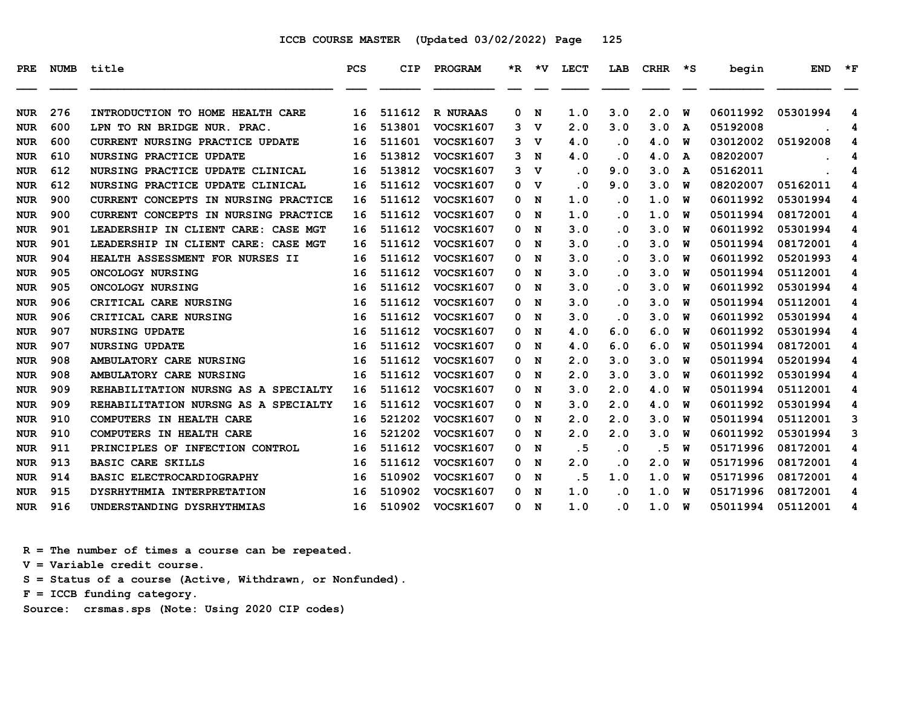ICCB COURSE MASTER (Updated 03/02/2022) Page 125

| PRE | NUMB | title | PCS | CIP | PROGRAM | *R | *V | LECT | LAB | CRHR | *S | begin | END | *F |
|---|---|---|---|---|---|---|---|---|---|---|---|---|---|---|
| NUR | 276 | INTRODUCTION TO HOME HEALTH CARE | 16 | 511612 | R NURAAS | 0 | N | 1.0 | 3.0 | 2.0 | W | 06011992 | 05301994 | 4 |
| NUR | 600 | LPN TO RN BRIDGE NUR. PRAC. | 16 | 513801 | VOCSK1607 | 3 | V | 2.0 | 3.0 | 3.0 | A | 05192008 | . | 4 |
| NUR | 600 | CURRENT NURSING PRACTICE UPDATE | 16 | 511601 | VOCSK1607 | 3 | V | 4.0 | .0 | 4.0 | W | 03012002 | 05192008 | 4 |
| NUR | 610 | NURSING PRACTICE UPDATE | 16 | 513812 | VOCSK1607 | 3 | N | 4.0 | .0 | 4.0 | A | 08202007 | . | 4 |
| NUR | 612 | NURSING PRACTICE UPDATE CLINICAL | 16 | 513812 | VOCSK1607 | 3 | V | .0 | 9.0 | 3.0 | A | 05162011 | . | 4 |
| NUR | 612 | NURSING PRACTICE UPDATE CLINICAL | 16 | 511612 | VOCSK1607 | 0 | V | .0 | 9.0 | 3.0 | W | 08202007 | 05162011 | 4 |
| NUR | 900 | CURRENT CONCEPTS IN NURSING PRACTICE | 16 | 511612 | VOCSK1607 | 0 | N | 1.0 | .0 | 1.0 | W | 06011992 | 05301994 | 4 |
| NUR | 900 | CURRENT CONCEPTS IN NURSING PRACTICE | 16 | 511612 | VOCSK1607 | 0 | N | 1.0 | .0 | 1.0 | W | 05011994 | 08172001 | 4 |
| NUR | 901 | LEADERSHIP IN CLIENT CARE: CASE MGT | 16 | 511612 | VOCSK1607 | 0 | N | 3.0 | .0 | 3.0 | W | 06011992 | 05301994 | 4 |
| NUR | 901 | LEADERSHIP IN CLIENT CARE: CASE MGT | 16 | 511612 | VOCSK1607 | 0 | N | 3.0 | .0 | 3.0 | W | 05011994 | 08172001 | 4 |
| NUR | 904 | HEALTH ASSESSMENT FOR NURSES II | 16 | 511612 | VOCSK1607 | 0 | N | 3.0 | .0 | 3.0 | W | 06011992 | 05201993 | 4 |
| NUR | 905 | ONCOLOGY NURSING | 16 | 511612 | VOCSK1607 | 0 | N | 3.0 | .0 | 3.0 | W | 05011994 | 05112001 | 4 |
| NUR | 905 | ONCOLOGY NURSING | 16 | 511612 | VOCSK1607 | 0 | N | 3.0 | .0 | 3.0 | W | 06011992 | 05301994 | 4 |
| NUR | 906 | CRITICAL CARE NURSING | 16 | 511612 | VOCSK1607 | 0 | N | 3.0 | .0 | 3.0 | W | 05011994 | 05112001 | 4 |
| NUR | 906 | CRITICAL CARE NURSING | 16 | 511612 | VOCSK1607 | 0 | N | 3.0 | .0 | 3.0 | W | 06011992 | 05301994 | 4 |
| NUR | 907 | NURSING UPDATE | 16 | 511612 | VOCSK1607 | 0 | N | 4.0 | 6.0 | 6.0 | W | 06011992 | 05301994 | 4 |
| NUR | 907 | NURSING UPDATE | 16 | 511612 | VOCSK1607 | 0 | N | 4.0 | 6.0 | 6.0 | W | 05011994 | 08172001 | 4 |
| NUR | 908 | AMBULATORY CARE NURSING | 16 | 511612 | VOCSK1607 | 0 | N | 2.0 | 3.0 | 3.0 | W | 05011994 | 05201994 | 4 |
| NUR | 908 | AMBULATORY CARE NURSING | 16 | 511612 | VOCSK1607 | 0 | N | 2.0 | 3.0 | 3.0 | W | 06011992 | 05301994 | 4 |
| NUR | 909 | REHABILITATION NURSNG AS A SPECIALTY | 16 | 511612 | VOCSK1607 | 0 | N | 3.0 | 2.0 | 4.0 | W | 05011994 | 05112001 | 4 |
| NUR | 909 | REHABILITATION NURSNG AS A SPECIALTY | 16 | 511612 | VOCSK1607 | 0 | N | 3.0 | 2.0 | 4.0 | W | 06011992 | 05301994 | 4 |
| NUR | 910 | COMPUTERS IN HEALTH CARE | 16 | 521202 | VOCSK1607 | 0 | N | 2.0 | 2.0 | 3.0 | W | 05011994 | 05112001 | 3 |
| NUR | 910 | COMPUTERS IN HEALTH CARE | 16 | 521202 | VOCSK1607 | 0 | N | 2.0 | 2.0 | 3.0 | W | 06011992 | 05301994 | 3 |
| NUR | 911 | PRINCIPLES OF INFECTION CONTROL | 16 | 511612 | VOCSK1607 | 0 | N | .5 | .0 | .5 | W | 05171996 | 08172001 | 4 |
| NUR | 913 | BASIC CARE SKILLS | 16 | 511612 | VOCSK1607 | 0 | N | 2.0 | .0 | 2.0 | W | 05171996 | 08172001 | 4 |
| NUR | 914 | BASIC ELECTROCARDIOGRAPHY | 16 | 510902 | VOCSK1607 | 0 | N | .5 | 1.0 | 1.0 | W | 05171996 | 08172001 | 4 |
| NUR | 915 | DYSRHYTHMIA INTERPRETATION | 16 | 510902 | VOCSK1607 | 0 | N | 1.0 | .0 | 1.0 | W | 05171996 | 08172001 | 4 |
| NUR | 916 | UNDERSTANDING DYSRHYTHMIAS | 16 | 510902 | VOCSK1607 | 0 | N | 1.0 | .0 | 1.0 | W | 05011994 | 05112001 | 4 |

R = The number of times a course can be repeated.
V = Variable credit course.
S = Status of a course (Active, Withdrawn, or Nonfunded).
F = ICCB funding category.
Source: crsmas.sps (Note: Using 2020 CIP codes)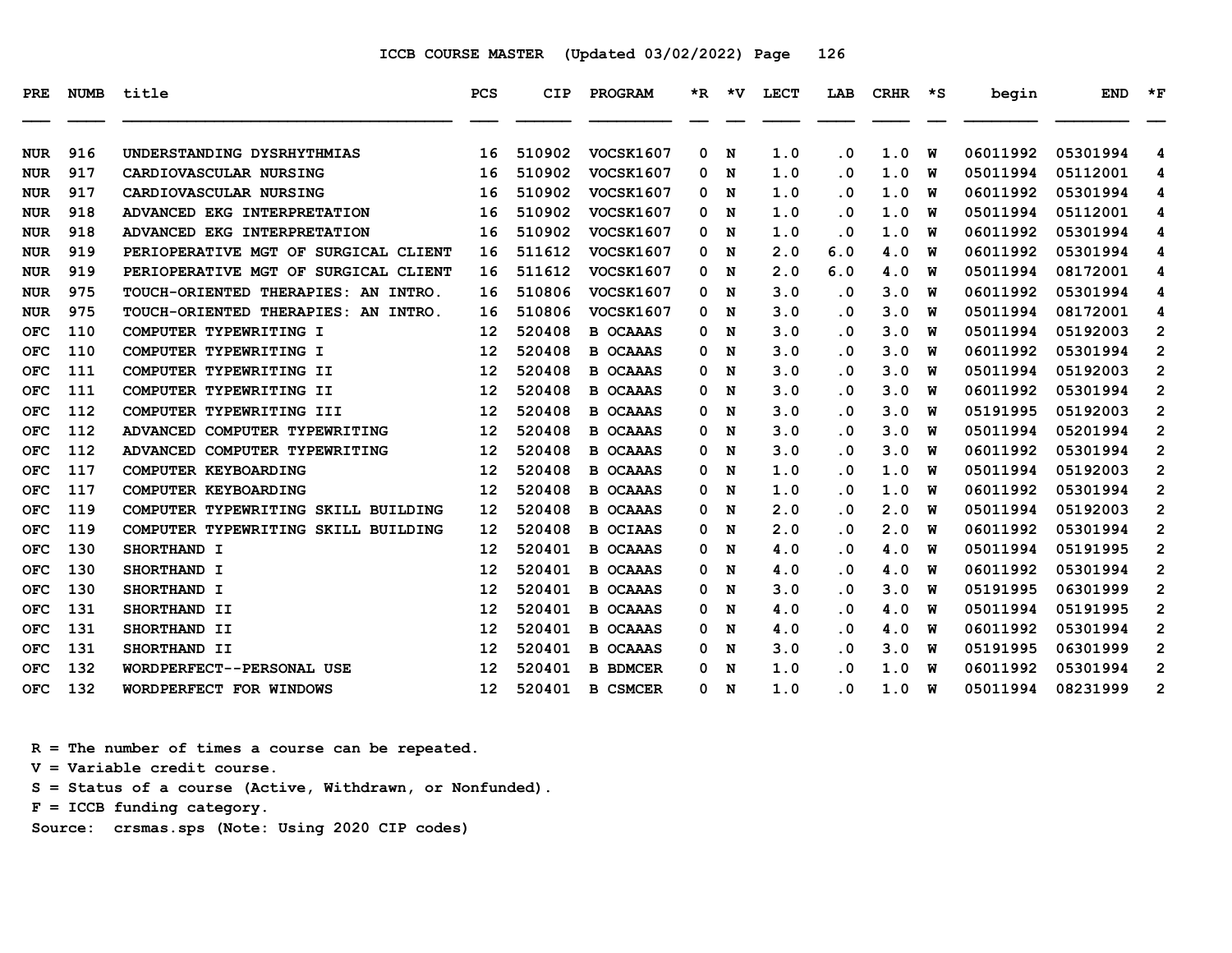ICCB COURSE MASTER (Updated 03/02/2022) Page 126

| PRE | NUMB | title | PCS | CIP | PROGRAM | *R | *V | LECT | LAB | CRHR | *S | begin | END | *F |
|---|---|---|---|---|---|---|---|---|---|---|---|---|---|---|
| NUR | 916 | UNDERSTANDING DYSRHYTHMIAS | 16 | 510902 | VOCSK1607 | 0 | N | 1.0 | .0 | 1.0 | W | 06011992 | 05301994 | 4 |
| NUR | 917 | CARDIOVASCULAR NURSING | 16 | 510902 | VOCSK1607 | 0 | N | 1.0 | .0 | 1.0 | W | 05011994 | 05112001 | 4 |
| NUR | 917 | CARDIOVASCULAR NURSING | 16 | 510902 | VOCSK1607 | 0 | N | 1.0 | .0 | 1.0 | W | 06011992 | 05301994 | 4 |
| NUR | 918 | ADVANCED EKG INTERPRETATION | 16 | 510902 | VOCSK1607 | 0 | N | 1.0 | .0 | 1.0 | W | 05011994 | 05112001 | 4 |
| NUR | 918 | ADVANCED EKG INTERPRETATION | 16 | 510902 | VOCSK1607 | 0 | N | 1.0 | .0 | 1.0 | W | 06011992 | 05301994 | 4 |
| NUR | 919 | PERIOPERATIVE MGT OF SURGICAL CLIENT | 16 | 511612 | VOCSK1607 | 0 | N | 2.0 | 6.0 | 4.0 | W | 06011992 | 05301994 | 4 |
| NUR | 919 | PERIOPERATIVE MGT OF SURGICAL CLIENT | 16 | 511612 | VOCSK1607 | 0 | N | 2.0 | 6.0 | 4.0 | W | 05011994 | 08172001 | 4 |
| NUR | 975 | TOUCH-ORIENTED THERAPIES: AN INTRO. | 16 | 510806 | VOCSK1607 | 0 | N | 3.0 | .0 | 3.0 | W | 06011992 | 05301994 | 4 |
| NUR | 975 | TOUCH-ORIENTED THERAPIES: AN INTRO. | 16 | 510806 | VOCSK1607 | 0 | N | 3.0 | .0 | 3.0 | W | 05011994 | 08172001 | 4 |
| OFC | 110 | COMPUTER TYPEWRITING I | 12 | 520408 | B OCAAAS | 0 | N | 3.0 | .0 | 3.0 | W | 05011994 | 05192003 | 2 |
| OFC | 110 | COMPUTER TYPEWRITING I | 12 | 520408 | B OCAAAS | 0 | N | 3.0 | .0 | 3.0 | W | 06011992 | 05301994 | 2 |
| OFC | 111 | COMPUTER TYPEWRITING II | 12 | 520408 | B OCAAAS | 0 | N | 3.0 | .0 | 3.0 | W | 05011994 | 05192003 | 2 |
| OFC | 111 | COMPUTER TYPEWRITING II | 12 | 520408 | B OCAAAS | 0 | N | 3.0 | .0 | 3.0 | W | 06011992 | 05301994 | 2 |
| OFC | 112 | COMPUTER TYPEWRITING III | 12 | 520408 | B OCAAAS | 0 | N | 3.0 | .0 | 3.0 | W | 05191995 | 05192003 | 2 |
| OFC | 112 | ADVANCED COMPUTER TYPEWRITING | 12 | 520408 | B OCAAAS | 0 | N | 3.0 | .0 | 3.0 | W | 05011994 | 05201994 | 2 |
| OFC | 112 | ADVANCED COMPUTER TYPEWRITING | 12 | 520408 | B OCAAAS | 0 | N | 3.0 | .0 | 3.0 | W | 06011992 | 05301994 | 2 |
| OFC | 117 | COMPUTER KEYBOARDING | 12 | 520408 | B OCAAAS | 0 | N | 1.0 | .0 | 1.0 | W | 05011994 | 05192003 | 2 |
| OFC | 117 | COMPUTER KEYBOARDING | 12 | 520408 | B OCAAAS | 0 | N | 1.0 | .0 | 1.0 | W | 06011992 | 05301994 | 2 |
| OFC | 119 | COMPUTER TYPEWRITING SKILL BUILDING | 12 | 520408 | B OCAAAS | 0 | N | 2.0 | .0 | 2.0 | W | 05011994 | 05192003 | 2 |
| OFC | 119 | COMPUTER TYPEWRITING SKILL BUILDING | 12 | 520408 | B OCIAAS | 0 | N | 2.0 | .0 | 2.0 | W | 06011992 | 05301994 | 2 |
| OFC | 130 | SHORTHAND I | 12 | 520401 | B OCAAAS | 0 | N | 4.0 | .0 | 4.0 | W | 05011994 | 05191995 | 2 |
| OFC | 130 | SHORTHAND I | 12 | 520401 | B OCAAAS | 0 | N | 4.0 | .0 | 4.0 | W | 06011992 | 05301994 | 2 |
| OFC | 130 | SHORTHAND I | 12 | 520401 | B OCAAAS | 0 | N | 3.0 | .0 | 3.0 | W | 05191995 | 06301999 | 2 |
| OFC | 131 | SHORTHAND II | 12 | 520401 | B OCAAAS | 0 | N | 4.0 | .0 | 4.0 | W | 05011994 | 05191995 | 2 |
| OFC | 131 | SHORTHAND II | 12 | 520401 | B OCAAAS | 0 | N | 4.0 | .0 | 4.0 | W | 06011992 | 05301994 | 2 |
| OFC | 131 | SHORTHAND II | 12 | 520401 | B OCAAAS | 0 | N | 3.0 | .0 | 3.0 | W | 05191995 | 06301999 | 2 |
| OFC | 132 | WORDPERFECT--PERSONAL USE | 12 | 520401 | B BDMCER | 0 | N | 1.0 | .0 | 1.0 | W | 06011992 | 05301994 | 2 |
| OFC | 132 | WORDPERFECT FOR WINDOWS | 12 | 520401 | B CSMCER | 0 | N | 1.0 | .0 | 1.0 | W | 05011994 | 08231999 | 2 |

R = The number of times a course can be repeated.
V = Variable credit course.
S = Status of a course (Active, Withdrawn, or Nonfunded).
F = ICCB funding category.
Source: crsmas.sps (Note: Using 2020 CIP codes)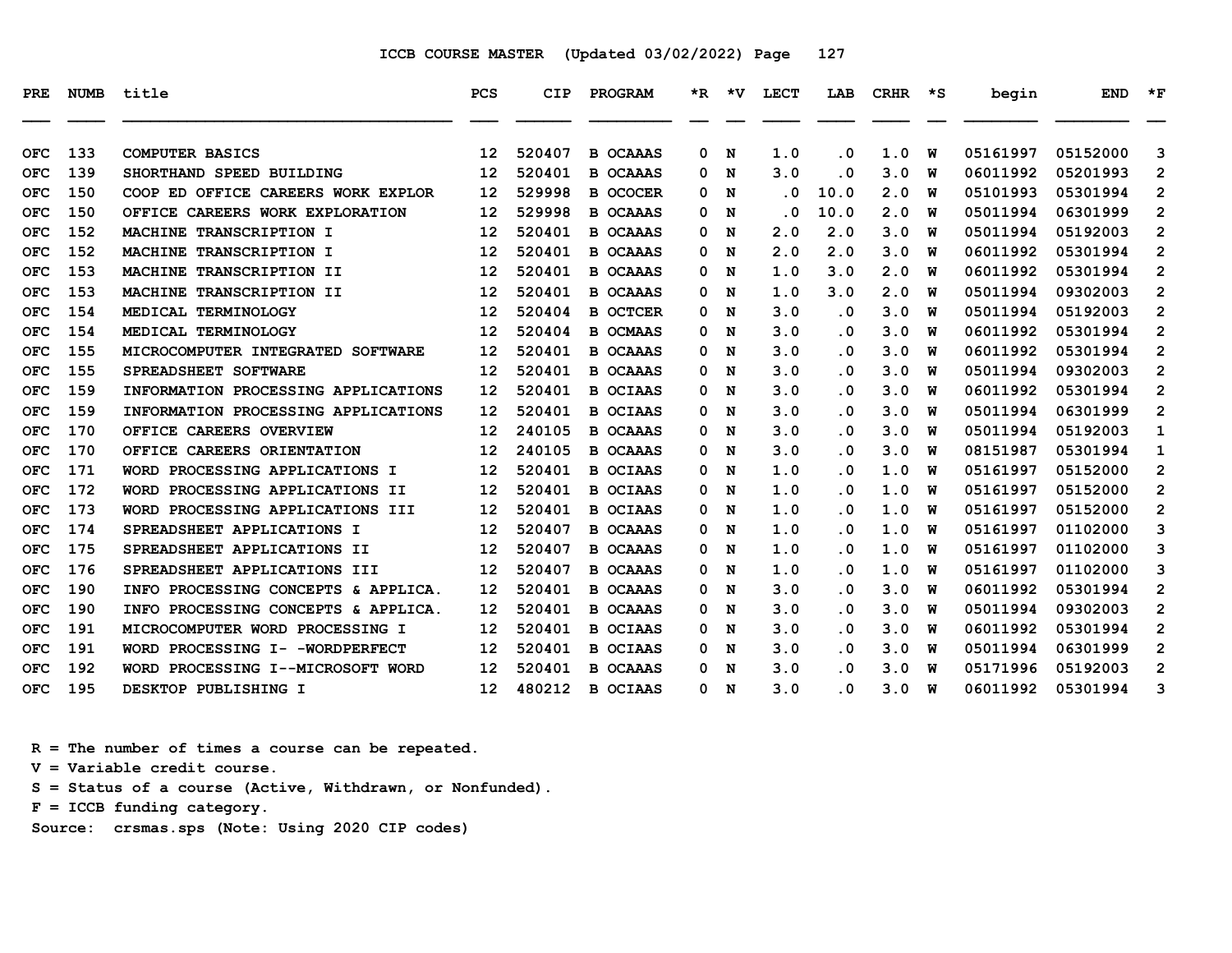ICCB COURSE MASTER (Updated 03/02/2022)

| PRE | NUMB | title | PCS | CIP | PROGRAM | *R | *V | LECT | LAB | CRHR | *S | begin | END | *F |
|---|---|---|---|---|---|---|---|---|---|---|---|---|---|---|
| OFC | 133 | COMPUTER BASICS | 12 | 520407 | B OCAAAS | 0 | N | 1.0 | .0 | 1.0 | W | 05161997 | 05152000 | 3 |
| OFC | 139 | SHORTHAND SPEED BUILDING | 12 | 520401 | B OCAAAS | 0 | N | 3.0 | .0 | 3.0 | W | 06011992 | 05201993 | 2 |
| OFC | 150 | COOP ED OFFICE CAREERS WORK EXPLOR | 12 | 529998 | B OCOCER | 0 | N | .0 | 10.0 | 2.0 | W | 05101993 | 05301994 | 2 |
| OFC | 150 | OFFICE CAREERS WORK EXPLORATION | 12 | 529998 | B OCAAAS | 0 | N | .0 | 10.0 | 2.0 | W | 05011994 | 06301999 | 2 |
| OFC | 152 | MACHINE TRANSCRIPTION I | 12 | 520401 | B OCAAAS | 0 | N | 2.0 | 2.0 | 3.0 | W | 05011994 | 05192003 | 2 |
| OFC | 152 | MACHINE TRANSCRIPTION I | 12 | 520401 | B OCAAAS | 0 | N | 2.0 | 2.0 | 3.0 | W | 06011992 | 05301994 | 2 |
| OFC | 153 | MACHINE TRANSCRIPTION II | 12 | 520401 | B OCAAAS | 0 | N | 1.0 | 3.0 | 2.0 | W | 06011992 | 05301994 | 2 |
| OFC | 153 | MACHINE TRANSCRIPTION II | 12 | 520401 | B OCAAAS | 0 | N | 1.0 | 3.0 | 2.0 | W | 05011994 | 09302003 | 2 |
| OFC | 154 | MEDICAL TERMINOLOGY | 12 | 520404 | B OCTCER | 0 | N | 3.0 | .0 | 3.0 | W | 05011994 | 05192003 | 2 |
| OFC | 154 | MEDICAL TERMINOLOGY | 12 | 520404 | B OCMAAS | 0 | N | 3.0 | .0 | 3.0 | W | 06011992 | 05301994 | 2 |
| OFC | 155 | MICROCOMPUTER INTEGRATED SOFTWARE | 12 | 520401 | B OCAAAS | 0 | N | 3.0 | .0 | 3.0 | W | 06011992 | 05301994 | 2 |
| OFC | 155 | SPREADSHEET SOFTWARE | 12 | 520401 | B OCAAAS | 0 | N | 3.0 | .0 | 3.0 | W | 05011994 | 09302003 | 2 |
| OFC | 159 | INFORMATION PROCESSING APPLICATIONS | 12 | 520401 | B OCIAAS | 0 | N | 3.0 | .0 | 3.0 | W | 06011992 | 05301994 | 2 |
| OFC | 159 | INFORMATION PROCESSING APPLICATIONS | 12 | 520401 | B OCIAAS | 0 | N | 3.0 | .0 | 3.0 | W | 05011994 | 06301999 | 2 |
| OFC | 170 | OFFICE CAREERS OVERVIEW | 12 | 240105 | B OCAAAS | 0 | N | 3.0 | .0 | 3.0 | W | 05011994 | 05192003 | 1 |
| OFC | 170 | OFFICE CAREERS ORIENTATION | 12 | 240105 | B OCAAAS | 0 | N | 3.0 | .0 | 3.0 | W | 08151987 | 05301994 | 1 |
| OFC | 171 | WORD PROCESSING APPLICATIONS I | 12 | 520401 | B OCIAAS | 0 | N | 1.0 | .0 | 1.0 | W | 05161997 | 05152000 | 2 |
| OFC | 172 | WORD PROCESSING APPLICATIONS II | 12 | 520401 | B OCIAAS | 0 | N | 1.0 | .0 | 1.0 | W | 05161997 | 05152000 | 2 |
| OFC | 173 | WORD PROCESSING APPLICATIONS III | 12 | 520401 | B OCIAAS | 0 | N | 1.0 | .0 | 1.0 | W | 05161997 | 05152000 | 2 |
| OFC | 174 | SPREADSHEET APPLICATIONS I | 12 | 520407 | B OCAAAS | 0 | N | 1.0 | .0 | 1.0 | W | 05161997 | 01102000 | 3 |
| OFC | 175 | SPREADSHEET APPLICATIONS II | 12 | 520407 | B OCAAAS | 0 | N | 1.0 | .0 | 1.0 | W | 05161997 | 01102000 | 3 |
| OFC | 176 | SPREADSHEET APPLICATIONS III | 12 | 520407 | B OCAAAS | 0 | N | 1.0 | .0 | 1.0 | W | 05161997 | 01102000 | 3 |
| OFC | 190 | INFO PROCESSING CONCEPTS & APPLICA. | 12 | 520401 | B OCAAAS | 0 | N | 3.0 | .0 | 3.0 | W | 06011992 | 05301994 | 2 |
| OFC | 190 | INFO PROCESSING CONCEPTS & APPLICA. | 12 | 520401 | B OCAAAS | 0 | N | 3.0 | .0 | 3.0 | W | 05011994 | 09302003 | 2 |
| OFC | 191 | MICROCOMPUTER WORD PROCESSING I | 12 | 520401 | B OCIAAS | 0 | N | 3.0 | .0 | 3.0 | W | 06011992 | 05301994 | 2 |
| OFC | 191 | WORD PROCESSING I- -WORDPERFECT | 12 | 520401 | B OCIAAS | 0 | N | 3.0 | .0 | 3.0 | W | 05011994 | 06301999 | 2 |
| OFC | 192 | WORD PROCESSING I--MICROSOFT WORD | 12 | 520401 | B OCAAAS | 0 | N | 3.0 | .0 | 3.0 | W | 05171996 | 05192003 | 2 |
| OFC | 195 | DESKTOP PUBLISHING I | 12 | 480212 | B OCIAAS | 0 | N | 3.0 | .0 | 3.0 | W | 06011992 | 05301994 | 3 |

R = The number of times a course can be repeated.
V = Variable credit course.
S = Status of a course (Active, Withdrawn, or Nonfunded).
F = ICCB funding category.
Source: crsmas.sps (Note: Using 2020 CIP codes)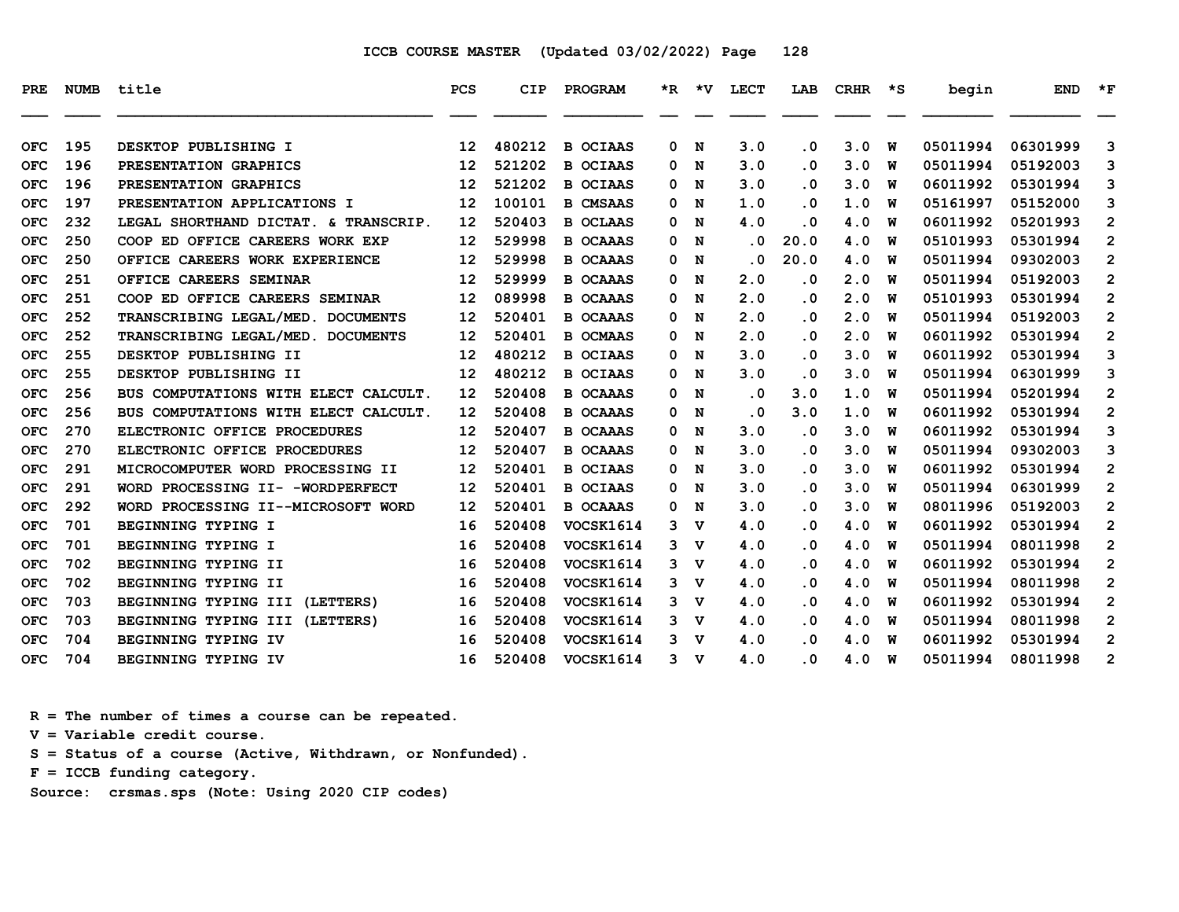ICCB COURSE MASTER (Updated 03/02/2022)

| PRE | NUMB | title | PCS | CIP | PROGRAM | *R | *V | LECT | LAB | CRHR | *S | begin | END | *F |
|---|---|---|---|---|---|---|---|---|---|---|---|---|---|---|
| OFC | 195 | DESKTOP PUBLISHING I | 12 | 480212 | B OCIAAS | 0 | N | 3.0 | .0 | 3.0 | W | 05011994 | 06301999 | 3 |
| OFC | 196 | PRESENTATION GRAPHICS | 12 | 521202 | B OCIAAS | 0 | N | 3.0 | .0 | 3.0 | W | 05011994 | 05192003 | 3 |
| OFC | 196 | PRESENTATION GRAPHICS | 12 | 521202 | B OCIAAS | 0 | N | 3.0 | .0 | 3.0 | W | 06011992 | 05301994 | 3 |
| OFC | 197 | PRESENTATION APPLICATIONS I | 12 | 100101 | B CMSAAS | 0 | N | 1.0 | .0 | 1.0 | W | 05161997 | 05152000 | 3 |
| OFC | 232 | LEGAL SHORTHAND DICTAT. & TRANSCRIP. | 12 | 520403 | B OCLAAS | 0 | N | 4.0 | .0 | 4.0 | W | 06011992 | 05201993 | 2 |
| OFC | 250 | COOP ED OFFICE CAREERS WORK EXP | 12 | 529998 | B OCAAAS | 0 | N | .0 | 20.0 | 4.0 | W | 05101993 | 05301994 | 2 |
| OFC | 250 | OFFICE CAREERS WORK EXPERIENCE | 12 | 529998 | B OCAAAS | 0 | N | .0 | 20.0 | 4.0 | W | 05011994 | 09302003 | 2 |
| OFC | 251 | OFFICE CAREERS SEMINAR | 12 | 529999 | B OCAAAS | 0 | N | 2.0 | .0 | 2.0 | W | 05011994 | 05192003 | 2 |
| OFC | 251 | COOP ED OFFICE CAREERS SEMINAR | 12 | 089998 | B OCAAAS | 0 | N | 2.0 | .0 | 2.0 | W | 05101993 | 05301994 | 2 |
| OFC | 252 | TRANSCRIBING LEGAL/MED. DOCUMENTS | 12 | 520401 | B OCAAAS | 0 | N | 2.0 | .0 | 2.0 | W | 05011994 | 05192003 | 2 |
| OFC | 252 | TRANSCRIBING LEGAL/MED. DOCUMENTS | 12 | 520401 | B OCMAAS | 0 | N | 2.0 | .0 | 2.0 | W | 06011992 | 05301994 | 2 |
| OFC | 255 | DESKTOP PUBLISHING II | 12 | 480212 | B OCIAAS | 0 | N | 3.0 | .0 | 3.0 | W | 06011992 | 05301994 | 3 |
| OFC | 255 | DESKTOP PUBLISHING II | 12 | 480212 | B OCIAAS | 0 | N | 3.0 | .0 | 3.0 | W | 05011994 | 06301999 | 3 |
| OFC | 256 | BUS COMPUTATIONS WITH ELECT CALCULT. | 12 | 520408 | B OCAAAS | 0 | N | .0 | 3.0 | 1.0 | W | 05011994 | 05201994 | 2 |
| OFC | 256 | BUS COMPUTATIONS WITH ELECT CALCULT. | 12 | 520408 | B OCAAAS | 0 | N | .0 | 3.0 | 1.0 | W | 06011992 | 05301994 | 2 |
| OFC | 270 | ELECTRONIC OFFICE PROCEDURES | 12 | 520407 | B OCAAAS | 0 | N | 3.0 | .0 | 3.0 | W | 06011992 | 05301994 | 3 |
| OFC | 270 | ELECTRONIC OFFICE PROCEDURES | 12 | 520407 | B OCAAAS | 0 | N | 3.0 | .0 | 3.0 | W | 05011994 | 09302003 | 3 |
| OFC | 291 | MICROCOMPUTER WORD PROCESSING II | 12 | 520401 | B OCIAAS | 0 | N | 3.0 | .0 | 3.0 | W | 06011992 | 05301994 | 2 |
| OFC | 291 | WORD PROCESSING II- -WORDPERFECT | 12 | 520401 | B OCIAAS | 0 | N | 3.0 | .0 | 3.0 | W | 05011994 | 06301999 | 2 |
| OFC | 292 | WORD PROCESSING II--MICROSOFT WORD | 12 | 520401 | B OCAAAS | 0 | N | 3.0 | .0 | 3.0 | W | 08011996 | 05192003 | 2 |
| OFC | 701 | BEGINNING TYPING I | 16 | 520408 | VOCSK1614 | 3 | V | 4.0 | .0 | 4.0 | W | 06011992 | 05301994 | 2 |
| OFC | 701 | BEGINNING TYPING I | 16 | 520408 | VOCSK1614 | 3 | V | 4.0 | .0 | 4.0 | W | 05011994 | 08011998 | 2 |
| OFC | 702 | BEGINNING TYPING II | 16 | 520408 | VOCSK1614 | 3 | V | 4.0 | .0 | 4.0 | W | 06011992 | 05301994 | 2 |
| OFC | 702 | BEGINNING TYPING II | 16 | 520408 | VOCSK1614 | 3 | V | 4.0 | .0 | 4.0 | W | 05011994 | 08011998 | 2 |
| OFC | 703 | BEGINNING TYPING III (LETTERS) | 16 | 520408 | VOCSK1614 | 3 | V | 4.0 | .0 | 4.0 | W | 06011992 | 05301994 | 2 |
| OFC | 703 | BEGINNING TYPING III (LETTERS) | 16 | 520408 | VOCSK1614 | 3 | V | 4.0 | .0 | 4.0 | W | 05011994 | 08011998 | 2 |
| OFC | 704 | BEGINNING TYPING IV | 16 | 520408 | VOCSK1614 | 3 | V | 4.0 | .0 | 4.0 | W | 06011992 | 05301994 | 2 |
| OFC | 704 | BEGINNING TYPING IV | 16 | 520408 | VOCSK1614 | 3 | V | 4.0 | .0 | 4.0 | W | 05011994 | 08011998 | 2 |

R = The number of times a course can be repeated.
V = Variable credit course.
S = Status of a course (Active, Withdrawn, or Nonfunded).
F = ICCB funding category.
Source: crsmas.sps (Note: Using 2020 CIP codes)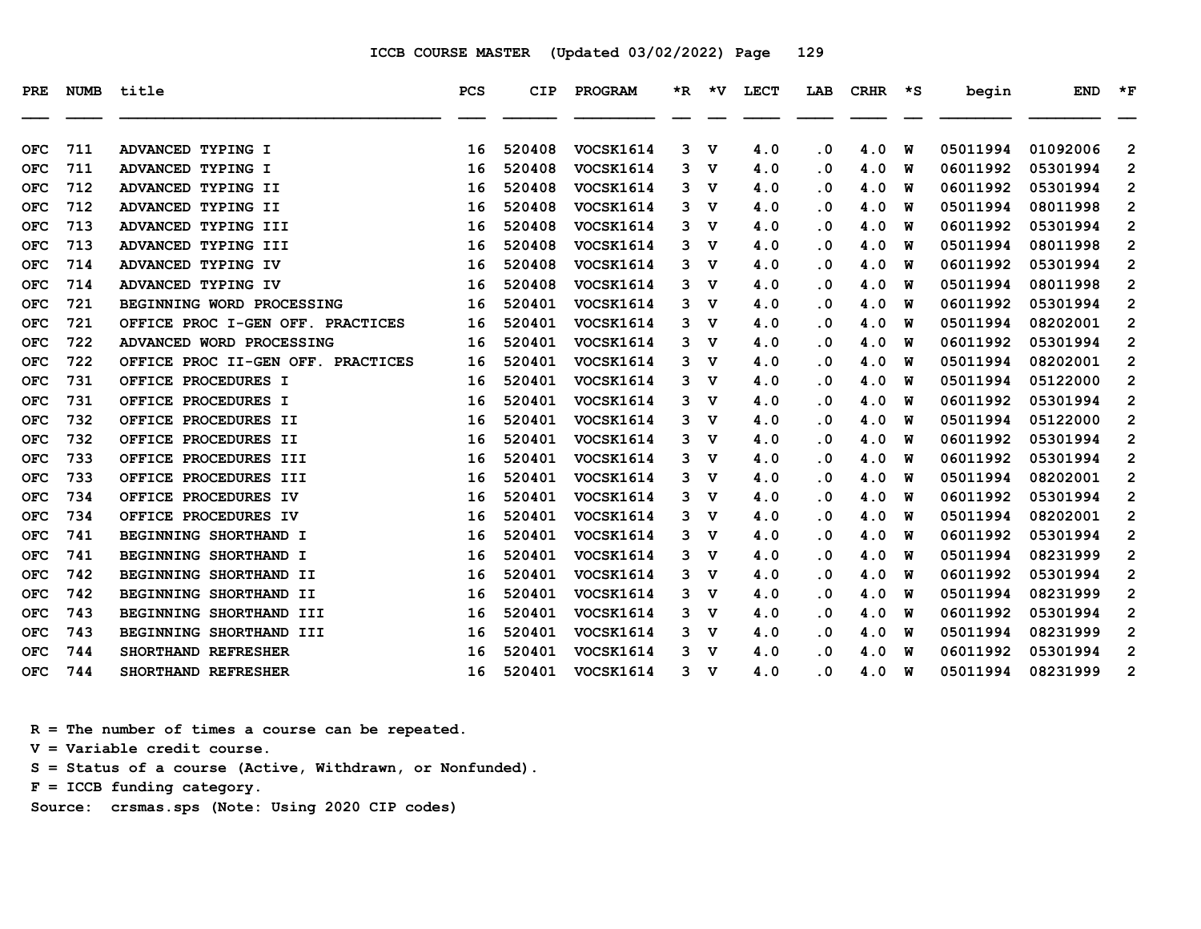ICCB COURSE MASTER (Updated 03/02/2022) Page 129

| PRE | NUMB | title | PCS | CIP | PROGRAM | *R | *V | LECT | LAB | CRHR | *S | begin | END | *F |
|---|---|---|---|---|---|---|---|---|---|---|---|---|---|---|
| OFC | 711 | ADVANCED TYPING I | 16 | 520408 | VOCSK1614 | 3 | V | 4.0 | .0 | 4.0 | W | 05011994 | 01092006 | 2 |
| OFC | 711 | ADVANCED TYPING I | 16 | 520408 | VOCSK1614 | 3 | V | 4.0 | .0 | 4.0 | W | 06011992 | 05301994 | 2 |
| OFC | 712 | ADVANCED TYPING II | 16 | 520408 | VOCSK1614 | 3 | V | 4.0 | .0 | 4.0 | W | 06011992 | 05301994 | 2 |
| OFC | 712 | ADVANCED TYPING II | 16 | 520408 | VOCSK1614 | 3 | V | 4.0 | .0 | 4.0 | W | 05011994 | 08011998 | 2 |
| OFC | 713 | ADVANCED TYPING III | 16 | 520408 | VOCSK1614 | 3 | V | 4.0 | .0 | 4.0 | W | 06011992 | 05301994 | 2 |
| OFC | 713 | ADVANCED TYPING III | 16 | 520408 | VOCSK1614 | 3 | V | 4.0 | .0 | 4.0 | W | 05011994 | 08011998 | 2 |
| OFC | 714 | ADVANCED TYPING IV | 16 | 520408 | VOCSK1614 | 3 | V | 4.0 | .0 | 4.0 | W | 06011992 | 05301994 | 2 |
| OFC | 714 | ADVANCED TYPING IV | 16 | 520408 | VOCSK1614 | 3 | V | 4.0 | .0 | 4.0 | W | 05011994 | 08011998 | 2 |
| OFC | 721 | BEGINNING WORD PROCESSING | 16 | 520401 | VOCSK1614 | 3 | V | 4.0 | .0 | 4.0 | W | 06011992 | 05301994 | 2 |
| OFC | 721 | OFFICE PROC I-GEN OFF. PRACTICES | 16 | 520401 | VOCSK1614 | 3 | V | 4.0 | .0 | 4.0 | W | 05011994 | 08202001 | 2 |
| OFC | 722 | ADVANCED WORD PROCESSING | 16 | 520401 | VOCSK1614 | 3 | V | 4.0 | .0 | 4.0 | W | 06011992 | 05301994 | 2 |
| OFC | 722 | OFFICE PROC II-GEN OFF. PRACTICES | 16 | 520401 | VOCSK1614 | 3 | V | 4.0 | .0 | 4.0 | W | 05011994 | 08202001 | 2 |
| OFC | 731 | OFFICE PROCEDURES I | 16 | 520401 | VOCSK1614 | 3 | V | 4.0 | .0 | 4.0 | W | 05011994 | 05122000 | 2 |
| OFC | 731 | OFFICE PROCEDURES I | 16 | 520401 | VOCSK1614 | 3 | V | 4.0 | .0 | 4.0 | W | 06011992 | 05301994 | 2 |
| OFC | 732 | OFFICE PROCEDURES II | 16 | 520401 | VOCSK1614 | 3 | V | 4.0 | .0 | 4.0 | W | 05011994 | 05122000 | 2 |
| OFC | 732 | OFFICE PROCEDURES II | 16 | 520401 | VOCSK1614 | 3 | V | 4.0 | .0 | 4.0 | W | 06011992 | 05301994 | 2 |
| OFC | 733 | OFFICE PROCEDURES III | 16 | 520401 | VOCSK1614 | 3 | V | 4.0 | .0 | 4.0 | W | 06011992 | 05301994 | 2 |
| OFC | 733 | OFFICE PROCEDURES III | 16 | 520401 | VOCSK1614 | 3 | V | 4.0 | .0 | 4.0 | W | 05011994 | 08202001 | 2 |
| OFC | 734 | OFFICE PROCEDURES IV | 16 | 520401 | VOCSK1614 | 3 | V | 4.0 | .0 | 4.0 | W | 06011992 | 05301994 | 2 |
| OFC | 734 | OFFICE PROCEDURES IV | 16 | 520401 | VOCSK1614 | 3 | V | 4.0 | .0 | 4.0 | W | 05011994 | 08202001 | 2 |
| OFC | 741 | BEGINNING SHORTHAND I | 16 | 520401 | VOCSK1614 | 3 | V | 4.0 | .0 | 4.0 | W | 06011992 | 05301994 | 2 |
| OFC | 741 | BEGINNING SHORTHAND I | 16 | 520401 | VOCSK1614 | 3 | V | 4.0 | .0 | 4.0 | W | 05011994 | 08231999 | 2 |
| OFC | 742 | BEGINNING SHORTHAND II | 16 | 520401 | VOCSK1614 | 3 | V | 4.0 | .0 | 4.0 | W | 06011992 | 05301994 | 2 |
| OFC | 742 | BEGINNING SHORTHAND II | 16 | 520401 | VOCSK1614 | 3 | V | 4.0 | .0 | 4.0 | W | 05011994 | 08231999 | 2 |
| OFC | 743 | BEGINNING SHORTHAND III | 16 | 520401 | VOCSK1614 | 3 | V | 4.0 | .0 | 4.0 | W | 06011992 | 05301994 | 2 |
| OFC | 743 | BEGINNING SHORTHAND III | 16 | 520401 | VOCSK1614 | 3 | V | 4.0 | .0 | 4.0 | W | 05011994 | 08231999 | 2 |
| OFC | 744 | SHORTHAND REFRESHER | 16 | 520401 | VOCSK1614 | 3 | V | 4.0 | .0 | 4.0 | W | 06011992 | 05301994 | 2 |
| OFC | 744 | SHORTHAND REFRESHER | 16 | 520401 | VOCSK1614 | 3 | V | 4.0 | .0 | 4.0 | W | 05011994 | 08231999 | 2 |

R = The number of times a course can be repeated.
V = Variable credit course.
S = Status of a course (Active, Withdrawn, or Nonfunded).
F = ICCB funding category.
Source: crsmas.sps (Note: Using 2020 CIP codes)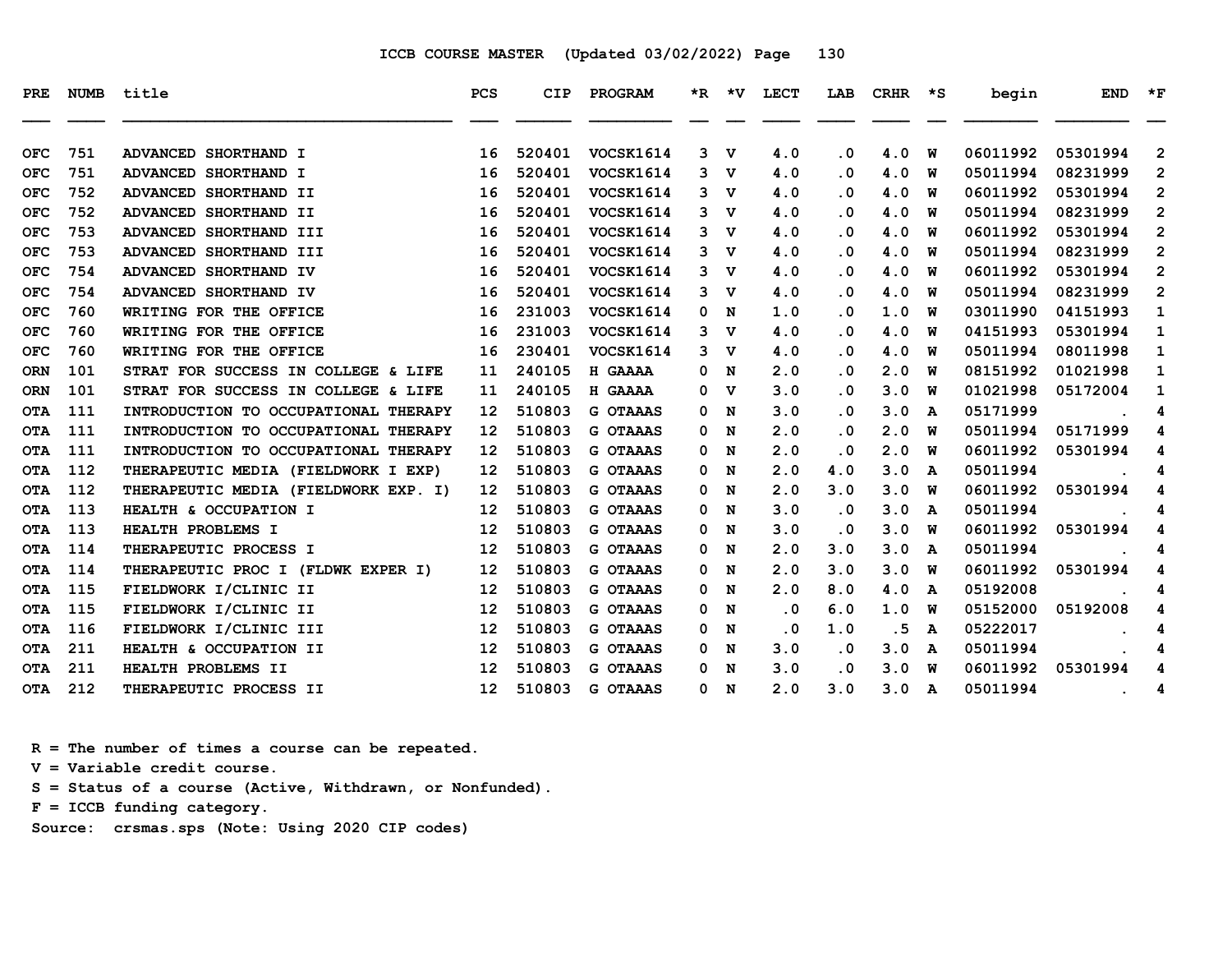# ICCB COURSE MASTER (Updated 03/02/2022)

| PRE | NUMB | title | PCS | CIP | PROGRAM | *R | *V | LECT | LAB | CRHR | *S | begin | END | *F |
|---|---|---|---|---|---|---|---|---|---|---|---|---|---|---|
| OFC | 751 | ADVANCED SHORTHAND I | 16 | 520401 | VOCSK1614 | 3 | V | 4.0 | .0 | 4.0 | W | 06011992 | 05301994 | 2 |
| OFC | 751 | ADVANCED SHORTHAND I | 16 | 520401 | VOCSK1614 | 3 | V | 4.0 | .0 | 4.0 | W | 05011994 | 08231999 | 2 |
| OFC | 752 | ADVANCED SHORTHAND II | 16 | 520401 | VOCSK1614 | 3 | V | 4.0 | .0 | 4.0 | W | 06011992 | 05301994 | 2 |
| OFC | 752 | ADVANCED SHORTHAND II | 16 | 520401 | VOCSK1614 | 3 | V | 4.0 | .0 | 4.0 | W | 05011994 | 08231999 | 2 |
| OFC | 753 | ADVANCED SHORTHAND III | 16 | 520401 | VOCSK1614 | 3 | V | 4.0 | .0 | 4.0 | W | 06011992 | 05301994 | 2 |
| OFC | 753 | ADVANCED SHORTHAND III | 16 | 520401 | VOCSK1614 | 3 | V | 4.0 | .0 | 4.0 | W | 05011994 | 08231999 | 2 |
| OFC | 754 | ADVANCED SHORTHAND IV | 16 | 520401 | VOCSK1614 | 3 | V | 4.0 | .0 | 4.0 | W | 06011992 | 05301994 | 2 |
| OFC | 754 | ADVANCED SHORTHAND IV | 16 | 520401 | VOCSK1614 | 3 | V | 4.0 | .0 | 4.0 | W | 05011994 | 08231999 | 2 |
| OFC | 760 | WRITING FOR THE OFFICE | 16 | 231003 | VOCSK1614 | 0 | N | 1.0 | .0 | 1.0 | W | 03011990 | 04151993 | 1 |
| OFC | 760 | WRITING FOR THE OFFICE | 16 | 231003 | VOCSK1614 | 3 | V | 4.0 | .0 | 4.0 | W | 04151993 | 05301994 | 1 |
| OFC | 760 | WRITING FOR THE OFFICE | 16 | 230401 | VOCSK1614 | 3 | V | 4.0 | .0 | 4.0 | W | 05011994 | 08011998 | 1 |
| ORN | 101 | STRAT FOR SUCCESS IN COLLEGE & LIFE | 11 | 240105 | H GAAAA | 0 | N | 2.0 | .0 | 2.0 | W | 08151992 | 01021998 | 1 |
| ORN | 101 | STRAT FOR SUCCESS IN COLLEGE & LIFE | 11 | 240105 | H GAAAA | 0 | V | 3.0 | .0 | 3.0 | W | 01021998 | 05172004 | 1 |
| OTA | 111 | INTRODUCTION TO OCCUPATIONAL THERAPY | 12 | 510803 | G OTAAAS | 0 | N | 3.0 | .0 | 3.0 | A | 05171999 | . | 4 |
| OTA | 111 | INTRODUCTION TO OCCUPATIONAL THERAPY | 12 | 510803 | G OTAAAS | 0 | N | 2.0 | .0 | 2.0 | W | 05011994 | 05171999 | 4 |
| OTA | 111 | INTRODUCTION TO OCCUPATIONAL THERAPY | 12 | 510803 | G OTAAAS | 0 | N | 2.0 | .0 | 2.0 | W | 06011992 | 05301994 | 4 |
| OTA | 112 | THERAPEUTIC MEDIA (FIELDWORK I EXP) | 12 | 510803 | G OTAAAS | 0 | N | 2.0 | 4.0 | 3.0 | A | 05011994 | . | 4 |
| OTA | 112 | THERAPEUTIC MEDIA (FIELDWORK EXP. I) | 12 | 510803 | G OTAAAS | 0 | N | 2.0 | 3.0 | 3.0 | W | 06011992 | 05301994 | 4 |
| OTA | 113 | HEALTH & OCCUPATION I | 12 | 510803 | G OTAAAS | 0 | N | 3.0 | .0 | 3.0 | A | 05011994 | . | 4 |
| OTA | 113 | HEALTH PROBLEMS I | 12 | 510803 | G OTAAAS | 0 | N | 3.0 | .0 | 3.0 | W | 06011992 | 05301994 | 4 |
| OTA | 114 | THERAPEUTIC PROCESS I | 12 | 510803 | G OTAAAS | 0 | N | 2.0 | 3.0 | 3.0 | A | 05011994 | . | 4 |
| OTA | 114 | THERAPEUTIC PROC I (FLDWK EXPER I) | 12 | 510803 | G OTAAAS | 0 | N | 2.0 | 3.0 | 3.0 | W | 06011992 | 05301994 | 4 |
| OTA | 115 | FIELDWORK I/CLINIC II | 12 | 510803 | G OTAAAS | 0 | N | 2.0 | 8.0 | 4.0 | A | 05192008 | . | 4 |
| OTA | 115 | FIELDWORK I/CLINIC II | 12 | 510803 | G OTAAAS | 0 | N | .0 | 6.0 | 1.0 | W | 05152000 | 05192008 | 4 |
| OTA | 116 | FIELDWORK I/CLINIC III | 12 | 510803 | G OTAAAS | 0 | N | .0 | 1.0 | .5 | A | 05222017 | . | 4 |
| OTA | 211 | HEALTH & OCCUPATION II | 12 | 510803 | G OTAAAS | 0 | N | 3.0 | .0 | 3.0 | A | 05011994 | . | 4 |
| OTA | 211 | HEALTH PROBLEMS II | 12 | 510803 | G OTAAAS | 0 | N | 3.0 | .0 | 3.0 | W | 06011992 | 05301994 | 4 |
| OTA | 212 | THERAPEUTIC PROCESS II | 12 | 510803 | G OTAAAS | 0 | N | 2.0 | 3.0 | 3.0 | A | 05011994 | . | 4 |

R = The number of times a course can be repeated.
V = Variable credit course.
S = Status of a course (Active, Withdrawn, or Nonfunded).
F = ICCB funding category.
Source: crsmas.sps (Note: Using 2020 CIP codes)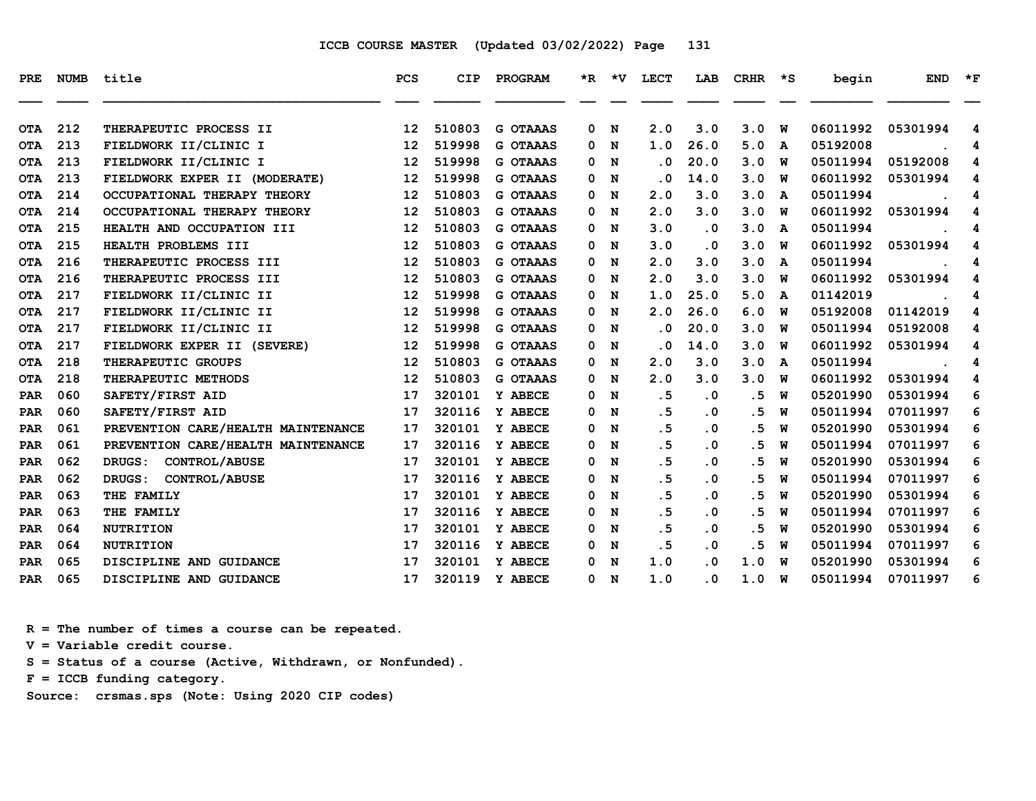ICCB COURSE MASTER (Updated 03/02/2022) Page 131

| PRE | NUMB | title | PCS | CIP | PROGRAM | *R | *V | LECT | LAB | CRHR | *S | begin | END | *F |
|---|---|---|---|---|---|---|---|---|---|---|---|---|---|---|
| OTA | 212 | THERAPEUTIC PROCESS II | 12 | 510803 | G OTAAAS | 0 | N | 2.0 | 3.0 | 3.0 | W | 06011992 | 05301994 | 4 |
| OTA | 213 | FIELDWORK II/CLINIC I | 12 | 519998 | G OTAAAS | 0 | N | 1.0 | 26.0 | 5.0 | A | 05192008 | . | 4 |
| OTA | 213 | FIELDWORK II/CLINIC I | 12 | 519998 | G OTAAAS | 0 | N | .0 | 20.0 | 3.0 | W | 05011994 | 05192008 | 4 |
| OTA | 213 | FIELDWORK EXPER II (MODERATE) | 12 | 519998 | G OTAAAS | 0 | N | .0 | 14.0 | 3.0 | W | 06011992 | 05301994 | 4 |
| OTA | 214 | OCCUPATIONAL THERAPY THEORY | 12 | 510803 | G OTAAAS | 0 | N | 2.0 | 3.0 | 3.0 | A | 05011994 | . | 4 |
| OTA | 214 | OCCUPATIONAL THERAPY THEORY | 12 | 510803 | G OTAAAS | 0 | N | 2.0 | 3.0 | 3.0 | W | 06011992 | 05301994 | 4 |
| OTA | 215 | HEALTH AND OCCUPATION III | 12 | 510803 | G OTAAAS | 0 | N | 3.0 | .0 | 3.0 | A | 05011994 | . | 4 |
| OTA | 215 | HEALTH PROBLEMS III | 12 | 510803 | G OTAAAS | 0 | N | 3.0 | .0 | 3.0 | W | 06011992 | 05301994 | 4 |
| OTA | 216 | THERAPEUTIC PROCESS III | 12 | 510803 | G OTAAAS | 0 | N | 2.0 | 3.0 | 3.0 | A | 05011994 | . | 4 |
| OTA | 216 | THERAPEUTIC PROCESS III | 12 | 510803 | G OTAAAS | 0 | N | 2.0 | 3.0 | 3.0 | W | 06011992 | 05301994 | 4 |
| OTA | 217 | FIELDWORK II/CLINIC II | 12 | 519998 | G OTAAAS | 0 | N | 1.0 | 25.0 | 5.0 | A | 01142019 | . | 4 |
| OTA | 217 | FIELDWORK II/CLINIC II | 12 | 519998 | G OTAAAS | 0 | N | 2.0 | 26.0 | 6.0 | W | 05192008 | 01142019 | 4 |
| OTA | 217 | FIELDWORK II/CLINIC II | 12 | 519998 | G OTAAAS | 0 | N | .0 | 20.0 | 3.0 | W | 05011994 | 05192008 | 4 |
| OTA | 217 | FIELDWORK EXPER II (SEVERE) | 12 | 519998 | G OTAAAS | 0 | N | .0 | 14.0 | 3.0 | W | 06011992 | 05301994 | 4 |
| OTA | 218 | THERAPEUTIC GROUPS | 12 | 510803 | G OTAAAS | 0 | N | 2.0 | 3.0 | 3.0 | A | 05011994 | . | 4 |
| OTA | 218 | THERAPEUTIC METHODS | 12 | 510803 | G OTAAAS | 0 | N | 2.0 | 3.0 | 3.0 | W | 06011992 | 05301994 | 4 |
| PAR | 060 | SAFETY/FIRST AID | 17 | 320101 | Y ABECE | 0 | N | .5 | .0 | .5 | W | 05201990 | 05301994 | 6 |
| PAR | 060 | SAFETY/FIRST AID | 17 | 320116 | Y ABECE | 0 | N | .5 | .0 | .5 | W | 05011994 | 07011997 | 6 |
| PAR | 061 | PREVENTION CARE/HEALTH MAINTENANCE | 17 | 320101 | Y ABECE | 0 | N | .5 | .0 | .5 | W | 05201990 | 05301994 | 6 |
| PAR | 061 | PREVENTION CARE/HEALTH MAINTENANCE | 17 | 320116 | Y ABECE | 0 | N | .5 | .0 | .5 | W | 05011994 | 07011997 | 6 |
| PAR | 062 | DRUGS: CONTROL/ABUSE | 17 | 320101 | Y ABECE | 0 | N | .5 | .0 | .5 | W | 05201990 | 05301994 | 6 |
| PAR | 062 | DRUGS: CONTROL/ABUSE | 17 | 320116 | Y ABECE | 0 | N | .5 | .0 | .5 | W | 05011994 | 07011997 | 6 |
| PAR | 063 | THE FAMILY | 17 | 320101 | Y ABECE | 0 | N | .5 | .0 | .5 | W | 05201990 | 05301994 | 6 |
| PAR | 063 | THE FAMILY | 17 | 320116 | Y ABECE | 0 | N | .5 | .0 | .5 | W | 05011994 | 07011997 | 6 |
| PAR | 064 | NUTRITION | 17 | 320101 | Y ABECE | 0 | N | .5 | .0 | .5 | W | 05201990 | 05301994 | 6 |
| PAR | 064 | NUTRITION | 17 | 320116 | Y ABECE | 0 | N | .5 | .0 | .5 | W | 05011994 | 07011997 | 6 |
| PAR | 065 | DISCIPLINE AND GUIDANCE | 17 | 320101 | Y ABECE | 0 | N | 1.0 | .0 | 1.0 | W | 05201990 | 05301994 | 6 |
| PAR | 065 | DISCIPLINE AND GUIDANCE | 17 | 320119 | Y ABECE | 0 | N | 1.0 | .0 | 1.0 | W | 05011994 | 07011997 | 6 |

R = The number of times a course can be repeated.
V = Variable credit course.
S = Status of a course (Active, Withdrawn, or Nonfunded).
F = ICCB funding category.
Source: crsmas.sps (Note: Using 2020 CIP codes)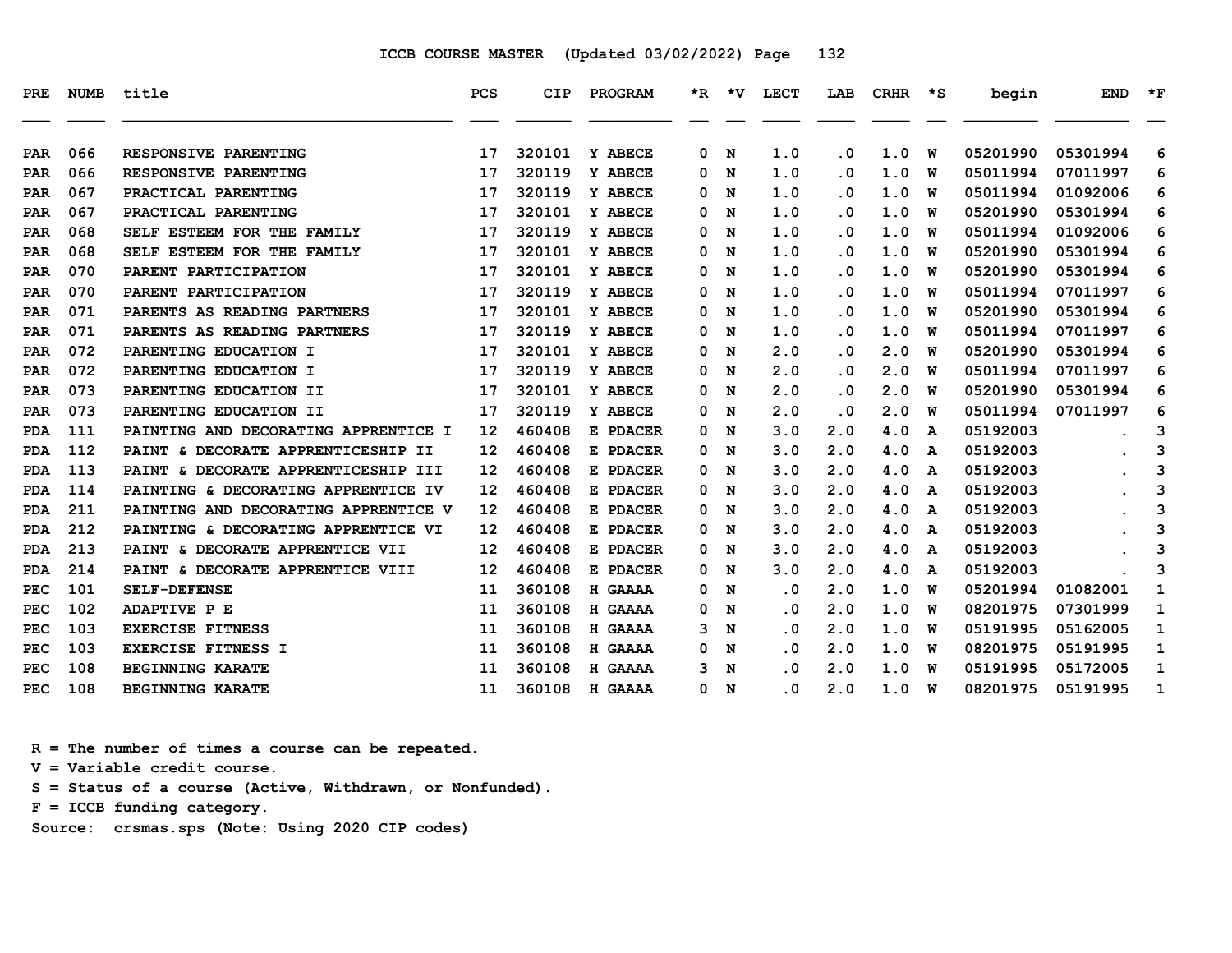ICCB COURSE MASTER (Updated 03/02/2022)

| PRE | NUMB | title | PCS | CIP | PROGRAM | *R | *V | LECT | LAB | CRHR | *S | begin | END | *F |
|---|---|---|---|---|---|---|---|---|---|---|---|---|---|---|
| PAR | 066 | RESPONSIVE PARENTING | 17 | 320101 | Y ABECE | 0 | N | 1.0 | .0 | 1.0 | W | 05201990 | 05301994 | 6 |
| PAR | 066 | RESPONSIVE PARENTING | 17 | 320119 | Y ABECE | 0 | N | 1.0 | .0 | 1.0 | W | 05011994 | 07011997 | 6 |
| PAR | 067 | PRACTICAL PARENTING | 17 | 320119 | Y ABECE | 0 | N | 1.0 | .0 | 1.0 | W | 05011994 | 01092006 | 6 |
| PAR | 067 | PRACTICAL PARENTING | 17 | 320101 | Y ABECE | 0 | N | 1.0 | .0 | 1.0 | W | 05201990 | 05301994 | 6 |
| PAR | 068 | SELF ESTEEM FOR THE FAMILY | 17 | 320119 | Y ABECE | 0 | N | 1.0 | .0 | 1.0 | W | 05011994 | 01092006 | 6 |
| PAR | 068 | SELF ESTEEM FOR THE FAMILY | 17 | 320101 | Y ABECE | 0 | N | 1.0 | .0 | 1.0 | W | 05201990 | 05301994 | 6 |
| PAR | 070 | PARENT PARTICIPATION | 17 | 320101 | Y ABECE | 0 | N | 1.0 | .0 | 1.0 | W | 05201990 | 05301994 | 6 |
| PAR | 070 | PARENT PARTICIPATION | 17 | 320119 | Y ABECE | 0 | N | 1.0 | .0 | 1.0 | W | 05011994 | 07011997 | 6 |
| PAR | 071 | PARENTS AS READING PARTNERS | 17 | 320101 | Y ABECE | 0 | N | 1.0 | .0 | 1.0 | W | 05201990 | 05301994 | 6 |
| PAR | 071 | PARENTS AS READING PARTNERS | 17 | 320119 | Y ABECE | 0 | N | 1.0 | .0 | 1.0 | W | 05011994 | 07011997 | 6 |
| PAR | 072 | PARENTING EDUCATION I | 17 | 320101 | Y ABECE | 0 | N | 2.0 | .0 | 2.0 | W | 05201990 | 05301994 | 6 |
| PAR | 072 | PARENTING EDUCATION I | 17 | 320119 | Y ABECE | 0 | N | 2.0 | .0 | 2.0 | W | 05011994 | 07011997 | 6 |
| PAR | 073 | PARENTING EDUCATION II | 17 | 320101 | Y ABECE | 0 | N | 2.0 | .0 | 2.0 | W | 05201990 | 05301994 | 6 |
| PAR | 073 | PARENTING EDUCATION II | 17 | 320119 | Y ABECE | 0 | N | 2.0 | .0 | 2.0 | W | 05011994 | 07011997 | 6 |
| PDA | 111 | PAINTING AND DECORATING APPRENTICE I | 12 | 460408 | E PDACER | 0 | N | 3.0 | 2.0 | 4.0 | A | 05192003 | . | 3 |
| PDA | 112 | PAINT & DECORATE APPRENTICESHIP II | 12 | 460408 | E PDACER | 0 | N | 3.0 | 2.0 | 4.0 | A | 05192003 | . | 3 |
| PDA | 113 | PAINT & DECORATE APPRENTICESHIP III | 12 | 460408 | E PDACER | 0 | N | 3.0 | 2.0 | 4.0 | A | 05192003 | . | 3 |
| PDA | 114 | PAINTING & DECORATING APPRENTICE IV | 12 | 460408 | E PDACER | 0 | N | 3.0 | 2.0 | 4.0 | A | 05192003 | . | 3 |
| PDA | 211 | PAINTING AND DECORATING APPRENTICE V | 12 | 460408 | E PDACER | 0 | N | 3.0 | 2.0 | 4.0 | A | 05192003 | . | 3 |
| PDA | 212 | PAINTING & DECORATING APPRENTICE VI | 12 | 460408 | E PDACER | 0 | N | 3.0 | 2.0 | 4.0 | A | 05192003 | . | 3 |
| PDA | 213 | PAINT & DECORATE APPRENTICE VII | 12 | 460408 | E PDACER | 0 | N | 3.0 | 2.0 | 4.0 | A | 05192003 | . | 3 |
| PDA | 214 | PAINT & DECORATE APPRENTICE VIII | 12 | 460408 | E PDACER | 0 | N | 3.0 | 2.0 | 4.0 | A | 05192003 | . | 3 |
| PEC | 101 | SELF-DEFENSE | 11 | 360108 | H GAAAA | 0 | N | .0 | 2.0 | 1.0 | W | 05201994 | 01082001 | 1 |
| PEC | 102 | ADAPTIVE P E | 11 | 360108 | H GAAAA | 0 | N | .0 | 2.0 | 1.0 | W | 08201975 | 07301999 | 1 |
| PEC | 103 | EXERCISE FITNESS | 11 | 360108 | H GAAAA | 3 | N | .0 | 2.0 | 1.0 | W | 05191995 | 05162005 | 1 |
| PEC | 103 | EXERCISE FITNESS I | 11 | 360108 | H GAAAA | 0 | N | .0 | 2.0 | 1.0 | W | 08201975 | 05191995 | 1 |
| PEC | 108 | BEGINNING KARATE | 11 | 360108 | H GAAAA | 3 | N | .0 | 2.0 | 1.0 | W | 05191995 | 05172005 | 1 |
| PEC | 108 | BEGINNING KARATE | 11 | 360108 | H GAAAA | 0 | N | .0 | 2.0 | 1.0 | W | 08201975 | 05191995 | 1 |

R = The number of times a course can be repeated.
V = Variable credit course.
S = Status of a course (Active, Withdrawn, or Nonfunded).
F = ICCB funding category.
Source: crsmas.sps (Note: Using 2020 CIP codes)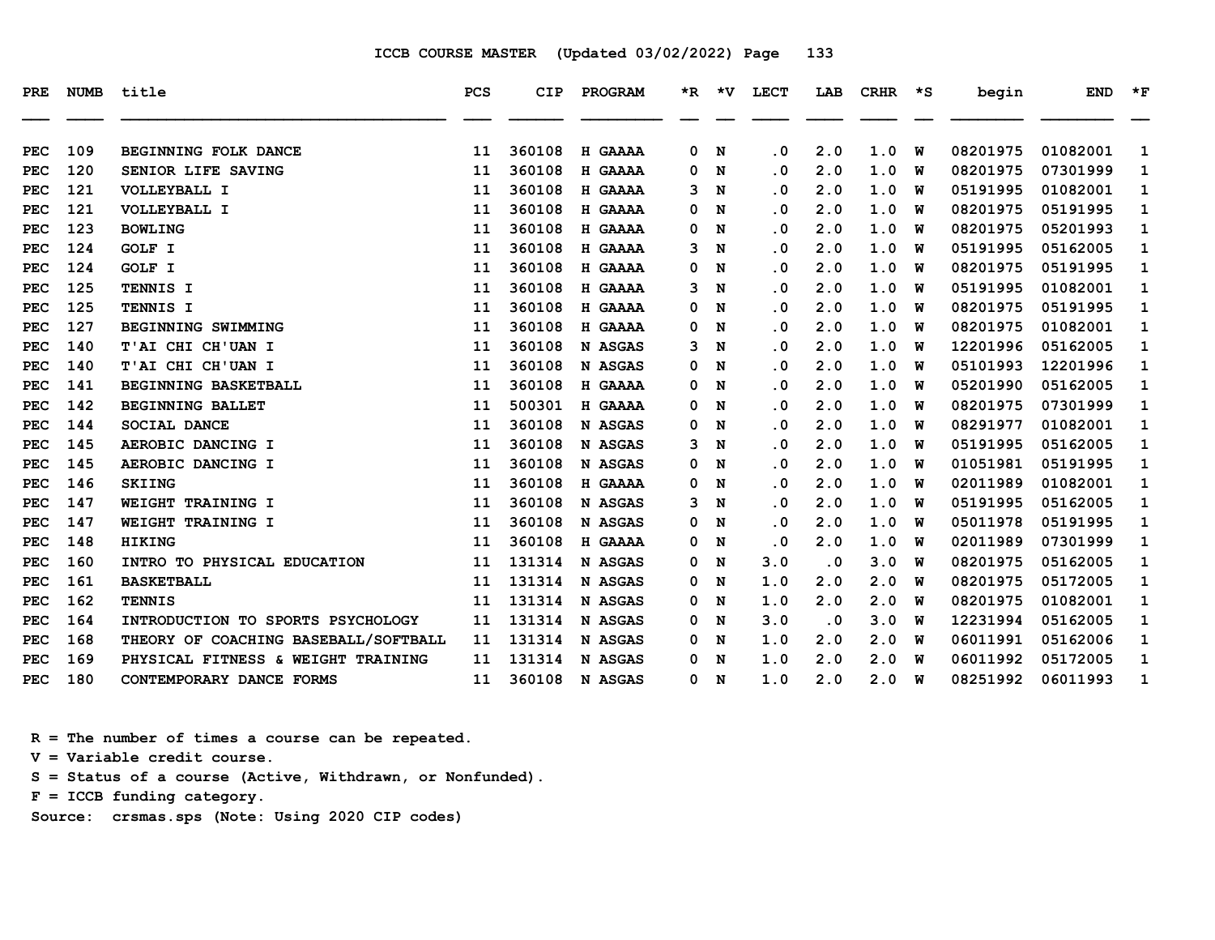# ICCB COURSE MASTER (Updated 03/02/2022)

| PRE | NUMB | title | PCS | CIP | PROGRAM | *R | *V | LECT | LAB | CRHR | *S | begin | END | *F |
|---|---|---|---|---|---|---|---|---|---|---|---|---|---|---|
| PEC | 109 | BEGINNING FOLK DANCE | 11 | 360108 | H GAAAA | 0 | N | .0 | 2.0 | 1.0 | W | 08201975 | 01082001 | 1 |
| PEC | 120 | SENIOR LIFE SAVING | 11 | 360108 | H GAAAA | 0 | N | .0 | 2.0 | 1.0 | W | 08201975 | 07301999 | 1 |
| PEC | 121 | VOLLEYBALL I | 11 | 360108 | H GAAAA | 3 | N | .0 | 2.0 | 1.0 | W | 05191995 | 01082001 | 1 |
| PEC | 121 | VOLLEYBALL I | 11 | 360108 | H GAAAA | 0 | N | .0 | 2.0 | 1.0 | W | 08201975 | 05191995 | 1 |
| PEC | 123 | BOWLING | 11 | 360108 | H GAAAA | 0 | N | .0 | 2.0 | 1.0 | W | 08201975 | 05201993 | 1 |
| PEC | 124 | GOLF I | 11 | 360108 | H GAAAA | 3 | N | .0 | 2.0 | 1.0 | W | 05191995 | 05162005 | 1 |
| PEC | 124 | GOLF I | 11 | 360108 | H GAAAA | 0 | N | .0 | 2.0 | 1.0 | W | 08201975 | 05191995 | 1 |
| PEC | 125 | TENNIS I | 11 | 360108 | H GAAAA | 3 | N | .0 | 2.0 | 1.0 | W | 05191995 | 01082001 | 1 |
| PEC | 125 | TENNIS I | 11 | 360108 | H GAAAA | 0 | N | .0 | 2.0 | 1.0 | W | 08201975 | 05191995 | 1 |
| PEC | 127 | BEGINNING SWIMMING | 11 | 360108 | H GAAAA | 0 | N | .0 | 2.0 | 1.0 | W | 08201975 | 01082001 | 1 |
| PEC | 140 | T'AI CHI CH'UAN I | 11 | 360108 | N ASGAS | 3 | N | .0 | 2.0 | 1.0 | W | 12201996 | 05162005 | 1 |
| PEC | 140 | T'AI CHI CH'UAN I | 11 | 360108 | N ASGAS | 0 | N | .0 | 2.0 | 1.0 | W | 05101993 | 12201996 | 1 |
| PEC | 141 | BEGINNING BASKETBALL | 11 | 360108 | H GAAAA | 0 | N | .0 | 2.0 | 1.0 | W | 05201990 | 05162005 | 1 |
| PEC | 142 | BEGINNING BALLET | 11 | 500301 | H GAAAA | 0 | N | .0 | 2.0 | 1.0 | W | 08201975 | 07301999 | 1 |
| PEC | 144 | SOCIAL DANCE | 11 | 360108 | N ASGAS | 0 | N | .0 | 2.0 | 1.0 | W | 08291977 | 01082001 | 1 |
| PEC | 145 | AEROBIC DANCING I | 11 | 360108 | N ASGAS | 3 | N | .0 | 2.0 | 1.0 | W | 05191995 | 05162005 | 1 |
| PEC | 145 | AEROBIC DANCING I | 11 | 360108 | N ASGAS | 0 | N | .0 | 2.0 | 1.0 | W | 01051981 | 05191995 | 1 |
| PEC | 146 | SKIING | 11 | 360108 | H GAAAA | 0 | N | .0 | 2.0 | 1.0 | W | 02011989 | 01082001 | 1 |
| PEC | 147 | WEIGHT TRAINING I | 11 | 360108 | N ASGAS | 3 | N | .0 | 2.0 | 1.0 | W | 05191995 | 05162005 | 1 |
| PEC | 147 | WEIGHT TRAINING I | 11 | 360108 | N ASGAS | 0 | N | .0 | 2.0 | 1.0 | W | 05011978 | 05191995 | 1 |
| PEC | 148 | HIKING | 11 | 360108 | H GAAAA | 0 | N | .0 | 2.0 | 1.0 | W | 02011989 | 07301999 | 1 |
| PEC | 160 | INTRO TO PHYSICAL EDUCATION | 11 | 131314 | N ASGAS | 0 | N | 3.0 | .0 | 3.0 | W | 08201975 | 05162005 | 1 |
| PEC | 161 | BASKETBALL | 11 | 131314 | N ASGAS | 0 | N | 1.0 | 2.0 | 2.0 | W | 08201975 | 05172005 | 1 |
| PEC | 162 | TENNIS | 11 | 131314 | N ASGAS | 0 | N | 1.0 | 2.0 | 2.0 | W | 08201975 | 01082001 | 1 |
| PEC | 164 | INTRODUCTION TO SPORTS PSYCHOLOGY | 11 | 131314 | N ASGAS | 0 | N | 3.0 | .0 | 3.0 | W | 12231994 | 05162005 | 1 |
| PEC | 168 | THEORY OF COACHING BASEBALL/SOFTBALL | 11 | 131314 | N ASGAS | 0 | N | 1.0 | 2.0 | 2.0 | W | 06011991 | 05162006 | 1 |
| PEC | 169 | PHYSICAL FITNESS & WEIGHT TRAINING | 11 | 131314 | N ASGAS | 0 | N | 1.0 | 2.0 | 2.0 | W | 06011992 | 05172005 | 1 |
| PEC | 180 | CONTEMPORARY DANCE FORMS | 11 | 360108 | N ASGAS | 0 | N | 1.0 | 2.0 | 2.0 | W | 08251992 | 06011993 | 1 |

R = The number of times a course can be repeated.
V = Variable credit course.
S = Status of a course (Active, Withdrawn, or Nonfunded).
F = ICCB funding category.
Source: crsmas.sps (Note: Using 2020 CIP codes)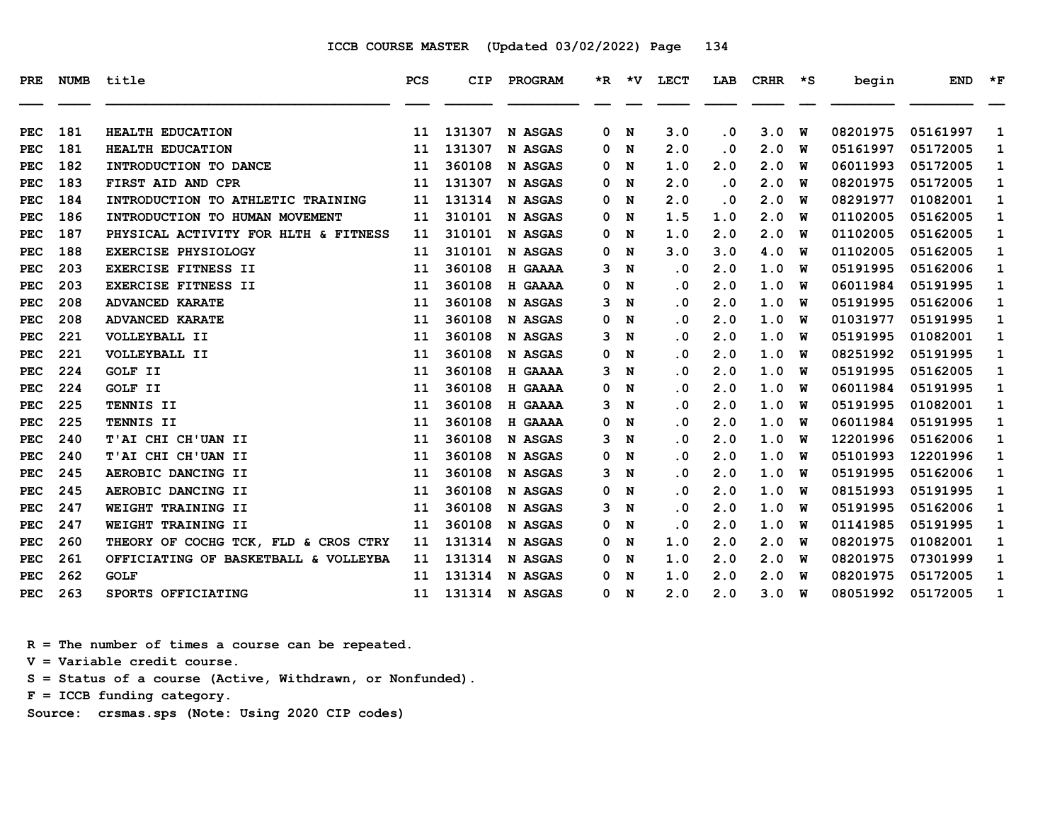# ICCB COURSE MASTER (Updated 03/02/2022)

| PRE | NUMB | title | PCS | CIP | PROGRAM | *R | *V | LECT | LAB | CRHR | *S | begin | END | *F |
|---|---|---|---|---|---|---|---|---|---|---|---|---|---|---|
| PEC | 181 | HEALTH EDUCATION | 11 | 131307 | N ASGAS | 0 | N | 3.0 | .0 | 3.0 | W | 08201975 | 05161997 | 1 |
| PEC | 181 | HEALTH EDUCATION | 11 | 131307 | N ASGAS | 0 | N | 2.0 | .0 | 2.0 | W | 05161997 | 05172005 | 1 |
| PEC | 182 | INTRODUCTION TO DANCE | 11 | 360108 | N ASGAS | 0 | N | 1.0 | 2.0 | 2.0 | W | 06011993 | 05172005 | 1 |
| PEC | 183 | FIRST AID AND CPR | 11 | 131307 | N ASGAS | 0 | N | 2.0 | .0 | 2.0 | W | 08201975 | 05172005 | 1 |
| PEC | 184 | INTRODUCTION TO ATHLETIC TRAINING | 11 | 131314 | N ASGAS | 0 | N | 2.0 | .0 | 2.0 | W | 08291977 | 01082001 | 1 |
| PEC | 186 | INTRODUCTION TO HUMAN MOVEMENT | 11 | 310101 | N ASGAS | 0 | N | 1.5 | 1.0 | 2.0 | W | 01102005 | 05162005 | 1 |
| PEC | 187 | PHYSICAL ACTIVITY FOR HLTH & FITNESS | 11 | 310101 | N ASGAS | 0 | N | 1.0 | 2.0 | 2.0 | W | 01102005 | 05162005 | 1 |
| PEC | 188 | EXERCISE PHYSIOLOGY | 11 | 310101 | N ASGAS | 0 | N | 3.0 | 3.0 | 4.0 | W | 01102005 | 05162005 | 1 |
| PEC | 203 | EXERCISE FITNESS II | 11 | 360108 | H GAAAA | 3 | N | .0 | 2.0 | 1.0 | W | 05191995 | 05162006 | 1 |
| PEC | 203 | EXERCISE FITNESS II | 11 | 360108 | H GAAAA | 0 | N | .0 | 2.0 | 1.0 | W | 06011984 | 05191995 | 1 |
| PEC | 208 | ADVANCED KARATE | 11 | 360108 | N ASGAS | 3 | N | .0 | 2.0 | 1.0 | W | 05191995 | 05162006 | 1 |
| PEC | 208 | ADVANCED KARATE | 11 | 360108 | N ASGAS | 0 | N | .0 | 2.0 | 1.0 | W | 01031977 | 05191995 | 1 |
| PEC | 221 | VOLLEYBALL II | 11 | 360108 | N ASGAS | 3 | N | .0 | 2.0 | 1.0 | W | 05191995 | 01082001 | 1 |
| PEC | 221 | VOLLEYBALL II | 11 | 360108 | N ASGAS | 0 | N | .0 | 2.0 | 1.0 | W | 08251992 | 05191995 | 1 |
| PEC | 224 | GOLF II | 11 | 360108 | H GAAAA | 3 | N | .0 | 2.0 | 1.0 | W | 05191995 | 05162005 | 1 |
| PEC | 224 | GOLF II | 11 | 360108 | H GAAAA | 0 | N | .0 | 2.0 | 1.0 | W | 06011984 | 05191995 | 1 |
| PEC | 225 | TENNIS II | 11 | 360108 | H GAAAA | 3 | N | .0 | 2.0 | 1.0 | W | 05191995 | 01082001 | 1 |
| PEC | 225 | TENNIS II | 11 | 360108 | H GAAAA | 0 | N | .0 | 2.0 | 1.0 | W | 06011984 | 05191995 | 1 |
| PEC | 240 | T'AI CHI CH'UAN II | 11 | 360108 | N ASGAS | 3 | N | .0 | 2.0 | 1.0 | W | 12201996 | 05162006 | 1 |
| PEC | 240 | T'AI CHI CH'UAN II | 11 | 360108 | N ASGAS | 0 | N | .0 | 2.0 | 1.0 | W | 05101993 | 12201996 | 1 |
| PEC | 245 | AEROBIC DANCING II | 11 | 360108 | N ASGAS | 3 | N | .0 | 2.0 | 1.0 | W | 05191995 | 05162006 | 1 |
| PEC | 245 | AEROBIC DANCING II | 11 | 360108 | N ASGAS | 0 | N | .0 | 2.0 | 1.0 | W | 08151993 | 05191995 | 1 |
| PEC | 247 | WEIGHT TRAINING II | 11 | 360108 | N ASGAS | 3 | N | .0 | 2.0 | 1.0 | W | 05191995 | 05162006 | 1 |
| PEC | 247 | WEIGHT TRAINING II | 11 | 360108 | N ASGAS | 0 | N | .0 | 2.0 | 1.0 | W | 01141985 | 05191995 | 1 |
| PEC | 260 | THEORY OF COCHG TCK, FLD & CROS CTRY | 11 | 131314 | N ASGAS | 0 | N | 1.0 | 2.0 | 2.0 | W | 08201975 | 01082001 | 1 |
| PEC | 261 | OFFICIATING OF BASKETBALL & VOLLEYBA | 11 | 131314 | N ASGAS | 0 | N | 1.0 | 2.0 | 2.0 | W | 08201975 | 07301999 | 1 |
| PEC | 262 | GOLF | 11 | 131314 | N ASGAS | 0 | N | 1.0 | 2.0 | 2.0 | W | 08201975 | 05172005 | 1 |
| PEC | 263 | SPORTS OFFICIATING | 11 | 131314 | N ASGAS | 0 | N | 2.0 | 2.0 | 3.0 | W | 08051992 | 05172005 | 1 |

R = The number of times a course can be repeated.
V = Variable credit course.
S = Status of a course (Active, Withdrawn, or Nonfunded).
F = ICCB funding category.
Source: crsmas.sps (Note: Using 2020 CIP codes)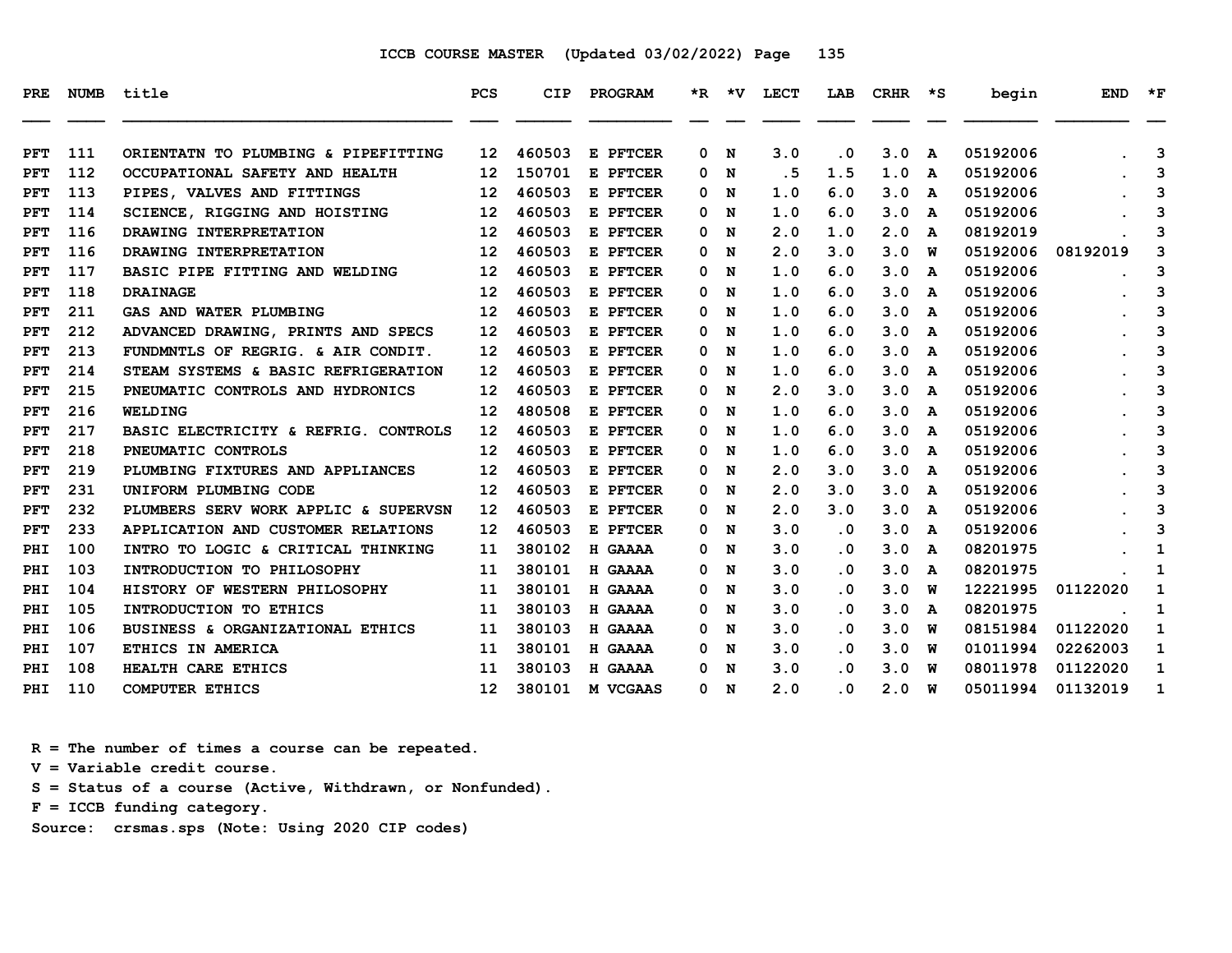ICCB COURSE MASTER (Updated 03/02/2022)

| PRE | NUMB | title | PCS | CIP | PROGRAM | *R | *V | LECT | LAB | CRHR | *S | begin | END | *F |
|---|---|---|---|---|---|---|---|---|---|---|---|---|---|---|
| PFT | 111 | ORIENTATN TO PLUMBING & PIPEFITTING | 12 | 460503 | E PFTCER | 0 | N | 3.0 | .0 | 3.0 | A | 05192006 | . | 3 |
| PFT | 112 | OCCUPATIONAL SAFETY AND HEALTH | 12 | 150701 | E PFTCER | 0 | N | .5 | 1.5 | 1.0 | A | 05192006 | . | 3 |
| PFT | 113 | PIPES, VALVES AND FITTINGS | 12 | 460503 | E PFTCER | 0 | N | 1.0 | 6.0 | 3.0 | A | 05192006 | . | 3 |
| PFT | 114 | SCIENCE, RIGGING AND HOISTING | 12 | 460503 | E PFTCER | 0 | N | 1.0 | 6.0 | 3.0 | A | 05192006 | . | 3 |
| PFT | 116 | DRAWING INTERPRETATION | 12 | 460503 | E PFTCER | 0 | N | 2.0 | 1.0 | 2.0 | A | 08192019 | . | 3 |
| PFT | 116 | DRAWING INTERPRETATION | 12 | 460503 | E PFTCER | 0 | N | 2.0 | 3.0 | 3.0 | W | 05192006 | 08192019 | 3 |
| PFT | 117 | BASIC PIPE FITTING AND WELDING | 12 | 460503 | E PFTCER | 0 | N | 1.0 | 6.0 | 3.0 | A | 05192006 | . | 3 |
| PFT | 118 | DRAINAGE | 12 | 460503 | E PFTCER | 0 | N | 1.0 | 6.0 | 3.0 | A | 05192006 | . | 3 |
| PFT | 211 | GAS AND WATER PLUMBING | 12 | 460503 | E PFTCER | 0 | N | 1.0 | 6.0 | 3.0 | A | 05192006 | . | 3 |
| PFT | 212 | ADVANCED DRAWING, PRINTS AND SPECS | 12 | 460503 | E PFTCER | 0 | N | 1.0 | 6.0 | 3.0 | A | 05192006 | . | 3 |
| PFT | 213 | FUNDMNTLS OF REGRIG. & AIR CONDIT. | 12 | 460503 | E PFTCER | 0 | N | 1.0 | 6.0 | 3.0 | A | 05192006 | . | 3 |
| PFT | 214 | STEAM SYSTEMS & BASIC REFRIGERATION | 12 | 460503 | E PFTCER | 0 | N | 1.0 | 6.0 | 3.0 | A | 05192006 | . | 3 |
| PFT | 215 | PNEUMATIC CONTROLS AND HYDRONICS | 12 | 460503 | E PFTCER | 0 | N | 2.0 | 3.0 | 3.0 | A | 05192006 | . | 3 |
| PFT | 216 | WELDING | 12 | 480508 | E PFTCER | 0 | N | 1.0 | 6.0 | 3.0 | A | 05192006 | . | 3 |
| PFT | 217 | BASIC ELECTRICITY & REFRIG. CONTROLS | 12 | 460503 | E PFTCER | 0 | N | 1.0 | 6.0 | 3.0 | A | 05192006 | . | 3 |
| PFT | 218 | PNEUMATIC CONTROLS | 12 | 460503 | E PFTCER | 0 | N | 1.0 | 6.0 | 3.0 | A | 05192006 | . | 3 |
| PFT | 219 | PLUMBING FIXTURES AND APPLIANCES | 12 | 460503 | E PFTCER | 0 | N | 2.0 | 3.0 | 3.0 | A | 05192006 | . | 3 |
| PFT | 231 | UNIFORM PLUMBING CODE | 12 | 460503 | E PFTCER | 0 | N | 2.0 | 3.0 | 3.0 | A | 05192006 | . | 3 |
| PFT | 232 | PLUMBERS SERV WORK APPLIC & SUPERVSN | 12 | 460503 | E PFTCER | 0 | N | 2.0 | 3.0 | 3.0 | A | 05192006 | . | 3 |
| PFT | 233 | APPLICATION AND CUSTOMER RELATIONS | 12 | 460503 | E PFTCER | 0 | N | 3.0 | .0 | 3.0 | A | 05192006 | . | 3 |
| PHI | 100 | INTRO TO LOGIC & CRITICAL THINKING | 11 | 380102 | H GAAAA | 0 | N | 3.0 | .0 | 3.0 | A | 08201975 | . | 1 |
| PHI | 103 | INTRODUCTION TO PHILOSOPHY | 11 | 380101 | H GAAAA | 0 | N | 3.0 | .0 | 3.0 | A | 08201975 | . | 1 |
| PHI | 104 | HISTORY OF WESTERN PHILOSOPHY | 11 | 380101 | H GAAAA | 0 | N | 3.0 | .0 | 3.0 | W | 12221995 | 01122020 | 1 |
| PHI | 105 | INTRODUCTION TO ETHICS | 11 | 380103 | H GAAAA | 0 | N | 3.0 | .0 | 3.0 | A | 08201975 | . | 1 |
| PHI | 106 | BUSINESS & ORGANIZATIONAL ETHICS | 11 | 380103 | H GAAAA | 0 | N | 3.0 | .0 | 3.0 | W | 08151984 | 01122020 | 1 |
| PHI | 107 | ETHICS IN AMERICA | 11 | 380101 | H GAAAA | 0 | N | 3.0 | .0 | 3.0 | W | 01011994 | 02262003 | 1 |
| PHI | 108 | HEALTH CARE ETHICS | 11 | 380103 | H GAAAA | 0 | N | 3.0 | .0 | 3.0 | W | 08011978 | 01122020 | 1 |
| PHI | 110 | COMPUTER ETHICS | 12 | 380101 | M VCGAAS | 0 | N | 2.0 | .0 | 2.0 | W | 05011994 | 01132019 | 1 |

R = The number of times a course can be repeated.
V = Variable credit course.
S = Status of a course (Active, Withdrawn, or Nonfunded).
F = ICCB funding category.
Source: crsmas.sps (Note: Using 2020 CIP codes)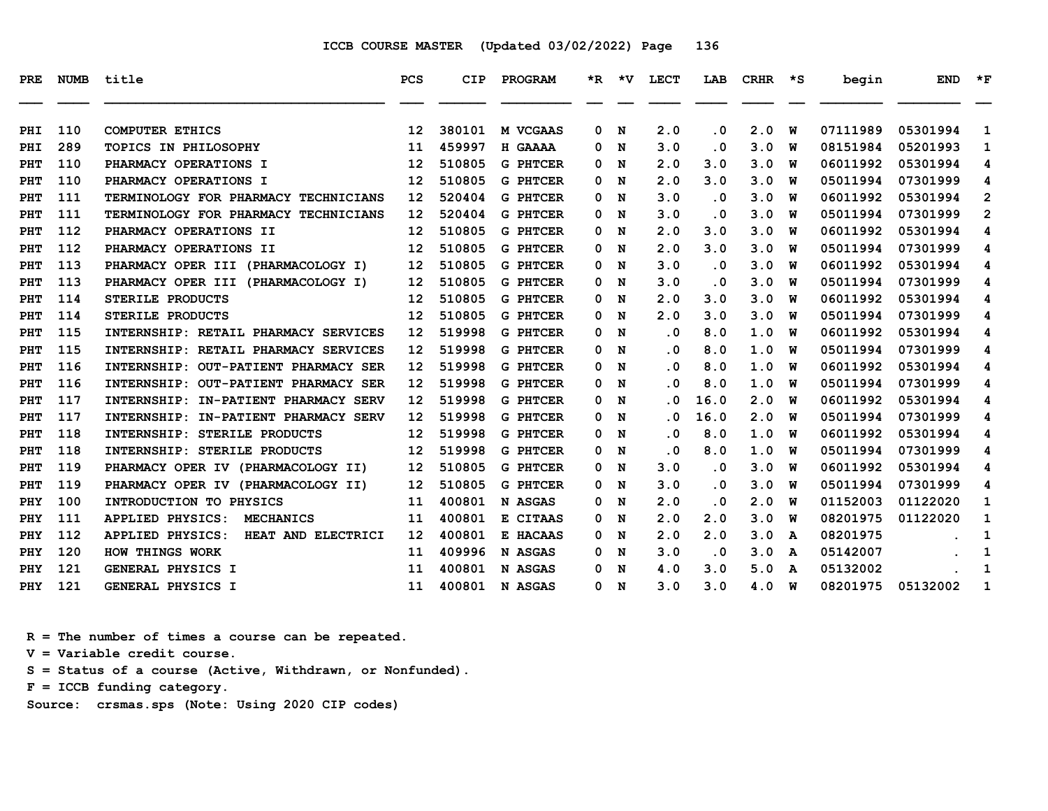# ICCB COURSE MASTER (Updated 03/02/2022)

| PRE | NUMB | title | PCS | CIP | PROGRAM | *R | *V | LECT | LAB | CRHR | *S | begin | END | *F |
|---|---|---|---|---|---|---|---|---|---|---|---|---|---|---|
| PHI | 110 | COMPUTER ETHICS | 12 | 380101 | M VCGAAS | 0 | N | 2.0 | .0 | 2.0 | W | 07111989 | 05301994 | 1 |
| PHI | 289 | TOPICS IN PHILOSOPHY | 11 | 459997 | H GAAAA | 0 | N | 3.0 | .0 | 3.0 | W | 08151984 | 05201993 | 1 |
| PHT | 110 | PHARMACY OPERATIONS I | 12 | 510805 | G PHTCER | 0 | N | 2.0 | 3.0 | 3.0 | W | 06011992 | 05301994 | 4 |
| PHT | 110 | PHARMACY OPERATIONS I | 12 | 510805 | G PHTCER | 0 | N | 2.0 | 3.0 | 3.0 | W | 05011994 | 07301999 | 4 |
| PHT | 111 | TERMINOLOGY FOR PHARMACY TECHNICIANS | 12 | 520404 | G PHTCER | 0 | N | 3.0 | .0 | 3.0 | W | 06011992 | 05301994 | 2 |
| PHT | 111 | TERMINOLOGY FOR PHARMACY TECHNICIANS | 12 | 520404 | G PHTCER | 0 | N | 3.0 | .0 | 3.0 | W | 05011994 | 07301999 | 2 |
| PHT | 112 | PHARMACY OPERATIONS II | 12 | 510805 | G PHTCER | 0 | N | 2.0 | 3.0 | 3.0 | W | 06011992 | 05301994 | 4 |
| PHT | 112 | PHARMACY OPERATIONS II | 12 | 510805 | G PHTCER | 0 | N | 2.0 | 3.0 | 3.0 | W | 05011994 | 07301999 | 4 |
| PHT | 113 | PHARMACY OPER III (PHARMACOLOGY I) | 12 | 510805 | G PHTCER | 0 | N | 3.0 | .0 | 3.0 | W | 06011992 | 05301994 | 4 |
| PHT | 113 | PHARMACY OPER III (PHARMACOLOGY I) | 12 | 510805 | G PHTCER | 0 | N | 3.0 | .0 | 3.0 | W | 05011994 | 07301999 | 4 |
| PHT | 114 | STERILE PRODUCTS | 12 | 510805 | G PHTCER | 0 | N | 2.0 | 3.0 | 3.0 | W | 06011992 | 05301994 | 4 |
| PHT | 114 | STERILE PRODUCTS | 12 | 510805 | G PHTCER | 0 | N | 2.0 | 3.0 | 3.0 | W | 05011994 | 07301999 | 4 |
| PHT | 115 | INTERNSHIP: RETAIL PHARMACY SERVICES | 12 | 519998 | G PHTCER | 0 | N | .0 | 8.0 | 1.0 | W | 06011992 | 05301994 | 4 |
| PHT | 115 | INTERNSHIP: RETAIL PHARMACY SERVICES | 12 | 519998 | G PHTCER | 0 | N | .0 | 8.0 | 1.0 | W | 05011994 | 07301999 | 4 |
| PHT | 116 | INTERNSHIP: OUT-PATIENT PHARMACY SER | 12 | 519998 | G PHTCER | 0 | N | .0 | 8.0 | 1.0 | W | 06011992 | 05301994 | 4 |
| PHT | 116 | INTERNSHIP: OUT-PATIENT PHARMACY SER | 12 | 519998 | G PHTCER | 0 | N | .0 | 8.0 | 1.0 | W | 05011994 | 07301999 | 4 |
| PHT | 117 | INTERNSHIP: IN-PATIENT PHARMACY SERV | 12 | 519998 | G PHTCER | 0 | N | .0 | 16.0 | 2.0 | W | 06011992 | 05301994 | 4 |
| PHT | 117 | INTERNSHIP: IN-PATIENT PHARMACY SERV | 12 | 519998 | G PHTCER | 0 | N | .0 | 16.0 | 2.0 | W | 05011994 | 07301999 | 4 |
| PHT | 118 | INTERNSHIP: STERILE PRODUCTS | 12 | 519998 | G PHTCER | 0 | N | .0 | 8.0 | 1.0 | W | 06011992 | 05301994 | 4 |
| PHT | 118 | INTERNSHIP: STERILE PRODUCTS | 12 | 519998 | G PHTCER | 0 | N | .0 | 8.0 | 1.0 | W | 05011994 | 07301999 | 4 |
| PHT | 119 | PHARMACY OPER IV (PHARMACOLOGY II) | 12 | 510805 | G PHTCER | 0 | N | 3.0 | .0 | 3.0 | W | 06011992 | 05301994 | 4 |
| PHT | 119 | PHARMACY OPER IV (PHARMACOLOGY II) | 12 | 510805 | G PHTCER | 0 | N | 3.0 | .0 | 3.0 | W | 05011994 | 07301999 | 4 |
| PHY | 100 | INTRODUCTION TO PHYSICS | 11 | 400801 | N ASGAS | 0 | N | 2.0 | .0 | 2.0 | W | 01152003 | 01122020 | 1 |
| PHY | 111 | APPLIED PHYSICS: MECHANICS | 11 | 400801 | E CITAAS | 0 | N | 2.0 | 2.0 | 3.0 | W | 08201975 | 01122020 | 1 |
| PHY | 112 | APPLIED PHYSICS: HEAT AND ELECTRICI | 12 | 400801 | E HACAAS | 0 | N | 2.0 | 2.0 | 3.0 | A | 08201975 | . | 1 |
| PHY | 120 | HOW THINGS WORK | 11 | 409996 | N ASGAS | 0 | N | 3.0 | .0 | 3.0 | A | 05142007 | . | 1 |
| PHY | 121 | GENERAL PHYSICS I | 11 | 400801 | N ASGAS | 0 | N | 4.0 | 3.0 | 5.0 | A | 05132002 | . | 1 |
| PHY | 121 | GENERAL PHYSICS I | 11 | 400801 | N ASGAS | 0 | N | 3.0 | 3.0 | 4.0 | W | 08201975 | 05132002 | 1 |

R = The number of times a course can be repeated.
V = Variable credit course.
S = Status of a course (Active, Withdrawn, or Nonfunded).
F = ICCB funding category.
Source: crsmas.sps (Note: Using 2020 CIP codes)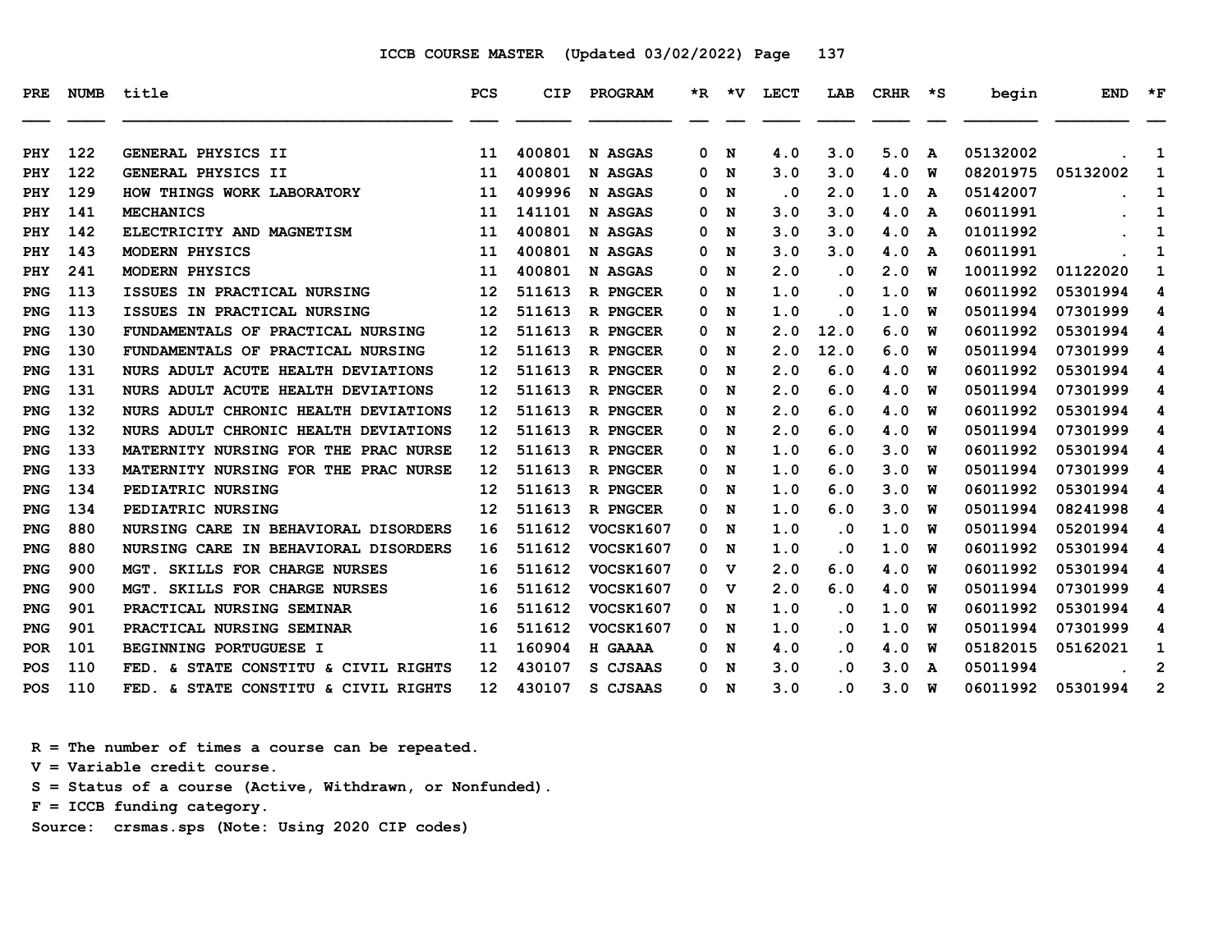ICCB COURSE MASTER (Updated 03/02/2022)

| PRE | NUMB | title | PCS | CIP | PROGRAM | *R | *V | LECT | LAB | CRHR | *S | begin | END | *F |
|---|---|---|---|---|---|---|---|---|---|---|---|---|---|---|
| PHY | 122 | GENERAL PHYSICS II | 11 | 400801 | N ASGAS | 0 | N | 4.0 | 3.0 | 5.0 | A | 05132002 | . | 1 |
| PHY | 122 | GENERAL PHYSICS II | 11 | 400801 | N ASGAS | 0 | N | 3.0 | 3.0 | 4.0 | W | 08201975 | 05132002 | 1 |
| PHY | 129 | HOW THINGS WORK LABORATORY | 11 | 409996 | N ASGAS | 0 | N | .0 | 2.0 | 1.0 | A | 05142007 | . | 1 |
| PHY | 141 | MECHANICS | 11 | 141101 | N ASGAS | 0 | N | 3.0 | 3.0 | 4.0 | A | 06011991 | . | 1 |
| PHY | 142 | ELECTRICITY AND MAGNETISM | 11 | 400801 | N ASGAS | 0 | N | 3.0 | 3.0 | 4.0 | A | 01011992 | . | 1 |
| PHY | 143 | MODERN PHYSICS | 11 | 400801 | N ASGAS | 0 | N | 3.0 | 3.0 | 4.0 | A | 06011991 | . | 1 |
| PHY | 241 | MODERN PHYSICS | 11 | 400801 | N ASGAS | 0 | N | 2.0 | .0 | 2.0 | W | 10011992 | 01122020 | 1 |
| PNG | 113 | ISSUES IN PRACTICAL NURSING | 12 | 511613 | R PNGCER | 0 | N | 1.0 | .0 | 1.0 | W | 06011992 | 05301994 | 4 |
| PNG | 113 | ISSUES IN PRACTICAL NURSING | 12 | 511613 | R PNGCER | 0 | N | 1.0 | .0 | 1.0 | W | 05011994 | 07301999 | 4 |
| PNG | 130 | FUNDAMENTALS OF PRACTICAL NURSING | 12 | 511613 | R PNGCER | 0 | N | 2.0 | 12.0 | 6.0 | W | 06011992 | 05301994 | 4 |
| PNG | 130 | FUNDAMENTALS OF PRACTICAL NURSING | 12 | 511613 | R PNGCER | 0 | N | 2.0 | 12.0 | 6.0 | W | 05011994 | 07301999 | 4 |
| PNG | 131 | NURS ADULT ACUTE HEALTH DEVIATIONS | 12 | 511613 | R PNGCER | 0 | N | 2.0 | 6.0 | 4.0 | W | 06011992 | 05301994 | 4 |
| PNG | 131 | NURS ADULT ACUTE HEALTH DEVIATIONS | 12 | 511613 | R PNGCER | 0 | N | 2.0 | 6.0 | 4.0 | W | 05011994 | 07301999 | 4 |
| PNG | 132 | NURS ADULT CHRONIC HEALTH DEVIATIONS | 12 | 511613 | R PNGCER | 0 | N | 2.0 | 6.0 | 4.0 | W | 06011992 | 05301994 | 4 |
| PNG | 132 | NURS ADULT CHRONIC HEALTH DEVIATIONS | 12 | 511613 | R PNGCER | 0 | N | 2.0 | 6.0 | 4.0 | W | 05011994 | 07301999 | 4 |
| PNG | 133 | MATERNITY NURSING FOR THE PRAC NURSE | 12 | 511613 | R PNGCER | 0 | N | 1.0 | 6.0 | 3.0 | W | 06011992 | 05301994 | 4 |
| PNG | 133 | MATERNITY NURSING FOR THE PRAC NURSE | 12 | 511613 | R PNGCER | 0 | N | 1.0 | 6.0 | 3.0 | W | 05011994 | 07301999 | 4 |
| PNG | 134 | PEDIATRIC NURSING | 12 | 511613 | R PNGCER | 0 | N | 1.0 | 6.0 | 3.0 | W | 06011992 | 05301994 | 4 |
| PNG | 134 | PEDIATRIC NURSING | 12 | 511613 | R PNGCER | 0 | N | 1.0 | 6.0 | 3.0 | W | 05011994 | 08241998 | 4 |
| PNG | 880 | NURSING CARE IN BEHAVIORAL DISORDERS | 16 | 511612 | VOCSK1607 | 0 | N | 1.0 | .0 | 1.0 | W | 05011994 | 05201994 | 4 |
| PNG | 880 | NURSING CARE IN BEHAVIORAL DISORDERS | 16 | 511612 | VOCSK1607 | 0 | N | 1.0 | .0 | 1.0 | W | 06011992 | 05301994 | 4 |
| PNG | 900 | MGT. SKILLS FOR CHARGE NURSES | 16 | 511612 | VOCSK1607 | 0 | V | 2.0 | 6.0 | 4.0 | W | 06011992 | 05301994 | 4 |
| PNG | 900 | MGT. SKILLS FOR CHARGE NURSES | 16 | 511612 | VOCSK1607 | 0 | V | 2.0 | 6.0 | 4.0 | W | 05011994 | 07301999 | 4 |
| PNG | 901 | PRACTICAL NURSING SEMINAR | 16 | 511612 | VOCSK1607 | 0 | N | 1.0 | .0 | 1.0 | W | 06011992 | 05301994 | 4 |
| PNG | 901 | PRACTICAL NURSING SEMINAR | 16 | 511612 | VOCSK1607 | 0 | N | 1.0 | .0 | 1.0 | W | 05011994 | 07301999 | 4 |
| POR | 101 | BEGINNING PORTUGUESE I | 11 | 160904 | H GAAAA | 0 | N | 4.0 | .0 | 4.0 | W | 05182015 | 05162021 | 1 |
| POS | 110 | FED. & STATE CONSTITU & CIVIL RIGHTS | 12 | 430107 | S CJSAAS | 0 | N | 3.0 | .0 | 3.0 | A | 05011994 | . | 2 |
| POS | 110 | FED. & STATE CONSTITU & CIVIL RIGHTS | 12 | 430107 | S CJSAAS | 0 | N | 3.0 | .0 | 3.0 | W | 06011992 | 05301994 | 2 |

R = The number of times a course can be repeated.
V = Variable credit course.
S = Status of a course (Active, Withdrawn, or Nonfunded).
F = ICCB funding category.
Source: crsmas.sps (Note: Using 2020 CIP codes)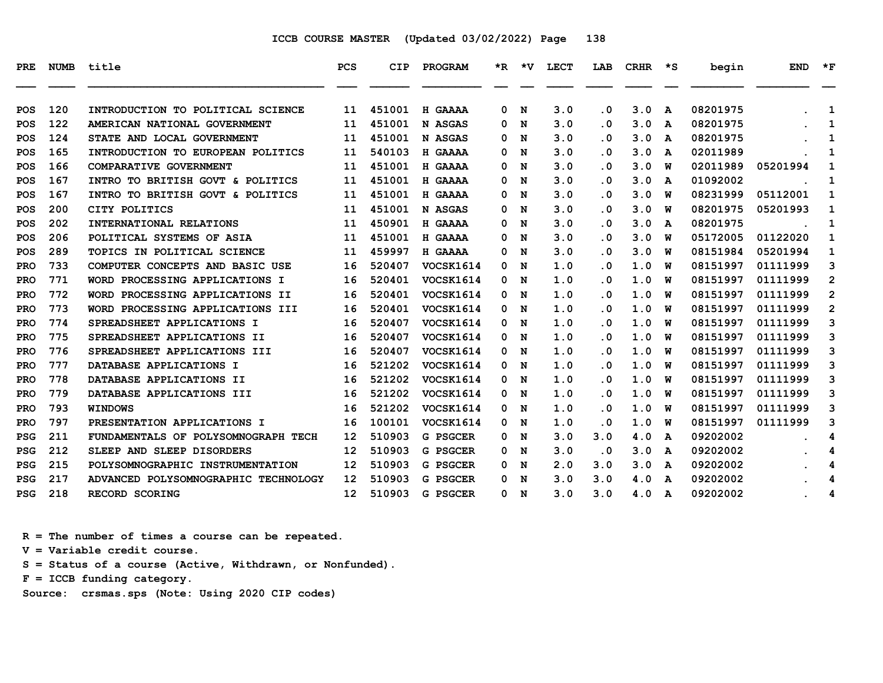ICCB COURSE MASTER (Updated 03/02/2022) Page 138

| PRE | NUMB | title | PCS | CIP | PROGRAM | *R | *V | LECT | LAB | CRHR | *S | begin | END | *F |
|---|---|---|---|---|---|---|---|---|---|---|---|---|---|---|
| POS | 120 | INTRODUCTION TO POLITICAL SCIENCE | 11 | 451001 | H GAAAA | 0 | N | 3.0 | .0 | 3.0 | A | 08201975 | . | 1 |
| POS | 122 | AMERICAN NATIONAL GOVERNMENT | 11 | 451001 | N ASGAS | 0 | N | 3.0 | .0 | 3.0 | A | 08201975 | . | 1 |
| POS | 124 | STATE AND LOCAL GOVERNMENT | 11 | 451001 | N ASGAS | 0 | N | 3.0 | .0 | 3.0 | A | 08201975 | . | 1 |
| POS | 165 | INTRODUCTION TO EUROPEAN POLITICS | 11 | 540103 | H GAAAA | 0 | N | 3.0 | .0 | 3.0 | A | 02011989 | . | 1 |
| POS | 166 | COMPARATIVE GOVERNMENT | 11 | 451001 | H GAAAA | 0 | N | 3.0 | .0 | 3.0 | W | 02011989 | 05201994 | 1 |
| POS | 167 | INTRO TO BRITISH GOVT & POLITICS | 11 | 451001 | H GAAAA | 0 | N | 3.0 | .0 | 3.0 | A | 01092002 | . | 1 |
| POS | 167 | INTRO TO BRITISH GOVT & POLITICS | 11 | 451001 | H GAAAA | 0 | N | 3.0 | .0 | 3.0 | W | 08231999 | 05112001 | 1 |
| POS | 200 | CITY POLITICS | 11 | 451001 | N ASGAS | 0 | N | 3.0 | .0 | 3.0 | W | 08201975 | 05201993 | 1 |
| POS | 202 | INTERNATIONAL RELATIONS | 11 | 450901 | H GAAAA | 0 | N | 3.0 | .0 | 3.0 | A | 08201975 | . | 1 |
| POS | 206 | POLITICAL SYSTEMS OF ASIA | 11 | 451001 | H GAAAA | 0 | N | 3.0 | .0 | 3.0 | W | 05172005 | 01122020 | 1 |
| POS | 289 | TOPICS IN POLITICAL SCIENCE | 11 | 459997 | H GAAAA | 0 | N | 3.0 | .0 | 3.0 | W | 08151984 | 05201994 | 1 |
| PRO | 733 | COMPUTER CONCEPTS AND BASIC USE | 16 | 520407 | VOCSK1614 | 0 | N | 1.0 | .0 | 1.0 | W | 08151997 | 01111999 | 3 |
| PRO | 771 | WORD PROCESSING APPLICATIONS I | 16 | 520401 | VOCSK1614 | 0 | N | 1.0 | .0 | 1.0 | W | 08151997 | 01111999 | 2 |
| PRO | 772 | WORD PROCESSING APPLICATIONS II | 16 | 520401 | VOCSK1614 | 0 | N | 1.0 | .0 | 1.0 | W | 08151997 | 01111999 | 2 |
| PRO | 773 | WORD PROCESSING APPLICATIONS III | 16 | 520401 | VOCSK1614 | 0 | N | 1.0 | .0 | 1.0 | W | 08151997 | 01111999 | 2 |
| PRO | 774 | SPREADSHEET APPLICATIONS I | 16 | 520407 | VOCSK1614 | 0 | N | 1.0 | .0 | 1.0 | W | 08151997 | 01111999 | 3 |
| PRO | 775 | SPREADSHEET APPLICATIONS II | 16 | 520407 | VOCSK1614 | 0 | N | 1.0 | .0 | 1.0 | W | 08151997 | 01111999 | 3 |
| PRO | 776 | SPREADSHEET APPLICATIONS III | 16 | 520407 | VOCSK1614 | 0 | N | 1.0 | .0 | 1.0 | W | 08151997 | 01111999 | 3 |
| PRO | 777 | DATABASE APPLICATIONS I | 16 | 521202 | VOCSK1614 | 0 | N | 1.0 | .0 | 1.0 | W | 08151997 | 01111999 | 3 |
| PRO | 778 | DATABASE APPLICATIONS II | 16 | 521202 | VOCSK1614 | 0 | N | 1.0 | .0 | 1.0 | W | 08151997 | 01111999 | 3 |
| PRO | 779 | DATABASE APPLICATIONS III | 16 | 521202 | VOCSK1614 | 0 | N | 1.0 | .0 | 1.0 | W | 08151997 | 01111999 | 3 |
| PRO | 793 | WINDOWS | 16 | 521202 | VOCSK1614 | 0 | N | 1.0 | .0 | 1.0 | W | 08151997 | 01111999 | 3 |
| PRO | 797 | PRESENTATION APPLICATIONS I | 16 | 100101 | VOCSK1614 | 0 | N | 1.0 | .0 | 1.0 | W | 08151997 | 01111999 | 3 |
| PSG | 211 | FUNDAMENTALS OF POLYSOMNOGRAPH TECH | 12 | 510903 | G PSGCER | 0 | N | 3.0 | 3.0 | 4.0 | A | 09202002 | . | 4 |
| PSG | 212 | SLEEP AND SLEEP DISORDERS | 12 | 510903 | G PSGCER | 0 | N | 3.0 | .0 | 3.0 | A | 09202002 | . | 4 |
| PSG | 215 | POLYSOMNOGRAPHIC INSTRUMENTATION | 12 | 510903 | G PSGCER | 0 | N | 2.0 | 3.0 | 3.0 | A | 09202002 | . | 4 |
| PSG | 217 | ADVANCED POLYSOMNOGRAPHIC TECHNOLOGY | 12 | 510903 | G PSGCER | 0 | N | 3.0 | 3.0 | 4.0 | A | 09202002 | . | 4 |
| PSG | 218 | RECORD SCORING | 12 | 510903 | G PSGCER | 0 | N | 3.0 | 3.0 | 4.0 | A | 09202002 | . | 4 |

R = The number of times a course can be repeated.
V = Variable credit course.
S = Status of a course (Active, Withdrawn, or Nonfunded).
F = ICCB funding category.
Source: crsmas.sps (Note: Using 2020 CIP codes)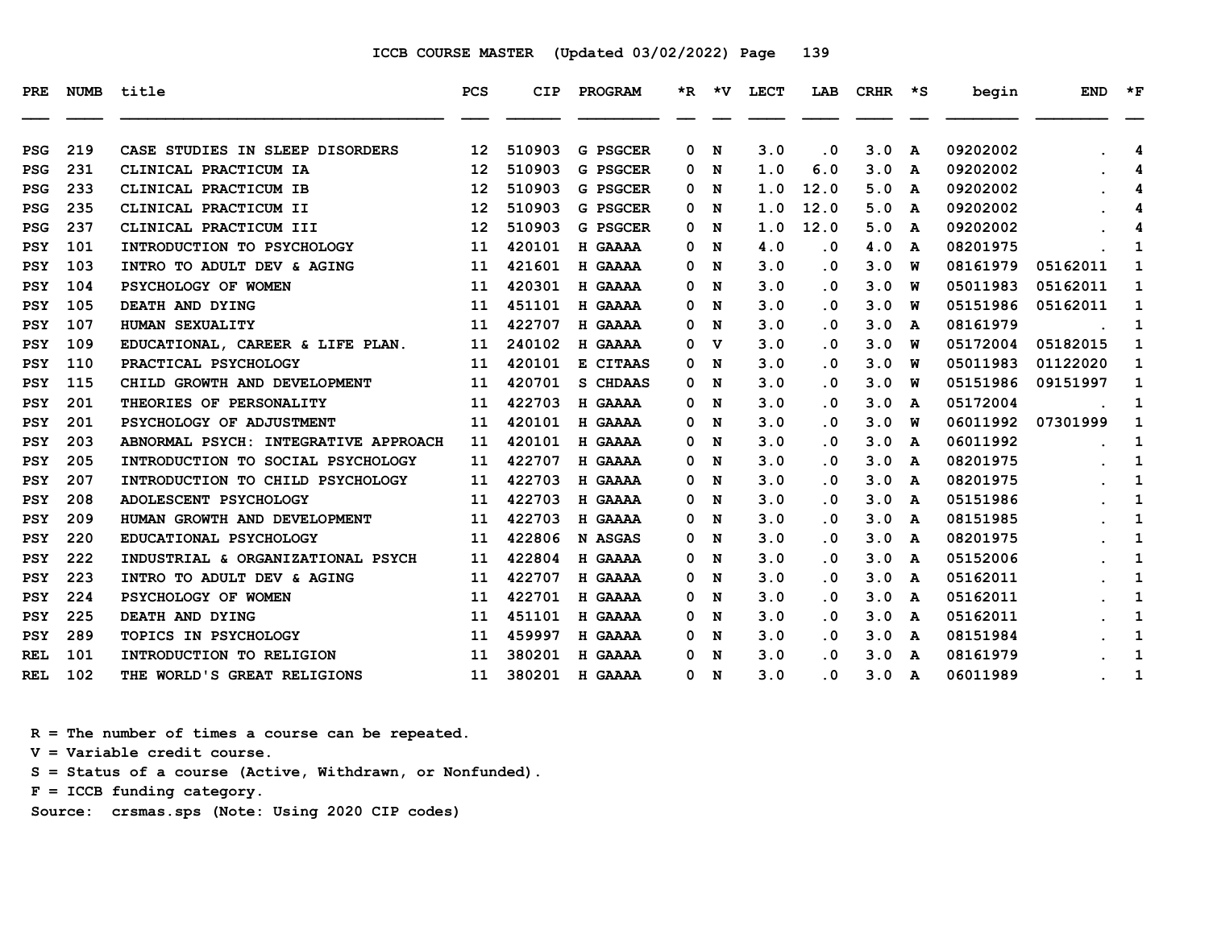## ICCB COURSE MASTER (Updated 03/02/2022)

| PRE | NUMB | title | PCS | CIP | PROGRAM | *R | *V | LECT | LAB | CRHR | *S | begin | END | *F |
|---|---|---|---|---|---|---|---|---|---|---|---|---|---|---|
| PSG | 219 | CASE STUDIES IN SLEEP DISORDERS | 12 | 510903 | G PSGCER | 0 | N | 3.0 | .0 | 3.0 | A | 09202002 | . | 4 |
| PSG | 231 | CLINICAL PRACTICUM IA | 12 | 510903 | G PSGCER | 0 | N | 1.0 | 6.0 | 3.0 | A | 09202002 | . | 4 |
| PSG | 233 | CLINICAL PRACTICUM IB | 12 | 510903 | G PSGCER | 0 | N | 1.0 | 12.0 | 5.0 | A | 09202002 | . | 4 |
| PSG | 235 | CLINICAL PRACTICUM II | 12 | 510903 | G PSGCER | 0 | N | 1.0 | 12.0 | 5.0 | A | 09202002 | . | 4 |
| PSG | 237 | CLINICAL PRACTICUM III | 12 | 510903 | G PSGCER | 0 | N | 1.0 | 12.0 | 5.0 | A | 09202002 | . | 4 |
| PSY | 101 | INTRODUCTION TO PSYCHOLOGY | 11 | 420101 | H GAAAA | 0 | N | 4.0 | .0 | 4.0 | A | 08201975 | . | 1 |
| PSY | 103 | INTRO TO ADULT DEV & AGING | 11 | 421601 | H GAAAA | 0 | N | 3.0 | .0 | 3.0 | W | 08161979 | 05162011 | 1 |
| PSY | 104 | PSYCHOLOGY OF WOMEN | 11 | 420301 | H GAAAA | 0 | N | 3.0 | .0 | 3.0 | W | 05011983 | 05162011 | 1 |
| PSY | 105 | DEATH AND DYING | 11 | 451101 | H GAAAA | 0 | N | 3.0 | .0 | 3.0 | W | 05151986 | 05162011 | 1 |
| PSY | 107 | HUMAN SEXUALITY | 11 | 422707 | H GAAAA | 0 | N | 3.0 | .0 | 3.0 | A | 08161979 | . | 1 |
| PSY | 109 | EDUCATIONAL, CAREER & LIFE PLAN. | 11 | 240102 | H GAAAA | 0 | V | 3.0 | .0 | 3.0 | W | 05172004 | 05182015 | 1 |
| PSY | 110 | PRACTICAL PSYCHOLOGY | 11 | 420101 | E CITAAS | 0 | N | 3.0 | .0 | 3.0 | W | 05011983 | 01122020 | 1 |
| PSY | 115 | CHILD GROWTH AND DEVELOPMENT | 11 | 420701 | S CHDAAS | 0 | N | 3.0 | .0 | 3.0 | W | 05151986 | 09151997 | 1 |
| PSY | 201 | THEORIES OF PERSONALITY | 11 | 422703 | H GAAAA | 0 | N | 3.0 | .0 | 3.0 | A | 05172004 | . | 1 |
| PSY | 201 | PSYCHOLOGY OF ADJUSTMENT | 11 | 420101 | H GAAAA | 0 | N | 3.0 | .0 | 3.0 | W | 06011992 | 07301999 | 1 |
| PSY | 203 | ABNORMAL PSYCH: INTEGRATIVE APPROACH | 11 | 420101 | H GAAAA | 0 | N | 3.0 | .0 | 3.0 | A | 06011992 | . | 1 |
| PSY | 205 | INTRODUCTION TO SOCIAL PSYCHOLOGY | 11 | 422707 | H GAAAA | 0 | N | 3.0 | .0 | 3.0 | A | 08201975 | . | 1 |
| PSY | 207 | INTRODUCTION TO CHILD PSYCHOLOGY | 11 | 422703 | H GAAAA | 0 | N | 3.0 | .0 | 3.0 | A | 08201975 | . | 1 |
| PSY | 208 | ADOLESCENT PSYCHOLOGY | 11 | 422703 | H GAAAA | 0 | N | 3.0 | .0 | 3.0 | A | 05151986 | . | 1 |
| PSY | 209 | HUMAN GROWTH AND DEVELOPMENT | 11 | 422703 | H GAAAA | 0 | N | 3.0 | .0 | 3.0 | A | 08151985 | . | 1 |
| PSY | 220 | EDUCATIONAL PSYCHOLOGY | 11 | 422806 | N ASGAS | 0 | N | 3.0 | .0 | 3.0 | A | 08201975 | . | 1 |
| PSY | 222 | INDUSTRIAL & ORGANIZATIONAL PSYCH | 11 | 422804 | H GAAAA | 0 | N | 3.0 | .0 | 3.0 | A | 05152006 | . | 1 |
| PSY | 223 | INTRO TO ADULT DEV & AGING | 11 | 422707 | H GAAAA | 0 | N | 3.0 | .0 | 3.0 | A | 05162011 | . | 1 |
| PSY | 224 | PSYCHOLOGY OF WOMEN | 11 | 422701 | H GAAAA | 0 | N | 3.0 | .0 | 3.0 | A | 05162011 | . | 1 |
| PSY | 225 | DEATH AND DYING | 11 | 451101 | H GAAAA | 0 | N | 3.0 | .0 | 3.0 | A | 05162011 | . | 1 |
| PSY | 289 | TOPICS IN PSYCHOLOGY | 11 | 459997 | H GAAAA | 0 | N | 3.0 | .0 | 3.0 | A | 08151984 | . | 1 |
| REL | 101 | INTRODUCTION TO RELIGION | 11 | 380201 | H GAAAA | 0 | N | 3.0 | .0 | 3.0 | A | 08161979 | . | 1 |
| REL | 102 | THE WORLD'S GREAT RELIGIONS | 11 | 380201 | H GAAAA | 0 | N | 3.0 | .0 | 3.0 | A | 06011989 | . | 1 |

R = The number of times a course can be repeated.
V = Variable credit course.
S = Status of a course (Active, Withdrawn, or Nonfunded).
F = ICCB funding category.
Source: crsmas.sps (Note: Using 2020 CIP codes)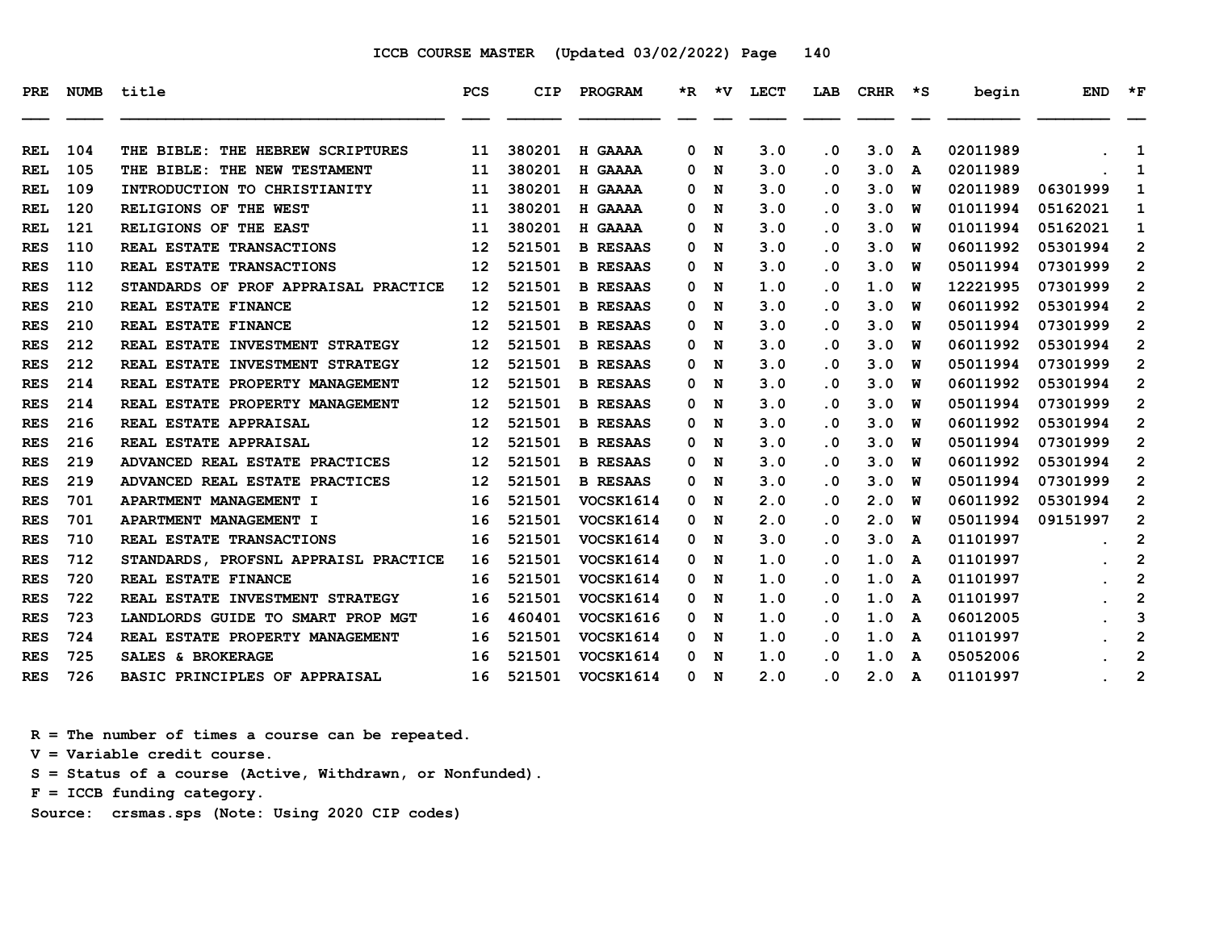ICCB COURSE MASTER (Updated 03/02/2022) Page 140

| PRE | NUMB | title | PCS | CIP | PROGRAM | *R | *V | LECT | LAB | CRHR | *S | begin | END | *F |
|---|---|---|---|---|---|---|---|---|---|---|---|---|---|---|
| REL | 104 | THE BIBLE: THE HEBREW SCRIPTURES | 11 | 380201 | H GAAAA | 0 | N | 3.0 | .0 | 3.0 | A | 02011989 | . | 1 |
| REL | 105 | THE BIBLE: THE NEW TESTAMENT | 11 | 380201 | H GAAAA | 0 | N | 3.0 | .0 | 3.0 | A | 02011989 | . | 1 |
| REL | 109 | INTRODUCTION TO CHRISTIANITY | 11 | 380201 | H GAAAA | 0 | N | 3.0 | .0 | 3.0 | W | 02011989 | 06301999 | 1 |
| REL | 120 | RELIGIONS OF THE WEST | 11 | 380201 | H GAAAA | 0 | N | 3.0 | .0 | 3.0 | W | 01011994 | 05162021 | 1 |
| REL | 121 | RELIGIONS OF THE EAST | 11 | 380201 | H GAAAA | 0 | N | 3.0 | .0 | 3.0 | W | 01011994 | 05162021 | 1 |
| RES | 110 | REAL ESTATE TRANSACTIONS | 12 | 521501 | B RESAAS | 0 | N | 3.0 | .0 | 3.0 | W | 06011992 | 05301994 | 2 |
| RES | 110 | REAL ESTATE TRANSACTIONS | 12 | 521501 | B RESAAS | 0 | N | 3.0 | .0 | 3.0 | W | 05011994 | 07301999 | 2 |
| RES | 112 | STANDARDS OF PROF APPRAISAL PRACTICE | 12 | 521501 | B RESAAS | 0 | N | 1.0 | .0 | 1.0 | W | 12221995 | 07301999 | 2 |
| RES | 210 | REAL ESTATE FINANCE | 12 | 521501 | B RESAAS | 0 | N | 3.0 | .0 | 3.0 | W | 06011992 | 05301994 | 2 |
| RES | 210 | REAL ESTATE FINANCE | 12 | 521501 | B RESAAS | 0 | N | 3.0 | .0 | 3.0 | W | 05011994 | 07301999 | 2 |
| RES | 212 | REAL ESTATE INVESTMENT STRATEGY | 12 | 521501 | B RESAAS | 0 | N | 3.0 | .0 | 3.0 | W | 06011992 | 05301994 | 2 |
| RES | 212 | REAL ESTATE INVESTMENT STRATEGY | 12 | 521501 | B RESAAS | 0 | N | 3.0 | .0 | 3.0 | W | 05011994 | 07301999 | 2 |
| RES | 214 | REAL ESTATE PROPERTY MANAGEMENT | 12 | 521501 | B RESAAS | 0 | N | 3.0 | .0 | 3.0 | W | 06011992 | 05301994 | 2 |
| RES | 214 | REAL ESTATE PROPERTY MANAGEMENT | 12 | 521501 | B RESAAS | 0 | N | 3.0 | .0 | 3.0 | W | 05011994 | 07301999 | 2 |
| RES | 216 | REAL ESTATE APPRAISAL | 12 | 521501 | B RESAAS | 0 | N | 3.0 | .0 | 3.0 | W | 06011992 | 05301994 | 2 |
| RES | 216 | REAL ESTATE APPRAISAL | 12 | 521501 | B RESAAS | 0 | N | 3.0 | .0 | 3.0 | W | 05011994 | 07301999 | 2 |
| RES | 219 | ADVANCED REAL ESTATE PRACTICES | 12 | 521501 | B RESAAS | 0 | N | 3.0 | .0 | 3.0 | W | 06011992 | 05301994 | 2 |
| RES | 219 | ADVANCED REAL ESTATE PRACTICES | 12 | 521501 | B RESAAS | 0 | N | 3.0 | .0 | 3.0 | W | 05011994 | 07301999 | 2 |
| RES | 701 | APARTMENT MANAGEMENT I | 16 | 521501 | VOCSK1614 | 0 | N | 2.0 | .0 | 2.0 | W | 06011992 | 05301994 | 2 |
| RES | 701 | APARTMENT MANAGEMENT I | 16 | 521501 | VOCSK1614 | 0 | N | 2.0 | .0 | 2.0 | W | 05011994 | 09151997 | 2 |
| RES | 710 | REAL ESTATE TRANSACTIONS | 16 | 521501 | VOCSK1614 | 0 | N | 3.0 | .0 | 3.0 | A | 01101997 | . | 2 |
| RES | 712 | STANDARDS, PROFSNL APPRAISL PRACTICE | 16 | 521501 | VOCSK1614 | 0 | N | 1.0 | .0 | 1.0 | A | 01101997 | . | 2 |
| RES | 720 | REAL ESTATE FINANCE | 16 | 521501 | VOCSK1614 | 0 | N | 1.0 | .0 | 1.0 | A | 01101997 | . | 2 |
| RES | 722 | REAL ESTATE INVESTMENT STRATEGY | 16 | 521501 | VOCSK1614 | 0 | N | 1.0 | .0 | 1.0 | A | 01101997 | . | 2 |
| RES | 723 | LANDLORDS GUIDE TO SMART PROP MGT | 16 | 460401 | VOCSK1616 | 0 | N | 1.0 | .0 | 1.0 | A | 06012005 | . | 3 |
| RES | 724 | REAL ESTATE PROPERTY MANAGEMENT | 16 | 521501 | VOCSK1614 | 0 | N | 1.0 | .0 | 1.0 | A | 01101997 | . | 2 |
| RES | 725 | SALES & BROKERAGE | 16 | 521501 | VOCSK1614 | 0 | N | 1.0 | .0 | 1.0 | A | 05052006 | . | 2 |
| RES | 726 | BASIC PRINCIPLES OF APPRAISAL | 16 | 521501 | VOCSK1614 | 0 | N | 2.0 | .0 | 2.0 | A | 01101997 | . | 2 |

R = The number of times a course can be repeated.
V = Variable credit course.
S = Status of a course (Active, Withdrawn, or Nonfunded).
F = ICCB funding category.
Source: crsmas.sps (Note: Using 2020 CIP codes)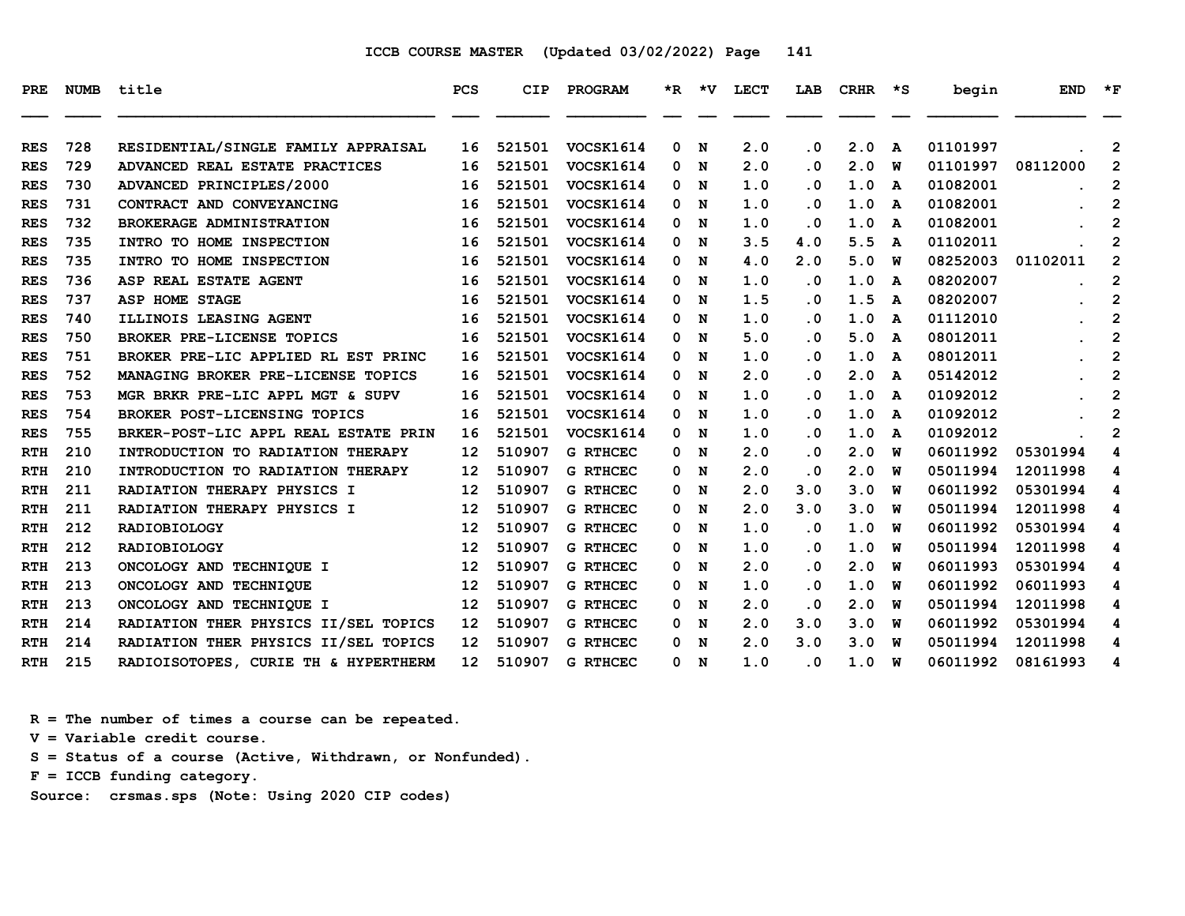ICCB COURSE MASTER (Updated 03/02/2022) Page 141

| PRE | NUMB | title | PCS | CIP | PROGRAM | *R | *V | LECT | LAB | CRHR | *S | begin | END | *F |
|---|---|---|---|---|---|---|---|---|---|---|---|---|---|---|
| RES | 728 | RESIDENTIAL/SINGLE FAMILY APPRAISAL | 16 | 521501 | VOCSK1614 | 0 | N | 2.0 | .0 | 2.0 | A | 01101997 | . | 2 |
| RES | 729 | ADVANCED REAL ESTATE PRACTICES | 16 | 521501 | VOCSK1614 | 0 | N | 2.0 | .0 | 2.0 | W | 01101997 | 08112000 | 2 |
| RES | 730 | ADVANCED PRINCIPLES/2000 | 16 | 521501 | VOCSK1614 | 0 | N | 1.0 | .0 | 1.0 | A | 01082001 | . | 2 |
| RES | 731 | CONTRACT AND CONVEYANCING | 16 | 521501 | VOCSK1614 | 0 | N | 1.0 | .0 | 1.0 | A | 01082001 | . | 2 |
| RES | 732 | BROKERAGE ADMINISTRATION | 16 | 521501 | VOCSK1614 | 0 | N | 1.0 | .0 | 1.0 | A | 01082001 | . | 2 |
| RES | 735 | INTRO TO HOME INSPECTION | 16 | 521501 | VOCSK1614 | 0 | N | 3.5 | 4.0 | 5.5 | A | 01102011 | . | 2 |
| RES | 735 | INTRO TO HOME INSPECTION | 16 | 521501 | VOCSK1614 | 0 | N | 4.0 | 2.0 | 5.0 | W | 08252003 | 01102011 | 2 |
| RES | 736 | ASP REAL ESTATE AGENT | 16 | 521501 | VOCSK1614 | 0 | N | 1.0 | .0 | 1.0 | A | 08202007 | . | 2 |
| RES | 737 | ASP HOME STAGE | 16 | 521501 | VOCSK1614 | 0 | N | 1.5 | .0 | 1.5 | A | 08202007 | . | 2 |
| RES | 740 | ILLINOIS LEASING AGENT | 16 | 521501 | VOCSK1614 | 0 | N | 1.0 | .0 | 1.0 | A | 01112010 | . | 2 |
| RES | 750 | BROKER PRE-LICENSE TOPICS | 16 | 521501 | VOCSK1614 | 0 | N | 5.0 | .0 | 5.0 | A | 08012011 | . | 2 |
| RES | 751 | BROKER PRE-LIC APPLIED RL EST PRINC | 16 | 521501 | VOCSK1614 | 0 | N | 1.0 | .0 | 1.0 | A | 08012011 | . | 2 |
| RES | 752 | MANAGING BROKER PRE-LICENSE TOPICS | 16 | 521501 | VOCSK1614 | 0 | N | 2.0 | .0 | 2.0 | A | 05142012 | . | 2 |
| RES | 753 | MGR BRKR PRE-LIC APPL MGT & SUPV | 16 | 521501 | VOCSK1614 | 0 | N | 1.0 | .0 | 1.0 | A | 01092012 | . | 2 |
| RES | 754 | BROKER POST-LICENSING TOPICS | 16 | 521501 | VOCSK1614 | 0 | N | 1.0 | .0 | 1.0 | A | 01092012 | . | 2 |
| RES | 755 | BRKER-POST-LIC APPL REAL ESTATE PRIN | 16 | 521501 | VOCSK1614 | 0 | N | 1.0 | .0 | 1.0 | A | 01092012 | . | 2 |
| RTH | 210 | INTRODUCTION TO RADIATION THERAPY | 12 | 510907 | G RTHCEC | 0 | N | 2.0 | .0 | 2.0 | W | 06011992 | 05301994 | 4 |
| RTH | 210 | INTRODUCTION TO RADIATION THERAPY | 12 | 510907 | G RTHCEC | 0 | N | 2.0 | .0 | 2.0 | W | 05011994 | 12011998 | 4 |
| RTH | 211 | RADIATION THERAPY PHYSICS I | 12 | 510907 | G RTHCEC | 0 | N | 2.0 | 3.0 | 3.0 | W | 06011992 | 05301994 | 4 |
| RTH | 211 | RADIATION THERAPY PHYSICS I | 12 | 510907 | G RTHCEC | 0 | N | 2.0 | 3.0 | 3.0 | W | 05011994 | 12011998 | 4 |
| RTH | 212 | RADIOBIOLOGY | 12 | 510907 | G RTHCEC | 0 | N | 1.0 | .0 | 1.0 | W | 06011992 | 05301994 | 4 |
| RTH | 212 | RADIOBIOLOGY | 12 | 510907 | G RTHCEC | 0 | N | 1.0 | .0 | 1.0 | W | 05011994 | 12011998 | 4 |
| RTH | 213 | ONCOLOGY AND TECHNIQUE I | 12 | 510907 | G RTHCEC | 0 | N | 2.0 | .0 | 2.0 | W | 06011993 | 05301994 | 4 |
| RTH | 213 | ONCOLOGY AND TECHNIQUE | 12 | 510907 | G RTHCEC | 0 | N | 1.0 | .0 | 1.0 | W | 06011992 | 06011993 | 4 |
| RTH | 213 | ONCOLOGY AND TECHNIQUE I | 12 | 510907 | G RTHCEC | 0 | N | 2.0 | .0 | 2.0 | W | 05011994 | 12011998 | 4 |
| RTH | 214 | RADIATION THER PHYSICS II/SEL TOPICS | 12 | 510907 | G RTHCEC | 0 | N | 2.0 | 3.0 | 3.0 | W | 06011992 | 05301994 | 4 |
| RTH | 214 | RADIATION THER PHYSICS II/SEL TOPICS | 12 | 510907 | G RTHCEC | 0 | N | 2.0 | 3.0 | 3.0 | W | 05011994 | 12011998 | 4 |
| RTH | 215 | RADIOISOTOPES, CURIE TH & HYPERTHERM | 12 | 510907 | G RTHCEC | 0 | N | 1.0 | .0 | 1.0 | W | 06011992 | 08161993 | 4 |

R = The number of times a course can be repeated.
V = Variable credit course.
S = Status of a course (Active, Withdrawn, or Nonfunded).
F = ICCB funding category.
Source: crsmas.sps (Note: Using 2020 CIP codes)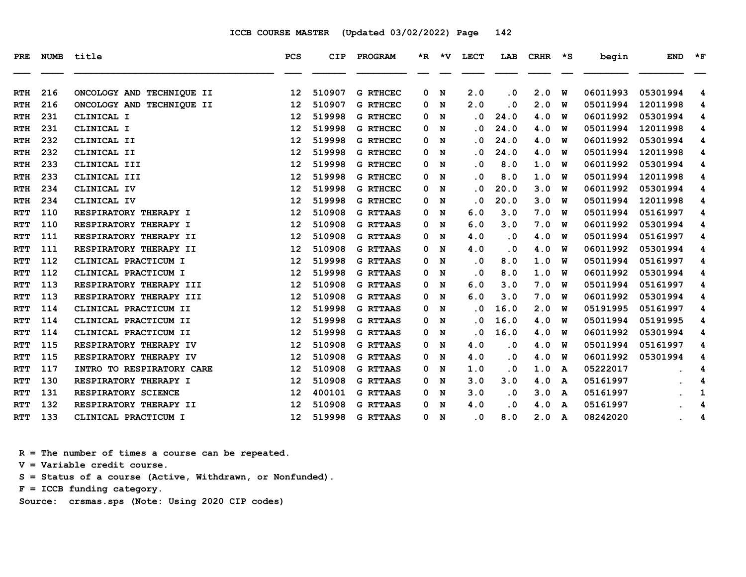ICCB COURSE MASTER (Updated 03/02/2022) Page 142

| PRE | NUMB | title | PCS | CIP | PROGRAM | *R | *V | LECT | LAB | CRHR | *S | begin | END | *F |
|---|---|---|---|---|---|---|---|---|---|---|---|---|---|---|
| RTH | 216 | ONCOLOGY AND TECHNIQUE II | 12 | 510907 | G RTHCEC | 0 | N | 2.0 | .0 | 2.0 | W | 06011993 | 05301994 | 4 |
| RTH | 216 | ONCOLOGY AND TECHNIQUE II | 12 | 510907 | G RTHCEC | 0 | N | 2.0 | .0 | 2.0 | W | 05011994 | 12011998 | 4 |
| RTH | 231 | CLINICAL I | 12 | 519998 | G RTHCEC | 0 | N | .0 | 24.0 | 4.0 | W | 06011992 | 05301994 | 4 |
| RTH | 231 | CLINICAL I | 12 | 519998 | G RTHCEC | 0 | N | .0 | 24.0 | 4.0 | W | 05011994 | 12011998 | 4 |
| RTH | 232 | CLINICAL II | 12 | 519998 | G RTHCEC | 0 | N | .0 | 24.0 | 4.0 | W | 06011992 | 05301994 | 4 |
| RTH | 232 | CLINICAL II | 12 | 519998 | G RTHCEC | 0 | N | .0 | 24.0 | 4.0 | W | 05011994 | 12011998 | 4 |
| RTH | 233 | CLINICAL III | 12 | 519998 | G RTHCEC | 0 | N | .0 | 8.0 | 1.0 | W | 06011992 | 05301994 | 4 |
| RTH | 233 | CLINICAL III | 12 | 519998 | G RTHCEC | 0 | N | .0 | 8.0 | 1.0 | W | 05011994 | 12011998 | 4 |
| RTH | 234 | CLINICAL IV | 12 | 519998 | G RTHCEC | 0 | N | .0 | 20.0 | 3.0 | W | 06011992 | 05301994 | 4 |
| RTH | 234 | CLINICAL IV | 12 | 519998 | G RTHCEC | 0 | N | .0 | 20.0 | 3.0 | W | 05011994 | 12011998 | 4 |
| RTT | 110 | RESPIRATORY THERAPY I | 12 | 510908 | G RTTAAS | 0 | N | 6.0 | 3.0 | 7.0 | W | 05011994 | 05161997 | 4 |
| RTT | 110 | RESPIRATORY THERAPY I | 12 | 510908 | G RTTAAS | 0 | N | 6.0 | 3.0 | 7.0 | W | 06011992 | 05301994 | 4 |
| RTT | 111 | RESPIRATORY THERAPY II | 12 | 510908 | G RTTAAS | 0 | N | 4.0 | .0 | 4.0 | W | 05011994 | 05161997 | 4 |
| RTT | 111 | RESPIRATORY THERAPY II | 12 | 510908 | G RTTAAS | 0 | N | 4.0 | .0 | 4.0 | W | 06011992 | 05301994 | 4 |
| RTT | 112 | CLINICAL PRACTICUM I | 12 | 519998 | G RTTAAS | 0 | N | .0 | 8.0 | 1.0 | W | 05011994 | 05161997 | 4 |
| RTT | 112 | CLINICAL PRACTICUM I | 12 | 519998 | G RTTAAS | 0 | N | .0 | 8.0 | 1.0 | W | 06011992 | 05301994 | 4 |
| RTT | 113 | RESPIRATORY THERAPY III | 12 | 510908 | G RTTAAS | 0 | N | 6.0 | 3.0 | 7.0 | W | 05011994 | 05161997 | 4 |
| RTT | 113 | RESPIRATORY THERAPY III | 12 | 510908 | G RTTAAS | 0 | N | 6.0 | 3.0 | 7.0 | W | 06011992 | 05301994 | 4 |
| RTT | 114 | CLINICAL PRACTICUM II | 12 | 519998 | G RTTAAS | 0 | N | .0 | 16.0 | 2.0 | W | 05191995 | 05161997 | 4 |
| RTT | 114 | CLINICAL PRACTICUM II | 12 | 519998 | G RTTAAS | 0 | N | .0 | 16.0 | 4.0 | W | 05011994 | 05191995 | 4 |
| RTT | 114 | CLINICAL PRACTICUM II | 12 | 519998 | G RTTAAS | 0 | N | .0 | 16.0 | 4.0 | W | 06011992 | 05301994 | 4 |
| RTT | 115 | RESPIRATORY THERAPY IV | 12 | 510908 | G RTTAAS | 0 | N | 4.0 | .0 | 4.0 | W | 05011994 | 05161997 | 4 |
| RTT | 115 | RESPIRATORY THERAPY IV | 12 | 510908 | G RTTAAS | 0 | N | 4.0 | .0 | 4.0 | W | 06011992 | 05301994 | 4 |
| RTT | 117 | INTRO TO RESPIRATORY CARE | 12 | 510908 | G RTTAAS | 0 | N | 1.0 | .0 | 1.0 | A | 05222017 | . | 4 |
| RTT | 130 | RESPIRATORY THERAPY I | 12 | 510908 | G RTTAAS | 0 | N | 3.0 | 3.0 | 4.0 | A | 05161997 | . | 4 |
| RTT | 131 | RESPIRATORY SCIENCE | 12 | 400101 | G RTTAAS | 0 | N | 3.0 | .0 | 3.0 | A | 05161997 | . | 1 |
| RTT | 132 | RESPIRATORY THERAPY II | 12 | 510908 | G RTTAAS | 0 | N | 4.0 | .0 | 4.0 | A | 05161997 | . | 4 |
| RTT | 133 | CLINICAL PRACTICUM I | 12 | 519998 | G RTTAAS | 0 | N | .0 | 8.0 | 2.0 | A | 08242020 | . | 4 |

R = The number of times a course can be repeated.
V = Variable credit course.
S = Status of a course (Active, Withdrawn, or Nonfunded).
F = ICCB funding category.
Source: crsmas.sps (Note: Using 2020 CIP codes)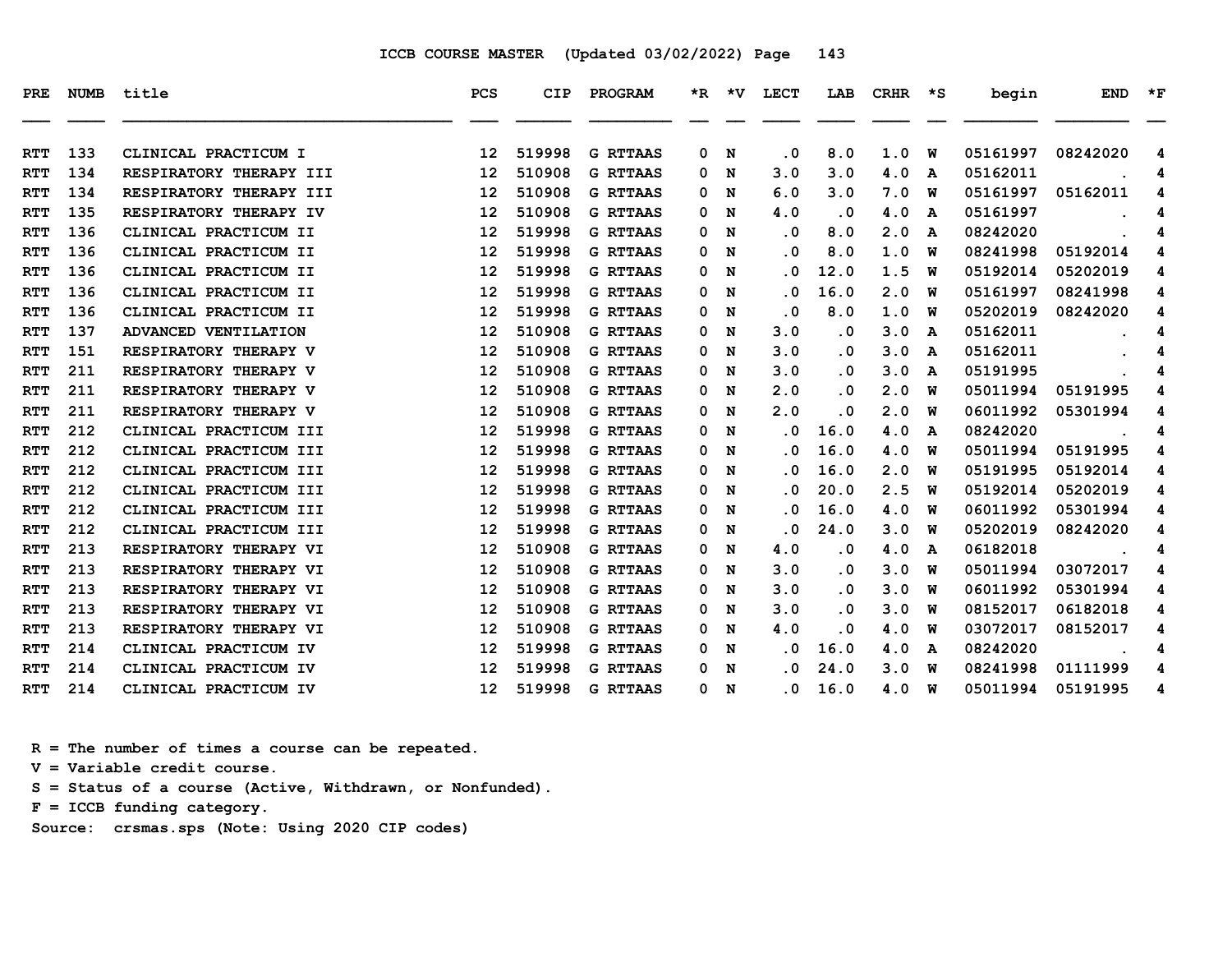ICCB COURSE MASTER (Updated 03/02/2022) Page 143

| PRE | NUMB | title | PCS | CIP | PROGRAM | *R | *V | LECT | LAB | CRHR | *S | begin | END | *F |
|---|---|---|---|---|---|---|---|---|---|---|---|---|---|---|
| RTT | 133 | CLINICAL PRACTICUM I | 12 | 519998 | G RTTAAS | 0 | N | .0 | 8.0 | 1.0 | W | 05161997 | 08242020 | 4 |
| RTT | 134 | RESPIRATORY THERAPY III | 12 | 510908 | G RTTAAS | 0 | N | 3.0 | 3.0 | 4.0 | A | 05162011 | . | 4 |
| RTT | 134 | RESPIRATORY THERAPY III | 12 | 510908 | G RTTAAS | 0 | N | 6.0 | 3.0 | 7.0 | W | 05161997 | 05162011 | 4 |
| RTT | 135 | RESPIRATORY THERAPY IV | 12 | 510908 | G RTTAAS | 0 | N | 4.0 | .0 | 4.0 | A | 05161997 | . | 4 |
| RTT | 136 | CLINICAL PRACTICUM II | 12 | 519998 | G RTTAAS | 0 | N | .0 | 8.0 | 2.0 | A | 08242020 | . | 4 |
| RTT | 136 | CLINICAL PRACTICUM II | 12 | 519998 | G RTTAAS | 0 | N | .0 | 8.0 | 1.0 | W | 08241998 | 05192014 | 4 |
| RTT | 136 | CLINICAL PRACTICUM II | 12 | 519998 | G RTTAAS | 0 | N | .0 | 12.0 | 1.5 | W | 05192014 | 05202019 | 4 |
| RTT | 136 | CLINICAL PRACTICUM II | 12 | 519998 | G RTTAAS | 0 | N | .0 | 16.0 | 2.0 | W | 05161997 | 08241998 | 4 |
| RTT | 136 | CLINICAL PRACTICUM II | 12 | 519998 | G RTTAAS | 0 | N | .0 | 8.0 | 1.0 | W | 05202019 | 08242020 | 4 |
| RTT | 137 | ADVANCED VENTILATION | 12 | 510908 | G RTTAAS | 0 | N | 3.0 | .0 | 3.0 | A | 05162011 | . | 4 |
| RTT | 151 | RESPIRATORY THERAPY V | 12 | 510908 | G RTTAAS | 0 | N | 3.0 | .0 | 3.0 | A | 05162011 | . | 4 |
| RTT | 211 | RESPIRATORY THERAPY V | 12 | 510908 | G RTTAAS | 0 | N | 3.0 | .0 | 3.0 | A | 05191995 | . | 4 |
| RTT | 211 | RESPIRATORY THERAPY V | 12 | 510908 | G RTTAAS | 0 | N | 2.0 | .0 | 2.0 | W | 05011994 | 05191995 | 4 |
| RTT | 211 | RESPIRATORY THERAPY V | 12 | 510908 | G RTTAAS | 0 | N | 2.0 | .0 | 2.0 | W | 06011992 | 05301994 | 4 |
| RTT | 212 | CLINICAL PRACTICUM III | 12 | 519998 | G RTTAAS | 0 | N | .0 | 16.0 | 4.0 | A | 08242020 | . | 4 |
| RTT | 212 | CLINICAL PRACTICUM III | 12 | 519998 | G RTTAAS | 0 | N | .0 | 16.0 | 4.0 | W | 05011994 | 05191995 | 4 |
| RTT | 212 | CLINICAL PRACTICUM III | 12 | 519998 | G RTTAAS | 0 | N | .0 | 16.0 | 2.0 | W | 05191995 | 05192014 | 4 |
| RTT | 212 | CLINICAL PRACTICUM III | 12 | 519998 | G RTTAAS | 0 | N | .0 | 20.0 | 2.5 | W | 05192014 | 05202019 | 4 |
| RTT | 212 | CLINICAL PRACTICUM III | 12 | 519998 | G RTTAAS | 0 | N | .0 | 16.0 | 4.0 | W | 06011992 | 05301994 | 4 |
| RTT | 212 | CLINICAL PRACTICUM III | 12 | 519998 | G RTTAAS | 0 | N | .0 | 24.0 | 3.0 | W | 05202019 | 08242020 | 4 |
| RTT | 213 | RESPIRATORY THERAPY VI | 12 | 510908 | G RTTAAS | 0 | N | 4.0 | .0 | 4.0 | A | 06182018 | . | 4 |
| RTT | 213 | RESPIRATORY THERAPY VI | 12 | 510908 | G RTTAAS | 0 | N | 3.0 | .0 | 3.0 | W | 05011994 | 03072017 | 4 |
| RTT | 213 | RESPIRATORY THERAPY VI | 12 | 510908 | G RTTAAS | 0 | N | 3.0 | .0 | 3.0 | W | 06011992 | 05301994 | 4 |
| RTT | 213 | RESPIRATORY THERAPY VI | 12 | 510908 | G RTTAAS | 0 | N | 3.0 | .0 | 3.0 | W | 08152017 | 06182018 | 4 |
| RTT | 213 | RESPIRATORY THERAPY VI | 12 | 510908 | G RTTAAS | 0 | N | 4.0 | .0 | 4.0 | W | 03072017 | 08152017 | 4 |
| RTT | 214 | CLINICAL PRACTICUM IV | 12 | 519998 | G RTTAAS | 0 | N | .0 | 16.0 | 4.0 | A | 08242020 | . | 4 |
| RTT | 214 | CLINICAL PRACTICUM IV | 12 | 519998 | G RTTAAS | 0 | N | .0 | 24.0 | 3.0 | W | 08241998 | 01111999 | 4 |
| RTT | 214 | CLINICAL PRACTICUM IV | 12 | 519998 | G RTTAAS | 0 | N | .0 | 16.0 | 4.0 | W | 05011994 | 05191995 | 4 |

R = The number of times a course can be repeated.
V = Variable credit course.
S = Status of a course (Active, Withdrawn, or Nonfunded).
F = ICCB funding category.
Source: crsmas.sps (Note: Using 2020 CIP codes)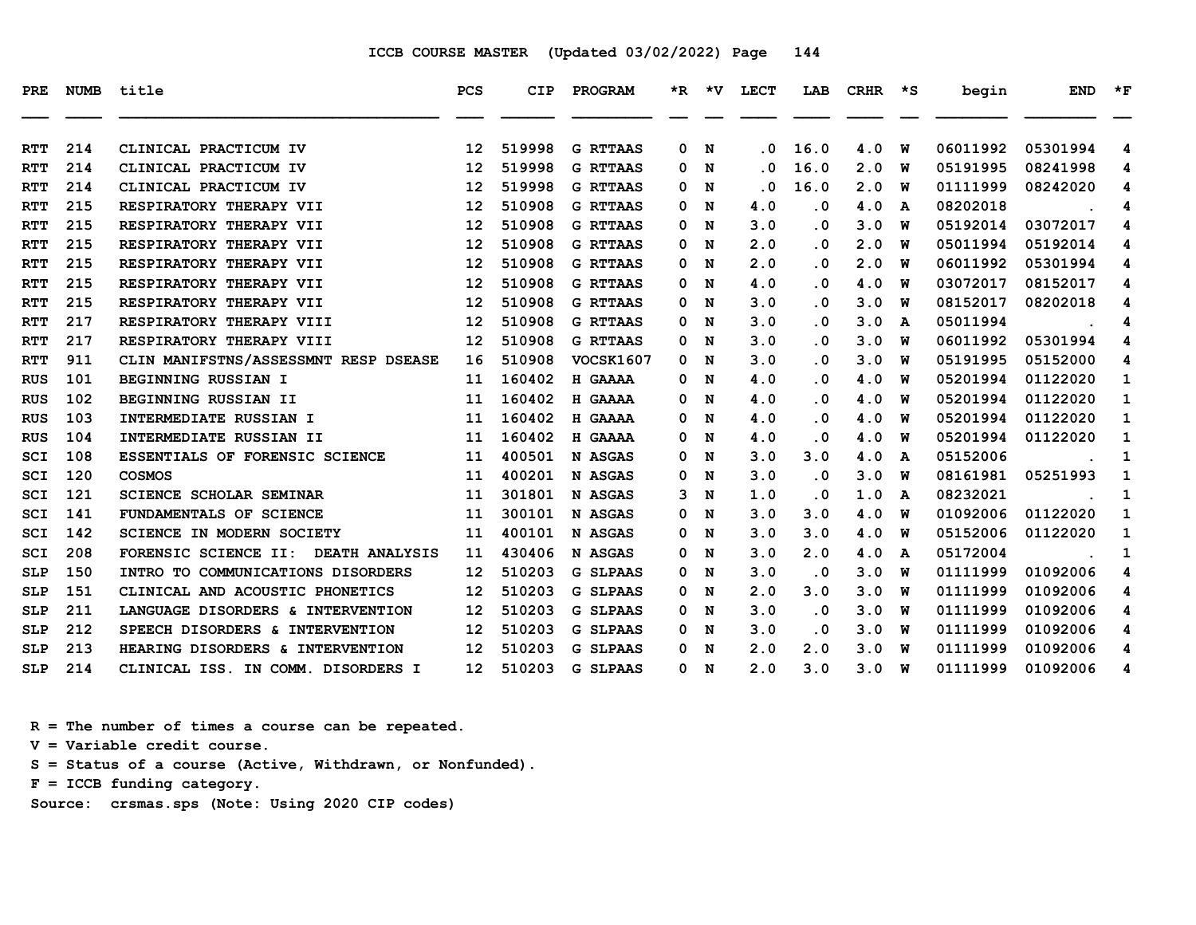ICCB COURSE MASTER (Updated 03/02/2022)

| PRE | NUMB | title | PCS | CIP | PROGRAM | *R | *V | LECT | LAB | CRHR | *S | begin | END | *F |
|---|---|---|---|---|---|---|---|---|---|---|---|---|---|---|
| RTT | 214 | CLINICAL PRACTICUM IV | 12 | 519998 | G RTTAAS | 0 | N | .0 | 16.0 | 4.0 | W | 06011992 | 05301994 | 4 |
| RTT | 214 | CLINICAL PRACTICUM IV | 12 | 519998 | G RTTAAS | 0 | N | .0 | 16.0 | 2.0 | W | 05191995 | 08241998 | 4 |
| RTT | 214 | CLINICAL PRACTICUM IV | 12 | 519998 | G RTTAAS | 0 | N | .0 | 16.0 | 2.0 | W | 01111999 | 08242020 | 4 |
| RTT | 215 | RESPIRATORY THERAPY VII | 12 | 510908 | G RTTAAS | 0 | N | 4.0 | .0 | 4.0 | A | 08202018 | . | 4 |
| RTT | 215 | RESPIRATORY THERAPY VII | 12 | 510908 | G RTTAAS | 0 | N | 3.0 | .0 | 3.0 | W | 05192014 | 03072017 | 4 |
| RTT | 215 | RESPIRATORY THERAPY VII | 12 | 510908 | G RTTAAS | 0 | N | 2.0 | .0 | 2.0 | W | 05011994 | 05192014 | 4 |
| RTT | 215 | RESPIRATORY THERAPY VII | 12 | 510908 | G RTTAAS | 0 | N | 2.0 | .0 | 2.0 | W | 06011992 | 05301994 | 4 |
| RTT | 215 | RESPIRATORY THERAPY VII | 12 | 510908 | G RTTAAS | 0 | N | 4.0 | .0 | 4.0 | W | 03072017 | 08152017 | 4 |
| RTT | 215 | RESPIRATORY THERAPY VII | 12 | 510908 | G RTTAAS | 0 | N | 3.0 | .0 | 3.0 | W | 08152017 | 08202018 | 4 |
| RTT | 217 | RESPIRATORY THERAPY VIII | 12 | 510908 | G RTTAAS | 0 | N | 3.0 | .0 | 3.0 | A | 05011994 | . | 4 |
| RTT | 217 | RESPIRATORY THERAPY VIII | 12 | 510908 | G RTTAAS | 0 | N | 3.0 | .0 | 3.0 | W | 06011992 | 05301994 | 4 |
| RTT | 911 | CLIN MANIFSTNS/ASSESSMNT RESP DSEASE | 16 | 510908 | VOCSK1607 | 0 | N | 3.0 | .0 | 3.0 | W | 05191995 | 05152000 | 4 |
| RUS | 101 | BEGINNING RUSSIAN I | 11 | 160402 | H GAAAA | 0 | N | 4.0 | .0 | 4.0 | W | 05201994 | 01122020 | 1 |
| RUS | 102 | BEGINNING RUSSIAN II | 11 | 160402 | H GAAAA | 0 | N | 4.0 | .0 | 4.0 | W | 05201994 | 01122020 | 1 |
| RUS | 103 | INTERMEDIATE RUSSIAN I | 11 | 160402 | H GAAAA | 0 | N | 4.0 | .0 | 4.0 | W | 05201994 | 01122020 | 1 |
| RUS | 104 | INTERMEDIATE RUSSIAN II | 11 | 160402 | H GAAAA | 0 | N | 4.0 | .0 | 4.0 | W | 05201994 | 01122020 | 1 |
| SCI | 108 | ESSENTIALS OF FORENSIC SCIENCE | 11 | 400501 | N ASGAS | 0 | N | 3.0 | 3.0 | 4.0 | A | 05152006 | . | 1 |
| SCI | 120 | COSMOS | 11 | 400201 | N ASGAS | 0 | N | 3.0 | .0 | 3.0 | W | 08161981 | 05251993 | 1 |
| SCI | 121 | SCIENCE SCHOLAR SEMINAR | 11 | 301801 | N ASGAS | 3 | N | 1.0 | .0 | 1.0 | A | 08232021 | . | 1 |
| SCI | 141 | FUNDAMENTALS OF SCIENCE | 11 | 300101 | N ASGAS | 0 | N | 3.0 | 3.0 | 4.0 | W | 01092006 | 01122020 | 1 |
| SCI | 142 | SCIENCE IN MODERN SOCIETY | 11 | 400101 | N ASGAS | 0 | N | 3.0 | 3.0 | 4.0 | W | 05152006 | 01122020 | 1 |
| SCI | 208 | FORENSIC SCIENCE II: DEATH ANALYSIS | 11 | 430406 | N ASGAS | 0 | N | 3.0 | 2.0 | 4.0 | A | 05172004 | . | 1 |
| SLP | 150 | INTRO TO COMMUNICATIONS DISORDERS | 12 | 510203 | G SLPAAS | 0 | N | 3.0 | .0 | 3.0 | W | 01111999 | 01092006 | 4 |
| SLP | 151 | CLINICAL AND ACOUSTIC PHONETICS | 12 | 510203 | G SLPAAS | 0 | N | 2.0 | 3.0 | 3.0 | W | 01111999 | 01092006 | 4 |
| SLP | 211 | LANGUAGE DISORDERS & INTERVENTION | 12 | 510203 | G SLPAAS | 0 | N | 3.0 | .0 | 3.0 | W | 01111999 | 01092006 | 4 |
| SLP | 212 | SPEECH DISORDERS & INTERVENTION | 12 | 510203 | G SLPAAS | 0 | N | 3.0 | .0 | 3.0 | W | 01111999 | 01092006 | 4 |
| SLP | 213 | HEARING DISORDERS & INTERVENTION | 12 | 510203 | G SLPAAS | 0 | N | 2.0 | 2.0 | 3.0 | W | 01111999 | 01092006 | 4 |
| SLP | 214 | CLINICAL ISS. IN COMM. DISORDERS I | 12 | 510203 | G SLPAAS | 0 | N | 2.0 | 3.0 | 3.0 | W | 01111999 | 01092006 | 4 |

R = The number of times a course can be repeated.
V = Variable credit course.
S = Status of a course (Active, Withdrawn, or Nonfunded).
F = ICCB funding category.
Source: crsmas.sps (Note: Using 2020 CIP codes)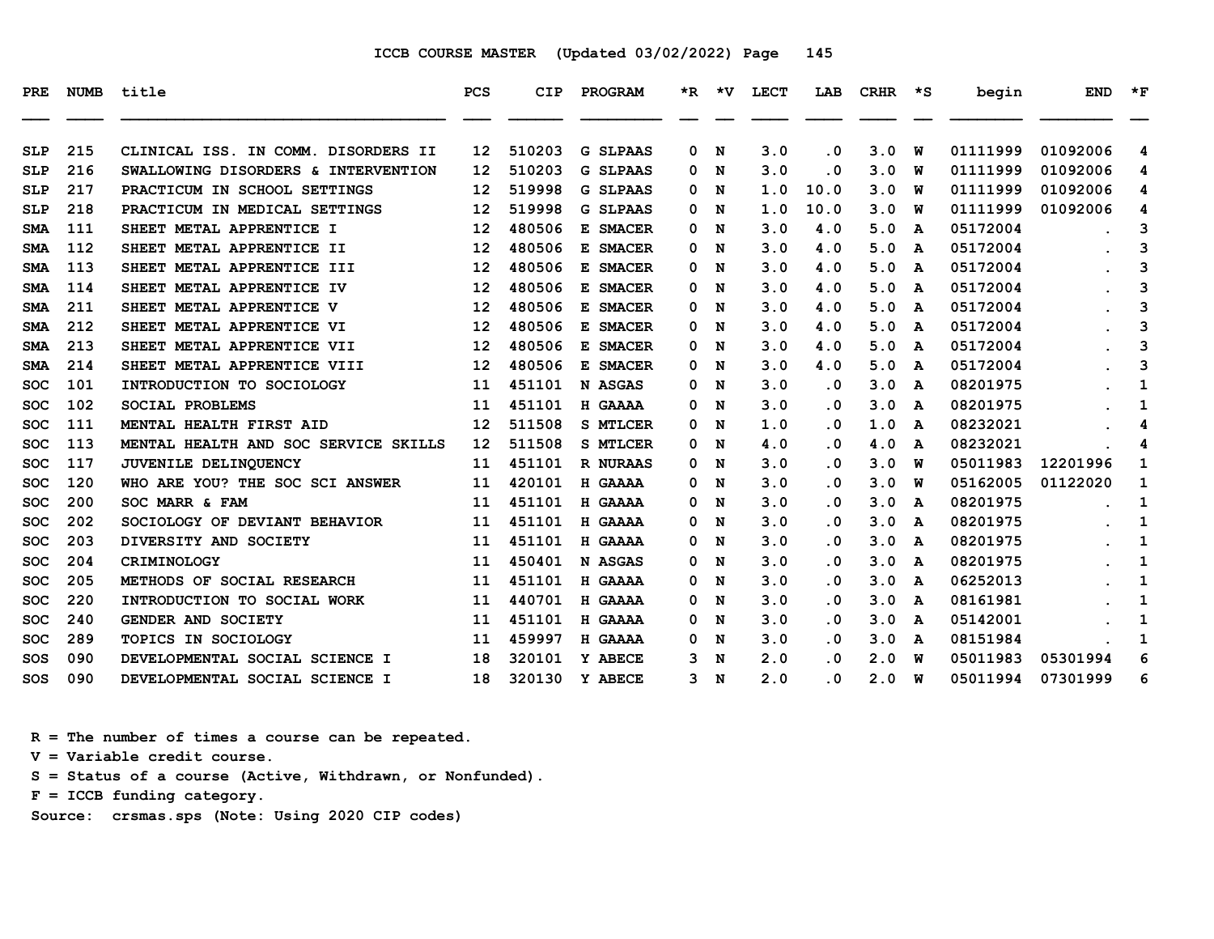ICCB COURSE MASTER (Updated 03/02/2022)

| PRE | NUMB | title | PCS | CIP | PROGRAM | *R | *V | LECT | LAB | CRHR | *S | begin | END | *F |
|---|---|---|---|---|---|---|---|---|---|---|---|---|---|---|
| SLP | 215 | CLINICAL ISS. IN COMM. DISORDERS II | 12 | 510203 | G SLPAAS | 0 | N | 3.0 | .0 | 3.0 | W | 01111999 | 01092006 | 4 |
| SLP | 216 | SWALLOWING DISORDERS & INTERVENTION | 12 | 510203 | G SLPAAS | 0 | N | 3.0 | .0 | 3.0 | W | 01111999 | 01092006 | 4 |
| SLP | 217 | PRACTICUM IN SCHOOL SETTINGS | 12 | 519998 | G SLPAAS | 0 | N | 1.0 | 10.0 | 3.0 | W | 01111999 | 01092006 | 4 |
| SLP | 218 | PRACTICUM IN MEDICAL SETTINGS | 12 | 519998 | G SLPAAS | 0 | N | 1.0 | 10.0 | 3.0 | W | 01111999 | 01092006 | 4 |
| SMA | 111 | SHEET METAL APPRENTICE I | 12 | 480506 | E SMACER | 0 | N | 3.0 | 4.0 | 5.0 | A | 05172004 | . | 3 |
| SMA | 112 | SHEET METAL APPRENTICE II | 12 | 480506 | E SMACER | 0 | N | 3.0 | 4.0 | 5.0 | A | 05172004 | . | 3 |
| SMA | 113 | SHEET METAL APPRENTICE III | 12 | 480506 | E SMACER | 0 | N | 3.0 | 4.0 | 5.0 | A | 05172004 | . | 3 |
| SMA | 114 | SHEET METAL APPRENTICE IV | 12 | 480506 | E SMACER | 0 | N | 3.0 | 4.0 | 5.0 | A | 05172004 | . | 3 |
| SMA | 211 | SHEET METAL APPRENTICE V | 12 | 480506 | E SMACER | 0 | N | 3.0 | 4.0 | 5.0 | A | 05172004 | . | 3 |
| SMA | 212 | SHEET METAL APPRENTICE VI | 12 | 480506 | E SMACER | 0 | N | 3.0 | 4.0 | 5.0 | A | 05172004 | . | 3 |
| SMA | 213 | SHEET METAL APPRENTICE VII | 12 | 480506 | E SMACER | 0 | N | 3.0 | 4.0 | 5.0 | A | 05172004 | . | 3 |
| SMA | 214 | SHEET METAL APPRENTICE VIII | 12 | 480506 | E SMACER | 0 | N | 3.0 | 4.0 | 5.0 | A | 05172004 | . | 3 |
| SOC | 101 | INTRODUCTION TO SOCIOLOGY | 11 | 451101 | N ASGAS | 0 | N | 3.0 | .0 | 3.0 | A | 08201975 | . | 1 |
| SOC | 102 | SOCIAL PROBLEMS | 11 | 451101 | H GAAAA | 0 | N | 3.0 | .0 | 3.0 | A | 08201975 | . | 1 |
| SOC | 111 | MENTAL HEALTH FIRST AID | 12 | 511508 | S MTLCER | 0 | N | 1.0 | .0 | 1.0 | A | 08232021 | . | 4 |
| SOC | 113 | MENTAL HEALTH AND SOC SERVICE SKILLS | 12 | 511508 | S MTLCER | 0 | N | 4.0 | .0 | 4.0 | A | 08232021 | . | 4 |
| SOC | 117 | JUVENILE DELINQUENCY | 11 | 451101 | R NURAAS | 0 | N | 3.0 | .0 | 3.0 | W | 05011983 | 12201996 | 1 |
| SOC | 120 | WHO ARE YOU? THE SOC SCI ANSWER | 11 | 420101 | H GAAAA | 0 | N | 3.0 | .0 | 3.0 | W | 05162005 | 01122020 | 1 |
| SOC | 200 | SOC MARR & FAM | 11 | 451101 | H GAAAA | 0 | N | 3.0 | .0 | 3.0 | A | 08201975 | . | 1 |
| SOC | 202 | SOCIOLOGY OF DEVIANT BEHAVIOR | 11 | 451101 | H GAAAA | 0 | N | 3.0 | .0 | 3.0 | A | 08201975 | . | 1 |
| SOC | 203 | DIVERSITY AND SOCIETY | 11 | 451101 | H GAAAA | 0 | N | 3.0 | .0 | 3.0 | A | 08201975 | . | 1 |
| SOC | 204 | CRIMINOLOGY | 11 | 450401 | N ASGAS | 0 | N | 3.0 | .0 | 3.0 | A | 08201975 | . | 1 |
| SOC | 205 | METHODS OF SOCIAL RESEARCH | 11 | 451101 | H GAAAA | 0 | N | 3.0 | .0 | 3.0 | A | 06252013 | . | 1 |
| SOC | 220 | INTRODUCTION TO SOCIAL WORK | 11 | 440701 | H GAAAA | 0 | N | 3.0 | .0 | 3.0 | A | 08161981 | . | 1 |
| SOC | 240 | GENDER AND SOCIETY | 11 | 451101 | H GAAAA | 0 | N | 3.0 | .0 | 3.0 | A | 05142001 | . | 1 |
| SOC | 289 | TOPICS IN SOCIOLOGY | 11 | 459997 | H GAAAA | 0 | N | 3.0 | .0 | 3.0 | A | 08151984 | . | 1 |
| SOS | 090 | DEVELOPMENTAL SOCIAL SCIENCE I | 18 | 320101 | Y ABECE | 3 | N | 2.0 | .0 | 2.0 | W | 05011983 | 05301994 | 6 |
| SOS | 090 | DEVELOPMENTAL SOCIAL SCIENCE I | 18 | 320130 | Y ABECE | 3 | N | 2.0 | .0 | 2.0 | W | 05011994 | 07301999 | 6 |

R = The number of times a course can be repeated.
V = Variable credit course.
S = Status of a course (Active, Withdrawn, or Nonfunded).
F = ICCB funding category.
Source: crsmas.sps (Note: Using 2020 CIP codes)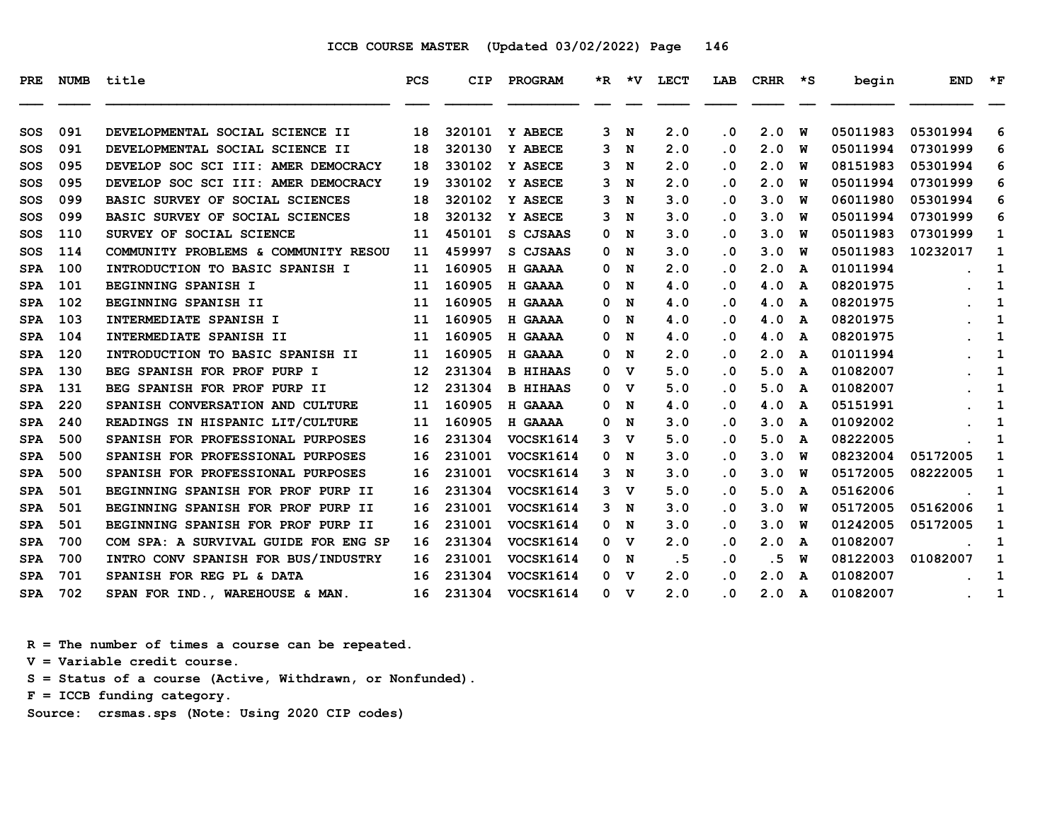ICCB COURSE MASTER (Updated 03/02/2022)

| PRE | NUMB | title | PCS | CIP | PROGRAM | *R | *V | LECT | LAB | CRHR | *S | begin | END | *F |
|---|---|---|---|---|---|---|---|---|---|---|---|---|---|---|
| SOS | 091 | DEVELOPMENTAL SOCIAL SCIENCE II | 18 | 320101 | Y ABECE | 3 | N | 2.0 | .0 | 2.0 | W | 05011983 | 05301994 | 6 |
| SOS | 091 | DEVELOPMENTAL SOCIAL SCIENCE II | 18 | 320130 | Y ABECE | 3 | N | 2.0 | .0 | 2.0 | W | 05011994 | 07301999 | 6 |
| SOS | 095 | DEVELOP SOC SCI III: AMER DEMOCRACY | 18 | 330102 | Y ASECE | 3 | N | 2.0 | .0 | 2.0 | W | 08151983 | 05301994 | 6 |
| SOS | 095 | DEVELOP SOC SCI III: AMER DEMOCRACY | 19 | 330102 | Y ASECE | 3 | N | 2.0 | .0 | 2.0 | W | 05011994 | 07301999 | 6 |
| SOS | 099 | BASIC SURVEY OF SOCIAL SCIENCES | 18 | 320102 | Y ASECE | 3 | N | 3.0 | .0 | 3.0 | W | 06011980 | 05301994 | 6 |
| SOS | 099 | BASIC SURVEY OF SOCIAL SCIENCES | 18 | 320132 | Y ASECE | 3 | N | 3.0 | .0 | 3.0 | W | 05011994 | 07301999 | 6 |
| SOS | 110 | SURVEY OF SOCIAL SCIENCE | 11 | 450101 | S CJSAAS | 0 | N | 3.0 | .0 | 3.0 | W | 05011983 | 07301999 | 1 |
| SOS | 114 | COMMUNITY PROBLEMS & COMMUNITY RESOU | 11 | 459997 | S CJSAAS | 0 | N | 3.0 | .0 | 3.0 | W | 05011983 | 10232017 | 1 |
| SPA | 100 | INTRODUCTION TO BASIC SPANISH I | 11 | 160905 | H GAAAA | 0 | N | 2.0 | .0 | 2.0 | A | 01011994 | . | 1 |
| SPA | 101 | BEGINNING SPANISH I | 11 | 160905 | H GAAAA | 0 | N | 4.0 | .0 | 4.0 | A | 08201975 | . | 1 |
| SPA | 102 | BEGINNING SPANISH II | 11 | 160905 | H GAAAA | 0 | N | 4.0 | .0 | 4.0 | A | 08201975 | . | 1 |
| SPA | 103 | INTERMEDIATE SPANISH I | 11 | 160905 | H GAAAA | 0 | N | 4.0 | .0 | 4.0 | A | 08201975 | . | 1 |
| SPA | 104 | INTERMEDIATE SPANISH II | 11 | 160905 | H GAAAA | 0 | N | 4.0 | .0 | 4.0 | A | 08201975 | . | 1 |
| SPA | 120 | INTRODUCTION TO BASIC SPANISH II | 11 | 160905 | H GAAAA | 0 | N | 2.0 | .0 | 2.0 | A | 01011994 | . | 1 |
| SPA | 130 | BEG SPANISH FOR PROF PURP I | 12 | 231304 | B HIHAAS | 0 | V | 5.0 | .0 | 5.0 | A | 01082007 | . | 1 |
| SPA | 131 | BEG SPANISH FOR PROF PURP II | 12 | 231304 | B HIHAAS | 0 | V | 5.0 | .0 | 5.0 | A | 01082007 | . | 1 |
| SPA | 220 | SPANISH CONVERSATION AND CULTURE | 11 | 160905 | H GAAAA | 0 | N | 4.0 | .0 | 4.0 | A | 05151991 | . | 1 |
| SPA | 240 | READINGS IN HISPANIC LIT/CULTURE | 11 | 160905 | H GAAAA | 0 | N | 3.0 | .0 | 3.0 | A | 01092002 | . | 1 |
| SPA | 500 | SPANISH FOR PROFESSIONAL PURPOSES | 16 | 231304 | VOCSK1614 | 3 | V | 5.0 | .0 | 5.0 | A | 08222005 | . | 1 |
| SPA | 500 | SPANISH FOR PROFESSIONAL PURPOSES | 16 | 231001 | VOCSK1614 | 0 | N | 3.0 | .0 | 3.0 | W | 08232004 | 05172005 | 1 |
| SPA | 500 | SPANISH FOR PROFESSIONAL PURPOSES | 16 | 231001 | VOCSK1614 | 3 | N | 3.0 | .0 | 3.0 | W | 05172005 | 08222005 | 1 |
| SPA | 501 | BEGINNING SPANISH FOR PROF PURP II | 16 | 231304 | VOCSK1614 | 3 | V | 5.0 | .0 | 5.0 | A | 05162006 | . | 1 |
| SPA | 501 | BEGINNING SPANISH FOR PROF PURP II | 16 | 231001 | VOCSK1614 | 3 | N | 3.0 | .0 | 3.0 | W | 05172005 | 05162006 | 1 |
| SPA | 501 | BEGINNING SPANISH FOR PROF PURP II | 16 | 231001 | VOCSK1614 | 0 | N | 3.0 | .0 | 3.0 | W | 01242005 | 05172005 | 1 |
| SPA | 700 | COM SPA: A SURVIVAL GUIDE FOR ENG SP | 16 | 231304 | VOCSK1614 | 0 | V | 2.0 | .0 | 2.0 | A | 01082007 | . | 1 |
| SPA | 700 | INTRO CONV SPANISH FOR BUS/INDUSTRY | 16 | 231001 | VOCSK1614 | 0 | N | .5 | .0 | .5 | W | 08122003 | 01082007 | 1 |
| SPA | 701 | SPANISH FOR REG PL & DATA | 16 | 231304 | VOCSK1614 | 0 | V | 2.0 | .0 | 2.0 | A | 01082007 | . | 1 |
| SPA | 702 | SPAN FOR IND., WAREHOUSE & MAN. | 16 | 231304 | VOCSK1614 | 0 | V | 2.0 | .0 | 2.0 | A | 01082007 | . | 1 |

R = The number of times a course can be repeated.
V = Variable credit course.
S = Status of a course (Active, Withdrawn, or Nonfunded).
F = ICCB funding category.
Source: crsmas.sps (Note: Using 2020 CIP codes)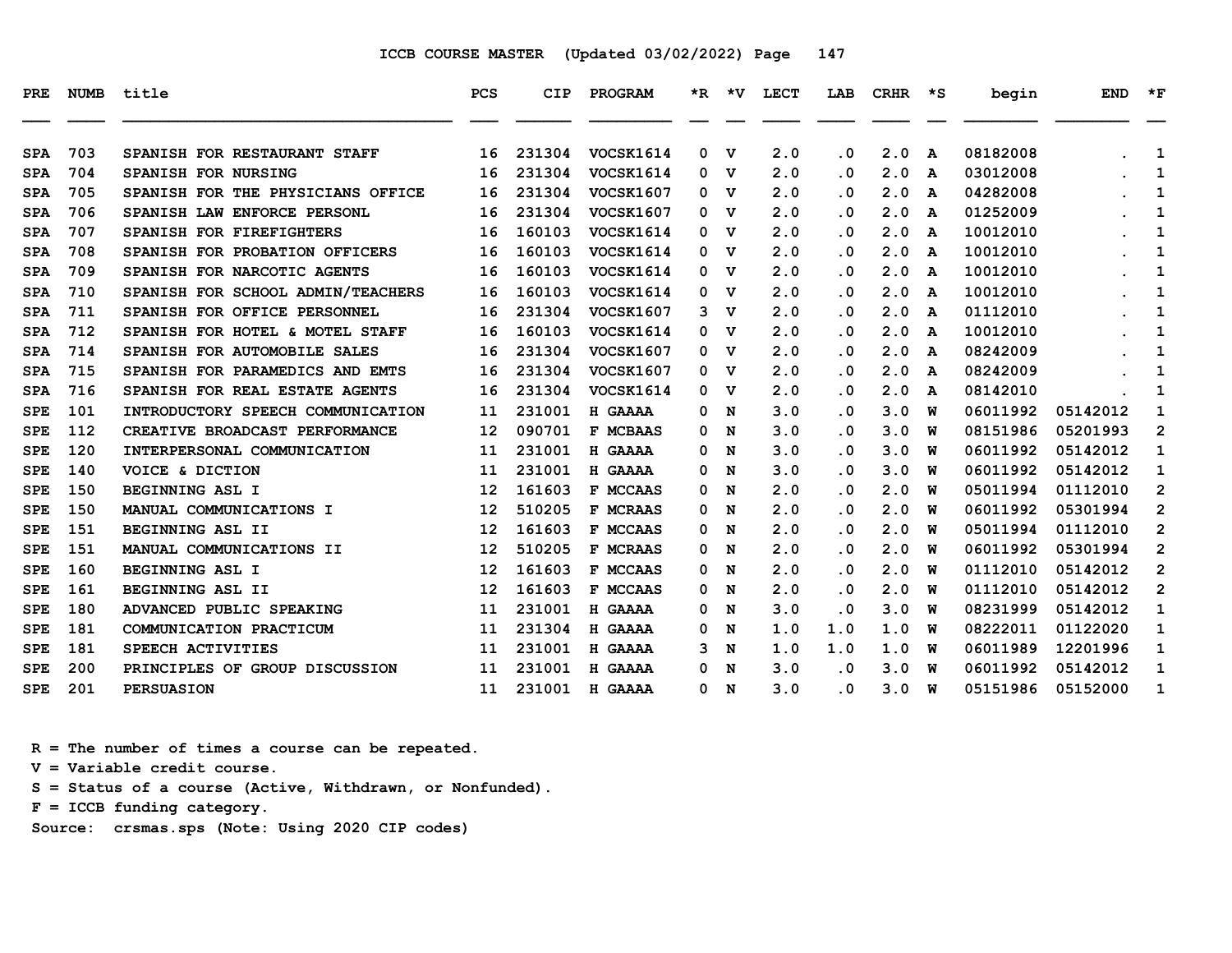ICCB COURSE MASTER (Updated 03/02/2022)

| PRE | NUMB | title | PCS | CIP | PROGRAM | *R | *V | LECT | LAB | CRHR | *S | begin | END | *F |
|---|---|---|---|---|---|---|---|---|---|---|---|---|---|---|
| SPA | 703 | SPANISH FOR RESTAURANT STAFF | 16 | 231304 | VOCSK1614 | 0 | V | 2.0 | .0 | 2.0 | A | 08182008 | . | 1 |
| SPA | 704 | SPANISH FOR NURSING | 16 | 231304 | VOCSK1614 | 0 | V | 2.0 | .0 | 2.0 | A | 03012008 | . | 1 |
| SPA | 705 | SPANISH FOR THE PHYSICIANS OFFICE | 16 | 231304 | VOCSK1607 | 0 | V | 2.0 | .0 | 2.0 | A | 04282008 | . | 1 |
| SPA | 706 | SPANISH LAW ENFORCE PERSONL | 16 | 231304 | VOCSK1607 | 0 | V | 2.0 | .0 | 2.0 | A | 01252009 | . | 1 |
| SPA | 707 | SPANISH FOR FIREFIGHTERS | 16 | 160103 | VOCSK1614 | 0 | V | 2.0 | .0 | 2.0 | A | 10012010 | . | 1 |
| SPA | 708 | SPANISH FOR PROBATION OFFICERS | 16 | 160103 | VOCSK1614 | 0 | V | 2.0 | .0 | 2.0 | A | 10012010 | . | 1 |
| SPA | 709 | SPANISH FOR NARCOTIC AGENTS | 16 | 160103 | VOCSK1614 | 0 | V | 2.0 | .0 | 2.0 | A | 10012010 | . | 1 |
| SPA | 710 | SPANISH FOR SCHOOL ADMIN/TEACHERS | 16 | 160103 | VOCSK1614 | 0 | V | 2.0 | .0 | 2.0 | A | 10012010 | . | 1 |
| SPA | 711 | SPANISH FOR OFFICE PERSONNEL | 16 | 231304 | VOCSK1607 | 3 | V | 2.0 | .0 | 2.0 | A | 01112010 | . | 1 |
| SPA | 712 | SPANISH FOR HOTEL & MOTEL STAFF | 16 | 160103 | VOCSK1614 | 0 | V | 2.0 | .0 | 2.0 | A | 10012010 | . | 1 |
| SPA | 714 | SPANISH FOR AUTOMOBILE SALES | 16 | 231304 | VOCSK1607 | 0 | V | 2.0 | .0 | 2.0 | A | 08242009 | . | 1 |
| SPA | 715 | SPANISH FOR PARAMEDICS AND EMTS | 16 | 231304 | VOCSK1607 | 0 | V | 2.0 | .0 | 2.0 | A | 08242009 | . | 1 |
| SPA | 716 | SPANISH FOR REAL ESTATE AGENTS | 16 | 231304 | VOCSK1614 | 0 | V | 2.0 | .0 | 2.0 | A | 08142010 | . | 1 |
| SPE | 101 | INTRODUCTORY SPEECH COMMUNICATION | 11 | 231001 | H GAAAA | 0 | N | 3.0 | .0 | 3.0 | W | 06011992 | 05142012 | 1 |
| SPE | 112 | CREATIVE BROADCAST PERFORMANCE | 12 | 090701 | F MCBAAS | 0 | N | 3.0 | .0 | 3.0 | W | 08151986 | 05201993 | 2 |
| SPE | 120 | INTERPERSONAL COMMUNICATION | 11 | 231001 | H GAAAA | 0 | N | 3.0 | .0 | 3.0 | W | 06011992 | 05142012 | 1 |
| SPE | 140 | VOICE & DICTION | 11 | 231001 | H GAAAA | 0 | N | 3.0 | .0 | 3.0 | W | 06011992 | 05142012 | 1 |
| SPE | 150 | BEGINNING ASL I | 12 | 161603 | F MCCAAS | 0 | N | 2.0 | .0 | 2.0 | W | 05011994 | 01112010 | 2 |
| SPE | 150 | MANUAL COMMUNICATIONS I | 12 | 510205 | F MCRAAS | 0 | N | 2.0 | .0 | 2.0 | W | 06011992 | 05301994 | 2 |
| SPE | 151 | BEGINNING ASL II | 12 | 161603 | F MCCAAS | 0 | N | 2.0 | .0 | 2.0 | W | 05011994 | 01112010 | 2 |
| SPE | 151 | MANUAL COMMUNICATIONS II | 12 | 510205 | F MCRAAS | 0 | N | 2.0 | .0 | 2.0 | W | 06011992 | 05301994 | 2 |
| SPE | 160 | BEGINNING ASL I | 12 | 161603 | F MCCAAS | 0 | N | 2.0 | .0 | 2.0 | W | 01112010 | 05142012 | 2 |
| SPE | 161 | BEGINNING ASL II | 12 | 161603 | F MCCAAS | 0 | N | 2.0 | .0 | 2.0 | W | 01112010 | 05142012 | 2 |
| SPE | 180 | ADVANCED PUBLIC SPEAKING | 11 | 231001 | H GAAAA | 0 | N | 3.0 | .0 | 3.0 | W | 08231999 | 05142012 | 1 |
| SPE | 181 | COMMUNICATION PRACTICUM | 11 | 231304 | H GAAAA | 0 | N | 1.0 | 1.0 | 1.0 | W | 08222011 | 01122020 | 1 |
| SPE | 181 | SPEECH ACTIVITIES | 11 | 231001 | H GAAAA | 3 | N | 1.0 | 1.0 | 1.0 | W | 06011989 | 12201996 | 1 |
| SPE | 200 | PRINCIPLES OF GROUP DISCUSSION | 11 | 231001 | H GAAAA | 0 | N | 3.0 | .0 | 3.0 | W | 06011992 | 05142012 | 1 |
| SPE | 201 | PERSUASION | 11 | 231001 | H GAAAA | 0 | N | 3.0 | .0 | 3.0 | W | 05151986 | 05152000 | 1 |

R = The number of times a course can be repeated.
V = Variable credit course.
S = Status of a course (Active, Withdrawn, or Nonfunded).
F = ICCB funding category.
Source: crsmas.sps (Note: Using 2020 CIP codes)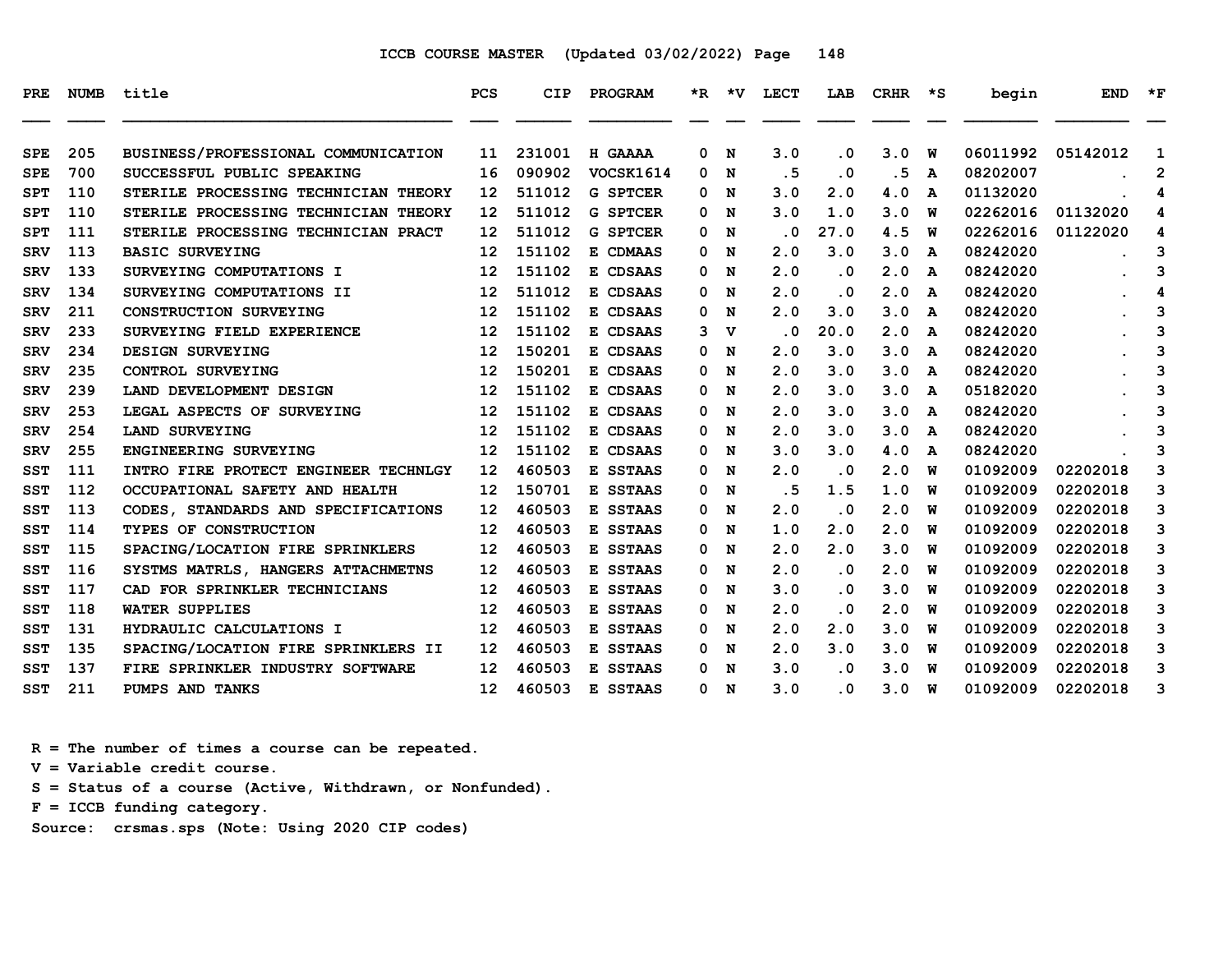ICCB COURSE MASTER (Updated 03/02/2022)

| PRE | NUMB | title | PCS | CIP | PROGRAM | *R | *V | LECT | LAB | CRHR | *S | begin | END | *F |
|---|---|---|---|---|---|---|---|---|---|---|---|---|---|---|
| SPE | 205 | BUSINESS/PROFESSIONAL COMMUNICATION | 11 | 231001 | H GAAAA | 0 | N | 3.0 | .0 | 3.0 | W | 06011992 | 05142012 | 1 |
| SPE | 700 | SUCCESSFUL PUBLIC SPEAKING | 16 | 090902 | VOCSK1614 | 0 | N | .5 | .0 | .5 | A | 08202007 | . | 2 |
| SPT | 110 | STERILE PROCESSING TECHNICIAN THEORY | 12 | 511012 | G SPTCER | 0 | N | 3.0 | 2.0 | 4.0 | A | 01132020 | . | 4 |
| SPT | 110 | STERILE PROCESSING TECHNICIAN THEORY | 12 | 511012 | G SPTCER | 0 | N | 3.0 | 1.0 | 3.0 | W | 02262016 | 01132020 | 4 |
| SPT | 111 | STERILE PROCESSING TECHNICIAN PRACT | 12 | 511012 | G SPTCER | 0 | N | .0 | 27.0 | 4.5 | W | 02262016 | 01122020 | 4 |
| SRV | 113 | BASIC SURVEYING | 12 | 151102 | E CDMAAS | 0 | N | 2.0 | 3.0 | 3.0 | A | 08242020 | . | 3 |
| SRV | 133 | SURVEYING COMPUTATIONS I | 12 | 151102 | E CDSAAS | 0 | N | 2.0 | .0 | 2.0 | A | 08242020 | . | 3 |
| SRV | 134 | SURVEYING COMPUTATIONS II | 12 | 511012 | E CDSAAS | 0 | N | 2.0 | .0 | 2.0 | A | 08242020 | . | 4 |
| SRV | 211 | CONSTRUCTION SURVEYING | 12 | 151102 | E CDSAAS | 0 | N | 2.0 | 3.0 | 3.0 | A | 08242020 | . | 3 |
| SRV | 233 | SURVEYING FIELD EXPERIENCE | 12 | 151102 | E CDSAAS | 3 | V | .0 | 20.0 | 2.0 | A | 08242020 | . | 3 |
| SRV | 234 | DESIGN SURVEYING | 12 | 150201 | E CDSAAS | 0 | N | 2.0 | 3.0 | 3.0 | A | 08242020 | . | 3 |
| SRV | 235 | CONTROL SURVEYING | 12 | 150201 | E CDSAAS | 0 | N | 2.0 | 3.0 | 3.0 | A | 08242020 | . | 3 |
| SRV | 239 | LAND DEVELOPMENT DESIGN | 12 | 151102 | E CDSAAS | 0 | N | 2.0 | 3.0 | 3.0 | A | 05182020 | . | 3 |
| SRV | 253 | LEGAL ASPECTS OF SURVEYING | 12 | 151102 | E CDSAAS | 0 | N | 2.0 | 3.0 | 3.0 | A | 08242020 | . | 3 |
| SRV | 254 | LAND SURVEYING | 12 | 151102 | E CDSAAS | 0 | N | 2.0 | 3.0 | 3.0 | A | 08242020 | . | 3 |
| SRV | 255 | ENGINEERING SURVEYING | 12 | 151102 | E CDSAAS | 0 | N | 3.0 | 3.0 | 4.0 | A | 08242020 | . | 3 |
| SST | 111 | INTRO FIRE PROTECT ENGINEER TECHNLGY | 12 | 460503 | E SSTAAS | 0 | N | 2.0 | .0 | 2.0 | W | 01092009 | 02202018 | 3 |
| SST | 112 | OCCUPATIONAL SAFETY AND HEALTH | 12 | 150701 | E SSTAAS | 0 | N | .5 | 1.5 | 1.0 | W | 01092009 | 02202018 | 3 |
| SST | 113 | CODES, STANDARDS AND SPECIFICATIONS | 12 | 460503 | E SSTAAS | 0 | N | 2.0 | .0 | 2.0 | W | 01092009 | 02202018 | 3 |
| SST | 114 | TYPES OF CONSTRUCTION | 12 | 460503 | E SSTAAS | 0 | N | 1.0 | 2.0 | 2.0 | W | 01092009 | 02202018 | 3 |
| SST | 115 | SPACING/LOCATION FIRE SPRINKLERS | 12 | 460503 | E SSTAAS | 0 | N | 2.0 | 2.0 | 3.0 | W | 01092009 | 02202018 | 3 |
| SST | 116 | SYSTMS MATRLS, HANGERS ATTACHMETNS | 12 | 460503 | E SSTAAS | 0 | N | 2.0 | .0 | 2.0 | W | 01092009 | 02202018 | 3 |
| SST | 117 | CAD FOR SPRINKLER TECHNICIANS | 12 | 460503 | E SSTAAS | 0 | N | 3.0 | .0 | 3.0 | W | 01092009 | 02202018 | 3 |
| SST | 118 | WATER SUPPLIES | 12 | 460503 | E SSTAAS | 0 | N | 2.0 | .0 | 2.0 | W | 01092009 | 02202018 | 3 |
| SST | 131 | HYDRAULIC CALCULATIONS I | 12 | 460503 | E SSTAAS | 0 | N | 2.0 | 2.0 | 3.0 | W | 01092009 | 02202018 | 3 |
| SST | 135 | SPACING/LOCATION FIRE SPRINKLERS II | 12 | 460503 | E SSTAAS | 0 | N | 2.0 | 3.0 | 3.0 | W | 01092009 | 02202018 | 3 |
| SST | 137 | FIRE SPRINKLER INDUSTRY SOFTWARE | 12 | 460503 | E SSTAAS | 0 | N | 3.0 | .0 | 3.0 | W | 01092009 | 02202018 | 3 |
| SST | 211 | PUMPS AND TANKS | 12 | 460503 | E SSTAAS | 0 | N | 3.0 | .0 | 3.0 | W | 01092009 | 02202018 | 3 |

R = The number of times a course can be repeated.
V = Variable credit course.
S = Status of a course (Active, Withdrawn, or Nonfunded).
F = ICCB funding category.
Source: crsmas.sps (Note: Using 2020 CIP codes)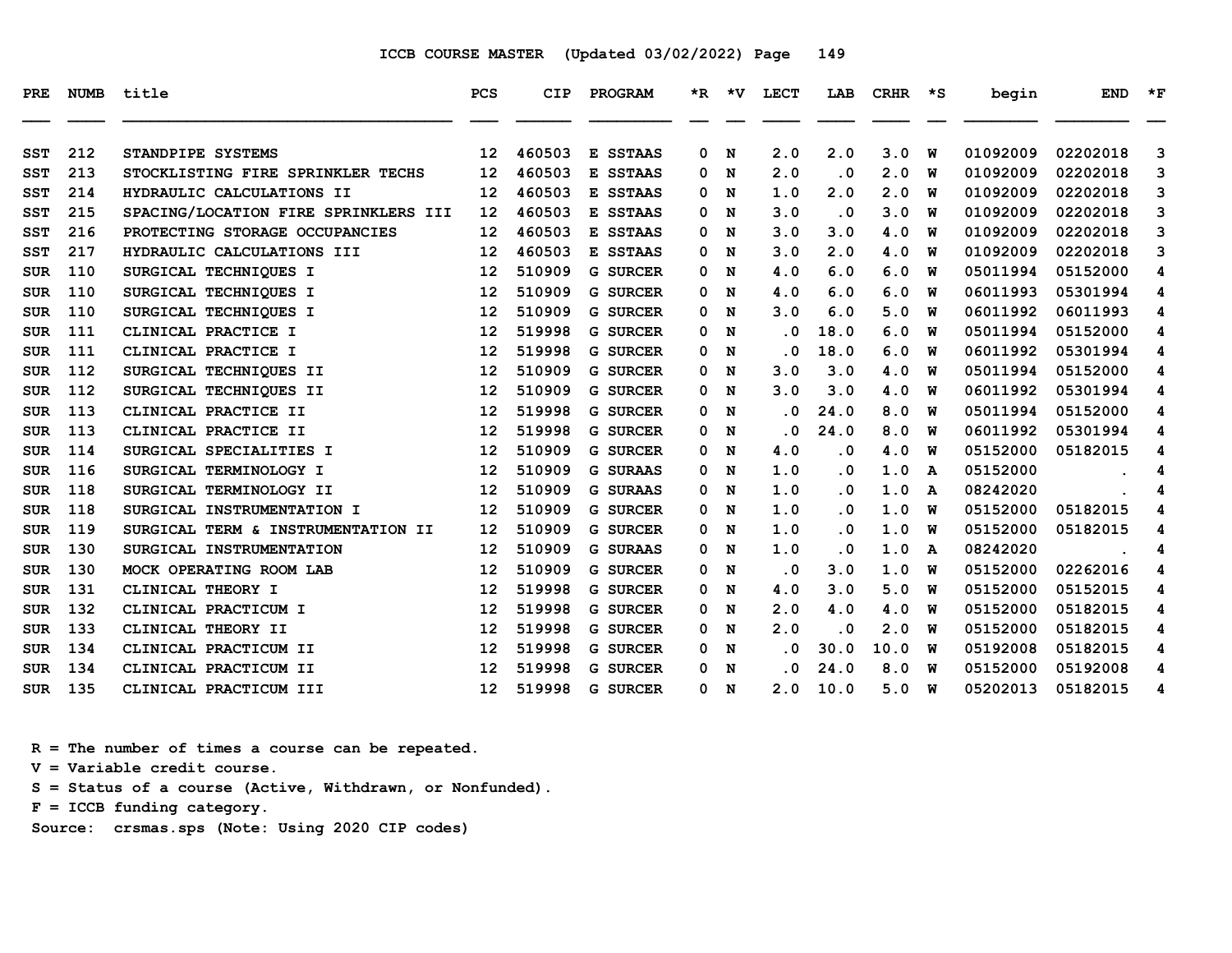ICCB COURSE MASTER (Updated 03/02/2022) Page 149

| PRE | NUMB | title | PCS | CIP | PROGRAM | *R | *V | LECT | LAB | CRHR | *S | begin | END | *F |
|---|---|---|---|---|---|---|---|---|---|---|---|---|---|---|
| SST | 212 | STANDPIPE SYSTEMS | 12 | 460503 | E SSTAAS | 0 | N | 2.0 | 2.0 | 3.0 | W | 01092009 | 02202018 | 3 |
| SST | 213 | STOCKLISTING FIRE SPRINKLER TECHS | 12 | 460503 | E SSTAAS | 0 | N | 2.0 | .0 | 2.0 | W | 01092009 | 02202018 | 3 |
| SST | 214 | HYDRAULIC CALCULATIONS II | 12 | 460503 | E SSTAAS | 0 | N | 1.0 | 2.0 | 2.0 | W | 01092009 | 02202018 | 3 |
| SST | 215 | SPACING/LOCATION FIRE SPRINKLERS III | 12 | 460503 | E SSTAAS | 0 | N | 3.0 | .0 | 3.0 | W | 01092009 | 02202018 | 3 |
| SST | 216 | PROTECTING STORAGE OCCUPANCIES | 12 | 460503 | E SSTAAS | 0 | N | 3.0 | 3.0 | 4.0 | W | 01092009 | 02202018 | 3 |
| SST | 217 | HYDRAULIC CALCULATIONS III | 12 | 460503 | E SSTAAS | 0 | N | 3.0 | 2.0 | 4.0 | W | 01092009 | 02202018 | 3 |
| SUR | 110 | SURGICAL TECHNIQUES I | 12 | 510909 | G SURCER | 0 | N | 4.0 | 6.0 | 6.0 | W | 05011994 | 05152000 | 4 |
| SUR | 110 | SURGICAL TECHNIQUES I | 12 | 510909 | G SURCER | 0 | N | 4.0 | 6.0 | 6.0 | W | 06011993 | 05301994 | 4 |
| SUR | 110 | SURGICAL TECHNIQUES I | 12 | 510909 | G SURCER | 0 | N | 3.0 | 6.0 | 5.0 | W | 06011992 | 06011993 | 4 |
| SUR | 111 | CLINICAL PRACTICE I | 12 | 519998 | G SURCER | 0 | N | .0 | 18.0 | 6.0 | W | 05011994 | 05152000 | 4 |
| SUR | 111 | CLINICAL PRACTICE I | 12 | 519998 | G SURCER | 0 | N | .0 | 18.0 | 6.0 | W | 06011992 | 05301994 | 4 |
| SUR | 112 | SURGICAL TECHNIQUES II | 12 | 510909 | G SURCER | 0 | N | 3.0 | 3.0 | 4.0 | W | 05011994 | 05152000 | 4 |
| SUR | 112 | SURGICAL TECHNIQUES II | 12 | 510909 | G SURCER | 0 | N | 3.0 | 3.0 | 4.0 | W | 06011992 | 05301994 | 4 |
| SUR | 113 | CLINICAL PRACTICE II | 12 | 519998 | G SURCER | 0 | N | .0 | 24.0 | 8.0 | W | 05011994 | 05152000 | 4 |
| SUR | 113 | CLINICAL PRACTICE II | 12 | 519998 | G SURCER | 0 | N | .0 | 24.0 | 8.0 | W | 06011992 | 05301994 | 4 |
| SUR | 114 | SURGICAL SPECIALITIES I | 12 | 510909 | G SURCER | 0 | N | 4.0 | .0 | 4.0 | W | 05152000 | 05182015 | 4 |
| SUR | 116 | SURGICAL TERMINOLOGY I | 12 | 510909 | G SURAAS | 0 | N | 1.0 | .0 | 1.0 | A | 05152000 | . | 4 |
| SUR | 118 | SURGICAL TERMINOLOGY II | 12 | 510909 | G SURAAS | 0 | N | 1.0 | .0 | 1.0 | A | 08242020 | . | 4 |
| SUR | 118 | SURGICAL INSTRUMENTATION I | 12 | 510909 | G SURCER | 0 | N | 1.0 | .0 | 1.0 | W | 05152000 | 05182015 | 4 |
| SUR | 119 | SURGICAL TERM & INSTRUMENTATION II | 12 | 510909 | G SURCER | 0 | N | 1.0 | .0 | 1.0 | W | 05152000 | 05182015 | 4 |
| SUR | 130 | SURGICAL INSTRUMENTATION | 12 | 510909 | G SURAAS | 0 | N | 1.0 | .0 | 1.0 | A | 08242020 | . | 4 |
| SUR | 130 | MOCK OPERATING ROOM LAB | 12 | 510909 | G SURCER | 0 | N | .0 | 3.0 | 1.0 | W | 05152000 | 02262016 | 4 |
| SUR | 131 | CLINICAL THEORY I | 12 | 519998 | G SURCER | 0 | N | 4.0 | 3.0 | 5.0 | W | 05152000 | 05152015 | 4 |
| SUR | 132 | CLINICAL PRACTICUM I | 12 | 519998 | G SURCER | 0 | N | 2.0 | 4.0 | 4.0 | W | 05152000 | 05182015 | 4 |
| SUR | 133 | CLINICAL THEORY II | 12 | 519998 | G SURCER | 0 | N | 2.0 | .0 | 2.0 | W | 05152000 | 05182015 | 4 |
| SUR | 134 | CLINICAL PRACTICUM II | 12 | 519998 | G SURCER | 0 | N | .0 | 30.0 | 10.0 | W | 05192008 | 05182015 | 4 |
| SUR | 134 | CLINICAL PRACTICUM II | 12 | 519998 | G SURCER | 0 | N | .0 | 24.0 | 8.0 | W | 05152000 | 05192008 | 4 |
| SUR | 135 | CLINICAL PRACTICUM III | 12 | 519998 | G SURCER | 0 | N | 2.0 | 10.0 | 5.0 | W | 05202013 | 05182015 | 4 |

R = The number of times a course can be repeated.
V = Variable credit course.
S = Status of a course (Active, Withdrawn, or Nonfunded).
F = ICCB funding category.
Source: crsmas.sps (Note: Using 2020 CIP codes)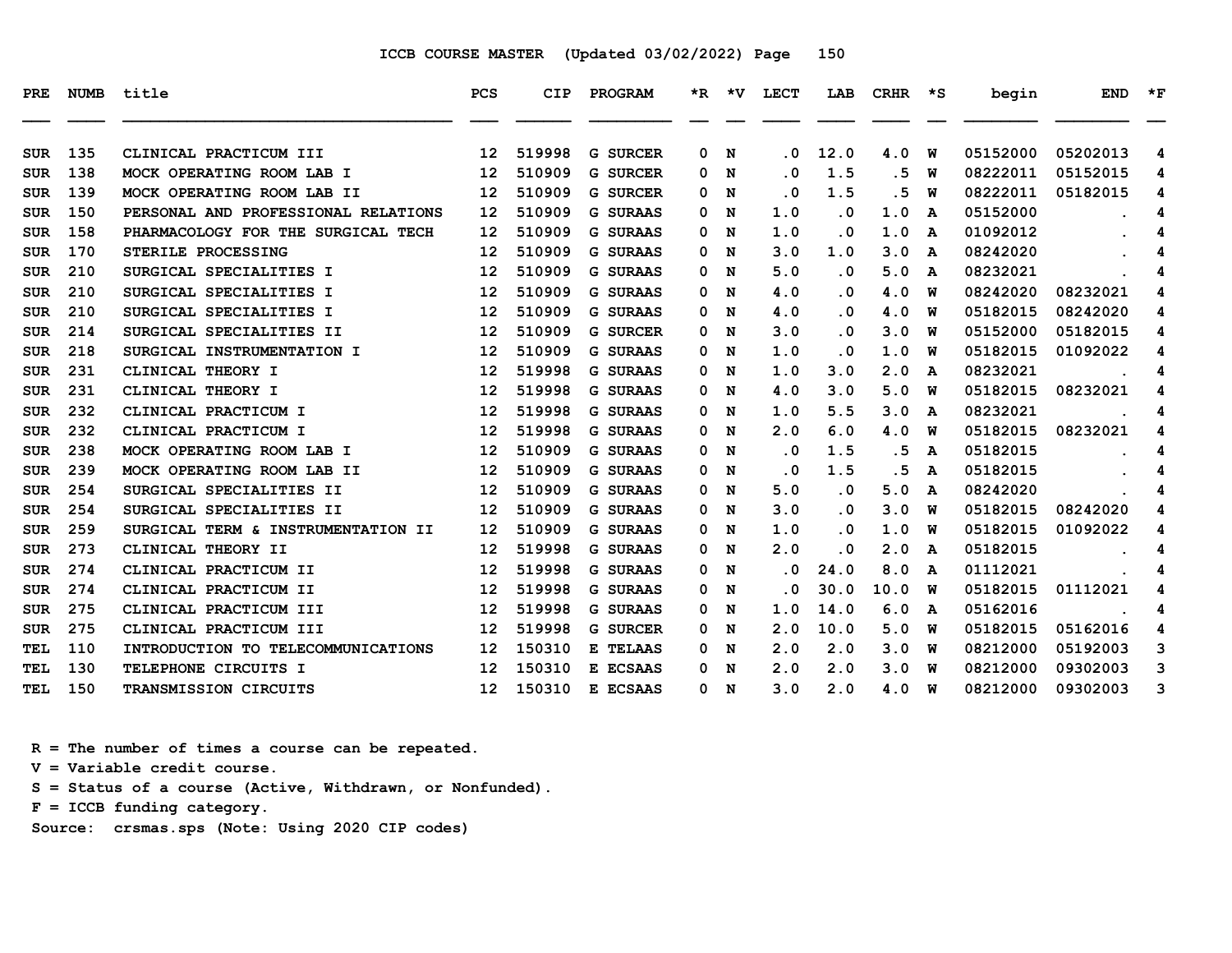# ICCB COURSE MASTER (Updated 03/02/2022)

| PRE | NUMB | title | PCS | CIP | PROGRAM | *R | *V | LECT | LAB | CRHR | *S | begin | END | *F |
|---|---|---|---|---|---|---|---|---|---|---|---|---|---|---|
| SUR | 135 | CLINICAL PRACTICUM III | 12 | 519998 | G SURCER | 0 | N | .0 | 12.0 | 4.0 | W | 05152000 | 05202013 | 4 |
| SUR | 138 | MOCK OPERATING ROOM LAB I | 12 | 510909 | G SURCER | 0 | N | .0 | 1.5 | .5 | W | 08222011 | 05152015 | 4 |
| SUR | 139 | MOCK OPERATING ROOM LAB II | 12 | 510909 | G SURCER | 0 | N | .0 | 1.5 | .5 | W | 08222011 | 05182015 | 4 |
| SUR | 150 | PERSONAL AND PROFESSIONAL RELATIONS | 12 | 510909 | G SURAAS | 0 | N | 1.0 | .0 | 1.0 | A | 05152000 | . | 4 |
| SUR | 158 | PHARMACOLOGY FOR THE SURGICAL TECH | 12 | 510909 | G SURAAS | 0 | N | 1.0 | .0 | 1.0 | A | 01092012 | . | 4 |
| SUR | 170 | STERILE PROCESSING | 12 | 510909 | G SURAAS | 0 | N | 3.0 | 1.0 | 3.0 | A | 08242020 | . | 4 |
| SUR | 210 | SURGICAL SPECIALITIES I | 12 | 510909 | G SURAAS | 0 | N | 5.0 | .0 | 5.0 | A | 08232021 | . | 4 |
| SUR | 210 | SURGICAL SPECIALITIES I | 12 | 510909 | G SURAAS | 0 | N | 4.0 | .0 | 4.0 | W | 08242020 | 08232021 | 4 |
| SUR | 210 | SURGICAL SPECIALITIES I | 12 | 510909 | G SURAAS | 0 | N | 4.0 | .0 | 4.0 | W | 05182015 | 08242020 | 4 |
| SUR | 214 | SURGICAL SPECIALITIES II | 12 | 510909 | G SURCER | 0 | N | 3.0 | .0 | 3.0 | W | 05152000 | 05182015 | 4 |
| SUR | 218 | SURGICAL INSTRUMENTATION I | 12 | 510909 | G SURAAS | 0 | N | 1.0 | .0 | 1.0 | W | 05182015 | 01092022 | 4 |
| SUR | 231 | CLINICAL THEORY I | 12 | 519998 | G SURAAS | 0 | N | 1.0 | 3.0 | 2.0 | A | 08232021 | . | 4 |
| SUR | 231 | CLINICAL THEORY I | 12 | 519998 | G SURAAS | 0 | N | 4.0 | 3.0 | 5.0 | W | 05182015 | 08232021 | 4 |
| SUR | 232 | CLINICAL PRACTICUM I | 12 | 519998 | G SURAAS | 0 | N | 1.0 | 5.5 | 3.0 | A | 08232021 | . | 4 |
| SUR | 232 | CLINICAL PRACTICUM I | 12 | 519998 | G SURAAS | 0 | N | 2.0 | 6.0 | 4.0 | W | 05182015 | 08232021 | 4 |
| SUR | 238 | MOCK OPERATING ROOM LAB I | 12 | 510909 | G SURAAS | 0 | N | .0 | 1.5 | .5 | A | 05182015 | . | 4 |
| SUR | 239 | MOCK OPERATING ROOM LAB II | 12 | 510909 | G SURAAS | 0 | N | .0 | 1.5 | .5 | A | 05182015 | . | 4 |
| SUR | 254 | SURGICAL SPECIALITIES II | 12 | 510909 | G SURAAS | 0 | N | 5.0 | .0 | 5.0 | A | 08242020 | . | 4 |
| SUR | 254 | SURGICAL SPECIALITIES II | 12 | 510909 | G SURAAS | 0 | N | 3.0 | .0 | 3.0 | W | 05182015 | 08242020 | 4 |
| SUR | 259 | SURGICAL TERM & INSTRUMENTATION II | 12 | 510909 | G SURAAS | 0 | N | 1.0 | .0 | 1.0 | W | 05182015 | 01092022 | 4 |
| SUR | 273 | CLINICAL THEORY II | 12 | 519998 | G SURAAS | 0 | N | 2.0 | .0 | 2.0 | A | 05182015 | . | 4 |
| SUR | 274 | CLINICAL PRACTICUM II | 12 | 519998 | G SURAAS | 0 | N | .0 | 24.0 | 8.0 | A | 01112021 | . | 4 |
| SUR | 274 | CLINICAL PRACTICUM II | 12 | 519998 | G SURAAS | 0 | N | .0 | 30.0 | 10.0 | W | 05182015 | 01112021 | 4 |
| SUR | 275 | CLINICAL PRACTICUM III | 12 | 519998 | G SURAAS | 0 | N | 1.0 | 14.0 | 6.0 | A | 05162016 | . | 4 |
| SUR | 275 | CLINICAL PRACTICUM III | 12 | 519998 | G SURCER | 0 | N | 2.0 | 10.0 | 5.0 | W | 05182015 | 05162016 | 4 |
| TEL | 110 | INTRODUCTION TO TELECOMMUNICATIONS | 12 | 150310 | E TELAAS | 0 | N | 2.0 | 2.0 | 3.0 | W | 08212000 | 05192003 | 3 |
| TEL | 130 | TELEPHONE CIRCUITS I | 12 | 150310 | E ECSAAS | 0 | N | 2.0 | 2.0 | 3.0 | W | 08212000 | 09302003 | 3 |
| TEL | 150 | TRANSMISSION CIRCUITS | 12 | 150310 | E ECSAAS | 0 | N | 3.0 | 2.0 | 4.0 | W | 08212000 | 09302003 | 3 |

R = The number of times a course can be repeated.
V = Variable credit course.
S = Status of a course (Active, Withdrawn, or Nonfunded).
F = ICCB funding category.
Source: crsmas.sps (Note: Using 2020 CIP codes)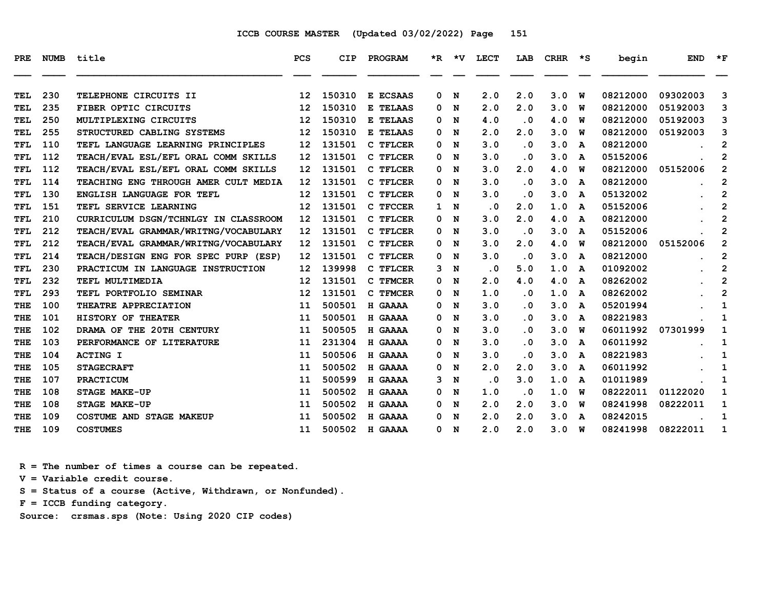ICCB COURSE MASTER (Updated 03/02/2022)

| PRE | NUMB | title | PCS | CIP | PROGRAM | *R | *V | LECT | LAB | CRHR | *S | begin | END | *F |
|---|---|---|---|---|---|---|---|---|---|---|---|---|---|---|
| TEL | 230 | TELEPHONE CIRCUITS II | 12 | 150310 | E ECSAAS | 0 | N | 2.0 | 2.0 | 3.0 | W | 08212000 | 09302003 | 3 |
| TEL | 235 | FIBER OPTIC CIRCUITS | 12 | 150310 | E TELAAS | 0 | N | 2.0 | 2.0 | 3.0 | W | 08212000 | 05192003 | 3 |
| TEL | 250 | MULTIPLEXING CIRCUITS | 12 | 150310 | E TELAAS | 0 | N | 4.0 | .0 | 4.0 | W | 08212000 | 05192003 | 3 |
| TEL | 255 | STRUCTURED CABLING SYSTEMS | 12 | 150310 | E TELAAS | 0 | N | 2.0 | 2.0 | 3.0 | W | 08212000 | 05192003 | 3 |
| TFL | 110 | TEFL LANGUAGE LEARNING PRINCIPLES | 12 | 131501 | C TFLCER | 0 | N | 3.0 | .0 | 3.0 | A | 08212000 | . | 2 |
| TFL | 112 | TEACH/EVAL ESL/EFL ORAL COMM SKILLS | 12 | 131501 | C TFLCER | 0 | N | 3.0 | .0 | 3.0 | A | 05152006 | . | 2 |
| TFL | 112 | TEACH/EVAL ESL/EFL ORAL COMM SKILLS | 12 | 131501 | C TFLCER | 0 | N | 3.0 | 2.0 | 4.0 | W | 08212000 | 05152006 | 2 |
| TFL | 114 | TEACHING ENG THROUGH AMER CULT MEDIA | 12 | 131501 | C TFLCER | 0 | N | 3.0 | .0 | 3.0 | A | 08212000 | . | 2 |
| TFL | 130 | ENGLISH LANGUAGE FOR TEFL | 12 | 131501 | C TFLCER | 0 | N | 3.0 | .0 | 3.0 | A | 05132002 | . | 2 |
| TFL | 151 | TEFL SERVICE LEARNING | 12 | 131501 | C TFCCER | 1 | N | .0 | 2.0 | 1.0 | A | 05152006 | . | 2 |
| TFL | 210 | CURRICULUM DSGN/TCHNLGY IN CLASSROOM | 12 | 131501 | C TFLCER | 0 | N | 3.0 | 2.0 | 4.0 | A | 08212000 | . | 2 |
| TFL | 212 | TEACH/EVAL GRAMMAR/WRITNG/VOCABULARY | 12 | 131501 | C TFLCER | 0 | N | 3.0 | .0 | 3.0 | A | 05152006 | . | 2 |
| TFL | 212 | TEACH/EVAL GRAMMAR/WRITNG/VOCABULARY | 12 | 131501 | C TFLCER | 0 | N | 3.0 | 2.0 | 4.0 | W | 08212000 | 05152006 | 2 |
| TFL | 214 | TEACH/DESIGN ENG FOR SPEC PURP (ESP) | 12 | 131501 | C TFLCER | 0 | N | 3.0 | .0 | 3.0 | A | 08212000 | . | 2 |
| TFL | 230 | PRACTICUM IN LANGUAGE INSTRUCTION | 12 | 139998 | C TFLCER | 3 | N | .0 | 5.0 | 1.0 | A | 01092002 | . | 2 |
| TFL | 232 | TEFL MULTIMEDIA | 12 | 131501 | C TFMCER | 0 | N | 2.0 | 4.0 | 4.0 | A | 08262002 | . | 2 |
| TFL | 293 | TEFL PORTFOLIO SEMINAR | 12 | 131501 | C TFMCER | 0 | N | 1.0 | .0 | 1.0 | A | 08262002 | . | 2 |
| THE | 100 | THEATRE APPRECIATION | 11 | 500501 | H GAAAA | 0 | N | 3.0 | .0 | 3.0 | A | 05201994 | . | 1 |
| THE | 101 | HISTORY OF THEATER | 11 | 500501 | H GAAAA | 0 | N | 3.0 | .0 | 3.0 | A | 08221983 | . | 1 |
| THE | 102 | DRAMA OF THE 20TH CENTURY | 11 | 500505 | H GAAAA | 0 | N | 3.0 | .0 | 3.0 | W | 06011992 | 07301999 | 1 |
| THE | 103 | PERFORMANCE OF LITERATURE | 11 | 231304 | H GAAAA | 0 | N | 3.0 | .0 | 3.0 | A | 06011992 | . | 1 |
| THE | 104 | ACTING I | 11 | 500506 | H GAAAA | 0 | N | 3.0 | .0 | 3.0 | A | 08221983 | . | 1 |
| THE | 105 | STAGECRAFT | 11 | 500502 | H GAAAA | 0 | N | 2.0 | 2.0 | 3.0 | A | 06011992 | . | 1 |
| THE | 107 | PRACTICUM | 11 | 500599 | H GAAAA | 3 | N | .0 | 3.0 | 1.0 | A | 01011989 | . | 1 |
| THE | 108 | STAGE MAKE-UP | 11 | 500502 | H GAAAA | 0 | N | 1.0 | .0 | 1.0 | W | 08222011 | 01122020 | 1 |
| THE | 108 | STAGE MAKE-UP | 11 | 500502 | H GAAAA | 0 | N | 2.0 | 2.0 | 3.0 | W | 08241998 | 08222011 | 1 |
| THE | 109 | COSTUME AND STAGE MAKEUP | 11 | 500502 | H GAAAA | 0 | N | 2.0 | 2.0 | 3.0 | A | 08242015 | . | 1 |
| THE | 109 | COSTUMES | 11 | 500502 | H GAAAA | 0 | N | 2.0 | 2.0 | 3.0 | W | 08241998 | 08222011 | 1 |

R = The number of times a course can be repeated.
V = Variable credit course.
S = Status of a course (Active, Withdrawn, or Nonfunded).
F = ICCB funding category.
Source: crsmas.sps (Note: Using 2020 CIP codes)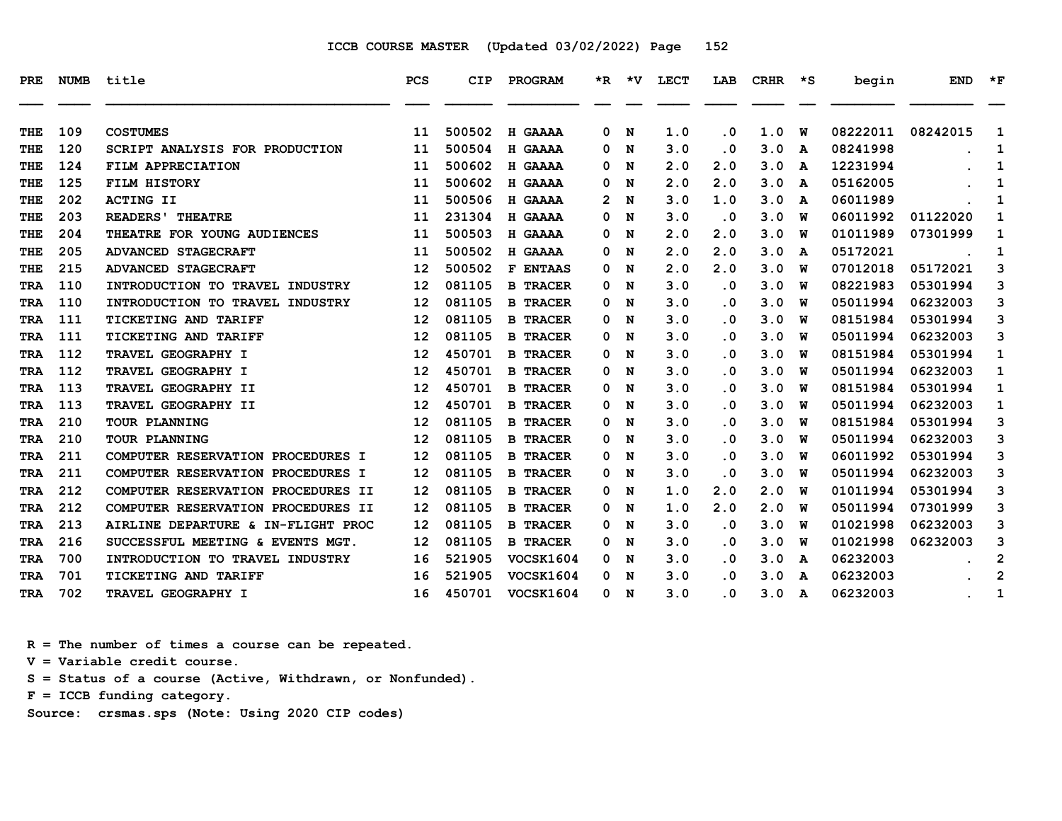ICCB COURSE MASTER (Updated 03/02/2022) Page 152

| PRE | NUMB | title | PCS | CIP | PROGRAM | *R | *V | LECT | LAB | CRHR | *S | begin | END | *F |
|---|---|---|---|---|---|---|---|---|---|---|---|---|---|---|
| THE | 109 | COSTUMES | 11 | 500502 | H GAAAA | 0 | N | 1.0 | .0 | 1.0 | W | 08222011 | 08242015 | 1 |
| THE | 120 | SCRIPT ANALYSIS FOR PRODUCTION | 11 | 500504 | H GAAAA | 0 | N | 3.0 | .0 | 3.0 | A | 08241998 | . | 1 |
| THE | 124 | FILM APPRECIATION | 11 | 500602 | H GAAAA | 0 | N | 2.0 | 2.0 | 3.0 | A | 12231994 | . | 1 |
| THE | 125 | FILM HISTORY | 11 | 500602 | H GAAAA | 0 | N | 2.0 | 2.0 | 3.0 | A | 05162005 | . | 1 |
| THE | 202 | ACTING II | 11 | 500506 | H GAAAA | 2 | N | 3.0 | 1.0 | 3.0 | A | 06011989 | . | 1 |
| THE | 203 | READERS' THEATRE | 11 | 231304 | H GAAAA | 0 | N | 3.0 | .0 | 3.0 | W | 06011992 | 01122020 | 1 |
| THE | 204 | THEATRE FOR YOUNG AUDIENCES | 11 | 500503 | H GAAAA | 0 | N | 2.0 | 2.0 | 3.0 | W | 01011989 | 07301999 | 1 |
| THE | 205 | ADVANCED STAGECRAFT | 11 | 500502 | H GAAAA | 0 | N | 2.0 | 2.0 | 3.0 | A | 05172021 | . | 1 |
| THE | 215 | ADVANCED STAGECRAFT | 12 | 500502 | F ENTAAS | 0 | N | 2.0 | 2.0 | 3.0 | W | 07012018 | 05172021 | 3 |
| TRA | 110 | INTRODUCTION TO TRAVEL INDUSTRY | 12 | 081105 | B TRACER | 0 | N | 3.0 | .0 | 3.0 | W | 08221983 | 05301994 | 3 |
| TRA | 110 | INTRODUCTION TO TRAVEL INDUSTRY | 12 | 081105 | B TRACER | 0 | N | 3.0 | .0 | 3.0 | W | 05011994 | 06232003 | 3 |
| TRA | 111 | TICKETING AND TARIFF | 12 | 081105 | B TRACER | 0 | N | 3.0 | .0 | 3.0 | W | 08151984 | 05301994 | 3 |
| TRA | 111 | TICKETING AND TARIFF | 12 | 081105 | B TRACER | 0 | N | 3.0 | .0 | 3.0 | W | 05011994 | 06232003 | 3 |
| TRA | 112 | TRAVEL GEOGRAPHY I | 12 | 450701 | B TRACER | 0 | N | 3.0 | .0 | 3.0 | W | 08151984 | 05301994 | 1 |
| TRA | 112 | TRAVEL GEOGRAPHY I | 12 | 450701 | B TRACER | 0 | N | 3.0 | .0 | 3.0 | W | 05011994 | 06232003 | 1 |
| TRA | 113 | TRAVEL GEOGRAPHY II | 12 | 450701 | B TRACER | 0 | N | 3.0 | .0 | 3.0 | W | 08151984 | 05301994 | 1 |
| TRA | 113 | TRAVEL GEOGRAPHY II | 12 | 450701 | B TRACER | 0 | N | 3.0 | .0 | 3.0 | W | 05011994 | 06232003 | 1 |
| TRA | 210 | TOUR PLANNING | 12 | 081105 | B TRACER | 0 | N | 3.0 | .0 | 3.0 | W | 08151984 | 05301994 | 3 |
| TRA | 210 | TOUR PLANNING | 12 | 081105 | B TRACER | 0 | N | 3.0 | .0 | 3.0 | W | 05011994 | 06232003 | 3 |
| TRA | 211 | COMPUTER RESERVATION PROCEDURES I | 12 | 081105 | B TRACER | 0 | N | 3.0 | .0 | 3.0 | W | 06011992 | 05301994 | 3 |
| TRA | 211 | COMPUTER RESERVATION PROCEDURES I | 12 | 081105 | B TRACER | 0 | N | 3.0 | .0 | 3.0 | W | 05011994 | 06232003 | 3 |
| TRA | 212 | COMPUTER RESERVATION PROCEDURES II | 12 | 081105 | B TRACER | 0 | N | 1.0 | 2.0 | 2.0 | W | 01011994 | 05301994 | 3 |
| TRA | 212 | COMPUTER RESERVATION PROCEDURES II | 12 | 081105 | B TRACER | 0 | N | 1.0 | 2.0 | 2.0 | W | 05011994 | 07301999 | 3 |
| TRA | 213 | AIRLINE DEPARTURE & IN-FLIGHT PROC | 12 | 081105 | B TRACER | 0 | N | 3.0 | .0 | 3.0 | W | 01021998 | 06232003 | 3 |
| TRA | 216 | SUCCESSFUL MEETING & EVENTS MGT. | 12 | 081105 | B TRACER | 0 | N | 3.0 | .0 | 3.0 | W | 01021998 | 06232003 | 3 |
| TRA | 700 | INTRODUCTION TO TRAVEL INDUSTRY | 16 | 521905 | VOCSK1604 | 0 | N | 3.0 | .0 | 3.0 | A | 06232003 | . | 2 |
| TRA | 701 | TICKETING AND TARIFF | 16 | 521905 | VOCSK1604 | 0 | N | 3.0 | .0 | 3.0 | A | 06232003 | . | 2 |
| TRA | 702 | TRAVEL GEOGRAPHY I | 16 | 450701 | VOCSK1604 | 0 | N | 3.0 | .0 | 3.0 | A | 06232003 | . | 1 |

R = The number of times a course can be repeated.
V = Variable credit course.
S = Status of a course (Active, Withdrawn, or Nonfunded).
F = ICCB funding category.
Source: crsmas.sps (Note: Using 2020 CIP codes)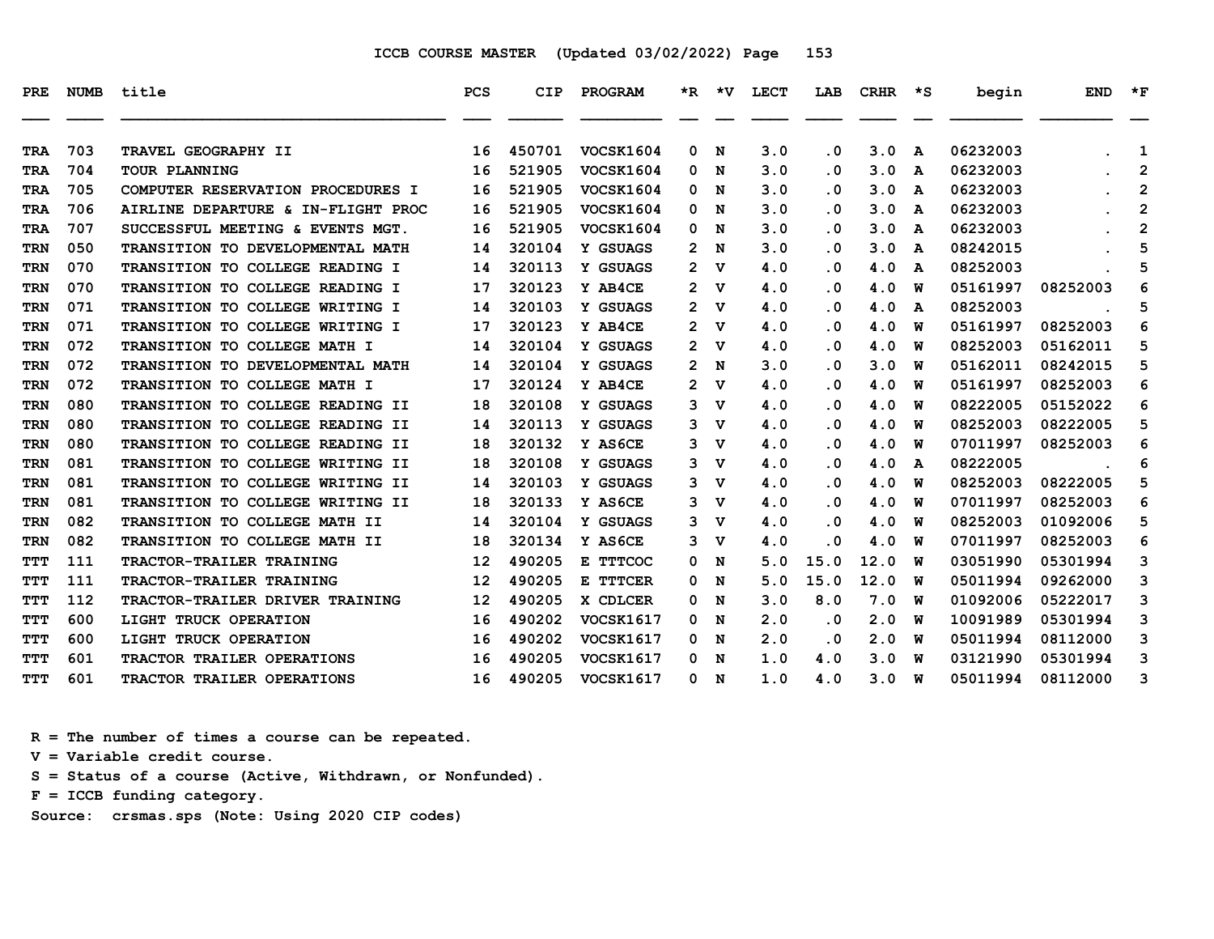ICCB COURSE MASTER (Updated 03/02/2022)

| PRE | NUMB | title | PCS | CIP | PROGRAM | *R | *V | LECT | LAB | CRHR | *S | begin | END | *F |
|---|---|---|---|---|---|---|---|---|---|---|---|---|---|---|
| TRA | 703 | TRAVEL GEOGRAPHY II | 16 | 450701 | VOCSK1604 | 0 | N | 3.0 | .0 | 3.0 | A | 06232003 | . | 1 |
| TRA | 704 | TOUR PLANNING | 16 | 521905 | VOCSK1604 | 0 | N | 3.0 | .0 | 3.0 | A | 06232003 | . | 2 |
| TRA | 705 | COMPUTER RESERVATION PROCEDURES I | 16 | 521905 | VOCSK1604 | 0 | N | 3.0 | .0 | 3.0 | A | 06232003 | . | 2 |
| TRA | 706 | AIRLINE DEPARTURE & IN-FLIGHT PROC | 16 | 521905 | VOCSK1604 | 0 | N | 3.0 | .0 | 3.0 | A | 06232003 | . | 2 |
| TRA | 707 | SUCCESSFUL MEETING & EVENTS MGT. | 16 | 521905 | VOCSK1604 | 0 | N | 3.0 | .0 | 3.0 | A | 06232003 | . | 2 |
| TRN | 050 | TRANSITION TO DEVELOPMENTAL MATH | 14 | 320104 | Y GSUAGS | 2 | N | 3.0 | .0 | 3.0 | A | 08242015 | . | 5 |
| TRN | 070 | TRANSITION TO COLLEGE READING I | 14 | 320113 | Y GSUAGS | 2 | V | 4.0 | .0 | 4.0 | A | 08252003 | . | 5 |
| TRN | 070 | TRANSITION TO COLLEGE READING I | 17 | 320123 | Y AB4CE | 2 | V | 4.0 | .0 | 4.0 | W | 05161997 | 08252003 | 6 |
| TRN | 071 | TRANSITION TO COLLEGE WRITING I | 14 | 320103 | Y GSUAGS | 2 | V | 4.0 | .0 | 4.0 | A | 08252003 | . | 5 |
| TRN | 071 | TRANSITION TO COLLEGE WRITING I | 17 | 320123 | Y AB4CE | 2 | V | 4.0 | .0 | 4.0 | W | 05161997 | 08252003 | 6 |
| TRN | 072 | TRANSITION TO COLLEGE MATH I | 14 | 320104 | Y GSUAGS | 2 | V | 4.0 | .0 | 4.0 | W | 08252003 | 05162011 | 5 |
| TRN | 072 | TRANSITION TO DEVELOPMENTAL MATH | 14 | 320104 | Y GSUAGS | 2 | N | 3.0 | .0 | 3.0 | W | 05162011 | 08242015 | 5 |
| TRN | 072 | TRANSITION TO COLLEGE MATH I | 17 | 320124 | Y AB4CE | 2 | V | 4.0 | .0 | 4.0 | W | 05161997 | 08252003 | 6 |
| TRN | 080 | TRANSITION TO COLLEGE READING II | 18 | 320108 | Y GSUAGS | 3 | V | 4.0 | .0 | 4.0 | W | 08222005 | 05152022 | 6 |
| TRN | 080 | TRANSITION TO COLLEGE READING II | 14 | 320113 | Y GSUAGS | 3 | V | 4.0 | .0 | 4.0 | W | 08252003 | 08222005 | 5 |
| TRN | 080 | TRANSITION TO COLLEGE READING II | 18 | 320132 | Y AS6CE | 3 | V | 4.0 | .0 | 4.0 | W | 07011997 | 08252003 | 6 |
| TRN | 081 | TRANSITION TO COLLEGE WRITING II | 18 | 320108 | Y GSUAGS | 3 | V | 4.0 | .0 | 4.0 | A | 08222005 | . | 6 |
| TRN | 081 | TRANSITION TO COLLEGE WRITING II | 14 | 320103 | Y GSUAGS | 3 | V | 4.0 | .0 | 4.0 | W | 08252003 | 08222005 | 5 |
| TRN | 081 | TRANSITION TO COLLEGE WRITING II | 18 | 320133 | Y AS6CE | 3 | V | 4.0 | .0 | 4.0 | W | 07011997 | 08252003 | 6 |
| TRN | 082 | TRANSITION TO COLLEGE MATH II | 14 | 320104 | Y GSUAGS | 3 | V | 4.0 | .0 | 4.0 | W | 08252003 | 01092006 | 5 |
| TRN | 082 | TRANSITION TO COLLEGE MATH II | 18 | 320134 | Y AS6CE | 3 | V | 4.0 | .0 | 4.0 | W | 07011997 | 08252003 | 6 |
| TTT | 111 | TRACTOR-TRAILER TRAINING | 12 | 490205 | E TTTCOC | 0 | N | 5.0 | 15.0 | 12.0 | W | 03051990 | 05301994 | 3 |
| TTT | 111 | TRACTOR-TRAILER TRAINING | 12 | 490205 | E TTTCER | 0 | N | 5.0 | 15.0 | 12.0 | W | 05011994 | 09262000 | 3 |
| TTT | 112 | TRACTOR-TRAILER DRIVER TRAINING | 12 | 490205 | X CDLCER | 0 | N | 3.0 | 8.0 | 7.0 | W | 01092006 | 05222017 | 3 |
| TTT | 600 | LIGHT TRUCK OPERATION | 16 | 490202 | VOCSK1617 | 0 | N | 2.0 | .0 | 2.0 | W | 10091989 | 05301994 | 3 |
| TTT | 600 | LIGHT TRUCK OPERATION | 16 | 490202 | VOCSK1617 | 0 | N | 2.0 | .0 | 2.0 | W | 05011994 | 08112000 | 3 |
| TTT | 601 | TRACTOR TRAILER OPERATIONS | 16 | 490205 | VOCSK1617 | 0 | N | 1.0 | 4.0 | 3.0 | W | 03121990 | 05301994 | 3 |
| TTT | 601 | TRACTOR TRAILER OPERATIONS | 16 | 490205 | VOCSK1617 | 0 | N | 1.0 | 4.0 | 3.0 | W | 05011994 | 08112000 | 3 |

R = The number of times a course can be repeated.
V = Variable credit course.
S = Status of a course (Active, Withdrawn, or Nonfunded).
F = ICCB funding category.
Source: crsmas.sps (Note: Using 2020 CIP codes)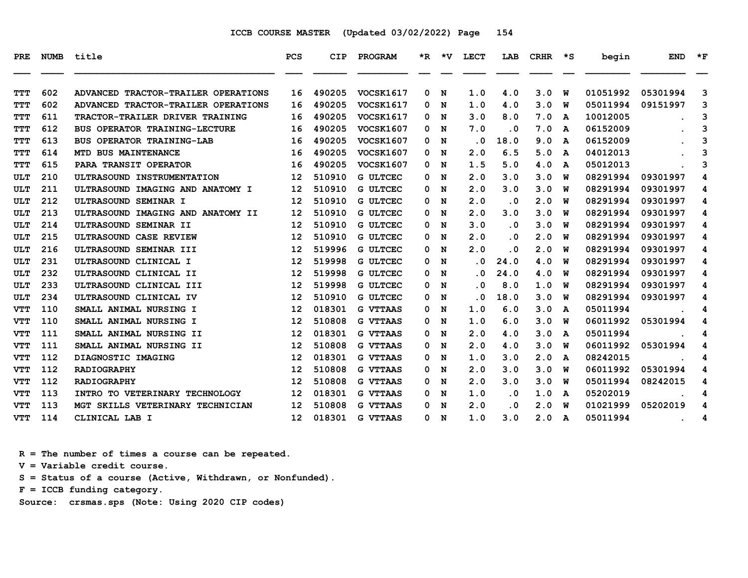ICCB COURSE MASTER (Updated 03/02/2022) Page 154

| PRE | NUMB | title | PCS | CIP | PROGRAM | *R | *V | LECT | LAB | CRHR | *S | begin | END | *F |
|---|---|---|---|---|---|---|---|---|---|---|---|---|---|---|
| TTT | 602 | ADVANCED TRACTOR-TRAILER OPERATIONS | 16 | 490205 | VOCSK1617 | 0 | N | 1.0 | 4.0 | 3.0 | W | 01051992 | 05301994 | 3 |
| TTT | 602 | ADVANCED TRACTOR-TRAILER OPERATIONS | 16 | 490205 | VOCSK1617 | 0 | N | 1.0 | 4.0 | 3.0 | W | 05011994 | 09151997 | 3 |
| TTT | 611 | TRACTOR-TRAILER DRIVER TRAINING | 16 | 490205 | VOCSK1617 | 0 | N | 3.0 | 8.0 | 7.0 | A | 10012005 | . | 3 |
| TTT | 612 | BUS OPERATOR TRAINING-LECTURE | 16 | 490205 | VOCSK1607 | 0 | N | 7.0 | .0 | 7.0 | A | 06152009 | . | 3 |
| TTT | 613 | BUS OPERATOR TRAINING-LAB | 16 | 490205 | VOCSK1607 | 0 | N | .0 | 18.0 | 9.0 | A | 06152009 | . | 3 |
| TTT | 614 | MTD BUS MAINTENANCE | 16 | 490205 | VOCSK1607 | 0 | N | 2.0 | 6.5 | 5.0 | A | 04012013 | . | 3 |
| TTT | 615 | PARA TRANSIT OPERATOR | 16 | 490205 | VOCSK1607 | 0 | N | 1.5 | 5.0 | 4.0 | A | 05012013 | . | 3 |
| ULT | 210 | ULTRASOUND INSTRUMENTATION | 12 | 510910 | G ULTCEC | 0 | N | 2.0 | 3.0 | 3.0 | W | 08291994 | 09301997 | 4 |
| ULT | 211 | ULTRASOUND IMAGING AND ANATOMY I | 12 | 510910 | G ULTCEC | 0 | N | 2.0 | 3.0 | 3.0 | W | 08291994 | 09301997 | 4 |
| ULT | 212 | ULTRASOUND SEMINAR I | 12 | 510910 | G ULTCEC | 0 | N | 2.0 | .0 | 2.0 | W | 08291994 | 09301997 | 4 |
| ULT | 213 | ULTRASOUND IMAGING AND ANATOMY II | 12 | 510910 | G ULTCEC | 0 | N | 2.0 | 3.0 | 3.0 | W | 08291994 | 09301997 | 4 |
| ULT | 214 | ULTRASOUND SEMINAR II | 12 | 510910 | G ULTCEC | 0 | N | 3.0 | .0 | 3.0 | W | 08291994 | 09301997 | 4 |
| ULT | 215 | ULTRASOUND CASE REVIEW | 12 | 510910 | G ULTCEC | 0 | N | 2.0 | .0 | 2.0 | W | 08291994 | 09301997 | 4 |
| ULT | 216 | ULTRASOUND SEMINAR III | 12 | 519996 | G ULTCEC | 0 | N | 2.0 | .0 | 2.0 | W | 08291994 | 09301997 | 4 |
| ULT | 231 | ULTRASOUND CLINICAL I | 12 | 519998 | G ULTCEC | 0 | N | .0 | 24.0 | 4.0 | W | 08291994 | 09301997 | 4 |
| ULT | 232 | ULTRASOUND CLINICAL II | 12 | 519998 | G ULTCEC | 0 | N | .0 | 24.0 | 4.0 | W | 08291994 | 09301997 | 4 |
| ULT | 233 | ULTRASOUND CLINICAL III | 12 | 519998 | G ULTCEC | 0 | N | .0 | 8.0 | 1.0 | W | 08291994 | 09301997 | 4 |
| ULT | 234 | ULTRASOUND CLINICAL IV | 12 | 510910 | G ULTCEC | 0 | N | .0 | 18.0 | 3.0 | W | 08291994 | 09301997 | 4 |
| VTT | 110 | SMALL ANIMAL NURSING I | 12 | 018301 | G VTTAAS | 0 | N | 1.0 | 6.0 | 3.0 | A | 05011994 | . | 4 |
| VTT | 110 | SMALL ANIMAL NURSING I | 12 | 510808 | G VTTAAS | 0 | N | 1.0 | 6.0 | 3.0 | W | 06011992 | 05301994 | 4 |
| VTT | 111 | SMALL ANIMAL NURSING II | 12 | 018301 | G VTTAAS | 0 | N | 2.0 | 4.0 | 3.0 | A | 05011994 | . | 4 |
| VTT | 111 | SMALL ANIMAL NURSING II | 12 | 510808 | G VTTAAS | 0 | N | 2.0 | 4.0 | 3.0 | W | 06011992 | 05301994 | 4 |
| VTT | 112 | DIAGNOSTIC IMAGING | 12 | 018301 | G VTTAAS | 0 | N | 1.0 | 3.0 | 2.0 | A | 08242015 | . | 4 |
| VTT | 112 | RADIOGRAPHY | 12 | 510808 | G VTTAAS | 0 | N | 2.0 | 3.0 | 3.0 | W | 06011992 | 05301994 | 4 |
| VTT | 112 | RADIOGRAPHY | 12 | 510808 | G VTTAAS | 0 | N | 2.0 | 3.0 | 3.0 | W | 05011994 | 08242015 | 4 |
| VTT | 113 | INTRO TO VETERINARY TECHNOLOGY | 12 | 018301 | G VTTAAS | 0 | N | 1.0 | .0 | 1.0 | A | 05202019 | . | 4 |
| VTT | 113 | MGT SKILLS VETERINARY TECHNICIAN | 12 | 510808 | G VTTAAS | 0 | N | 2.0 | .0 | 2.0 | W | 01021999 | 05202019 | 4 |
| VTT | 114 | CLINICAL LAB I | 12 | 018301 | G VTTAAS | 0 | N | 1.0 | 3.0 | 2.0 | A | 05011994 | . | 4 |

R = The number of times a course can be repeated.
V = Variable credit course.
S = Status of a course (Active, Withdrawn, or Nonfunded).
F = ICCB funding category.
Source: crsmas.sps (Note: Using 2020 CIP codes)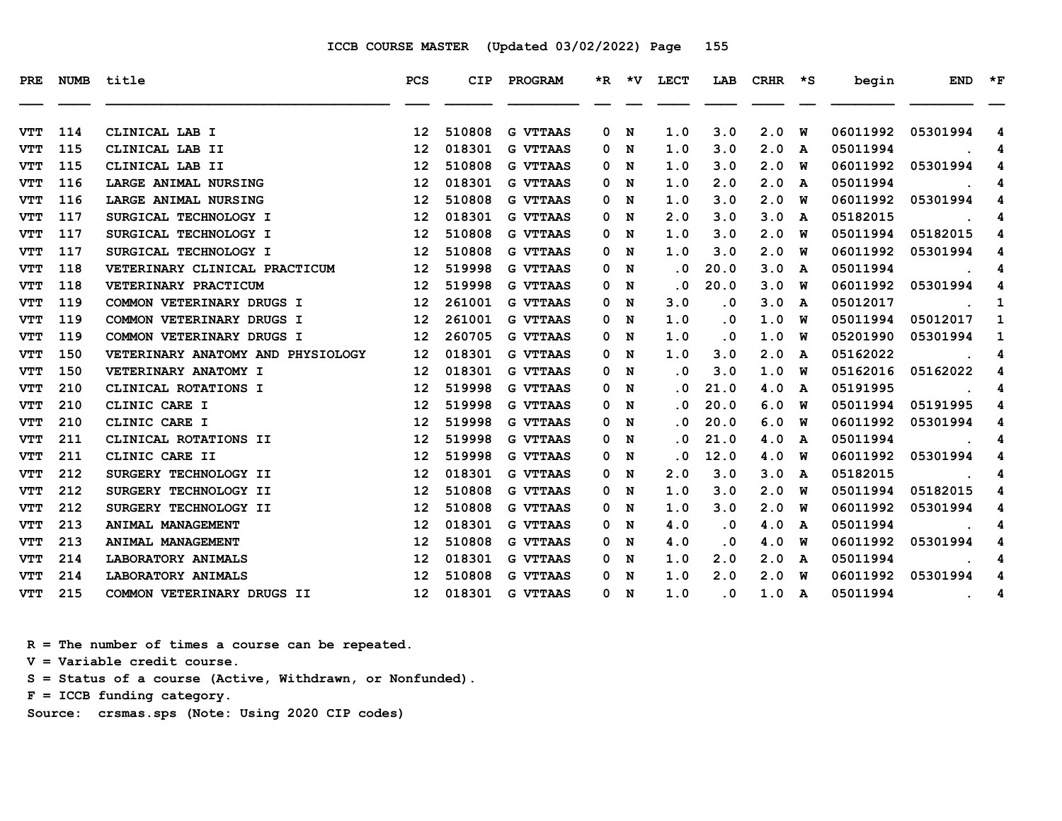ICCB COURSE MASTER (Updated 03/02/2022) Page 155

| PRE | NUMB | title | PCS | CIP | PROGRAM | *R | *V | LECT | LAB | CRHR | *S | begin | END | *F |
|---|---|---|---|---|---|---|---|---|---|---|---|---|---|---|
| VTT | 114 | CLINICAL LAB I | 12 | 510808 | G VTTAAS | 0 | N | 1.0 | 3.0 | 2.0 | W | 06011992 | 05301994 | 4 |
| VTT | 115 | CLINICAL LAB II | 12 | 018301 | G VTTAAS | 0 | N | 1.0 | 3.0 | 2.0 | A | 05011994 | . | 4 |
| VTT | 115 | CLINICAL LAB II | 12 | 510808 | G VTTAAS | 0 | N | 1.0 | 3.0 | 2.0 | W | 06011992 | 05301994 | 4 |
| VTT | 116 | LARGE ANIMAL NURSING | 12 | 018301 | G VTTAAS | 0 | N | 1.0 | 2.0 | 2.0 | A | 05011994 | . | 4 |
| VTT | 116 | LARGE ANIMAL NURSING | 12 | 510808 | G VTTAAS | 0 | N | 1.0 | 3.0 | 2.0 | W | 06011992 | 05301994 | 4 |
| VTT | 117 | SURGICAL TECHNOLOGY I | 12 | 018301 | G VTTAAS | 0 | N | 2.0 | 3.0 | 3.0 | A | 05182015 | . | 4 |
| VTT | 117 | SURGICAL TECHNOLOGY I | 12 | 510808 | G VTTAAS | 0 | N | 1.0 | 3.0 | 2.0 | W | 05011994 | 05182015 | 4 |
| VTT | 117 | SURGICAL TECHNOLOGY I | 12 | 510808 | G VTTAAS | 0 | N | 1.0 | 3.0 | 2.0 | W | 06011992 | 05301994 | 4 |
| VTT | 118 | VETERINARY CLINICAL PRACTICUM | 12 | 519998 | G VTTAAS | 0 | N | .0 | 20.0 | 3.0 | A | 05011994 | . | 4 |
| VTT | 118 | VETERINARY PRACTICUM | 12 | 519998 | G VTTAAS | 0 | N | .0 | 20.0 | 3.0 | W | 06011992 | 05301994 | 4 |
| VTT | 119 | COMMON VETERINARY DRUGS I | 12 | 261001 | G VTTAAS | 0 | N | 3.0 | .0 | 3.0 | A | 05012017 | . | 1 |
| VTT | 119 | COMMON VETERINARY DRUGS I | 12 | 261001 | G VTTAAS | 0 | N | 1.0 | .0 | 1.0 | W | 05011994 | 05012017 | 1 |
| VTT | 119 | COMMON VETERINARY DRUGS I | 12 | 260705 | G VTTAAS | 0 | N | 1.0 | .0 | 1.0 | W | 05201990 | 05301994 | 1 |
| VTT | 150 | VETERINARY ANATOMY AND PHYSIOLOGY | 12 | 018301 | G VTTAAS | 0 | N | 1.0 | 3.0 | 2.0 | A | 05162022 | . | 4 |
| VTT | 150 | VETERINARY ANATOMY I | 12 | 018301 | G VTTAAS | 0 | N | .0 | 3.0 | 1.0 | W | 05162016 | 05162022 | 4 |
| VTT | 210 | CLINICAL ROTATIONS I | 12 | 519998 | G VTTAAS | 0 | N | .0 | 21.0 | 4.0 | A | 05191995 | . | 4 |
| VTT | 210 | CLINIC CARE I | 12 | 519998 | G VTTAAS | 0 | N | .0 | 20.0 | 6.0 | W | 05011994 | 05191995 | 4 |
| VTT | 210 | CLINIC CARE I | 12 | 519998 | G VTTAAS | 0 | N | .0 | 20.0 | 6.0 | W | 06011992 | 05301994 | 4 |
| VTT | 211 | CLINICAL ROTATIONS II | 12 | 519998 | G VTTAAS | 0 | N | .0 | 21.0 | 4.0 | A | 05011994 | . | 4 |
| VTT | 211 | CLINIC CARE II | 12 | 519998 | G VTTAAS | 0 | N | .0 | 12.0 | 4.0 | W | 06011992 | 05301994 | 4 |
| VTT | 212 | SURGERY TECHNOLOGY II | 12 | 018301 | G VTTAAS | 0 | N | 2.0 | 3.0 | 3.0 | A | 05182015 | . | 4 |
| VTT | 212 | SURGERY TECHNOLOGY II | 12 | 510808 | G VTTAAS | 0 | N | 1.0 | 3.0 | 2.0 | W | 05011994 | 05182015 | 4 |
| VTT | 212 | SURGERY TECHNOLOGY II | 12 | 510808 | G VTTAAS | 0 | N | 1.0 | 3.0 | 2.0 | W | 06011992 | 05301994 | 4 |
| VTT | 213 | ANIMAL MANAGEMENT | 12 | 018301 | G VTTAAS | 0 | N | 4.0 | .0 | 4.0 | A | 05011994 | . | 4 |
| VTT | 213 | ANIMAL MANAGEMENT | 12 | 510808 | G VTTAAS | 0 | N | 4.0 | .0 | 4.0 | W | 06011992 | 05301994 | 4 |
| VTT | 214 | LABORATORY ANIMALS | 12 | 018301 | G VTTAAS | 0 | N | 1.0 | 2.0 | 2.0 | A | 05011994 | . | 4 |
| VTT | 214 | LABORATORY ANIMALS | 12 | 510808 | G VTTAAS | 0 | N | 1.0 | 2.0 | 2.0 | W | 06011992 | 05301994 | 4 |
| VTT | 215 | COMMON VETERINARY DRUGS II | 12 | 018301 | G VTTAAS | 0 | N | 1.0 | .0 | 1.0 | A | 05011994 | . | 4 |

R = The number of times a course can be repeated.
V = Variable credit course.
S = Status of a course (Active, Withdrawn, or Nonfunded).
F = ICCB funding category.
Source: crsmas.sps (Note: Using 2020 CIP codes)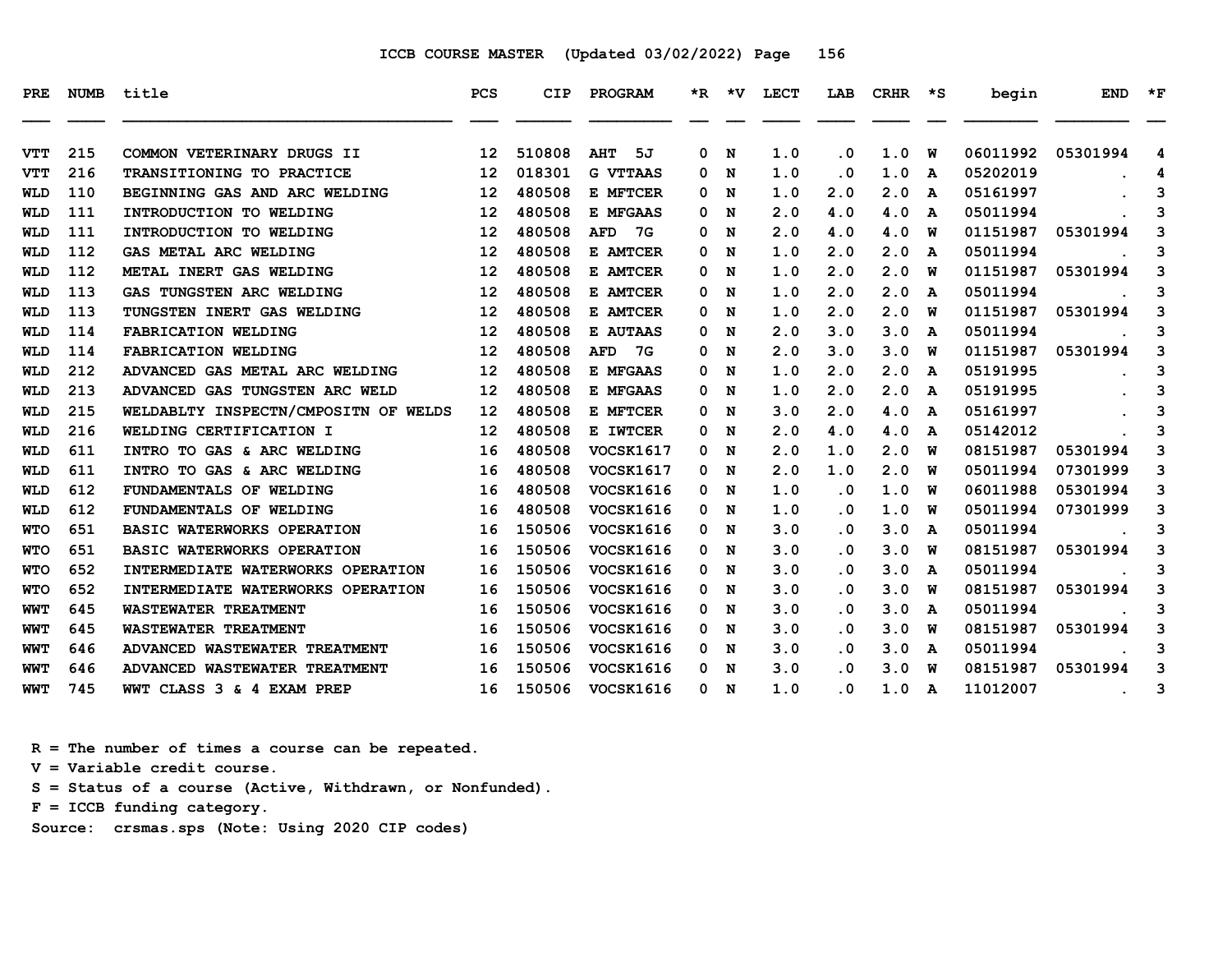ICCB COURSE MASTER (Updated 03/02/2022)

| PRE | NUMB | title | PCS | CIP | PROGRAM | *R | *V | LECT | LAB | CRHR | *S | begin | END | *F |
|---|---|---|---|---|---|---|---|---|---|---|---|---|---|---|
| VTT | 215 | COMMON VETERINARY DRUGS II | 12 | 510808 | AHT 5J | 0 | N | 1.0 | .0 | 1.0 | W | 06011992 | 05301994 | 4 |
| VTT | 216 | TRANSITIONING TO PRACTICE | 12 | 018301 | G VTTAAS | 0 | N | 1.0 | .0 | 1.0 | A | 05202019 | . | 4 |
| WLD | 110 | BEGINNING GAS AND ARC WELDING | 12 | 480508 | E MFTCER | 0 | N | 1.0 | 2.0 | 2.0 | A | 05161997 | . | 3 |
| WLD | 111 | INTRODUCTION TO WELDING | 12 | 480508 | E MFGAAS | 0 | N | 2.0 | 4.0 | 4.0 | A | 05011994 | . | 3 |
| WLD | 111 | INTRODUCTION TO WELDING | 12 | 480508 | AFD 7G | 0 | N | 2.0 | 4.0 | 4.0 | W | 01151987 | 05301994 | 3 |
| WLD | 112 | GAS METAL ARC WELDING | 12 | 480508 | E AMTCER | 0 | N | 1.0 | 2.0 | 2.0 | A | 05011994 | . | 3 |
| WLD | 112 | METAL INERT GAS WELDING | 12 | 480508 | E AMTCER | 0 | N | 1.0 | 2.0 | 2.0 | W | 01151987 | 05301994 | 3 |
| WLD | 113 | GAS TUNGSTEN ARC WELDING | 12 | 480508 | E AMTCER | 0 | N | 1.0 | 2.0 | 2.0 | A | 05011994 | . | 3 |
| WLD | 113 | TUNGSTEN INERT GAS WELDING | 12 | 480508 | E AMTCER | 0 | N | 1.0 | 2.0 | 2.0 | W | 01151987 | 05301994 | 3 |
| WLD | 114 | FABRICATION WELDING | 12 | 480508 | E AUTAAS | 0 | N | 2.0 | 3.0 | 3.0 | A | 05011994 | . | 3 |
| WLD | 114 | FABRICATION WELDING | 12 | 480508 | AFD 7G | 0 | N | 2.0 | 3.0 | 3.0 | W | 01151987 | 05301994 | 3 |
| WLD | 212 | ADVANCED GAS METAL ARC WELDING | 12 | 480508 | E MFGAAS | 0 | N | 1.0 | 2.0 | 2.0 | A | 05191995 | . | 3 |
| WLD | 213 | ADVANCED GAS TUNGSTEN ARC WELD | 12 | 480508 | E MFGAAS | 0 | N | 1.0 | 2.0 | 2.0 | A | 05191995 | . | 3 |
| WLD | 215 | WELDABLTY INSPECTN/CMPOSITN OF WELDS | 12 | 480508 | E MFTCER | 0 | N | 3.0 | 2.0 | 4.0 | A | 05161997 | . | 3 |
| WLD | 216 | WELDING CERTIFICATION I | 12 | 480508 | E IWTCER | 0 | N | 2.0 | 4.0 | 4.0 | A | 05142012 | . | 3 |
| WLD | 611 | INTRO TO GAS & ARC WELDING | 16 | 480508 | VOCSK1617 | 0 | N | 2.0 | 1.0 | 2.0 | W | 08151987 | 05301994 | 3 |
| WLD | 611 | INTRO TO GAS & ARC WELDING | 16 | 480508 | VOCSK1617 | 0 | N | 2.0 | 1.0 | 2.0 | W | 05011994 | 07301999 | 3 |
| WLD | 612 | FUNDAMENTALS OF WELDING | 16 | 480508 | VOCSK1616 | 0 | N | 1.0 | .0 | 1.0 | W | 06011988 | 05301994 | 3 |
| WLD | 612 | FUNDAMENTALS OF WELDING | 16 | 480508 | VOCSK1616 | 0 | N | 1.0 | .0 | 1.0 | W | 05011994 | 07301999 | 3 |
| WTO | 651 | BASIC WATERWORKS OPERATION | 16 | 150506 | VOCSK1616 | 0 | N | 3.0 | .0 | 3.0 | A | 05011994 | . | 3 |
| WTO | 651 | BASIC WATERWORKS OPERATION | 16 | 150506 | VOCSK1616 | 0 | N | 3.0 | .0 | 3.0 | W | 08151987 | 05301994 | 3 |
| WTO | 652 | INTERMEDIATE WATERWORKS OPERATION | 16 | 150506 | VOCSK1616 | 0 | N | 3.0 | .0 | 3.0 | A | 05011994 | . | 3 |
| WTO | 652 | INTERMEDIATE WATERWORKS OPERATION | 16 | 150506 | VOCSK1616 | 0 | N | 3.0 | .0 | 3.0 | W | 08151987 | 05301994 | 3 |
| WWT | 645 | WASTEWATER TREATMENT | 16 | 150506 | VOCSK1616 | 0 | N | 3.0 | .0 | 3.0 | A | 05011994 | . | 3 |
| WWT | 645 | WASTEWATER TREATMENT | 16 | 150506 | VOCSK1616 | 0 | N | 3.0 | .0 | 3.0 | W | 08151987 | 05301994 | 3 |
| WWT | 646 | ADVANCED WASTEWATER TREATMENT | 16 | 150506 | VOCSK1616 | 0 | N | 3.0 | .0 | 3.0 | A | 05011994 | . | 3 |
| WWT | 646 | ADVANCED WASTEWATER TREATMENT | 16 | 150506 | VOCSK1616 | 0 | N | 3.0 | .0 | 3.0 | W | 08151987 | 05301994 | 3 |
| WWT | 745 | WWT CLASS 3 & 4 EXAM PREP | 16 | 150506 | VOCSK1616 | 0 | N | 1.0 | .0 | 1.0 | A | 11012007 | . | 3 |

R = The number of times a course can be repeated.
V = Variable credit course.
S = Status of a course (Active, Withdrawn, or Nonfunded).
F = ICCB funding category.
Source: crsmas.sps (Note: Using 2020 CIP codes)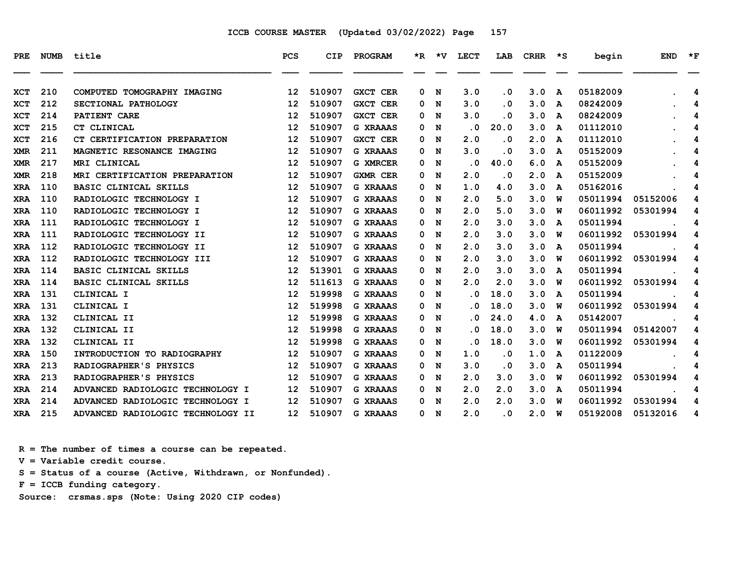ICCB COURSE MASTER (Updated 03/02/2022) Page 157

| PRE | NUMB | title | PCS | CIP | PROGRAM | *R | *V | LECT | LAB | CRHR | *S | begin | END | *F |
|---|---|---|---|---|---|---|---|---|---|---|---|---|---|---|
| XCT | 210 | COMPUTED TOMOGRAPHY IMAGING | 12 | 510907 | GXCT CER | 0 | N | 3.0 | .0 | 3.0 | A | 05182009 | . | 4 |
| XCT | 212 | SECTIONAL PATHOLOGY | 12 | 510907 | GXCT CER | 0 | N | 3.0 | .0 | 3.0 | A | 08242009 | . | 4 |
| XCT | 214 | PATIENT CARE | 12 | 510907 | GXCT CER | 0 | N | 3.0 | .0 | 3.0 | A | 08242009 | . | 4 |
| XCT | 215 | CT CLINICAL | 12 | 510907 | G XRAAAS | 0 | N | .0 | 20.0 | 3.0 | A | 01112010 | . | 4 |
| XCT | 216 | CT CERTIFICATION PREPARATION | 12 | 510907 | GXCT CER | 0 | N | 2.0 | .0 | 2.0 | A | 01112010 | . | 4 |
| XMR | 211 | MAGNETIC RESONANCE IMAGING | 12 | 510907 | G XRAAAS | 0 | N | 3.0 | .0 | 3.0 | A | 05152009 | . | 4 |
| XMR | 217 | MRI CLINICAL | 12 | 510907 | G XMRCER | 0 | N | .0 | 40.0 | 6.0 | A | 05152009 | . | 4 |
| XMR | 218 | MRI CERTIFICATION PREPARATION | 12 | 510907 | GXMR CER | 0 | N | 2.0 | .0 | 2.0 | A | 05152009 | . | 4 |
| XRA | 110 | BASIC CLINICAL SKILLS | 12 | 510907 | G XRAAAS | 0 | N | 1.0 | 4.0 | 3.0 | A | 05162016 | . | 4 |
| XRA | 110 | RADIOLOGIC TECHNOLOGY I | 12 | 510907 | G XRAAAS | 0 | N | 2.0 | 5.0 | 3.0 | W | 05011994 | 05152006 | 4 |
| XRA | 110 | RADIOLOGIC TECHNOLOGY I | 12 | 510907 | G XRAAAS | 0 | N | 2.0 | 5.0 | 3.0 | W | 06011992 | 05301994 | 4 |
| XRA | 111 | RADIOLOGIC TECHNOLOGY I | 12 | 510907 | G XRAAAS | 0 | N | 2.0 | 3.0 | 3.0 | A | 05011994 | . | 4 |
| XRA | 111 | RADIOLOGIC TECHNOLOGY II | 12 | 510907 | G XRAAAS | 0 | N | 2.0 | 3.0 | 3.0 | W | 06011992 | 05301994 | 4 |
| XRA | 112 | RADIOLOGIC TECHNOLOGY II | 12 | 510907 | G XRAAAS | 0 | N | 2.0 | 3.0 | 3.0 | A | 05011994 | . | 4 |
| XRA | 112 | RADIOLOGIC TECHNOLOGY III | 12 | 510907 | G XRAAAS | 0 | N | 2.0 | 3.0 | 3.0 | W | 06011992 | 05301994 | 4 |
| XRA | 114 | BASIC CLINICAL SKILLS | 12 | 513901 | G XRAAAS | 0 | N | 2.0 | 3.0 | 3.0 | A | 05011994 | . | 4 |
| XRA | 114 | BASIC CLINICAL SKILLS | 12 | 511613 | G XRAAAS | 0 | N | 2.0 | 2.0 | 3.0 | W | 06011992 | 05301994 | 4 |
| XRA | 131 | CLINICAL I | 12 | 519998 | G XRAAAS | 0 | N | .0 | 18.0 | 3.0 | A | 05011994 | . | 4 |
| XRA | 131 | CLINICAL I | 12 | 519998 | G XRAAAS | 0 | N | .0 | 18.0 | 3.0 | W | 06011992 | 05301994 | 4 |
| XRA | 132 | CLINICAL II | 12 | 519998 | G XRAAAS | 0 | N | .0 | 24.0 | 4.0 | A | 05142007 | . | 4 |
| XRA | 132 | CLINICAL II | 12 | 519998 | G XRAAAS | 0 | N | .0 | 18.0 | 3.0 | W | 05011994 | 05142007 | 4 |
| XRA | 132 | CLINICAL II | 12 | 519998 | G XRAAAS | 0 | N | .0 | 18.0 | 3.0 | W | 06011992 | 05301994 | 4 |
| XRA | 150 | INTRODUCTION TO RADIOGRAPHY | 12 | 510907 | G XRAAAS | 0 | N | 1.0 | .0 | 1.0 | A | 01122009 | . | 4 |
| XRA | 213 | RADIOGRAPHER'S PHYSICS | 12 | 510907 | G XRAAAS | 0 | N | 3.0 | .0 | 3.0 | A | 05011994 | . | 4 |
| XRA | 213 | RADIOGRAPHER'S PHYSICS | 12 | 510907 | G XRAAAS | 0 | N | 2.0 | 3.0 | 3.0 | W | 06011992 | 05301994 | 4 |
| XRA | 214 | ADVANCED RADIOLOGIC TECHNOLOGY I | 12 | 510907 | G XRAAAS | 0 | N | 2.0 | 2.0 | 3.0 | A | 05011994 | . | 4 |
| XRA | 214 | ADVANCED RADIOLOGIC TECHNOLOGY I | 12 | 510907 | G XRAAAS | 0 | N | 2.0 | 2.0 | 3.0 | W | 06011992 | 05301994 | 4 |
| XRA | 215 | ADVANCED RADIOLOGIC TECHNOLOGY II | 12 | 510907 | G XRAAAS | 0 | N | 2.0 | .0 | 2.0 | W | 05192008 | 05132016 | 4 |

R = The number of times a course can be repeated.
V = Variable credit course.
S = Status of a course (Active, Withdrawn, or Nonfunded).
F = ICCB funding category.
Source: crsmas.sps (Note: Using 2020 CIP codes)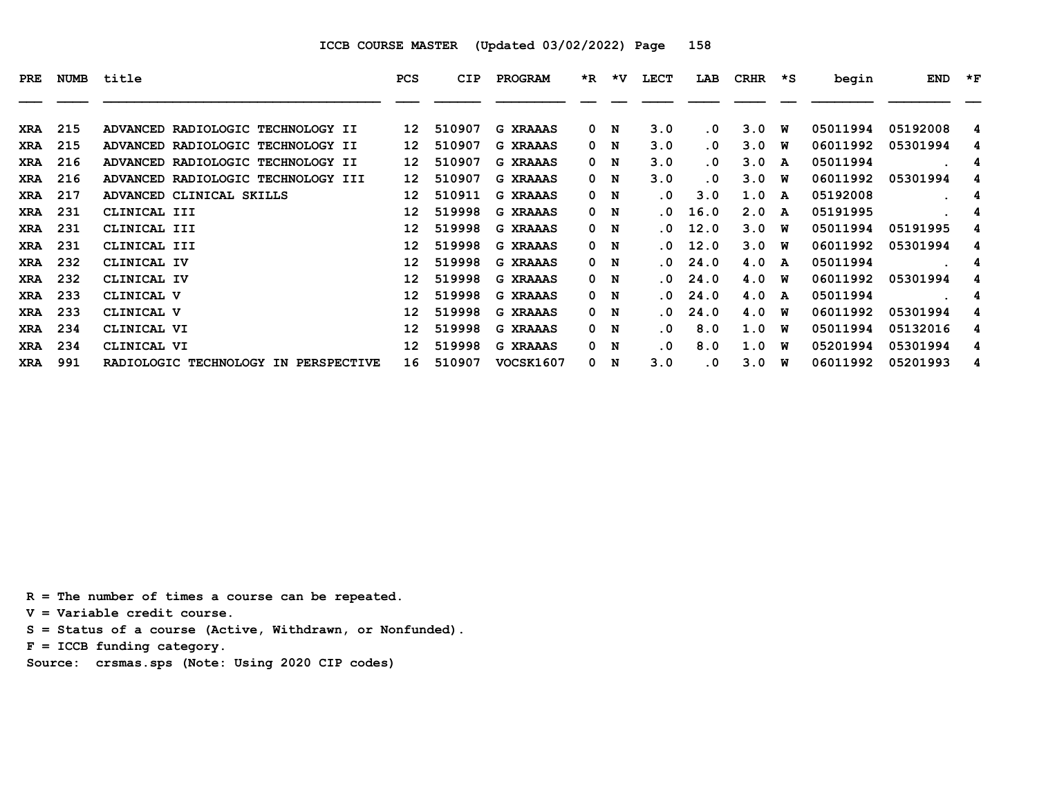ICCB COURSE MASTER (Updated 03/02/2022)

| PRE | NUMB | title | PCS | CIP | PROGRAM | *R | *V | LECT | LAB | CRHR | *S | begin | END | *F |
|---|---|---|---|---|---|---|---|---|---|---|---|---|---|---|
| XRA | 215 | ADVANCED RADIOLOGIC TECHNOLOGY II | 12 | 510907 | G XRAAAS | 0 | N | 3.0 | .0 | 3.0 | W | 05011994 | 05192008 | 4 |
| XRA | 215 | ADVANCED RADIOLOGIC TECHNOLOGY II | 12 | 510907 | G XRAAAS | 0 | N | 3.0 | .0 | 3.0 | W | 06011992 | 05301994 | 4 |
| XRA | 216 | ADVANCED RADIOLOGIC TECHNOLOGY II | 12 | 510907 | G XRAAAS | 0 | N | 3.0 | .0 | 3.0 | A | 05011994 | . | 4 |
| XRA | 216 | ADVANCED RADIOLOGIC TECHNOLOGY III | 12 | 510907 | G XRAAAS | 0 | N | 3.0 | .0 | 3.0 | W | 06011992 | 05301994 | 4 |
| XRA | 217 | ADVANCED CLINICAL SKILLS | 12 | 510911 | G XRAAAS | 0 | N | .0 | 3.0 | 1.0 | A | 05192008 | . | 4 |
| XRA | 231 | CLINICAL III | 12 | 519998 | G XRAAAS | 0 | N | .0 | 16.0 | 2.0 | A | 05191995 | . | 4 |
| XRA | 231 | CLINICAL III | 12 | 519998 | G XRAAAS | 0 | N | .0 | 12.0 | 3.0 | W | 05011994 | 05191995 | 4 |
| XRA | 231 | CLINICAL III | 12 | 519998 | G XRAAAS | 0 | N | .0 | 12.0 | 3.0 | W | 06011992 | 05301994 | 4 |
| XRA | 232 | CLINICAL IV | 12 | 519998 | G XRAAAS | 0 | N | .0 | 24.0 | 4.0 | A | 05011994 | . | 4 |
| XRA | 232 | CLINICAL IV | 12 | 519998 | G XRAAAS | 0 | N | .0 | 24.0 | 4.0 | W | 06011992 | 05301994 | 4 |
| XRA | 233 | CLINICAL V | 12 | 519998 | G XRAAAS | 0 | N | .0 | 24.0 | 4.0 | A | 05011994 | . | 4 |
| XRA | 233 | CLINICAL V | 12 | 519998 | G XRAAAS | 0 | N | .0 | 24.0 | 4.0 | W | 06011992 | 05301994 | 4 |
| XRA | 234 | CLINICAL VI | 12 | 519998 | G XRAAAS | 0 | N | .0 | 8.0 | 1.0 | W | 05011994 | 05132016 | 4 |
| XRA | 234 | CLINICAL VI | 12 | 519998 | G XRAAAS | 0 | N | .0 | 8.0 | 1.0 | W | 05201994 | 05301994 | 4 |
| XRA | 991 | RADIOLOGIC TECHNOLOGY IN PERSPECTIVE | 16 | 510907 | VOCSK1607 | 0 | N | 3.0 | .0 | 3.0 | W | 06011992 | 05201993 | 4 |

R = The number of times a course can be repeated.
V = Variable credit course.
S = Status of a course (Active, Withdrawn, or Nonfunded).
F = ICCB funding category.
Source: crsmas.sps (Note: Using 2020 CIP codes)